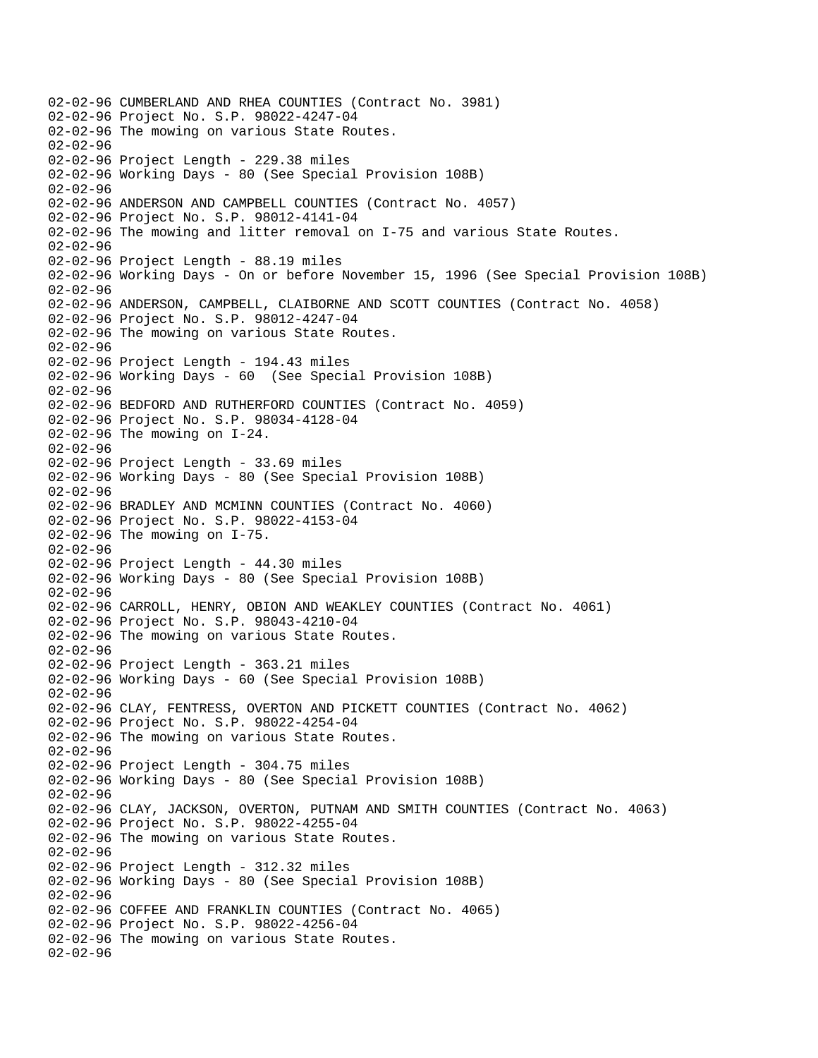```
02-02-96 CUMBERLAND AND RHEA COUNTIES (Contract No. 3981)
02-02-96 Project No. S.P. 98022-4247-04
02-02-96 The mowing on various State Routes.
02-02-96
02-02-96 Project Length - 229.38 miles
02-02-96 Working Days - 80 (See Special Provision 108B)
02-02-96
02-02-96 ANDERSON AND CAMPBELL COUNTIES (Contract No. 4057)
02-02-96 Project No. S.P. 98012-4141-04
02-02-96 The mowing and litter removal on I-75 and various State Routes.
02-02-96
02-02-96 Project Length - 88.19 miles
02-02-96 Working Days - On or before November 15, 1996 (See Special Provision 108B)
02-02-96
02-02-96 ANDERSON, CAMPBELL, CLAIBORNE AND SCOTT COUNTIES (Contract No. 4058)
02-02-96 Project No. S.P. 98012-4247-04
02-02-96 The mowing on various State Routes.
02-02-96
02-02-96 Project Length - 194.43 miles
02-02-96 Working Days - 60  (See Special Provision 108B)
02-02-96
02-02-96 BEDFORD AND RUTHERFORD COUNTIES (Contract No. 4059)
02-02-96 Project No. S.P. 98034-4128-04
02-02-96 The mowing on I-24.
02-02-96
02-02-96 Project Length - 33.69 miles
02-02-96 Working Days - 80 (See Special Provision 108B)
02-02-96
02-02-96 BRADLEY AND MCMINN COUNTIES (Contract No. 4060)
02-02-96 Project No. S.P. 98022-4153-04
02-02-96 The mowing on I-75.
02-02-96
02-02-96 Project Length - 44.30 miles
02-02-96 Working Days - 80 (See Special Provision 108B)
02-02-96
02-02-96 CARROLL, HENRY, OBION AND WEAKLEY COUNTIES (Contract No. 4061)
02-02-96 Project No. S.P. 98043-4210-04
02-02-96 The mowing on various State Routes.
02-02-96
02-02-96 Project Length - 363.21 miles
02-02-96 Working Days - 60 (See Special Provision 108B)
02-02-96
02-02-96 CLAY, FENTRESS, OVERTON AND PICKETT COUNTIES (Contract No. 4062)
02-02-96 Project No. S.P. 98022-4254-04
02-02-96 The mowing on various State Routes.
02-02-96
02-02-96 Project Length - 304.75 miles
02-02-96 Working Days - 80 (See Special Provision 108B)
02-02-96
02-02-96 CLAY, JACKSON, OVERTON, PUTNAM AND SMITH COUNTIES (Contract No. 4063)
02-02-96 Project No. S.P. 98022-4255-04
02-02-96 The mowing on various State Routes.
02-02-96
02-02-96 Project Length - 312.32 miles
02-02-96 Working Days - 80 (See Special Provision 108B)
02-02-96
02-02-96 COFFEE AND FRANKLIN COUNTIES (Contract No. 4065)
02-02-96 Project No. S.P. 98022-4256-04
02-02-96 The mowing on various State Routes.
02-02-96
```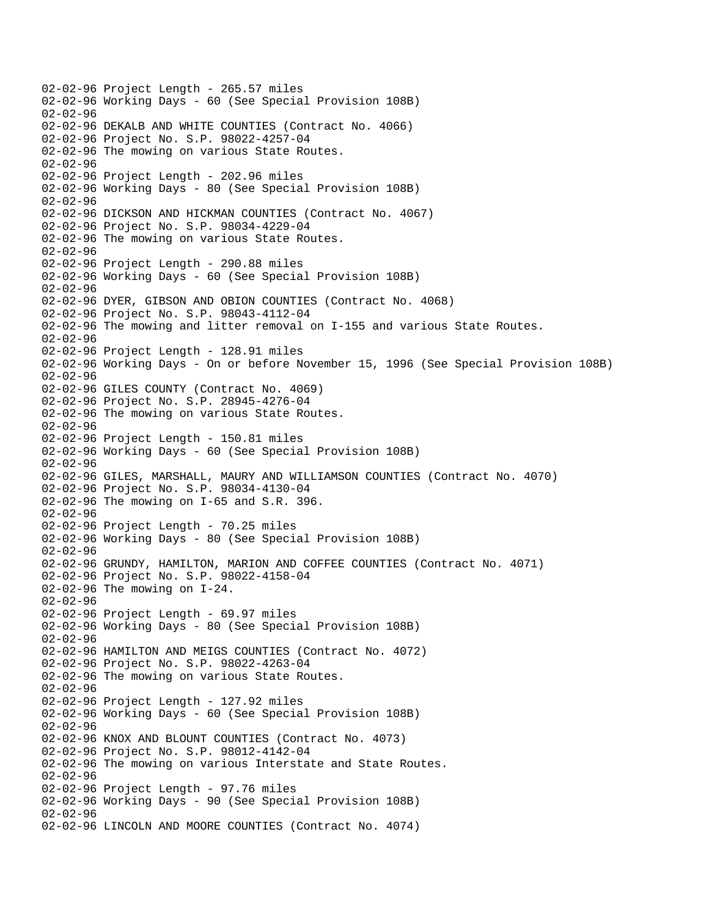02-02-96 Project Length - 265.57 miles
02-02-96 Working Days - 60 (See Special Provision 108B)
02-02-96
02-02-96 DEKALB AND WHITE COUNTIES (Contract No. 4066)
02-02-96 Project No. S.P. 98022-4257-04
02-02-96 The mowing on various State Routes.
02-02-96
02-02-96 Project Length - 202.96 miles
02-02-96 Working Days - 80 (See Special Provision 108B)
02-02-96
02-02-96 DICKSON AND HICKMAN COUNTIES (Contract No. 4067)
02-02-96 Project No. S.P. 98034-4229-04
02-02-96 The mowing on various State Routes.
02-02-96
02-02-96 Project Length - 290.88 miles
02-02-96 Working Days - 60 (See Special Provision 108B)
02-02-96
02-02-96 DYER, GIBSON AND OBION COUNTIES (Contract No. 4068)
02-02-96 Project No. S.P. 98043-4112-04
02-02-96 The mowing and litter removal on I-155 and various State Routes.
02-02-96
02-02-96 Project Length - 128.91 miles
02-02-96 Working Days - On or before November 15, 1996 (See Special Provision 108B)
02-02-96
02-02-96 GILES COUNTY (Contract No. 4069)
02-02-96 Project No. S.P. 28945-4276-04
02-02-96 The mowing on various State Routes.
02-02-96
02-02-96 Project Length - 150.81 miles
02-02-96 Working Days - 60 (See Special Provision 108B)
02-02-96
02-02-96 GILES, MARSHALL, MAURY AND WILLIAMSON COUNTIES (Contract No. 4070)
02-02-96 Project No. S.P. 98034-4130-04
02-02-96 The mowing on I-65 and S.R. 396.
02-02-96
02-02-96 Project Length - 70.25 miles
02-02-96 Working Days - 80 (See Special Provision 108B)
02-02-96
02-02-96 GRUNDY, HAMILTON, MARION AND COFFEE COUNTIES (Contract No. 4071)
02-02-96 Project No. S.P. 98022-4158-04
02-02-96 The mowing on I-24.
02-02-96
02-02-96 Project Length - 69.97 miles
02-02-96 Working Days - 80 (See Special Provision 108B)
02-02-96
02-02-96 HAMILTON AND MEIGS COUNTIES (Contract No. 4072)
02-02-96 Project No. S.P. 98022-4263-04
02-02-96 The mowing on various State Routes.
02-02-96
02-02-96 Project Length - 127.92 miles
02-02-96 Working Days - 60 (See Special Provision 108B)
02-02-96
02-02-96 KNOX AND BLOUNT COUNTIES (Contract No. 4073)
02-02-96 Project No. S.P. 98012-4142-04
02-02-96 The mowing on various Interstate and State Routes.
02-02-96
02-02-96 Project Length - 97.76 miles
02-02-96 Working Days - 90 (See Special Provision 108B)
02-02-96
02-02-96 LINCOLN AND MOORE COUNTIES (Contract No. 4074)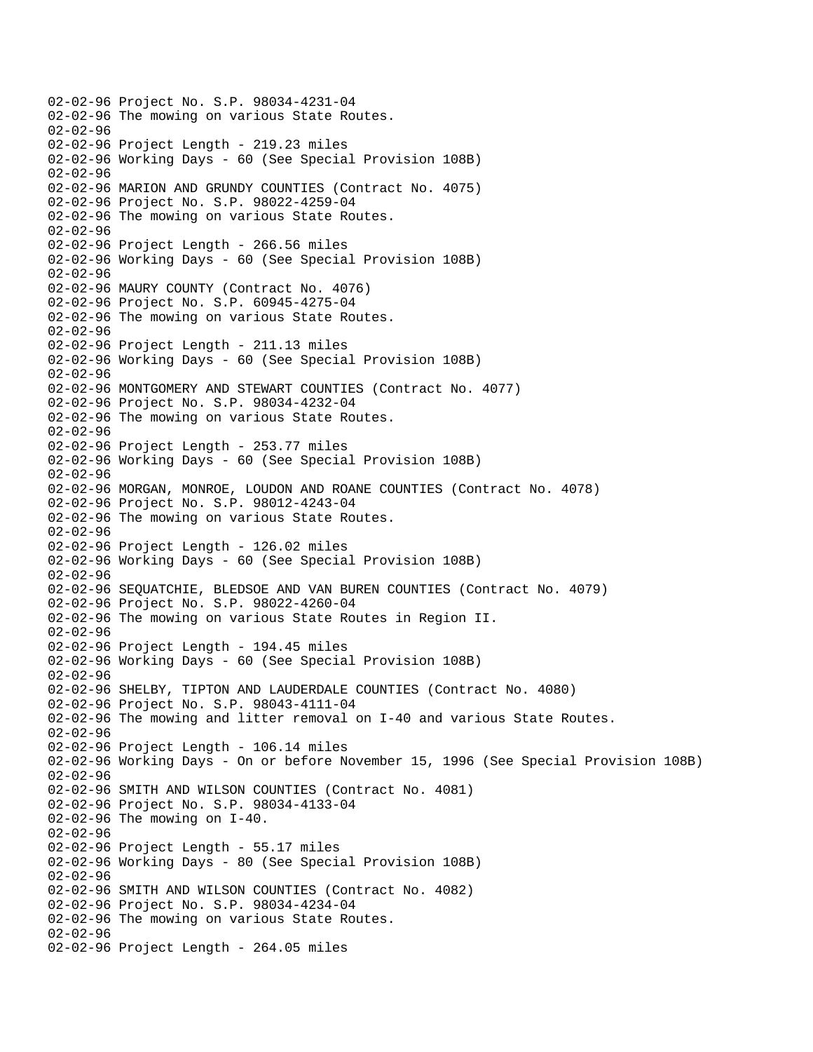```
02-02-96 Project No. S.P. 98034-4231-04
02-02-96 The mowing on various State Routes.
02-02-96
02-02-96 Project Length - 219.23 miles
02-02-96 Working Days - 60 (See Special Provision 108B)
02-02-96
02-02-96 MARION AND GRUNDY COUNTIES (Contract No. 4075)
02-02-96 Project No. S.P. 98022-4259-04
02-02-96 The mowing on various State Routes.
02-02-96
02-02-96 Project Length - 266.56 miles
02-02-96 Working Days - 60 (See Special Provision 108B)
02-02-96
02-02-96 MAURY COUNTY (Contract No. 4076)
02-02-96 Project No. S.P. 60945-4275-04
02-02-96 The mowing on various State Routes.
02-02-96
02-02-96 Project Length - 211.13 miles
02-02-96 Working Days - 60 (See Special Provision 108B)
02-02-96
02-02-96 MONTGOMERY AND STEWART COUNTIES (Contract No. 4077)
02-02-96 Project No. S.P. 98034-4232-04
02-02-96 The mowing on various State Routes.
02-02-96
02-02-96 Project Length - 253.77 miles
02-02-96 Working Days - 60 (See Special Provision 108B)
02-02-96
02-02-96 MORGAN, MONROE, LOUDON AND ROANE COUNTIES (Contract No. 4078)
02-02-96 Project No. S.P. 98012-4243-04
02-02-96 The mowing on various State Routes.
02-02-96
02-02-96 Project Length - 126.02 miles
02-02-96 Working Days - 60 (See Special Provision 108B)
02-02-96
02-02-96 SEQUATCHIE, BLEDSOE AND VAN BUREN COUNTIES (Contract No. 4079)
02-02-96 Project No. S.P. 98022-4260-04
02-02-96 The mowing on various State Routes in Region II.
02-02-96
02-02-96 Project Length - 194.45 miles
02-02-96 Working Days - 60 (See Special Provision 108B)
02-02-96
02-02-96 SHELBY, TIPTON AND LAUDERDALE COUNTIES (Contract No. 4080)
02-02-96 Project No. S.P. 98043-4111-04
02-02-96 The mowing and litter removal on I-40 and various State Routes.
02-02-96
02-02-96 Project Length - 106.14 miles
02-02-96 Working Days - On or before November 15, 1996 (See Special Provision 108B)
02-02-96
02-02-96 SMITH AND WILSON COUNTIES (Contract No. 4081)
02-02-96 Project No. S.P. 98034-4133-04
02-02-96 The mowing on I-40.
02-02-96
02-02-96 Project Length - 55.17 miles
02-02-96 Working Days - 80 (See Special Provision 108B)
02-02-96
02-02-96 SMITH AND WILSON COUNTIES (Contract No. 4082)
02-02-96 Project No. S.P. 98034-4234-04
02-02-96 The mowing on various State Routes.
02-02-96
02-02-96 Project Length - 264.05 miles
```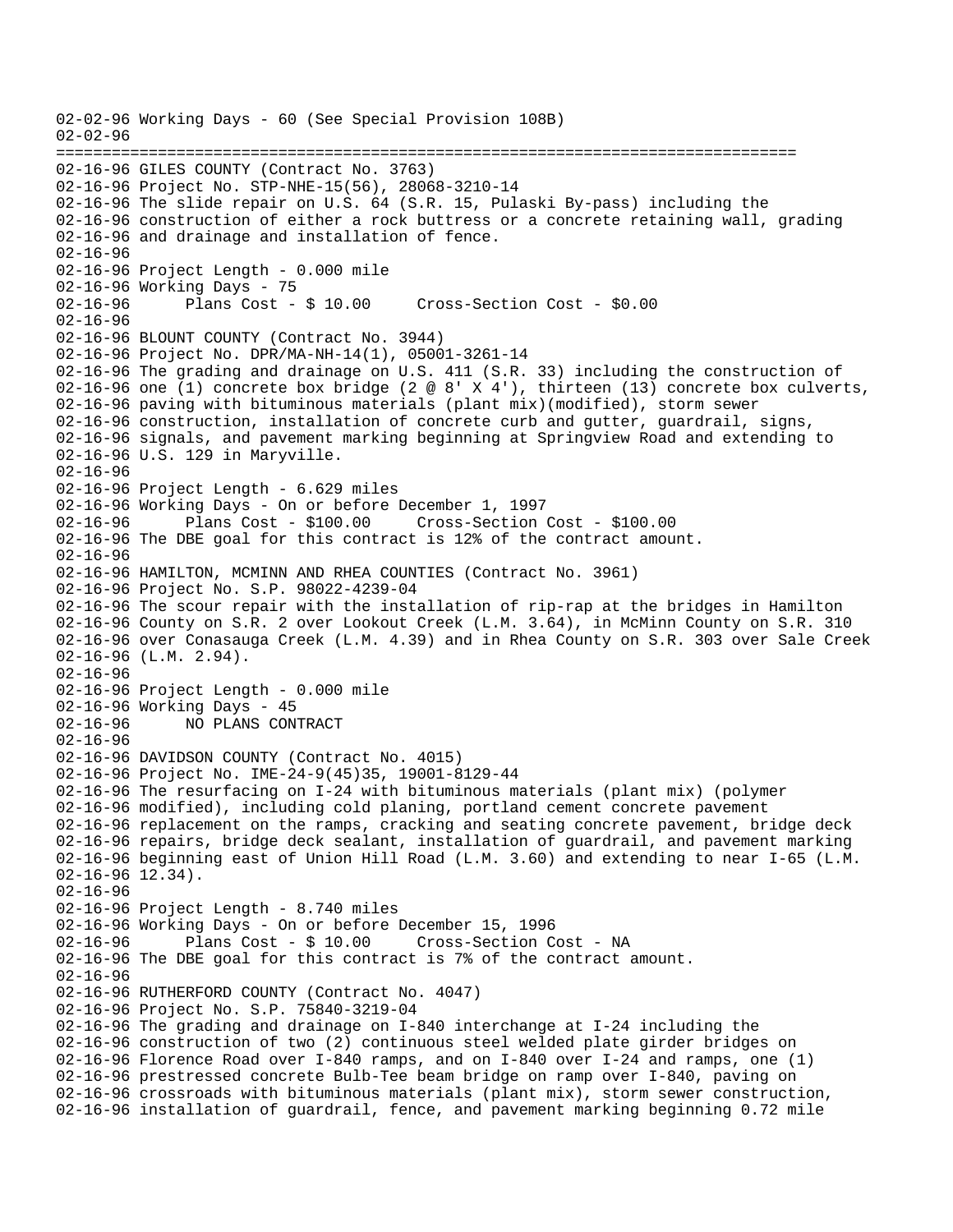```
02-02-96 Working Days - 60 (See Special Provision 108B)
02-02-96
================================================================================
02-16-96 GILES COUNTY (Contract No. 3763)
02-16-96 Project No. STP-NHE-15(56), 28068-3210-14
02-16-96 The slide repair on U.S. 64 (S.R. 15, Pulaski By-pass) including the
02-16-96 construction of either a rock buttress or a concrete retaining wall, grading
02-16-96 and drainage and installation of fence.
02-16-96
02-16-96 Project Length - 0.000 mile
02-16-96 Working Days - 75
02-16-96      Plans Cost - $ 10.00     Cross-Section Cost - $0.00
02-16-96
02-16-96 BLOUNT COUNTY (Contract No. 3944)
02-16-96 Project No. DPR/MA-NH-14(1), 05001-3261-14
02-16-96 The grading and drainage on U.S. 411 (S.R. 33) including the construction of
02-16-96 one (1) concrete box bridge (2 @ 8' X 4'), thirteen (13) concrete box culverts,
02-16-96 paving with bituminous materials (plant mix)(modified), storm sewer
02-16-96 construction, installation of concrete curb and gutter, guardrail, signs,
02-16-96 signals, and pavement marking beginning at Springview Road and extending to
02-16-96 U.S. 129 in Maryville.
02-16-96
02-16-96 Project Length - 6.629 miles
02-16-96 Working Days - On or before December 1, 1997
02-16-96      Plans Cost - $100.00     Cross-Section Cost - $100.00
02-16-96 The DBE goal for this contract is 12% of the contract amount.
02-16-96
02-16-96 HAMILTON, MCMINN AND RHEA COUNTIES (Contract No. 3961)
02-16-96 Project No. S.P. 98022-4239-04
02-16-96 The scour repair with the installation of rip-rap at the bridges in Hamilton
02-16-96 County on S.R. 2 over Lookout Creek (L.M. 3.64), in McMinn County on S.R. 310
02-16-96 over Conasauga Creek (L.M. 4.39) and in Rhea County on S.R. 303 over Sale Creek
02-16-96 (L.M. 2.94).
02-16-96
02-16-96 Project Length - 0.000 mile
02-16-96 Working Days - 45
02-16-96      NO PLANS CONTRACT
02-16-96
02-16-96 DAVIDSON COUNTY (Contract No. 4015)
02-16-96 Project No. IME-24-9(45)35, 19001-8129-44
02-16-96 The resurfacing on I-24 with bituminous materials (plant mix) (polymer
02-16-96 modified), including cold planing, portland cement concrete pavement
02-16-96 replacement on the ramps, cracking and seating concrete pavement, bridge deck
02-16-96 repairs, bridge deck sealant, installation of guardrail, and pavement marking
02-16-96 beginning east of Union Hill Road (L.M. 3.60) and extending to near I-65 (L.M.
02-16-96 12.34).
02-16-96
02-16-96 Project Length - 8.740 miles
02-16-96 Working Days - On or before December 15, 1996
02-16-96      Plans Cost - $ 10.00     Cross-Section Cost - NA
02-16-96 The DBE goal for this contract is 7% of the contract amount.
02-16-96
02-16-96 RUTHERFORD COUNTY (Contract No. 4047)
02-16-96 Project No. S.P. 75840-3219-04
02-16-96 The grading and drainage on I-840 interchange at I-24 including the
02-16-96 construction of two (2) continuous steel welded plate girder bridges on
02-16-96 Florence Road over I-840 ramps, and on I-840 over I-24 and ramps, one (1)
02-16-96 prestressed concrete Bulb-Tee beam bridge on ramp over I-840, paving on
02-16-96 crossroads with bituminous materials (plant mix), storm sewer construction,
02-16-96 installation of guardrail, fence, and pavement marking beginning 0.72 mile
```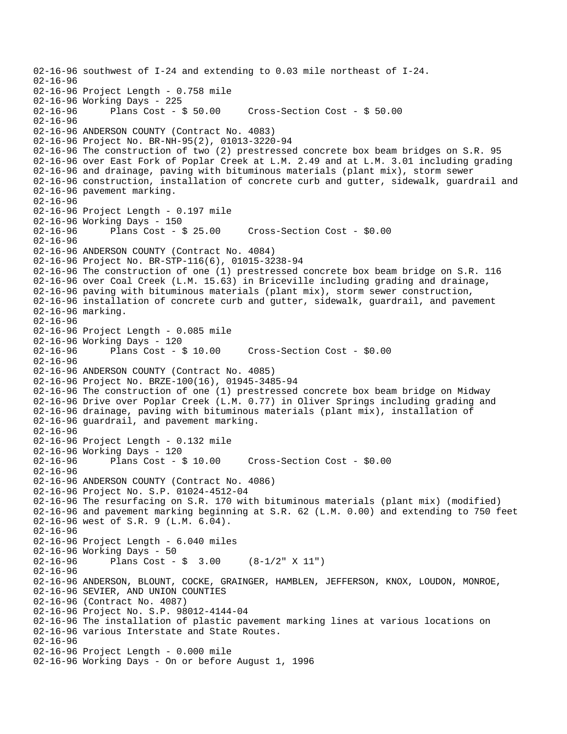```
02-16-96 southwest of I-24 and extending to 0.03 mile northeast of I-24.
02-16-96
02-16-96 Project Length - 0.758 mile
02-16-96 Working Days - 225
02-16-96       Plans Cost - $ 50.00     Cross-Section Cost - $ 50.00
02-16-96
02-16-96 ANDERSON COUNTY (Contract No. 4083)
02-16-96 Project No. BR-NH-95(2), 01013-3220-94
02-16-96 The construction of two (2) prestressed concrete box beam bridges on S.R. 95
02-16-96 over East Fork of Poplar Creek at L.M. 2.49 and at L.M. 3.01 including grading
02-16-96 and drainage, paving with bituminous materials (plant mix), storm sewer
02-16-96 construction, installation of concrete curb and gutter, sidewalk, guardrail and
02-16-96 pavement marking.
02-16-96
02-16-96 Project Length - 0.197 mile
02-16-96 Working Days - 150
02-16-96       Plans Cost - $ 25.00     Cross-Section Cost - $0.00
02-16-96
02-16-96 ANDERSON COUNTY (Contract No. 4084)
02-16-96 Project No. BR-STP-116(6), 01015-3238-94
02-16-96 The construction of one (1) prestressed concrete box beam bridge on S.R. 116
02-16-96 over Coal Creek (L.M. 15.63) in Briceville including grading and drainage,
02-16-96 paving with bituminous materials (plant mix), storm sewer construction,
02-16-96 installation of concrete curb and gutter, sidewalk, guardrail, and pavement
02-16-96 marking.
02-16-96
02-16-96 Project Length - 0.085 mile
02-16-96 Working Days - 120
02-16-96       Plans Cost - $ 10.00     Cross-Section Cost - $0.00
02-16-96
02-16-96 ANDERSON COUNTY (Contract No. 4085)
02-16-96 Project No. BRZE-100(16), 01945-3485-94
02-16-96 The construction of one (1) prestressed concrete box beam bridge on Midway
02-16-96 Drive over Poplar Creek (L.M. 0.77) in Oliver Springs including grading and
02-16-96 drainage, paving with bituminous materials (plant mix), installation of
02-16-96 guardrail, and pavement marking.
02-16-96
02-16-96 Project Length - 0.132 mile
02-16-96 Working Days - 120
02-16-96       Plans Cost - $ 10.00     Cross-Section Cost - $0.00
02-16-96
02-16-96 ANDERSON COUNTY (Contract No. 4086)
02-16-96 Project No. S.P. 01024-4512-04
02-16-96 The resurfacing on S.R. 170 with bituminous materials (plant mix) (modified)
02-16-96 and pavement marking beginning at S.R. 62 (L.M. 0.00) and extending to 750 feet
02-16-96 west of S.R. 9 (L.M. 6.04).
02-16-96
02-16-96 Project Length - 6.040 miles
02-16-96 Working Days - 50
02-16-96       Plans Cost - $  3.00     (8-1/2" X 11")
02-16-96
02-16-96 ANDERSON, BLOUNT, COCKE, GRAINGER, HAMBLEN, JEFFERSON, KNOX, LOUDON, MONROE,
02-16-96 SEVIER, AND UNION COUNTIES
02-16-96 (Contract No. 4087)
02-16-96 Project No. S.P. 98012-4144-04
02-16-96 The installation of plastic pavement marking lines at various locations on
02-16-96 various Interstate and State Routes.
02-16-96
02-16-96 Project Length - 0.000 mile
02-16-96 Working Days - On or before August 1, 1996
```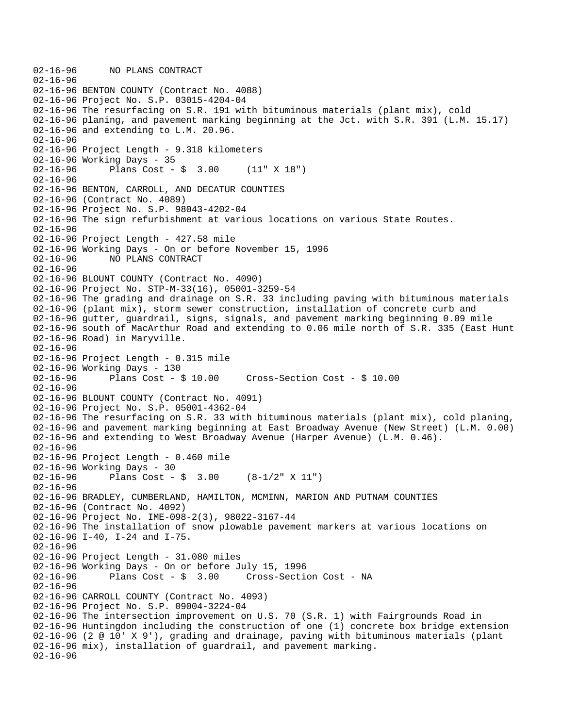```
02-16-96      NO PLANS CONTRACT
02-16-96
02-16-96 BENTON COUNTY (Contract No. 4088)
02-16-96 Project No. S.P. 03015-4204-04
02-16-96 The resurfacing on S.R. 191 with bituminous materials (plant mix), cold
02-16-96 planing, and pavement marking beginning at the Jct. with S.R. 391 (L.M. 15.17)
02-16-96 and extending to L.M. 20.96.
02-16-96
02-16-96 Project Length - 9.318 kilometers
02-16-96 Working Days - 35
02-16-96      Plans Cost - $  3.00     (11" X 18")
02-16-96
02-16-96 BENTON, CARROLL, AND DECATUR COUNTIES
02-16-96 (Contract No. 4089)
02-16-96 Project No. S.P. 98043-4202-04
02-16-96 The sign refurbishment at various locations on various State Routes.
02-16-96
02-16-96 Project Length - 427.58 mile
02-16-96 Working Days - On or before November 15, 1996
02-16-96      NO PLANS CONTRACT
02-16-96
02-16-96 BLOUNT COUNTY (Contract No. 4090)
02-16-96 Project No. STP-M-33(16), 05001-3259-54
02-16-96 The grading and drainage on S.R. 33 including paving with bituminous materials
02-16-96 (plant mix), storm sewer construction, installation of concrete curb and
02-16-96 gutter, guardrail, signs, signals, and pavement marking beginning 0.09 mile
02-16-96 south of MacArthur Road and extending to 0.06 mile north of S.R. 335 (East Hunt
02-16-96 Road) in Maryville.
02-16-96
02-16-96 Project Length - 0.315 mile
02-16-96 Working Days - 130
02-16-96      Plans Cost - $ 10.00     Cross-Section Cost - $ 10.00
02-16-96
02-16-96 BLOUNT COUNTY (Contract No. 4091)
02-16-96 Project No. S.P. 05001-4362-04
02-16-96 The resurfacing on S.R. 33 with bituminous materials (plant mix), cold planing,
02-16-96 and pavement marking beginning at East Broadway Avenue (New Street) (L.M. 0.00)
02-16-96 and extending to West Broadway Avenue (Harper Avenue) (L.M. 0.46).
02-16-96
02-16-96 Project Length - 0.460 mile
02-16-96 Working Days - 30
02-16-96      Plans Cost - $  3.00     (8-1/2" X 11")
02-16-96
02-16-96 BRADLEY, CUMBERLAND, HAMILTON, MCMINN, MARION AND PUTNAM COUNTIES
02-16-96 (Contract No. 4092)
02-16-96 Project No. IME-098-2(3), 98022-3167-44
02-16-96 The installation of snow plowable pavement markers at various locations on
02-16-96 I-40, I-24 and I-75.
02-16-96
02-16-96 Project Length - 31.080 miles
02-16-96 Working Days - On or before July 15, 1996
02-16-96      Plans Cost - $  3.00     Cross-Section Cost - NA
02-16-96
02-16-96 CARROLL COUNTY (Contract No. 4093)
02-16-96 Project No. S.P. 09004-3224-04
02-16-96 The intersection improvement on U.S. 70 (S.R. 1) with Fairgrounds Road in
02-16-96 Huntingdon including the construction of one (1) concrete box bridge extension
02-16-96 (2 @ 10' X 9'), grading and drainage, paving with bituminous materials (plant
02-16-96 mix), installation of guardrail, and pavement marking.
02-16-96
```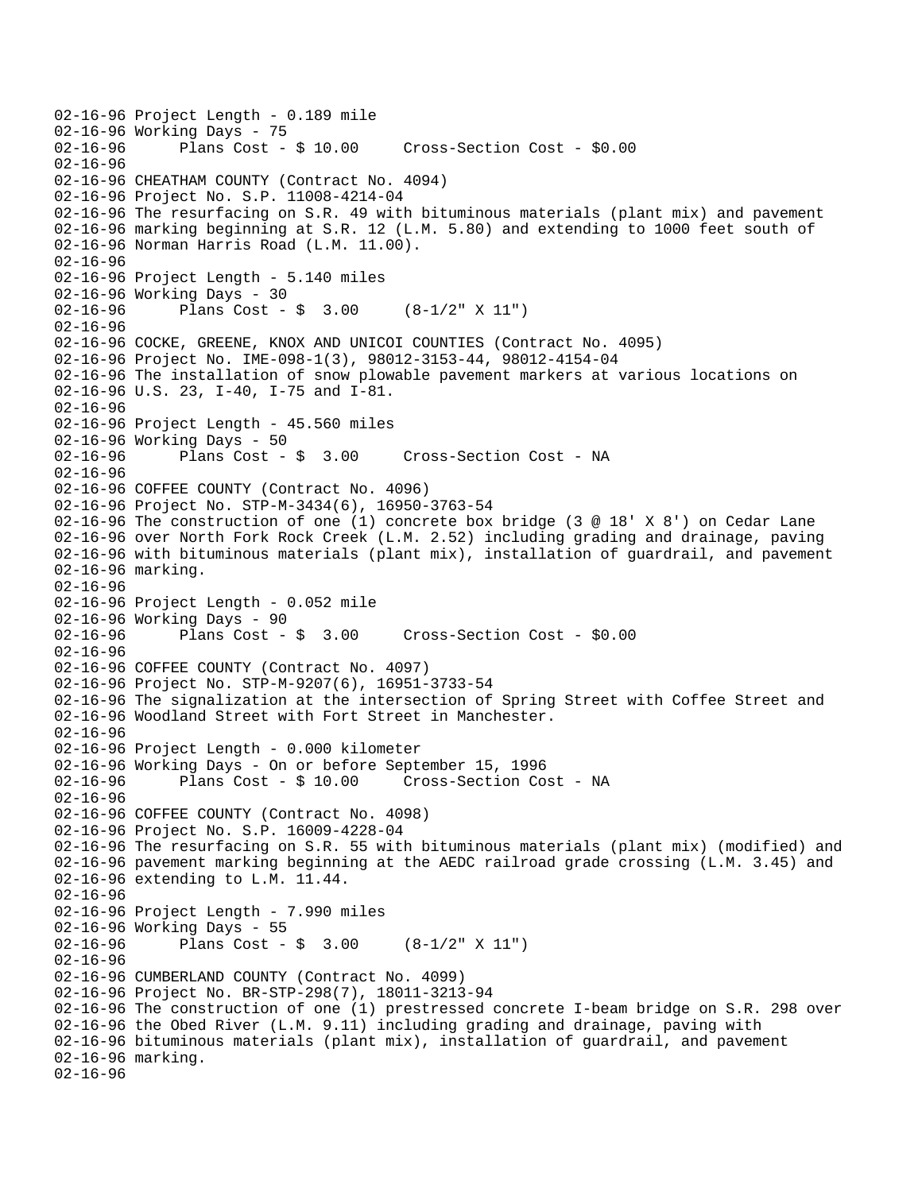```
02-16-96 Project Length - 0.189 mile
02-16-96 Working Days - 75
02-16-96       Plans Cost - $ 10.00     Cross-Section Cost - $0.00
02-16-96
02-16-96 CHEATHAM COUNTY (Contract No. 4094)
02-16-96 Project No. S.P. 11008-4214-04
02-16-96 The resurfacing on S.R. 49 with bituminous materials (plant mix) and pavement
02-16-96 marking beginning at S.R. 12 (L.M. 5.80) and extending to 1000 feet south of
02-16-96 Norman Harris Road (L.M. 11.00).
02-16-96
02-16-96 Project Length - 5.140 miles
02-16-96 Working Days - 30
02-16-96       Plans Cost - $  3.00     (8-1/2" X 11")
02-16-96
02-16-96 COCKE, GREENE, KNOX AND UNICOI COUNTIES (Contract No. 4095)
02-16-96 Project No. IME-098-1(3), 98012-3153-44, 98012-4154-04
02-16-96 The installation of snow plowable pavement markers at various locations on
02-16-96 U.S. 23, I-40, I-75 and I-81.
02-16-96
02-16-96 Project Length - 45.560 miles
02-16-96 Working Days - 50
02-16-96       Plans Cost - $  3.00     Cross-Section Cost - NA
02-16-96
02-16-96 COFFEE COUNTY (Contract No. 4096)
02-16-96 Project No. STP-M-3434(6), 16950-3763-54
02-16-96 The construction of one (1) concrete box bridge (3 @ 18' X 8') on Cedar Lane
02-16-96 over North Fork Rock Creek (L.M. 2.52) including grading and drainage, paving
02-16-96 with bituminous materials (plant mix), installation of guardrail, and pavement
02-16-96 marking.
02-16-96
02-16-96 Project Length - 0.052 mile
02-16-96 Working Days - 90
02-16-96       Plans Cost - $  3.00     Cross-Section Cost - $0.00
02-16-96
02-16-96 COFFEE COUNTY (Contract No. 4097)
02-16-96 Project No. STP-M-9207(6), 16951-3733-54
02-16-96 The signalization at the intersection of Spring Street with Coffee Street and
02-16-96 Woodland Street with Fort Street in Manchester.
02-16-96
02-16-96 Project Length - 0.000 kilometer
02-16-96 Working Days - On or before September 15, 1996
02-16-96       Plans Cost - $ 10.00     Cross-Section Cost - NA
02-16-96
02-16-96 COFFEE COUNTY (Contract No. 4098)
02-16-96 Project No. S.P. 16009-4228-04
02-16-96 The resurfacing on S.R. 55 with bituminous materials (plant mix) (modified) and
02-16-96 pavement marking beginning at the AEDC railroad grade crossing (L.M. 3.45) and
02-16-96 extending to L.M. 11.44.
02-16-96
02-16-96 Project Length - 7.990 miles
02-16-96 Working Days - 55
02-16-96       Plans Cost - $  3.00     (8-1/2" X 11")
02-16-96
02-16-96 CUMBERLAND COUNTY (Contract No. 4099)
02-16-96 Project No. BR-STP-298(7), 18011-3213-94
02-16-96 The construction of one (1) prestressed concrete I-beam bridge on S.R. 298 over
02-16-96 the Obed River (L.M. 9.11) including grading and drainage, paving with
02-16-96 bituminous materials (plant mix), installation of guardrail, and pavement
02-16-96 marking.
02-16-96
```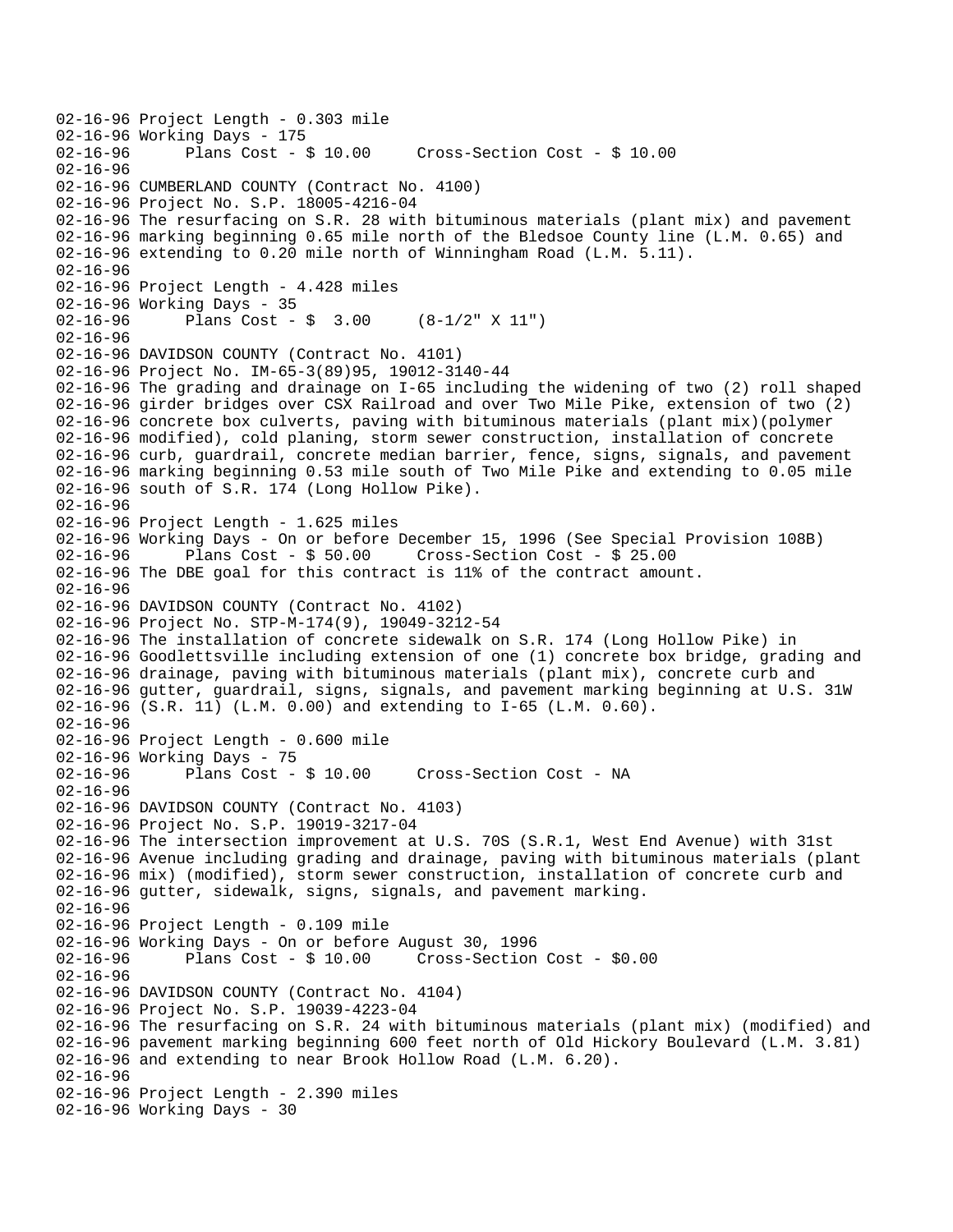```
02-16-96 Project Length - 0.303 mile
02-16-96 Working Days - 175
02-16-96      Plans Cost - $ 10.00     Cross-Section Cost - $ 10.00
02-16-96
02-16-96 CUMBERLAND COUNTY (Contract No. 4100)
02-16-96 Project No. S.P. 18005-4216-04
02-16-96 The resurfacing on S.R. 28 with bituminous materials (plant mix) and pavement
02-16-96 marking beginning 0.65 mile north of the Bledsoe County line (L.M. 0.65) and
02-16-96 extending to 0.20 mile north of Winningham Road (L.M. 5.11).
02-16-96
02-16-96 Project Length - 4.428 miles
02-16-96 Working Days - 35
02-16-96      Plans Cost - $  3.00     (8-1/2" X 11")
02-16-96
02-16-96 DAVIDSON COUNTY (Contract No. 4101)
02-16-96 Project No. IM-65-3(89)95, 19012-3140-44
02-16-96 The grading and drainage on I-65 including the widening of two (2) roll shaped
02-16-96 girder bridges over CSX Railroad and over Two Mile Pike, extension of two (2)
02-16-96 concrete box culverts, paving with bituminous materials (plant mix)(polymer
02-16-96 modified), cold planing, storm sewer construction, installation of concrete
02-16-96 curb, guardrail, concrete median barrier, fence, signs, signals, and pavement
02-16-96 marking beginning 0.53 mile south of Two Mile Pike and extending to 0.05 mile
02-16-96 south of S.R. 174 (Long Hollow Pike).
02-16-96
02-16-96 Project Length - 1.625 miles
02-16-96 Working Days - On or before December 15, 1996 (See Special Provision 108B)
02-16-96      Plans Cost - $ 50.00     Cross-Section Cost - $ 25.00
02-16-96 The DBE goal for this contract is 11% of the contract amount.
02-16-96
02-16-96 DAVIDSON COUNTY (Contract No. 4102)
02-16-96 Project No. STP-M-174(9), 19049-3212-54
02-16-96 The installation of concrete sidewalk on S.R. 174 (Long Hollow Pike) in
02-16-96 Goodlettsville including extension of one (1) concrete box bridge, grading and
02-16-96 drainage, paving with bituminous materials (plant mix), concrete curb and
02-16-96 gutter, guardrail, signs, signals, and pavement marking beginning at U.S. 31W
02-16-96 (S.R. 11) (L.M. 0.00) and extending to I-65 (L.M. 0.60).
02-16-96
02-16-96 Project Length - 0.600 mile
02-16-96 Working Days - 75
02-16-96      Plans Cost - $ 10.00     Cross-Section Cost - NA
02-16-96
02-16-96 DAVIDSON COUNTY (Contract No. 4103)
02-16-96 Project No. S.P. 19019-3217-04
02-16-96 The intersection improvement at U.S. 70S (S.R.1, West End Avenue) with 31st
02-16-96 Avenue including grading and drainage, paving with bituminous materials (plant
02-16-96 mix) (modified), storm sewer construction, installation of concrete curb and
02-16-96 gutter, sidewalk, signs, signals, and pavement marking.
02-16-96
02-16-96 Project Length - 0.109 mile
02-16-96 Working Days - On or before August 30, 1996
02-16-96      Plans Cost - $ 10.00     Cross-Section Cost - $0.00
02-16-96
02-16-96 DAVIDSON COUNTY (Contract No. 4104)
02-16-96 Project No. S.P. 19039-4223-04
02-16-96 The resurfacing on S.R. 24 with bituminous materials (plant mix) (modified) and
02-16-96 pavement marking beginning 600 feet north of Old Hickory Boulevard (L.M. 3.81)
02-16-96 and extending to near Brook Hollow Road (L.M. 6.20).
02-16-96
02-16-96 Project Length - 2.390 miles
02-16-96 Working Days - 30
```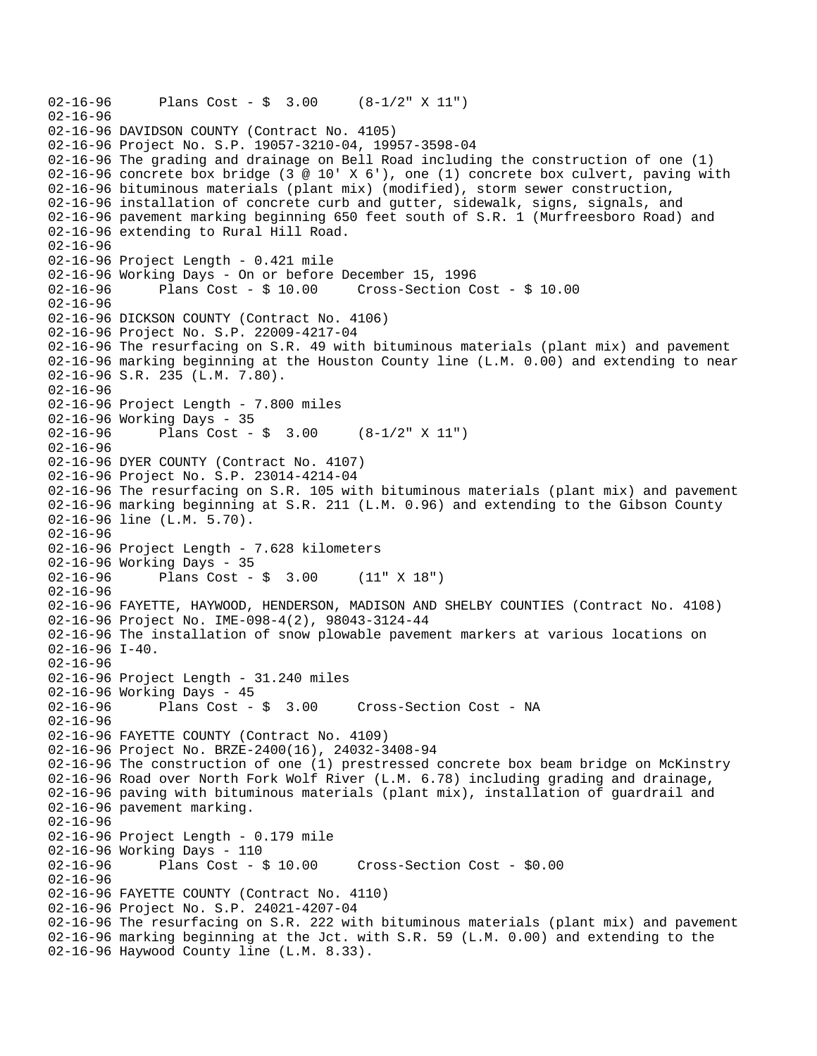02-16-96 Plans Cost - $ 3.00 (8-1/2" X 11")
02-16-96
02-16-96 DAVIDSON COUNTY (Contract No. 4105)
02-16-96 Project No. S.P. 19057-3210-04, 19957-3598-04
02-16-96 The grading and drainage on Bell Road including the construction of one (1)
02-16-96 concrete box bridge (3 @ 10' X 6'), one (1) concrete box culvert, paving with
02-16-96 bituminous materials (plant mix) (modified), storm sewer construction,
02-16-96 installation of concrete curb and gutter, sidewalk, signs, signals, and
02-16-96 pavement marking beginning 650 feet south of S.R. 1 (Murfreesboro Road) and
02-16-96 extending to Rural Hill Road.
02-16-96
02-16-96 Project Length - 0.421 mile
02-16-96 Working Days - On or before December 15, 1996
02-16-96 Plans Cost - $ 10.00 Cross-Section Cost - $ 10.00
02-16-96
02-16-96 DICKSON COUNTY (Contract No. 4106)
02-16-96 Project No. S.P. 22009-4217-04
02-16-96 The resurfacing on S.R. 49 with bituminous materials (plant mix) and pavement
02-16-96 marking beginning at the Houston County line (L.M. 0.00) and extending to near
02-16-96 S.R. 235 (L.M. 7.80).
02-16-96
02-16-96 Project Length - 7.800 miles
02-16-96 Working Days - 35
02-16-96 Plans Cost - $ 3.00 (8-1/2" X 11")
02-16-96
02-16-96 DYER COUNTY (Contract No. 4107)
02-16-96 Project No. S.P. 23014-4214-04
02-16-96 The resurfacing on S.R. 105 with bituminous materials (plant mix) and pavement
02-16-96 marking beginning at S.R. 211 (L.M. 0.96) and extending to the Gibson County
02-16-96 line (L.M. 5.70).
02-16-96
02-16-96 Project Length - 7.628 kilometers
02-16-96 Working Days - 35
02-16-96 Plans Cost - $ 3.00 (11" X 18")
02-16-96
02-16-96 FAYETTE, HAYWOOD, HENDERSON, MADISON AND SHELBY COUNTIES (Contract No. 4108)
02-16-96 Project No. IME-098-4(2), 98043-3124-44
02-16-96 The installation of snow plowable pavement markers at various locations on
02-16-96 I-40.
02-16-96
02-16-96 Project Length - 31.240 miles
02-16-96 Working Days - 45
02-16-96 Plans Cost - $ 3.00 Cross-Section Cost - NA
02-16-96
02-16-96 FAYETTE COUNTY (Contract No. 4109)
02-16-96 Project No. BRZE-2400(16), 24032-3408-94
02-16-96 The construction of one (1) prestressed concrete box beam bridge on McKinstry
02-16-96 Road over North Fork Wolf River (L.M. 6.78) including grading and drainage,
02-16-96 paving with bituminous materials (plant mix), installation of guardrail and
02-16-96 pavement marking.
02-16-96
02-16-96 Project Length - 0.179 mile
02-16-96 Working Days - 110
02-16-96 Plans Cost - $ 10.00 Cross-Section Cost - $0.00
02-16-96
02-16-96 FAYETTE COUNTY (Contract No. 4110)
02-16-96 Project No. S.P. 24021-4207-04
02-16-96 The resurfacing on S.R. 222 with bituminous materials (plant mix) and pavement
02-16-96 marking beginning at the Jct. with S.R. 59 (L.M. 0.00) and extending to the
02-16-96 Haywood County line (L.M. 8.33).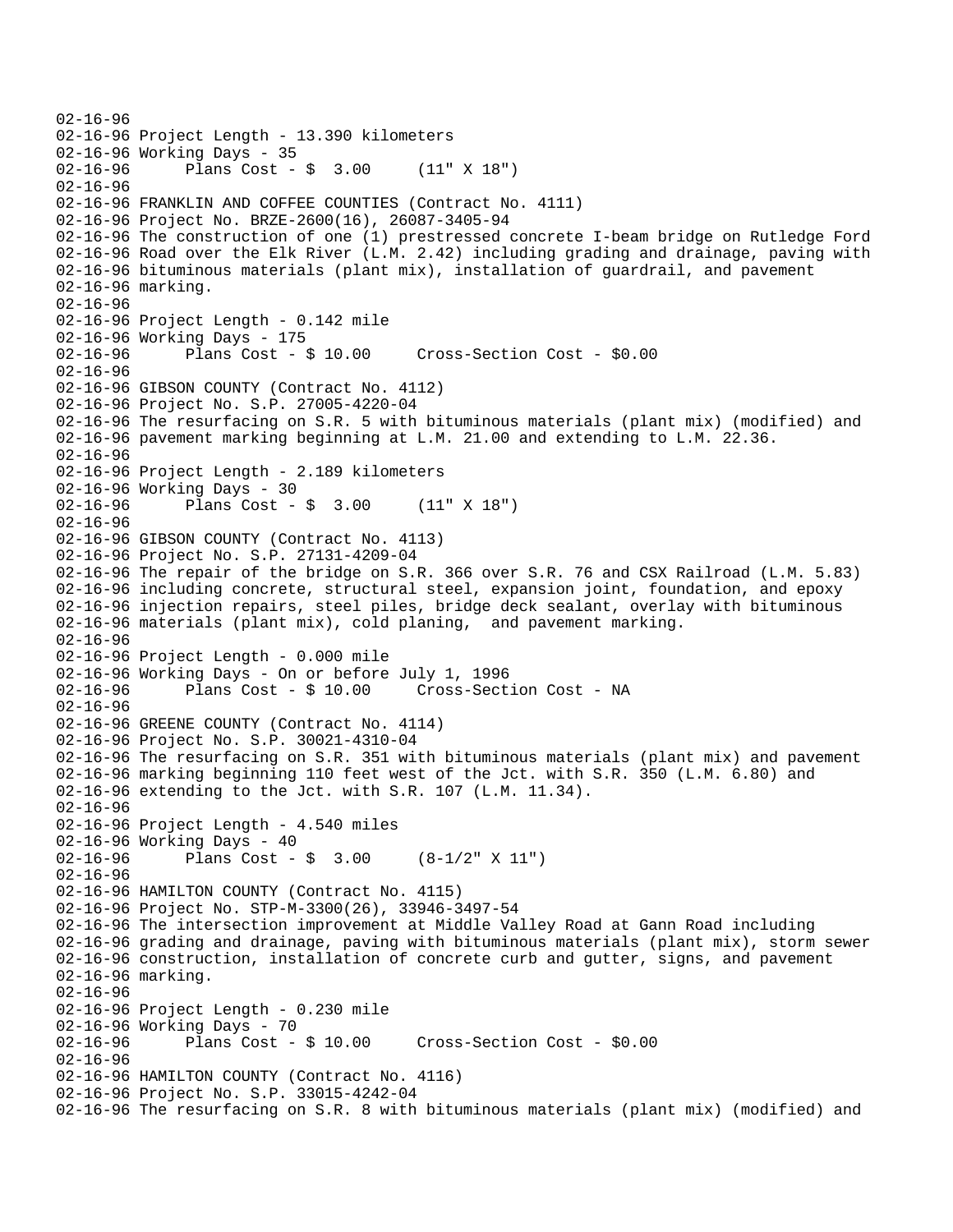```
02-16-96
02-16-96 Project Length - 13.390 kilometers
02-16-96 Working Days - 35
02-16-96       Plans Cost - $  3.00     (11" X 18")
02-16-96
02-16-96 FRANKLIN AND COFFEE COUNTIES (Contract No. 4111)
02-16-96 Project No. BRZE-2600(16), 26087-3405-94
02-16-96 The construction of one (1) prestressed concrete I-beam bridge on Rutledge Ford
02-16-96 Road over the Elk River (L.M. 2.42) including grading and drainage, paving with
02-16-96 bituminous materials (plant mix), installation of guardrail, and pavement
02-16-96 marking.
02-16-96
02-16-96 Project Length - 0.142 mile
02-16-96 Working Days - 175
02-16-96       Plans Cost - $ 10.00     Cross-Section Cost - $0.00
02-16-96
02-16-96 GIBSON COUNTY (Contract No. 4112)
02-16-96 Project No. S.P. 27005-4220-04
02-16-96 The resurfacing on S.R. 5 with bituminous materials (plant mix) (modified) and
02-16-96 pavement marking beginning at L.M. 21.00 and extending to L.M. 22.36.
02-16-96
02-16-96 Project Length - 2.189 kilometers
02-16-96 Working Days - 30
02-16-96       Plans Cost - $  3.00     (11" X 18")
02-16-96
02-16-96 GIBSON COUNTY (Contract No. 4113)
02-16-96 Project No. S.P. 27131-4209-04
02-16-96 The repair of the bridge on S.R. 366 over S.R. 76 and CSX Railroad (L.M. 5.83)
02-16-96 including concrete, structural steel, expansion joint, foundation, and epoxy
02-16-96 injection repairs, steel piles, bridge deck sealant, overlay with bituminous
02-16-96 materials (plant mix), cold planing,  and pavement marking.
02-16-96
02-16-96 Project Length - 0.000 mile
02-16-96 Working Days - On or before July 1, 1996
02-16-96       Plans Cost - $ 10.00     Cross-Section Cost - NA
02-16-96
02-16-96 GREENE COUNTY (Contract No. 4114)
02-16-96 Project No. S.P. 30021-4310-04
02-16-96 The resurfacing on S.R. 351 with bituminous materials (plant mix) and pavement
02-16-96 marking beginning 110 feet west of the Jct. with S.R. 350 (L.M. 6.80) and
02-16-96 extending to the Jct. with S.R. 107 (L.M. 11.34).
02-16-96
02-16-96 Project Length - 4.540 miles
02-16-96 Working Days - 40
02-16-96       Plans Cost - $  3.00     (8-1/2" X 11")
02-16-96
02-16-96 HAMILTON COUNTY (Contract No. 4115)
02-16-96 Project No. STP-M-3300(26), 33946-3497-54
02-16-96 The intersection improvement at Middle Valley Road at Gann Road including
02-16-96 grading and drainage, paving with bituminous materials (plant mix), storm sewer
02-16-96 construction, installation of concrete curb and gutter, signs, and pavement
02-16-96 marking.
02-16-96
02-16-96 Project Length - 0.230 mile
02-16-96 Working Days - 70
02-16-96       Plans Cost - $ 10.00     Cross-Section Cost - $0.00
02-16-96
02-16-96 HAMILTON COUNTY (Contract No. 4116)
02-16-96 Project No. S.P. 33015-4242-04
02-16-96 The resurfacing on S.R. 8 with bituminous materials (plant mix) (modified) and
```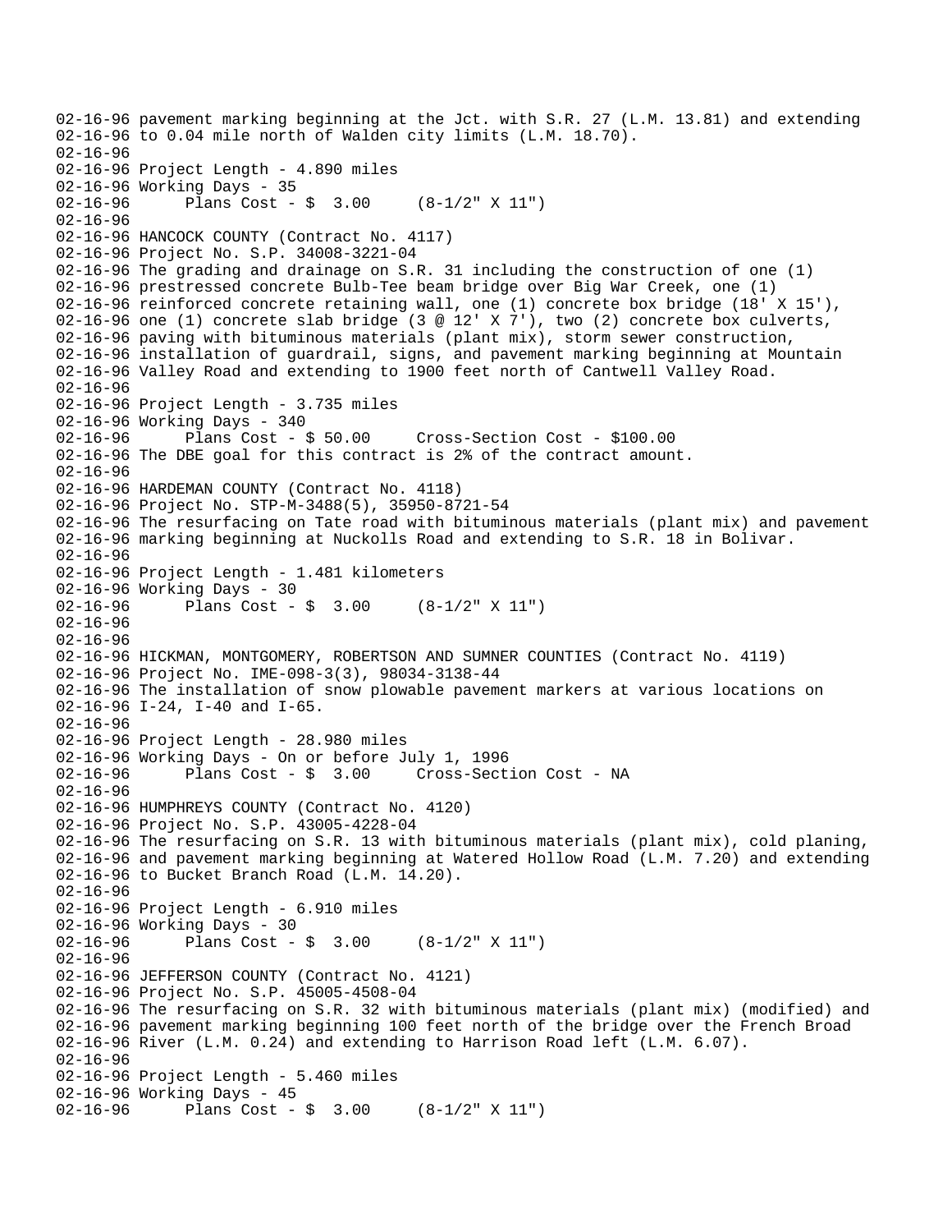02-16-96 pavement marking beginning at the Jct. with S.R. 27 (L.M. 13.81) and extending
02-16-96 to 0.04 mile north of Walden city limits (L.M. 18.70).
02-16-96
02-16-96 Project Length - 4.890 miles
02-16-96 Working Days - 35
02-16-96 Plans Cost - $ 3.00 (8-1/2" X 11")
02-16-96
02-16-96 HANCOCK COUNTY (Contract No. 4117)
02-16-96 Project No. S.P. 34008-3221-04
02-16-96 The grading and drainage on S.R. 31 including the construction of one (1)
02-16-96 prestressed concrete Bulb-Tee beam bridge over Big War Creek, one (1)
02-16-96 reinforced concrete retaining wall, one (1) concrete box bridge (18' X 15'),
02-16-96 one (1) concrete slab bridge (3 @ 12' X 7'), two (2) concrete box culverts,
02-16-96 paving with bituminous materials (plant mix), storm sewer construction,
02-16-96 installation of guardrail, signs, and pavement marking beginning at Mountain
02-16-96 Valley Road and extending to 1900 feet north of Cantwell Valley Road.
02-16-96
02-16-96 Project Length - 3.735 miles
02-16-96 Working Days - 340
02-16-96 Plans Cost - $ 50.00 Cross-Section Cost - $100.00
02-16-96 The DBE goal for this contract is 2% of the contract amount.
02-16-96
02-16-96 HARDEMAN COUNTY (Contract No. 4118)
02-16-96 Project No. STP-M-3488(5), 35950-8721-54
02-16-96 The resurfacing on Tate road with bituminous materials (plant mix) and pavement
02-16-96 marking beginning at Nuckolls Road and extending to S.R. 18 in Bolivar.
02-16-96
02-16-96 Project Length - 1.481 kilometers
02-16-96 Working Days - 30
02-16-96 Plans Cost - $ 3.00 (8-1/2" X 11")
02-16-96
02-16-96
02-16-96 HICKMAN, MONTGOMERY, ROBERTSON AND SUMNER COUNTIES (Contract No. 4119)
02-16-96 Project No. IME-098-3(3), 98034-3138-44
02-16-96 The installation of snow plowable pavement markers at various locations on
02-16-96 I-24, I-40 and I-65.
02-16-96
02-16-96 Project Length - 28.980 miles
02-16-96 Working Days - On or before July 1, 1996
02-16-96 Plans Cost - $ 3.00 Cross-Section Cost - NA
02-16-96
02-16-96 HUMPHREYS COUNTY (Contract No. 4120)
02-16-96 Project No. S.P. 43005-4228-04
02-16-96 The resurfacing on S.R. 13 with bituminous materials (plant mix), cold planing,
02-16-96 and pavement marking beginning at Watered Hollow Road (L.M. 7.20) and extending
02-16-96 to Bucket Branch Road (L.M. 14.20).
02-16-96
02-16-96 Project Length - 6.910 miles
02-16-96 Working Days - 30
02-16-96 Plans Cost - $ 3.00 (8-1/2" X 11")
02-16-96
02-16-96 JEFFERSON COUNTY (Contract No. 4121)
02-16-96 Project No. S.P. 45005-4508-04
02-16-96 The resurfacing on S.R. 32 with bituminous materials (plant mix) (modified) and
02-16-96 pavement marking beginning 100 feet north of the bridge over the French Broad
02-16-96 River (L.M. 0.24) and extending to Harrison Road left (L.M. 6.07).
02-16-96
02-16-96 Project Length - 5.460 miles
02-16-96 Working Days - 45
02-16-96 Plans Cost - $ 3.00 (8-1/2" X 11")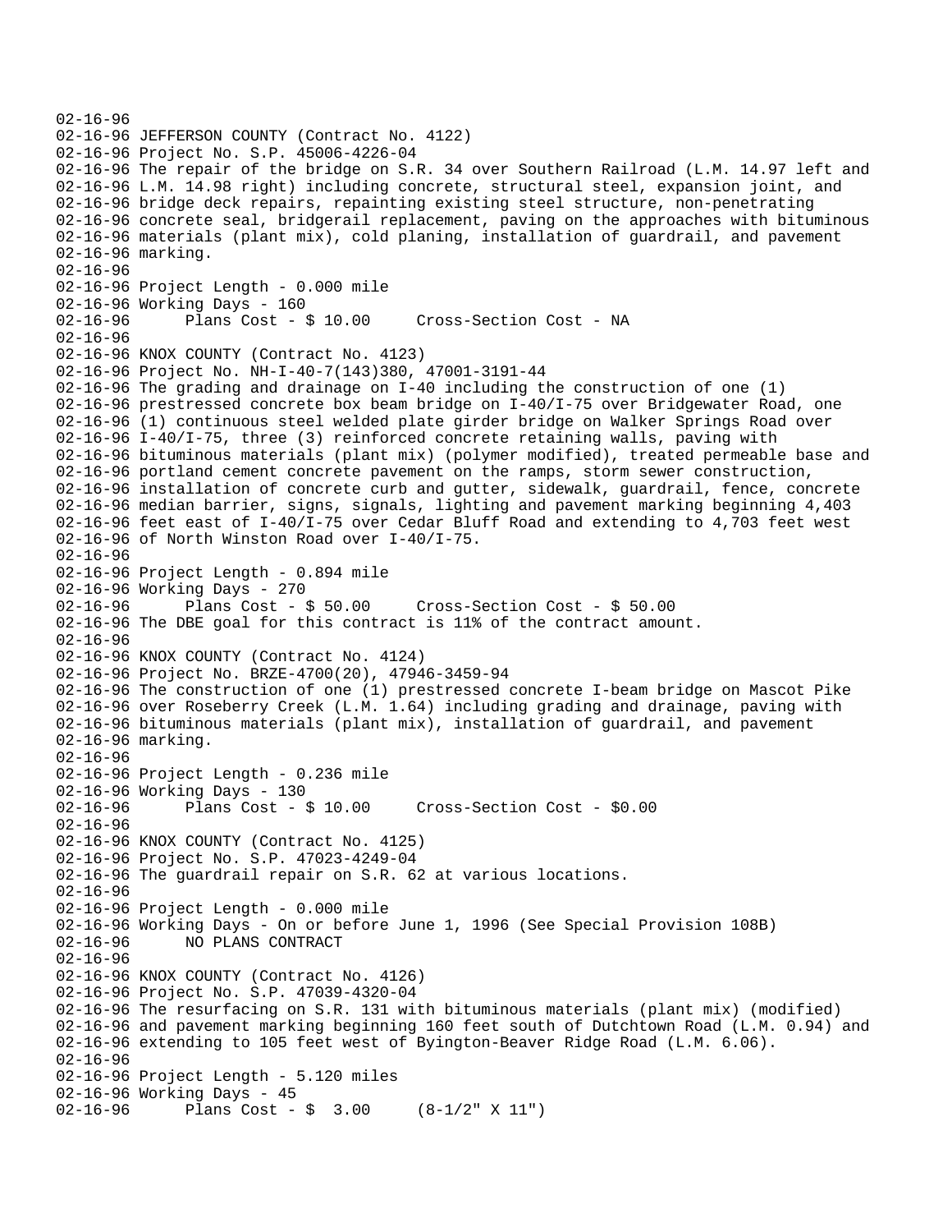02-16-96
02-16-96 JEFFERSON COUNTY (Contract No. 4122)
02-16-96 Project No. S.P. 45006-4226-04
02-16-96 The repair of the bridge on S.R. 34 over Southern Railroad (L.M. 14.97 left and
02-16-96 L.M. 14.98 right) including concrete, structural steel, expansion joint, and
02-16-96 bridge deck repairs, repainting existing steel structure, non-penetrating
02-16-96 concrete seal, bridgerail replacement, paving on the approaches with bituminous
02-16-96 materials (plant mix), cold planing, installation of guardrail, and pavement
02-16-96 marking.
02-16-96
02-16-96 Project Length - 0.000 mile
02-16-96 Working Days - 160
02-16-96 Plans Cost - $ 10.00 Cross-Section Cost - NA
02-16-96
02-16-96 KNOX COUNTY (Contract No. 4123)
02-16-96 Project No. NH-I-40-7(143)380, 47001-3191-44
02-16-96 The grading and drainage on I-40 including the construction of one (1)
02-16-96 prestressed concrete box beam bridge on I-40/I-75 over Bridgewater Road, one
02-16-96 (1) continuous steel welded plate girder bridge on Walker Springs Road over
02-16-96 I-40/I-75, three (3) reinforced concrete retaining walls, paving with
02-16-96 bituminous materials (plant mix) (polymer modified), treated permeable base and
02-16-96 portland cement concrete pavement on the ramps, storm sewer construction,
02-16-96 installation of concrete curb and gutter, sidewalk, guardrail, fence, concrete
02-16-96 median barrier, signs, signals, lighting and pavement marking beginning 4,403
02-16-96 feet east of I-40/I-75 over Cedar Bluff Road and extending to 4,703 feet west
02-16-96 of North Winston Road over I-40/I-75.
02-16-96
02-16-96 Project Length - 0.894 mile
02-16-96 Working Days - 270
02-16-96 Plans Cost - $ 50.00 Cross-Section Cost - $ 50.00
02-16-96 The DBE goal for this contract is 11% of the contract amount.
02-16-96
02-16-96 KNOX COUNTY (Contract No. 4124)
02-16-96 Project No. BRZE-4700(20), 47946-3459-94
02-16-96 The construction of one (1) prestressed concrete I-beam bridge on Mascot Pike
02-16-96 over Roseberry Creek (L.M. 1.64) including grading and drainage, paving with
02-16-96 bituminous materials (plant mix), installation of guardrail, and pavement
02-16-96 marking.
02-16-96
02-16-96 Project Length - 0.236 mile
02-16-96 Working Days - 130
02-16-96 Plans Cost - $ 10.00 Cross-Section Cost - $0.00
02-16-96
02-16-96 KNOX COUNTY (Contract No. 4125)
02-16-96 Project No. S.P. 47023-4249-04
02-16-96 The guardrail repair on S.R. 62 at various locations.
02-16-96
02-16-96 Project Length - 0.000 mile
02-16-96 Working Days - On or before June 1, 1996 (See Special Provision 108B)
02-16-96 NO PLANS CONTRACT
02-16-96
02-16-96 KNOX COUNTY (Contract No. 4126)
02-16-96 Project No. S.P. 47039-4320-04
02-16-96 The resurfacing on S.R. 131 with bituminous materials (plant mix) (modified)
02-16-96 and pavement marking beginning 160 feet south of Dutchtown Road (L.M. 0.94) and
02-16-96 extending to 105 feet west of Byington-Beaver Ridge Road (L.M. 6.06).
02-16-96
02-16-96 Project Length - 5.120 miles
02-16-96 Working Days - 45
02-16-96 Plans Cost - $ 3.00 (8-1/2" X 11")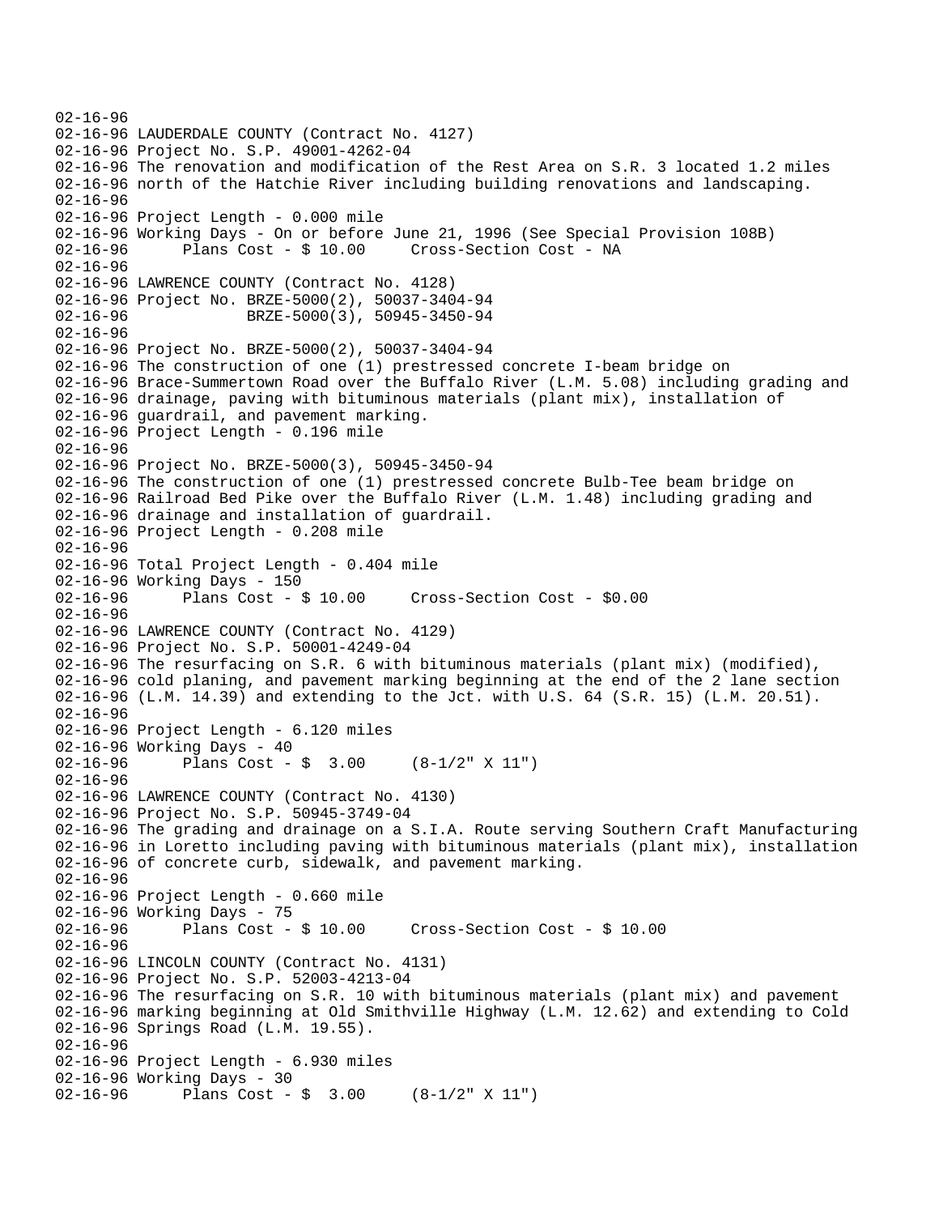02-16-96
02-16-96 LAUDERDALE COUNTY (Contract No. 4127)
02-16-96 Project No. S.P. 49001-4262-04
02-16-96 The renovation and modification of the Rest Area on S.R. 3 located 1.2 miles
02-16-96 north of the Hatchie River including building renovations and landscaping.
02-16-96
02-16-96 Project Length - 0.000 mile
02-16-96 Working Days - On or before June 21, 1996 (See Special Provision 108B)
02-16-96 Plans Cost - $ 10.00 Cross-Section Cost - NA
02-16-96
02-16-96 LAWRENCE COUNTY (Contract No. 4128)
02-16-96 Project No. BRZE-5000(2), 50037-3404-94
02-16-96 BRZE-5000(3), 50945-3450-94
02-16-96
02-16-96 Project No. BRZE-5000(2), 50037-3404-94
02-16-96 The construction of one (1) prestressed concrete I-beam bridge on
02-16-96 Brace-Summertown Road over the Buffalo River (L.M. 5.08) including grading and
02-16-96 drainage, paving with bituminous materials (plant mix), installation of
02-16-96 guardrail, and pavement marking.
02-16-96 Project Length - 0.196 mile
02-16-96
02-16-96 Project No. BRZE-5000(3), 50945-3450-94
02-16-96 The construction of one (1) prestressed concrete Bulb-Tee beam bridge on
02-16-96 Railroad Bed Pike over the Buffalo River (L.M. 1.48) including grading and
02-16-96 drainage and installation of guardrail.
02-16-96 Project Length - 0.208 mile
02-16-96
02-16-96 Total Project Length - 0.404 mile
02-16-96 Working Days - 150
02-16-96 Plans Cost - $ 10.00 Cross-Section Cost - $0.00
02-16-96
02-16-96 LAWRENCE COUNTY (Contract No. 4129)
02-16-96 Project No. S.P. 50001-4249-04
02-16-96 The resurfacing on S.R. 6 with bituminous materials (plant mix) (modified),
02-16-96 cold planing, and pavement marking beginning at the end of the 2 lane section
02-16-96 (L.M. 14.39) and extending to the Jct. with U.S. 64 (S.R. 15) (L.M. 20.51).
02-16-96
02-16-96 Project Length - 6.120 miles
02-16-96 Working Days - 40
02-16-96 Plans Cost - $ 3.00 (8-1/2" X 11")
02-16-96
02-16-96 LAWRENCE COUNTY (Contract No. 4130)
02-16-96 Project No. S.P. 50945-3749-04
02-16-96 The grading and drainage on a S.I.A. Route serving Southern Craft Manufacturing
02-16-96 in Loretto including paving with bituminous materials (plant mix), installation
02-16-96 of concrete curb, sidewalk, and pavement marking.
02-16-96
02-16-96 Project Length - 0.660 mile
02-16-96 Working Days - 75
02-16-96 Plans Cost - $ 10.00 Cross-Section Cost - $ 10.00
02-16-96
02-16-96 LINCOLN COUNTY (Contract No. 4131)
02-16-96 Project No. S.P. 52003-4213-04
02-16-96 The resurfacing on S.R. 10 with bituminous materials (plant mix) and pavement
02-16-96 marking beginning at Old Smithville Highway (L.M. 12.62) and extending to Cold
02-16-96 Springs Road (L.M. 19.55).
02-16-96
02-16-96 Project Length - 6.930 miles
02-16-96 Working Days - 30
02-16-96 Plans Cost - $ 3.00 (8-1/2" X 11")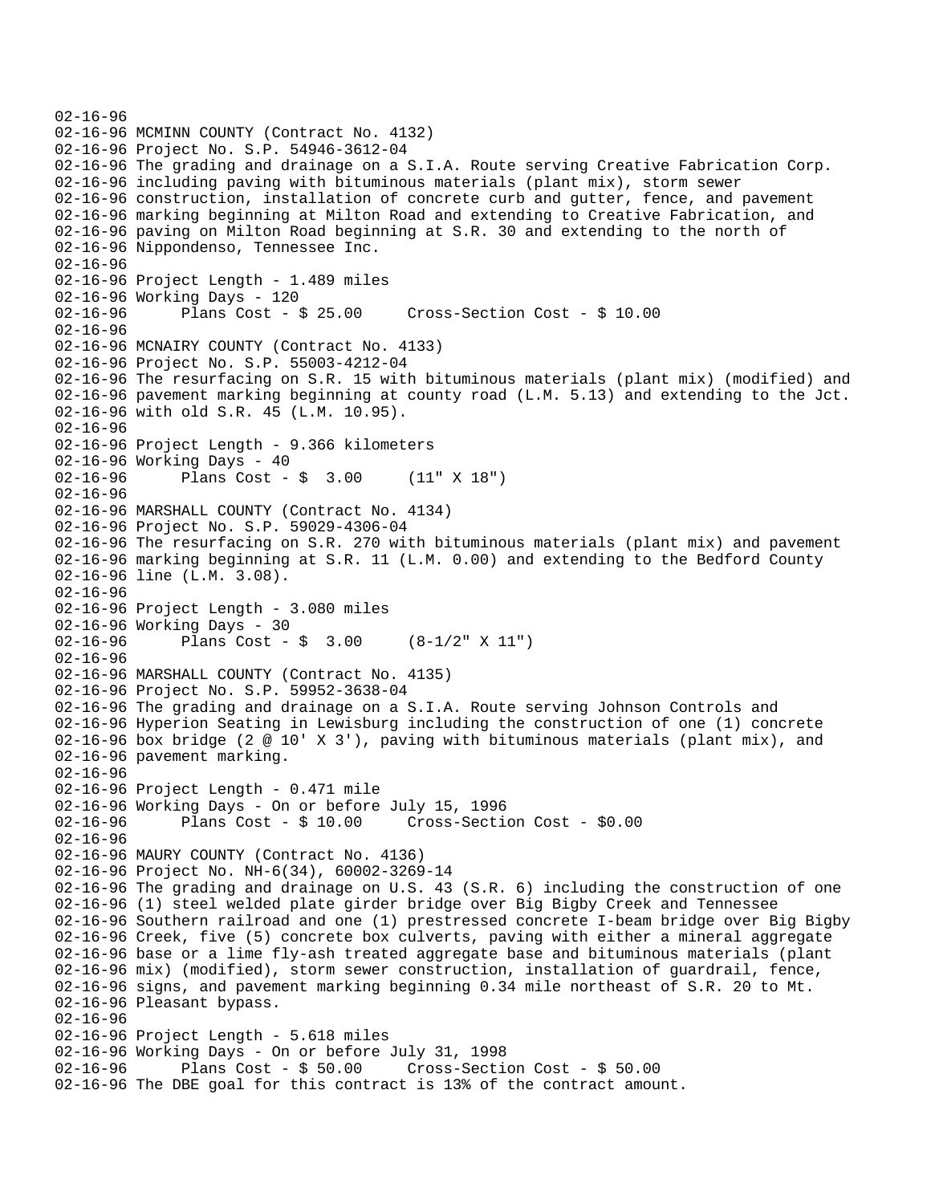02-16-96
02-16-96 MCMINN COUNTY (Contract No. 4132)
02-16-96 Project No. S.P. 54946-3612-04
02-16-96 The grading and drainage on a S.I.A. Route serving Creative Fabrication Corp.
02-16-96 including paving with bituminous materials (plant mix), storm sewer
02-16-96 construction, installation of concrete curb and gutter, fence, and pavement
02-16-96 marking beginning at Milton Road and extending to Creative Fabrication, and
02-16-96 paving on Milton Road beginning at S.R. 30 and extending to the north of
02-16-96 Nippondenso, Tennessee Inc.
02-16-96
02-16-96 Project Length - 1.489 miles
02-16-96 Working Days - 120
02-16-96 Plans Cost - $ 25.00 Cross-Section Cost - $ 10.00
02-16-96
02-16-96 MCNAIRY COUNTY (Contract No. 4133)
02-16-96 Project No. S.P. 55003-4212-04
02-16-96 The resurfacing on S.R. 15 with bituminous materials (plant mix) (modified) and
02-16-96 pavement marking beginning at county road (L.M. 5.13) and extending to the Jct.
02-16-96 with old S.R. 45 (L.M. 10.95).
02-16-96
02-16-96 Project Length - 9.366 kilometers
02-16-96 Working Days - 40
02-16-96 Plans Cost - $ 3.00 (11" X 18")
02-16-96
02-16-96 MARSHALL COUNTY (Contract No. 4134)
02-16-96 Project No. S.P. 59029-4306-04
02-16-96 The resurfacing on S.R. 270 with bituminous materials (plant mix) and pavement
02-16-96 marking beginning at S.R. 11 (L.M. 0.00) and extending to the Bedford County
02-16-96 line (L.M. 3.08).
02-16-96
02-16-96 Project Length - 3.080 miles
02-16-96 Working Days - 30
02-16-96 Plans Cost - $ 3.00 (8-1/2" X 11")
02-16-96
02-16-96 MARSHALL COUNTY (Contract No. 4135)
02-16-96 Project No. S.P. 59952-3638-04
02-16-96 The grading and drainage on a S.I.A. Route serving Johnson Controls and
02-16-96 Hyperion Seating in Lewisburg including the construction of one (1) concrete
02-16-96 box bridge (2 @ 10' X 3'), paving with bituminous materials (plant mix), and
02-16-96 pavement marking.
02-16-96
02-16-96 Project Length - 0.471 mile
02-16-96 Working Days - On or before July 15, 1996
02-16-96 Plans Cost - $ 10.00 Cross-Section Cost - $0.00
02-16-96
02-16-96 MAURY COUNTY (Contract No. 4136)
02-16-96 Project No. NH-6(34), 60002-3269-14
02-16-96 The grading and drainage on U.S. 43 (S.R. 6) including the construction of one
02-16-96 (1) steel welded plate girder bridge over Big Bigby Creek and Tennessee
02-16-96 Southern railroad and one (1) prestressed concrete I-beam bridge over Big Bigby
02-16-96 Creek, five (5) concrete box culverts, paving with either a mineral aggregate
02-16-96 base or a lime fly-ash treated aggregate base and bituminous materials (plant
02-16-96 mix) (modified), storm sewer construction, installation of guardrail, fence,
02-16-96 signs, and pavement marking beginning 0.34 mile northeast of S.R. 20 to Mt.
02-16-96 Pleasant bypass.
02-16-96
02-16-96 Project Length - 5.618 miles
02-16-96 Working Days - On or before July 31, 1998
02-16-96 Plans Cost - $ 50.00 Cross-Section Cost - $ 50.00
02-16-96 The DBE goal for this contract is 13% of the contract amount.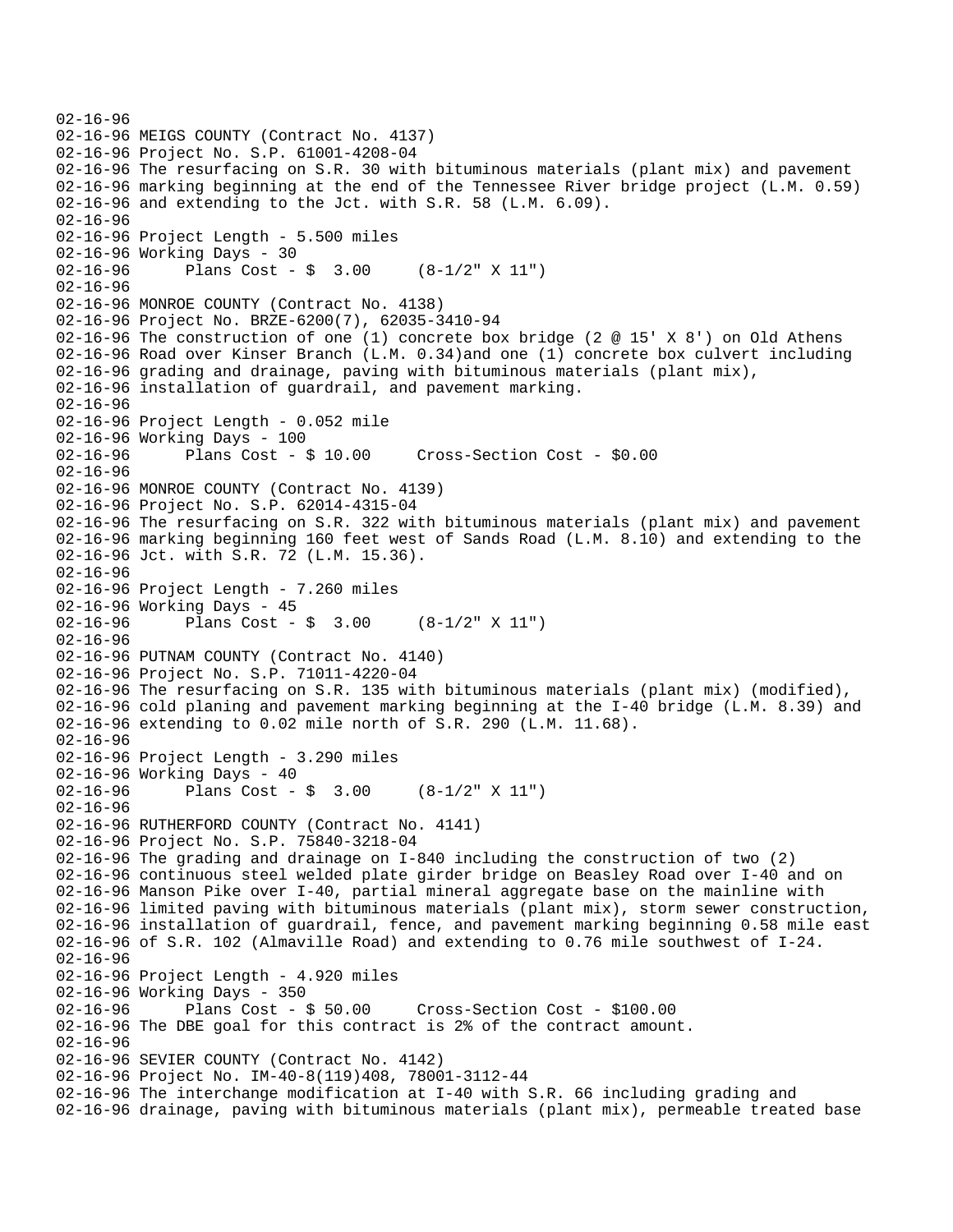```
02-16-96
02-16-96 MEIGS COUNTY (Contract No. 4137)
02-16-96 Project No. S.P. 61001-4208-04
02-16-96 The resurfacing on S.R. 30 with bituminous materials (plant mix) and pavement
02-16-96 marking beginning at the end of the Tennessee River bridge project (L.M. 0.59)
02-16-96 and extending to the Jct. with S.R. 58 (L.M. 6.09).
02-16-96
02-16-96 Project Length - 5.500 miles
02-16-96 Working Days - 30
02-16-96       Plans Cost - $  3.00     (8-1/2" X 11")
02-16-96
02-16-96 MONROE COUNTY (Contract No. 4138)
02-16-96 Project No. BRZE-6200(7), 62035-3410-94
02-16-96 The construction of one (1) concrete box bridge (2 @ 15' X 8') on Old Athens
02-16-96 Road over Kinser Branch (L.M. 0.34)and one (1) concrete box culvert including
02-16-96 grading and drainage, paving with bituminous materials (plant mix),
02-16-96 installation of guardrail, and pavement marking.
02-16-96
02-16-96 Project Length - 0.052 mile
02-16-96 Working Days - 100
02-16-96       Plans Cost - $ 10.00     Cross-Section Cost - $0.00
02-16-96
02-16-96 MONROE COUNTY (Contract No. 4139)
02-16-96 Project No. S.P. 62014-4315-04
02-16-96 The resurfacing on S.R. 322 with bituminous materials (plant mix) and pavement
02-16-96 marking beginning 160 feet west of Sands Road (L.M. 8.10) and extending to the
02-16-96 Jct. with S.R. 72 (L.M. 15.36).
02-16-96
02-16-96 Project Length - 7.260 miles
02-16-96 Working Days - 45
02-16-96       Plans Cost - $  3.00     (8-1/2" X 11")
02-16-96
02-16-96 PUTNAM COUNTY (Contract No. 4140)
02-16-96 Project No. S.P. 71011-4220-04
02-16-96 The resurfacing on S.R. 135 with bituminous materials (plant mix) (modified),
02-16-96 cold planing and pavement marking beginning at the I-40 bridge (L.M. 8.39) and
02-16-96 extending to 0.02 mile north of S.R. 290 (L.M. 11.68).
02-16-96
02-16-96 Project Length - 3.290 miles
02-16-96 Working Days - 40
02-16-96       Plans Cost - $  3.00     (8-1/2" X 11")
02-16-96
02-16-96 RUTHERFORD COUNTY (Contract No. 4141)
02-16-96 Project No. S.P. 75840-3218-04
02-16-96 The grading and drainage on I-840 including the construction of two (2)
02-16-96 continuous steel welded plate girder bridge on Beasley Road over I-40 and on
02-16-96 Manson Pike over I-40, partial mineral aggregate base on the mainline with
02-16-96 limited paving with bituminous materials (plant mix), storm sewer construction,
02-16-96 installation of guardrail, fence, and pavement marking beginning 0.58 mile east
02-16-96 of S.R. 102 (Almaville Road) and extending to 0.76 mile southwest of I-24.
02-16-96
02-16-96 Project Length - 4.920 miles
02-16-96 Working Days - 350
02-16-96       Plans Cost - $ 50.00     Cross-Section Cost - $100.00
02-16-96 The DBE goal for this contract is 2% of the contract amount.
02-16-96
02-16-96 SEVIER COUNTY (Contract No. 4142)
02-16-96 Project No. IM-40-8(119)408, 78001-3112-44
02-16-96 The interchange modification at I-40 with S.R. 66 including grading and
02-16-96 drainage, paving with bituminous materials (plant mix), permeable treated base
```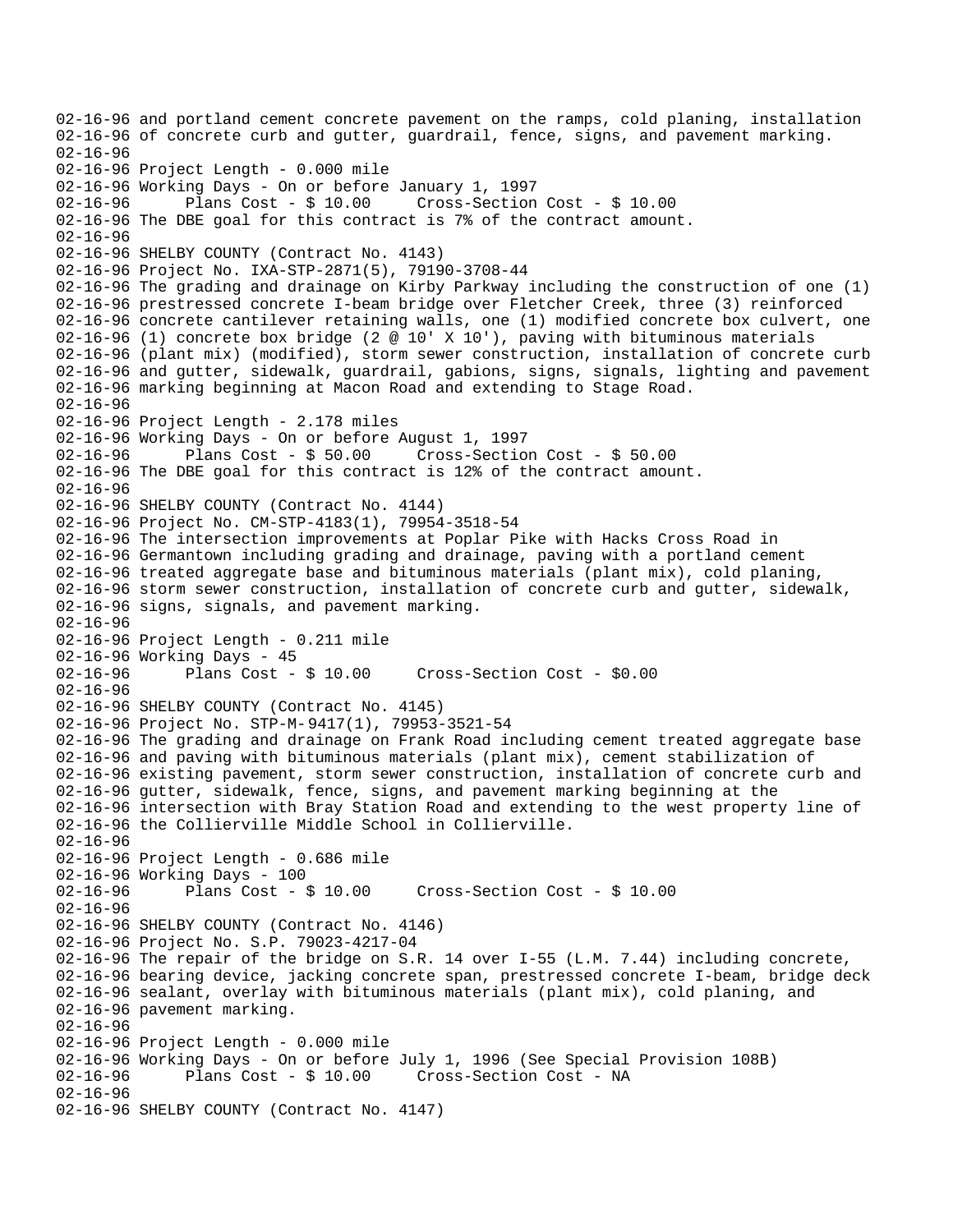```
02-16-96 and portland cement concrete pavement on the ramps, cold planing, installation
02-16-96 of concrete curb and gutter, guardrail, fence, signs, and pavement marking.
02-16-96
02-16-96 Project Length - 0.000 mile
02-16-96 Working Days - On or before January 1, 1997
02-16-96       Plans Cost - $ 10.00     Cross-Section Cost - $ 10.00
02-16-96 The DBE goal for this contract is 7% of the contract amount.
02-16-96
02-16-96 SHELBY COUNTY (Contract No. 4143)
02-16-96 Project No. IXA-STP-2871(5), 79190-3708-44
02-16-96 The grading and drainage on Kirby Parkway including the construction of one (1)
02-16-96 prestressed concrete I-beam bridge over Fletcher Creek, three (3) reinforced
02-16-96 concrete cantilever retaining walls, one (1) modified concrete box culvert, one
02-16-96 (1) concrete box bridge (2 @ 10' X 10'), paving with bituminous materials
02-16-96 (plant mix) (modified), storm sewer construction, installation of concrete curb
02-16-96 and gutter, sidewalk, guardrail, gabions, signs, signals, lighting and pavement
02-16-96 marking beginning at Macon Road and extending to Stage Road.
02-16-96
02-16-96 Project Length - 2.178 miles
02-16-96 Working Days - On or before August 1, 1997
02-16-96       Plans Cost - $ 50.00     Cross-Section Cost - $ 50.00
02-16-96 The DBE goal for this contract is 12% of the contract amount.
02-16-96
02-16-96 SHELBY COUNTY (Contract No. 4144)
02-16-96 Project No. CM-STP-4183(1), 79954-3518-54
02-16-96 The intersection improvements at Poplar Pike with Hacks Cross Road in
02-16-96 Germantown including grading and drainage, paving with a portland cement
02-16-96 treated aggregate base and bituminous materials (plant mix), cold planing,
02-16-96 storm sewer construction, installation of concrete curb and gutter, sidewalk,
02-16-96 signs, signals, and pavement marking.
02-16-96
02-16-96 Project Length - 0.211 mile
02-16-96 Working Days - 45
02-16-96       Plans Cost - $ 10.00     Cross-Section Cost - $0.00
02-16-96
02-16-96 SHELBY COUNTY (Contract No. 4145)
02-16-96 Project No. STP-M-9417(1), 79953-3521-54
02-16-96 The grading and drainage on Frank Road including cement treated aggregate base
02-16-96 and paving with bituminous materials (plant mix), cement stabilization of
02-16-96 existing pavement, storm sewer construction, installation of concrete curb and
02-16-96 gutter, sidewalk, fence, signs, and pavement marking beginning at the
02-16-96 intersection with Bray Station Road and extending to the west property line of
02-16-96 the Collierville Middle School in Collierville.
02-16-96
02-16-96 Project Length - 0.686 mile
02-16-96 Working Days - 100
02-16-96       Plans Cost - $ 10.00     Cross-Section Cost - $ 10.00
02-16-96
02-16-96 SHELBY COUNTY (Contract No. 4146)
02-16-96 Project No. S.P. 79023-4217-04
02-16-96 The repair of the bridge on S.R. 14 over I-55 (L.M. 7.44) including concrete,
02-16-96 bearing device, jacking concrete span, prestressed concrete I-beam, bridge deck
02-16-96 sealant, overlay with bituminous materials (plant mix), cold planing, and
02-16-96 pavement marking.
02-16-96
02-16-96 Project Length - 0.000 mile
02-16-96 Working Days - On or before July 1, 1996 (See Special Provision 108B)
02-16-96       Plans Cost - $ 10.00     Cross-Section Cost - NA
02-16-96
02-16-96 SHELBY COUNTY (Contract No. 4147)
```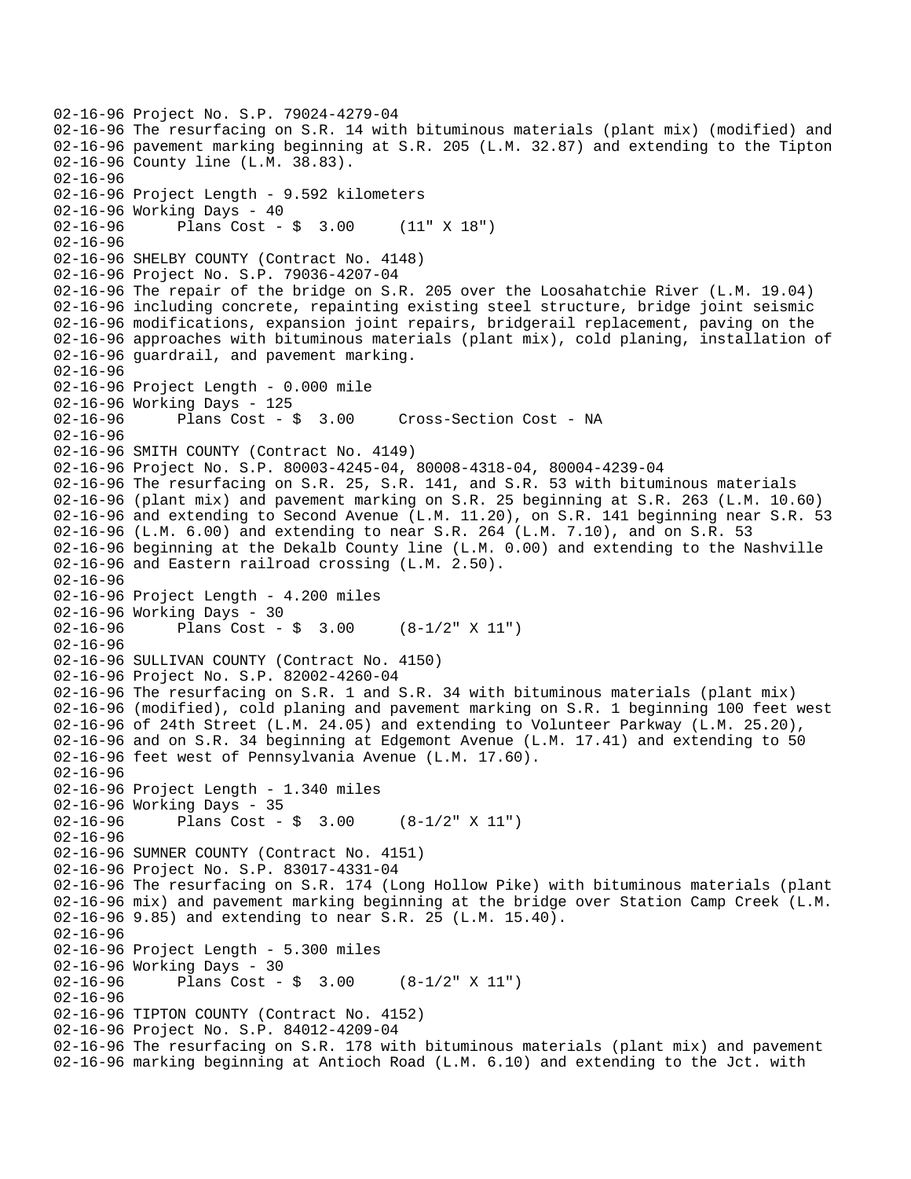02-16-96 Project No. S.P. 79024-4279-04
02-16-96 The resurfacing on S.R. 14 with bituminous materials (plant mix) (modified) and
02-16-96 pavement marking beginning at S.R. 205 (L.M. 32.87) and extending to the Tipton
02-16-96 County line (L.M. 38.83).
02-16-96
02-16-96 Project Length - 9.592 kilometers
02-16-96 Working Days - 40
02-16-96 Plans Cost - $ 3.00 (11" X 18")
02-16-96
02-16-96 SHELBY COUNTY (Contract No. 4148)
02-16-96 Project No. S.P. 79036-4207-04
02-16-96 The repair of the bridge on S.R. 205 over the Loosahatchie River (L.M. 19.04)
02-16-96 including concrete, repainting existing steel structure, bridge joint seismic
02-16-96 modifications, expansion joint repairs, bridgerail replacement, paving on the
02-16-96 approaches with bituminous materials (plant mix), cold planing, installation of
02-16-96 guardrail, and pavement marking.
02-16-96
02-16-96 Project Length - 0.000 mile
02-16-96 Working Days - 125
02-16-96 Plans Cost - $ 3.00 Cross-Section Cost - NA
02-16-96
02-16-96 SMITH COUNTY (Contract No. 4149)
02-16-96 Project No. S.P. 80003-4245-04, 80008-4318-04, 80004-4239-04
02-16-96 The resurfacing on S.R. 25, S.R. 141, and S.R. 53 with bituminous materials
02-16-96 (plant mix) and pavement marking on S.R. 25 beginning at S.R. 263 (L.M. 10.60)
02-16-96 and extending to Second Avenue (L.M. 11.20), on S.R. 141 beginning near S.R. 53
02-16-96 (L.M. 6.00) and extending to near S.R. 264 (L.M. 7.10), and on S.R. 53
02-16-96 beginning at the Dekalb County line (L.M. 0.00) and extending to the Nashville
02-16-96 and Eastern railroad crossing (L.M. 2.50).
02-16-96
02-16-96 Project Length - 4.200 miles
02-16-96 Working Days - 30
02-16-96 Plans Cost - $ 3.00 (8-1/2" X 11")
02-16-96
02-16-96 SULLIVAN COUNTY (Contract No. 4150)
02-16-96 Project No. S.P. 82002-4260-04
02-16-96 The resurfacing on S.R. 1 and S.R. 34 with bituminous materials (plant mix)
02-16-96 (modified), cold planing and pavement marking on S.R. 1 beginning 100 feet west
02-16-96 of 24th Street (L.M. 24.05) and extending to Volunteer Parkway (L.M. 25.20),
02-16-96 and on S.R. 34 beginning at Edgemont Avenue (L.M. 17.41) and extending to 50
02-16-96 feet west of Pennsylvania Avenue (L.M. 17.60).
02-16-96
02-16-96 Project Length - 1.340 miles
02-16-96 Working Days - 35
02-16-96 Plans Cost - $ 3.00 (8-1/2" X 11")
02-16-96
02-16-96 SUMNER COUNTY (Contract No. 4151)
02-16-96 Project No. S.P. 83017-4331-04
02-16-96 The resurfacing on S.R. 174 (Long Hollow Pike) with bituminous materials (plant
02-16-96 mix) and pavement marking beginning at the bridge over Station Camp Creek (L.M.
02-16-96 9.85) and extending to near S.R. 25 (L.M. 15.40).
02-16-96
02-16-96 Project Length - 5.300 miles
02-16-96 Working Days - 30
02-16-96 Plans Cost - $ 3.00 (8-1/2" X 11")
02-16-96
02-16-96 TIPTON COUNTY (Contract No. 4152)
02-16-96 Project No. S.P. 84012-4209-04
02-16-96 The resurfacing on S.R. 178 with bituminous materials (plant mix) and pavement
02-16-96 marking beginning at Antioch Road (L.M. 6.10) and extending to the Jct. with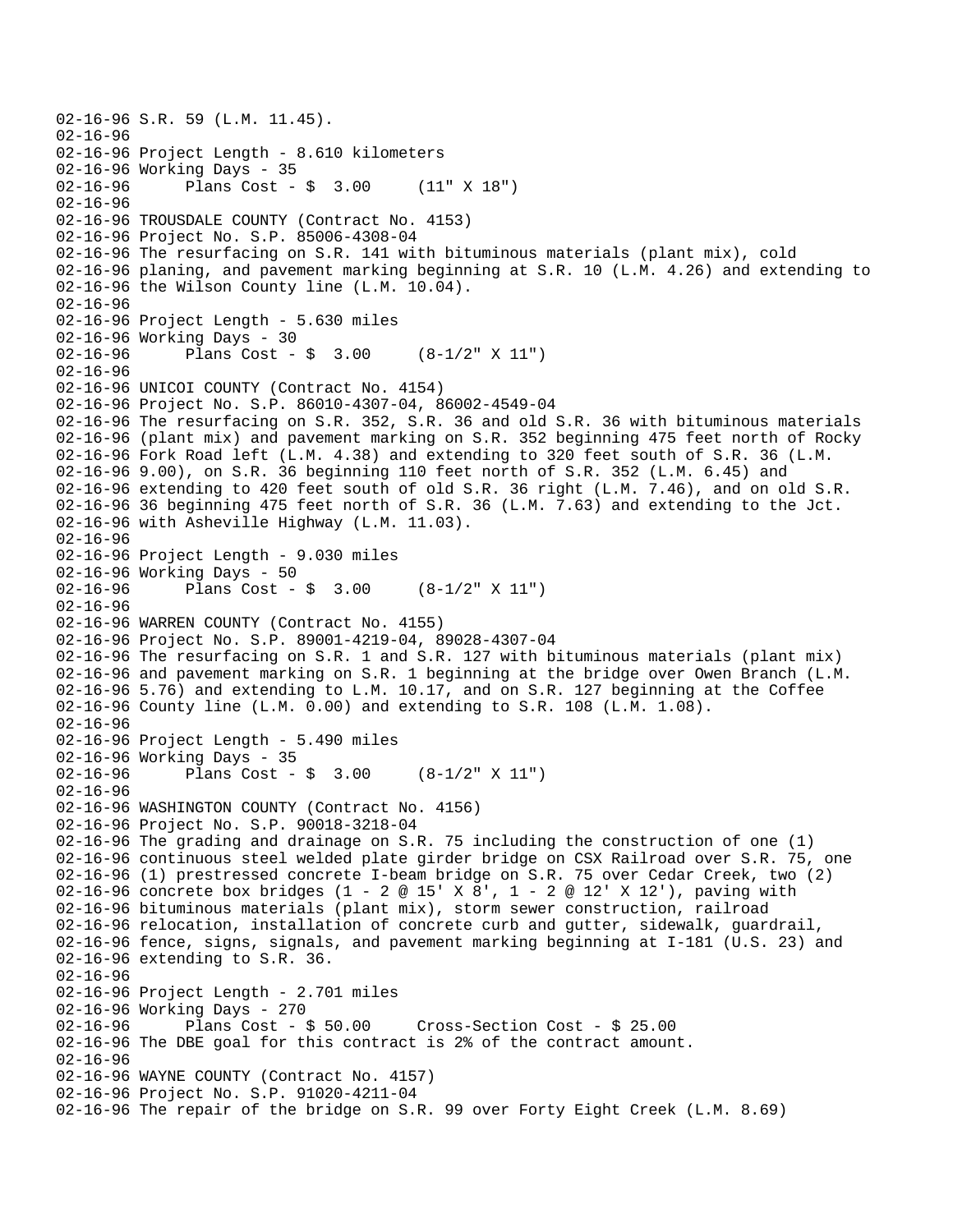```
02-16-96 S.R. 59 (L.M. 11.45).
02-16-96
02-16-96 Project Length - 8.610 kilometers
02-16-96 Working Days - 35
02-16-96      Plans Cost - $  3.00     (11" X 18")
02-16-96
02-16-96 TROUSDALE COUNTY (Contract No. 4153)
02-16-96 Project No. S.P. 85006-4308-04
02-16-96 The resurfacing on S.R. 141 with bituminous materials (plant mix), cold
02-16-96 planing, and pavement marking beginning at S.R. 10 (L.M. 4.26) and extending to
02-16-96 the Wilson County line (L.M. 10.04).
02-16-96
02-16-96 Project Length - 5.630 miles
02-16-96 Working Days - 30
02-16-96      Plans Cost - $  3.00     (8-1/2" X 11")
02-16-96
02-16-96 UNICOI COUNTY (Contract No. 4154)
02-16-96 Project No. S.P. 86010-4307-04, 86002-4549-04
02-16-96 The resurfacing on S.R. 352, S.R. 36 and old S.R. 36 with bituminous materials
02-16-96 (plant mix) and pavement marking on S.R. 352 beginning 475 feet north of Rocky
02-16-96 Fork Road left (L.M. 4.38) and extending to 320 feet south of S.R. 36 (L.M.
02-16-96 9.00), on S.R. 36 beginning 110 feet north of S.R. 352 (L.M. 6.45) and
02-16-96 extending to 420 feet south of old S.R. 36 right (L.M. 7.46), and on old S.R.
02-16-96 36 beginning 475 feet north of S.R. 36 (L.M. 7.63) and extending to the Jct.
02-16-96 with Asheville Highway (L.M. 11.03).
02-16-96
02-16-96 Project Length - 9.030 miles
02-16-96 Working Days - 50
02-16-96      Plans Cost - $  3.00     (8-1/2" X 11")
02-16-96
02-16-96 WARREN COUNTY (Contract No. 4155)
02-16-96 Project No. S.P. 89001-4219-04, 89028-4307-04
02-16-96 The resurfacing on S.R. 1 and S.R. 127 with bituminous materials (plant mix)
02-16-96 and pavement marking on S.R. 1 beginning at the bridge over Owen Branch (L.M.
02-16-96 5.76) and extending to L.M. 10.17, and on S.R. 127 beginning at the Coffee
02-16-96 County line (L.M. 0.00) and extending to S.R. 108 (L.M. 1.08).
02-16-96
02-16-96 Project Length - 5.490 miles
02-16-96 Working Days - 35
02-16-96      Plans Cost - $  3.00     (8-1/2" X 11")
02-16-96
02-16-96 WASHINGTON COUNTY (Contract No. 4156)
02-16-96 Project No. S.P. 90018-3218-04
02-16-96 The grading and drainage on S.R. 75 including the construction of one (1)
02-16-96 continuous steel welded plate girder bridge on CSX Railroad over S.R. 75, one
02-16-96 (1) prestressed concrete I-beam bridge on S.R. 75 over Cedar Creek, two (2)
02-16-96 concrete box bridges (1 - 2 @ 15' X 8', 1 - 2 @ 12' X 12'), paving with
02-16-96 bituminous materials (plant mix), storm sewer construction, railroad
02-16-96 relocation, installation of concrete curb and gutter, sidewalk, guardrail,
02-16-96 fence, signs, signals, and pavement marking beginning at I-181 (U.S. 23) and
02-16-96 extending to S.R. 36.
02-16-96
02-16-96 Project Length - 2.701 miles
02-16-96 Working Days - 270
02-16-96      Plans Cost - $ 50.00     Cross-Section Cost - $ 25.00
02-16-96 The DBE goal for this contract is 2% of the contract amount.
02-16-96
02-16-96 WAYNE COUNTY (Contract No. 4157)
02-16-96 Project No. S.P. 91020-4211-04
02-16-96 The repair of the bridge on S.R. 99 over Forty Eight Creek (L.M. 8.69)
```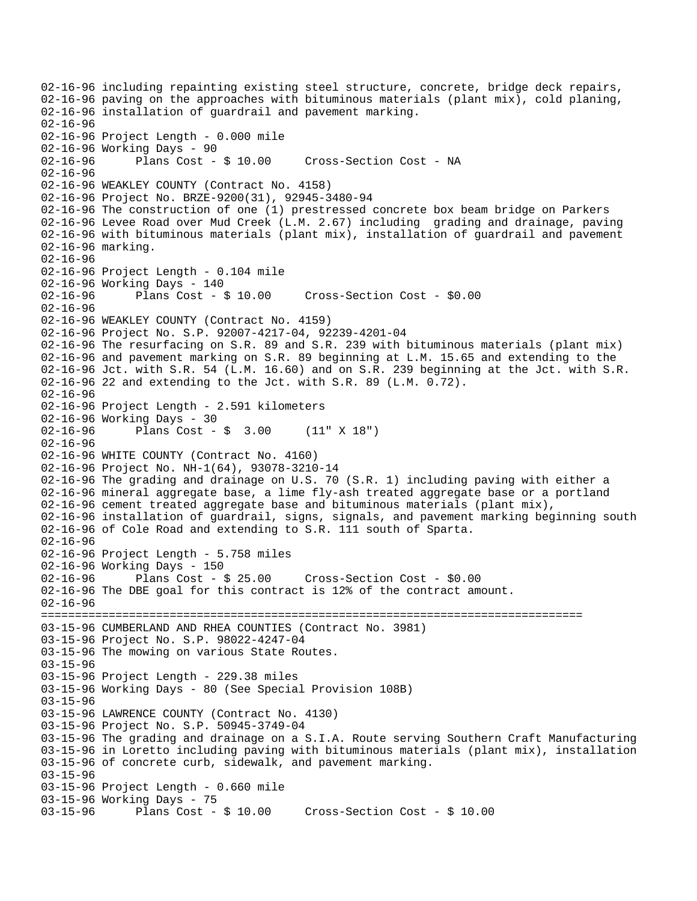```
02-16-96 including repainting existing steel structure, concrete, bridge deck repairs,
02-16-96 paving on the approaches with bituminous materials (plant mix), cold planing,
02-16-96 installation of guardrail and pavement marking.
02-16-96
02-16-96 Project Length - 0.000 mile
02-16-96 Working Days - 90
02-16-96      Plans Cost - $ 10.00     Cross-Section Cost - NA
02-16-96
02-16-96 WEAKLEY COUNTY (Contract No. 4158)
02-16-96 Project No. BRZE-9200(31), 92945-3480-94
02-16-96 The construction of one (1) prestressed concrete box beam bridge on Parkers
02-16-96 Levee Road over Mud Creek (L.M. 2.67) including  grading and drainage, paving
02-16-96 with bituminous materials (plant mix), installation of guardrail and pavement
02-16-96 marking.
02-16-96
02-16-96 Project Length - 0.104 mile
02-16-96 Working Days - 140
02-16-96      Plans Cost - $ 10.00     Cross-Section Cost - $0.00
02-16-96
02-16-96 WEAKLEY COUNTY (Contract No. 4159)
02-16-96 Project No. S.P. 92007-4217-04, 92239-4201-04
02-16-96 The resurfacing on S.R. 89 and S.R. 239 with bituminous materials (plant mix)
02-16-96 and pavement marking on S.R. 89 beginning at L.M. 15.65 and extending to the
02-16-96 Jct. with S.R. 54 (L.M. 16.60) and on S.R. 239 beginning at the Jct. with S.R.
02-16-96 22 and extending to the Jct. with S.R. 89 (L.M. 0.72).
02-16-96
02-16-96 Project Length - 2.591 kilometers
02-16-96 Working Days - 30
02-16-96      Plans Cost - $  3.00     (11" X 18")
02-16-96
02-16-96 WHITE COUNTY (Contract No. 4160)
02-16-96 Project No. NH-1(64), 93078-3210-14
02-16-96 The grading and drainage on U.S. 70 (S.R. 1) including paving with either a
02-16-96 mineral aggregate base, a lime fly-ash treated aggregate base or a portland
02-16-96 cement treated aggregate base and bituminous materials (plant mix),
02-16-96 installation of guardrail, signs, signals, and pavement marking beginning south
02-16-96 of Cole Road and extending to S.R. 111 south of Sparta.
02-16-96
02-16-96 Project Length - 5.758 miles
02-16-96 Working Days - 150
02-16-96      Plans Cost - $ 25.00     Cross-Section Cost - $0.00
02-16-96 The DBE goal for this contract is 12% of the contract amount.
02-16-96
================================================================================
03-15-96 CUMBERLAND AND RHEA COUNTIES (Contract No. 3981)
03-15-96 Project No. S.P. 98022-4247-04
03-15-96 The mowing on various State Routes.
03-15-96
03-15-96 Project Length - 229.38 miles
03-15-96 Working Days - 80 (See Special Provision 108B)
03-15-96
03-15-96 LAWRENCE COUNTY (Contract No. 4130)
03-15-96 Project No. S.P. 50945-3749-04
03-15-96 The grading and drainage on a S.I.A. Route serving Southern Craft Manufacturing
03-15-96 in Loretto including paving with bituminous materials (plant mix), installation
03-15-96 of concrete curb, sidewalk, and pavement marking.
03-15-96
03-15-96 Project Length - 0.660 mile
03-15-96 Working Days - 75
03-15-96      Plans Cost - $ 10.00     Cross-Section Cost - $ 10.00
```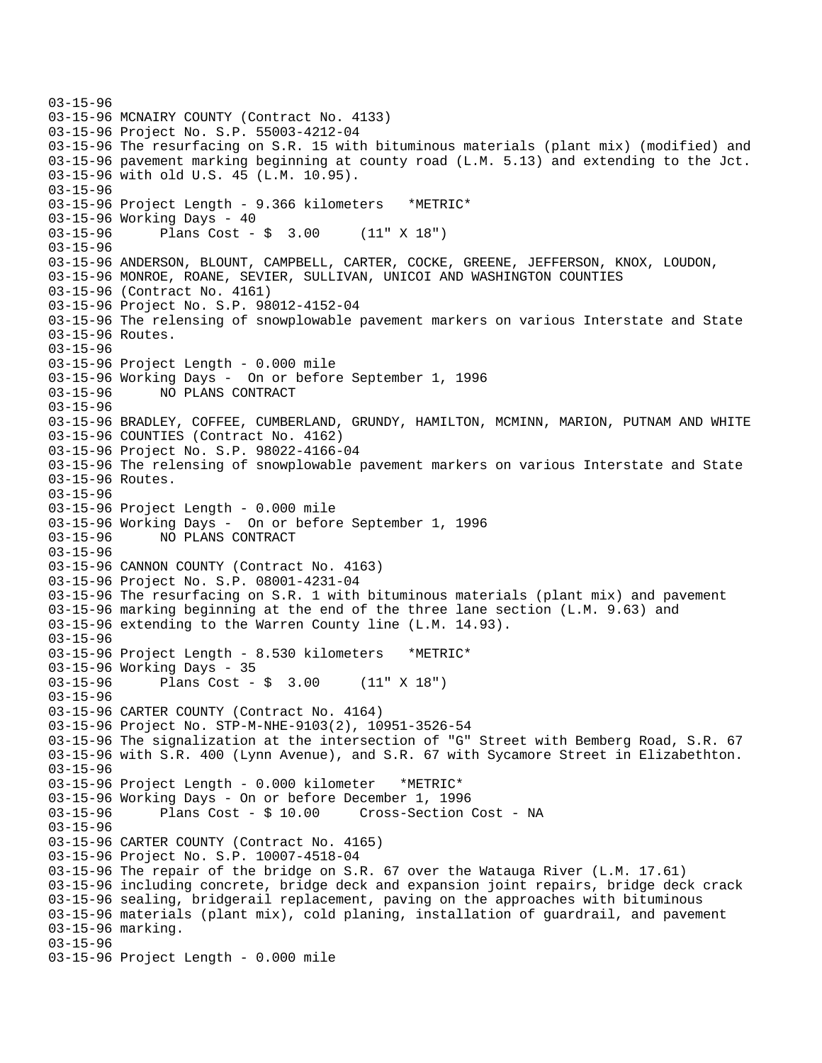```
03-15-96
03-15-96 MCNAIRY COUNTY (Contract No. 4133)
03-15-96 Project No. S.P. 55003-4212-04
03-15-96 The resurfacing on S.R. 15 with bituminous materials (plant mix) (modified) and
03-15-96 pavement marking beginning at county road (L.M. 5.13) and extending to the Jct.
03-15-96 with old U.S. 45 (L.M. 10.95).
03-15-96
03-15-96 Project Length - 9.366 kilometers   *METRIC*
03-15-96 Working Days - 40
03-15-96      Plans Cost - $  3.00     (11" X 18")
03-15-96
03-15-96 ANDERSON, BLOUNT, CAMPBELL, CARTER, COCKE, GREENE, JEFFERSON, KNOX, LOUDON,
03-15-96 MONROE, ROANE, SEVIER, SULLIVAN, UNICOI AND WASHINGTON COUNTIES
03-15-96 (Contract No. 4161)
03-15-96 Project No. S.P. 98012-4152-04
03-15-96 The relensing of snowplowable pavement markers on various Interstate and State
03-15-96 Routes.
03-15-96
03-15-96 Project Length - 0.000 mile
03-15-96 Working Days -  On or before September 1, 1996
03-15-96      NO PLANS CONTRACT
03-15-96
03-15-96 BRADLEY, COFFEE, CUMBERLAND, GRUNDY, HAMILTON, MCMINN, MARION, PUTNAM AND WHITE
03-15-96 COUNTIES (Contract No. 4162)
03-15-96 Project No. S.P. 98022-4166-04
03-15-96 The relensing of snowplowable pavement markers on various Interstate and State
03-15-96 Routes.
03-15-96
03-15-96 Project Length - 0.000 mile
03-15-96 Working Days -  On or before September 1, 1996
03-15-96      NO PLANS CONTRACT
03-15-96
03-15-96 CANNON COUNTY (Contract No. 4163)
03-15-96 Project No. S.P. 08001-4231-04
03-15-96 The resurfacing on S.R. 1 with bituminous materials (plant mix) and pavement
03-15-96 marking beginning at the end of the three lane section (L.M. 9.63) and
03-15-96 extending to the Warren County line (L.M. 14.93).
03-15-96
03-15-96 Project Length - 8.530 kilometers   *METRIC*
03-15-96 Working Days - 35
03-15-96      Plans Cost - $  3.00     (11" X 18")
03-15-96
03-15-96 CARTER COUNTY (Contract No. 4164)
03-15-96 Project No. STP-M-NHE-9103(2), 10951-3526-54
03-15-96 The signalization at the intersection of "G" Street with Bemberg Road, S.R. 67
03-15-96 with S.R. 400 (Lynn Avenue), and S.R. 67 with Sycamore Street in Elizabethton.
03-15-96
03-15-96 Project Length - 0.000 kilometer   *METRIC*
03-15-96 Working Days - On or before December 1, 1996
03-15-96      Plans Cost - $ 10.00     Cross-Section Cost - NA
03-15-96
03-15-96 CARTER COUNTY (Contract No. 4165)
03-15-96 Project No. S.P. 10007-4518-04
03-15-96 The repair of the bridge on S.R. 67 over the Watauga River (L.M. 17.61)
03-15-96 including concrete, bridge deck and expansion joint repairs, bridge deck crack
03-15-96 sealing, bridgerail replacement, paving on the approaches with bituminous
03-15-96 materials (plant mix), cold planing, installation of guardrail, and pavement
03-15-96 marking.
03-15-96
03-15-96 Project Length - 0.000 mile
```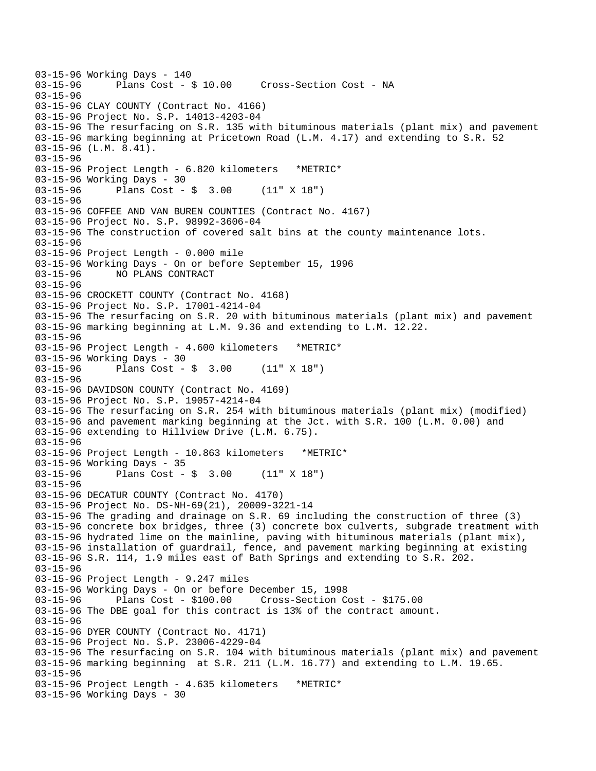```
03-15-96 Working Days - 140
03-15-96       Plans Cost - $ 10.00     Cross-Section Cost - NA
03-15-96
03-15-96 CLAY COUNTY (Contract No. 4166)
03-15-96 Project No. S.P. 14013-4203-04
03-15-96 The resurfacing on S.R. 135 with bituminous materials (plant mix) and pavement
03-15-96 marking beginning at Pricetown Road (L.M. 4.17) and extending to S.R. 52
03-15-96 (L.M. 8.41).
03-15-96
03-15-96 Project Length - 6.820 kilometers   *METRIC*
03-15-96 Working Days - 30
03-15-96       Plans Cost - $  3.00     (11" X 18")
03-15-96
03-15-96 COFFEE AND VAN BUREN COUNTIES (Contract No. 4167)
03-15-96 Project No. S.P. 98992-3606-04
03-15-96 The construction of covered salt bins at the county maintenance lots.
03-15-96
03-15-96 Project Length - 0.000 mile
03-15-96 Working Days - On or before September 15, 1996
03-15-96       NO PLANS CONTRACT
03-15-96
03-15-96 CROCKETT COUNTY (Contract No. 4168)
03-15-96 Project No. S.P. 17001-4214-04
03-15-96 The resurfacing on S.R. 20 with bituminous materials (plant mix) and pavement
03-15-96 marking beginning at L.M. 9.36 and extending to L.M. 12.22.
03-15-96
03-15-96 Project Length - 4.600 kilometers   *METRIC*
03-15-96 Working Days - 30
03-15-96       Plans Cost - $  3.00     (11" X 18")
03-15-96
03-15-96 DAVIDSON COUNTY (Contract No. 4169)
03-15-96 Project No. S.P. 19057-4214-04
03-15-96 The resurfacing on S.R. 254 with bituminous materials (plant mix) (modified)
03-15-96 and pavement marking beginning at the Jct. with S.R. 100 (L.M. 0.00) and
03-15-96 extending to Hillview Drive (L.M. 6.75).
03-15-96
03-15-96 Project Length - 10.863 kilometers   *METRIC*
03-15-96 Working Days - 35
03-15-96       Plans Cost - $  3.00     (11" X 18")
03-15-96
03-15-96 DECATUR COUNTY (Contract No. 4170)
03-15-96 Project No. DS-NH-69(21), 20009-3221-14
03-15-96 The grading and drainage on S.R. 69 including the construction of three (3)
03-15-96 concrete box bridges, three (3) concrete box culverts, subgrade treatment with
03-15-96 hydrated lime on the mainline, paving with bituminous materials (plant mix),
03-15-96 installation of guardrail, fence, and pavement marking beginning at existing
03-15-96 S.R. 114, 1.9 miles east of Bath Springs and extending to S.R. 202.
03-15-96
03-15-96 Project Length - 9.247 miles
03-15-96 Working Days - On or before December 15, 1998
03-15-96       Plans Cost - $100.00     Cross-Section Cost - $175.00
03-15-96 The DBE goal for this contract is 13% of the contract amount.
03-15-96
03-15-96 DYER COUNTY (Contract No. 4171)
03-15-96 Project No. S.P. 23006-4229-04
03-15-96 The resurfacing on S.R. 104 with bituminous materials (plant mix) and pavement
03-15-96 marking beginning  at S.R. 211 (L.M. 16.77) and extending to L.M. 19.65.
03-15-96
03-15-96 Project Length - 4.635 kilometers   *METRIC*
03-15-96 Working Days - 30
```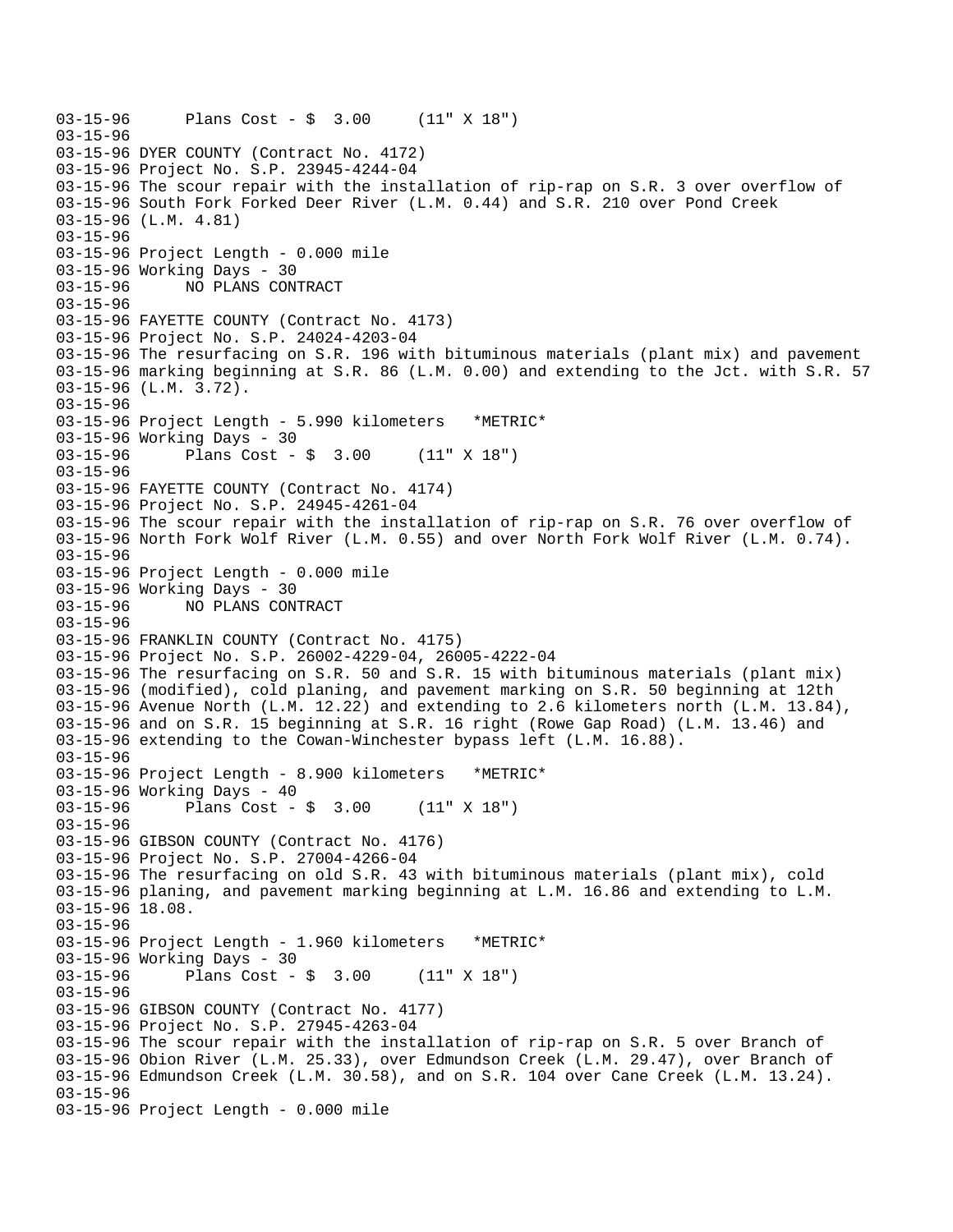```
03-15-96      Plans Cost - $  3.00     (11" X 18")
03-15-96
03-15-96 DYER COUNTY (Contract No. 4172)
03-15-96 Project No. S.P. 23945-4244-04
03-15-96 The scour repair with the installation of rip-rap on S.R. 3 over overflow of
03-15-96 South Fork Forked Deer River (L.M. 0.44) and S.R. 210 over Pond Creek
03-15-96 (L.M. 4.81)
03-15-96
03-15-96 Project Length - 0.000 mile
03-15-96 Working Days - 30
03-15-96      NO PLANS CONTRACT
03-15-96
03-15-96 FAYETTE COUNTY (Contract No. 4173)
03-15-96 Project No. S.P. 24024-4203-04
03-15-96 The resurfacing on S.R. 196 with bituminous materials (plant mix) and pavement
03-15-96 marking beginning at S.R. 86 (L.M. 0.00) and extending to the Jct. with S.R. 57
03-15-96 (L.M. 3.72).
03-15-96
03-15-96 Project Length - 5.990 kilometers   *METRIC*
03-15-96 Working Days - 30
03-15-96      Plans Cost - $  3.00     (11" X 18")
03-15-96
03-15-96 FAYETTE COUNTY (Contract No. 4174)
03-15-96 Project No. S.P. 24945-4261-04
03-15-96 The scour repair with the installation of rip-rap on S.R. 76 over overflow of
03-15-96 North Fork Wolf River (L.M. 0.55) and over North Fork Wolf River (L.M. 0.74).
03-15-96
03-15-96 Project Length - 0.000 mile
03-15-96 Working Days - 30
03-15-96      NO PLANS CONTRACT
03-15-96
03-15-96 FRANKLIN COUNTY (Contract No. 4175)
03-15-96 Project No. S.P. 26002-4229-04, 26005-4222-04
03-15-96 The resurfacing on S.R. 50 and S.R. 15 with bituminous materials (plant mix)
03-15-96 (modified), cold planing, and pavement marking on S.R. 50 beginning at 12th
03-15-96 Avenue North (L.M. 12.22) and extending to 2.6 kilometers north (L.M. 13.84),
03-15-96 and on S.R. 15 beginning at S.R. 16 right (Rowe Gap Road) (L.M. 13.46) and
03-15-96 extending to the Cowan-Winchester bypass left (L.M. 16.88).
03-15-96
03-15-96 Project Length - 8.900 kilometers   *METRIC*
03-15-96 Working Days - 40
03-15-96      Plans Cost - $  3.00     (11" X 18")
03-15-96
03-15-96 GIBSON COUNTY (Contract No. 4176)
03-15-96 Project No. S.P. 27004-4266-04
03-15-96 The resurfacing on old S.R. 43 with bituminous materials (plant mix), cold
03-15-96 planing, and pavement marking beginning at L.M. 16.86 and extending to L.M.
03-15-96 18.08.
03-15-96
03-15-96 Project Length - 1.960 kilometers   *METRIC*
03-15-96 Working Days - 30
03-15-96      Plans Cost - $  3.00     (11" X 18")
03-15-96
03-15-96 GIBSON COUNTY (Contract No. 4177)
03-15-96 Project No. S.P. 27945-4263-04
03-15-96 The scour repair with the installation of rip-rap on S.R. 5 over Branch of
03-15-96 Obion River (L.M. 25.33), over Edmundson Creek (L.M. 29.47), over Branch of
03-15-96 Edmundson Creek (L.M. 30.58), and on S.R. 104 over Cane Creek (L.M. 13.24).
03-15-96
03-15-96 Project Length - 0.000 mile
```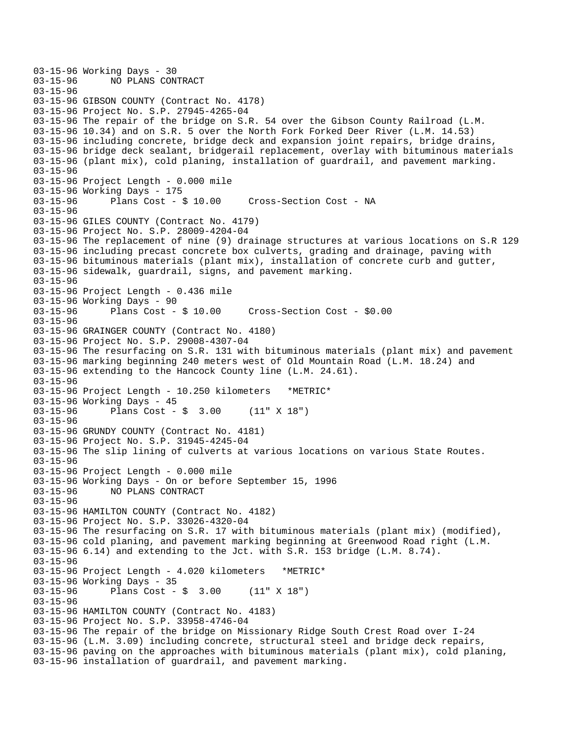```
03-15-96 Working Days - 30
03-15-96      NO PLANS CONTRACT
03-15-96
03-15-96 GIBSON COUNTY (Contract No. 4178)
03-15-96 Project No. S.P. 27945-4265-04
03-15-96 The repair of the bridge on S.R. 54 over the Gibson County Railroad (L.M.
03-15-96 10.34) and on S.R. 5 over the North Fork Forked Deer River (L.M. 14.53)
03-15-96 including concrete, bridge deck and expansion joint repairs, bridge drains,
03-15-96 bridge deck sealant, bridgerail replacement, overlay with bituminous materials
03-15-96 (plant mix), cold planing, installation of guardrail, and pavement marking.
03-15-96
03-15-96 Project Length - 0.000 mile
03-15-96 Working Days - 175
03-15-96      Plans Cost - $ 10.00     Cross-Section Cost - NA
03-15-96
03-15-96 GILES COUNTY (Contract No. 4179)
03-15-96 Project No. S.P. 28009-4204-04
03-15-96 The replacement of nine (9) drainage structures at various locations on S.R 129
03-15-96 including precast concrete box culverts, grading and drainage, paving with
03-15-96 bituminous materials (plant mix), installation of concrete curb and gutter,
03-15-96 sidewalk, guardrail, signs, and pavement marking.
03-15-96
03-15-96 Project Length - 0.436 mile
03-15-96 Working Days - 90
03-15-96      Plans Cost - $ 10.00     Cross-Section Cost - $0.00
03-15-96
03-15-96 GRAINGER COUNTY (Contract No. 4180)
03-15-96 Project No. S.P. 29008-4307-04
03-15-96 The resurfacing on S.R. 131 with bituminous materials (plant mix) and pavement
03-15-96 marking beginning 240 meters west of Old Mountain Road (L.M. 18.24) and
03-15-96 extending to the Hancock County line (L.M. 24.61).
03-15-96
03-15-96 Project Length - 10.250 kilometers   *METRIC*
03-15-96 Working Days - 45
03-15-96      Plans Cost - $  3.00     (11" X 18")
03-15-96
03-15-96 GRUNDY COUNTY (Contract No. 4181)
03-15-96 Project No. S.P. 31945-4245-04
03-15-96 The slip lining of culverts at various locations on various State Routes.
03-15-96
03-15-96 Project Length - 0.000 mile
03-15-96 Working Days - On or before September 15, 1996
03-15-96      NO PLANS CONTRACT
03-15-96
03-15-96 HAMILTON COUNTY (Contract No. 4182)
03-15-96 Project No. S.P. 33026-4320-04
03-15-96 The resurfacing on S.R. 17 with bituminous materials (plant mix) (modified),
03-15-96 cold planing, and pavement marking beginning at Greenwood Road right (L.M.
03-15-96 6.14) and extending to the Jct. with S.R. 153 bridge (L.M. 8.74).
03-15-96
03-15-96 Project Length - 4.020 kilometers   *METRIC*
03-15-96 Working Days - 35
03-15-96      Plans Cost - $  3.00     (11" X 18")
03-15-96
03-15-96 HAMILTON COUNTY (Contract No. 4183)
03-15-96 Project No. S.P. 33958-4746-04
03-15-96 The repair of the bridge on Missionary Ridge South Crest Road over I-24
03-15-96 (L.M. 3.09) including concrete, structural steel and bridge deck repairs,
03-15-96 paving on the approaches with bituminous materials (plant mix), cold planing,
03-15-96 installation of guardrail, and pavement marking.
```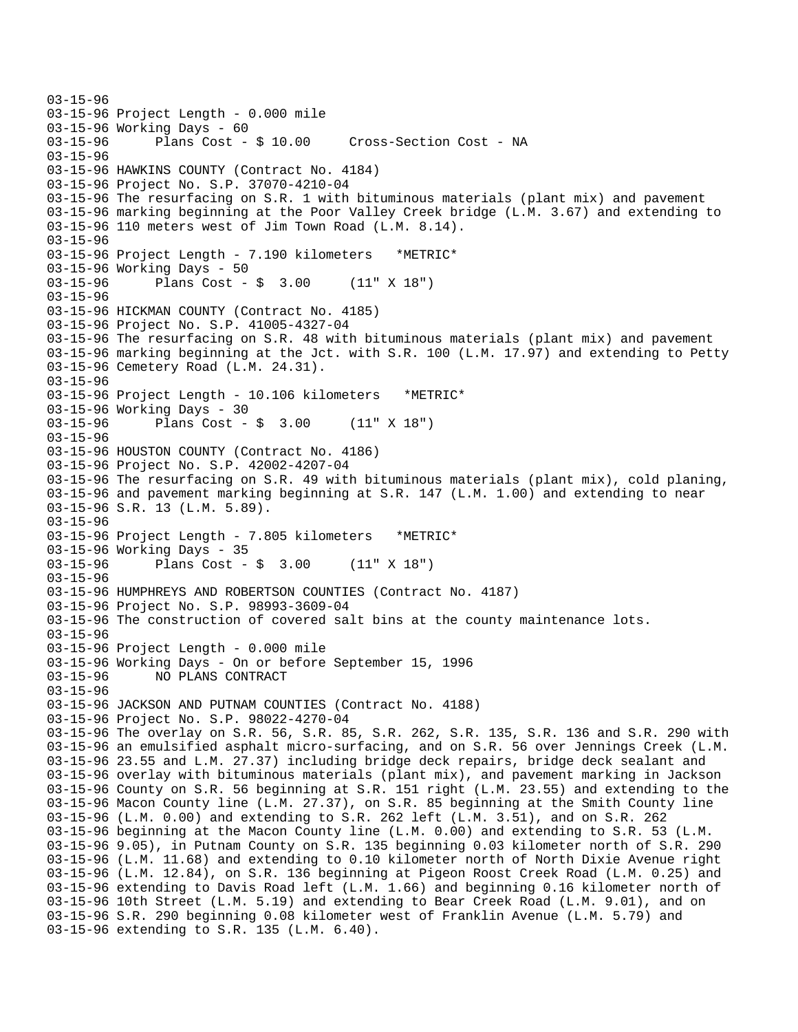```
03-15-96
03-15-96 Project Length - 0.000 mile
03-15-96 Working Days - 60
03-15-96       Plans Cost - $ 10.00     Cross-Section Cost - NA
03-15-96
03-15-96 HAWKINS COUNTY (Contract No. 4184)
03-15-96 Project No. S.P. 37070-4210-04
03-15-96 The resurfacing on S.R. 1 with bituminous materials (plant mix) and pavement
03-15-96 marking beginning at the Poor Valley Creek bridge (L.M. 3.67) and extending to
03-15-96 110 meters west of Jim Town Road (L.M. 8.14).
03-15-96
03-15-96 Project Length - 7.190 kilometers   *METRIC*
03-15-96 Working Days - 50
03-15-96       Plans Cost - $  3.00     (11" X 18")
03-15-96
03-15-96 HICKMAN COUNTY (Contract No. 4185)
03-15-96 Project No. S.P. 41005-4327-04
03-15-96 The resurfacing on S.R. 48 with bituminous materials (plant mix) and pavement
03-15-96 marking beginning at the Jct. with S.R. 100 (L.M. 17.97) and extending to Petty
03-15-96 Cemetery Road (L.M. 24.31).
03-15-96
03-15-96 Project Length - 10.106 kilometers   *METRIC*
03-15-96 Working Days - 30
03-15-96       Plans Cost - $  3.00     (11" X 18")
03-15-96
03-15-96 HOUSTON COUNTY (Contract No. 4186)
03-15-96 Project No. S.P. 42002-4207-04
03-15-96 The resurfacing on S.R. 49 with bituminous materials (plant mix), cold planing,
03-15-96 and pavement marking beginning at S.R. 147 (L.M. 1.00) and extending to near
03-15-96 S.R. 13 (L.M. 5.89).
03-15-96
03-15-96 Project Length - 7.805 kilometers   *METRIC*
03-15-96 Working Days - 35
03-15-96       Plans Cost - $  3.00     (11" X 18")
03-15-96
03-15-96 HUMPHREYS AND ROBERTSON COUNTIES (Contract No. 4187)
03-15-96 Project No. S.P. 98993-3609-04
03-15-96 The construction of covered salt bins at the county maintenance lots.
03-15-96
03-15-96 Project Length - 0.000 mile
03-15-96 Working Days - On or before September 15, 1996
03-15-96       NO PLANS CONTRACT
03-15-96
03-15-96 JACKSON AND PUTNAM COUNTIES (Contract No. 4188)
03-15-96 Project No. S.P. 98022-4270-04
03-15-96 The overlay on S.R. 56, S.R. 85, S.R. 262, S.R. 135, S.R. 136 and S.R. 290 with
03-15-96 an emulsified asphalt micro-surfacing, and on S.R. 56 over Jennings Creek (L.M.
03-15-96 23.55 and L.M. 27.37) including bridge deck repairs, bridge deck sealant and
03-15-96 overlay with bituminous materials (plant mix), and pavement marking in Jackson
03-15-96 County on S.R. 56 beginning at S.R. 151 right (L.M. 23.55) and extending to the
03-15-96 Macon County line (L.M. 27.37), on S.R. 85 beginning at the Smith County line
03-15-96 (L.M. 0.00) and extending to S.R. 262 left (L.M. 3.51), and on S.R. 262
03-15-96 beginning at the Macon County line (L.M. 0.00) and extending to S.R. 53 (L.M.
03-15-96 9.05), in Putnam County on S.R. 135 beginning 0.03 kilometer north of S.R. 290
03-15-96 (L.M. 11.68) and extending to 0.10 kilometer north of North Dixie Avenue right
03-15-96 (L.M. 12.84), on S.R. 136 beginning at Pigeon Roost Creek Road (L.M. 0.25) and
03-15-96 extending to Davis Road left (L.M. 1.66) and beginning 0.16 kilometer north of
03-15-96 10th Street (L.M. 5.19) and extending to Bear Creek Road (L.M. 9.01), and on
03-15-96 S.R. 290 beginning 0.08 kilometer west of Franklin Avenue (L.M. 5.79) and
03-15-96 extending to S.R. 135 (L.M. 6.40).
```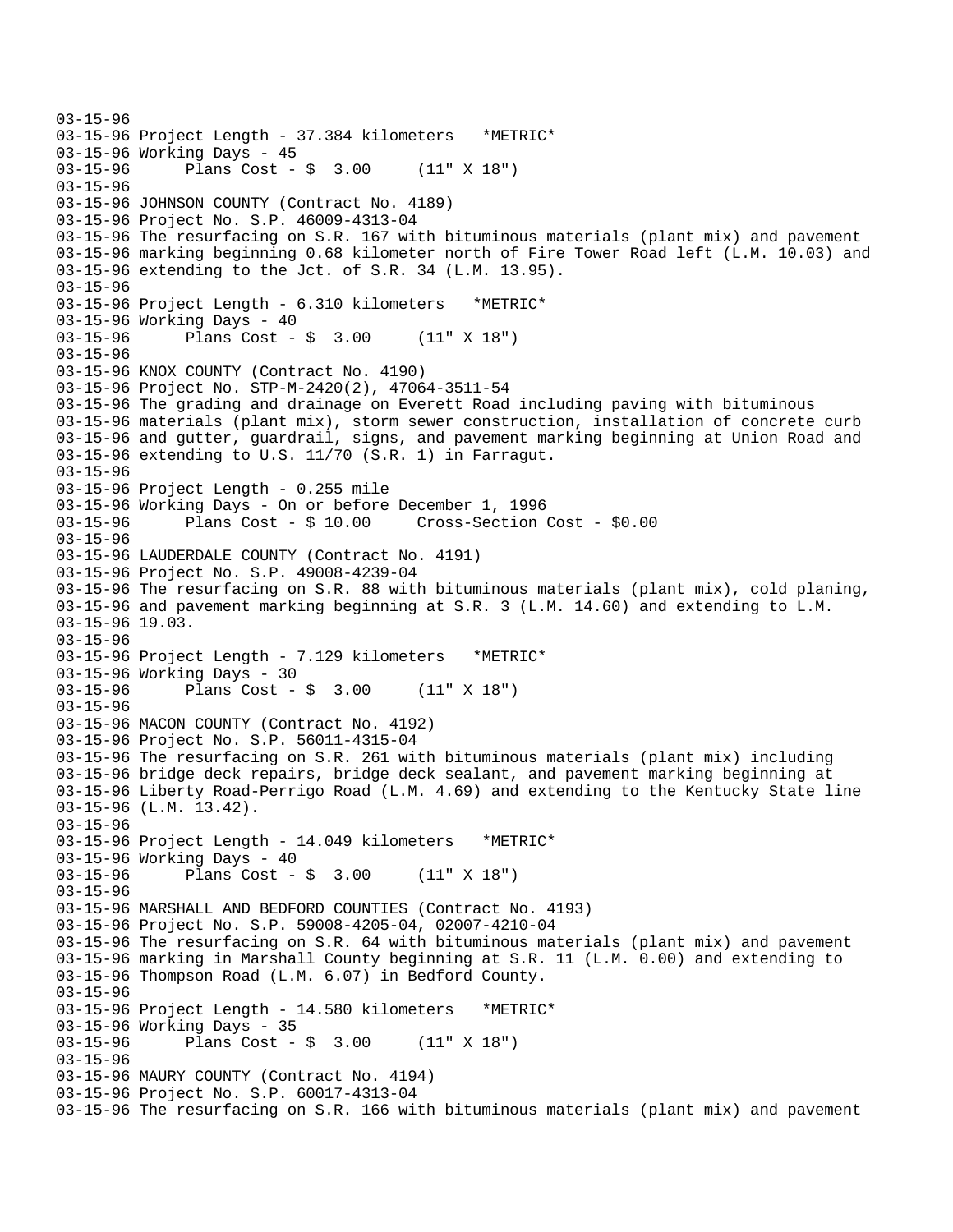```
03-15-96
03-15-96 Project Length - 37.384 kilometers   *METRIC*
03-15-96 Working Days - 45
03-15-96      Plans Cost - $  3.00     (11" X 18")
03-15-96
03-15-96 JOHNSON COUNTY (Contract No. 4189)
03-15-96 Project No. S.P. 46009-4313-04
03-15-96 The resurfacing on S.R. 167 with bituminous materials (plant mix) and pavement
03-15-96 marking beginning 0.68 kilometer north of Fire Tower Road left (L.M. 10.03) and
03-15-96 extending to the Jct. of S.R. 34 (L.M. 13.95).
03-15-96
03-15-96 Project Length - 6.310 kilometers   *METRIC*
03-15-96 Working Days - 40
03-15-96      Plans Cost - $  3.00     (11" X 18")
03-15-96
03-15-96 KNOX COUNTY (Contract No. 4190)
03-15-96 Project No. STP-M-2420(2), 47064-3511-54
03-15-96 The grading and drainage on Everett Road including paving with bituminous
03-15-96 materials (plant mix), storm sewer construction, installation of concrete curb
03-15-96 and gutter, guardrail, signs, and pavement marking beginning at Union Road and
03-15-96 extending to U.S. 11/70 (S.R. 1) in Farragut.
03-15-96
03-15-96 Project Length - 0.255 mile
03-15-96 Working Days - On or before December 1, 1996
03-15-96      Plans Cost - $ 10.00     Cross-Section Cost - $0.00
03-15-96
03-15-96 LAUDERDALE COUNTY (Contract No. 4191)
03-15-96 Project No. S.P. 49008-4239-04
03-15-96 The resurfacing on S.R. 88 with bituminous materials (plant mix), cold planing,
03-15-96 and pavement marking beginning at S.R. 3 (L.M. 14.60) and extending to L.M.
03-15-96 19.03.
03-15-96
03-15-96 Project Length - 7.129 kilometers   *METRIC*
03-15-96 Working Days - 30
03-15-96      Plans Cost - $  3.00     (11" X 18")
03-15-96
03-15-96 MACON COUNTY (Contract No. 4192)
03-15-96 Project No. S.P. 56011-4315-04
03-15-96 The resurfacing on S.R. 261 with bituminous materials (plant mix) including
03-15-96 bridge deck repairs, bridge deck sealant, and pavement marking beginning at
03-15-96 Liberty Road-Perrigo Road (L.M. 4.69) and extending to the Kentucky State line
03-15-96 (L.M. 13.42).
03-15-96
03-15-96 Project Length - 14.049 kilometers   *METRIC*
03-15-96 Working Days - 40
03-15-96      Plans Cost - $  3.00     (11" X 18")
03-15-96
03-15-96 MARSHALL AND BEDFORD COUNTIES (Contract No. 4193)
03-15-96 Project No. S.P. 59008-4205-04, 02007-4210-04
03-15-96 The resurfacing on S.R. 64 with bituminous materials (plant mix) and pavement
03-15-96 marking in Marshall County beginning at S.R. 11 (L.M. 0.00) and extending to
03-15-96 Thompson Road (L.M. 6.07) in Bedford County.
03-15-96
03-15-96 Project Length - 14.580 kilometers   *METRIC*
03-15-96 Working Days - 35
03-15-96      Plans Cost - $  3.00     (11" X 18")
03-15-96
03-15-96 MAURY COUNTY (Contract No. 4194)
03-15-96 Project No. S.P. 60017-4313-04
03-15-96 The resurfacing on S.R. 166 with bituminous materials (plant mix) and pavement
```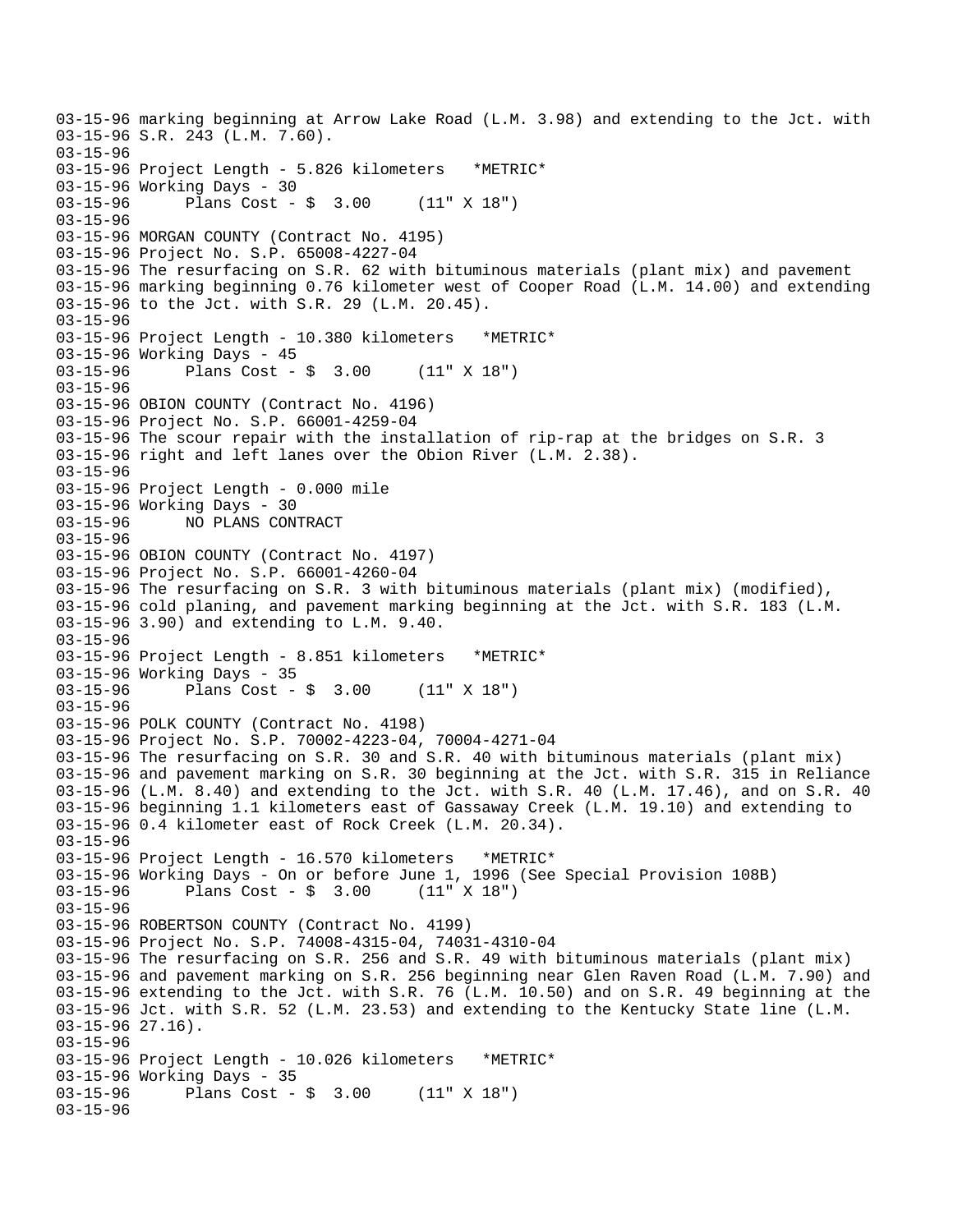```
03-15-96 marking beginning at Arrow Lake Road (L.M. 3.98) and extending to the Jct. with
03-15-96 S.R. 243 (L.M. 7.60).
03-15-96
03-15-96 Project Length - 5.826 kilometers   *METRIC*
03-15-96 Working Days - 30
03-15-96      Plans Cost - $  3.00     (11" X 18")
03-15-96
03-15-96 MORGAN COUNTY (Contract No. 4195)
03-15-96 Project No. S.P. 65008-4227-04
03-15-96 The resurfacing on S.R. 62 with bituminous materials (plant mix) and pavement
03-15-96 marking beginning 0.76 kilometer west of Cooper Road (L.M. 14.00) and extending
03-15-96 to the Jct. with S.R. 29 (L.M. 20.45).
03-15-96
03-15-96 Project Length - 10.380 kilometers   *METRIC*
03-15-96 Working Days - 45
03-15-96      Plans Cost - $  3.00     (11" X 18")
03-15-96
03-15-96 OBION COUNTY (Contract No. 4196)
03-15-96 Project No. S.P. 66001-4259-04
03-15-96 The scour repair with the installation of rip-rap at the bridges on S.R. 3
03-15-96 right and left lanes over the Obion River (L.M. 2.38).
03-15-96
03-15-96 Project Length - 0.000 mile
03-15-96 Working Days - 30
03-15-96      NO PLANS CONTRACT
03-15-96
03-15-96 OBION COUNTY (Contract No. 4197)
03-15-96 Project No. S.P. 66001-4260-04
03-15-96 The resurfacing on S.R. 3 with bituminous materials (plant mix) (modified),
03-15-96 cold planing, and pavement marking beginning at the Jct. with S.R. 183 (L.M.
03-15-96 3.90) and extending to L.M. 9.40.
03-15-96
03-15-96 Project Length - 8.851 kilometers   *METRIC*
03-15-96 Working Days - 35
03-15-96      Plans Cost - $  3.00     (11" X 18")
03-15-96
03-15-96 POLK COUNTY (Contract No. 4198)
03-15-96 Project No. S.P. 70002-4223-04, 70004-4271-04
03-15-96 The resurfacing on S.R. 30 and S.R. 40 with bituminous materials (plant mix)
03-15-96 and pavement marking on S.R. 30 beginning at the Jct. with S.R. 315 in Reliance
03-15-96 (L.M. 8.40) and extending to the Jct. with S.R. 40 (L.M. 17.46), and on S.R. 40
03-15-96 beginning 1.1 kilometers east of Gassaway Creek (L.M. 19.10) and extending to
03-15-96 0.4 kilometer east of Rock Creek (L.M. 20.34).
03-15-96
03-15-96 Project Length - 16.570 kilometers   *METRIC*
03-15-96 Working Days - On or before June 1, 1996 (See Special Provision 108B)
03-15-96      Plans Cost - $  3.00     (11" X 18")
03-15-96
03-15-96 ROBERTSON COUNTY (Contract No. 4199)
03-15-96 Project No. S.P. 74008-4315-04, 74031-4310-04
03-15-96 The resurfacing on S.R. 256 and S.R. 49 with bituminous materials (plant mix)
03-15-96 and pavement marking on S.R. 256 beginning near Glen Raven Road (L.M. 7.90) and
03-15-96 extending to the Jct. with S.R. 76 (L.M. 10.50) and on S.R. 49 beginning at the
03-15-96 Jct. with S.R. 52 (L.M. 23.53) and extending to the Kentucky State line (L.M.
03-15-96 27.16).
03-15-96
03-15-96 Project Length - 10.026 kilometers   *METRIC*
03-15-96 Working Days - 35
03-15-96      Plans Cost - $  3.00     (11" X 18")
03-15-96
```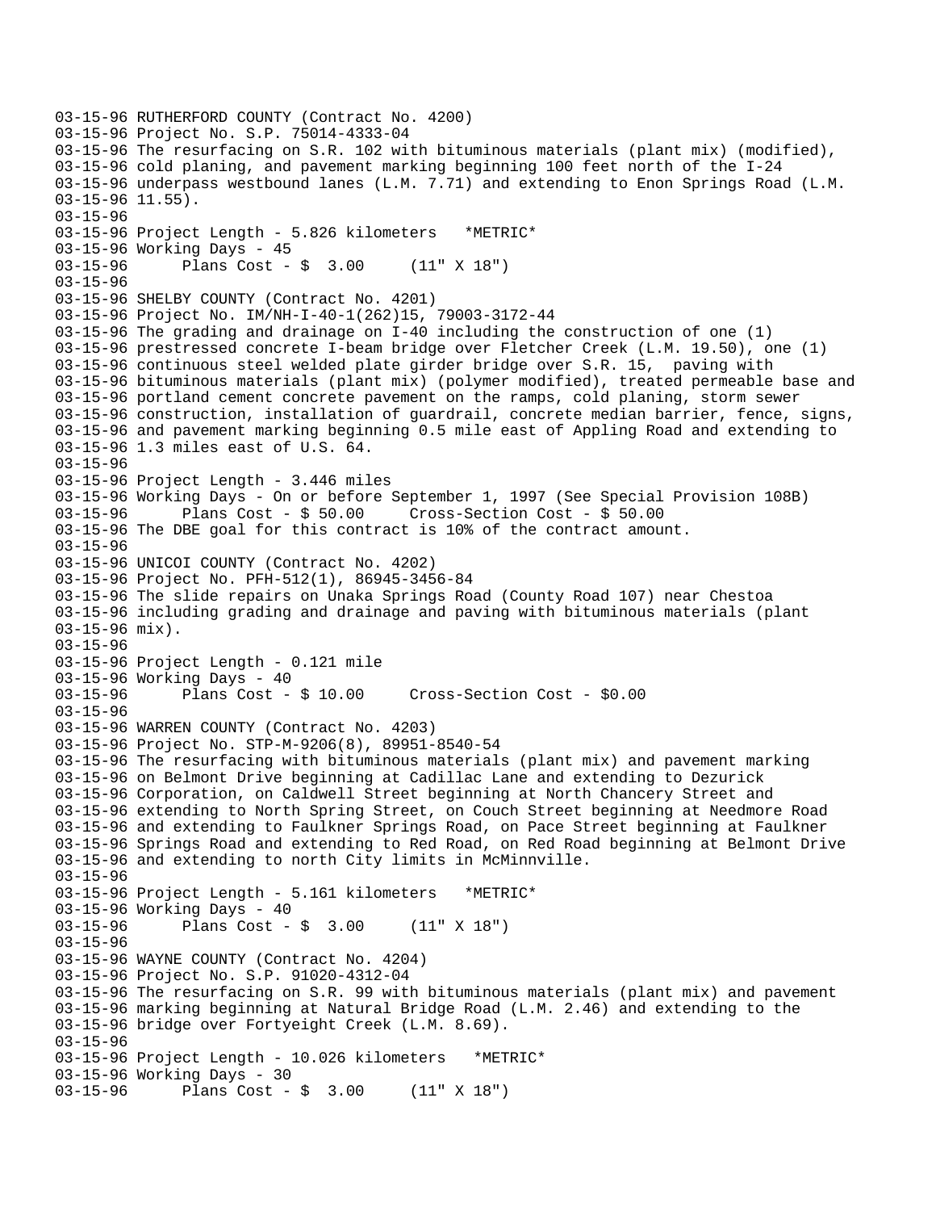```
03-15-96 RUTHERFORD COUNTY (Contract No. 4200)
03-15-96 Project No. S.P. 75014-4333-04
03-15-96 The resurfacing on S.R. 102 with bituminous materials (plant mix) (modified),
03-15-96 cold planing, and pavement marking beginning 100 feet north of the I-24
03-15-96 underpass westbound lanes (L.M. 7.71) and extending to Enon Springs Road (L.M.
03-15-96 11.55).
03-15-96
03-15-96 Project Length - 5.826 kilometers   *METRIC*
03-15-96 Working Days - 45
03-15-96      Plans Cost - $  3.00     (11" X 18")
03-15-96
03-15-96 SHELBY COUNTY (Contract No. 4201)
03-15-96 Project No. IM/NH-I-40-1(262)15, 79003-3172-44
03-15-96 The grading and drainage on I-40 including the construction of one (1)
03-15-96 prestressed concrete I-beam bridge over Fletcher Creek (L.M. 19.50), one (1)
03-15-96 continuous steel welded plate girder bridge over S.R. 15,  paving with
03-15-96 bituminous materials (plant mix) (polymer modified), treated permeable base and
03-15-96 portland cement concrete pavement on the ramps, cold planing, storm sewer
03-15-96 construction, installation of guardrail, concrete median barrier, fence, signs,
03-15-96 and pavement marking beginning 0.5 mile east of Appling Road and extending to
03-15-96 1.3 miles east of U.S. 64.
03-15-96
03-15-96 Project Length - 3.446 miles
03-15-96 Working Days - On or before September 1, 1997 (See Special Provision 108B)
03-15-96      Plans Cost - $ 50.00     Cross-Section Cost - $ 50.00
03-15-96 The DBE goal for this contract is 10% of the contract amount.
03-15-96
03-15-96 UNICOI COUNTY (Contract No. 4202)
03-15-96 Project No. PFH-512(1), 86945-3456-84
03-15-96 The slide repairs on Unaka Springs Road (County Road 107) near Chestoa
03-15-96 including grading and drainage and paving with bituminous materials (plant
03-15-96 mix).
03-15-96
03-15-96 Project Length - 0.121 mile
03-15-96 Working Days - 40
03-15-96      Plans Cost - $ 10.00     Cross-Section Cost - $0.00
03-15-96
03-15-96 WARREN COUNTY (Contract No. 4203)
03-15-96 Project No. STP-M-9206(8), 89951-8540-54
03-15-96 The resurfacing with bituminous materials (plant mix) and pavement marking
03-15-96 on Belmont Drive beginning at Cadillac Lane and extending to Dezurick
03-15-96 Corporation, on Caldwell Street beginning at North Chancery Street and
03-15-96 extending to North Spring Street, on Couch Street beginning at Needmore Road
03-15-96 and extending to Faulkner Springs Road, on Pace Street beginning at Faulkner
03-15-96 Springs Road and extending to Red Road, on Red Road beginning at Belmont Drive
03-15-96 and extending to north City limits in McMinnville.
03-15-96
03-15-96 Project Length - 5.161 kilometers   *METRIC*
03-15-96 Working Days - 40
03-15-96      Plans Cost - $  3.00     (11" X 18")
03-15-96
03-15-96 WAYNE COUNTY (Contract No. 4204)
03-15-96 Project No. S.P. 91020-4312-04
03-15-96 The resurfacing on S.R. 99 with bituminous materials (plant mix) and pavement
03-15-96 marking beginning at Natural Bridge Road (L.M. 2.46) and extending to the
03-15-96 bridge over Fortyeight Creek (L.M. 8.69).
03-15-96
03-15-96 Project Length - 10.026 kilometers   *METRIC*
03-15-96 Working Days - 30
03-15-96      Plans Cost - $  3.00     (11" X 18")
```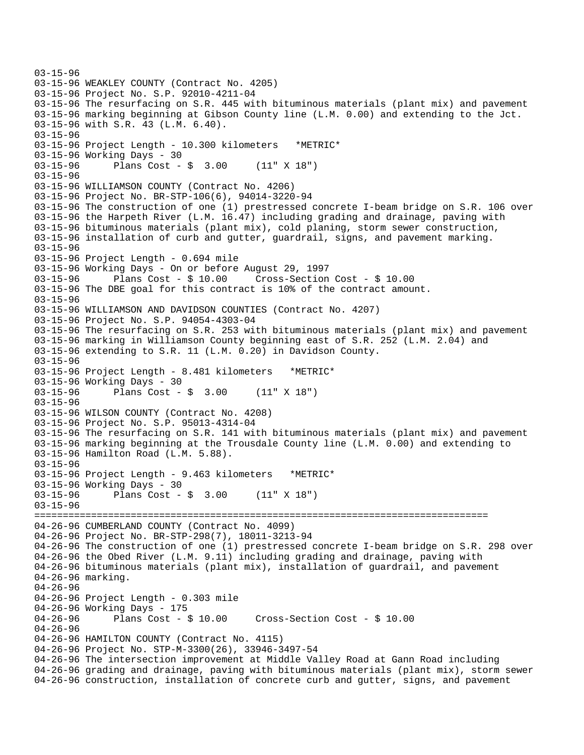```
03-15-96
03-15-96 WEAKLEY COUNTY (Contract No. 4205)
03-15-96 Project No. S.P. 92010-4211-04
03-15-96 The resurfacing on S.R. 445 with bituminous materials (plant mix) and pavement
03-15-96 marking beginning at Gibson County line (L.M. 0.00) and extending to the Jct.
03-15-96 with S.R. 43 (L.M. 6.40).
03-15-96
03-15-96 Project Length - 10.300 kilometers   *METRIC*
03-15-96 Working Days - 30
03-15-96       Plans Cost - $  3.00     (11" X 18")
03-15-96
03-15-96 WILLIAMSON COUNTY (Contract No. 4206)
03-15-96 Project No. BR-STP-106(6), 94014-3220-94
03-15-96 The construction of one (1) prestressed concrete I-beam bridge on S.R. 106 over
03-15-96 the Harpeth River (L.M. 16.47) including grading and drainage, paving with
03-15-96 bituminous materials (plant mix), cold planing, storm sewer construction,
03-15-96 installation of curb and gutter, guardrail, signs, and pavement marking.
03-15-96
03-15-96 Project Length - 0.694 mile
03-15-96 Working Days - On or before August 29, 1997
03-15-96       Plans Cost - $ 10.00     Cross-Section Cost - $ 10.00
03-15-96 The DBE goal for this contract is 10% of the contract amount.
03-15-96
03-15-96 WILLIAMSON AND DAVIDSON COUNTIES (Contract No. 4207)
03-15-96 Project No. S.P. 94054-4303-04
03-15-96 The resurfacing on S.R. 253 with bituminous materials (plant mix) and pavement
03-15-96 marking in Williamson County beginning east of S.R. 252 (L.M. 2.04) and
03-15-96 extending to S.R. 11 (L.M. 0.20) in Davidson County.
03-15-96
03-15-96 Project Length - 8.481 kilometers   *METRIC*
03-15-96 Working Days - 30
03-15-96       Plans Cost - $  3.00     (11" X 18")
03-15-96
03-15-96 WILSON COUNTY (Contract No. 4208)
03-15-96 Project No. S.P. 95013-4314-04
03-15-96 The resurfacing on S.R. 141 with bituminous materials (plant mix) and pavement
03-15-96 marking beginning at the Trousdale County line (L.M. 0.00) and extending to
03-15-96 Hamilton Road (L.M. 5.88).
03-15-96
03-15-96 Project Length - 9.463 kilometers   *METRIC*
03-15-96 Working Days - 30
03-15-96       Plans Cost - $  3.00     (11" X 18")
03-15-96
================================================================================
04-26-96 CUMBERLAND COUNTY (Contract No. 4099)
04-26-96 Project No. BR-STP-298(7), 18011-3213-94
04-26-96 The construction of one (1) prestressed concrete I-beam bridge on S.R. 298 over
04-26-96 the Obed River (L.M. 9.11) including grading and drainage, paving with
04-26-96 bituminous materials (plant mix), installation of guardrail, and pavement
04-26-96 marking.
04-26-96
04-26-96 Project Length - 0.303 mile
04-26-96 Working Days - 175
04-26-96       Plans Cost - $ 10.00     Cross-Section Cost - $ 10.00
04-26-96
04-26-96 HAMILTON COUNTY (Contract No. 4115)
04-26-96 Project No. STP-M-3300(26), 33946-3497-54
04-26-96 The intersection improvement at Middle Valley Road at Gann Road including
04-26-96 grading and drainage, paving with bituminous materials (plant mix), storm sewer
04-26-96 construction, installation of concrete curb and gutter, signs, and pavement
```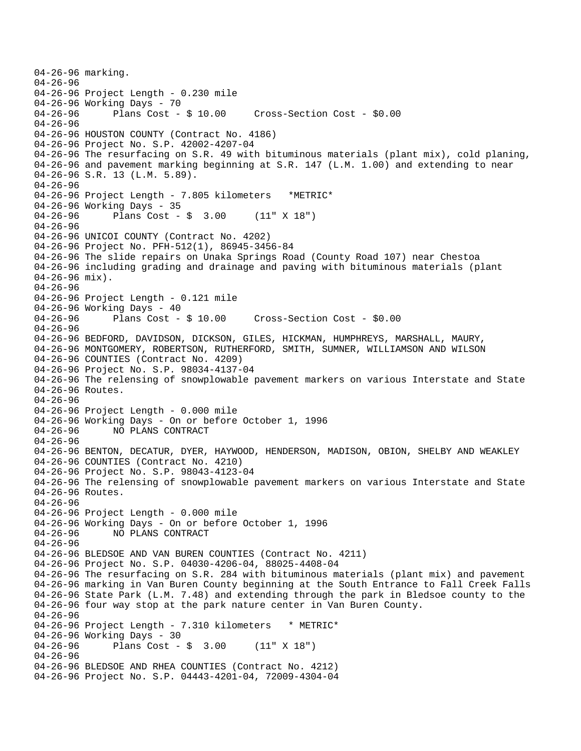```
04-26-96 marking.
04-26-96
04-26-96 Project Length - 0.230 mile
04-26-96 Working Days - 70
04-26-96      Plans Cost - $ 10.00     Cross-Section Cost - $0.00
04-26-96
04-26-96 HOUSTON COUNTY (Contract No. 4186)
04-26-96 Project No. S.P. 42002-4207-04
04-26-96 The resurfacing on S.R. 49 with bituminous materials (plant mix), cold planing,
04-26-96 and pavement marking beginning at S.R. 147 (L.M. 1.00) and extending to near
04-26-96 S.R. 13 (L.M. 5.89).
04-26-96
04-26-96 Project Length - 7.805 kilometers   *METRIC*
04-26-96 Working Days - 35
04-26-96      Plans Cost - $  3.00     (11" X 18")
04-26-96
04-26-96 UNICOI COUNTY (Contract No. 4202)
04-26-96 Project No. PFH-512(1), 86945-3456-84
04-26-96 The slide repairs on Unaka Springs Road (County Road 107) near Chestoa
04-26-96 including grading and drainage and paving with bituminous materials (plant
04-26-96 mix).
04-26-96
04-26-96 Project Length - 0.121 mile
04-26-96 Working Days - 40
04-26-96      Plans Cost - $ 10.00     Cross-Section Cost - $0.00
04-26-96
04-26-96 BEDFORD, DAVIDSON, DICKSON, GILES, HICKMAN, HUMPHREYS, MARSHALL, MAURY,
04-26-96 MONTGOMERY, ROBERTSON, RUTHERFORD, SMITH, SUMNER, WILLIAMSON AND WILSON
04-26-96 COUNTIES (Contract No. 4209)
04-26-96 Project No. S.P. 98034-4137-04
04-26-96 The relensing of snowplowable pavement markers on various Interstate and State
04-26-96 Routes.
04-26-96
04-26-96 Project Length - 0.000 mile
04-26-96 Working Days - On or before October 1, 1996
04-26-96      NO PLANS CONTRACT
04-26-96
04-26-96 BENTON, DECATUR, DYER, HAYWOOD, HENDERSON, MADISON, OBION, SHELBY AND WEAKLEY
04-26-96 COUNTIES (Contract No. 4210)
04-26-96 Project No. S.P. 98043-4123-04
04-26-96 The relensing of snowplowable pavement markers on various Interstate and State
04-26-96 Routes.
04-26-96
04-26-96 Project Length - 0.000 mile
04-26-96 Working Days - On or before October 1, 1996
04-26-96      NO PLANS CONTRACT
04-26-96
04-26-96 BLEDSOE AND VAN BUREN COUNTIES (Contract No. 4211)
04-26-96 Project No. S.P. 04030-4206-04, 88025-4408-04
04-26-96 The resurfacing on S.R. 284 with bituminous materials (plant mix) and pavement
04-26-96 marking in Van Buren County beginning at the South Entrance to Fall Creek Falls
04-26-96 State Park (L.M. 7.48) and extending through the park in Bledsoe county to the
04-26-96 four way stop at the park nature center in Van Buren County.
04-26-96
04-26-96 Project Length - 7.310 kilometers   * METRIC*
04-26-96 Working Days - 30
04-26-96      Plans Cost - $  3.00     (11" X 18")
04-26-96
04-26-96 BLEDSOE AND RHEA COUNTIES (Contract No. 4212)
04-26-96 Project No. S.P. 04443-4201-04, 72009-4304-04
```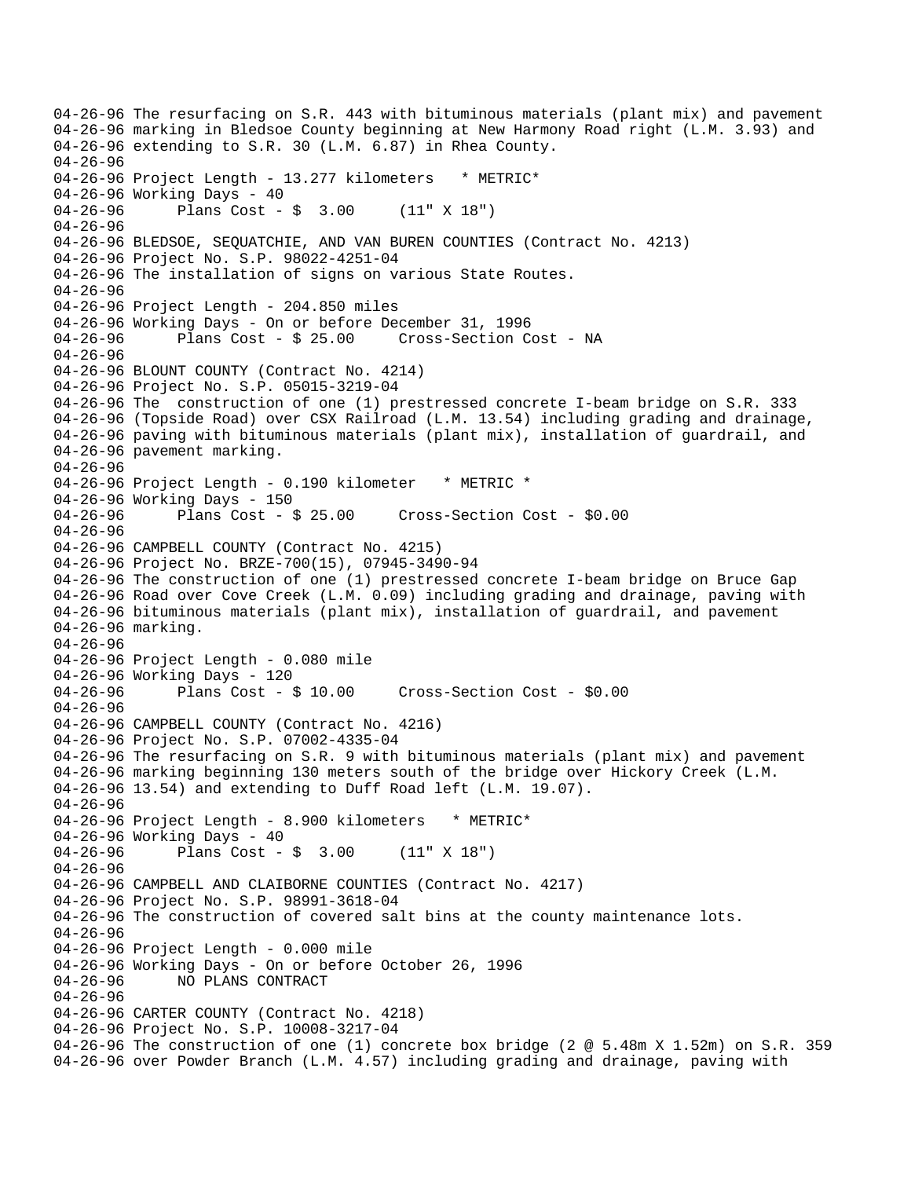04-26-96 The resurfacing on S.R. 443 with bituminous materials (plant mix) and pavement
04-26-96 marking in Bledsoe County beginning at New Harmony Road right (L.M. 3.93) and
04-26-96 extending to S.R. 30 (L.M. 6.87) in Rhea County.
04-26-96
04-26-96 Project Length - 13.277 kilometers * METRIC*
04-26-96 Working Days - 40
04-26-96 Plans Cost - $ 3.00 (11" X 18")
04-26-96
04-26-96 BLEDSOE, SEQUATCHIE, AND VAN BUREN COUNTIES (Contract No. 4213)
04-26-96 Project No. S.P. 98022-4251-04
04-26-96 The installation of signs on various State Routes.
04-26-96
04-26-96 Project Length - 204.850 miles
04-26-96 Working Days - On or before December 31, 1996
04-26-96 Plans Cost - $ 25.00 Cross-Section Cost - NA
04-26-96
04-26-96 BLOUNT COUNTY (Contract No. 4214)
04-26-96 Project No. S.P. 05015-3219-04
04-26-96 The construction of one (1) prestressed concrete I-beam bridge on S.R. 333
04-26-96 (Topside Road) over CSX Railroad (L.M. 13.54) including grading and drainage,
04-26-96 paving with bituminous materials (plant mix), installation of guardrail, and
04-26-96 pavement marking.
04-26-96
04-26-96 Project Length - 0.190 kilometer * METRIC *
04-26-96 Working Days - 150
04-26-96 Plans Cost - $ 25.00 Cross-Section Cost - $0.00
04-26-96
04-26-96 CAMPBELL COUNTY (Contract No. 4215)
04-26-96 Project No. BRZE-700(15), 07945-3490-94
04-26-96 The construction of one (1) prestressed concrete I-beam bridge on Bruce Gap
04-26-96 Road over Cove Creek (L.M. 0.09) including grading and drainage, paving with
04-26-96 bituminous materials (plant mix), installation of guardrail, and pavement
04-26-96 marking.
04-26-96
04-26-96 Project Length - 0.080 mile
04-26-96 Working Days - 120
04-26-96 Plans Cost - $ 10.00 Cross-Section Cost - $0.00
04-26-96
04-26-96 CAMPBELL COUNTY (Contract No. 4216)
04-26-96 Project No. S.P. 07002-4335-04
04-26-96 The resurfacing on S.R. 9 with bituminous materials (plant mix) and pavement
04-26-96 marking beginning 130 meters south of the bridge over Hickory Creek (L.M.
04-26-96 13.54) and extending to Duff Road left (L.M. 19.07).
04-26-96
04-26-96 Project Length - 8.900 kilometers * METRIC*
04-26-96 Working Days - 40
04-26-96 Plans Cost - $ 3.00 (11" X 18")
04-26-96
04-26-96 CAMPBELL AND CLAIBORNE COUNTIES (Contract No. 4217)
04-26-96 Project No. S.P. 98991-3618-04
04-26-96 The construction of covered salt bins at the county maintenance lots.
04-26-96
04-26-96 Project Length - 0.000 mile
04-26-96 Working Days - On or before October 26, 1996
04-26-96 NO PLANS CONTRACT
04-26-96
04-26-96 CARTER COUNTY (Contract No. 4218)
04-26-96 Project No. S.P. 10008-3217-04
04-26-96 The construction of one (1) concrete box bridge (2 @ 5.48m X 1.52m) on S.R. 359
04-26-96 over Powder Branch (L.M. 4.57) including grading and drainage, paving with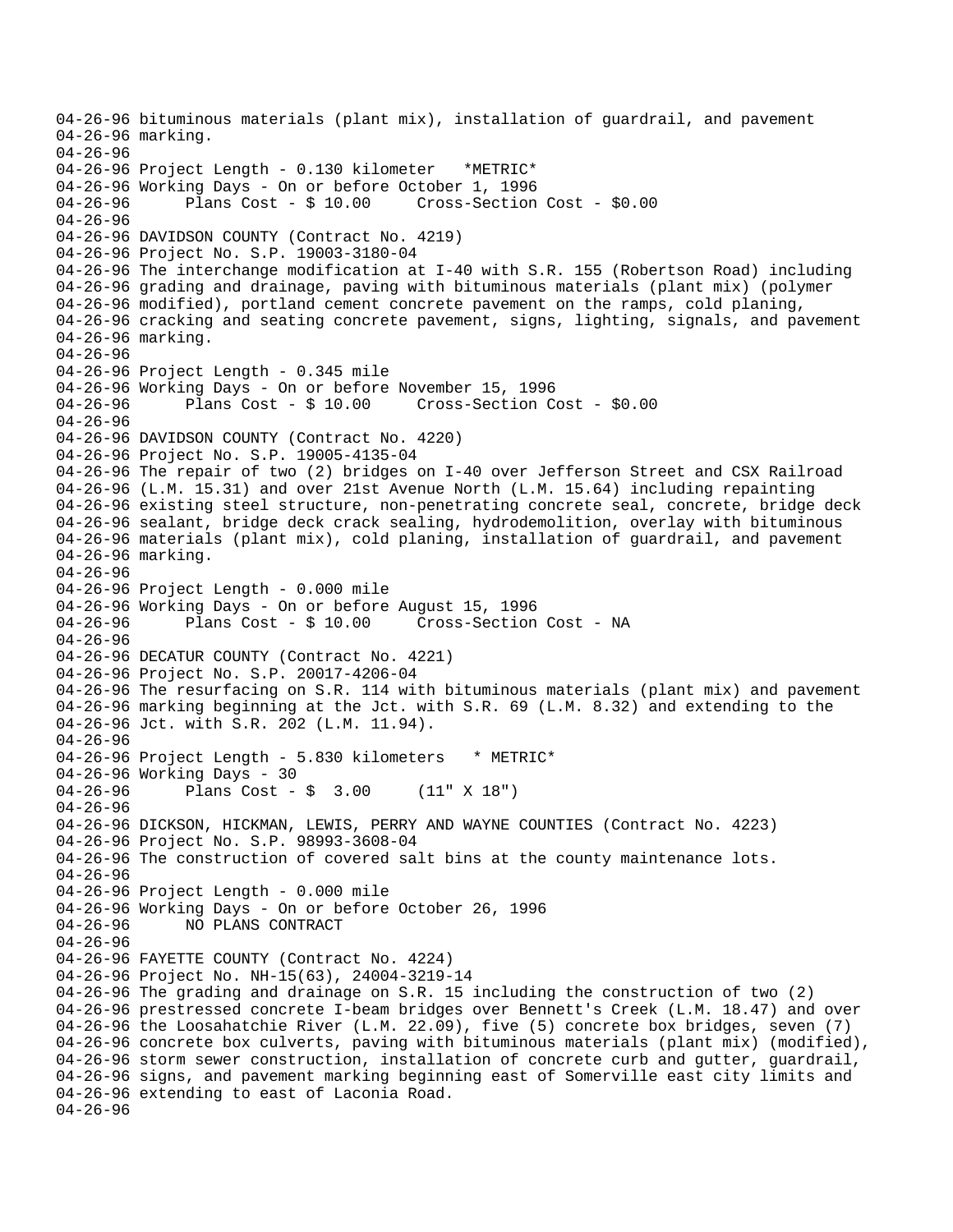```
04-26-96 bituminous materials (plant mix), installation of guardrail, and pavement
04-26-96 marking.
04-26-96
04-26-96 Project Length - 0.130 kilometer   *METRIC*
04-26-96 Working Days - On or before October 1, 1996
04-26-96      Plans Cost - $ 10.00     Cross-Section Cost - $0.00
04-26-96
04-26-96 DAVIDSON COUNTY (Contract No. 4219)
04-26-96 Project No. S.P. 19003-3180-04
04-26-96 The interchange modification at I-40 with S.R. 155 (Robertson Road) including
04-26-96 grading and drainage, paving with bituminous materials (plant mix) (polymer
04-26-96 modified), portland cement concrete pavement on the ramps, cold planing,
04-26-96 cracking and seating concrete pavement, signs, lighting, signals, and pavement
04-26-96 marking.
04-26-96
04-26-96 Project Length - 0.345 mile
04-26-96 Working Days - On or before November 15, 1996
04-26-96      Plans Cost - $ 10.00     Cross-Section Cost - $0.00
04-26-96
04-26-96 DAVIDSON COUNTY (Contract No. 4220)
04-26-96 Project No. S.P. 19005-4135-04
04-26-96 The repair of two (2) bridges on I-40 over Jefferson Street and CSX Railroad
04-26-96 (L.M. 15.31) and over 21st Avenue North (L.M. 15.64) including repainting
04-26-96 existing steel structure, non-penetrating concrete seal, concrete, bridge deck
04-26-96 sealant, bridge deck crack sealing, hydrodemolition, overlay with bituminous
04-26-96 materials (plant mix), cold planing, installation of guardrail, and pavement
04-26-96 marking.
04-26-96
04-26-96 Project Length - 0.000 mile
04-26-96 Working Days - On or before August 15, 1996
04-26-96      Plans Cost - $ 10.00     Cross-Section Cost - NA
04-26-96
04-26-96 DECATUR COUNTY (Contract No. 4221)
04-26-96 Project No. S.P. 20017-4206-04
04-26-96 The resurfacing on S.R. 114 with bituminous materials (plant mix) and pavement
04-26-96 marking beginning at the Jct. with S.R. 69 (L.M. 8.32) and extending to the
04-26-96 Jct. with S.R. 202 (L.M. 11.94).
04-26-96
04-26-96 Project Length - 5.830 kilometers   * METRIC*
04-26-96 Working Days - 30
04-26-96      Plans Cost - $  3.00     (11" X 18")
04-26-96
04-26-96 DICKSON, HICKMAN, LEWIS, PERRY AND WAYNE COUNTIES (Contract No. 4223)
04-26-96 Project No. S.P. 98993-3608-04
04-26-96 The construction of covered salt bins at the county maintenance lots.
04-26-96
04-26-96 Project Length - 0.000 mile
04-26-96 Working Days - On or before October 26, 1996
04-26-96      NO PLANS CONTRACT
04-26-96
04-26-96 FAYETTE COUNTY (Contract No. 4224)
04-26-96 Project No. NH-15(63), 24004-3219-14
04-26-96 The grading and drainage on S.R. 15 including the construction of two (2)
04-26-96 prestressed concrete I-beam bridges over Bennett's Creek (L.M. 18.47) and over
04-26-96 the Loosahatchie River (L.M. 22.09), five (5) concrete box bridges, seven (7)
04-26-96 concrete box culverts, paving with bituminous materials (plant mix) (modified),
04-26-96 storm sewer construction, installation of concrete curb and gutter, guardrail,
04-26-96 signs, and pavement marking beginning east of Somerville east city limits and
04-26-96 extending to east of Laconia Road.
04-26-96
```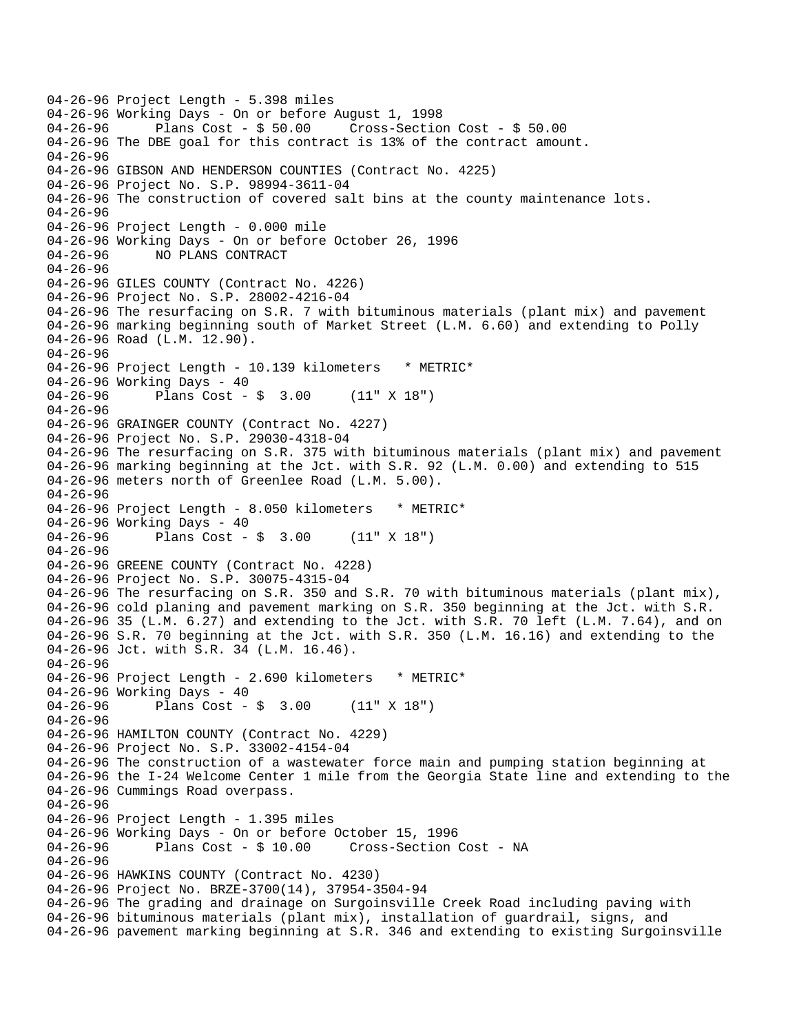```
04-26-96 Project Length - 5.398 miles
04-26-96 Working Days - On or before August 1, 1998
04-26-96       Plans Cost - $ 50.00     Cross-Section Cost - $ 50.00
04-26-96 The DBE goal for this contract is 13% of the contract amount.
04-26-96
04-26-96 GIBSON AND HENDERSON COUNTIES (Contract No. 4225)
04-26-96 Project No. S.P. 98994-3611-04
04-26-96 The construction of covered salt bins at the county maintenance lots.
04-26-96
04-26-96 Project Length - 0.000 mile
04-26-96 Working Days - On or before October 26, 1996
04-26-96       NO PLANS CONTRACT
04-26-96
04-26-96 GILES COUNTY (Contract No. 4226)
04-26-96 Project No. S.P. 28002-4216-04
04-26-96 The resurfacing on S.R. 7 with bituminous materials (plant mix) and pavement
04-26-96 marking beginning south of Market Street (L.M. 6.60) and extending to Polly
04-26-96 Road (L.M. 12.90).
04-26-96
04-26-96 Project Length - 10.139 kilometers   * METRIC*
04-26-96 Working Days - 40
04-26-96       Plans Cost - $  3.00     (11" X 18")
04-26-96
04-26-96 GRAINGER COUNTY (Contract No. 4227)
04-26-96 Project No. S.P. 29030-4318-04
04-26-96 The resurfacing on S.R. 375 with bituminous materials (plant mix) and pavement
04-26-96 marking beginning at the Jct. with S.R. 92 (L.M. 0.00) and extending to 515
04-26-96 meters north of Greenlee Road (L.M. 5.00).
04-26-96
04-26-96 Project Length - 8.050 kilometers   * METRIC*
04-26-96 Working Days - 40
04-26-96       Plans Cost - $  3.00     (11" X 18")
04-26-96
04-26-96 GREENE COUNTY (Contract No. 4228)
04-26-96 Project No. S.P. 30075-4315-04
04-26-96 The resurfacing on S.R. 350 and S.R. 70 with bituminous materials (plant mix),
04-26-96 cold planing and pavement marking on S.R. 350 beginning at the Jct. with S.R.
04-26-96 35 (L.M. 6.27) and extending to the Jct. with S.R. 70 left (L.M. 7.64), and on
04-26-96 S.R. 70 beginning at the Jct. with S.R. 350 (L.M. 16.16) and extending to the
04-26-96 Jct. with S.R. 34 (L.M. 16.46).
04-26-96
04-26-96 Project Length - 2.690 kilometers   * METRIC*
04-26-96 Working Days - 40
04-26-96       Plans Cost - $  3.00     (11" X 18")
04-26-96
04-26-96 HAMILTON COUNTY (Contract No. 4229)
04-26-96 Project No. S.P. 33002-4154-04
04-26-96 The construction of a wastewater force main and pumping station beginning at
04-26-96 the I-24 Welcome Center 1 mile from the Georgia State line and extending to the
04-26-96 Cummings Road overpass.
04-26-96
04-26-96 Project Length - 1.395 miles
04-26-96 Working Days - On or before October 15, 1996
04-26-96       Plans Cost - $ 10.00     Cross-Section Cost - NA
04-26-96
04-26-96 HAWKINS COUNTY (Contract No. 4230)
04-26-96 Project No. BRZE-3700(14), 37954-3504-94
04-26-96 The grading and drainage on Surgoinsville Creek Road including paving with
04-26-96 bituminous materials (plant mix), installation of guardrail, signs, and
04-26-96 pavement marking beginning at S.R. 346 and extending to existing Surgoinsville
```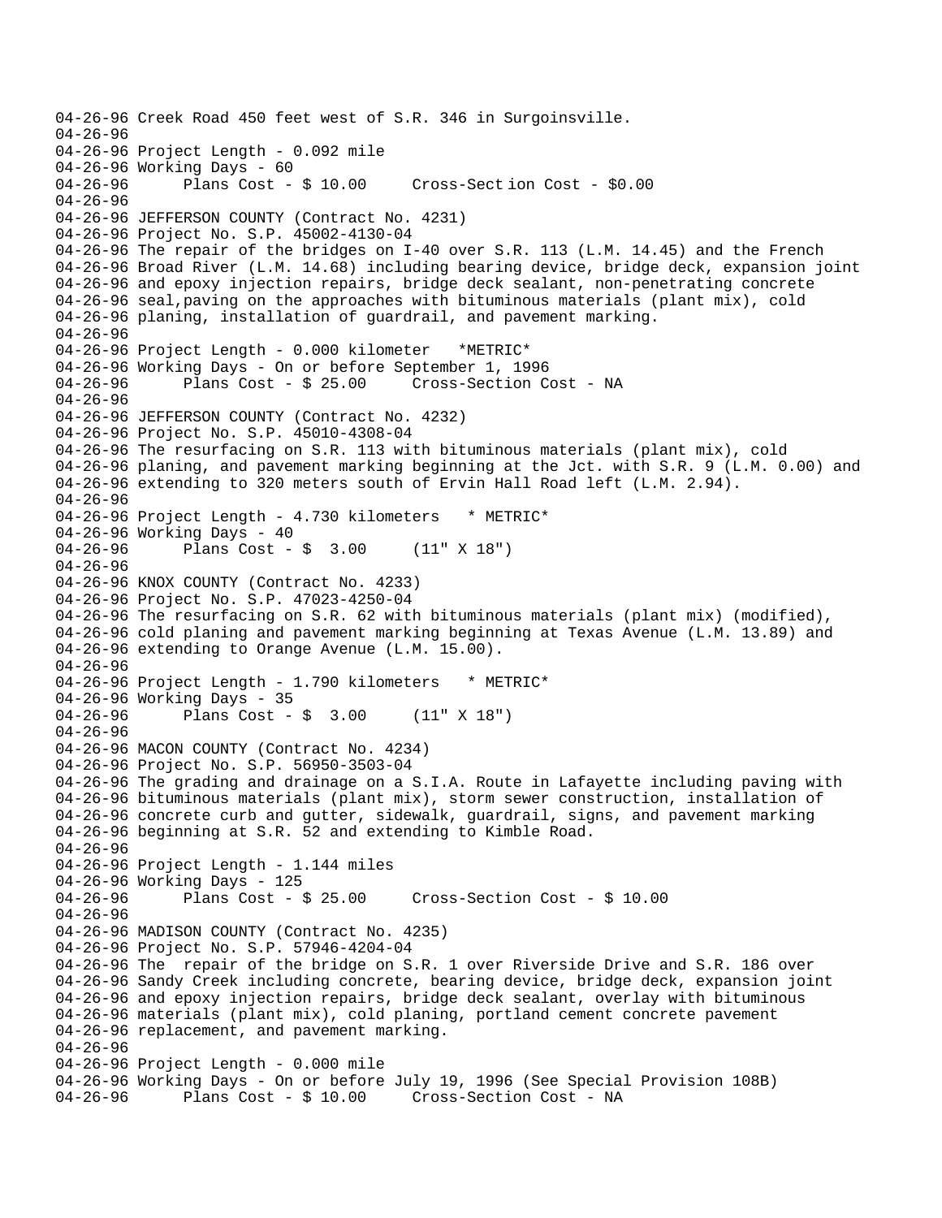```
04-26-96 Creek Road 450 feet west of S.R. 346 in Surgoinsville.
04-26-96
04-26-96 Project Length - 0.092 mile
04-26-96 Working Days - 60
04-26-96      Plans Cost - $ 10.00     Cross-Sect ion Cost - $0.00
04-26-96
04-26-96 JEFFERSON COUNTY (Contract No. 4231)
04-26-96 Project No. S.P. 45002-4130-04
04-26-96 The repair of the bridges on I-40 over S.R. 113 (L.M. 14.45) and the French
04-26-96 Broad River (L.M. 14.68) including bearing device, bridge deck, expansion joint
04-26-96 and epoxy injection repairs, bridge deck sealant, non-penetrating concrete
04-26-96 seal,paving on the approaches with bituminous materials (plant mix), cold
04-26-96 planing, installation of guardrail, and pavement marking.
04-26-96
04-26-96 Project Length - 0.000 kilometer   *METRIC*
04-26-96 Working Days - On or before September 1, 1996
04-26-96      Plans Cost - $ 25.00     Cross-Section Cost - NA
04-26-96
04-26-96 JEFFERSON COUNTY (Contract No. 4232)
04-26-96 Project No. S.P. 45010-4308-04
04-26-96 The resurfacing on S.R. 113 with bituminous materials (plant mix), cold
04-26-96 planing, and pavement marking beginning at the Jct. with S.R. 9 (L.M. 0.00) and
04-26-96 extending to 320 meters south of Ervin Hall Road left (L.M. 2.94).
04-26-96
04-26-96 Project Length - 4.730 kilometers   * METRIC*
04-26-96 Working Days - 40
04-26-96      Plans Cost - $  3.00     (11" X 18")
04-26-96
04-26-96 KNOX COUNTY (Contract No. 4233)
04-26-96 Project No. S.P. 47023-4250-04
04-26-96 The resurfacing on S.R. 62 with bituminous materials (plant mix) (modified),
04-26-96 cold planing and pavement marking beginning at Texas Avenue (L.M. 13.89) and
04-26-96 extending to Orange Avenue (L.M. 15.00).
04-26-96
04-26-96 Project Length - 1.790 kilometers   * METRIC*
04-26-96 Working Days - 35
04-26-96      Plans Cost - $  3.00     (11" X 18")
04-26-96
04-26-96 MACON COUNTY (Contract No. 4234)
04-26-96 Project No. S.P. 56950-3503-04
04-26-96 The grading and drainage on a S.I.A. Route in Lafayette including paving with
04-26-96 bituminous materials (plant mix), storm sewer construction, installation of
04-26-96 concrete curb and gutter, sidewalk, guardrail, signs, and pavement marking
04-26-96 beginning at S.R. 52 and extending to Kimble Road.
04-26-96
04-26-96 Project Length - 1.144 miles
04-26-96 Working Days - 125
04-26-96      Plans Cost - $ 25.00     Cross-Section Cost - $ 10.00
04-26-96
04-26-96 MADISON COUNTY (Contract No. 4235)
04-26-96 Project No. S.P. 57946-4204-04
04-26-96 The  repair of the bridge on S.R. 1 over Riverside Drive and S.R. 186 over
04-26-96 Sandy Creek including concrete, bearing device, bridge deck, expansion joint
04-26-96 and epoxy injection repairs, bridge deck sealant, overlay with bituminous
04-26-96 materials (plant mix), cold planing, portland cement concrete pavement
04-26-96 replacement, and pavement marking.
04-26-96
04-26-96 Project Length - 0.000 mile
04-26-96 Working Days - On or before July 19, 1996 (See Special Provision 108B)
04-26-96      Plans Cost - $ 10.00     Cross-Section Cost - NA
```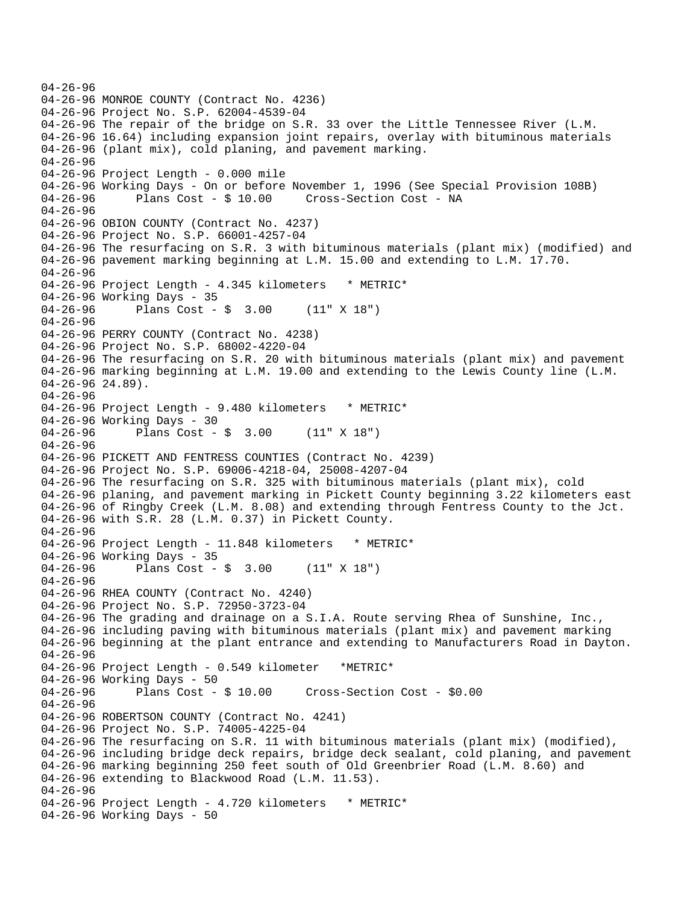```
04-26-96
04-26-96 MONROE COUNTY (Contract No. 4236)
04-26-96 Project No. S.P. 62004-4539-04
04-26-96 The repair of the bridge on S.R. 33 over the Little Tennessee River (L.M.
04-26-96 16.64) including expansion joint repairs, overlay with bituminous materials
04-26-96 (plant mix), cold planing, and pavement marking.
04-26-96
04-26-96 Project Length - 0.000 mile
04-26-96 Working Days - On or before November 1, 1996 (See Special Provision 108B)
04-26-96      Plans Cost - $ 10.00     Cross-Section Cost - NA
04-26-96
04-26-96 OBION COUNTY (Contract No. 4237)
04-26-96 Project No. S.P. 66001-4257-04
04-26-96 The resurfacing on S.R. 3 with bituminous materials (plant mix) (modified) and
04-26-96 pavement marking beginning at L.M. 15.00 and extending to L.M. 17.70.
04-26-96
04-26-96 Project Length - 4.345 kilometers   * METRIC*
04-26-96 Working Days - 35
04-26-96      Plans Cost - $  3.00     (11" X 18")
04-26-96
04-26-96 PERRY COUNTY (Contract No. 4238)
04-26-96 Project No. S.P. 68002-4220-04
04-26-96 The resurfacing on S.R. 20 with bituminous materials (plant mix) and pavement
04-26-96 marking beginning at L.M. 19.00 and extending to the Lewis County line (L.M.
04-26-96 24.89).
04-26-96
04-26-96 Project Length - 9.480 kilometers   * METRIC*
04-26-96 Working Days - 30
04-26-96      Plans Cost - $  3.00     (11" X 18")
04-26-96
04-26-96 PICKETT AND FENTRESS COUNTIES (Contract No. 4239)
04-26-96 Project No. S.P. 69006-4218-04, 25008-4207-04
04-26-96 The resurfacing on S.R. 325 with bituminous materials (plant mix), cold
04-26-96 planing, and pavement marking in Pickett County beginning 3.22 kilometers east
04-26-96 of Ringby Creek (L.M. 8.08) and extending through Fentress County to the Jct.
04-26-96 with S.R. 28 (L.M. 0.37) in Pickett County.
04-26-96
04-26-96 Project Length - 11.848 kilometers   * METRIC*
04-26-96 Working Days - 35
04-26-96      Plans Cost - $  3.00     (11" X 18")
04-26-96
04-26-96 RHEA COUNTY (Contract No. 4240)
04-26-96 Project No. S.P. 72950-3723-04
04-26-96 The grading and drainage on a S.I.A. Route serving Rhea of Sunshine, Inc.,
04-26-96 including paving with bituminous materials (plant mix) and pavement marking
04-26-96 beginning at the plant entrance and extending to Manufacturers Road in Dayton.
04-26-96
04-26-96 Project Length - 0.549 kilometer   *METRIC*
04-26-96 Working Days - 50
04-26-96      Plans Cost - $ 10.00     Cross-Section Cost - $0.00
04-26-96
04-26-96 ROBERTSON COUNTY (Contract No. 4241)
04-26-96 Project No. S.P. 74005-4225-04
04-26-96 The resurfacing on S.R. 11 with bituminous materials (plant mix) (modified),
04-26-96 including bridge deck repairs, bridge deck sealant, cold planing, and pavement
04-26-96 marking beginning 250 feet south of Old Greenbrier Road (L.M. 8.60) and
04-26-96 extending to Blackwood Road (L.M. 11.53).
04-26-96
04-26-96 Project Length - 4.720 kilometers   * METRIC*
04-26-96 Working Days - 50
```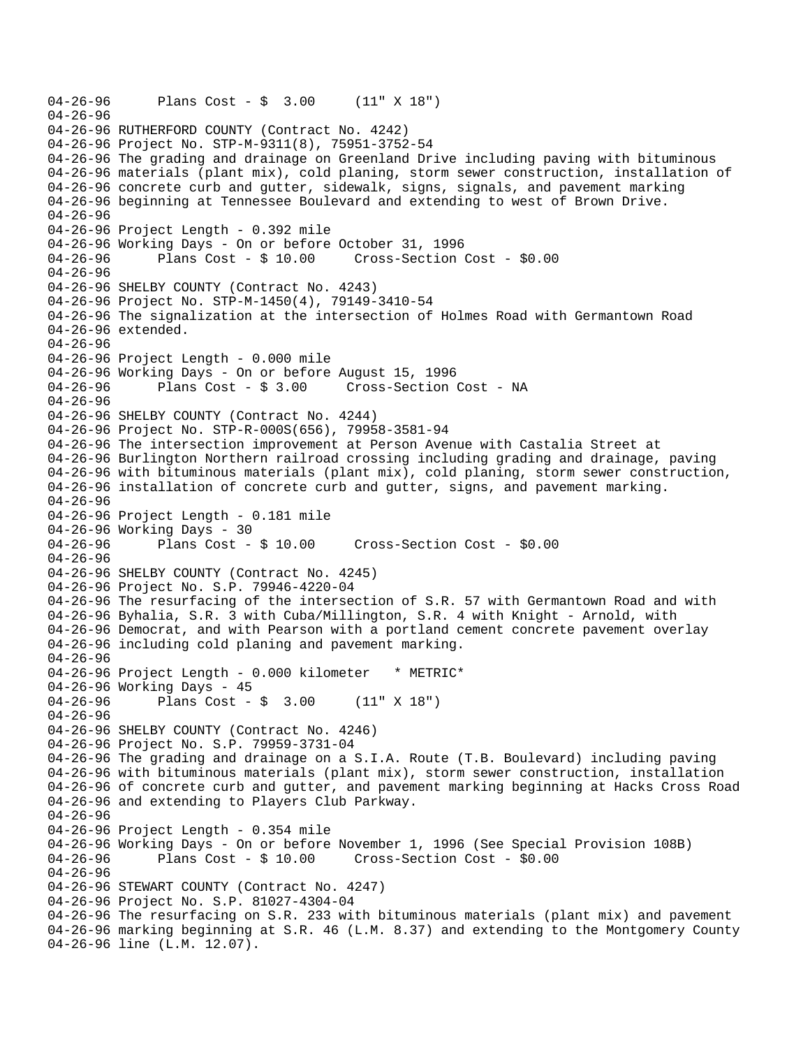```
04-26-96      Plans Cost - $  3.00     (11" X 18")
04-26-96
04-26-96 RUTHERFORD COUNTY (Contract No. 4242)
04-26-96 Project No. STP-M-9311(8), 75951-3752-54
04-26-96 The grading and drainage on Greenland Drive including paving with bituminous
04-26-96 materials (plant mix), cold planing, storm sewer construction, installation of
04-26-96 concrete curb and gutter, sidewalk, signs, signals, and pavement marking
04-26-96 beginning at Tennessee Boulevard and extending to west of Brown Drive.
04-26-96
04-26-96 Project Length - 0.392 mile
04-26-96 Working Days - On or before October 31, 1996
04-26-96      Plans Cost - $ 10.00     Cross-Section Cost - $0.00
04-26-96
04-26-96 SHELBY COUNTY (Contract No. 4243)
04-26-96 Project No. STP-M-1450(4), 79149-3410-54
04-26-96 The signalization at the intersection of Holmes Road with Germantown Road
04-26-96 extended.
04-26-96
04-26-96 Project Length - 0.000 mile
04-26-96 Working Days - On or before August 15, 1996
04-26-96      Plans Cost - $ 3.00     Cross-Section Cost - NA
04-26-96
04-26-96 SHELBY COUNTY (Contract No. 4244)
04-26-96 Project No. STP-R-000S(656), 79958-3581-94
04-26-96 The intersection improvement at Person Avenue with Castalia Street at
04-26-96 Burlington Northern railroad crossing including grading and drainage, paving
04-26-96 with bituminous materials (plant mix), cold planing, storm sewer construction,
04-26-96 installation of concrete curb and gutter, signs, and pavement marking.
04-26-96
04-26-96 Project Length - 0.181 mile
04-26-96 Working Days - 30
04-26-96      Plans Cost - $ 10.00     Cross-Section Cost - $0.00
04-26-96
04-26-96 SHELBY COUNTY (Contract No. 4245)
04-26-96 Project No. S.P. 79946-4220-04
04-26-96 The resurfacing of the intersection of S.R. 57 with Germantown Road and with
04-26-96 Byhalia, S.R. 3 with Cuba/Millington, S.R. 4 with Knight - Arnold, with
04-26-96 Democrat, and with Pearson with a portland cement concrete pavement overlay
04-26-96 including cold planing and pavement marking.
04-26-96
04-26-96 Project Length - 0.000 kilometer   * METRIC*
04-26-96 Working Days - 45
04-26-96      Plans Cost - $  3.00     (11" X 18")
04-26-96
04-26-96 SHELBY COUNTY (Contract No. 4246)
04-26-96 Project No. S.P. 79959-3731-04
04-26-96 The grading and drainage on a S.I.A. Route (T.B. Boulevard) including paving
04-26-96 with bituminous materials (plant mix), storm sewer construction, installation
04-26-96 of concrete curb and gutter, and pavement marking beginning at Hacks Cross Road
04-26-96 and extending to Players Club Parkway.
04-26-96
04-26-96 Project Length - 0.354 mile
04-26-96 Working Days - On or before November 1, 1996 (See Special Provision 108B)
04-26-96      Plans Cost - $ 10.00     Cross-Section Cost - $0.00
04-26-96
04-26-96 STEWART COUNTY (Contract No. 4247)
04-26-96 Project No. S.P. 81027-4304-04
04-26-96 The resurfacing on S.R. 233 with bituminous materials (plant mix) and pavement
04-26-96 marking beginning at S.R. 46 (L.M. 8.37) and extending to the Montgomery County
04-26-96 line (L.M. 12.07).
```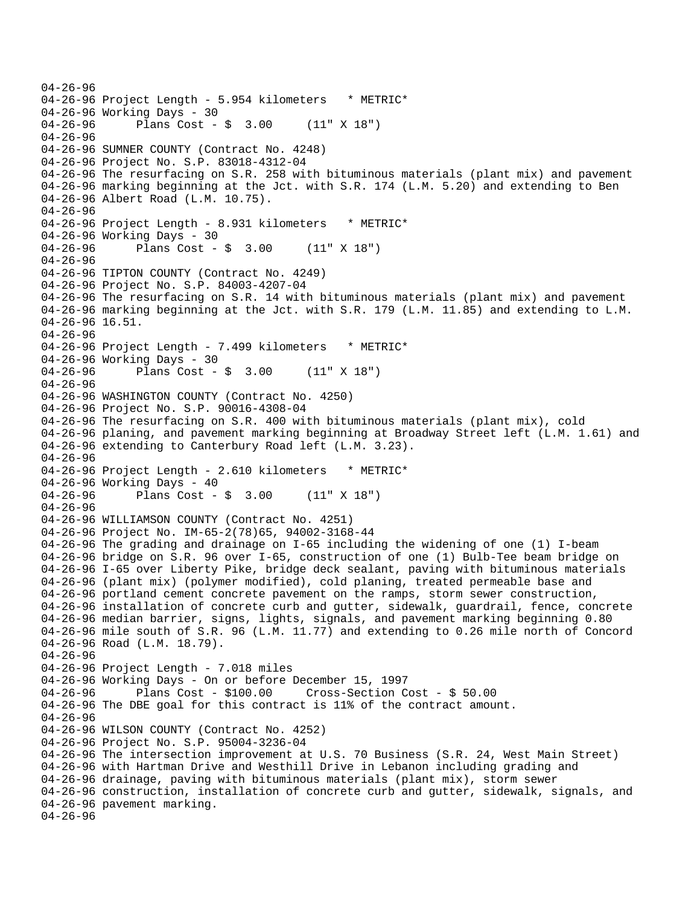04-26-96
04-26-96 Project Length - 5.954 kilometers * METRIC*
04-26-96 Working Days - 30
04-26-96 Plans Cost - $ 3.00 (11" X 18")
04-26-96
04-26-96 SUMNER COUNTY (Contract No. 4248)
04-26-96 Project No. S.P. 83018-4312-04
04-26-96 The resurfacing on S.R. 258 with bituminous materials (plant mix) and pavement
04-26-96 marking beginning at the Jct. with S.R. 174 (L.M. 5.20) and extending to Ben
04-26-96 Albert Road (L.M. 10.75).
04-26-96
04-26-96 Project Length - 8.931 kilometers * METRIC*
04-26-96 Working Days - 30
04-26-96 Plans Cost - $ 3.00 (11" X 18")
04-26-96
04-26-96 TIPTON COUNTY (Contract No. 4249)
04-26-96 Project No. S.P. 84003-4207-04
04-26-96 The resurfacing on S.R. 14 with bituminous materials (plant mix) and pavement
04-26-96 marking beginning at the Jct. with S.R. 179 (L.M. 11.85) and extending to L.M.
04-26-96 16.51.
04-26-96
04-26-96 Project Length - 7.499 kilometers * METRIC*
04-26-96 Working Days - 30
04-26-96 Plans Cost - $ 3.00 (11" X 18")
04-26-96
04-26-96 WASHINGTON COUNTY (Contract No. 4250)
04-26-96 Project No. S.P. 90016-4308-04
04-26-96 The resurfacing on S.R. 400 with bituminous materials (plant mix), cold
04-26-96 planing, and pavement marking beginning at Broadway Street left (L.M. 1.61) and
04-26-96 extending to Canterbury Road left (L.M. 3.23).
04-26-96
04-26-96 Project Length - 2.610 kilometers * METRIC*
04-26-96 Working Days - 40
04-26-96 Plans Cost - $ 3.00 (11" X 18")
04-26-96
04-26-96 WILLIAMSON COUNTY (Contract No. 4251)
04-26-96 Project No. IM-65-2(78)65, 94002-3168-44
04-26-96 The grading and drainage on I-65 including the widening of one (1) I-beam
04-26-96 bridge on S.R. 96 over I-65, construction of one (1) Bulb-Tee beam bridge on
04-26-96 I-65 over Liberty Pike, bridge deck sealant, paving with bituminous materials
04-26-96 (plant mix) (polymer modified), cold planing, treated permeable base and
04-26-96 portland cement concrete pavement on the ramps, storm sewer construction,
04-26-96 installation of concrete curb and gutter, sidewalk, guardrail, fence, concrete
04-26-96 median barrier, signs, lights, signals, and pavement marking beginning 0.80
04-26-96 mile south of S.R. 96 (L.M. 11.77) and extending to 0.26 mile north of Concord
04-26-96 Road (L.M. 18.79).
04-26-96
04-26-96 Project Length - 7.018 miles
04-26-96 Working Days - On or before December 15, 1997
04-26-96 Plans Cost - $100.00 Cross-Section Cost - $ 50.00
04-26-96 The DBE goal for this contract is 11% of the contract amount.
04-26-96
04-26-96 WILSON COUNTY (Contract No. 4252)
04-26-96 Project No. S.P. 95004-3236-04
04-26-96 The intersection improvement at U.S. 70 Business (S.R. 24, West Main Street)
04-26-96 with Hartman Drive and Westhill Drive in Lebanon including grading and
04-26-96 drainage, paving with bituminous materials (plant mix), storm sewer
04-26-96 construction, installation of concrete curb and gutter, sidewalk, signals, and
04-26-96 pavement marking.
04-26-96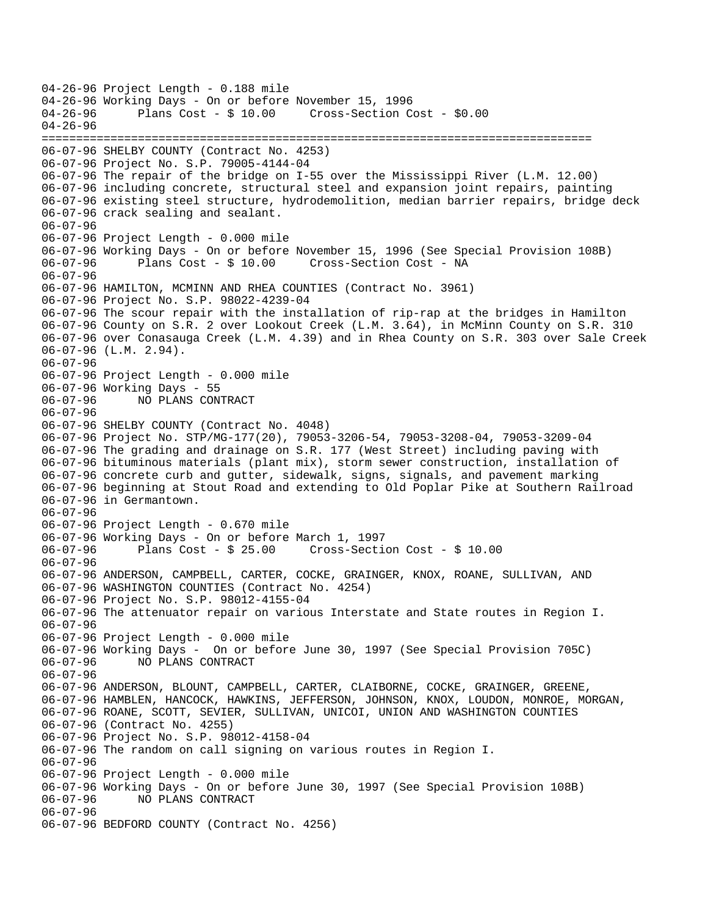```
04-26-96 Project Length - 0.188 mile
04-26-96 Working Days - On or before November 15, 1996
04-26-96      Plans Cost - $ 10.00     Cross-Section Cost - $0.00
04-26-96
================================================================================
06-07-96 SHELBY COUNTY (Contract No. 4253)
06-07-96 Project No. S.P. 79005-4144-04
06-07-96 The repair of the bridge on I-55 over the Mississippi River (L.M. 12.00)
06-07-96 including concrete, structural steel and expansion joint repairs, painting
06-07-96 existing steel structure, hydrodemolition, median barrier repairs, bridge deck
06-07-96 crack sealing and sealant.
06-07-96
06-07-96 Project Length - 0.000 mile
06-07-96 Working Days - On or before November 15, 1996 (See Special Provision 108B)
06-07-96      Plans Cost - $ 10.00     Cross-Section Cost - NA
06-07-96
06-07-96 HAMILTON, MCMINN AND RHEA COUNTIES (Contract No. 3961)
06-07-96 Project No. S.P. 98022-4239-04
06-07-96 The scour repair with the installation of rip-rap at the bridges in Hamilton
06-07-96 County on S.R. 2 over Lookout Creek (L.M. 3.64), in McMinn County on S.R. 310
06-07-96 over Conasauga Creek (L.M. 4.39) and in Rhea County on S.R. 303 over Sale Creek
06-07-96 (L.M. 2.94).
06-07-96
06-07-96 Project Length - 0.000 mile
06-07-96 Working Days - 55
06-07-96      NO PLANS CONTRACT
06-07-96
06-07-96 SHELBY COUNTY (Contract No. 4048)
06-07-96 Project No. STP/MG-177(20), 79053-3206-54, 79053-3208-04, 79053-3209-04
06-07-96 The grading and drainage on S.R. 177 (West Street) including paving with
06-07-96 bituminous materials (plant mix), storm sewer construction, installation of
06-07-96 concrete curb and gutter, sidewalk, signs, signals, and pavement marking
06-07-96 beginning at Stout Road and extending to Old Poplar Pike at Southern Railroad
06-07-96 in Germantown.
06-07-96
06-07-96 Project Length - 0.670 mile
06-07-96 Working Days - On or before March 1, 1997
06-07-96      Plans Cost - $ 25.00     Cross-Section Cost - $ 10.00
06-07-96
06-07-96 ANDERSON, CAMPBELL, CARTER, COCKE, GRAINGER, KNOX, ROANE, SULLIVAN, AND
06-07-96 WASHINGTON COUNTIES (Contract No. 4254)
06-07-96 Project No. S.P. 98012-4155-04
06-07-96 The attenuator repair on various Interstate and State routes in Region I.
06-07-96
06-07-96 Project Length - 0.000 mile
06-07-96 Working Days -  On or before June 30, 1997 (See Special Provision 705C)
06-07-96      NO PLANS CONTRACT
06-07-96
06-07-96 ANDERSON, BLOUNT, CAMPBELL, CARTER, CLAIBORNE, COCKE, GRAINGER, GREENE,
06-07-96 HAMBLEN, HANCOCK, HAWKINS, JEFFERSON, JOHNSON, KNOX, LOUDON, MONROE, MORGAN,
06-07-96 ROANE, SCOTT, SEVIER, SULLIVAN, UNICOI, UNION AND WASHINGTON COUNTIES
06-07-96 (Contract No. 4255)
06-07-96 Project No. S.P. 98012-4158-04
06-07-96 The random on call signing on various routes in Region I.
06-07-96
06-07-96 Project Length - 0.000 mile
06-07-96 Working Days - On or before June 30, 1997 (See Special Provision 108B)
06-07-96      NO PLANS CONTRACT
06-07-96
06-07-96 BEDFORD COUNTY (Contract No. 4256)
```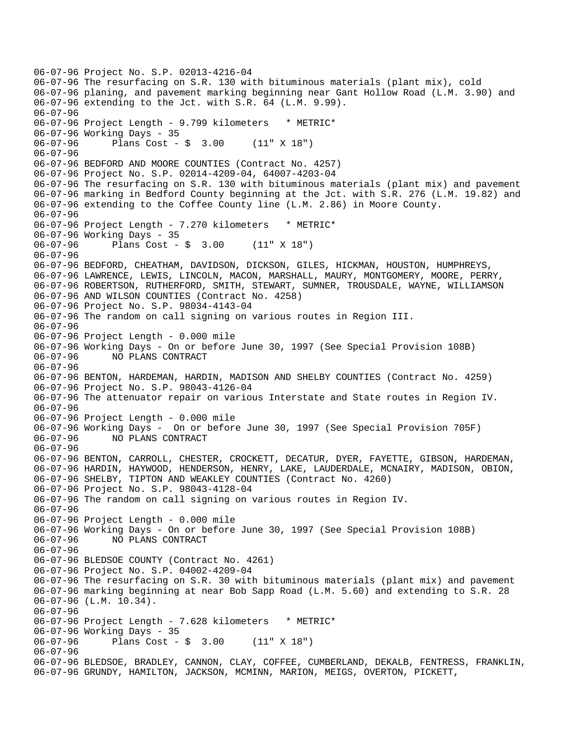```
06-07-96 Project No. S.P. 02013-4216-04
06-07-96 The resurfacing on S.R. 130 with bituminous materials (plant mix), cold
06-07-96 planing, and pavement marking beginning near Gant Hollow Road (L.M. 3.90) and
06-07-96 extending to the Jct. with S.R. 64 (L.M. 9.99).
06-07-96
06-07-96 Project Length - 9.799 kilometers   * METRIC*
06-07-96 Working Days - 35
06-07-96      Plans Cost - $  3.00     (11" X 18")
06-07-96
06-07-96 BEDFORD AND MOORE COUNTIES (Contract No. 4257)
06-07-96 Project No. S.P. 02014-4209-04, 64007-4203-04
06-07-96 The resurfacing on S.R. 130 with bituminous materials (plant mix) and pavement
06-07-96 marking in Bedford County beginning at the Jct. with S.R. 276 (L.M. 19.82) and
06-07-96 extending to the Coffee County line (L.M. 2.86) in Moore County.
06-07-96
06-07-96 Project Length - 7.270 kilometers   * METRIC*
06-07-96 Working Days - 35
06-07-96      Plans Cost - $  3.00     (11" X 18")
06-07-96
06-07-96 BEDFORD, CHEATHAM, DAVIDSON, DICKSON, GILES, HICKMAN, HOUSTON, HUMPHREYS,
06-07-96 LAWRENCE, LEWIS, LINCOLN, MACON, MARSHALL, MAURY, MONTGOMERY, MOORE, PERRY,
06-07-96 ROBERTSON, RUTHERFORD, SMITH, STEWART, SUMNER, TROUSDALE, WAYNE, WILLIAMSON
06-07-96 AND WILSON COUNTIES (Contract No. 4258)
06-07-96 Project No. S.P. 98034-4143-04
06-07-96 The random on call signing on various routes in Region III.
06-07-96
06-07-96 Project Length - 0.000 mile
06-07-96 Working Days - On or before June 30, 1997 (See Special Provision 108B)
06-07-96      NO PLANS CONTRACT
06-07-96
06-07-96 BENTON, HARDEMAN, HARDIN, MADISON AND SHELBY COUNTIES (Contract No. 4259)
06-07-96 Project No. S.P. 98043-4126-04
06-07-96 The attenuator repair on various Interstate and State routes in Region IV.
06-07-96
06-07-96 Project Length - 0.000 mile
06-07-96 Working Days -  On or before June 30, 1997 (See Special Provision 705F)
06-07-96      NO PLANS CONTRACT
06-07-96
06-07-96 BENTON, CARROLL, CHESTER, CROCKETT, DECATUR, DYER, FAYETTE, GIBSON, HARDEMAN,
06-07-96 HARDIN, HAYWOOD, HENDERSON, HENRY, LAKE, LAUDERDALE, MCNAIRY, MADISON, OBION,
06-07-96 SHELBY, TIPTON AND WEAKLEY COUNTIES (Contract No. 4260)
06-07-96 Project No. S.P. 98043-4128-04
06-07-96 The random on call signing on various routes in Region IV.
06-07-96
06-07-96 Project Length - 0.000 mile
06-07-96 Working Days - On or before June 30, 1997 (See Special Provision 108B)
06-07-96      NO PLANS CONTRACT
06-07-96
06-07-96 BLEDSOE COUNTY (Contract No. 4261)
06-07-96 Project No. S.P. 04002-4209-04
06-07-96 The resurfacing on S.R. 30 with bituminous materials (plant mix) and pavement
06-07-96 marking beginning at near Bob Sapp Road (L.M. 5.60) and extending to S.R. 28
06-07-96 (L.M. 10.34).
06-07-96
06-07-96 Project Length - 7.628 kilometers   * METRIC*
06-07-96 Working Days - 35
06-07-96      Plans Cost - $  3.00     (11" X 18")
06-07-96
06-07-96 BLEDSOE, BRADLEY, CANNON, CLAY, COFFEE, CUMBERLAND, DEKALB, FENTRESS, FRANKLIN,
06-07-96 GRUNDY, HAMILTON, JACKSON, MCMINN, MARION, MEIGS, OVERTON, PICKETT,
```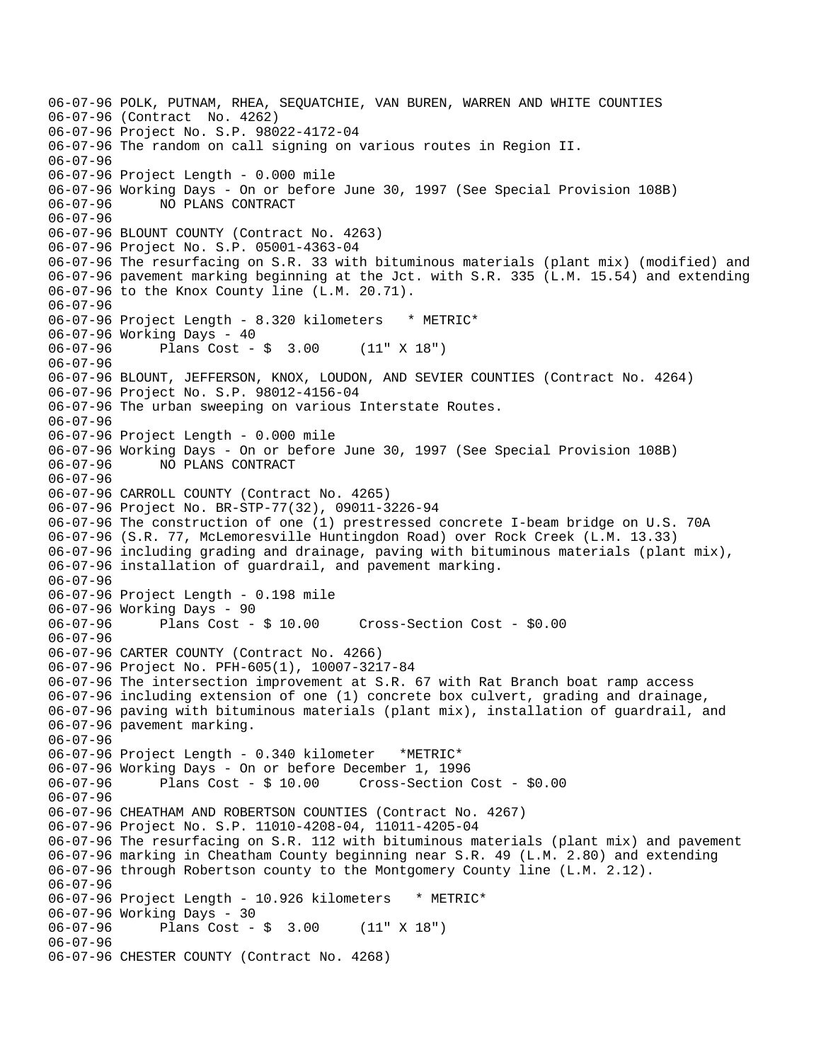```
06-07-96 POLK, PUTNAM, RHEA, SEQUATCHIE, VAN BUREN, WARREN AND WHITE COUNTIES
06-07-96 (Contract  No. 4262)
06-07-96 Project No. S.P. 98022-4172-04
06-07-96 The random on call signing on various routes in Region II.
06-07-96
06-07-96 Project Length - 0.000 mile
06-07-96 Working Days - On or before June 30, 1997 (See Special Provision 108B)
06-07-96      NO PLANS CONTRACT
06-07-96
06-07-96 BLOUNT COUNTY (Contract No. 4263)
06-07-96 Project No. S.P. 05001-4363-04
06-07-96 The resurfacing on S.R. 33 with bituminous materials (plant mix) (modified) and
06-07-96 pavement marking beginning at the Jct. with S.R. 335 (L.M. 15.54) and extending
06-07-96 to the Knox County line (L.M. 20.71).
06-07-96
06-07-96 Project Length - 8.320 kilometers   * METRIC*
06-07-96 Working Days - 40
06-07-96      Plans Cost - $  3.00     (11" X 18")
06-07-96
06-07-96 BLOUNT, JEFFERSON, KNOX, LOUDON, AND SEVIER COUNTIES (Contract No. 4264)
06-07-96 Project No. S.P. 98012-4156-04
06-07-96 The urban sweeping on various Interstate Routes.
06-07-96
06-07-96 Project Length - 0.000 mile
06-07-96 Working Days - On or before June 30, 1997 (See Special Provision 108B)
06-07-96      NO PLANS CONTRACT
06-07-96
06-07-96 CARROLL COUNTY (Contract No. 4265)
06-07-96 Project No. BR-STP-77(32), 09011-3226-94
06-07-96 The construction of one (1) prestressed concrete I-beam bridge on U.S. 70A
06-07-96 (S.R. 77, McLemoresville Huntingdon Road) over Rock Creek (L.M. 13.33)
06-07-96 including grading and drainage, paving with bituminous materials (plant mix),
06-07-96 installation of guardrail, and pavement marking.
06-07-96
06-07-96 Project Length - 0.198 mile
06-07-96 Working Days - 90
06-07-96      Plans Cost - $ 10.00     Cross-Section Cost - $0.00
06-07-96
06-07-96 CARTER COUNTY (Contract No. 4266)
06-07-96 Project No. PFH-605(1), 10007-3217-84
06-07-96 The intersection improvement at S.R. 67 with Rat Branch boat ramp access
06-07-96 including extension of one (1) concrete box culvert, grading and drainage,
06-07-96 paving with bituminous materials (plant mix), installation of guardrail, and
06-07-96 pavement marking.
06-07-96
06-07-96 Project Length - 0.340 kilometer   *METRIC*
06-07-96 Working Days - On or before December 1, 1996
06-07-96      Plans Cost - $ 10.00     Cross-Section Cost - $0.00
06-07-96
06-07-96 CHEATHAM AND ROBERTSON COUNTIES (Contract No. 4267)
06-07-96 Project No. S.P. 11010-4208-04, 11011-4205-04
06-07-96 The resurfacing on S.R. 112 with bituminous materials (plant mix) and pavement
06-07-96 marking in Cheatham County beginning near S.R. 49 (L.M. 2.80) and extending
06-07-96 through Robertson county to the Montgomery County line (L.M. 2.12).
06-07-96
06-07-96 Project Length - 10.926 kilometers   * METRIC*
06-07-96 Working Days - 30
06-07-96      Plans Cost - $  3.00     (11" X 18")
06-07-96
06-07-96 CHESTER COUNTY (Contract No. 4268)
```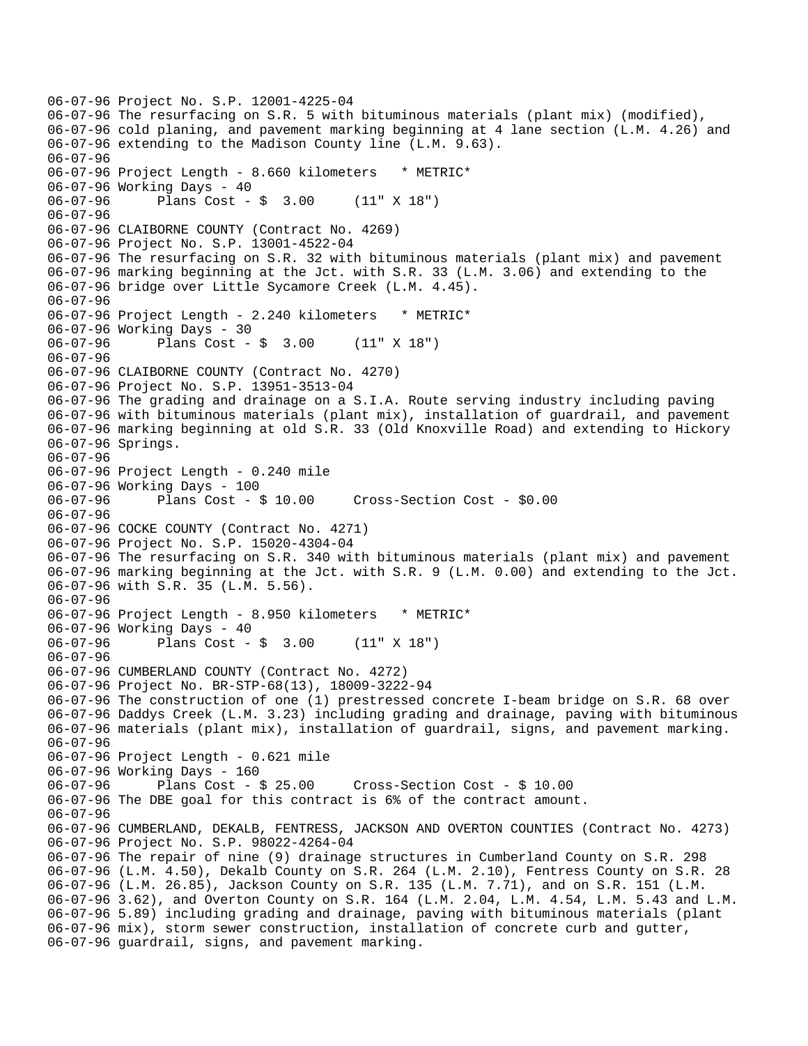```
06-07-96 Project No. S.P. 12001-4225-04
06-07-96 The resurfacing on S.R. 5 with bituminous materials (plant mix) (modified),
06-07-96 cold planing, and pavement marking beginning at 4 lane section (L.M. 4.26) and
06-07-96 extending to the Madison County line (L.M. 9.63).
06-07-96
06-07-96 Project Length - 8.660 kilometers   * METRIC*
06-07-96 Working Days - 40
06-07-96      Plans Cost - $  3.00     (11" X 18")
06-07-96
06-07-96 CLAIBORNE COUNTY (Contract No. 4269)
06-07-96 Project No. S.P. 13001-4522-04
06-07-96 The resurfacing on S.R. 32 with bituminous materials (plant mix) and pavement
06-07-96 marking beginning at the Jct. with S.R. 33 (L.M. 3.06) and extending to the
06-07-96 bridge over Little Sycamore Creek (L.M. 4.45).
06-07-96
06-07-96 Project Length - 2.240 kilometers   * METRIC*
06-07-96 Working Days - 30
06-07-96      Plans Cost - $  3.00     (11" X 18")
06-07-96
06-07-96 CLAIBORNE COUNTY (Contract No. 4270)
06-07-96 Project No. S.P. 13951-3513-04
06-07-96 The grading and drainage on a S.I.A. Route serving industry including paving
06-07-96 with bituminous materials (plant mix), installation of guardrail, and pavement
06-07-96 marking beginning at old S.R. 33 (Old Knoxville Road) and extending to Hickory
06-07-96 Springs.
06-07-96
06-07-96 Project Length - 0.240 mile
06-07-96 Working Days - 100
06-07-96      Plans Cost - $ 10.00     Cross-Section Cost - $0.00
06-07-96
06-07-96 COCKE COUNTY (Contract No. 4271)
06-07-96 Project No. S.P. 15020-4304-04
06-07-96 The resurfacing on S.R. 340 with bituminous materials (plant mix) and pavement
06-07-96 marking beginning at the Jct. with S.R. 9 (L.M. 0.00) and extending to the Jct.
06-07-96 with S.R. 35 (L.M. 5.56).
06-07-96
06-07-96 Project Length - 8.950 kilometers   * METRIC*
06-07-96 Working Days - 40
06-07-96      Plans Cost - $  3.00     (11" X 18")
06-07-96
06-07-96 CUMBERLAND COUNTY (Contract No. 4272)
06-07-96 Project No. BR-STP-68(13), 18009-3222-94
06-07-96 The construction of one (1) prestressed concrete I-beam bridge on S.R. 68 over
06-07-96 Daddys Creek (L.M. 3.23) including grading and drainage, paving with bituminous
06-07-96 materials (plant mix), installation of guardrail, signs, and pavement marking.
06-07-96
06-07-96 Project Length - 0.621 mile
06-07-96 Working Days - 160
06-07-96      Plans Cost - $ 25.00     Cross-Section Cost - $ 10.00
06-07-96 The DBE goal for this contract is 6% of the contract amount.
06-07-96
06-07-96 CUMBERLAND, DEKALB, FENTRESS, JACKSON AND OVERTON COUNTIES (Contract No. 4273)
06-07-96 Project No. S.P. 98022-4264-04
06-07-96 The repair of nine (9) drainage structures in Cumberland County on S.R. 298
06-07-96 (L.M. 4.50), Dekalb County on S.R. 264 (L.M. 2.10), Fentress County on S.R. 28
06-07-96 (L.M. 26.85), Jackson County on S.R. 135 (L.M. 7.71), and on S.R. 151 (L.M.
06-07-96 3.62), and Overton County on S.R. 164 (L.M. 2.04, L.M. 4.54, L.M. 5.43 and L.M.
06-07-96 5.89) including grading and drainage, paving with bituminous materials (plant
06-07-96 mix), storm sewer construction, installation of concrete curb and gutter,
06-07-96 guardrail, signs, and pavement marking.
```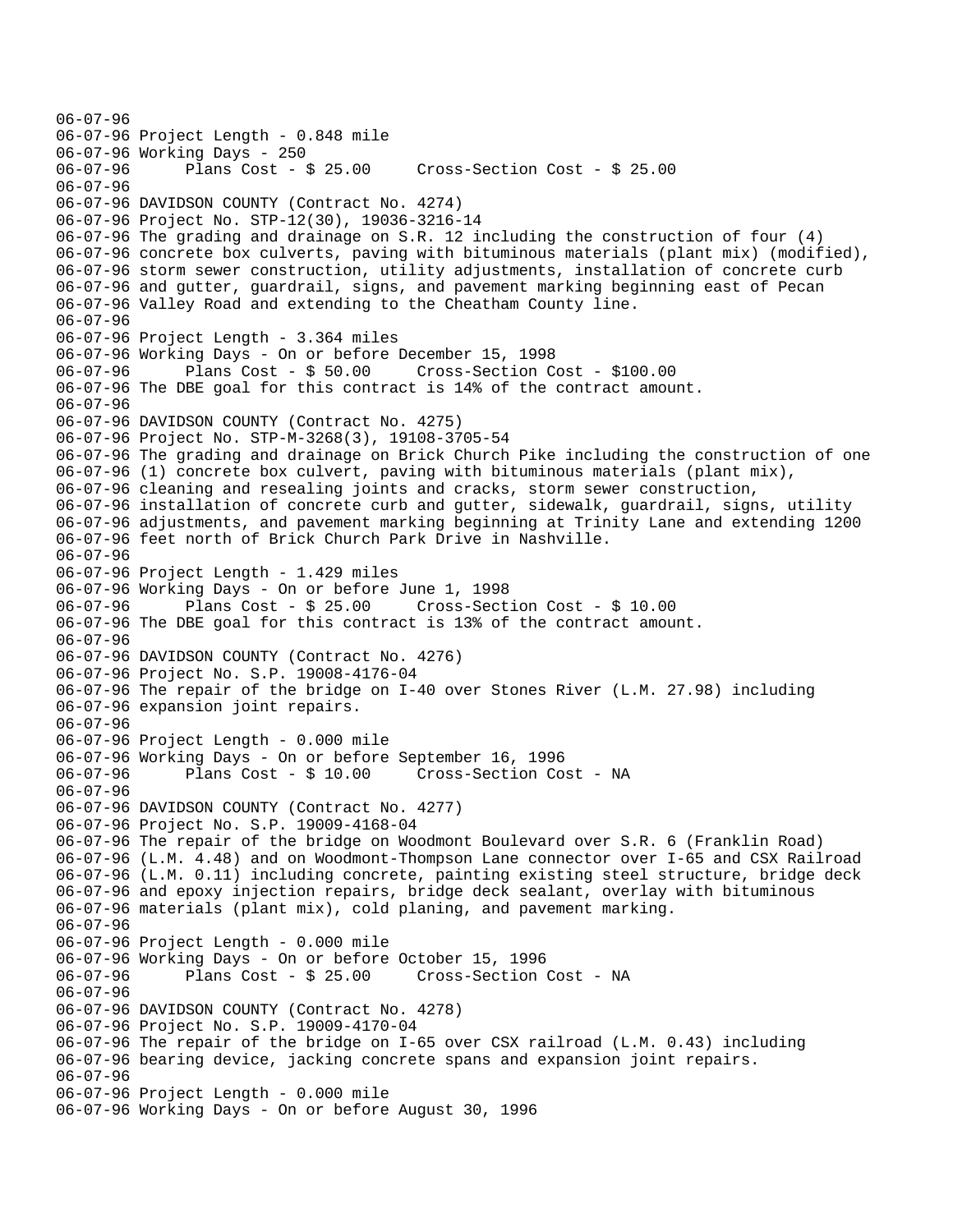```
06-07-96
06-07-96 Project Length - 0.848 mile
06-07-96 Working Days - 250
06-07-96      Plans Cost - $ 25.00     Cross-Section Cost - $ 25.00
06-07-96
06-07-96 DAVIDSON COUNTY (Contract No. 4274)
06-07-96 Project No. STP-12(30), 19036-3216-14
06-07-96 The grading and drainage on S.R. 12 including the construction of four (4)
06-07-96 concrete box culverts, paving with bituminous materials (plant mix) (modified),
06-07-96 storm sewer construction, utility adjustments, installation of concrete curb
06-07-96 and gutter, guardrail, signs, and pavement marking beginning east of Pecan
06-07-96 Valley Road and extending to the Cheatham County line.
06-07-96
06-07-96 Project Length - 3.364 miles
06-07-96 Working Days - On or before December 15, 1998
06-07-96      Plans Cost - $ 50.00     Cross-Section Cost - $100.00
06-07-96 The DBE goal for this contract is 14% of the contract amount.
06-07-96
06-07-96 DAVIDSON COUNTY (Contract No. 4275)
06-07-96 Project No. STP-M-3268(3), 19108-3705-54
06-07-96 The grading and drainage on Brick Church Pike including the construction of one
06-07-96 (1) concrete box culvert, paving with bituminous materials (plant mix),
06-07-96 cleaning and resealing joints and cracks, storm sewer construction,
06-07-96 installation of concrete curb and gutter, sidewalk, guardrail, signs, utility
06-07-96 adjustments, and pavement marking beginning at Trinity Lane and extending 1200
06-07-96 feet north of Brick Church Park Drive in Nashville.
06-07-96
06-07-96 Project Length - 1.429 miles
06-07-96 Working Days - On or before June 1, 1998
06-07-96      Plans Cost - $ 25.00     Cross-Section Cost - $ 10.00
06-07-96 The DBE goal for this contract is 13% of the contract amount.
06-07-96
06-07-96 DAVIDSON COUNTY (Contract No. 4276)
06-07-96 Project No. S.P. 19008-4176-04
06-07-96 The repair of the bridge on I-40 over Stones River (L.M. 27.98) including
06-07-96 expansion joint repairs.
06-07-96
06-07-96 Project Length - 0.000 mile
06-07-96 Working Days - On or before September 16, 1996
06-07-96      Plans Cost - $ 10.00     Cross-Section Cost - NA
06-07-96
06-07-96 DAVIDSON COUNTY (Contract No. 4277)
06-07-96 Project No. S.P. 19009-4168-04
06-07-96 The repair of the bridge on Woodmont Boulevard over S.R. 6 (Franklin Road)
06-07-96 (L.M. 4.48) and on Woodmont-Thompson Lane connector over I-65 and CSX Railroad
06-07-96 (L.M. 0.11) including concrete, painting existing steel structure, bridge deck
06-07-96 and epoxy injection repairs, bridge deck sealant, overlay with bituminous
06-07-96 materials (plant mix), cold planing, and pavement marking.
06-07-96
06-07-96 Project Length - 0.000 mile
06-07-96 Working Days - On or before October 15, 1996
06-07-96      Plans Cost - $ 25.00     Cross-Section Cost - NA
06-07-96
06-07-96 DAVIDSON COUNTY (Contract No. 4278)
06-07-96 Project No. S.P. 19009-4170-04
06-07-96 The repair of the bridge on I-65 over CSX railroad (L.M. 0.43) including
06-07-96 bearing device, jacking concrete spans and expansion joint repairs.
06-07-96
06-07-96 Project Length - 0.000 mile
06-07-96 Working Days - On or before August 30, 1996
```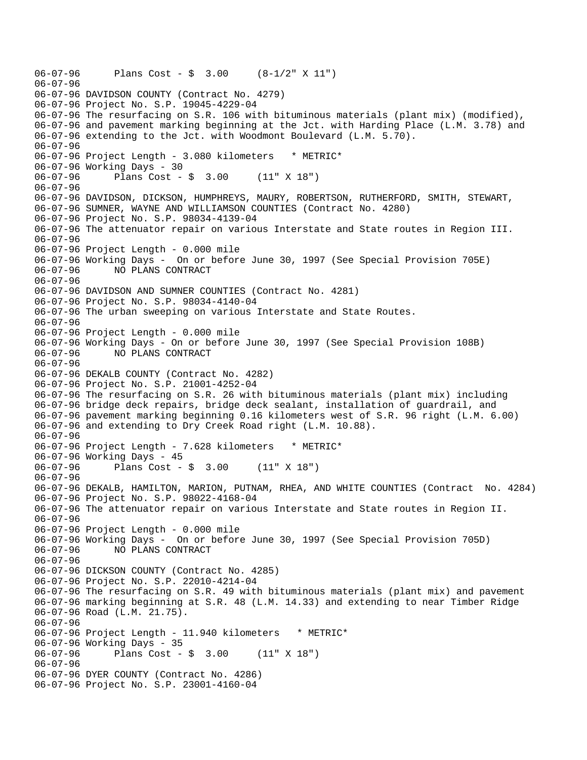```
06-07-96      Plans Cost - $  3.00     (8-1/2" X 11")
06-07-96
06-07-96 DAVIDSON COUNTY (Contract No. 4279)
06-07-96 Project No. S.P. 19045-4229-04
06-07-96 The resurfacing on S.R. 106 with bituminous materials (plant mix) (modified),
06-07-96 and pavement marking beginning at the Jct. with Harding Place (L.M. 3.78) and
06-07-96 extending to the Jct. with Woodmont Boulevard (L.M. 5.70).
06-07-96
06-07-96 Project Length - 3.080 kilometers   * METRIC*
06-07-96 Working Days - 30
06-07-96      Plans Cost - $  3.00     (11" X 18")
06-07-96
06-07-96 DAVIDSON, DICKSON, HUMPHREYS, MAURY, ROBERTSON, RUTHERFORD, SMITH, STEWART,
06-07-96 SUMNER, WAYNE AND WILLIAMSON COUNTIES (Contract No. 4280)
06-07-96 Project No. S.P. 98034-4139-04
06-07-96 The attenuator repair on various Interstate and State routes in Region III.
06-07-96
06-07-96 Project Length - 0.000 mile
06-07-96 Working Days -  On or before June 30, 1997 (See Special Provision 705E)
06-07-96      NO PLANS CONTRACT
06-07-96
06-07-96 DAVIDSON AND SUMNER COUNTIES (Contract No. 4281)
06-07-96 Project No. S.P. 98034-4140-04
06-07-96 The urban sweeping on various Interstate and State Routes.
06-07-96
06-07-96 Project Length - 0.000 mile
06-07-96 Working Days - On or before June 30, 1997 (See Special Provision 108B)
06-07-96      NO PLANS CONTRACT
06-07-96
06-07-96 DEKALB COUNTY (Contract No. 4282)
06-07-96 Project No. S.P. 21001-4252-04
06-07-96 The resurfacing on S.R. 26 with bituminous materials (plant mix) including
06-07-96 bridge deck repairs, bridge deck sealant, installation of guardrail, and
06-07-96 pavement marking beginning 0.16 kilometers west of S.R. 96 right (L.M. 6.00)
06-07-96 and extending to Dry Creek Road right (L.M. 10.88).
06-07-96
06-07-96 Project Length - 7.628 kilometers   * METRIC*
06-07-96 Working Days - 45
06-07-96      Plans Cost - $  3.00     (11" X 18")
06-07-96
06-07-96 DEKALB, HAMILTON, MARION, PUTNAM, RHEA, AND WHITE COUNTIES (Contract  No. 4284)
06-07-96 Project No. S.P. 98022-4168-04
06-07-96 The attenuator repair on various Interstate and State routes in Region II.
06-07-96
06-07-96 Project Length - 0.000 mile
06-07-96 Working Days -  On or before June 30, 1997 (See Special Provision 705D)
06-07-96      NO PLANS CONTRACT
06-07-96
06-07-96 DICKSON COUNTY (Contract No. 4285)
06-07-96 Project No. S.P. 22010-4214-04
06-07-96 The resurfacing on S.R. 49 with bituminous materials (plant mix) and pavement
06-07-96 marking beginning at S.R. 48 (L.M. 14.33) and extending to near Timber Ridge
06-07-96 Road (L.M. 21.75).
06-07-96
06-07-96 Project Length - 11.940 kilometers   * METRIC*
06-07-96 Working Days - 35
06-07-96      Plans Cost - $  3.00     (11" X 18")
06-07-96
06-07-96 DYER COUNTY (Contract No. 4286)
06-07-96 Project No. S.P. 23001-4160-04
```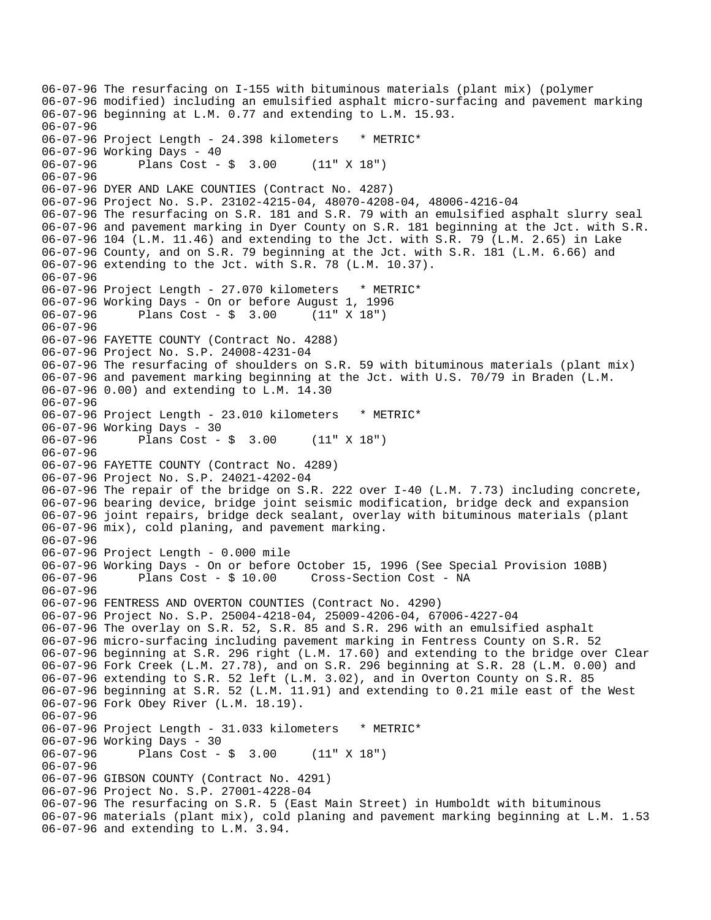```
06-07-96 The resurfacing on I-155 with bituminous materials (plant mix) (polymer
06-07-96 modified) including an emulsified asphalt micro-surfacing and pavement marking
06-07-96 beginning at L.M. 0.77 and extending to L.M. 15.93.
06-07-96
06-07-96 Project Length - 24.398 kilometers   * METRIC*
06-07-96 Working Days - 40
06-07-96       Plans Cost - $  3.00     (11" X 18")
06-07-96
06-07-96 DYER AND LAKE COUNTIES (Contract No. 4287)
06-07-96 Project No. S.P. 23102-4215-04, 48070-4208-04, 48006-4216-04
06-07-96 The resurfacing on S.R. 181 and S.R. 79 with an emulsified asphalt slurry seal
06-07-96 and pavement marking in Dyer County on S.R. 181 beginning at the Jct. with S.R.
06-07-96 104 (L.M. 11.46) and extending to the Jct. with S.R. 79 (L.M. 2.65) in Lake
06-07-96 County, and on S.R. 79 beginning at the Jct. with S.R. 181 (L.M. 6.66) and
06-07-96 extending to the Jct. with S.R. 78 (L.M. 10.37).
06-07-96
06-07-96 Project Length - 27.070 kilometers   * METRIC*
06-07-96 Working Days - On or before August 1, 1996
06-07-96       Plans Cost - $  3.00     (11" X 18")
06-07-96
06-07-96 FAYETTE COUNTY (Contract No. 4288)
06-07-96 Project No. S.P. 24008-4231-04
06-07-96 The resurfacing of shoulders on S.R. 59 with bituminous materials (plant mix)
06-07-96 and pavement marking beginning at the Jct. with U.S. 70/79 in Braden (L.M.
06-07-96 0.00) and extending to L.M. 14.30
06-07-96
06-07-96 Project Length - 23.010 kilometers   * METRIC*
06-07-96 Working Days - 30
06-07-96       Plans Cost - $  3.00     (11" X 18")
06-07-96
06-07-96 FAYETTE COUNTY (Contract No. 4289)
06-07-96 Project No. S.P. 24021-4202-04
06-07-96 The repair of the bridge on S.R. 222 over I-40 (L.M. 7.73) including concrete,
06-07-96 bearing device, bridge joint seismic modification, bridge deck and expansion
06-07-96 joint repairs, bridge deck sealant, overlay with bituminous materials (plant
06-07-96 mix), cold planing, and pavement marking.
06-07-96
06-07-96 Project Length - 0.000 mile
06-07-96 Working Days - On or before October 15, 1996 (See Special Provision 108B)
06-07-96       Plans Cost - $ 10.00     Cross-Section Cost - NA
06-07-96
06-07-96 FENTRESS AND OVERTON COUNTIES (Contract No. 4290)
06-07-96 Project No. S.P. 25004-4218-04, 25009-4206-04, 67006-4227-04
06-07-96 The overlay on S.R. 52, S.R. 85 and S.R. 296 with an emulsified asphalt
06-07-96 micro-surfacing including pavement marking in Fentress County on S.R. 52
06-07-96 beginning at S.R. 296 right (L.M. 17.60) and extending to the bridge over Clear
06-07-96 Fork Creek (L.M. 27.78), and on S.R. 296 beginning at S.R. 28 (L.M. 0.00) and
06-07-96 extending to S.R. 52 left (L.M. 3.02), and in Overton County on S.R. 85
06-07-96 beginning at S.R. 52 (L.M. 11.91) and extending to 0.21 mile east of the West
06-07-96 Fork Obey River (L.M. 18.19).
06-07-96
06-07-96 Project Length - 31.033 kilometers   * METRIC*
06-07-96 Working Days - 30
06-07-96       Plans Cost - $  3.00     (11" X 18")
06-07-96
06-07-96 GIBSON COUNTY (Contract No. 4291)
06-07-96 Project No. S.P. 27001-4228-04
06-07-96 The resurfacing on S.R. 5 (East Main Street) in Humboldt with bituminous
06-07-96 materials (plant mix), cold planing and pavement marking beginning at L.M. 1.53
06-07-96 and extending to L.M. 3.94.
```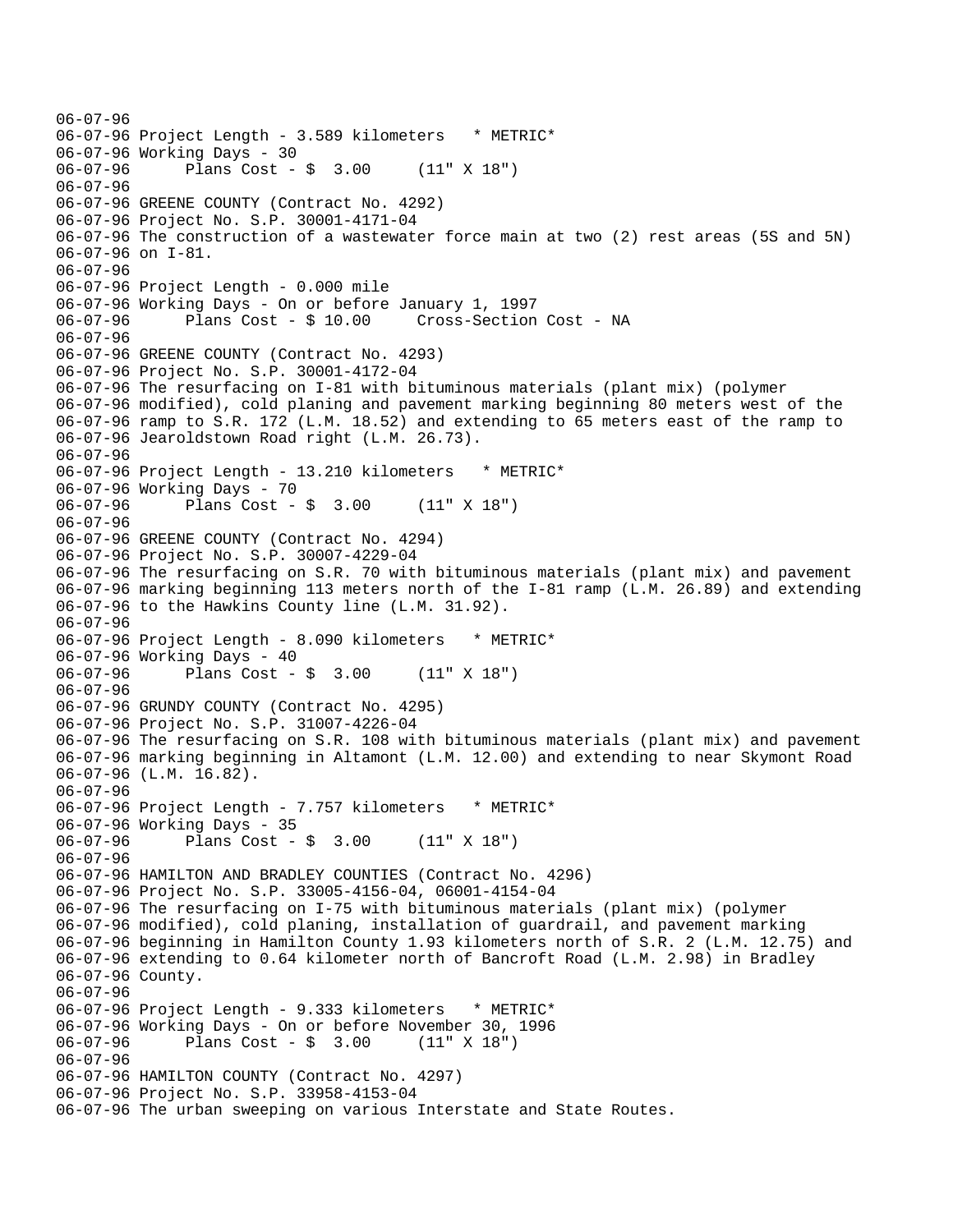06-07-96
06-07-96 Project Length - 3.589 kilometers * METRIC*
06-07-96 Working Days - 30
06-07-96 Plans Cost - $ 3.00 (11" X 18")
06-07-96
06-07-96 GREENE COUNTY (Contract No. 4292)
06-07-96 Project No. S.P. 30001-4171-04
06-07-96 The construction of a wastewater force main at two (2) rest areas (5S and 5N)
06-07-96 on I-81.
06-07-96
06-07-96 Project Length - 0.000 mile
06-07-96 Working Days - On or before January 1, 1997
06-07-96 Plans Cost - $ 10.00 Cross-Section Cost - NA
06-07-96
06-07-96 GREENE COUNTY (Contract No. 4293)
06-07-96 Project No. S.P. 30001-4172-04
06-07-96 The resurfacing on I-81 with bituminous materials (plant mix) (polymer
06-07-96 modified), cold planing and pavement marking beginning 80 meters west of the
06-07-96 ramp to S.R. 172 (L.M. 18.52) and extending to 65 meters east of the ramp to
06-07-96 Jearoldstown Road right (L.M. 26.73).
06-07-96
06-07-96 Project Length - 13.210 kilometers * METRIC*
06-07-96 Working Days - 70
06-07-96 Plans Cost - $ 3.00 (11" X 18")
06-07-96
06-07-96 GREENE COUNTY (Contract No. 4294)
06-07-96 Project No. S.P. 30007-4229-04
06-07-96 The resurfacing on S.R. 70 with bituminous materials (plant mix) and pavement
06-07-96 marking beginning 113 meters north of the I-81 ramp (L.M. 26.89) and extending
06-07-96 to the Hawkins County line (L.M. 31.92).
06-07-96
06-07-96 Project Length - 8.090 kilometers * METRIC*
06-07-96 Working Days - 40
06-07-96 Plans Cost - $ 3.00 (11" X 18")
06-07-96
06-07-96 GRUNDY COUNTY (Contract No. 4295)
06-07-96 Project No. S.P. 31007-4226-04
06-07-96 The resurfacing on S.R. 108 with bituminous materials (plant mix) and pavement
06-07-96 marking beginning in Altamont (L.M. 12.00) and extending to near Skymont Road
06-07-96 (L.M. 16.82).
06-07-96
06-07-96 Project Length - 7.757 kilometers * METRIC*
06-07-96 Working Days - 35
06-07-96 Plans Cost - $ 3.00 (11" X 18")
06-07-96
06-07-96 HAMILTON AND BRADLEY COUNTIES (Contract No. 4296)
06-07-96 Project No. S.P. 33005-4156-04, 06001-4154-04
06-07-96 The resurfacing on I-75 with bituminous materials (plant mix) (polymer
06-07-96 modified), cold planing, installation of guardrail, and pavement marking
06-07-96 beginning in Hamilton County 1.93 kilometers north of S.R. 2 (L.M. 12.75) and
06-07-96 extending to 0.64 kilometer north of Bancroft Road (L.M. 2.98) in Bradley
06-07-96 County.
06-07-96
06-07-96 Project Length - 9.333 kilometers * METRIC*
06-07-96 Working Days - On or before November 30, 1996
06-07-96 Plans Cost - $ 3.00 (11" X 18")
06-07-96
06-07-96 HAMILTON COUNTY (Contract No. 4297)
06-07-96 Project No. S.P. 33958-4153-04
06-07-96 The urban sweeping on various Interstate and State Routes.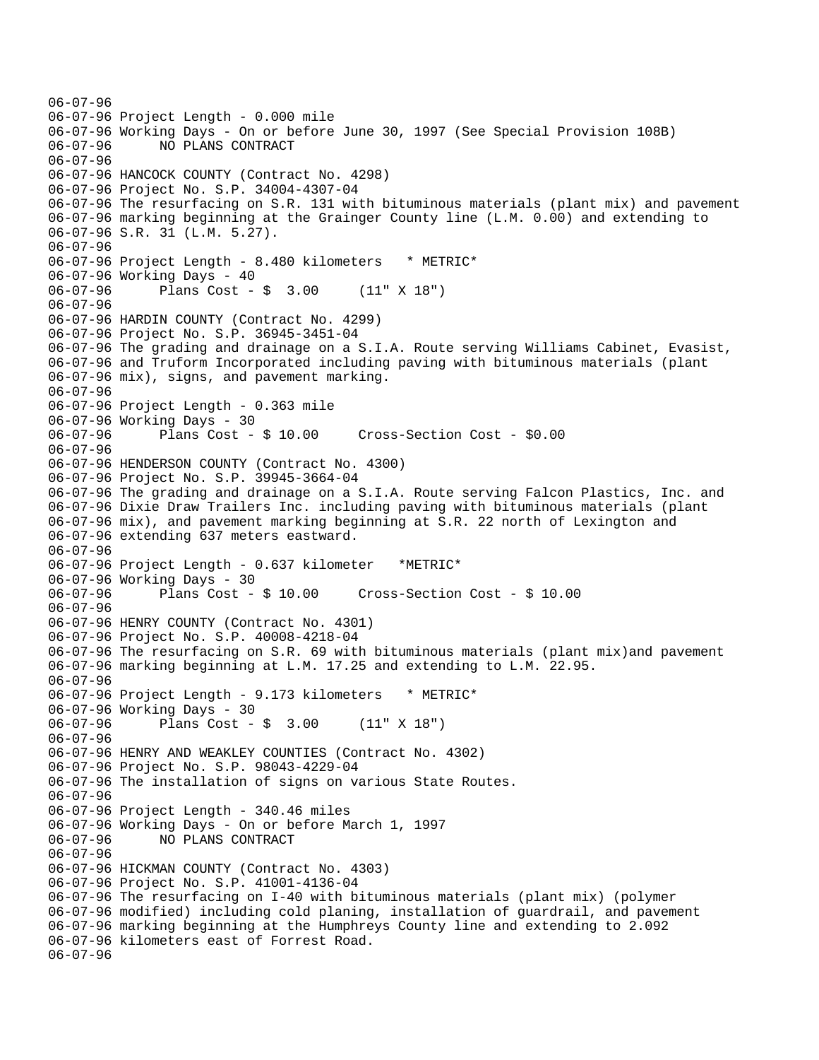```
06-07-96
06-07-96 Project Length - 0.000 mile
06-07-96 Working Days - On or before June 30, 1997 (See Special Provision 108B)
06-07-96      NO PLANS CONTRACT
06-07-96
06-07-96 HANCOCK COUNTY (Contract No. 4298)
06-07-96 Project No. S.P. 34004-4307-04
06-07-96 The resurfacing on S.R. 131 with bituminous materials (plant mix) and pavement
06-07-96 marking beginning at the Grainger County line (L.M. 0.00) and extending to
06-07-96 S.R. 31 (L.M. 5.27).
06-07-96
06-07-96 Project Length - 8.480 kilometers   * METRIC*
06-07-96 Working Days - 40
06-07-96      Plans Cost - $  3.00     (11" X 18")
06-07-96
06-07-96 HARDIN COUNTY (Contract No. 4299)
06-07-96 Project No. S.P. 36945-3451-04
06-07-96 The grading and drainage on a S.I.A. Route serving Williams Cabinet, Evasist,
06-07-96 and Truform Incorporated including paving with bituminous materials (plant
06-07-96 mix), signs, and pavement marking.
06-07-96
06-07-96 Project Length - 0.363 mile
06-07-96 Working Days - 30
06-07-96      Plans Cost - $ 10.00     Cross-Section Cost - $0.00
06-07-96
06-07-96 HENDERSON COUNTY (Contract No. 4300)
06-07-96 Project No. S.P. 39945-3664-04
06-07-96 The grading and drainage on a S.I.A. Route serving Falcon Plastics, Inc. and
06-07-96 Dixie Draw Trailers Inc. including paving with bituminous materials (plant
06-07-96 mix), and pavement marking beginning at S.R. 22 north of Lexington and
06-07-96 extending 637 meters eastward.
06-07-96
06-07-96 Project Length - 0.637 kilometer   *METRIC*
06-07-96 Working Days - 30
06-07-96      Plans Cost - $ 10.00     Cross-Section Cost - $ 10.00
06-07-96
06-07-96 HENRY COUNTY (Contract No. 4301)
06-07-96 Project No. S.P. 40008-4218-04
06-07-96 The resurfacing on S.R. 69 with bituminous materials (plant mix)and pavement
06-07-96 marking beginning at L.M. 17.25 and extending to L.M. 22.95.
06-07-96
06-07-96 Project Length - 9.173 kilometers   * METRIC*
06-07-96 Working Days - 30
06-07-96      Plans Cost - $  3.00     (11" X 18")
06-07-96
06-07-96 HENRY AND WEAKLEY COUNTIES (Contract No. 4302)
06-07-96 Project No. S.P. 98043-4229-04
06-07-96 The installation of signs on various State Routes.
06-07-96
06-07-96 Project Length - 340.46 miles
06-07-96 Working Days - On or before March 1, 1997
06-07-96      NO PLANS CONTRACT
06-07-96
06-07-96 HICKMAN COUNTY (Contract No. 4303)
06-07-96 Project No. S.P. 41001-4136-04
06-07-96 The resurfacing on I-40 with bituminous materials (plant mix) (polymer
06-07-96 modified) including cold planing, installation of guardrail, and pavement
06-07-96 marking beginning at the Humphreys County line and extending to 2.092
06-07-96 kilometers east of Forrest Road.
06-07-96
```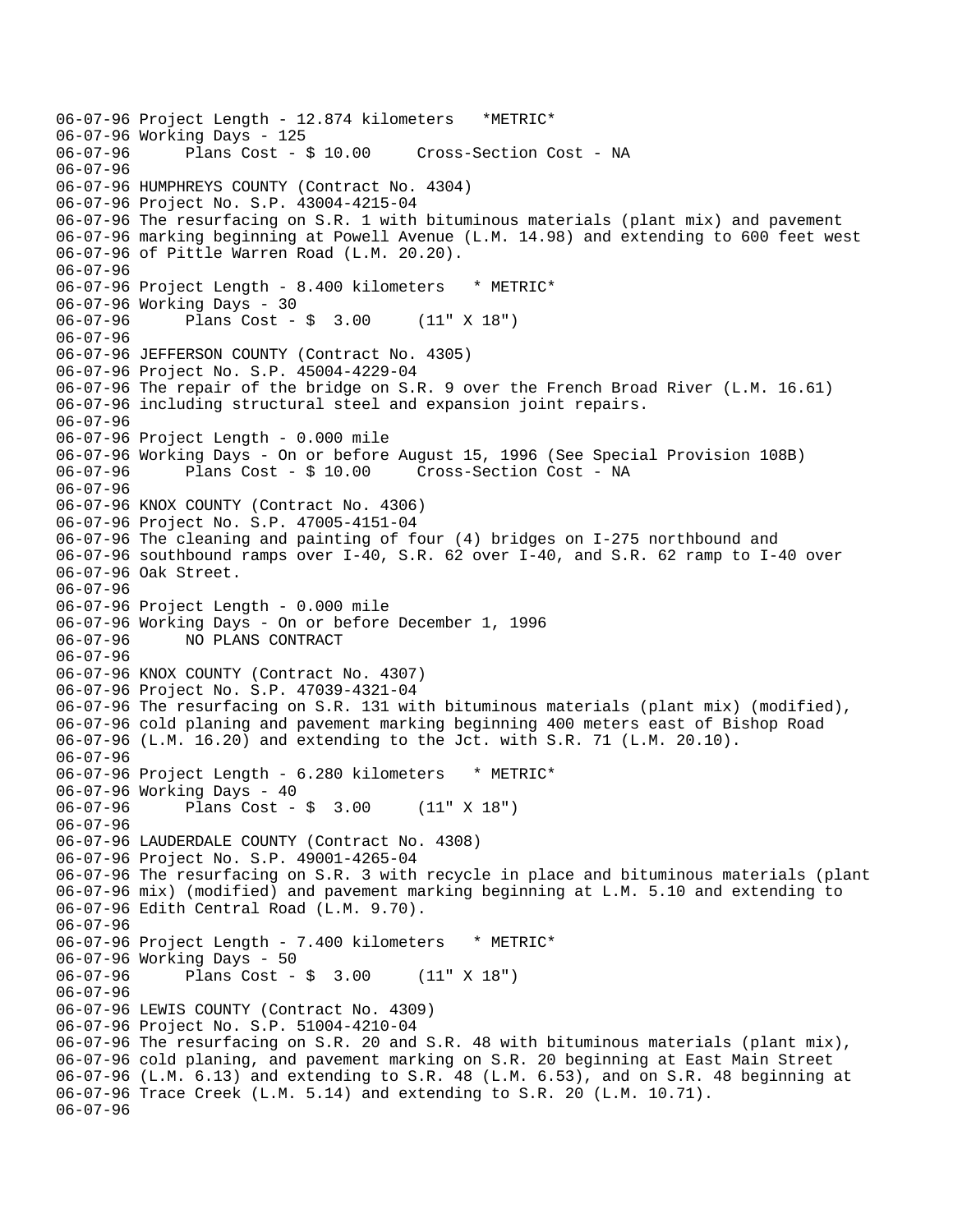```
06-07-96 Project Length - 12.874 kilometers   *METRIC*
06-07-96 Working Days - 125
06-07-96      Plans Cost - $ 10.00     Cross-Section Cost - NA
06-07-96
06-07-96 HUMPHREYS COUNTY (Contract No. 4304)
06-07-96 Project No. S.P. 43004-4215-04
06-07-96 The resurfacing on S.R. 1 with bituminous materials (plant mix) and pavement
06-07-96 marking beginning at Powell Avenue (L.M. 14.98) and extending to 600 feet west
06-07-96 of Pittle Warren Road (L.M. 20.20).
06-07-96
06-07-96 Project Length - 8.400 kilometers   * METRIC*
06-07-96 Working Days - 30
06-07-96      Plans Cost - $  3.00     (11" X 18")
06-07-96
06-07-96 JEFFERSON COUNTY (Contract No. 4305)
06-07-96 Project No. S.P. 45004-4229-04
06-07-96 The repair of the bridge on S.R. 9 over the French Broad River (L.M. 16.61)
06-07-96 including structural steel and expansion joint repairs.
06-07-96
06-07-96 Project Length - 0.000 mile
06-07-96 Working Days - On or before August 15, 1996 (See Special Provision 108B)
06-07-96      Plans Cost - $ 10.00     Cross-Section Cost - NA
06-07-96
06-07-96 KNOX COUNTY (Contract No. 4306)
06-07-96 Project No. S.P. 47005-4151-04
06-07-96 The cleaning and painting of four (4) bridges on I-275 northbound and
06-07-96 southbound ramps over I-40, S.R. 62 over I-40, and S.R. 62 ramp to I-40 over
06-07-96 Oak Street.
06-07-96
06-07-96 Project Length - 0.000 mile
06-07-96 Working Days - On or before December 1, 1996
06-07-96      NO PLANS CONTRACT
06-07-96
06-07-96 KNOX COUNTY (Contract No. 4307)
06-07-96 Project No. S.P. 47039-4321-04
06-07-96 The resurfacing on S.R. 131 with bituminous materials (plant mix) (modified),
06-07-96 cold planing and pavement marking beginning 400 meters east of Bishop Road
06-07-96 (L.M. 16.20) and extending to the Jct. with S.R. 71 (L.M. 20.10).
06-07-96
06-07-96 Project Length - 6.280 kilometers   * METRIC*
06-07-96 Working Days - 40
06-07-96      Plans Cost - $  3.00     (11" X 18")
06-07-96
06-07-96 LAUDERDALE COUNTY (Contract No. 4308)
06-07-96 Project No. S.P. 49001-4265-04
06-07-96 The resurfacing on S.R. 3 with recycle in place and bituminous materials (plant
06-07-96 mix) (modified) and pavement marking beginning at L.M. 5.10 and extending to
06-07-96 Edith Central Road (L.M. 9.70).
06-07-96
06-07-96 Project Length - 7.400 kilometers   * METRIC*
06-07-96 Working Days - 50
06-07-96      Plans Cost - $  3.00     (11" X 18")
06-07-96
06-07-96 LEWIS COUNTY (Contract No. 4309)
06-07-96 Project No. S.P. 51004-4210-04
06-07-96 The resurfacing on S.R. 20 and S.R. 48 with bituminous materials (plant mix),
06-07-96 cold planing, and pavement marking on S.R. 20 beginning at East Main Street
06-07-96 (L.M. 6.13) and extending to S.R. 48 (L.M. 6.53), and on S.R. 48 beginning at
06-07-96 Trace Creek (L.M. 5.14) and extending to S.R. 20 (L.M. 10.71).
06-07-96
```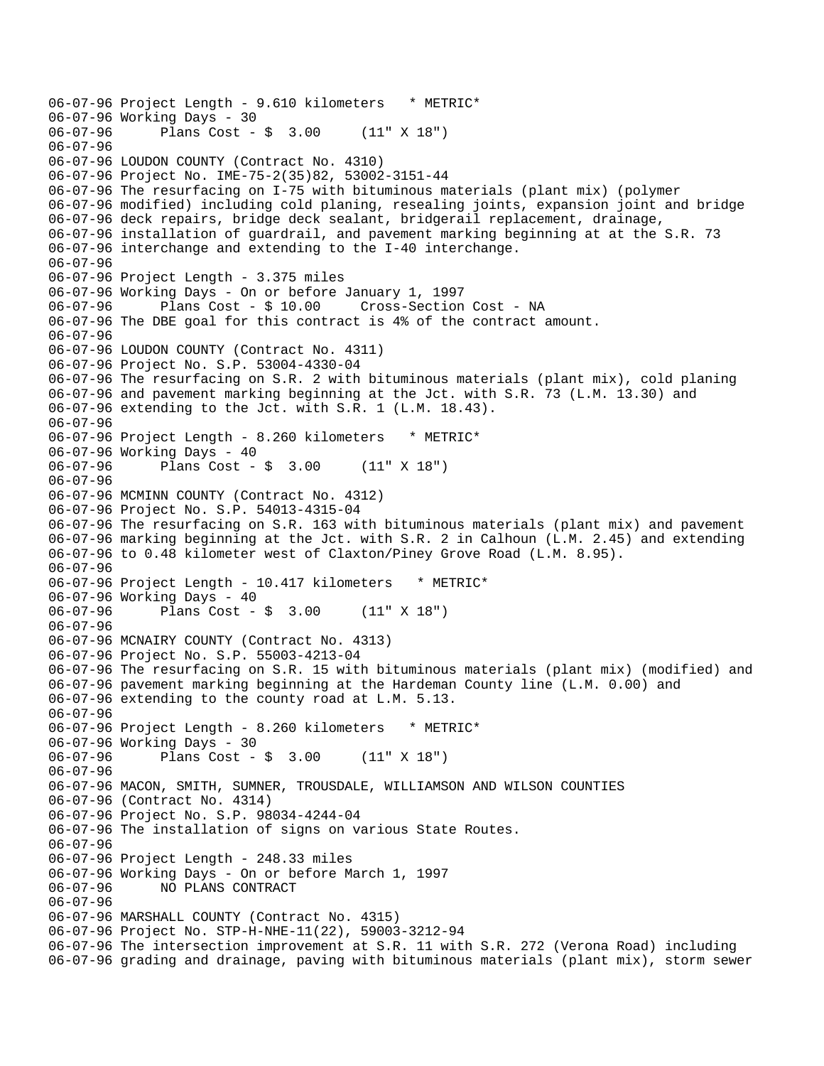```
06-07-96 Project Length - 9.610 kilometers   * METRIC*
06-07-96 Working Days - 30
06-07-96      Plans Cost - $  3.00     (11" X 18")
06-07-96
06-07-96 LOUDON COUNTY (Contract No. 4310)
06-07-96 Project No. IME-75-2(35)82, 53002-3151-44
06-07-96 The resurfacing on I-75 with bituminous materials (plant mix) (polymer
06-07-96 modified) including cold planing, resealing joints, expansion joint and bridge
06-07-96 deck repairs, bridge deck sealant, bridgerail replacement, drainage,
06-07-96 installation of guardrail, and pavement marking beginning at at the S.R. 73
06-07-96 interchange and extending to the I-40 interchange.
06-07-96
06-07-96 Project Length - 3.375 miles
06-07-96 Working Days - On or before January 1, 1997
06-07-96      Plans Cost - $ 10.00     Cross-Section Cost - NA
06-07-96 The DBE goal for this contract is 4% of the contract amount.
06-07-96
06-07-96 LOUDON COUNTY (Contract No. 4311)
06-07-96 Project No. S.P. 53004-4330-04
06-07-96 The resurfacing on S.R. 2 with bituminous materials (plant mix), cold planing
06-07-96 and pavement marking beginning at the Jct. with S.R. 73 (L.M. 13.30) and
06-07-96 extending to the Jct. with S.R. 1 (L.M. 18.43).
06-07-96
06-07-96 Project Length - 8.260 kilometers   * METRIC*
06-07-96 Working Days - 40
06-07-96      Plans Cost - $  3.00     (11" X 18")
06-07-96
06-07-96 MCMINN COUNTY (Contract No. 4312)
06-07-96 Project No. S.P. 54013-4315-04
06-07-96 The resurfacing on S.R. 163 with bituminous materials (plant mix) and pavement
06-07-96 marking beginning at the Jct. with S.R. 2 in Calhoun (L.M. 2.45) and extending
06-07-96 to 0.48 kilometer west of Claxton/Piney Grove Road (L.M. 8.95).
06-07-96
06-07-96 Project Length - 10.417 kilometers   * METRIC*
06-07-96 Working Days - 40
06-07-96      Plans Cost - $  3.00     (11" X 18")
06-07-96
06-07-96 MCNAIRY COUNTY (Contract No. 4313)
06-07-96 Project No. S.P. 55003-4213-04
06-07-96 The resurfacing on S.R. 15 with bituminous materials (plant mix) (modified) and
06-07-96 pavement marking beginning at the Hardeman County line (L.M. 0.00) and
06-07-96 extending to the county road at L.M. 5.13.
06-07-96
06-07-96 Project Length - 8.260 kilometers   * METRIC*
06-07-96 Working Days - 30
06-07-96      Plans Cost - $  3.00     (11" X 18")
06-07-96
06-07-96 MACON, SMITH, SUMNER, TROUSDALE, WILLIAMSON AND WILSON COUNTIES
06-07-96 (Contract No. 4314)
06-07-96 Project No. S.P. 98034-4244-04
06-07-96 The installation of signs on various State Routes.
06-07-96
06-07-96 Project Length - 248.33 miles
06-07-96 Working Days - On or before March 1, 1997
06-07-96      NO PLANS CONTRACT
06-07-96
06-07-96 MARSHALL COUNTY (Contract No. 4315)
06-07-96 Project No. STP-H-NHE-11(22), 59003-3212-94
06-07-96 The intersection improvement at S.R. 11 with S.R. 272 (Verona Road) including
06-07-96 grading and drainage, paving with bituminous materials (plant mix), storm sewer
```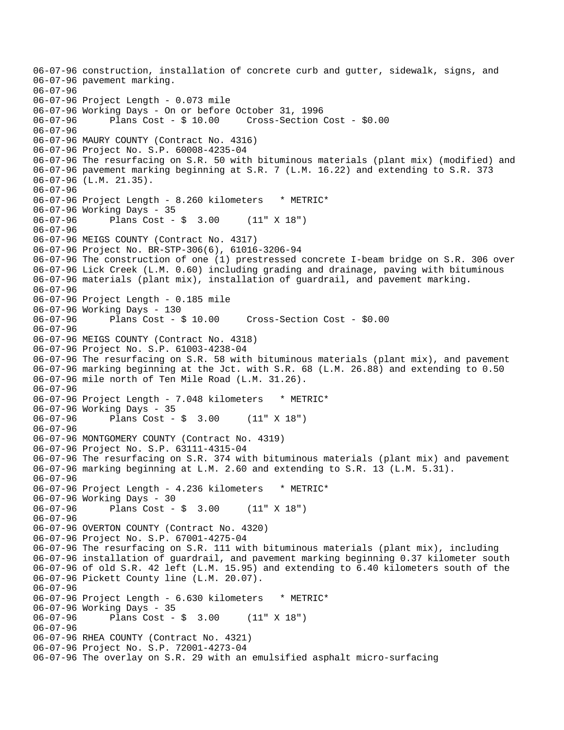```
06-07-96 construction, installation of concrete curb and gutter, sidewalk, signs, and
06-07-96 pavement marking.
06-07-96
06-07-96 Project Length - 0.073 mile
06-07-96 Working Days - On or before October 31, 1996
06-07-96      Plans Cost - $ 10.00     Cross-Section Cost - $0.00
06-07-96
06-07-96 MAURY COUNTY (Contract No. 4316)
06-07-96 Project No. S.P. 60008-4235-04
06-07-96 The resurfacing on S.R. 50 with bituminous materials (plant mix) (modified) and
06-07-96 pavement marking beginning at S.R. 7 (L.M. 16.22) and extending to S.R. 373
06-07-96 (L.M. 21.35).
06-07-96
06-07-96 Project Length - 8.260 kilometers   * METRIC*
06-07-96 Working Days - 35
06-07-96      Plans Cost - $  3.00     (11" X 18")
06-07-96
06-07-96 MEIGS COUNTY (Contract No. 4317)
06-07-96 Project No. BR-STP-306(6), 61016-3206-94
06-07-96 The construction of one (1) prestressed concrete I-beam bridge on S.R. 306 over
06-07-96 Lick Creek (L.M. 0.60) including grading and drainage, paving with bituminous
06-07-96 materials (plant mix), installation of guardrail, and pavement marking.
06-07-96
06-07-96 Project Length - 0.185 mile
06-07-96 Working Days - 130
06-07-96      Plans Cost - $ 10.00     Cross-Section Cost - $0.00
06-07-96
06-07-96 MEIGS COUNTY (Contract No. 4318)
06-07-96 Project No. S.P. 61003-4238-04
06-07-96 The resurfacing on S.R. 58 with bituminous materials (plant mix), and pavement
06-07-96 marking beginning at the Jct. with S.R. 68 (L.M. 26.88) and extending to 0.50
06-07-96 mile north of Ten Mile Road (L.M. 31.26).
06-07-96
06-07-96 Project Length - 7.048 kilometers   * METRIC*
06-07-96 Working Days - 35
06-07-96      Plans Cost - $  3.00     (11" X 18")
06-07-96
06-07-96 MONTGOMERY COUNTY (Contract No. 4319)
06-07-96 Project No. S.P. 63111-4315-04
06-07-96 The resurfacing on S.R. 374 with bituminous materials (plant mix) and pavement
06-07-96 marking beginning at L.M. 2.60 and extending to S.R. 13 (L.M. 5.31).
06-07-96
06-07-96 Project Length - 4.236 kilometers   * METRIC*
06-07-96 Working Days - 30
06-07-96      Plans Cost - $  3.00     (11" X 18")
06-07-96
06-07-96 OVERTON COUNTY (Contract No. 4320)
06-07-96 Project No. S.P. 67001-4275-04
06-07-96 The resurfacing on S.R. 111 with bituminous materials (plant mix), including
06-07-96 installation of guardrail, and pavement marking beginning 0.37 kilometer south
06-07-96 of old S.R. 42 left (L.M. 15.95) and extending to 6.40 kilometers south of the
06-07-96 Pickett County line (L.M. 20.07).
06-07-96
06-07-96 Project Length - 6.630 kilometers   * METRIC*
06-07-96 Working Days - 35
06-07-96      Plans Cost - $  3.00     (11" X 18")
06-07-96
06-07-96 RHEA COUNTY (Contract No. 4321)
06-07-96 Project No. S.P. 72001-4273-04
06-07-96 The overlay on S.R. 29 with an emulsified asphalt micro-surfacing
```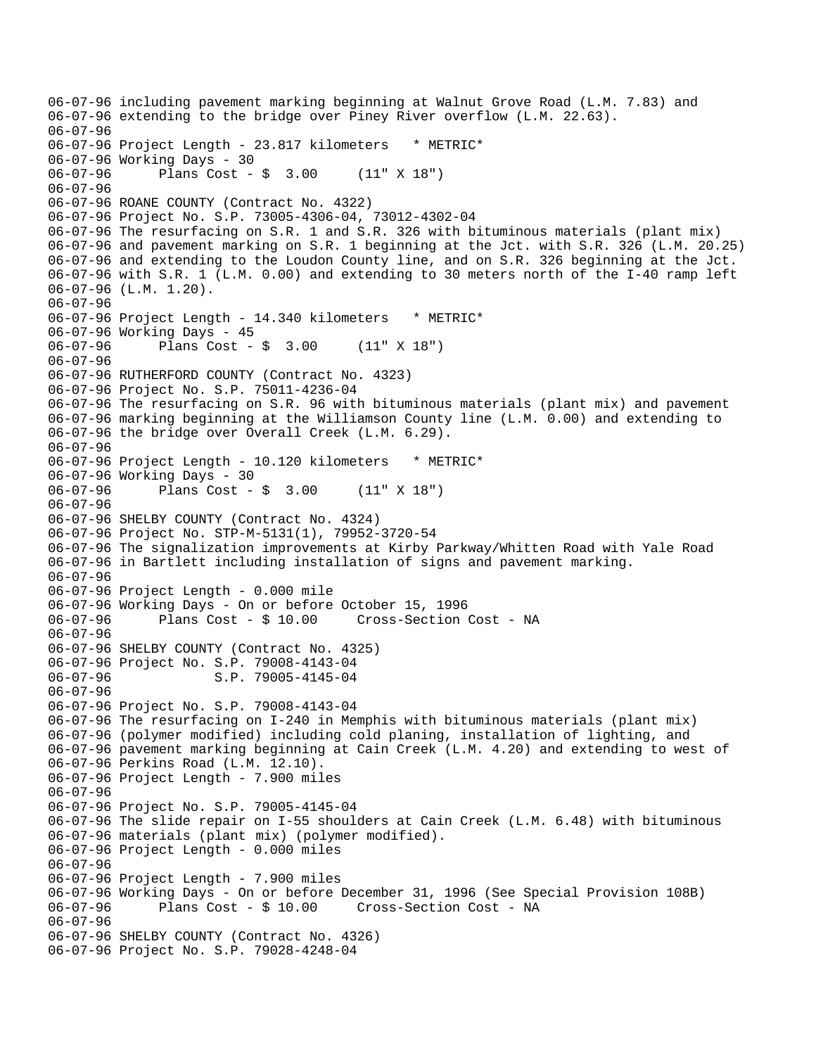```
06-07-96 including pavement marking beginning at Walnut Grove Road (L.M. 7.83) and
06-07-96 extending to the bridge over Piney River overflow (L.M. 22.63).
06-07-96
06-07-96 Project Length - 23.817 kilometers   * METRIC*
06-07-96 Working Days - 30
06-07-96      Plans Cost - $  3.00     (11" X 18")
06-07-96
06-07-96 ROANE COUNTY (Contract No. 4322)
06-07-96 Project No. S.P. 73005-4306-04, 73012-4302-04
06-07-96 The resurfacing on S.R. 1 and S.R. 326 with bituminous materials (plant mix)
06-07-96 and pavement marking on S.R. 1 beginning at the Jct. with S.R. 326 (L.M. 20.25)
06-07-96 and extending to the Loudon County line, and on S.R. 326 beginning at the Jct.
06-07-96 with S.R. 1 (L.M. 0.00) and extending to 30 meters north of the I-40 ramp left
06-07-96 (L.M. 1.20).
06-07-96
06-07-96 Project Length - 14.340 kilometers   * METRIC*
06-07-96 Working Days - 45
06-07-96      Plans Cost - $  3.00     (11" X 18")
06-07-96
06-07-96 RUTHERFORD COUNTY (Contract No. 4323)
06-07-96 Project No. S.P. 75011-4236-04
06-07-96 The resurfacing on S.R. 96 with bituminous materials (plant mix) and pavement
06-07-96 marking beginning at the Williamson County line (L.M. 0.00) and extending to
06-07-96 the bridge over Overall Creek (L.M. 6.29).
06-07-96
06-07-96 Project Length - 10.120 kilometers   * METRIC*
06-07-96 Working Days - 30
06-07-96      Plans Cost - $  3.00     (11" X 18")
06-07-96
06-07-96 SHELBY COUNTY (Contract No. 4324)
06-07-96 Project No. STP-M-5131(1), 79952-3720-54
06-07-96 The signalization improvements at Kirby Parkway/Whitten Road with Yale Road
06-07-96 in Bartlett including installation of signs and pavement marking.
06-07-96
06-07-96 Project Length - 0.000 mile
06-07-96 Working Days - On or before October 15, 1996
06-07-96      Plans Cost - $ 10.00     Cross-Section Cost - NA
06-07-96
06-07-96 SHELBY COUNTY (Contract No. 4325)
06-07-96 Project No. S.P. 79008-4143-04
06-07-96              S.P. 79005-4145-04
06-07-96
06-07-96 Project No. S.P. 79008-4143-04
06-07-96 The resurfacing on I-240 in Memphis with bituminous materials (plant mix)
06-07-96 (polymer modified) including cold planing, installation of lighting, and
06-07-96 pavement marking beginning at Cain Creek (L.M. 4.20) and extending to west of
06-07-96 Perkins Road (L.M. 12.10).
06-07-96 Project Length - 7.900 miles
06-07-96
06-07-96 Project No. S.P. 79005-4145-04
06-07-96 The slide repair on I-55 shoulders at Cain Creek (L.M. 6.48) with bituminous
06-07-96 materials (plant mix) (polymer modified).
06-07-96 Project Length - 0.000 miles
06-07-96
06-07-96 Project Length - 7.900 miles
06-07-96 Working Days - On or before December 31, 1996 (See Special Provision 108B)
06-07-96      Plans Cost - $ 10.00     Cross-Section Cost - NA
06-07-96
06-07-96 SHELBY COUNTY (Contract No. 4326)
06-07-96 Project No. S.P. 79028-4248-04
```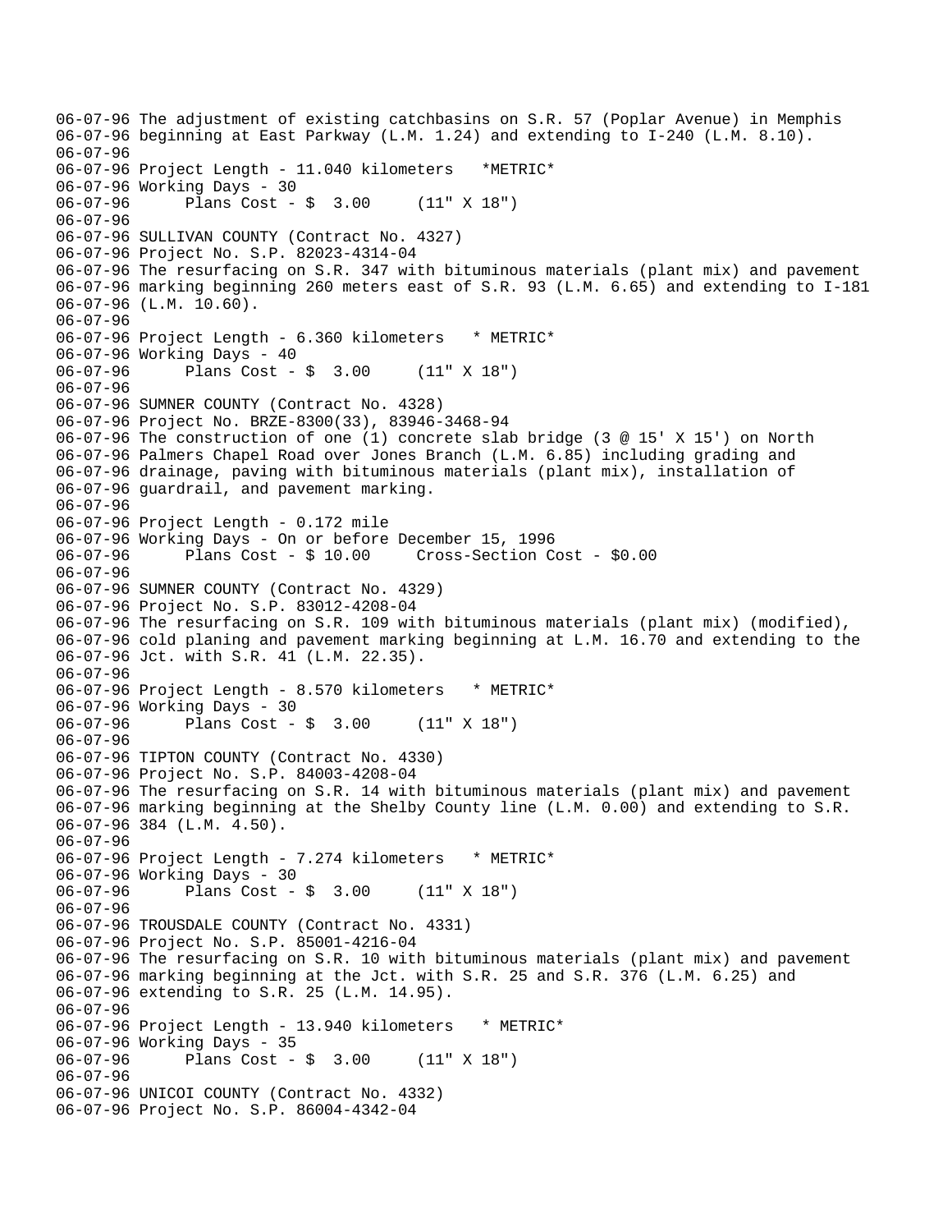```
06-07-96 The adjustment of existing catchbasins on S.R. 57 (Poplar Avenue) in Memphis
06-07-96 beginning at East Parkway (L.M. 1.24) and extending to I-240 (L.M. 8.10).
06-07-96
06-07-96 Project Length - 11.040 kilometers   *METRIC*
06-07-96 Working Days - 30
06-07-96      Plans Cost - $  3.00     (11" X 18")
06-07-96
06-07-96 SULLIVAN COUNTY (Contract No. 4327)
06-07-96 Project No. S.P. 82023-4314-04
06-07-96 The resurfacing on S.R. 347 with bituminous materials (plant mix) and pavement
06-07-96 marking beginning 260 meters east of S.R. 93 (L.M. 6.65) and extending to I-181
06-07-96 (L.M. 10.60).
06-07-96
06-07-96 Project Length - 6.360 kilometers   * METRIC*
06-07-96 Working Days - 40
06-07-96      Plans Cost - $  3.00     (11" X 18")
06-07-96
06-07-96 SUMNER COUNTY (Contract No. 4328)
06-07-96 Project No. BRZE-8300(33), 83946-3468-94
06-07-96 The construction of one (1) concrete slab bridge (3 @ 15' X 15') on North
06-07-96 Palmers Chapel Road over Jones Branch (L.M. 6.85) including grading and
06-07-96 drainage, paving with bituminous materials (plant mix), installation of
06-07-96 guardrail, and pavement marking.
06-07-96
06-07-96 Project Length - 0.172 mile
06-07-96 Working Days - On or before December 15, 1996
06-07-96      Plans Cost - $ 10.00     Cross-Section Cost - $0.00
06-07-96
06-07-96 SUMNER COUNTY (Contract No. 4329)
06-07-96 Project No. S.P. 83012-4208-04
06-07-96 The resurfacing on S.R. 109 with bituminous materials (plant mix) (modified),
06-07-96 cold planing and pavement marking beginning at L.M. 16.70 and extending to the
06-07-96 Jct. with S.R. 41 (L.M. 22.35).
06-07-96
06-07-96 Project Length - 8.570 kilometers   * METRIC*
06-07-96 Working Days - 30
06-07-96      Plans Cost - $  3.00     (11" X 18")
06-07-96
06-07-96 TIPTON COUNTY (Contract No. 4330)
06-07-96 Project No. S.P. 84003-4208-04
06-07-96 The resurfacing on S.R. 14 with bituminous materials (plant mix) and pavement
06-07-96 marking beginning at the Shelby County line (L.M. 0.00) and extending to S.R.
06-07-96 384 (L.M. 4.50).
06-07-96
06-07-96 Project Length - 7.274 kilometers   * METRIC*
06-07-96 Working Days - 30
06-07-96      Plans Cost - $  3.00     (11" X 18")
06-07-96
06-07-96 TROUSDALE COUNTY (Contract No. 4331)
06-07-96 Project No. S.P. 85001-4216-04
06-07-96 The resurfacing on S.R. 10 with bituminous materials (plant mix) and pavement
06-07-96 marking beginning at the Jct. with S.R. 25 and S.R. 376 (L.M. 6.25) and
06-07-96 extending to S.R. 25 (L.M. 14.95).
06-07-96
06-07-96 Project Length - 13.940 kilometers   * METRIC*
06-07-96 Working Days - 35
06-07-96      Plans Cost - $  3.00     (11" X 18")
06-07-96
06-07-96 UNICOI COUNTY (Contract No. 4332)
06-07-96 Project No. S.P. 86004-4342-04
```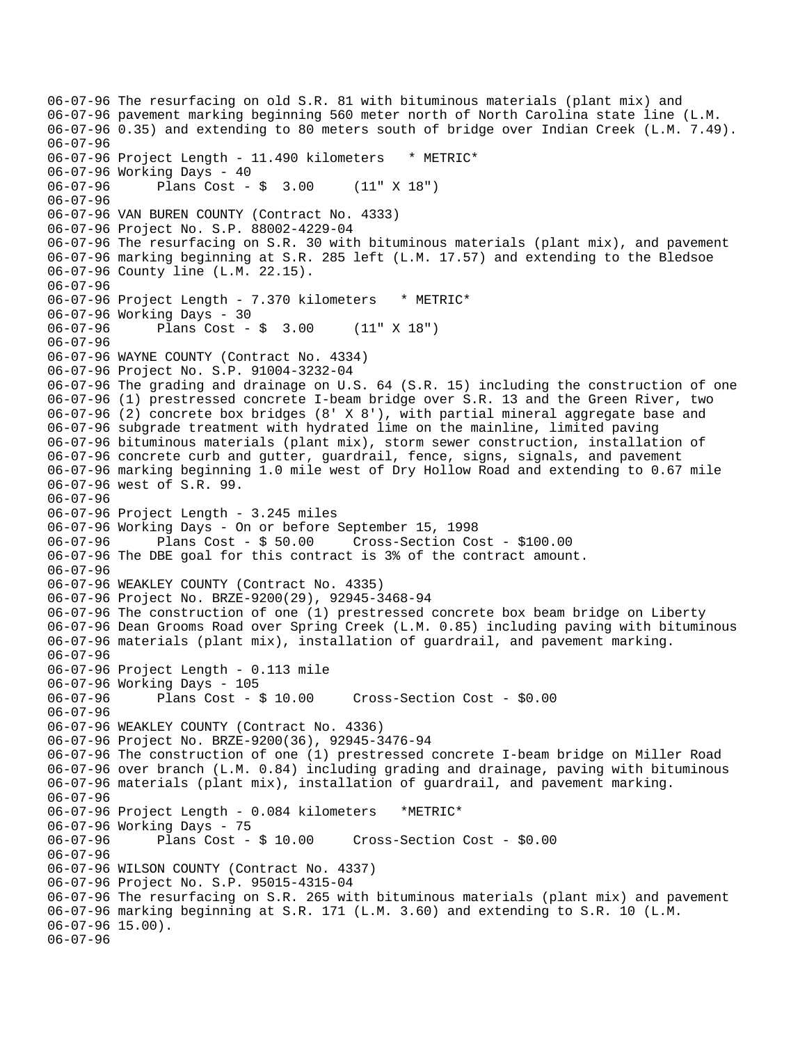06-07-96 The resurfacing on old S.R. 81 with bituminous materials (plant mix) and
06-07-96 pavement marking beginning 560 meter north of North Carolina state line (L.M.
06-07-96 0.35) and extending to 80 meters south of bridge over Indian Creek (L.M. 7.49).
06-07-96
06-07-96 Project Length - 11.490 kilometers   * METRIC*
06-07-96 Working Days - 40
06-07-96       Plans Cost - $  3.00     (11" X 18")
06-07-96
06-07-96 VAN BUREN COUNTY (Contract No. 4333)
06-07-96 Project No. S.P. 88002-4229-04
06-07-96 The resurfacing on S.R. 30 with bituminous materials (plant mix), and pavement
06-07-96 marking beginning at S.R. 285 left (L.M. 17.57) and extending to the Bledsoe
06-07-96 County line (L.M. 22.15).
06-07-96
06-07-96 Project Length - 7.370 kilometers   * METRIC*
06-07-96 Working Days - 30
06-07-96       Plans Cost - $  3.00     (11" X 18")
06-07-96
06-07-96 WAYNE COUNTY (Contract No. 4334)
06-07-96 Project No. S.P. 91004-3232-04
06-07-96 The grading and drainage on U.S. 64 (S.R. 15) including the construction of one
06-07-96 (1) prestressed concrete I-beam bridge over S.R. 13 and the Green River, two
06-07-96 (2) concrete box bridges (8' X 8'), with partial mineral aggregate base and
06-07-96 subgrade treatment with hydrated lime on the mainline, limited paving
06-07-96 bituminous materials (plant mix), storm sewer construction, installation of
06-07-96 concrete curb and gutter, guardrail, fence, signs, signals, and pavement
06-07-96 marking beginning 1.0 mile west of Dry Hollow Road and extending to 0.67 mile
06-07-96 west of S.R. 99.
06-07-96
06-07-96 Project Length - 3.245 miles
06-07-96 Working Days - On or before September 15, 1998
06-07-96       Plans Cost - $ 50.00     Cross-Section Cost - $100.00
06-07-96 The DBE goal for this contract is 3% of the contract amount.
06-07-96
06-07-96 WEAKLEY COUNTY (Contract No. 4335)
06-07-96 Project No. BRZE-9200(29), 92945-3468-94
06-07-96 The construction of one (1) prestressed concrete box beam bridge on Liberty
06-07-96 Dean Grooms Road over Spring Creek (L.M. 0.85) including paving with bituminous
06-07-96 materials (plant mix), installation of guardrail, and pavement marking.
06-07-96
06-07-96 Project Length - 0.113 mile
06-07-96 Working Days - 105
06-07-96       Plans Cost - $ 10.00     Cross-Section Cost - $0.00
06-07-96
06-07-96 WEAKLEY COUNTY (Contract No. 4336)
06-07-96 Project No. BRZE-9200(36), 92945-3476-94
06-07-96 The construction of one (1) prestressed concrete I-beam bridge on Miller Road
06-07-96 over branch (L.M. 0.84) including grading and drainage, paving with bituminous
06-07-96 materials (plant mix), installation of guardrail, and pavement marking.
06-07-96
06-07-96 Project Length - 0.084 kilometers   *METRIC*
06-07-96 Working Days - 75
06-07-96       Plans Cost - $ 10.00     Cross-Section Cost - $0.00
06-07-96
06-07-96 WILSON COUNTY (Contract No. 4337)
06-07-96 Project No. S.P. 95015-4315-04
06-07-96 The resurfacing on S.R. 265 with bituminous materials (plant mix) and pavement
06-07-96 marking beginning at S.R. 171 (L.M. 3.60) and extending to S.R. 10 (L.M.
06-07-96 15.00).
06-07-96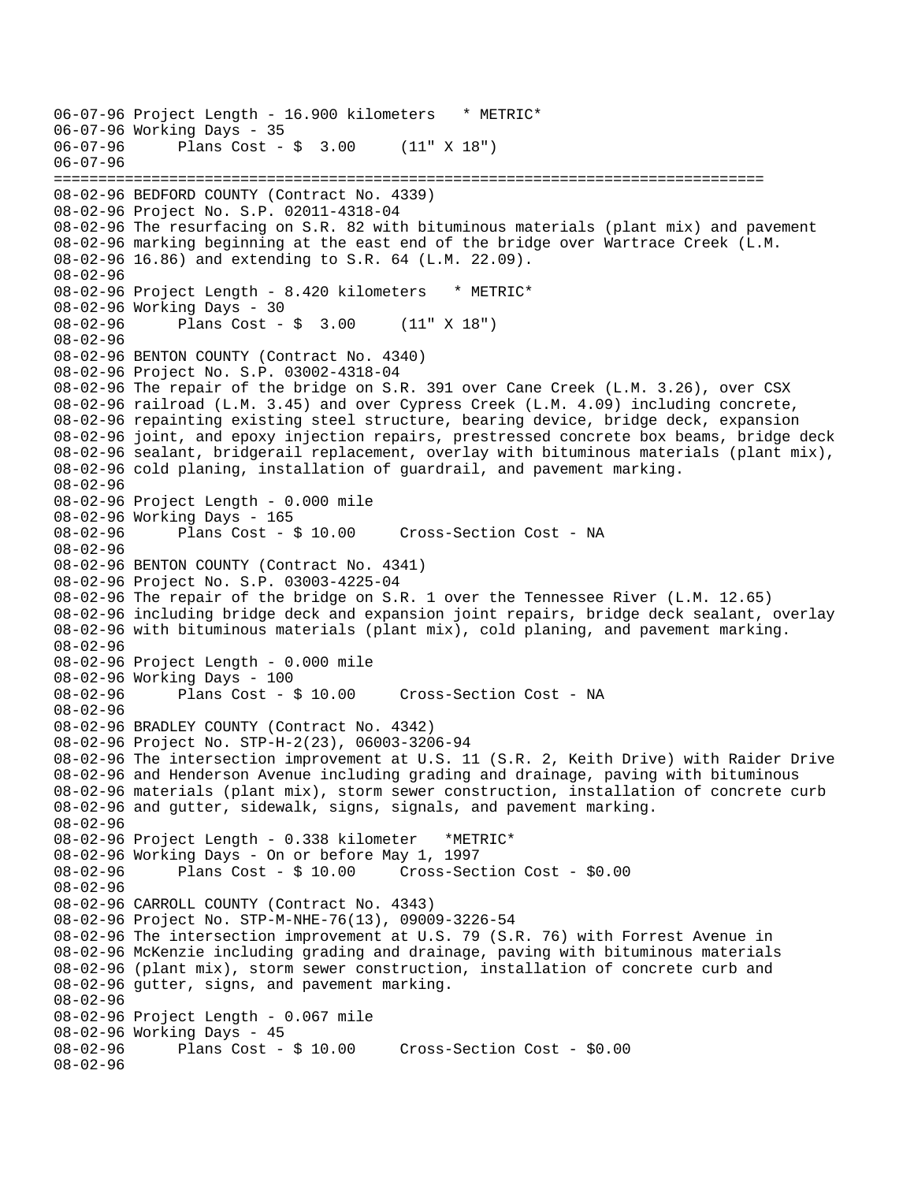```
06-07-96 Project Length - 16.900 kilometers   * METRIC*
06-07-96 Working Days - 35
06-07-96      Plans Cost - $  3.00     (11" X 18")
06-07-96
================================================================================
08-02-96 BEDFORD COUNTY (Contract No. 4339)
08-02-96 Project No. S.P. 02011-4318-04
08-02-96 The resurfacing on S.R. 82 with bituminous materials (plant mix) and pavement
08-02-96 marking beginning at the east end of the bridge over Wartrace Creek (L.M.
08-02-96 16.86) and extending to S.R. 64 (L.M. 22.09).
08-02-96
08-02-96 Project Length - 8.420 kilometers   * METRIC*
08-02-96 Working Days - 30
08-02-96      Plans Cost - $  3.00     (11" X 18")
08-02-96
08-02-96 BENTON COUNTY (Contract No. 4340)
08-02-96 Project No. S.P. 03002-4318-04
08-02-96 The repair of the bridge on S.R. 391 over Cane Creek (L.M. 3.26), over CSX
08-02-96 railroad (L.M. 3.45) and over Cypress Creek (L.M. 4.09) including concrete,
08-02-96 repainting existing steel structure, bearing device, bridge deck, expansion
08-02-96 joint, and epoxy injection repairs, prestressed concrete box beams, bridge deck
08-02-96 sealant, bridgerail replacement, overlay with bituminous materials (plant mix),
08-02-96 cold planing, installation of guardrail, and pavement marking.
08-02-96
08-02-96 Project Length - 0.000 mile
08-02-96 Working Days - 165
08-02-96      Plans Cost - $ 10.00     Cross-Section Cost - NA
08-02-96
08-02-96 BENTON COUNTY (Contract No. 4341)
08-02-96 Project No. S.P. 03003-4225-04
08-02-96 The repair of the bridge on S.R. 1 over the Tennessee River (L.M. 12.65)
08-02-96 including bridge deck and expansion joint repairs, bridge deck sealant, overlay
08-02-96 with bituminous materials (plant mix), cold planing, and pavement marking.
08-02-96
08-02-96 Project Length - 0.000 mile
08-02-96 Working Days - 100
08-02-96      Plans Cost - $ 10.00     Cross-Section Cost - NA
08-02-96
08-02-96 BRADLEY COUNTY (Contract No. 4342)
08-02-96 Project No. STP-H-2(23), 06003-3206-94
08-02-96 The intersection improvement at U.S. 11 (S.R. 2, Keith Drive) with Raider Drive
08-02-96 and Henderson Avenue including grading and drainage, paving with bituminous
08-02-96 materials (plant mix), storm sewer construction, installation of concrete curb
08-02-96 and gutter, sidewalk, signs, signals, and pavement marking.
08-02-96
08-02-96 Project Length - 0.338 kilometer   *METRIC*
08-02-96 Working Days - On or before May 1, 1997
08-02-96      Plans Cost - $ 10.00     Cross-Section Cost - $0.00
08-02-96
08-02-96 CARROLL COUNTY (Contract No. 4343)
08-02-96 Project No. STP-M-NHE-76(13), 09009-3226-54
08-02-96 The intersection improvement at U.S. 79 (S.R. 76) with Forrest Avenue in
08-02-96 McKenzie including grading and drainage, paving with bituminous materials
08-02-96 (plant mix), storm sewer construction, installation of concrete curb and
08-02-96 gutter, signs, and pavement marking.
08-02-96
08-02-96 Project Length - 0.067 mile
08-02-96 Working Days - 45
08-02-96      Plans Cost - $ 10.00     Cross-Section Cost - $0.00
08-02-96
```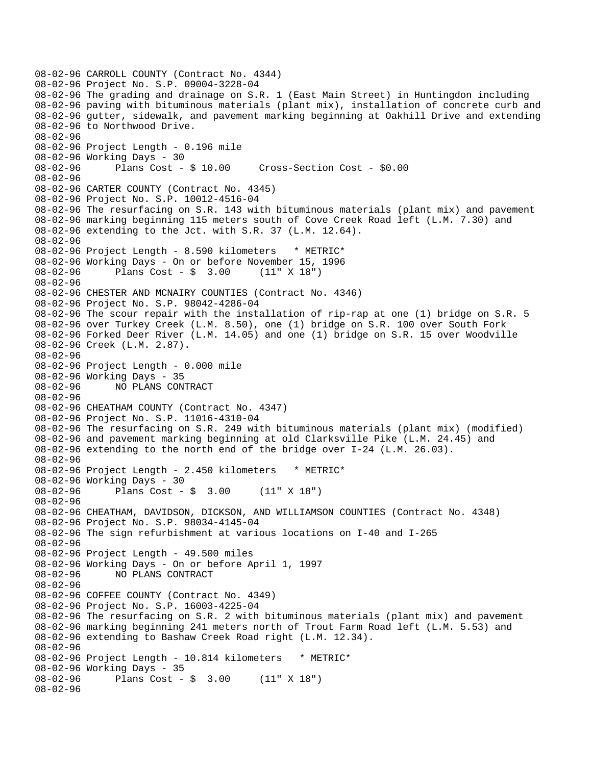```
08-02-96 CARROLL COUNTY (Contract No. 4344)
08-02-96 Project No. S.P. 09004-3228-04
08-02-96 The grading and drainage on S.R. 1 (East Main Street) in Huntingdon including
08-02-96 paving with bituminous materials (plant mix), installation of concrete curb and
08-02-96 gutter, sidewalk, and pavement marking beginning at Oakhill Drive and extending
08-02-96 to Northwood Drive.
08-02-96
08-02-96 Project Length - 0.196 mile
08-02-96 Working Days - 30
08-02-96      Plans Cost - $ 10.00     Cross-Section Cost - $0.00
08-02-96
08-02-96 CARTER COUNTY (Contract No. 4345)
08-02-96 Project No. S.P. 10012-4516-04
08-02-96 The resurfacing on S.R. 143 with bituminous materials (plant mix) and pavement
08-02-96 marking beginning 115 meters south of Cove Creek Road left (L.M. 7.30) and
08-02-96 extending to the Jct. with S.R. 37 (L.M. 12.64).
08-02-96
08-02-96 Project Length - 8.590 kilometers   * METRIC*
08-02-96 Working Days - On or before November 15, 1996
08-02-96      Plans Cost - $  3.00     (11" X 18")
08-02-96
08-02-96 CHESTER AND MCNAIRY COUNTIES (Contract No. 4346)
08-02-96 Project No. S.P. 98042-4286-04
08-02-96 The scour repair with the installation of rip-rap at one (1) bridge on S.R. 5
08-02-96 over Turkey Creek (L.M. 8.50), one (1) bridge on S.R. 100 over South Fork
08-02-96 Forked Deer River (L.M. 14.05) and one (1) bridge on S.R. 15 over Woodville
08-02-96 Creek (L.M. 2.87).
08-02-96
08-02-96 Project Length - 0.000 mile
08-02-96 Working Days - 35
08-02-96      NO PLANS CONTRACT
08-02-96
08-02-96 CHEATHAM COUNTY (Contract No. 4347)
08-02-96 Project No. S.P. 11016-4310-04
08-02-96 The resurfacing on S.R. 249 with bituminous materials (plant mix) (modified)
08-02-96 and pavement marking beginning at old Clarksville Pike (L.M. 24.45) and
08-02-96 extending to the north end of the bridge over I-24 (L.M. 26.03).
08-02-96
08-02-96 Project Length - 2.450 kilometers   * METRIC*
08-02-96 Working Days - 30
08-02-96      Plans Cost - $  3.00     (11" X 18")
08-02-96
08-02-96 CHEATHAM, DAVIDSON, DICKSON, AND WILLIAMSON COUNTIES (Contract No. 4348)
08-02-96 Project No. S.P. 98034-4145-04
08-02-96 The sign refurbishment at various locations on I-40 and I-265
08-02-96
08-02-96 Project Length - 49.500 miles
08-02-96 Working Days - On or before April 1, 1997
08-02-96      NO PLANS CONTRACT
08-02-96
08-02-96 COFFEE COUNTY (Contract No. 4349)
08-02-96 Project No. S.P. 16003-4225-04
08-02-96 The resurfacing on S.R. 2 with bituminous materials (plant mix) and pavement
08-02-96 marking beginning 241 meters north of Trout Farm Road left (L.M. 5.53) and
08-02-96 extending to Bashaw Creek Road right (L.M. 12.34).
08-02-96
08-02-96 Project Length - 10.814 kilometers   * METRIC*
08-02-96 Working Days - 35
08-02-96      Plans Cost - $  3.00     (11" X 18")
08-02-96
```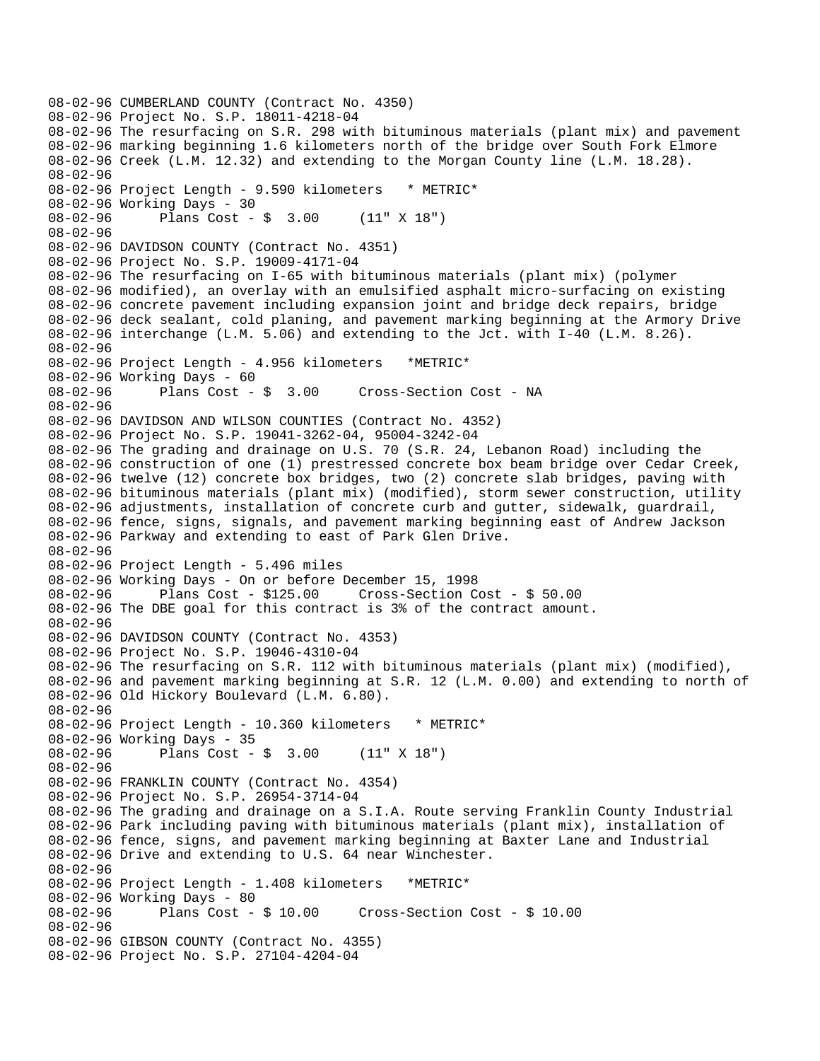```
08-02-96 CUMBERLAND COUNTY (Contract No. 4350)
08-02-96 Project No. S.P. 18011-4218-04
08-02-96 The resurfacing on S.R. 298 with bituminous materials (plant mix) and pavement
08-02-96 marking beginning 1.6 kilometers north of the bridge over South Fork Elmore
08-02-96 Creek (L.M. 12.32) and extending to the Morgan County line (L.M. 18.28).
08-02-96
08-02-96 Project Length - 9.590 kilometers   * METRIC*
08-02-96 Working Days - 30
08-02-96       Plans Cost - $  3.00     (11" X 18")
08-02-96
08-02-96 DAVIDSON COUNTY (Contract No. 4351)
08-02-96 Project No. S.P. 19009-4171-04
08-02-96 The resurfacing on I-65 with bituminous materials (plant mix) (polymer
08-02-96 modified), an overlay with an emulsified asphalt micro-surfacing on existing
08-02-96 concrete pavement including expansion joint and bridge deck repairs, bridge
08-02-96 deck sealant, cold planing, and pavement marking beginning at the Armory Drive
08-02-96 interchange (L.M. 5.06) and extending to the Jct. with I-40 (L.M. 8.26).
08-02-96
08-02-96 Project Length - 4.956 kilometers   *METRIC*
08-02-96 Working Days - 60
08-02-96       Plans Cost - $  3.00     Cross-Section Cost - NA
08-02-96
08-02-96 DAVIDSON AND WILSON COUNTIES (Contract No. 4352)
08-02-96 Project No. S.P. 19041-3262-04, 95004-3242-04
08-02-96 The grading and drainage on U.S. 70 (S.R. 24, Lebanon Road) including the
08-02-96 construction of one (1) prestressed concrete box beam bridge over Cedar Creek,
08-02-96 twelve (12) concrete box bridges, two (2) concrete slab bridges, paving with
08-02-96 bituminous materials (plant mix) (modified), storm sewer construction, utility
08-02-96 adjustments, installation of concrete curb and gutter, sidewalk, guardrail,
08-02-96 fence, signs, signals, and pavement marking beginning east of Andrew Jackson
08-02-96 Parkway and extending to east of Park Glen Drive.
08-02-96
08-02-96 Project Length - 5.496 miles
08-02-96 Working Days - On or before December 15, 1998
08-02-96       Plans Cost - $125.00     Cross-Section Cost - $ 50.00
08-02-96 The DBE goal for this contract is 3% of the contract amount.
08-02-96
08-02-96 DAVIDSON COUNTY (Contract No. 4353)
08-02-96 Project No. S.P. 19046-4310-04
08-02-96 The resurfacing on S.R. 112 with bituminous materials (plant mix) (modified),
08-02-96 and pavement marking beginning at S.R. 12 (L.M. 0.00) and extending to north of
08-02-96 Old Hickory Boulevard (L.M. 6.80).
08-02-96
08-02-96 Project Length - 10.360 kilometers   * METRIC*
08-02-96 Working Days - 35
08-02-96       Plans Cost - $  3.00     (11" X 18")
08-02-96
08-02-96 FRANKLIN COUNTY (Contract No. 4354)
08-02-96 Project No. S.P. 26954-3714-04
08-02-96 The grading and drainage on a S.I.A. Route serving Franklin County Industrial
08-02-96 Park including paving with bituminous materials (plant mix), installation of
08-02-96 fence, signs, and pavement marking beginning at Baxter Lane and Industrial
08-02-96 Drive and extending to U.S. 64 near Winchester.
08-02-96
08-02-96 Project Length - 1.408 kilometers   *METRIC*
08-02-96 Working Days - 80
08-02-96       Plans Cost - $ 10.00     Cross-Section Cost - $ 10.00
08-02-96
08-02-96 GIBSON COUNTY (Contract No. 4355)
08-02-96 Project No. S.P. 27104-4204-04
```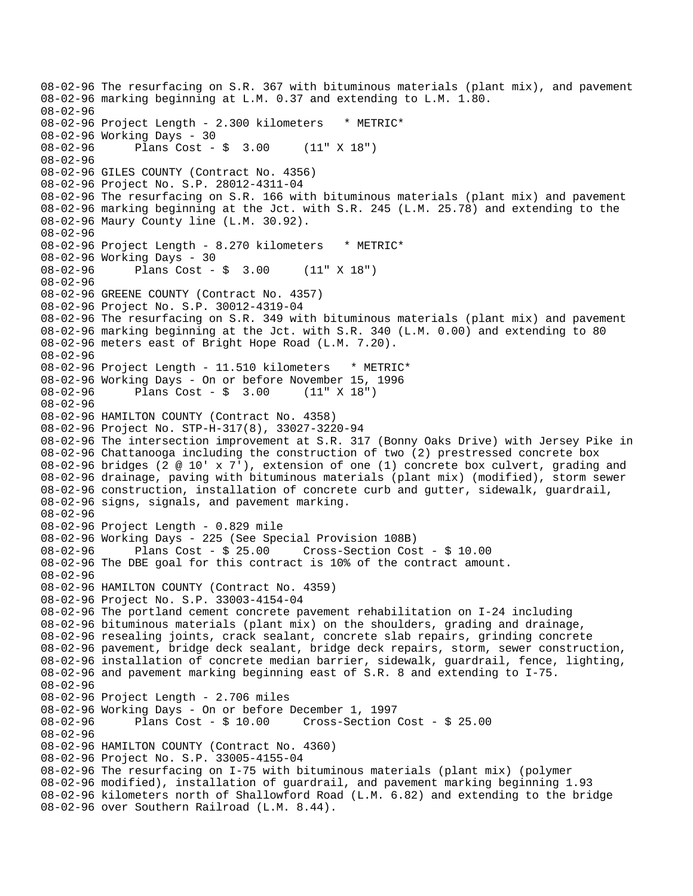```
08-02-96 The resurfacing on S.R. 367 with bituminous materials (plant mix), and pavement
08-02-96 marking beginning at L.M. 0.37 and extending to L.M. 1.80.
08-02-96
08-02-96 Project Length - 2.300 kilometers   * METRIC*
08-02-96 Working Days - 30
08-02-96      Plans Cost - $  3.00     (11" X 18")
08-02-96
08-02-96 GILES COUNTY (Contract No. 4356)
08-02-96 Project No. S.P. 28012-4311-04
08-02-96 The resurfacing on S.R. 166 with bituminous materials (plant mix) and pavement
08-02-96 marking beginning at the Jct. with S.R. 245 (L.M. 25.78) and extending to the
08-02-96 Maury County line (L.M. 30.92).
08-02-96
08-02-96 Project Length - 8.270 kilometers   * METRIC*
08-02-96 Working Days - 30
08-02-96      Plans Cost - $  3.00     (11" X 18")
08-02-96
08-02-96 GREENE COUNTY (Contract No. 4357)
08-02-96 Project No. S.P. 30012-4319-04
08-02-96 The resurfacing on S.R. 349 with bituminous materials (plant mix) and pavement
08-02-96 marking beginning at the Jct. with S.R. 340 (L.M. 0.00) and extending to 80
08-02-96 meters east of Bright Hope Road (L.M. 7.20).
08-02-96
08-02-96 Project Length - 11.510 kilometers   * METRIC*
08-02-96 Working Days - On or before November 15, 1996
08-02-96      Plans Cost - $  3.00     (11" X 18")
08-02-96
08-02-96 HAMILTON COUNTY (Contract No. 4358)
08-02-96 Project No. STP-H-317(8), 33027-3220-94
08-02-96 The intersection improvement at S.R. 317 (Bonny Oaks Drive) with Jersey Pike in
08-02-96 Chattanooga including the construction of two (2) prestressed concrete box
08-02-96 bridges (2 @ 10' x 7'), extension of one (1) concrete box culvert, grading and
08-02-96 drainage, paving with bituminous materials (plant mix) (modified), storm sewer
08-02-96 construction, installation of concrete curb and gutter, sidewalk, guardrail,
08-02-96 signs, signals, and pavement marking.
08-02-96
08-02-96 Project Length - 0.829 mile
08-02-96 Working Days - 225 (See Special Provision 108B)
08-02-96      Plans Cost - $ 25.00     Cross-Section Cost - $ 10.00
08-02-96 The DBE goal for this contract is 10% of the contract amount.
08-02-96
08-02-96 HAMILTON COUNTY (Contract No. 4359)
08-02-96 Project No. S.P. 33003-4154-04
08-02-96 The portland cement concrete pavement rehabilitation on I-24 including
08-02-96 bituminous materials (plant mix) on the shoulders, grading and drainage,
08-02-96 resealing joints, crack sealant, concrete slab repairs, grinding concrete
08-02-96 pavement, bridge deck sealant, bridge deck repairs, storm, sewer construction,
08-02-96 installation of concrete median barrier, sidewalk, guardrail, fence, lighting,
08-02-96 and pavement marking beginning east of S.R. 8 and extending to I-75.
08-02-96
08-02-96 Project Length - 2.706 miles
08-02-96 Working Days - On or before December 1, 1997
08-02-96      Plans Cost - $ 10.00     Cross-Section Cost - $ 25.00
08-02-96
08-02-96 HAMILTON COUNTY (Contract No. 4360)
08-02-96 Project No. S.P. 33005-4155-04
08-02-96 The resurfacing on I-75 with bituminous materials (plant mix) (polymer
08-02-96 modified), installation of guardrail, and pavement marking beginning 1.93
08-02-96 kilometers north of Shallowford Road (L.M. 6.82) and extending to the bridge
08-02-96 over Southern Railroad (L.M. 8.44).
```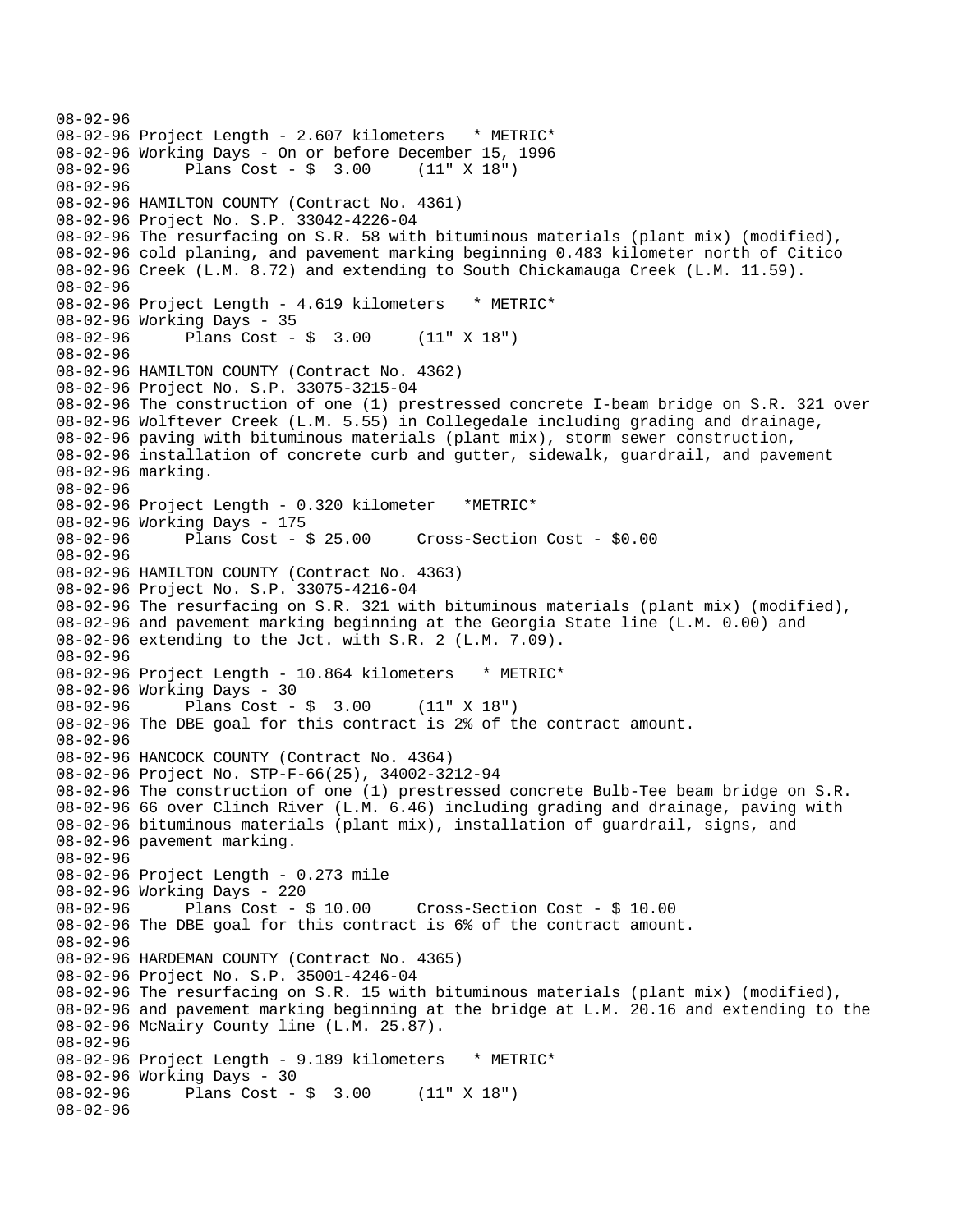08-02-96
08-02-96 Project Length - 2.607 kilometers * METRIC*
08-02-96 Working Days - On or before December 15, 1996
08-02-96 Plans Cost - $ 3.00 (11" X 18")
08-02-96
08-02-96 HAMILTON COUNTY (Contract No. 4361)
08-02-96 Project No. S.P. 33042-4226-04
08-02-96 The resurfacing on S.R. 58 with bituminous materials (plant mix) (modified),
08-02-96 cold planing, and pavement marking beginning 0.483 kilometer north of Citico
08-02-96 Creek (L.M. 8.72) and extending to South Chickamauga Creek (L.M. 11.59).
08-02-96
08-02-96 Project Length - 4.619 kilometers * METRIC*
08-02-96 Working Days - 35
08-02-96 Plans Cost - $ 3.00 (11" X 18")
08-02-96
08-02-96 HAMILTON COUNTY (Contract No. 4362)
08-02-96 Project No. S.P. 33075-3215-04
08-02-96 The construction of one (1) prestressed concrete I-beam bridge on S.R. 321 over
08-02-96 Wolftever Creek (L.M. 5.55) in Collegedale including grading and drainage,
08-02-96 paving with bituminous materials (plant mix), storm sewer construction,
08-02-96 installation of concrete curb and gutter, sidewalk, guardrail, and pavement
08-02-96 marking.
08-02-96
08-02-96 Project Length - 0.320 kilometer *METRIC*
08-02-96 Working Days - 175
08-02-96 Plans Cost - $ 25.00 Cross-Section Cost - $0.00
08-02-96
08-02-96 HAMILTON COUNTY (Contract No. 4363)
08-02-96 Project No. S.P. 33075-4216-04
08-02-96 The resurfacing on S.R. 321 with bituminous materials (plant mix) (modified),
08-02-96 and pavement marking beginning at the Georgia State line (L.M. 0.00) and
08-02-96 extending to the Jct. with S.R. 2 (L.M. 7.09).
08-02-96
08-02-96 Project Length - 10.864 kilometers * METRIC*
08-02-96 Working Days - 30
08-02-96 Plans Cost - $ 3.00 (11" X 18")
08-02-96 The DBE goal for this contract is 2% of the contract amount.
08-02-96
08-02-96 HANCOCK COUNTY (Contract No. 4364)
08-02-96 Project No. STP-F-66(25), 34002-3212-94
08-02-96 The construction of one (1) prestressed concrete Bulb-Tee beam bridge on S.R.
08-02-96 66 over Clinch River (L.M. 6.46) including grading and drainage, paving with
08-02-96 bituminous materials (plant mix), installation of guardrail, signs, and
08-02-96 pavement marking.
08-02-96
08-02-96 Project Length - 0.273 mile
08-02-96 Working Days - 220
08-02-96 Plans Cost - $ 10.00 Cross-Section Cost - $ 10.00
08-02-96 The DBE goal for this contract is 6% of the contract amount.
08-02-96
08-02-96 HARDEMAN COUNTY (Contract No. 4365)
08-02-96 Project No. S.P. 35001-4246-04
08-02-96 The resurfacing on S.R. 15 with bituminous materials (plant mix) (modified),
08-02-96 and pavement marking beginning at the bridge at L.M. 20.16 and extending to the
08-02-96 McNairy County line (L.M. 25.87).
08-02-96
08-02-96 Project Length - 9.189 kilometers * METRIC*
08-02-96 Working Days - 30
08-02-96 Plans Cost - $ 3.00 (11" X 18")
08-02-96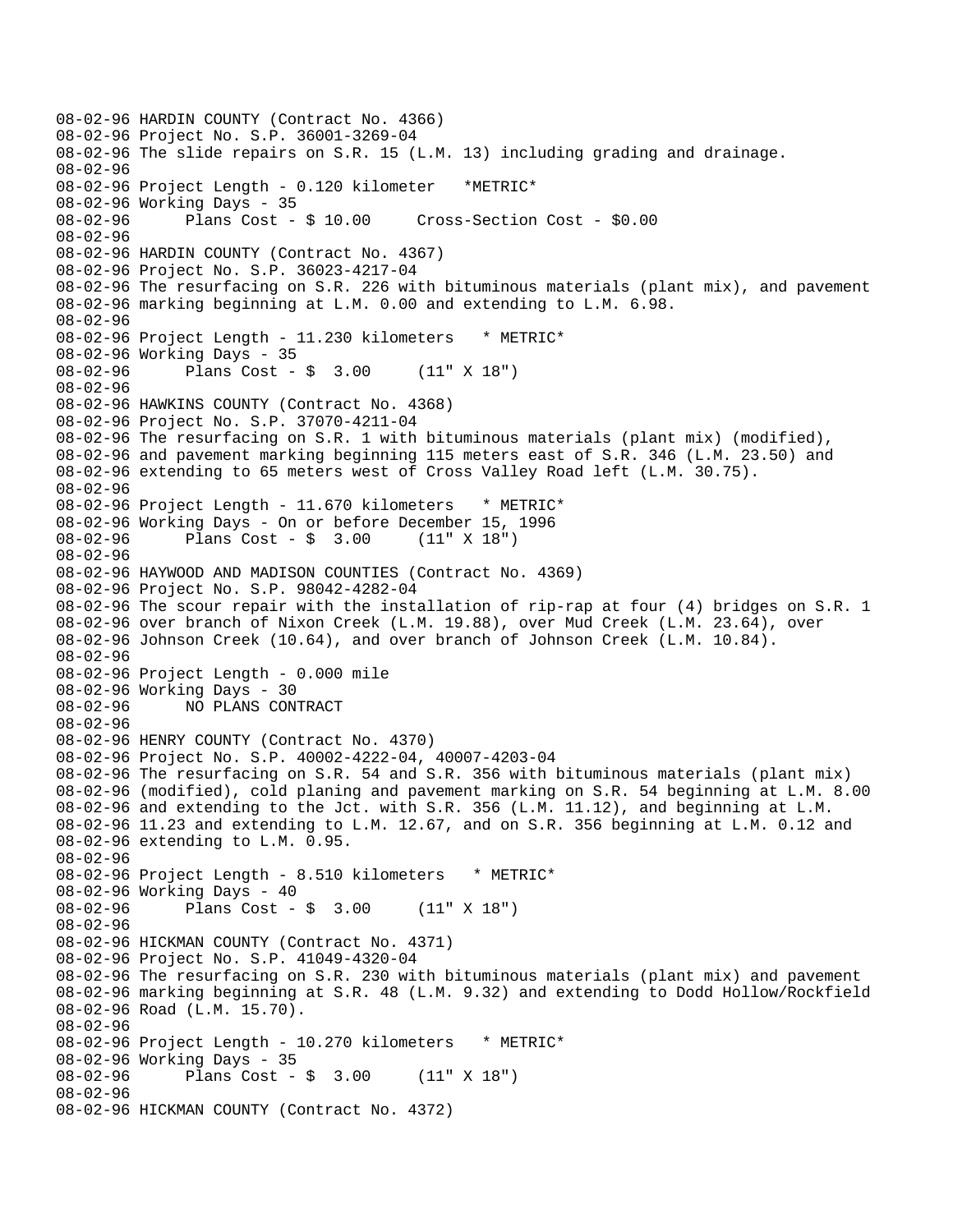```
08-02-96 HARDIN COUNTY (Contract No. 4366)
08-02-96 Project No. S.P. 36001-3269-04
08-02-96 The slide repairs on S.R. 15 (L.M. 13) including grading and drainage.
08-02-96
08-02-96 Project Length - 0.120 kilometer   *METRIC*
08-02-96 Working Days - 35
08-02-96      Plans Cost - $ 10.00     Cross-Section Cost - $0.00
08-02-96
08-02-96 HARDIN COUNTY (Contract No. 4367)
08-02-96 Project No. S.P. 36023-4217-04
08-02-96 The resurfacing on S.R. 226 with bituminous materials (plant mix), and pavement
08-02-96 marking beginning at L.M. 0.00 and extending to L.M. 6.98.
08-02-96
08-02-96 Project Length - 11.230 kilometers   * METRIC*
08-02-96 Working Days - 35
08-02-96      Plans Cost - $  3.00     (11" X 18")
08-02-96
08-02-96 HAWKINS COUNTY (Contract No. 4368)
08-02-96 Project No. S.P. 37070-4211-04
08-02-96 The resurfacing on S.R. 1 with bituminous materials (plant mix) (modified),
08-02-96 and pavement marking beginning 115 meters east of S.R. 346 (L.M. 23.50) and
08-02-96 extending to 65 meters west of Cross Valley Road left (L.M. 30.75).
08-02-96
08-02-96 Project Length - 11.670 kilometers   * METRIC*
08-02-96 Working Days - On or before December 15, 1996
08-02-96      Plans Cost - $  3.00     (11" X 18")
08-02-96
08-02-96 HAYWOOD AND MADISON COUNTIES (Contract No. 4369)
08-02-96 Project No. S.P. 98042-4282-04
08-02-96 The scour repair with the installation of rip-rap at four (4) bridges on S.R. 1
08-02-96 over branch of Nixon Creek (L.M. 19.88), over Mud Creek (L.M. 23.64), over
08-02-96 Johnson Creek (10.64), and over branch of Johnson Creek (L.M. 10.84).
08-02-96
08-02-96 Project Length - 0.000 mile
08-02-96 Working Days - 30
08-02-96      NO PLANS CONTRACT
08-02-96
08-02-96 HENRY COUNTY (Contract No. 4370)
08-02-96 Project No. S.P. 40002-4222-04, 40007-4203-04
08-02-96 The resurfacing on S.R. 54 and S.R. 356 with bituminous materials (plant mix)
08-02-96 (modified), cold planing and pavement marking on S.R. 54 beginning at L.M. 8.00
08-02-96 and extending to the Jct. with S.R. 356 (L.M. 11.12), and beginning at L.M.
08-02-96 11.23 and extending to L.M. 12.67, and on S.R. 356 beginning at L.M. 0.12 and
08-02-96 extending to L.M. 0.95.
08-02-96
08-02-96 Project Length - 8.510 kilometers   * METRIC*
08-02-96 Working Days - 40
08-02-96      Plans Cost - $  3.00     (11" X 18")
08-02-96
08-02-96 HICKMAN COUNTY (Contract No. 4371)
08-02-96 Project No. S.P. 41049-4320-04
08-02-96 The resurfacing on S.R. 230 with bituminous materials (plant mix) and pavement
08-02-96 marking beginning at S.R. 48 (L.M. 9.32) and extending to Dodd Hollow/Rockfield
08-02-96 Road (L.M. 15.70).
08-02-96
08-02-96 Project Length - 10.270 kilometers   * METRIC*
08-02-96 Working Days - 35
08-02-96      Plans Cost - $  3.00     (11" X 18")
08-02-96
08-02-96 HICKMAN COUNTY (Contract No. 4372)
```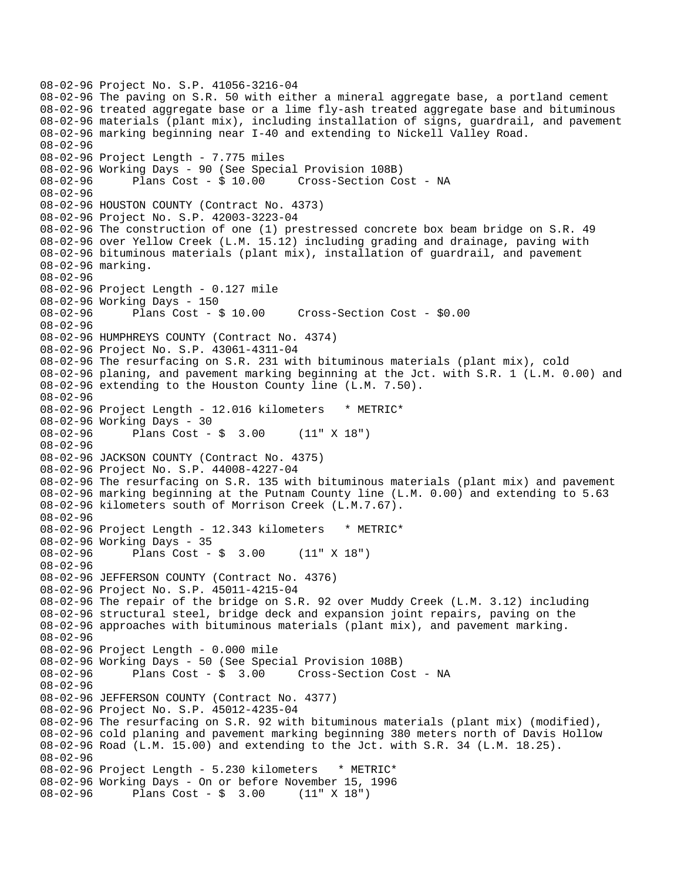08-02-96 Project No. S.P. 41056-3216-04
08-02-96 The paving on S.R. 50 with either a mineral aggregate base, a portland cement
08-02-96 treated aggregate base or a lime fly-ash treated aggregate base and bituminous
08-02-96 materials (plant mix), including installation of signs, guardrail, and pavement
08-02-96 marking beginning near I-40 and extending to Nickell Valley Road.
08-02-96
08-02-96 Project Length - 7.775 miles
08-02-96 Working Days - 90 (See Special Provision 108B)
08-02-96 Plans Cost - $ 10.00 Cross-Section Cost - NA
08-02-96
08-02-96 HOUSTON COUNTY (Contract No. 4373)
08-02-96 Project No. S.P. 42003-3223-04
08-02-96 The construction of one (1) prestressed concrete box beam bridge on S.R. 49
08-02-96 over Yellow Creek (L.M. 15.12) including grading and drainage, paving with
08-02-96 bituminous materials (plant mix), installation of guardrail, and pavement
08-02-96 marking.
08-02-96
08-02-96 Project Length - 0.127 mile
08-02-96 Working Days - 150
08-02-96 Plans Cost - $ 10.00 Cross-Section Cost - $0.00
08-02-96
08-02-96 HUMPHREYS COUNTY (Contract No. 4374)
08-02-96 Project No. S.P. 43061-4311-04
08-02-96 The resurfacing on S.R. 231 with bituminous materials (plant mix), cold
08-02-96 planing, and pavement marking beginning at the Jct. with S.R. 1 (L.M. 0.00) and
08-02-96 extending to the Houston County line (L.M. 7.50).
08-02-96
08-02-96 Project Length - 12.016 kilometers * METRIC*
08-02-96 Working Days - 30
08-02-96 Plans Cost - $ 3.00 (11" X 18")
08-02-96
08-02-96 JACKSON COUNTY (Contract No. 4375)
08-02-96 Project No. S.P. 44008-4227-04
08-02-96 The resurfacing on S.R. 135 with bituminous materials (plant mix) and pavement
08-02-96 marking beginning at the Putnam County line (L.M. 0.00) and extending to 5.63
08-02-96 kilometers south of Morrison Creek (L.M.7.67).
08-02-96
08-02-96 Project Length - 12.343 kilometers * METRIC*
08-02-96 Working Days - 35
08-02-96 Plans Cost - $ 3.00 (11" X 18")
08-02-96
08-02-96 JEFFERSON COUNTY (Contract No. 4376)
08-02-96 Project No. S.P. 45011-4215-04
08-02-96 The repair of the bridge on S.R. 92 over Muddy Creek (L.M. 3.12) including
08-02-96 structural steel, bridge deck and expansion joint repairs, paving on the
08-02-96 approaches with bituminous materials (plant mix), and pavement marking.
08-02-96
08-02-96 Project Length - 0.000 mile
08-02-96 Working Days - 50 (See Special Provision 108B)
08-02-96 Plans Cost - $ 3.00 Cross-Section Cost - NA
08-02-96
08-02-96 JEFFERSON COUNTY (Contract No. 4377)
08-02-96 Project No. S.P. 45012-4235-04
08-02-96 The resurfacing on S.R. 92 with bituminous materials (plant mix) (modified),
08-02-96 cold planing and pavement marking beginning 380 meters north of Davis Hollow
08-02-96 Road (L.M. 15.00) and extending to the Jct. with S.R. 34 (L.M. 18.25).
08-02-96
08-02-96 Project Length - 5.230 kilometers * METRIC*
08-02-96 Working Days - On or before November 15, 1996
08-02-96 Plans Cost - $ 3.00 (11" X 18")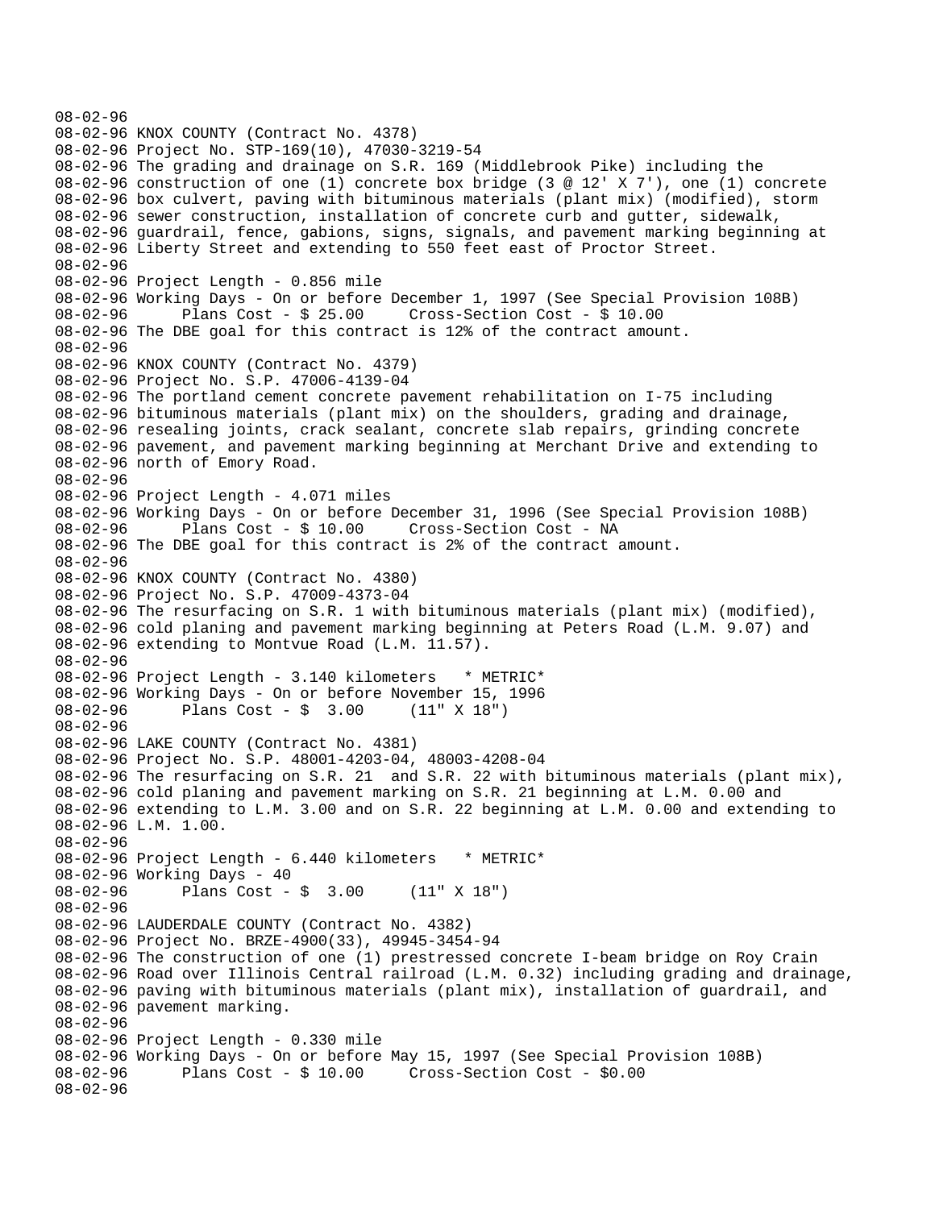08-02-96
08-02-96 KNOX COUNTY (Contract No. 4378)
08-02-96 Project No. STP-169(10), 47030-3219-54
08-02-96 The grading and drainage on S.R. 169 (Middlebrook Pike) including the
08-02-96 construction of one (1) concrete box bridge (3 @ 12' X 7'), one (1) concrete
08-02-96 box culvert, paving with bituminous materials (plant mix) (modified), storm
08-02-96 sewer construction, installation of concrete curb and gutter, sidewalk,
08-02-96 guardrail, fence, gabions, signs, signals, and pavement marking beginning at
08-02-96 Liberty Street and extending to 550 feet east of Proctor Street.
08-02-96
08-02-96 Project Length - 0.856 mile
08-02-96 Working Days - On or before December 1, 1997 (See Special Provision 108B)
08-02-96 Plans Cost - $ 25.00 Cross-Section Cost - $ 10.00
08-02-96 The DBE goal for this contract is 12% of the contract amount.
08-02-96
08-02-96 KNOX COUNTY (Contract No. 4379)
08-02-96 Project No. S.P. 47006-4139-04
08-02-96 The portland cement concrete pavement rehabilitation on I-75 including
08-02-96 bituminous materials (plant mix) on the shoulders, grading and drainage,
08-02-96 resealing joints, crack sealant, concrete slab repairs, grinding concrete
08-02-96 pavement, and pavement marking beginning at Merchant Drive and extending to
08-02-96 north of Emory Road.
08-02-96
08-02-96 Project Length - 4.071 miles
08-02-96 Working Days - On or before December 31, 1996 (See Special Provision 108B)
08-02-96 Plans Cost - $ 10.00 Cross-Section Cost - NA
08-02-96 The DBE goal for this contract is 2% of the contract amount.
08-02-96
08-02-96 KNOX COUNTY (Contract No. 4380)
08-02-96 Project No. S.P. 47009-4373-04
08-02-96 The resurfacing on S.R. 1 with bituminous materials (plant mix) (modified),
08-02-96 cold planing and pavement marking beginning at Peters Road (L.M. 9.07) and
08-02-96 extending to Montvue Road (L.M. 11.57).
08-02-96
08-02-96 Project Length - 3.140 kilometers * METRIC*
08-02-96 Working Days - On or before November 15, 1996
08-02-96 Plans Cost - $ 3.00 (11" X 18")
08-02-96
08-02-96 LAKE COUNTY (Contract No. 4381)
08-02-96 Project No. S.P. 48001-4203-04, 48003-4208-04
08-02-96 The resurfacing on S.R. 21 and S.R. 22 with bituminous materials (plant mix),
08-02-96 cold planing and pavement marking on S.R. 21 beginning at L.M. 0.00 and
08-02-96 extending to L.M. 3.00 and on S.R. 22 beginning at L.M. 0.00 and extending to
08-02-96 L.M. 1.00.
08-02-96
08-02-96 Project Length - 6.440 kilometers * METRIC*
08-02-96 Working Days - 40
08-02-96 Plans Cost - $ 3.00 (11" X 18")
08-02-96
08-02-96 LAUDERDALE COUNTY (Contract No. 4382)
08-02-96 Project No. BRZE-4900(33), 49945-3454-94
08-02-96 The construction of one (1) prestressed concrete I-beam bridge on Roy Crain
08-02-96 Road over Illinois Central railroad (L.M. 0.32) including grading and drainage,
08-02-96 paving with bituminous materials (plant mix), installation of guardrail, and
08-02-96 pavement marking.
08-02-96
08-02-96 Project Length - 0.330 mile
08-02-96 Working Days - On or before May 15, 1997 (See Special Provision 108B)
08-02-96 Plans Cost - $ 10.00 Cross-Section Cost - $0.00
08-02-96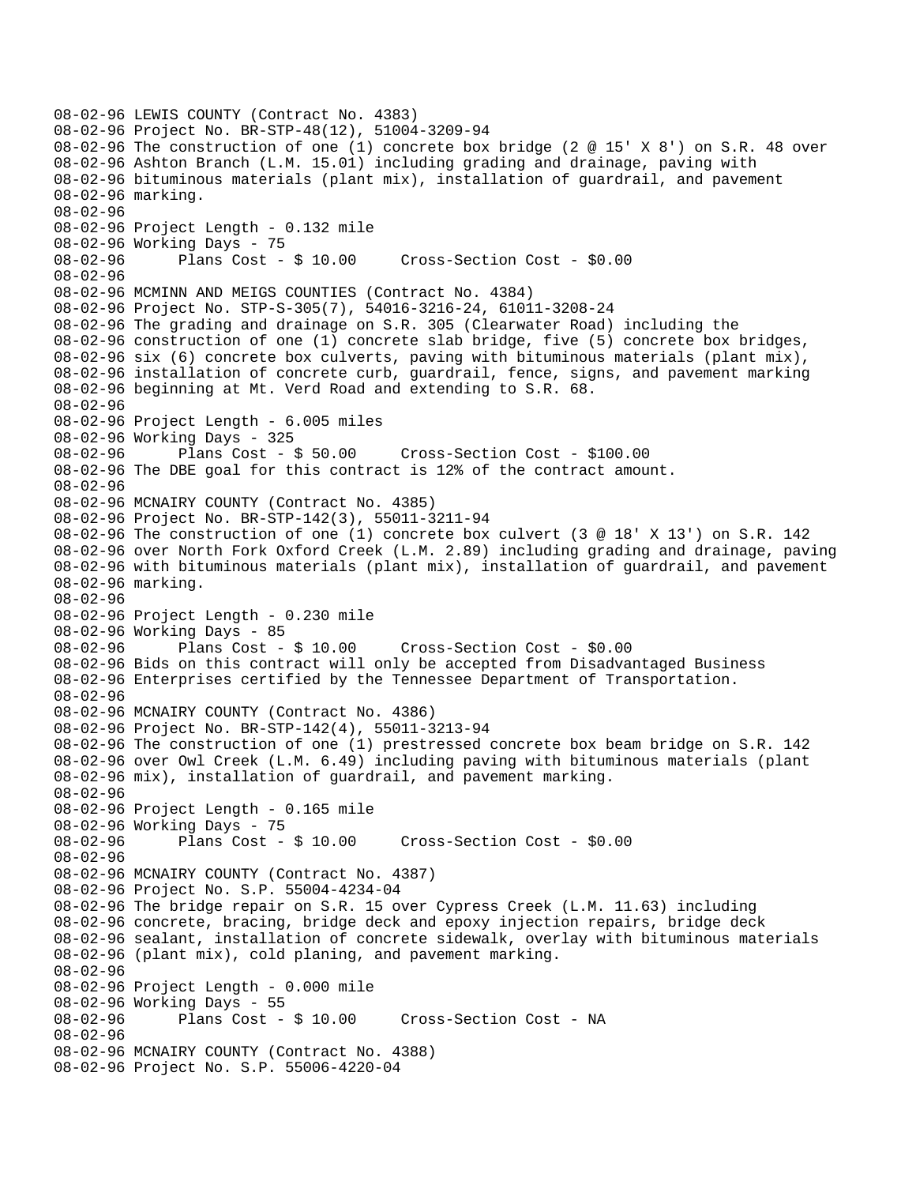08-02-96 LEWIS COUNTY (Contract No. 4383)
08-02-96 Project No. BR-STP-48(12), 51004-3209-94
08-02-96 The construction of one (1) concrete box bridge (2 @ 15' X 8') on S.R. 48 over
08-02-96 Ashton Branch (L.M. 15.01) including grading and drainage, paving with
08-02-96 bituminous materials (plant mix), installation of guardrail, and pavement
08-02-96 marking.
08-02-96
08-02-96 Project Length - 0.132 mile
08-02-96 Working Days - 75
08-02-96 Plans Cost - $ 10.00 Cross-Section Cost - $0.00
08-02-96
08-02-96 MCMINN AND MEIGS COUNTIES (Contract No. 4384)
08-02-96 Project No. STP-S-305(7), 54016-3216-24, 61011-3208-24
08-02-96 The grading and drainage on S.R. 305 (Clearwater Road) including the
08-02-96 construction of one (1) concrete slab bridge, five (5) concrete box bridges,
08-02-96 six (6) concrete box culverts, paving with bituminous materials (plant mix),
08-02-96 installation of concrete curb, guardrail, fence, signs, and pavement marking
08-02-96 beginning at Mt. Verd Road and extending to S.R. 68.
08-02-96
08-02-96 Project Length - 6.005 miles
08-02-96 Working Days - 325
08-02-96 Plans Cost - $ 50.00 Cross-Section Cost - $100.00
08-02-96 The DBE goal for this contract is 12% of the contract amount.
08-02-96
08-02-96 MCNAIRY COUNTY (Contract No. 4385)
08-02-96 Project No. BR-STP-142(3), 55011-3211-94
08-02-96 The construction of one (1) concrete box culvert (3 @ 18' X 13') on S.R. 142
08-02-96 over North Fork Oxford Creek (L.M. 2.89) including grading and drainage, paving
08-02-96 with bituminous materials (plant mix), installation of guardrail, and pavement
08-02-96 marking.
08-02-96
08-02-96 Project Length - 0.230 mile
08-02-96 Working Days - 85
08-02-96 Plans Cost - $ 10.00 Cross-Section Cost - $0.00
08-02-96 Bids on this contract will only be accepted from Disadvantaged Business
08-02-96 Enterprises certified by the Tennessee Department of Transportation.
08-02-96
08-02-96 MCNAIRY COUNTY (Contract No. 4386)
08-02-96 Project No. BR-STP-142(4), 55011-3213-94
08-02-96 The construction of one (1) prestressed concrete box beam bridge on S.R. 142
08-02-96 over Owl Creek (L.M. 6.49) including paving with bituminous materials (plant
08-02-96 mix), installation of guardrail, and pavement marking.
08-02-96
08-02-96 Project Length - 0.165 mile
08-02-96 Working Days - 75
08-02-96 Plans Cost - $ 10.00 Cross-Section Cost - $0.00
08-02-96
08-02-96 MCNAIRY COUNTY (Contract No. 4387)
08-02-96 Project No. S.P. 55004-4234-04
08-02-96 The bridge repair on S.R. 15 over Cypress Creek (L.M. 11.63) including
08-02-96 concrete, bracing, bridge deck and epoxy injection repairs, bridge deck
08-02-96 sealant, installation of concrete sidewalk, overlay with bituminous materials
08-02-96 (plant mix), cold planing, and pavement marking.
08-02-96
08-02-96 Project Length - 0.000 mile
08-02-96 Working Days - 55
08-02-96 Plans Cost - $ 10.00 Cross-Section Cost - NA
08-02-96
08-02-96 MCNAIRY COUNTY (Contract No. 4388)
08-02-96 Project No. S.P. 55006-4220-04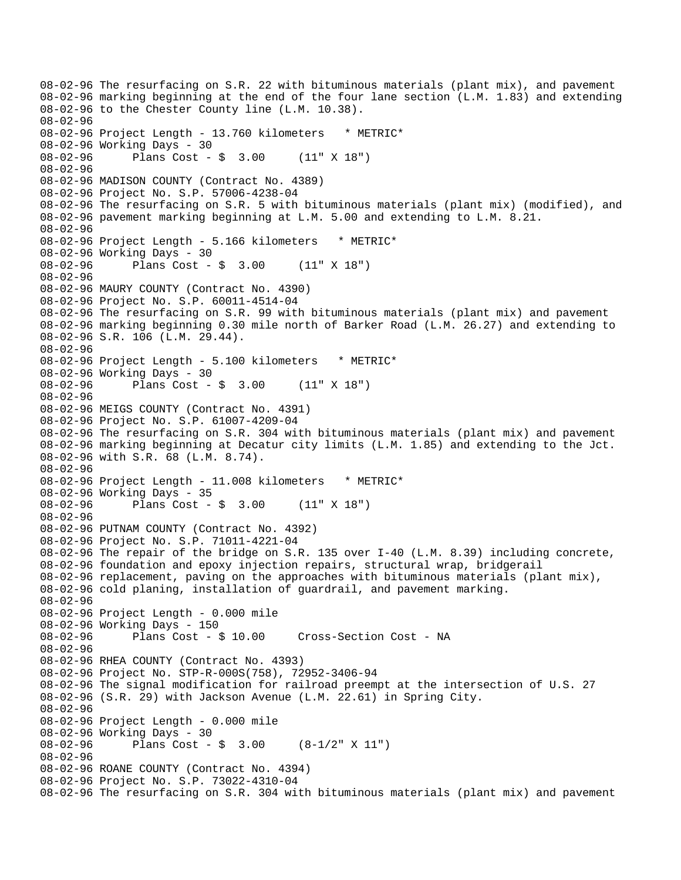```
08-02-96 The resurfacing on S.R. 22 with bituminous materials (plant mix), and pavement
08-02-96 marking beginning at the end of the four lane section (L.M. 1.83) and extending
08-02-96 to the Chester County line (L.M. 10.38).
08-02-96
08-02-96 Project Length - 13.760 kilometers   * METRIC*
08-02-96 Working Days - 30
08-02-96       Plans Cost - $  3.00     (11" X 18")
08-02-96
08-02-96 MADISON COUNTY (Contract No. 4389)
08-02-96 Project No. S.P. 57006-4238-04
08-02-96 The resurfacing on S.R. 5 with bituminous materials (plant mix) (modified), and
08-02-96 pavement marking beginning at L.M. 5.00 and extending to L.M. 8.21.
08-02-96
08-02-96 Project Length - 5.166 kilometers   * METRIC*
08-02-96 Working Days - 30
08-02-96       Plans Cost - $  3.00     (11" X 18")
08-02-96
08-02-96 MAURY COUNTY (Contract No. 4390)
08-02-96 Project No. 60011-4514-04
08-02-96 The resurfacing on S.R. 99 with bituminous materials (plant mix) and pavement
08-02-96 marking beginning 0.30 mile north of Barker Road (L.M. 26.27) and extending to
08-02-96 S.R. 106 (L.M. 29.44).
08-02-96
08-02-96 Project Length - 5.100 kilometers   * METRIC*
08-02-96 Working Days - 30
08-02-96       Plans Cost - $  3.00     (11" X 18")
08-02-96
08-02-96 MEIGS COUNTY (Contract No. 4391)
08-02-96 Project No. S.P. 61007-4209-04
08-02-96 The resurfacing on S.R. 304 with bituminous materials (plant mix) and pavement
08-02-96 marking beginning at Decatur city limits (L.M. 1.85) and extending to the Jct.
08-02-96 with S.R. 68 (L.M. 8.74).
08-02-96
08-02-96 Project Length - 11.008 kilometers   * METRIC*
08-02-96 Working Days - 35
08-02-96       Plans Cost - $  3.00     (11" X 18")
08-02-96
08-02-96 PUTNAM COUNTY (Contract No. 4392)
08-02-96 Project No. S.P. 71011-4221-04
08-02-96 The repair of the bridge on S.R. 135 over I-40 (L.M. 8.39) including concrete,
08-02-96 foundation and epoxy injection repairs, structural wrap, bridgerail
08-02-96 replacement, paving on the approaches with bituminous materials (plant mix),
08-02-96 cold planing, installation of guardrail, and pavement marking.
08-02-96
08-02-96 Project Length - 0.000 mile
08-02-96 Working Days - 150
08-02-96       Plans Cost - $ 10.00     Cross-Section Cost - NA
08-02-96
08-02-96 RHEA COUNTY (Contract No. 4393)
08-02-96 Project No. STP-R-000S(758), 72952-3406-94
08-02-96 The signal modification for railroad preempt at the intersection of U.S. 27
08-02-96 (S.R. 29) with Jackson Avenue (L.M. 22.61) in Spring City.
08-02-96
08-02-96 Project Length - 0.000 mile
08-02-96 Working Days - 30
08-02-96       Plans Cost - $  3.00     (8-1/2" X 11")
08-02-96
08-02-96 ROANE COUNTY (Contract No. 4394)
08-02-96 Project No. S.P. 73022-4310-04
08-02-96 The resurfacing on S.R. 304 with bituminous materials (plant mix) and pavement
```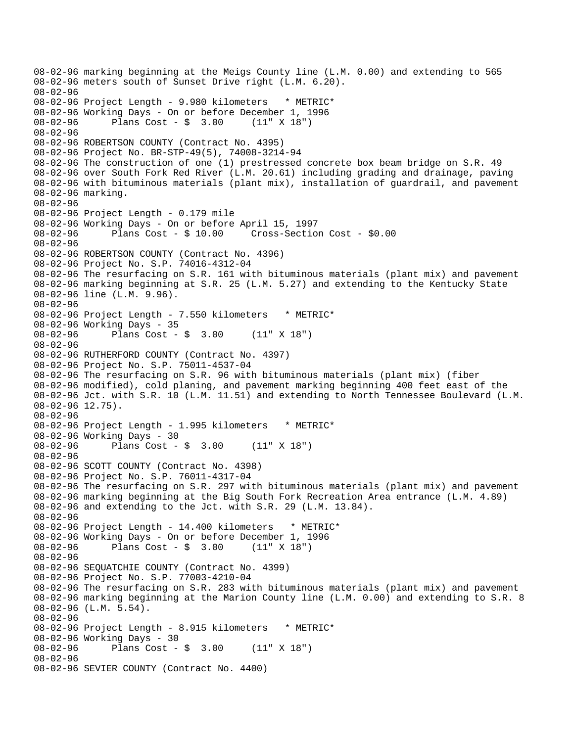08-02-96 marking beginning at the Meigs County line (L.M. 0.00) and extending to 565
08-02-96 meters south of Sunset Drive right (L.M. 6.20).
08-02-96
08-02-96 Project Length - 9.980 kilometers   * METRIC*
08-02-96 Working Days - On or before December 1, 1996
08-02-96       Plans Cost - $  3.00     (11" X 18")
08-02-96
08-02-96 ROBERTSON COUNTY (Contract No. 4395)
08-02-96 Project No. BR-STP-49(5), 74008-3214-94
08-02-96 The construction of one (1) prestressed concrete box beam bridge on S.R. 49
08-02-96 over South Fork Red River (L.M. 20.61) including grading and drainage, paving
08-02-96 with bituminous materials (plant mix), installation of guardrail, and pavement
08-02-96 marking.
08-02-96
08-02-96 Project Length - 0.179 mile
08-02-96 Working Days - On or before April 15, 1997
08-02-96       Plans Cost - $ 10.00     Cross-Section Cost - $0.00
08-02-96
08-02-96 ROBERTSON COUNTY (Contract No. 4396)
08-02-96 Project No. S.P. 74016-4312-04
08-02-96 The resurfacing on S.R. 161 with bituminous materials (plant mix) and pavement
08-02-96 marking beginning at S.R. 25 (L.M. 5.27) and extending to the Kentucky State
08-02-96 line (L.M. 9.96).
08-02-96
08-02-96 Project Length - 7.550 kilometers   * METRIC*
08-02-96 Working Days - 35
08-02-96       Plans Cost - $  3.00     (11" X 18")
08-02-96
08-02-96 RUTHERFORD COUNTY (Contract No. 4397)
08-02-96 Project No. S.P. 75011-4537-04
08-02-96 The resurfacing on S.R. 96 with bituminous materials (plant mix) (fiber
08-02-96 modified), cold planing, and pavement marking beginning 400 feet east of the
08-02-96 Jct. with S.R. 10 (L.M. 11.51) and extending to North Tennessee Boulevard (L.M.
08-02-96 12.75).
08-02-96
08-02-96 Project Length - 1.995 kilometers   * METRIC*
08-02-96 Working Days - 30
08-02-96       Plans Cost - $  3.00     (11" X 18")
08-02-96
08-02-96 SCOTT COUNTY (Contract No. 4398)
08-02-96 Project No. S.P. 76011-4317-04
08-02-96 The resurfacing on S.R. 297 with bituminous materials (plant mix) and pavement
08-02-96 marking beginning at the Big South Fork Recreation Area entrance (L.M. 4.89)
08-02-96 and extending to the Jct. with S.R. 29 (L.M. 13.84).
08-02-96
08-02-96 Project Length - 14.400 kilometers   * METRIC*
08-02-96 Working Days - On or before December 1, 1996
08-02-96       Plans Cost - $  3.00     (11" X 18")
08-02-96
08-02-96 SEQUATCHIE COUNTY (Contract No. 4399)
08-02-96 Project No. S.P. 77003-4210-04
08-02-96 The resurfacing on S.R. 283 with bituminous materials (plant mix) and pavement
08-02-96 marking beginning at the Marion County line (L.M. 0.00) and extending to S.R. 8
08-02-96 (L.M. 5.54).
08-02-96
08-02-96 Project Length - 8.915 kilometers   * METRIC*
08-02-96 Working Days - 30
08-02-96       Plans Cost - $  3.00     (11" X 18")
08-02-96
08-02-96 SEVIER COUNTY (Contract No. 4400)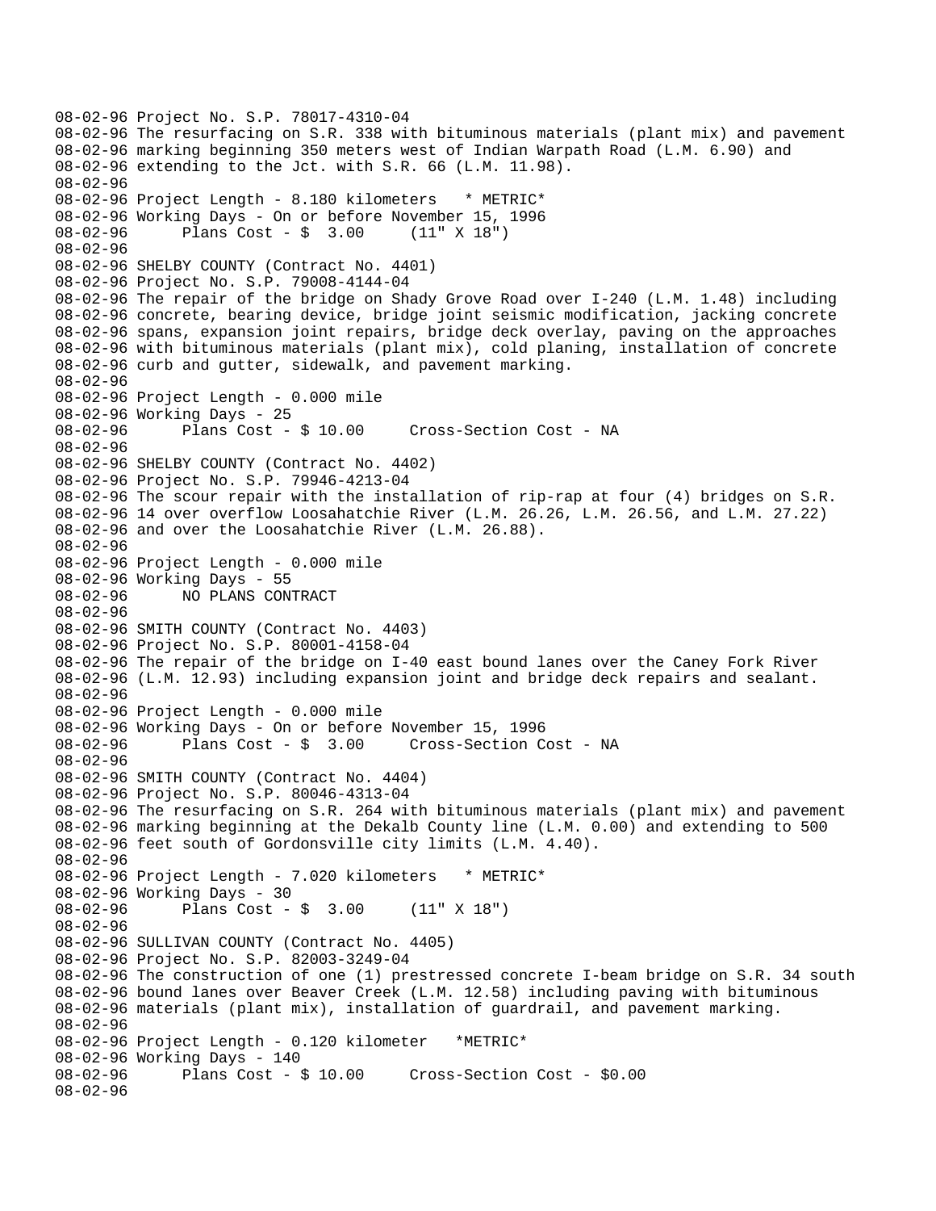08-02-96 Project No. S.P. 78017-4310-04
08-02-96 The resurfacing on S.R. 338 with bituminous materials (plant mix) and pavement
08-02-96 marking beginning 350 meters west of Indian Warpath Road (L.M. 6.90) and
08-02-96 extending to the Jct. with S.R. 66 (L.M. 11.98).
08-02-96
08-02-96 Project Length - 8.180 kilometers * METRIC*
08-02-96 Working Days - On or before November 15, 1996
08-02-96 Plans Cost - $ 3.00 (11" X 18")
08-02-96
08-02-96 SHELBY COUNTY (Contract No. 4401)
08-02-96 Project No. S.P. 79008-4144-04
08-02-96 The repair of the bridge on Shady Grove Road over I-240 (L.M. 1.48) including
08-02-96 concrete, bearing device, bridge joint seismic modification, jacking concrete
08-02-96 spans, expansion joint repairs, bridge deck overlay, paving on the approaches
08-02-96 with bituminous materials (plant mix), cold planing, installation of concrete
08-02-96 curb and gutter, sidewalk, and pavement marking.
08-02-96
08-02-96 Project Length - 0.000 mile
08-02-96 Working Days - 25
08-02-96 Plans Cost - $ 10.00 Cross-Section Cost - NA
08-02-96
08-02-96 SHELBY COUNTY (Contract No. 4402)
08-02-96 Project No. S.P. 79946-4213-04
08-02-96 The scour repair with the installation of rip-rap at four (4) bridges on S.R.
08-02-96 14 over overflow Loosahatchie River (L.M. 26.26, L.M. 26.56, and L.M. 27.22)
08-02-96 and over the Loosahatchie River (L.M. 26.88).
08-02-96
08-02-96 Project Length - 0.000 mile
08-02-96 Working Days - 55
08-02-96 NO PLANS CONTRACT
08-02-96
08-02-96 SMITH COUNTY (Contract No. 4403)
08-02-96 Project No. S.P. 80001-4158-04
08-02-96 The repair of the bridge on I-40 east bound lanes over the Caney Fork River
08-02-96 (L.M. 12.93) including expansion joint and bridge deck repairs and sealant.
08-02-96
08-02-96 Project Length - 0.000 mile
08-02-96 Working Days - On or before November 15, 1996
08-02-96 Plans Cost - $ 3.00 Cross-Section Cost - NA
08-02-96
08-02-96 SMITH COUNTY (Contract No. 4404)
08-02-96 Project No. S.P. 80046-4313-04
08-02-96 The resurfacing on S.R. 264 with bituminous materials (plant mix) and pavement
08-02-96 marking beginning at the Dekalb County line (L.M. 0.00) and extending to 500
08-02-96 feet south of Gordonsville city limits (L.M. 4.40).
08-02-96
08-02-96 Project Length - 7.020 kilometers * METRIC*
08-02-96 Working Days - 30
08-02-96 Plans Cost - $ 3.00 (11" X 18")
08-02-96
08-02-96 SULLIVAN COUNTY (Contract No. 4405)
08-02-96 Project No. S.P. 82003-3249-04
08-02-96 The construction of one (1) prestressed concrete I-beam bridge on S.R. 34 south
08-02-96 bound lanes over Beaver Creek (L.M. 12.58) including paving with bituminous
08-02-96 materials (plant mix), installation of guardrail, and pavement marking.
08-02-96
08-02-96 Project Length - 0.120 kilometer *METRIC*
08-02-96 Working Days - 140
08-02-96 Plans Cost - $ 10.00 Cross-Section Cost - $0.00
08-02-96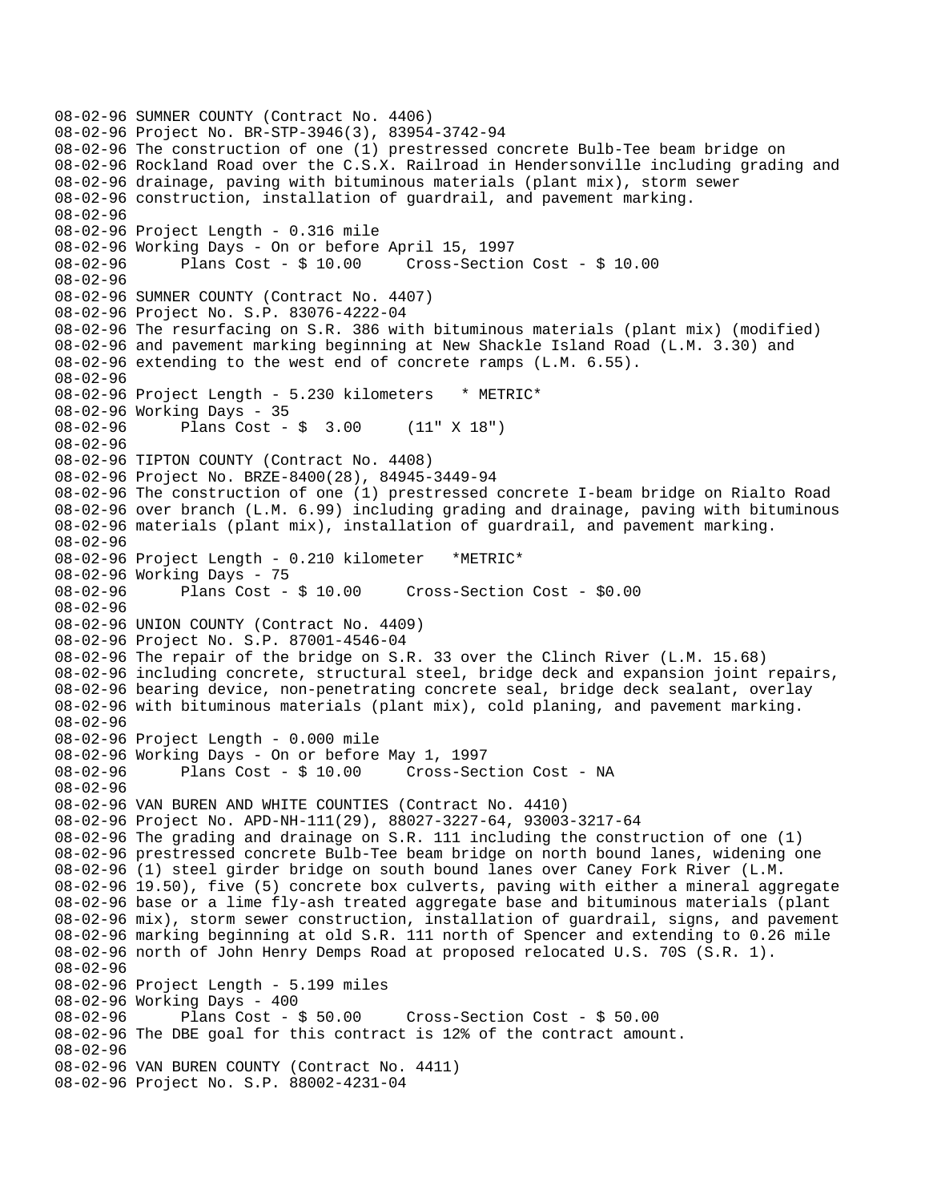```
08-02-96 SUMNER COUNTY (Contract No. 4406)
08-02-96 Project No. BR-STP-3946(3), 83954-3742-94
08-02-96 The construction of one (1) prestressed concrete Bulb-Tee beam bridge on
08-02-96 Rockland Road over the C.S.X. Railroad in Hendersonville including grading and
08-02-96 drainage, paving with bituminous materials (plant mix), storm sewer
08-02-96 construction, installation of guardrail, and pavement marking.
08-02-96
08-02-96 Project Length - 0.316 mile
08-02-96 Working Days - On or before April 15, 1997
08-02-96       Plans Cost - $ 10.00     Cross-Section Cost - $ 10.00
08-02-96
08-02-96 SUMNER COUNTY (Contract No. 4407)
08-02-96 Project No. S.P. 83076-4222-04
08-02-96 The resurfacing on S.R. 386 with bituminous materials (plant mix) (modified)
08-02-96 and pavement marking beginning at New Shackle Island Road (L.M. 3.30) and
08-02-96 extending to the west end of concrete ramps (L.M. 6.55).
08-02-96
08-02-96 Project Length - 5.230 kilometers   * METRIC*
08-02-96 Working Days - 35
08-02-96       Plans Cost - $  3.00     (11" X 18")
08-02-96
08-02-96 TIPTON COUNTY (Contract No. 4408)
08-02-96 Project No. BRZE-8400(28), 84945-3449-94
08-02-96 The construction of one (1) prestressed concrete I-beam bridge on Rialto Road
08-02-96 over branch (L.M. 6.99) including grading and drainage, paving with bituminous
08-02-96 materials (plant mix), installation of guardrail, and pavement marking.
08-02-96
08-02-96 Project Length - 0.210 kilometer   *METRIC*
08-02-96 Working Days - 75
08-02-96       Plans Cost - $ 10.00     Cross-Section Cost - $0.00
08-02-96
08-02-96 UNION COUNTY (Contract No. 4409)
08-02-96 Project No. S.P. 87001-4546-04
08-02-96 The repair of the bridge on S.R. 33 over the Clinch River (L.M. 15.68)
08-02-96 including concrete, structural steel, bridge deck and expansion joint repairs,
08-02-96 bearing device, non-penetrating concrete seal, bridge deck sealant, overlay
08-02-96 with bituminous materials (plant mix), cold planing, and pavement marking.
08-02-96
08-02-96 Project Length - 0.000 mile
08-02-96 Working Days - On or before May 1, 1997
08-02-96       Plans Cost - $ 10.00     Cross-Section Cost - NA
08-02-96
08-02-96 VAN BUREN AND WHITE COUNTIES (Contract No. 4410)
08-02-96 Project No. APD-NH-111(29), 88027-3227-64, 93003-3217-64
08-02-96 The grading and drainage on S.R. 111 including the construction of one (1)
08-02-96 prestressed concrete Bulb-Tee beam bridge on north bound lanes, widening one
08-02-96 (1) steel girder bridge on south bound lanes over Caney Fork River (L.M.
08-02-96 19.50), five (5) concrete box culverts, paving with either a mineral aggregate
08-02-96 base or a lime fly-ash treated aggregate base and bituminous materials (plant
08-02-96 mix), storm sewer construction, installation of guardrail, signs, and pavement
08-02-96 marking beginning at old S.R. 111 north of Spencer and extending to 0.26 mile
08-02-96 north of John Henry Demps Road at proposed relocated U.S. 70S (S.R. 1).
08-02-96
08-02-96 Project Length - 5.199 miles
08-02-96 Working Days - 400
08-02-96       Plans Cost - $ 50.00     Cross-Section Cost - $ 50.00
08-02-96 The DBE goal for this contract is 12% of the contract amount.
08-02-96
08-02-96 VAN BUREN COUNTY (Contract No. 4411)
08-02-96 Project No. S.P. 88002-4231-04
```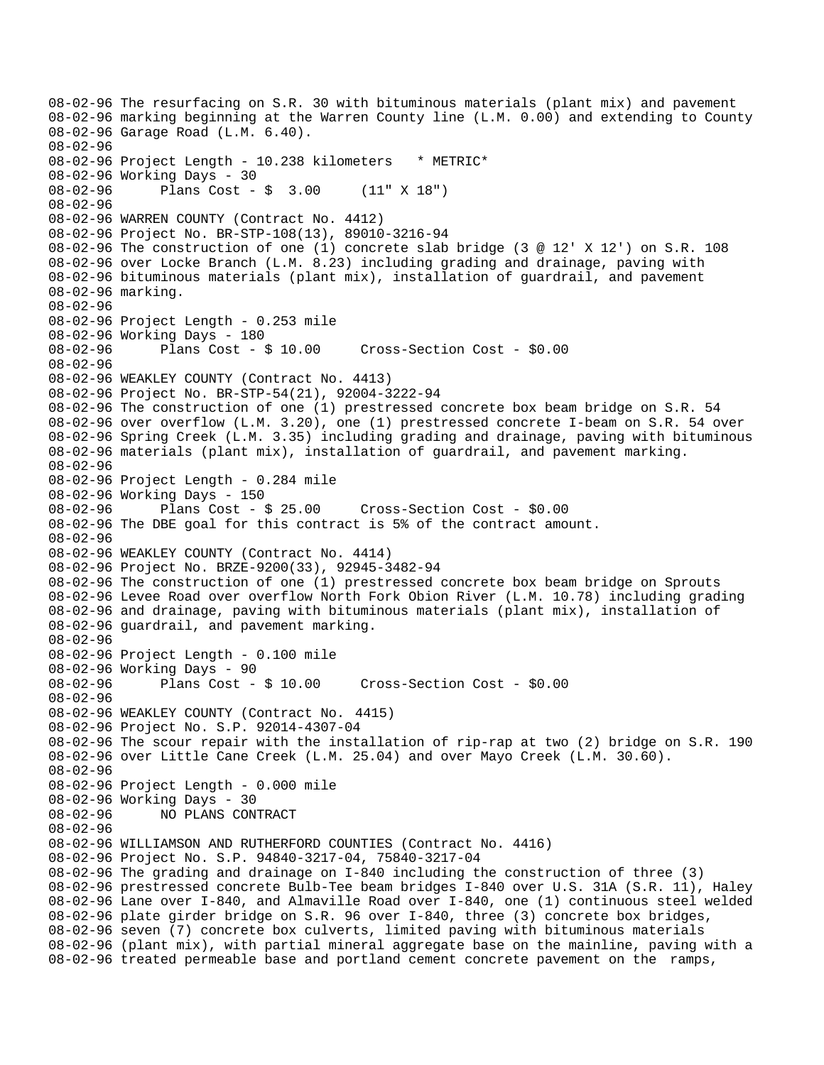```
08-02-96 The resurfacing on S.R. 30 with bituminous materials (plant mix) and pavement
08-02-96 marking beginning at the Warren County line (L.M. 0.00) and extending to County
08-02-96 Garage Road (L.M. 6.40).
08-02-96
08-02-96 Project Length - 10.238 kilometers   * METRIC*
08-02-96 Working Days - 30
08-02-96       Plans Cost - $  3.00     (11" X 18")
08-02-96
08-02-96 WARREN COUNTY (Contract No. 4412)
08-02-96 Project No. BR-STP-108(13), 89010-3216-94
08-02-96 The construction of one (1) concrete slab bridge (3 @ 12' X 12') on S.R. 108
08-02-96 over Locke Branch (L.M. 8.23) including grading and drainage, paving with
08-02-96 bituminous materials (plant mix), installation of guardrail, and pavement
08-02-96 marking.
08-02-96
08-02-96 Project Length - 0.253 mile
08-02-96 Working Days - 180
08-02-96       Plans Cost - $ 10.00     Cross-Section Cost - $0.00
08-02-96
08-02-96 WEAKLEY COUNTY (Contract No. 4413)
08-02-96 Project No. BR-STP-54(21), 92004-3222-94
08-02-96 The construction of one (1) prestressed concrete box beam bridge on S.R. 54
08-02-96 over overflow (L.M. 3.20), one (1) prestressed concrete I-beam on S.R. 54 over
08-02-96 Spring Creek (L.M. 3.35) including grading and drainage, paving with bituminous
08-02-96 materials (plant mix), installation of guardrail, and pavement marking.
08-02-96
08-02-96 Project Length - 0.284 mile
08-02-96 Working Days - 150
08-02-96       Plans Cost - $ 25.00     Cross-Section Cost - $0.00
08-02-96 The DBE goal for this contract is 5% of the contract amount.
08-02-96
08-02-96 WEAKLEY COUNTY (Contract No. 4414)
08-02-96 Project No. BRZE-9200(33), 92945-3482-94
08-02-96 The construction of one (1) prestressed concrete box beam bridge on Sprouts
08-02-96 Levee Road over overflow North Fork Obion River (L.M. 10.78) including grading
08-02-96 and drainage, paving with bituminous materials (plant mix), installation of
08-02-96 guardrail, and pavement marking.
08-02-96
08-02-96 Project Length - 0.100 mile
08-02-96 Working Days - 90
08-02-96       Plans Cost - $ 10.00     Cross-Section Cost - $0.00
08-02-96
08-02-96 WEAKLEY COUNTY (Contract No. 4415)
08-02-96 Project No. S.P. 92014-4307-04
08-02-96 The scour repair with the installation of rip-rap at two (2) bridge on S.R. 190
08-02-96 over Little Cane Creek (L.M. 25.04) and over Mayo Creek (L.M. 30.60).
08-02-96
08-02-96 Project Length - 0.000 mile
08-02-96 Working Days - 30
08-02-96       NO PLANS CONTRACT
08-02-96
08-02-96 WILLIAMSON AND RUTHERFORD COUNTIES (Contract No. 4416)
08-02-96 Project No. S.P. 94840-3217-04, 75840-3217-04
08-02-96 The grading and drainage on I-840 including the construction of three (3)
08-02-96 prestressed concrete Bulb-Tee beam bridges I-840 over U.S. 31A (S.R. 11), Haley
08-02-96 Lane over I-840, and Almaville Road over I-840, one (1) continuous steel welded
08-02-96 plate girder bridge on S.R. 96 over I-840, three (3) concrete box bridges,
08-02-96 seven (7) concrete box culverts, limited paving with bituminous materials
08-02-96 (plant mix), with partial mineral aggregate base on the mainline, paving with a
08-02-96 treated permeable base and portland cement concrete pavement on the  ramps,
```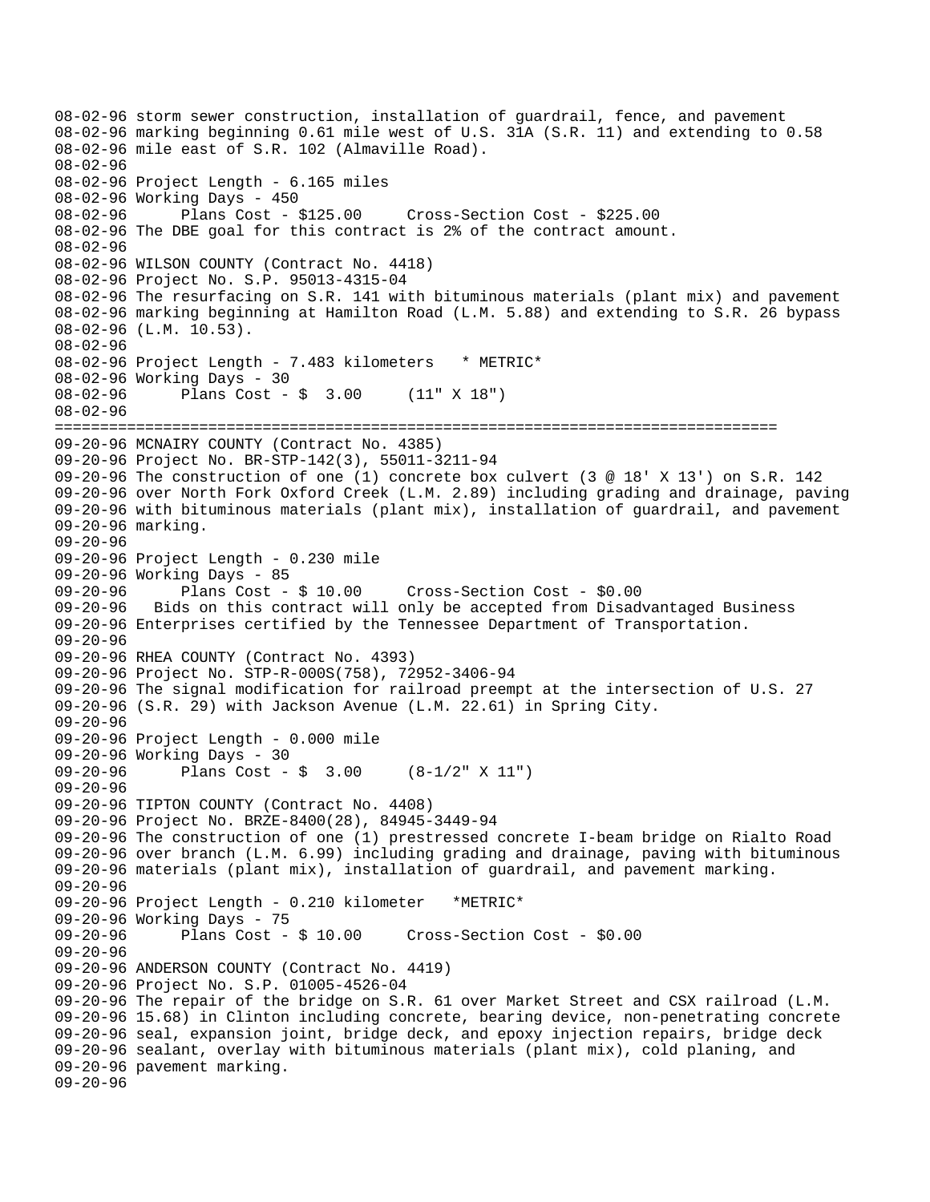```
08-02-96 storm sewer construction, installation of guardrail, fence, and pavement
08-02-96 marking beginning 0.61 mile west of U.S. 31A (S.R. 11) and extending to 0.58
08-02-96 mile east of S.R. 102 (Almaville Road).
08-02-96
08-02-96 Project Length - 6.165 miles
08-02-96 Working Days - 450
08-02-96       Plans Cost - $125.00     Cross-Section Cost - $225.00
08-02-96 The DBE goal for this contract is 2% of the contract amount.
08-02-96
08-02-96 WILSON COUNTY (Contract No. 4418)
08-02-96 Project No. S.P. 95013-4315-04
08-02-96 The resurfacing on S.R. 141 with bituminous materials (plant mix) and pavement
08-02-96 marking beginning at Hamilton Road (L.M. 5.88) and extending to S.R. 26 bypass
08-02-96 (L.M. 10.53).
08-02-96
08-02-96 Project Length - 7.483 kilometers   * METRIC*
08-02-96 Working Days - 30
08-02-96       Plans Cost - $  3.00     (11" X 18")
08-02-96
================================================================================
09-20-96 MCNAIRY COUNTY (Contract No. 4385)
09-20-96 Project No. BR-STP-142(3), 55011-3211-94
09-20-96 The construction of one (1) concrete box culvert (3 @ 18' X 13') on S.R. 142
09-20-96 over North Fork Oxford Creek (L.M. 2.89) including grading and drainage, paving
09-20-96 with bituminous materials (plant mix), installation of guardrail, and pavement
09-20-96 marking.
09-20-96
09-20-96 Project Length - 0.230 mile
09-20-96 Working Days - 85
09-20-96       Plans Cost - $ 10.00     Cross-Section Cost - $0.00
09-20-96   Bids on this contract will only be accepted from Disadvantaged Business
09-20-96 Enterprises certified by the Tennessee Department of Transportation.
09-20-96
09-20-96 RHEA COUNTY (Contract No. 4393)
09-20-96 Project No. STP-R-000S(758), 72952-3406-94
09-20-96 The signal modification for railroad preempt at the intersection of U.S. 27
09-20-96 (S.R. 29) with Jackson Avenue (L.M. 22.61) in Spring City.
09-20-96
09-20-96 Project Length - 0.000 mile
09-20-96 Working Days - 30
09-20-96       Plans Cost - $  3.00     (8-1/2" X 11")
09-20-96
09-20-96 TIPTON COUNTY (Contract No. 4408)
09-20-96 Project No. BRZE-8400(28), 84945-3449-94
09-20-96 The construction of one (1) prestressed concrete I-beam bridge on Rialto Road
09-20-96 over branch (L.M. 6.99) including grading and drainage, paving with bituminous
09-20-96 materials (plant mix), installation of guardrail, and pavement marking.
09-20-96
09-20-96 Project Length - 0.210 kilometer   *METRIC*
09-20-96 Working Days - 75
09-20-96       Plans Cost - $ 10.00     Cross-Section Cost - $0.00
09-20-96
09-20-96 ANDERSON COUNTY (Contract No. 4419)
09-20-96 Project No. S.P. 01005-4526-04
09-20-96 The repair of the bridge on S.R. 61 over Market Street and CSX railroad (L.M.
09-20-96 15.68) in Clinton including concrete, bearing device, non-penetrating concrete
09-20-96 seal, expansion joint, bridge deck, and epoxy injection repairs, bridge deck
09-20-96 sealant, overlay with bituminous materials (plant mix), cold planing, and
09-20-96 pavement marking.
09-20-96
```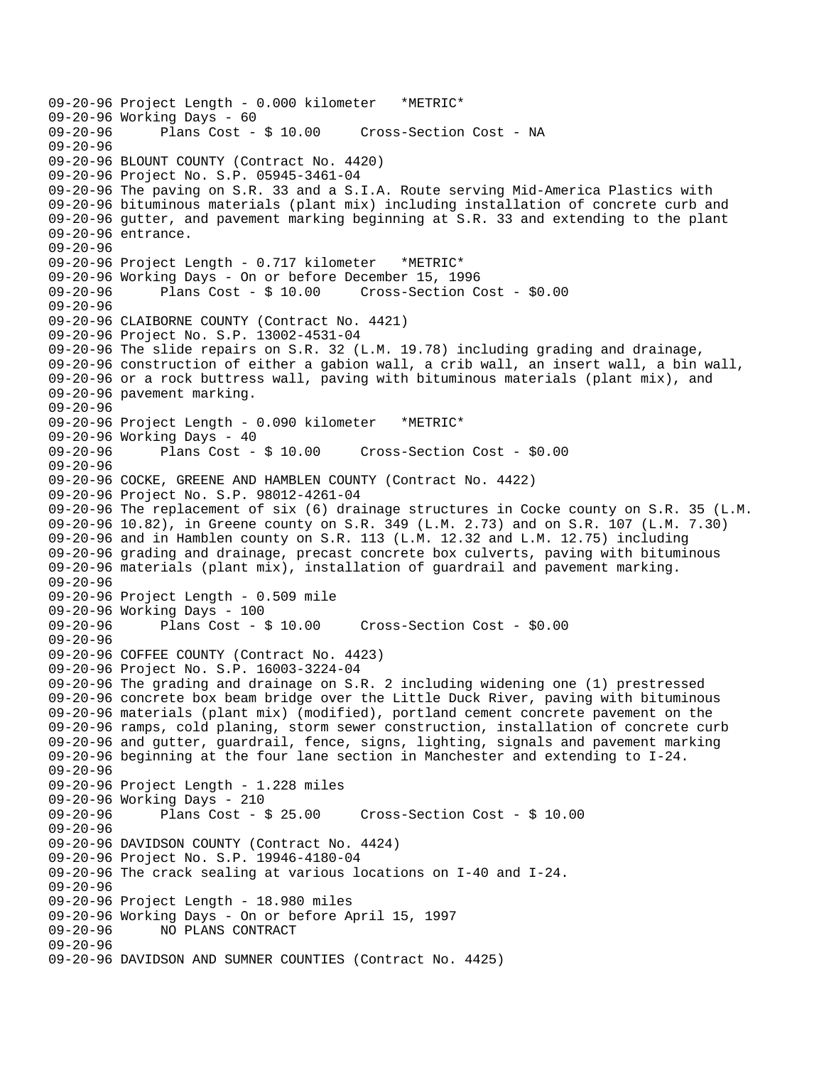```
09-20-96 Project Length - 0.000 kilometer   *METRIC*
09-20-96 Working Days - 60
09-20-96      Plans Cost - $ 10.00     Cross-Section Cost - NA
09-20-96
09-20-96 BLOUNT COUNTY (Contract No. 4420)
09-20-96 Project No. S.P. 05945-3461-04
09-20-96 The paving on S.R. 33 and a S.I.A. Route serving Mid-America Plastics with
09-20-96 bituminous materials (plant mix) including installation of concrete curb and
09-20-96 gutter, and pavement marking beginning at S.R. 33 and extending to the plant
09-20-96 entrance.
09-20-96
09-20-96 Project Length - 0.717 kilometer   *METRIC*
09-20-96 Working Days - On or before December 15, 1996
09-20-96      Plans Cost - $ 10.00     Cross-Section Cost - $0.00
09-20-96
09-20-96 CLAIBORNE COUNTY (Contract No. 4421)
09-20-96 Project No. S.P. 13002-4531-04
09-20-96 The slide repairs on S.R. 32 (L.M. 19.78) including grading and drainage,
09-20-96 construction of either a gabion wall, a crib wall, an insert wall, a bin wall,
09-20-96 or a rock buttress wall, paving with bituminous materials (plant mix), and
09-20-96 pavement marking.
09-20-96
09-20-96 Project Length - 0.090 kilometer   *METRIC*
09-20-96 Working Days - 40
09-20-96      Plans Cost - $ 10.00     Cross-Section Cost - $0.00
09-20-96
09-20-96 COCKE, GREENE AND HAMBLEN COUNTY (Contract No. 4422)
09-20-96 Project No. S.P. 98012-4261-04
09-20-96 The replacement of six (6) drainage structures in Cocke county on S.R. 35 (L.M.
09-20-96 10.82), in Greene county on S.R. 349 (L.M. 2.73) and on S.R. 107 (L.M. 7.30)
09-20-96 and in Hamblen county on S.R. 113 (L.M. 12.32 and L.M. 12.75) including
09-20-96 grading and drainage, precast concrete box culverts, paving with bituminous
09-20-96 materials (plant mix), installation of guardrail and pavement marking.
09-20-96
09-20-96 Project Length - 0.509 mile
09-20-96 Working Days - 100
09-20-96      Plans Cost - $ 10.00     Cross-Section Cost - $0.00
09-20-96
09-20-96 COFFEE COUNTY (Contract No. 4423)
09-20-96 Project No. S.P. 16003-3224-04
09-20-96 The grading and drainage on S.R. 2 including widening one (1) prestressed
09-20-96 concrete box beam bridge over the Little Duck River, paving with bituminous
09-20-96 materials (plant mix) (modified), portland cement concrete pavement on the
09-20-96 ramps, cold planing, storm sewer construction, installation of concrete curb
09-20-96 and gutter, guardrail, fence, signs, lighting, signals and pavement marking
09-20-96 beginning at the four lane section in Manchester and extending to I-24.
09-20-96
09-20-96 Project Length - 1.228 miles
09-20-96 Working Days - 210
09-20-96      Plans Cost - $ 25.00     Cross-Section Cost - $ 10.00
09-20-96
09-20-96 DAVIDSON COUNTY (Contract No. 4424)
09-20-96 Project No. S.P. 19946-4180-04
09-20-96 The crack sealing at various locations on I-40 and I-24.
09-20-96
09-20-96 Project Length - 18.980 miles
09-20-96 Working Days - On or before April 15, 1997
09-20-96      NO PLANS CONTRACT
09-20-96
09-20-96 DAVIDSON AND SUMNER COUNTIES (Contract No. 4425)
```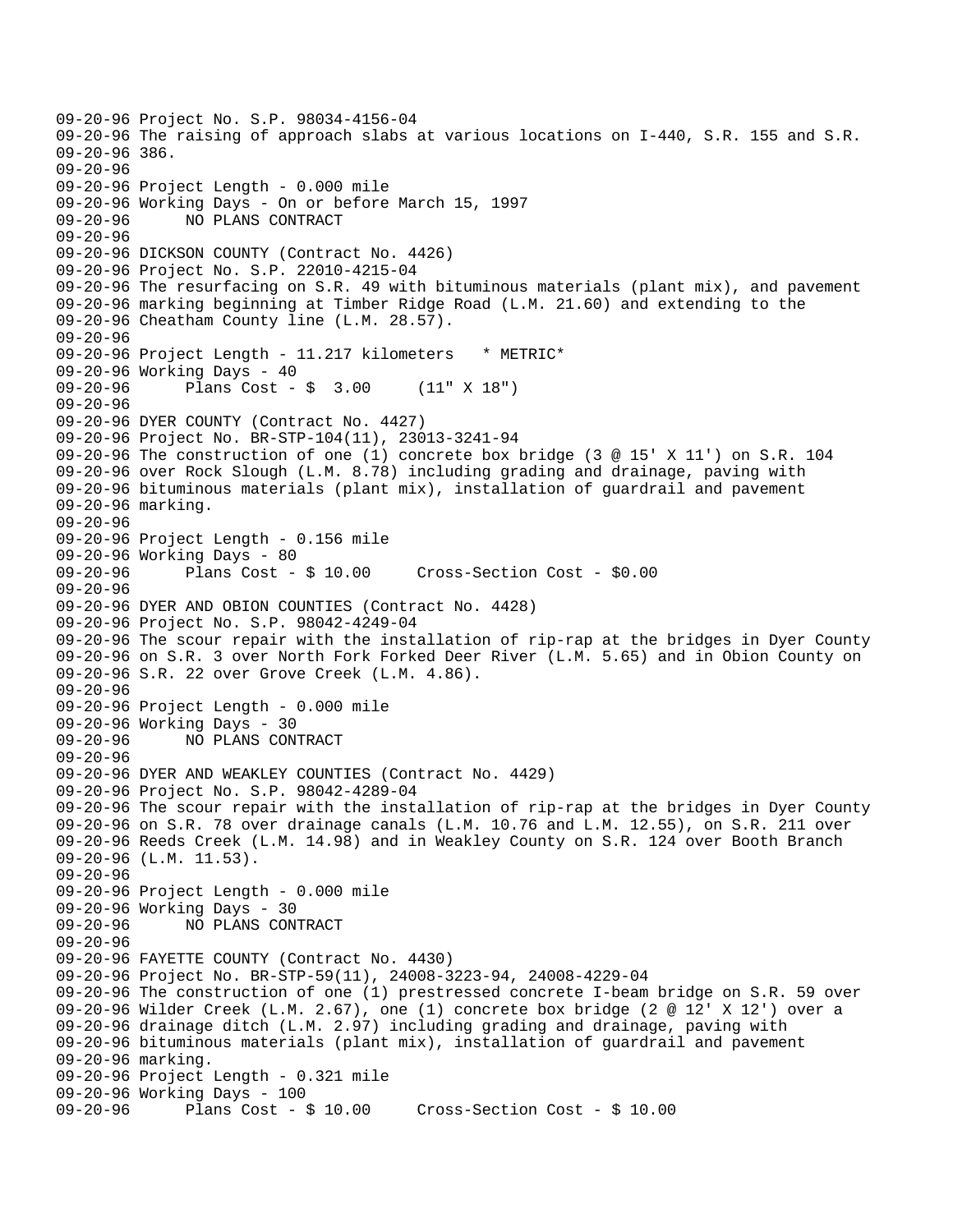```
09-20-96 Project No. S.P. 98034-4156-04
09-20-96 The raising of approach slabs at various locations on I-440, S.R. 155 and S.R.
09-20-96 386.
09-20-96
09-20-96 Project Length - 0.000 mile
09-20-96 Working Days - On or before March 15, 1997
09-20-96      NO PLANS CONTRACT
09-20-96
09-20-96 DICKSON COUNTY (Contract No. 4426)
09-20-96 Project No. S.P. 22010-4215-04
09-20-96 The resurfacing on S.R. 49 with bituminous materials (plant mix), and pavement
09-20-96 marking beginning at Timber Ridge Road (L.M. 21.60) and extending to the
09-20-96 Cheatham County line (L.M. 28.57).
09-20-96
09-20-96 Project Length - 11.217 kilometers   * METRIC*
09-20-96 Working Days - 40
09-20-96      Plans Cost - $  3.00     (11" X 18")
09-20-96
09-20-96 DYER COUNTY (Contract No. 4427)
09-20-96 Project No. BR-STP-104(11), 23013-3241-94
09-20-96 The construction of one (1) concrete box bridge (3 @ 15' X 11') on S.R. 104
09-20-96 over Rock Slough (L.M. 8.78) including grading and drainage, paving with
09-20-96 bituminous materials (plant mix), installation of guardrail and pavement
09-20-96 marking.
09-20-96
09-20-96 Project Length - 0.156 mile
09-20-96 Working Days - 80
09-20-96      Plans Cost - $ 10.00     Cross-Section Cost - $0.00
09-20-96
09-20-96 DYER AND OBION COUNTIES (Contract No. 4428)
09-20-96 Project No. S.P. 98042-4249-04
09-20-96 The scour repair with the installation of rip-rap at the bridges in Dyer County
09-20-96 on S.R. 3 over North Fork Forked Deer River (L.M. 5.65) and in Obion County on
09-20-96 S.R. 22 over Grove Creek (L.M. 4.86).
09-20-96
09-20-96 Project Length - 0.000 mile
09-20-96 Working Days - 30
09-20-96      NO PLANS CONTRACT
09-20-96
09-20-96 DYER AND WEAKLEY COUNTIES (Contract No. 4429)
09-20-96 Project No. S.P. 98042-4289-04
09-20-96 The scour repair with the installation of rip-rap at the bridges in Dyer County
09-20-96 on S.R. 78 over drainage canals (L.M. 10.76 and L.M. 12.55), on S.R. 211 over
09-20-96 Reeds Creek (L.M. 14.98) and in Weakley County on S.R. 124 over Booth Branch
09-20-96 (L.M. 11.53).
09-20-96
09-20-96 Project Length - 0.000 mile
09-20-96 Working Days - 30
09-20-96      NO PLANS CONTRACT
09-20-96
09-20-96 FAYETTE COUNTY (Contract No. 4430)
09-20-96 Project No. BR-STP-59(11), 24008-3223-94, 24008-4229-04
09-20-96 The construction of one (1) prestressed concrete I-beam bridge on S.R. 59 over
09-20-96 Wilder Creek (L.M. 2.67), one (1) concrete box bridge (2 @ 12' X 12') over a
09-20-96 drainage ditch (L.M. 2.97) including grading and drainage, paving with
09-20-96 bituminous materials (plant mix), installation of guardrail and pavement
09-20-96 marking.
09-20-96 Project Length - 0.321 mile
09-20-96 Working Days - 100
09-20-96      Plans Cost - $ 10.00     Cross-Section Cost - $ 10.00
```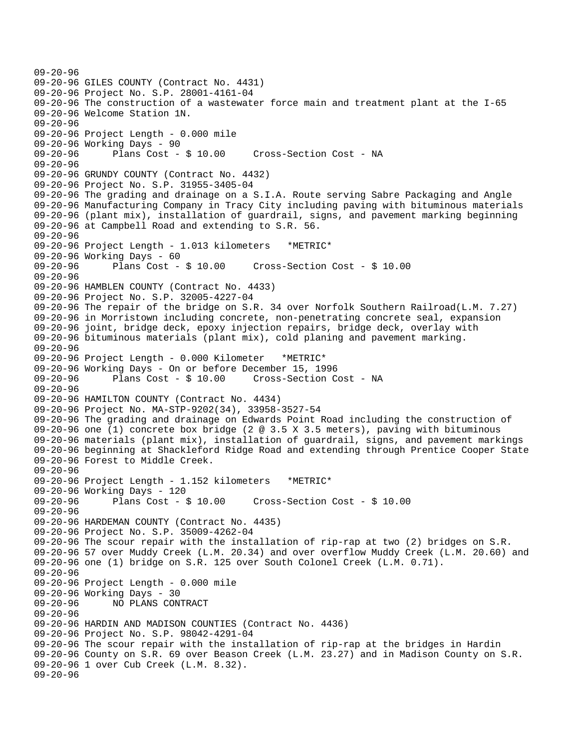09-20-96
09-20-96 GILES COUNTY (Contract No. 4431)
09-20-96 Project No. S.P. 28001-4161-04
09-20-96 The construction of a wastewater force main and treatment plant at the I-65
09-20-96 Welcome Station 1N.
09-20-96
09-20-96 Project Length - 0.000 mile
09-20-96 Working Days - 90
09-20-96 Plans Cost - $ 10.00 Cross-Section Cost - NA
09-20-96
09-20-96 GRUNDY COUNTY (Contract No. 4432)
09-20-96 Project No. S.P. 31955-3405-04
09-20-96 The grading and drainage on a S.I.A. Route serving Sabre Packaging and Angle
09-20-96 Manufacturing Company in Tracy City including paving with bituminous materials
09-20-96 (plant mix), installation of guardrail, signs, and pavement marking beginning
09-20-96 at Campbell Road and extending to S.R. 56.
09-20-96
09-20-96 Project Length - 1.013 kilometers *METRIC*
09-20-96 Working Days - 60
09-20-96 Plans Cost - $ 10.00 Cross-Section Cost - $ 10.00
09-20-96
09-20-96 HAMBLEN COUNTY (Contract No. 4433)
09-20-96 Project No. S.P. 32005-4227-04
09-20-96 The repair of the bridge on S.R. 34 over Norfolk Southern Railroad(L.M. 7.27)
09-20-96 in Morristown including concrete, non-penetrating concrete seal, expansion
09-20-96 joint, bridge deck, epoxy injection repairs, bridge deck, overlay with
09-20-96 bituminous materials (plant mix), cold planing and pavement marking.
09-20-96
09-20-96 Project Length - 0.000 Kilometer *METRIC*
09-20-96 Working Days - On or before December 15, 1996
09-20-96 Plans Cost - $ 10.00 Cross-Section Cost - NA
09-20-96
09-20-96 HAMILTON COUNTY (Contract No. 4434)
09-20-96 Project No. MA-STP-9202(34), 33958-3527-54
09-20-96 The grading and drainage on Edwards Point Road including the construction of
09-20-96 one (1) concrete box bridge (2 @ 3.5 X 3.5 meters), paving with bituminous
09-20-96 materials (plant mix), installation of guardrail, signs, and pavement markings
09-20-96 beginning at Shackleford Ridge Road and extending through Prentice Cooper State
09-20-96 Forest to Middle Creek.
09-20-96
09-20-96 Project Length - 1.152 kilometers *METRIC*
09-20-96 Working Days - 120
09-20-96 Plans Cost - $ 10.00 Cross-Section Cost - $ 10.00
09-20-96
09-20-96 HARDEMAN COUNTY (Contract No. 4435)
09-20-96 Project No. S.P. 35009-4262-04
09-20-96 The scour repair with the installation of rip-rap at two (2) bridges on S.R.
09-20-96 57 over Muddy Creek (L.M. 20.34) and over overflow Muddy Creek (L.M. 20.60) and
09-20-96 one (1) bridge on S.R. 125 over South Colonel Creek (L.M. 0.71).
09-20-96
09-20-96 Project Length - 0.000 mile
09-20-96 Working Days - 30
09-20-96 NO PLANS CONTRACT
09-20-96
09-20-96 HARDIN AND MADISON COUNTIES (Contract No. 4436)
09-20-96 Project No. S.P. 98042-4291-04
09-20-96 The scour repair with the installation of rip-rap at the bridges in Hardin
09-20-96 County on S.R. 69 over Beason Creek (L.M. 23.27) and in Madison County on S.R.
09-20-96 1 over Cub Creek (L.M. 8.32).
09-20-96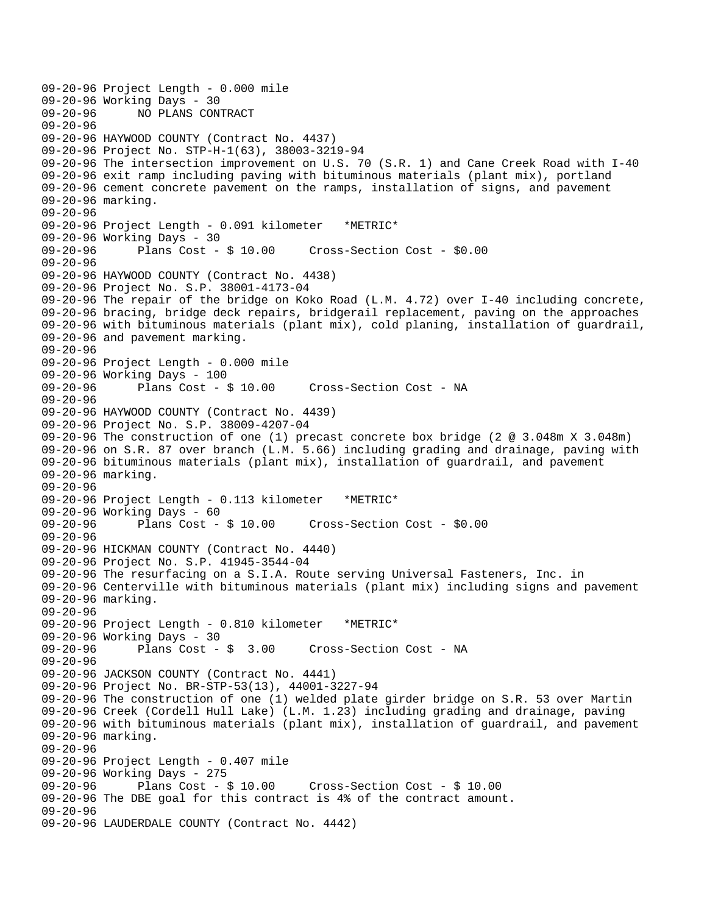```
09-20-96 Project Length - 0.000 mile
09-20-96 Working Days - 30
09-20-96      NO PLANS CONTRACT
09-20-96
09-20-96 HAYWOOD COUNTY (Contract No. 4437)
09-20-96 Project No. STP-H-1(63), 38003-3219-94
09-20-96 The intersection improvement on U.S. 70 (S.R. 1) and Cane Creek Road with I-40
09-20-96 exit ramp including paving with bituminous materials (plant mix), portland
09-20-96 cement concrete pavement on the ramps, installation of signs, and pavement
09-20-96 marking.
09-20-96
09-20-96 Project Length - 0.091 kilometer   *METRIC*
09-20-96 Working Days - 30
09-20-96      Plans Cost - $ 10.00     Cross-Section Cost - $0.00
09-20-96
09-20-96 HAYWOOD COUNTY (Contract No. 4438)
09-20-96 Project No. S.P. 38001-4173-04
09-20-96 The repair of the bridge on Koko Road (L.M. 4.72) over I-40 including concrete,
09-20-96 bracing, bridge deck repairs, bridgerail replacement, paving on the approaches
09-20-96 with bituminous materials (plant mix), cold planing, installation of guardrail,
09-20-96 and pavement marking.
09-20-96
09-20-96 Project Length - 0.000 mile
09-20-96 Working Days - 100
09-20-96      Plans Cost - $ 10.00     Cross-Section Cost - NA
09-20-96
09-20-96 HAYWOOD COUNTY (Contract No. 4439)
09-20-96 Project No. S.P. 38009-4207-04
09-20-96 The construction of one (1) precast concrete box bridge (2 @ 3.048m X 3.048m)
09-20-96 on S.R. 87 over branch (L.M. 5.66) including grading and drainage, paving with
09-20-96 bituminous materials (plant mix), installation of guardrail, and pavement
09-20-96 marking.
09-20-96
09-20-96 Project Length - 0.113 kilometer   *METRIC*
09-20-96 Working Days - 60
09-20-96      Plans Cost - $ 10.00     Cross-Section Cost - $0.00
09-20-96
09-20-96 HICKMAN COUNTY (Contract No. 4440)
09-20-96 Project No. S.P. 41945-3544-04
09-20-96 The resurfacing on a S.I.A. Route serving Universal Fasteners, Inc. in
09-20-96 Centerville with bituminous materials (plant mix) including signs and pavement
09-20-96 marking.
09-20-96
09-20-96 Project Length - 0.810 kilometer   *METRIC*
09-20-96 Working Days - 30
09-20-96      Plans Cost - $  3.00     Cross-Section Cost - NA
09-20-96
09-20-96 JACKSON COUNTY (Contract No. 4441)
09-20-96 Project No. BR-STP-53(13), 44001-3227-94
09-20-96 The construction of one (1) welded plate girder bridge on S.R. 53 over Martin
09-20-96 Creek (Cordell Hull Lake) (L.M. 1.23) including grading and drainage, paving
09-20-96 with bituminous materials (plant mix), installation of guardrail, and pavement
09-20-96 marking.
09-20-96
09-20-96 Project Length - 0.407 mile
09-20-96 Working Days - 275
09-20-96      Plans Cost - $ 10.00     Cross-Section Cost - $ 10.00
09-20-96 The DBE goal for this contract is 4% of the contract amount.
09-20-96
09-20-96 LAUDERDALE COUNTY (Contract No. 4442)
```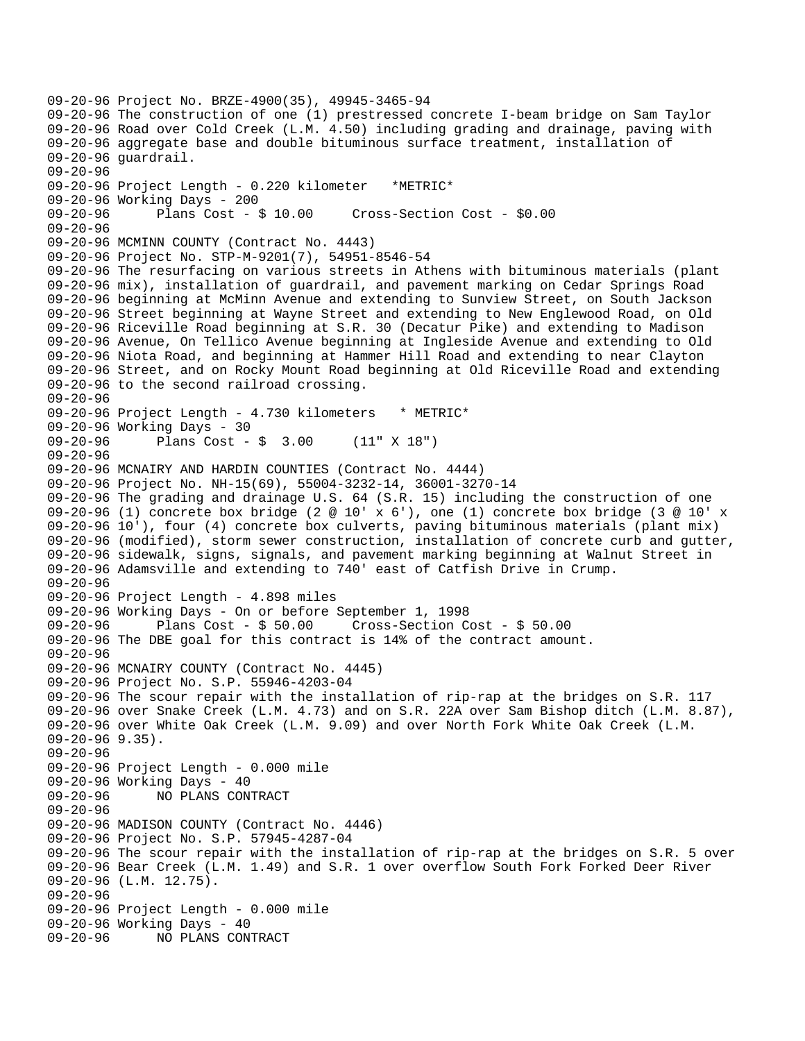09-20-96 Project No. BRZE-4900(35), 49945-3465-94
09-20-96 The construction of one (1) prestressed concrete I-beam bridge on Sam Taylor
09-20-96 Road over Cold Creek (L.M. 4.50) including grading and drainage, paving with
09-20-96 aggregate base and double bituminous surface treatment, installation of
09-20-96 guardrail.
09-20-96
09-20-96 Project Length - 0.220 kilometer *METRIC*
09-20-96 Working Days - 200
09-20-96 Plans Cost - $ 10.00 Cross-Section Cost - $0.00
09-20-96
09-20-96 MCMINN COUNTY (Contract No. 4443)
09-20-96 Project No. STP-M-9201(7), 54951-8546-54
09-20-96 The resurfacing on various streets in Athens with bituminous materials (plant
09-20-96 mix), installation of guardrail, and pavement marking on Cedar Springs Road
09-20-96 beginning at McMinn Avenue and extending to Sunview Street, on South Jackson
09-20-96 Street beginning at Wayne Street and extending to New Englewood Road, on Old
09-20-96 Riceville Road beginning at S.R. 30 (Decatur Pike) and extending to Madison
09-20-96 Avenue, On Tellico Avenue beginning at Ingleside Avenue and extending to Old
09-20-96 Niota Road, and beginning at Hammer Hill Road and extending to near Clayton
09-20-96 Street, and on Rocky Mount Road beginning at Old Riceville Road and extending
09-20-96 to the second railroad crossing.
09-20-96
09-20-96 Project Length - 4.730 kilometers * METRIC*
09-20-96 Working Days - 30
09-20-96 Plans Cost - $ 3.00 (11" X 18")
09-20-96
09-20-96 MCNAIRY AND HARDIN COUNTIES (Contract No. 4444)
09-20-96 Project No. NH-15(69), 55004-3232-14, 36001-3270-14
09-20-96 The grading and drainage U.S. 64 (S.R. 15) including the construction of one
09-20-96 (1) concrete box bridge (2 @ 10' x 6'), one (1) concrete box bridge (3 @ 10' x
09-20-96 10'), four (4) concrete box culverts, paving bituminous materials (plant mix)
09-20-96 (modified), storm sewer construction, installation of concrete curb and gutter,
09-20-96 sidewalk, signs, signals, and pavement marking beginning at Walnut Street in
09-20-96 Adamsville and extending to 740' east of Catfish Drive in Crump.
09-20-96
09-20-96 Project Length - 4.898 miles
09-20-96 Working Days - On or before September 1, 1998
09-20-96 Plans Cost - $ 50.00 Cross-Section Cost - $ 50.00
09-20-96 The DBE goal for this contract is 14% of the contract amount.
09-20-96
09-20-96 MCNAIRY COUNTY (Contract No. 4445)
09-20-96 Project No. S.P. 55946-4203-04
09-20-96 The scour repair with the installation of rip-rap at the bridges on S.R. 117
09-20-96 over Snake Creek (L.M. 4.73) and on S.R. 22A over Sam Bishop ditch (L.M. 8.87),
09-20-96 over White Oak Creek (L.M. 9.09) and over North Fork White Oak Creek (L.M.
09-20-96 9.35).
09-20-96
09-20-96 Project Length - 0.000 mile
09-20-96 Working Days - 40
09-20-96 NO PLANS CONTRACT
09-20-96
09-20-96 MADISON COUNTY (Contract No. 4446)
09-20-96 Project No. S.P. 57945-4287-04
09-20-96 The scour repair with the installation of rip-rap at the bridges on S.R. 5 over
09-20-96 Bear Creek (L.M. 1.49) and S.R. 1 over overflow South Fork Forked Deer River
09-20-96 (L.M. 12.75).
09-20-96
09-20-96 Project Length - 0.000 mile
09-20-96 Working Days - 40
09-20-96 NO PLANS CONTRACT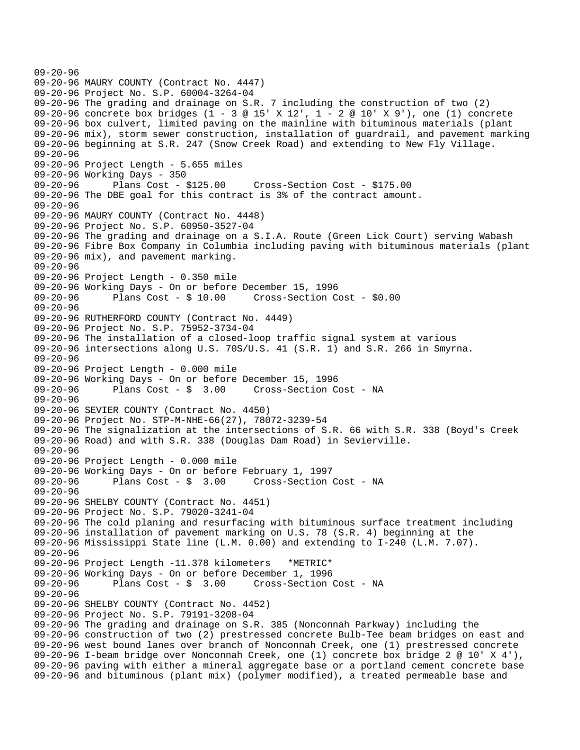09-20-96
09-20-96 MAURY COUNTY (Contract No. 4447)
09-20-96 Project No. S.P. 60004-3264-04
09-20-96 The grading and drainage on S.R. 7 including the construction of two (2)
09-20-96 concrete box bridges (1 - 3 @ 15' X 12', 1 - 2 @ 10' X 9'), one (1) concrete
09-20-96 box culvert, limited paving on the mainline with bituminous materials (plant
09-20-96 mix), storm sewer construction, installation of guardrail, and pavement marking
09-20-96 beginning at S.R. 247 (Snow Creek Road) and extending to New Fly Village.
09-20-96
09-20-96 Project Length - 5.655 miles
09-20-96 Working Days - 350
09-20-96 Plans Cost - $125.00 Cross-Section Cost - $175.00
09-20-96 The DBE goal for this contract is 3% of the contract amount.
09-20-96
09-20-96 MAURY COUNTY (Contract No. 4448)
09-20-96 Project No. S.P. 60950-3527-04
09-20-96 The grading and drainage on a S.I.A. Route (Green Lick Court) serving Wabash
09-20-96 Fibre Box Company in Columbia including paving with bituminous materials (plant
09-20-96 mix), and pavement marking.
09-20-96
09-20-96 Project Length - 0.350 mile
09-20-96 Working Days - On or before December 15, 1996
09-20-96 Plans Cost - $ 10.00 Cross-Section Cost - $0.00
09-20-96
09-20-96 RUTHERFORD COUNTY (Contract No. 4449)
09-20-96 Project No. S.P. 75952-3734-04
09-20-96 The installation of a closed-loop traffic signal system at various
09-20-96 intersections along U.S. 70S/U.S. 41 (S.R. 1) and S.R. 266 in Smyrna.
09-20-96
09-20-96 Project Length - 0.000 mile
09-20-96 Working Days - On or before December 15, 1996
09-20-96 Plans Cost - $ 3.00 Cross-Section Cost - NA
09-20-96
09-20-96 SEVIER COUNTY (Contract No. 4450)
09-20-96 Project No. STP-M-NHE-66(27), 78072-3239-54
09-20-96 The signalization at the intersections of S.R. 66 with S.R. 338 (Boyd's Creek
09-20-96 Road) and with S.R. 338 (Douglas Dam Road) in Sevierville.
09-20-96
09-20-96 Project Length - 0.000 mile
09-20-96 Working Days - On or before February 1, 1997
09-20-96 Plans Cost - $ 3.00 Cross-Section Cost - NA
09-20-96
09-20-96 SHELBY COUNTY (Contract No. 4451)
09-20-96 Project No. S.P. 79020-3241-04
09-20-96 The cold planing and resurfacing with bituminous surface treatment including
09-20-96 installation of pavement marking on U.S. 78 (S.R. 4) beginning at the
09-20-96 Mississippi State line (L.M. 0.00) and extending to I-240 (L.M. 7.07).
09-20-96
09-20-96 Project Length -11.378 kilometers *METRIC*
09-20-96 Working Days - On or before December 1, 1996
09-20-96 Plans Cost - $ 3.00 Cross-Section Cost - NA
09-20-96
09-20-96 SHELBY COUNTY (Contract No. 4452)
09-20-96 Project No. S.P. 79191-3208-04
09-20-96 The grading and drainage on S.R. 385 (Nonconnah Parkway) including the
09-20-96 construction of two (2) prestressed concrete Bulb-Tee beam bridges on east and
09-20-96 west bound lanes over branch of Nonconnah Creek, one (1) prestressed concrete
09-20-96 I-beam bridge over Nonconnah Creek, one (1) concrete box bridge 2 @ 10' X 4'),
09-20-96 paving with either a mineral aggregate base or a portland cement concrete base
09-20-96 and bituminous (plant mix) (polymer modified), a treated permeable base and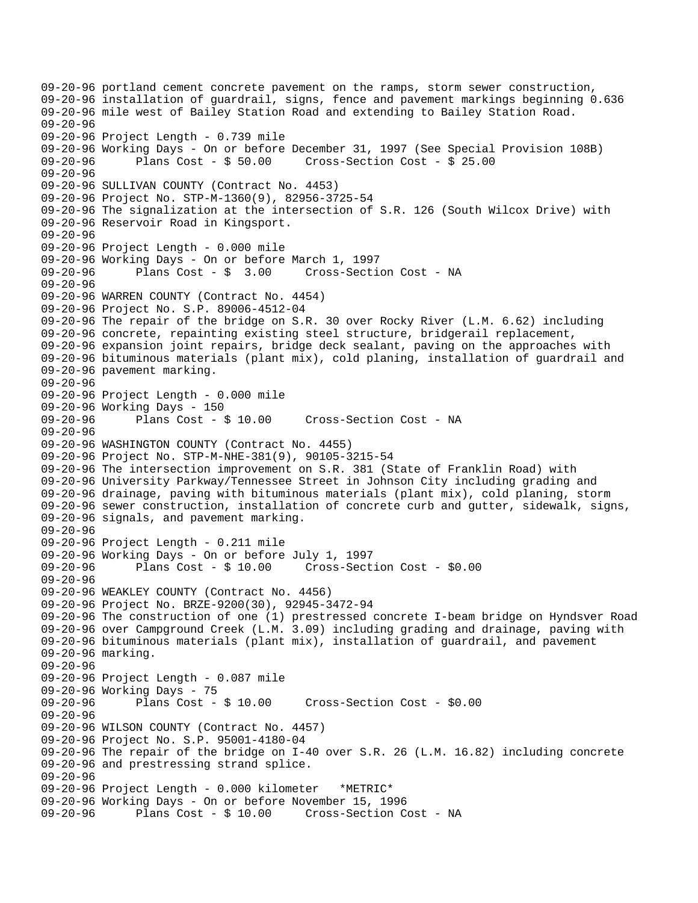```
09-20-96 portland cement concrete pavement on the ramps, storm sewer construction,
09-20-96 installation of guardrail, signs, fence and pavement markings beginning 0.636
09-20-96 mile west of Bailey Station Road and extending to Bailey Station Road.
09-20-96
09-20-96 Project Length - 0.739 mile
09-20-96 Working Days - On or before December 31, 1997 (See Special Provision 108B)
09-20-96       Plans Cost - $ 50.00     Cross-Section Cost - $ 25.00
09-20-96
09-20-96
09-20-96 SULLIVAN COUNTY (Contract No. 4453)
09-20-96 Project No. STP-M-1360(9), 82956-3725-54
09-20-96 The signalization at the intersection of S.R. 126 (South Wilcox Drive) with
09-20-96 Reservoir Road in Kingsport.
09-20-96
09-20-96 Project Length - 0.000 mile
09-20-96 Working Days - On or before March 1, 1997
09-20-96       Plans Cost - $  3.00     Cross-Section Cost - NA
09-20-96
09-20-96 WARREN COUNTY (Contract No. 4454)
09-20-96 Project No. S.P. 89006-4512-04
09-20-96 The repair of the bridge on S.R. 30 over Rocky River (L.M. 6.62) including
09-20-96 concrete, repainting existing steel structure, bridgerail replacement,
09-20-96 expansion joint repairs, bridge deck sealant, paving on the approaches with
09-20-96 bituminous materials (plant mix), cold planing, installation of guardrail and
09-20-96 pavement marking.
09-20-96
09-20-96 Project Length - 0.000 mile
09-20-96 Working Days - 150
09-20-96       Plans Cost - $ 10.00     Cross-Section Cost - NA
09-20-96
09-20-96 WASHINGTON COUNTY (Contract No. 4455)
09-20-96 Project No. STP-M-NHE-381(9), 90105-3215-54
09-20-96 The intersection improvement on S.R. 381 (State of Franklin Road) with
09-20-96 University Parkway/Tennessee Street in Johnson City including grading and
09-20-96 drainage, paving with bituminous materials (plant mix), cold planing, storm
09-20-96 sewer construction, installation of concrete curb and gutter, sidewalk, signs,
09-20-96 signals, and pavement marking.
09-20-96
09-20-96 Project Length - 0.211 mile
09-20-96 Working Days - On or before July 1, 1997
09-20-96       Plans Cost - $ 10.00     Cross-Section Cost - $0.00
09-20-96
09-20-96 WEAKLEY COUNTY (Contract No. 4456)
09-20-96 Project No. BRZE-9200(30), 92945-3472-94
09-20-96 The construction of one (1) prestressed concrete I-beam bridge on Hyndsver Road
09-20-96 over Campground Creek (L.M. 3.09) including grading and drainage, paving with
09-20-96 bituminous materials (plant mix), installation of guardrail, and pavement
09-20-96 marking.
09-20-96
09-20-96 Project Length - 0.087 mile
09-20-96 Working Days - 75
09-20-96       Plans Cost - $ 10.00     Cross-Section Cost - $0.00
09-20-96
09-20-96 WILSON COUNTY (Contract No. 4457)
09-20-96 Project No. S.P. 95001-4180-04
09-20-96 The repair of the bridge on I-40 over S.R. 26 (L.M. 16.82) including concrete
09-20-96 and prestressing strand splice.
09-20-96
09-20-96 Project Length - 0.000 kilometer   *METRIC*
09-20-96 Working Days - On or before November 15, 1996
09-20-96       Plans Cost - $ 10.00     Cross-Section Cost - NA
```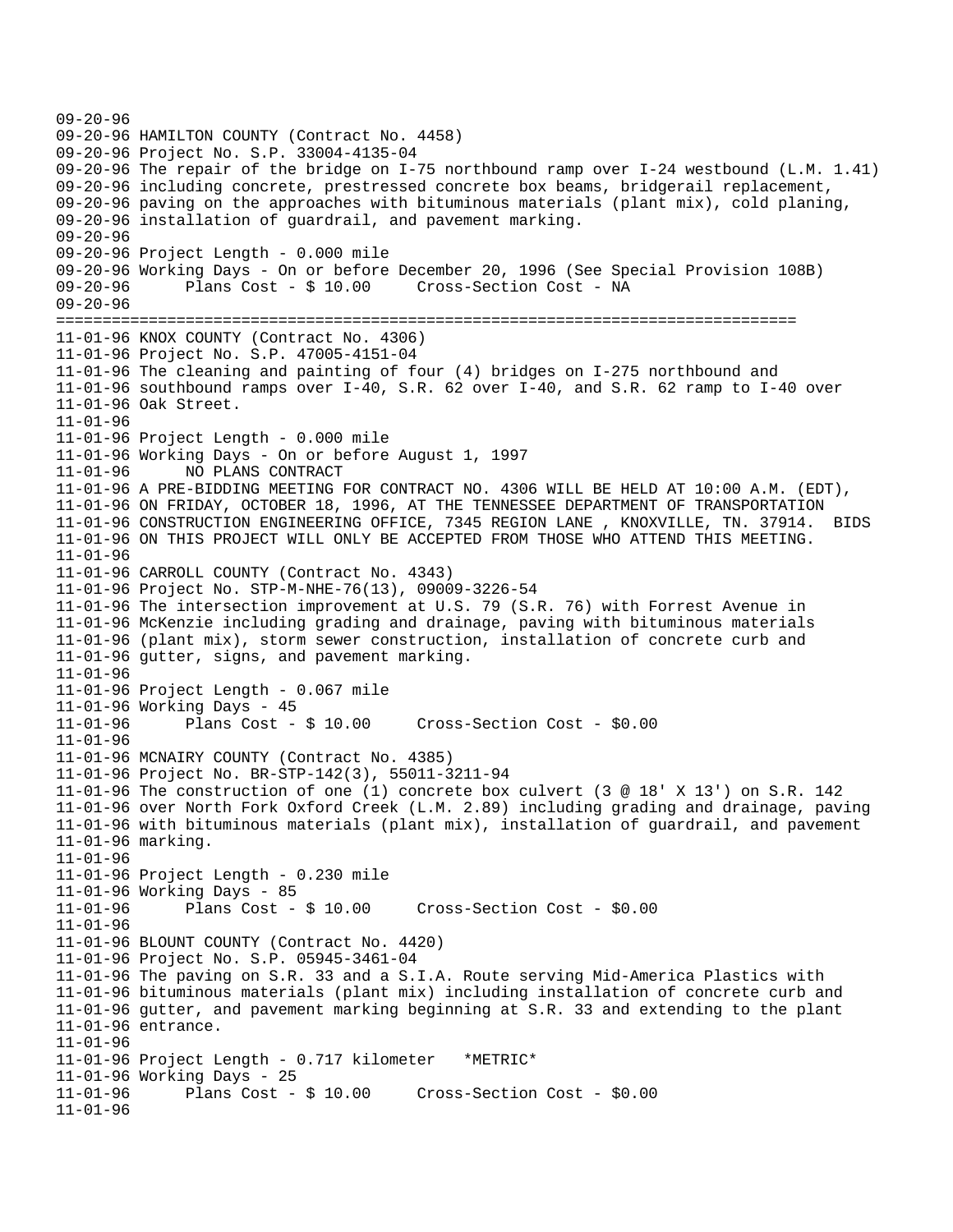```
09-20-96
09-20-96 HAMILTON COUNTY (Contract No. 4458)
09-20-96 Project No. S.P. 33004-4135-04
09-20-96 The repair of the bridge on I-75 northbound ramp over I-24 westbound (L.M. 1.41)
09-20-96 including concrete, prestressed concrete box beams, bridgerail replacement,
09-20-96 paving on the approaches with bituminous materials (plant mix), cold planing,
09-20-96 installation of guardrail, and pavement marking.
09-20-96
09-20-96 Project Length - 0.000 mile
09-20-96 Working Days - On or before December 20, 1996 (See Special Provision 108B)
09-20-96       Plans Cost - $ 10.00     Cross-Section Cost - NA
09-20-96
================================================================================
11-01-96 KNOX COUNTY (Contract No. 4306)
11-01-96 Project No. S.P. 47005-4151-04
11-01-96 The cleaning and painting of four (4) bridges on I-275 northbound and
11-01-96 southbound ramps over I-40, S.R. 62 over I-40, and S.R. 62 ramp to I-40 over
11-01-96 Oak Street.
11-01-96
11-01-96 Project Length - 0.000 mile
11-01-96 Working Days - On or before August 1, 1997
11-01-96       NO PLANS CONTRACT
11-01-96 A PRE-BIDDING MEETING FOR CONTRACT NO. 4306 WILL BE HELD AT 10:00 A.M. (EDT),
11-01-96 ON FRIDAY, OCTOBER 18, 1996, AT THE TENNESSEE DEPARTMENT OF TRANSPORTATION
11-01-96 CONSTRUCTION ENGINEERING OFFICE, 7345 REGION LANE , KNOXVILLE, TN. 37914.  BIDS
11-01-96 ON THIS PROJECT WILL ONLY BE ACCEPTED FROM THOSE WHO ATTEND THIS MEETING.
11-01-96
11-01-96 CARROLL COUNTY (Contract No. 4343)
11-01-96 Project No. STP-M-NHE-76(13), 09009-3226-54
11-01-96 The intersection improvement at U.S. 79 (S.R. 76) with Forrest Avenue in
11-01-96 McKenzie including grading and drainage, paving with bituminous materials
11-01-96 (plant mix), storm sewer construction, installation of concrete curb and
11-01-96 gutter, signs, and pavement marking.
11-01-96
11-01-96 Project Length - 0.067 mile
11-01-96 Working Days - 45
11-01-96       Plans Cost - $ 10.00     Cross-Section Cost - $0.00
11-01-96
11-01-96 MCNAIRY COUNTY (Contract No. 4385)
11-01-96 Project No. BR-STP-142(3), 55011-3211-94
11-01-96 The construction of one (1) concrete box culvert (3 @ 18' X 13') on S.R. 142
11-01-96 over North Fork Oxford Creek (L.M. 2.89) including grading and drainage, paving
11-01-96 with bituminous materials (plant mix), installation of guardrail, and pavement
11-01-96 marking.
11-01-96
11-01-96 Project Length - 0.230 mile
11-01-96 Working Days - 85
11-01-96       Plans Cost - $ 10.00     Cross-Section Cost - $0.00
11-01-96
11-01-96 BLOUNT COUNTY (Contract No. 4420)
11-01-96 Project No. S.P. 05945-3461-04
11-01-96 The paving on S.R. 33 and a S.I.A. Route serving Mid-America Plastics with
11-01-96 bituminous materials (plant mix) including installation of concrete curb and
11-01-96 gutter, and pavement marking beginning at S.R. 33 and extending to the plant
11-01-96 entrance.
11-01-96
11-01-96 Project Length - 0.717 kilometer   *METRIC*
11-01-96 Working Days - 25
11-01-96       Plans Cost - $ 10.00     Cross-Section Cost - $0.00
11-01-96
```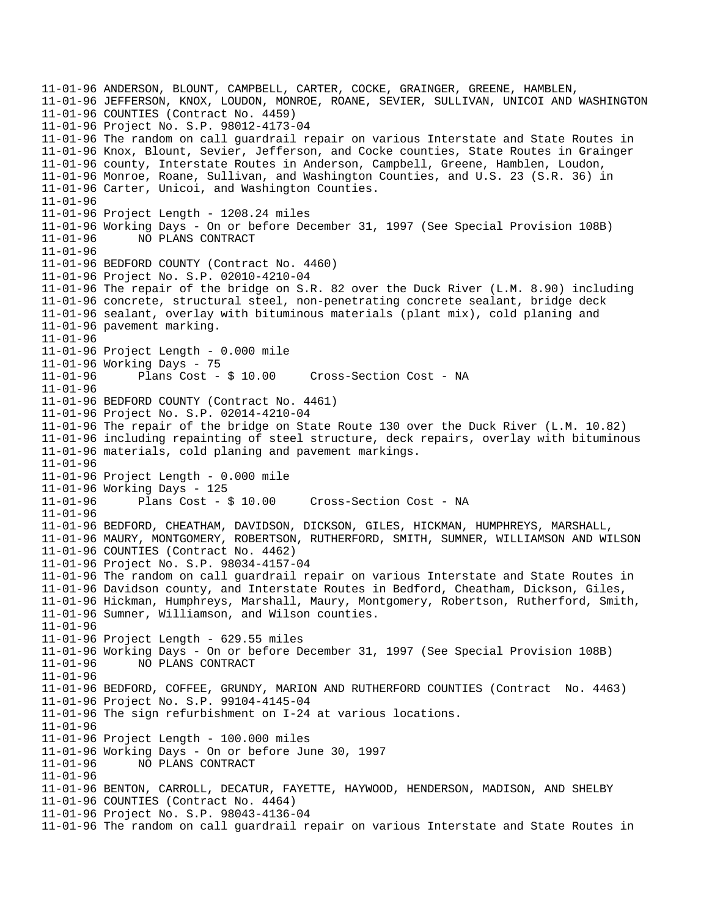```
11-01-96 ANDERSON, BLOUNT, CAMPBELL, CARTER, COCKE, GRAINGER, GREENE, HAMBLEN,
11-01-96 JEFFERSON, KNOX, LOUDON, MONROE, ROANE, SEVIER, SULLIVAN, UNICOI AND WASHINGTON
11-01-96 COUNTIES (Contract No. 4459)
11-01-96 Project No. S.P. 98012-4173-04
11-01-96 The random on call guardrail repair on various Interstate and State Routes in
11-01-96 Knox, Blount, Sevier, Jefferson, and Cocke counties, State Routes in Grainger
11-01-96 county, Interstate Routes in Anderson, Campbell, Greene, Hamblen, Loudon,
11-01-96 Monroe, Roane, Sullivan, and Washington Counties, and U.S. 23 (S.R. 36) in
11-01-96 Carter, Unicoi, and Washington Counties.
11-01-96
11-01-96 Project Length - 1208.24 miles
11-01-96 Working Days - On or before December 31, 1997 (See Special Provision 108B)
11-01-96      NO PLANS CONTRACT
11-01-96
11-01-96 BEDFORD COUNTY (Contract No. 4460)
11-01-96 Project No. S.P. 02010-4210-04
11-01-96 The repair of the bridge on S.R. 82 over the Duck River (L.M. 8.90) including
11-01-96 concrete, structural steel, non-penetrating concrete sealant, bridge deck
11-01-96 sealant, overlay with bituminous materials (plant mix), cold planing and
11-01-96 pavement marking.
11-01-96
11-01-96 Project Length - 0.000 mile
11-01-96 Working Days - 75
11-01-96      Plans Cost - $ 10.00     Cross-Section Cost - NA
11-01-96
11-01-96 BEDFORD COUNTY (Contract No. 4461)
11-01-96 Project No. S.P. 02014-4210-04
11-01-96 The repair of the bridge on State Route 130 over the Duck River (L.M. 10.82)
11-01-96 including repainting of steel structure, deck repairs, overlay with bituminous
11-01-96 materials, cold planing and pavement markings.
11-01-96
11-01-96 Project Length - 0.000 mile
11-01-96 Working Days - 125
11-01-96      Plans Cost - $ 10.00     Cross-Section Cost - NA
11-01-96
11-01-96 BEDFORD, CHEATHAM, DAVIDSON, DICKSON, GILES, HICKMAN, HUMPHREYS, MARSHALL,
11-01-96 MAURY, MONTGOMERY, ROBERTSON, RUTHERFORD, SMITH, SUMNER, WILLIAMSON AND WILSON
11-01-96 COUNTIES (Contract No. 4462)
11-01-96 Project No. S.P. 98034-4157-04
11-01-96 The random on call guardrail repair on various Interstate and State Routes in
11-01-96 Davidson county, and Interstate Routes in Bedford, Cheatham, Dickson, Giles,
11-01-96 Hickman, Humphreys, Marshall, Maury, Montgomery, Robertson, Rutherford, Smith,
11-01-96 Sumner, Williamson, and Wilson counties.
11-01-96
11-01-96 Project Length - 629.55 miles
11-01-96 Working Days - On or before December 31, 1997 (See Special Provision 108B)
11-01-96      NO PLANS CONTRACT
11-01-96
11-01-96 BEDFORD, COFFEE, GRUNDY, MARION AND RUTHERFORD COUNTIES (Contract  No. 4463)
11-01-96 Project No. S.P. 99104-4145-04
11-01-96 The sign refurbishment on I-24 at various locations.
11-01-96
11-01-96 Project Length - 100.000 miles
11-01-96 Working Days - On or before June 30, 1997
11-01-96      NO PLANS CONTRACT
11-01-96
11-01-96 BENTON, CARROLL, DECATUR, FAYETTE, HAYWOOD, HENDERSON, MADISON, AND SHELBY
11-01-96 COUNTIES (Contract No. 4464)
11-01-96 Project No. S.P. 98043-4136-04
11-01-96 The random on call guardrail repair on various Interstate and State Routes in
```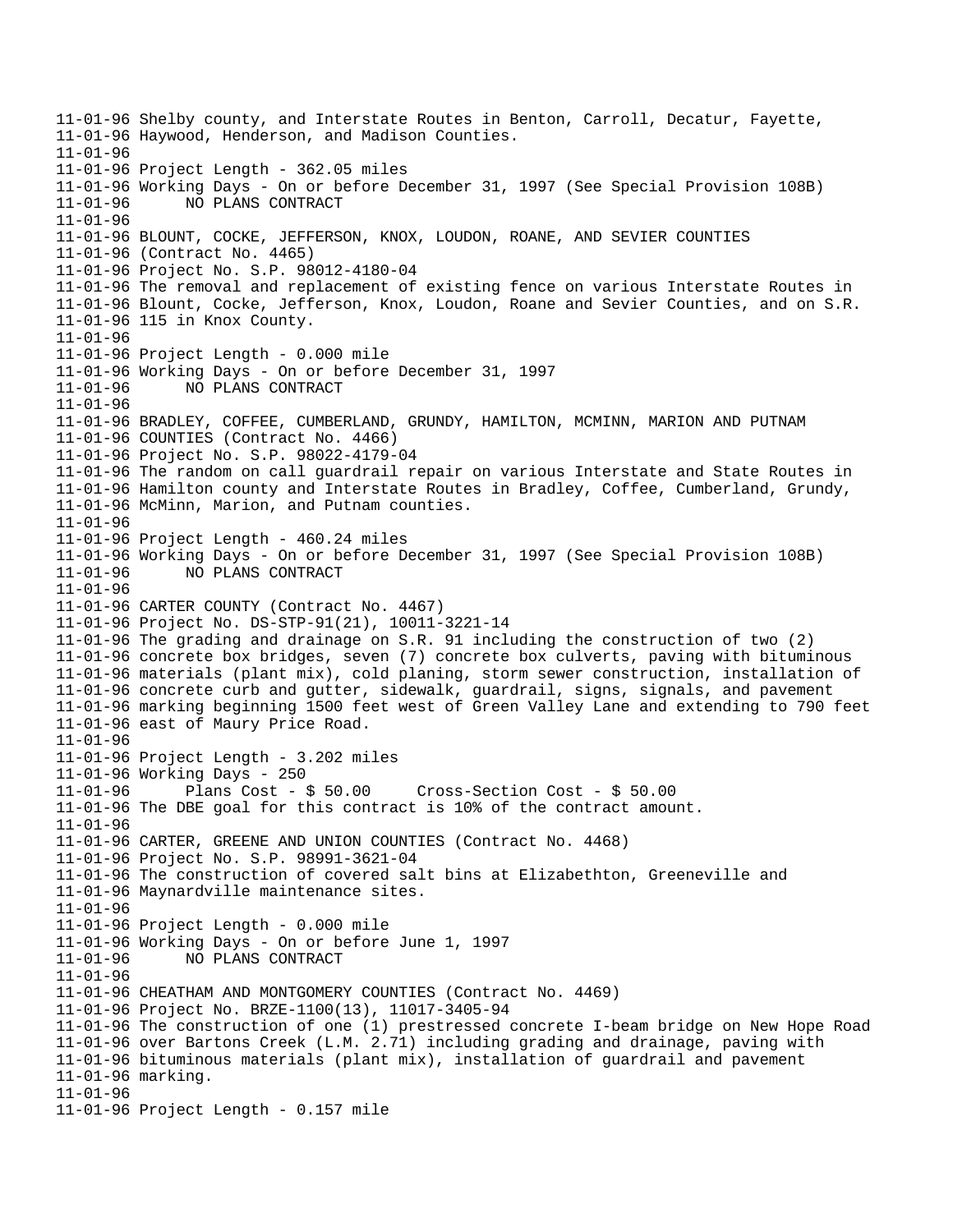```
11-01-96 Shelby county, and Interstate Routes in Benton, Carroll, Decatur, Fayette,
11-01-96 Haywood, Henderson, and Madison Counties.
11-01-96
11-01-96 Project Length - 362.05 miles
11-01-96 Working Days - On or before December 31, 1997 (See Special Provision 108B)
11-01-96       NO PLANS CONTRACT
11-01-96
11-01-96 BLOUNT, COCKE, JEFFERSON, KNOX, LOUDON, ROANE, AND SEVIER COUNTIES
11-01-96 (Contract No. 4465)
11-01-96 Project No. S.P. 98012-4180-04
11-01-96 The removal and replacement of existing fence on various Interstate Routes in
11-01-96 Blount, Cocke, Jefferson, Knox, Loudon, Roane and Sevier Counties, and on S.R.
11-01-96 115 in Knox County.
11-01-96
11-01-96 Project Length - 0.000 mile
11-01-96 Working Days - On or before December 31, 1997
11-01-96       NO PLANS CONTRACT
11-01-96
11-01-96 BRADLEY, COFFEE, CUMBERLAND, GRUNDY, HAMILTON, MCMINN, MARION AND PUTNAM
11-01-96 COUNTIES (Contract No. 4466)
11-01-96 Project No. S.P. 98022-4179-04
11-01-96 The random on call guardrail repair on various Interstate and State Routes in
11-01-96 Hamilton county and Interstate Routes in Bradley, Coffee, Cumberland, Grundy,
11-01-96 McMinn, Marion, and Putnam counties.
11-01-96
11-01-96 Project Length - 460.24 miles
11-01-96 Working Days - On or before December 31, 1997 (See Special Provision 108B)
11-01-96       NO PLANS CONTRACT
11-01-96
11-01-96 CARTER COUNTY (Contract No. 4467)
11-01-96 Project No. DS-STP-91(21), 10011-3221-14
11-01-96 The grading and drainage on S.R. 91 including the construction of two (2)
11-01-96 concrete box bridges, seven (7) concrete box culverts, paving with bituminous
11-01-96 materials (plant mix), cold planing, storm sewer construction, installation of
11-01-96 concrete curb and gutter, sidewalk, guardrail, signs, signals, and pavement
11-01-96 marking beginning 1500 feet west of Green Valley Lane and extending to 790 feet
11-01-96 east of Maury Price Road.
11-01-96
11-01-96 Project Length - 3.202 miles
11-01-96 Working Days - 250
11-01-96       Plans Cost - $ 50.00     Cross-Section Cost - $ 50.00
11-01-96 The DBE goal for this contract is 10% of the contract amount.
11-01-96
11-01-96 CARTER, GREENE AND UNION COUNTIES (Contract No. 4468)
11-01-96 Project No. S.P. 98991-3621-04
11-01-96 The construction of covered salt bins at Elizabethton, Greeneville and
11-01-96 Maynardville maintenance sites.
11-01-96
11-01-96 Project Length - 0.000 mile
11-01-96 Working Days - On or before June 1, 1997
11-01-96       NO PLANS CONTRACT
11-01-96
11-01-96 CHEATHAM AND MONTGOMERY COUNTIES (Contract No. 4469)
11-01-96 Project No. BRZE-1100(13), 11017-3405-94
11-01-96 The construction of one (1) prestressed concrete I-beam bridge on New Hope Road
11-01-96 over Bartons Creek (L.M. 2.71) including grading and drainage, paving with
11-01-96 bituminous materials (plant mix), installation of guardrail and pavement
11-01-96 marking.
11-01-96
11-01-96 Project Length - 0.157 mile
```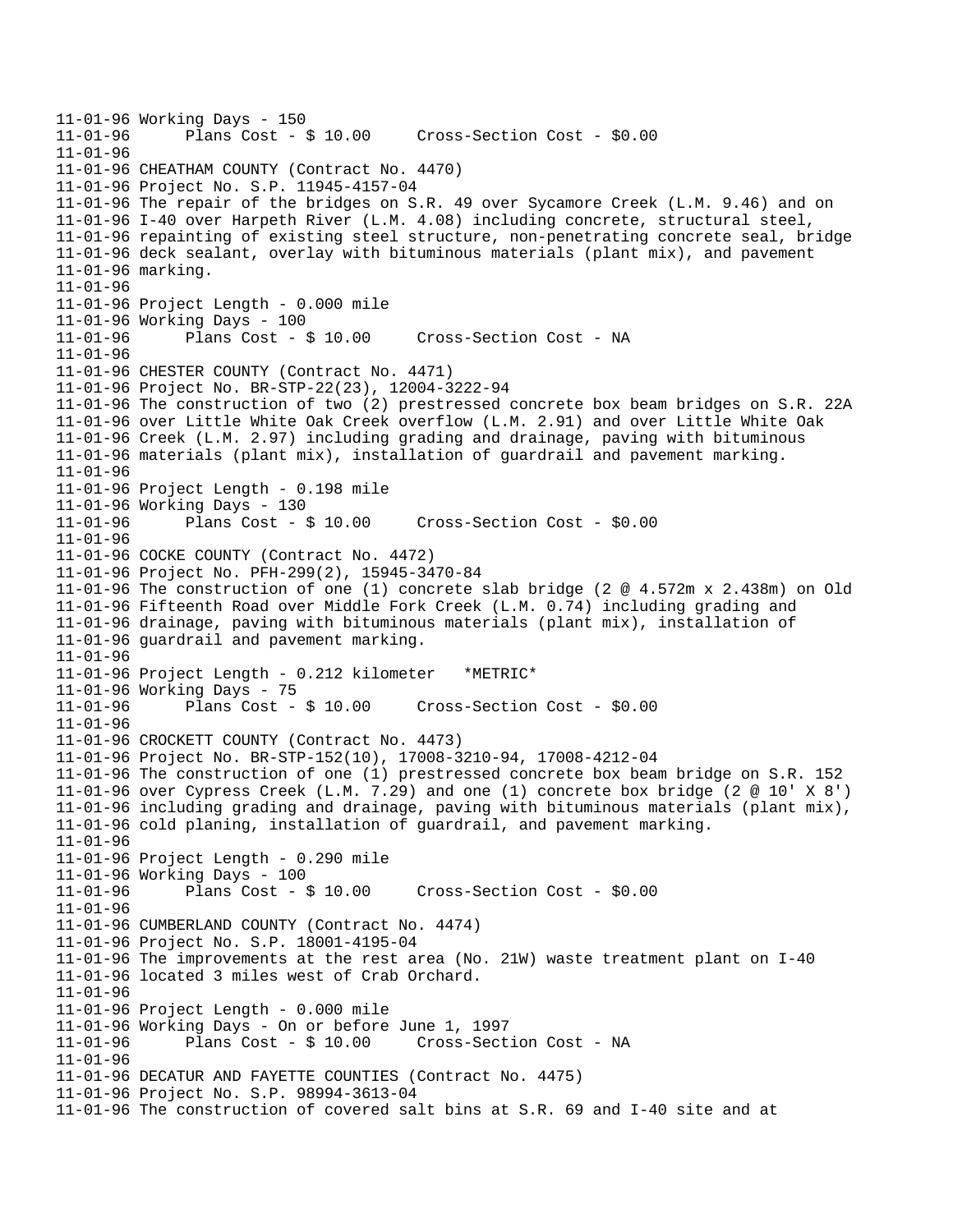```
11-01-96 Working Days - 150
11-01-96       Plans Cost - $ 10.00     Cross-Section Cost - $0.00
11-01-96
11-01-96 CHEATHAM COUNTY (Contract No. 4470)
11-01-96 Project No. S.P. 11945-4157-04
11-01-96 The repair of the bridges on S.R. 49 over Sycamore Creek (L.M. 9.46) and on
11-01-96 I-40 over Harpeth River (L.M. 4.08) including concrete, structural steel,
11-01-96 repainting of existing steel structure, non-penetrating concrete seal, bridge
11-01-96 deck sealant, overlay with bituminous materials (plant mix), and pavement
11-01-96 marking.
11-01-96
11-01-96 Project Length - 0.000 mile
11-01-96 Working Days - 100
11-01-96       Plans Cost - $ 10.00     Cross-Section Cost - NA
11-01-96
11-01-96 CHESTER COUNTY (Contract No. 4471)
11-01-96 Project No. BR-STP-22(23), 12004-3222-94
11-01-96 The construction of two (2) prestressed concrete box beam bridges on S.R. 22A
11-01-96 over Little White Oak Creek overflow (L.M. 2.91) and over Little White Oak
11-01-96 Creek (L.M. 2.97) including grading and drainage, paving with bituminous
11-01-96 materials (plant mix), installation of guardrail and pavement marking.
11-01-96
11-01-96 Project Length - 0.198 mile
11-01-96 Working Days - 130
11-01-96       Plans Cost - $ 10.00     Cross-Section Cost - $0.00
11-01-96
11-01-96 COCKE COUNTY (Contract No. 4472)
11-01-96 Project No. PFH-299(2), 15945-3470-84
11-01-96 The construction of one (1) concrete slab bridge (2 @ 4.572m x 2.438m) on Old
11-01-96 Fifteenth Road over Middle Fork Creek (L.M. 0.74) including grading and
11-01-96 drainage, paving with bituminous materials (plant mix), installation of
11-01-96 guardrail and pavement marking.
11-01-96
11-01-96 Project Length - 0.212 kilometer   *METRIC*
11-01-96 Working Days - 75
11-01-96       Plans Cost - $ 10.00     Cross-Section Cost - $0.00
11-01-96
11-01-96 CROCKETT COUNTY (Contract No. 4473)
11-01-96 Project No. BR-STP-152(10), 17008-3210-94, 17008-4212-04
11-01-96 The construction of one (1) prestressed concrete box beam bridge on S.R. 152
11-01-96 over Cypress Creek (L.M. 7.29) and one (1) concrete box bridge (2 @ 10' X 8')
11-01-96 including grading and drainage, paving with bituminous materials (plant mix),
11-01-96 cold planing, installation of guardrail, and pavement marking.
11-01-96
11-01-96 Project Length - 0.290 mile
11-01-96 Working Days - 100
11-01-96       Plans Cost - $ 10.00     Cross-Section Cost - $0.00
11-01-96
11-01-96 CUMBERLAND COUNTY (Contract No. 4474)
11-01-96 Project No. S.P. 18001-4195-04
11-01-96 The improvements at the rest area (No. 21W) waste treatment plant on I-40
11-01-96 located 3 miles west of Crab Orchard.
11-01-96
11-01-96 Project Length - 0.000 mile
11-01-96 Working Days - On or before June 1, 1997
11-01-96       Plans Cost - $ 10.00     Cross-Section Cost - NA
11-01-96
11-01-96 DECATUR AND FAYETTE COUNTIES (Contract No. 4475)
11-01-96 Project No. S.P. 98994-3613-04
11-01-96 The construction of covered salt bins at S.R. 69 and I-40 site and at
```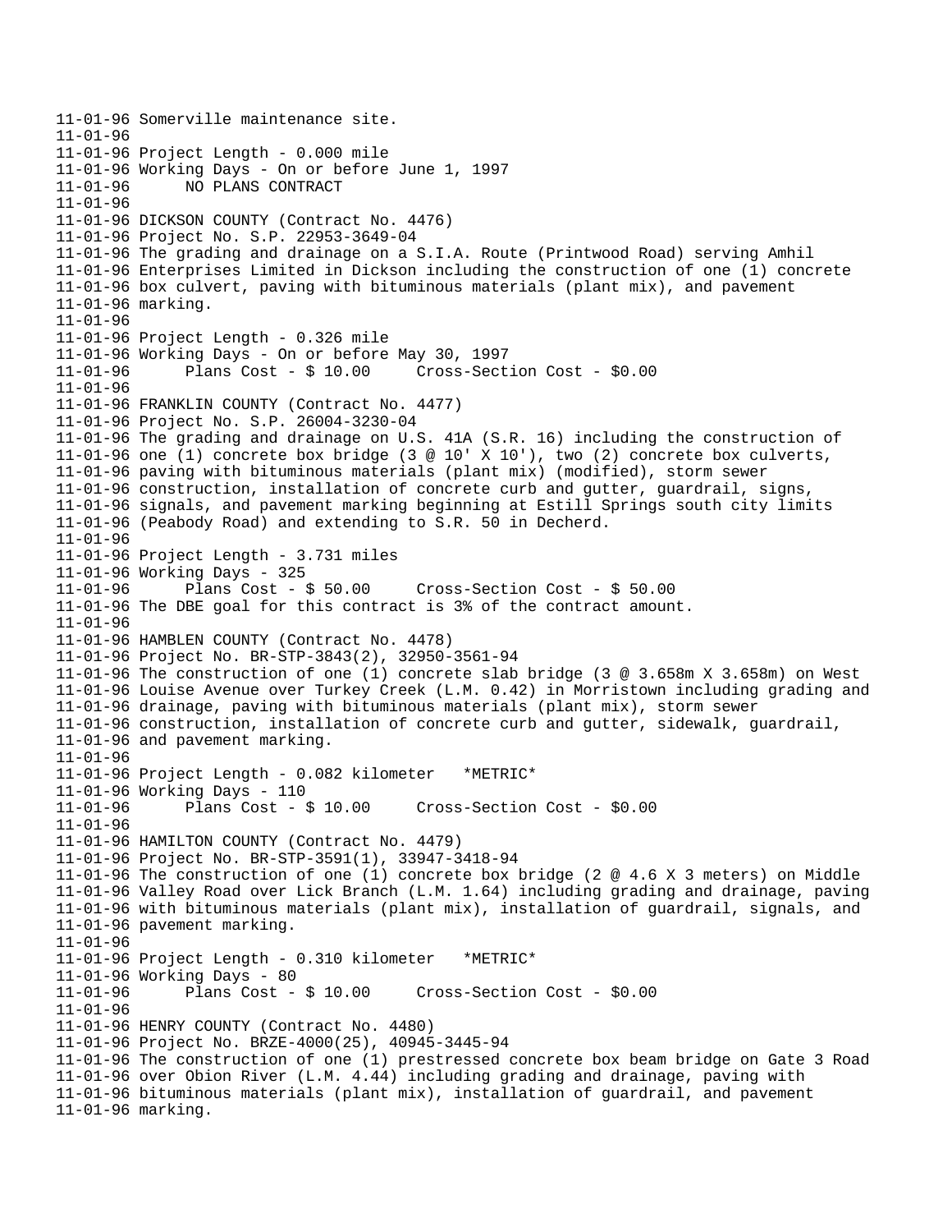```
11-01-96 Somerville maintenance site.
11-01-96
11-01-96 Project Length - 0.000 mile
11-01-96 Working Days - On or before June 1, 1997
11-01-96      NO PLANS CONTRACT
11-01-96
11-01-96 DICKSON COUNTY (Contract No. 4476)
11-01-96 Project No. S.P. 22953-3649-04
11-01-96 The grading and drainage on a S.I.A. Route (Printwood Road) serving Amhil
11-01-96 Enterprises Limited in Dickson including the construction of one (1) concrete
11-01-96 box culvert, paving with bituminous materials (plant mix), and pavement
11-01-96 marking.
11-01-96
11-01-96 Project Length - 0.326 mile
11-01-96 Working Days - On or before May 30, 1997
11-01-96      Plans Cost - $ 10.00     Cross-Section Cost - $0.00
11-01-96
11-01-96 FRANKLIN COUNTY (Contract No. 4477)
11-01-96 Project No. S.P. 26004-3230-04
11-01-96 The grading and drainage on U.S. 41A (S.R. 16) including the construction of
11-01-96 one (1) concrete box bridge (3 @ 10' X 10'), two (2) concrete box culverts,
11-01-96 paving with bituminous materials (plant mix) (modified), storm sewer
11-01-96 construction, installation of concrete curb and gutter, guardrail, signs,
11-01-96 signals, and pavement marking beginning at Estill Springs south city limits
11-01-96 (Peabody Road) and extending to S.R. 50 in Decherd.
11-01-96
11-01-96 Project Length - 3.731 miles
11-01-96 Working Days - 325
11-01-96      Plans Cost - $ 50.00     Cross-Section Cost - $ 50.00
11-01-96 The DBE goal for this contract is 3% of the contract amount.
11-01-96
11-01-96 HAMBLEN COUNTY (Contract No. 4478)
11-01-96 Project No. BR-STP-3843(2), 32950-3561-94
11-01-96 The construction of one (1) concrete slab bridge (3 @ 3.658m X 3.658m) on West
11-01-96 Louise Avenue over Turkey Creek (L.M. 0.42) in Morristown including grading and
11-01-96 drainage, paving with bituminous materials (plant mix), storm sewer
11-01-96 construction, installation of concrete curb and gutter, sidewalk, guardrail,
11-01-96 and pavement marking.
11-01-96
11-01-96 Project Length - 0.082 kilometer   *METRIC*
11-01-96 Working Days - 110
11-01-96      Plans Cost - $ 10.00     Cross-Section Cost - $0.00
11-01-96
11-01-96 HAMILTON COUNTY (Contract No. 4479)
11-01-96 Project No. BR-STP-3591(1), 33947-3418-94
11-01-96 The construction of one (1) concrete box bridge (2 @ 4.6 X 3 meters) on Middle
11-01-96 Valley Road over Lick Branch (L.M. 1.64) including grading and drainage, paving
11-01-96 with bituminous materials (plant mix), installation of guardrail, signals, and
11-01-96 pavement marking.
11-01-96
11-01-96 Project Length - 0.310 kilometer   *METRIC*
11-01-96 Working Days - 80
11-01-96      Plans Cost - $ 10.00     Cross-Section Cost - $0.00
11-01-96
11-01-96 HENRY COUNTY (Contract No. 4480)
11-01-96 Project No. BRZE-4000(25), 40945-3445-94
11-01-96 The construction of one (1) prestressed concrete box beam bridge on Gate 3 Road
11-01-96 over Obion River (L.M. 4.44) including grading and drainage, paving with
11-01-96 bituminous materials (plant mix), installation of guardrail, and pavement
11-01-96 marking.
```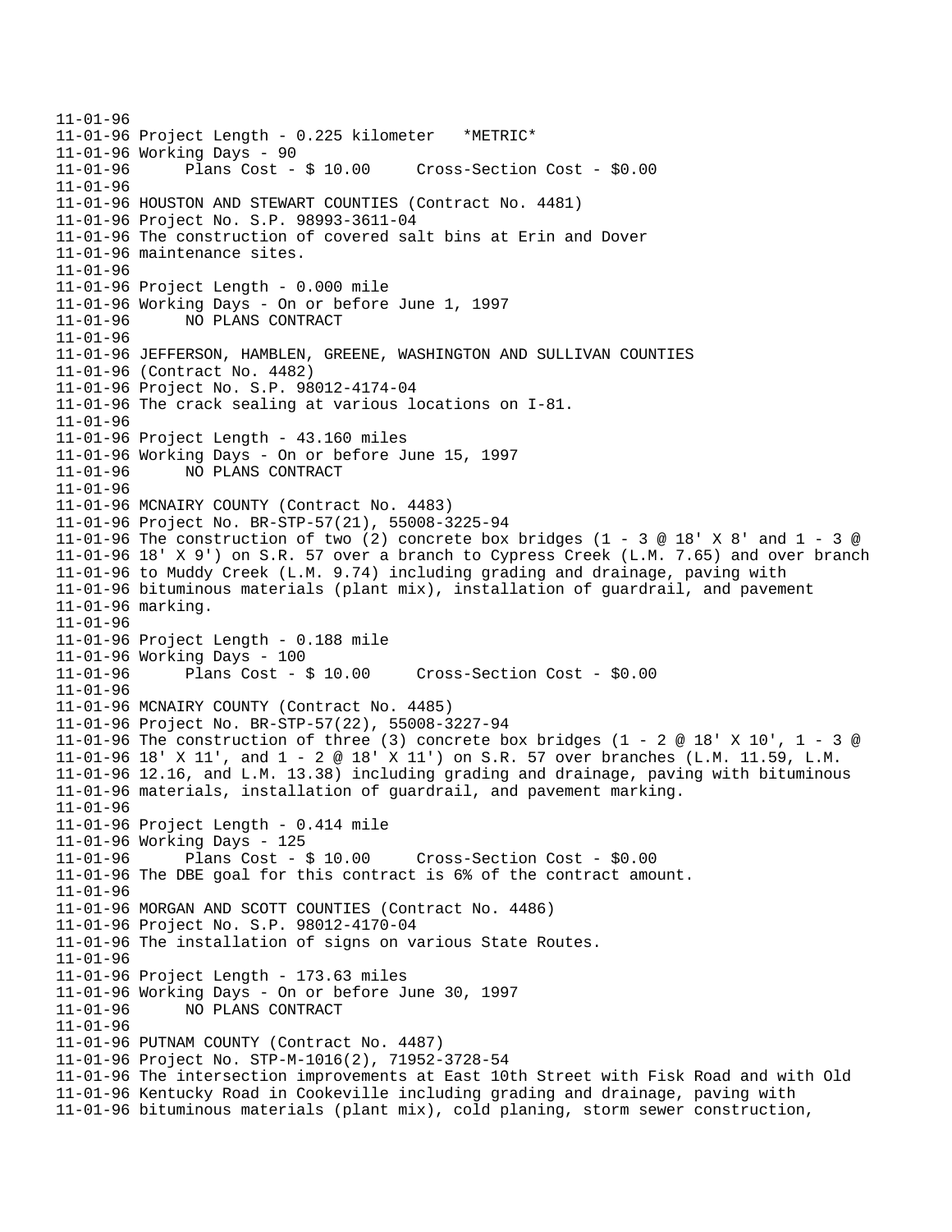11-01-96
11-01-96 Project Length - 0.225 kilometer   *METRIC*
11-01-96 Working Days - 90
11-01-96      Plans Cost - $ 10.00     Cross-Section Cost - $0.00
11-01-96
11-01-96 HOUSTON AND STEWART COUNTIES (Contract No. 4481)
11-01-96 Project No. S.P. 98993-3611-04
11-01-96 The construction of covered salt bins at Erin and Dover
11-01-96 maintenance sites.
11-01-96
11-01-96 Project Length - 0.000 mile
11-01-96 Working Days - On or before June 1, 1997
11-01-96      NO PLANS CONTRACT
11-01-96
11-01-96 JEFFERSON, HAMBLEN, GREENE, WASHINGTON AND SULLIVAN COUNTIES
11-01-96 (Contract No. 4482)
11-01-96 Project No. S.P. 98012-4174-04
11-01-96 The crack sealing at various locations on I-81.
11-01-96
11-01-96 Project Length - 43.160 miles
11-01-96 Working Days - On or before June 15, 1997
11-01-96      NO PLANS CONTRACT
11-01-96
11-01-96 MCNAIRY COUNTY (Contract No. 4483)
11-01-96 Project No. BR-STP-57(21), 55008-3225-94
11-01-96 The construction of two (2) concrete box bridges (1 - 3 @ 18' X 8' and 1 - 3 @
11-01-96 18' X 9') on S.R. 57 over a branch to Cypress Creek (L.M. 7.65) and over branch
11-01-96 to Muddy Creek (L.M. 9.74) including grading and drainage, paving with
11-01-96 bituminous materials (plant mix), installation of guardrail, and pavement
11-01-96 marking.
11-01-96
11-01-96 Project Length - 0.188 mile
11-01-96 Working Days - 100
11-01-96      Plans Cost - $ 10.00     Cross-Section Cost - $0.00
11-01-96
11-01-96 MCNAIRY COUNTY (Contract No. 4485)
11-01-96 Project No. BR-STP-57(22), 55008-3227-94
11-01-96 The construction of three (3) concrete box bridges (1 - 2 @ 18' X 10', 1 - 3 @
11-01-96 18' X 11', and 1 - 2 @ 18' X 11') on S.R. 57 over branches (L.M. 11.59, L.M.
11-01-96 12.16, and L.M. 13.38) including grading and drainage, paving with bituminous
11-01-96 materials, installation of guardrail, and pavement marking.
11-01-96
11-01-96 Project Length - 0.414 mile
11-01-96 Working Days - 125
11-01-96      Plans Cost - $ 10.00     Cross-Section Cost - $0.00
11-01-96 The DBE goal for this contract is 6% of the contract amount.
11-01-96
11-01-96 MORGAN AND SCOTT COUNTIES (Contract No. 4486)
11-01-96 Project No. S.P. 98012-4170-04
11-01-96 The installation of signs on various State Routes.
11-01-96
11-01-96 Project Length - 173.63 miles
11-01-96 Working Days - On or before June 30, 1997
11-01-96      NO PLANS CONTRACT
11-01-96
11-01-96 PUTNAM COUNTY (Contract No. 4487)
11-01-96 Project No. STP-M-1016(2), 71952-3728-54
11-01-96 The intersection improvements at East 10th Street with Fisk Road and with Old
11-01-96 Kentucky Road in Cookeville including grading and drainage, paving with
11-01-96 bituminous materials (plant mix), cold planing, storm sewer construction,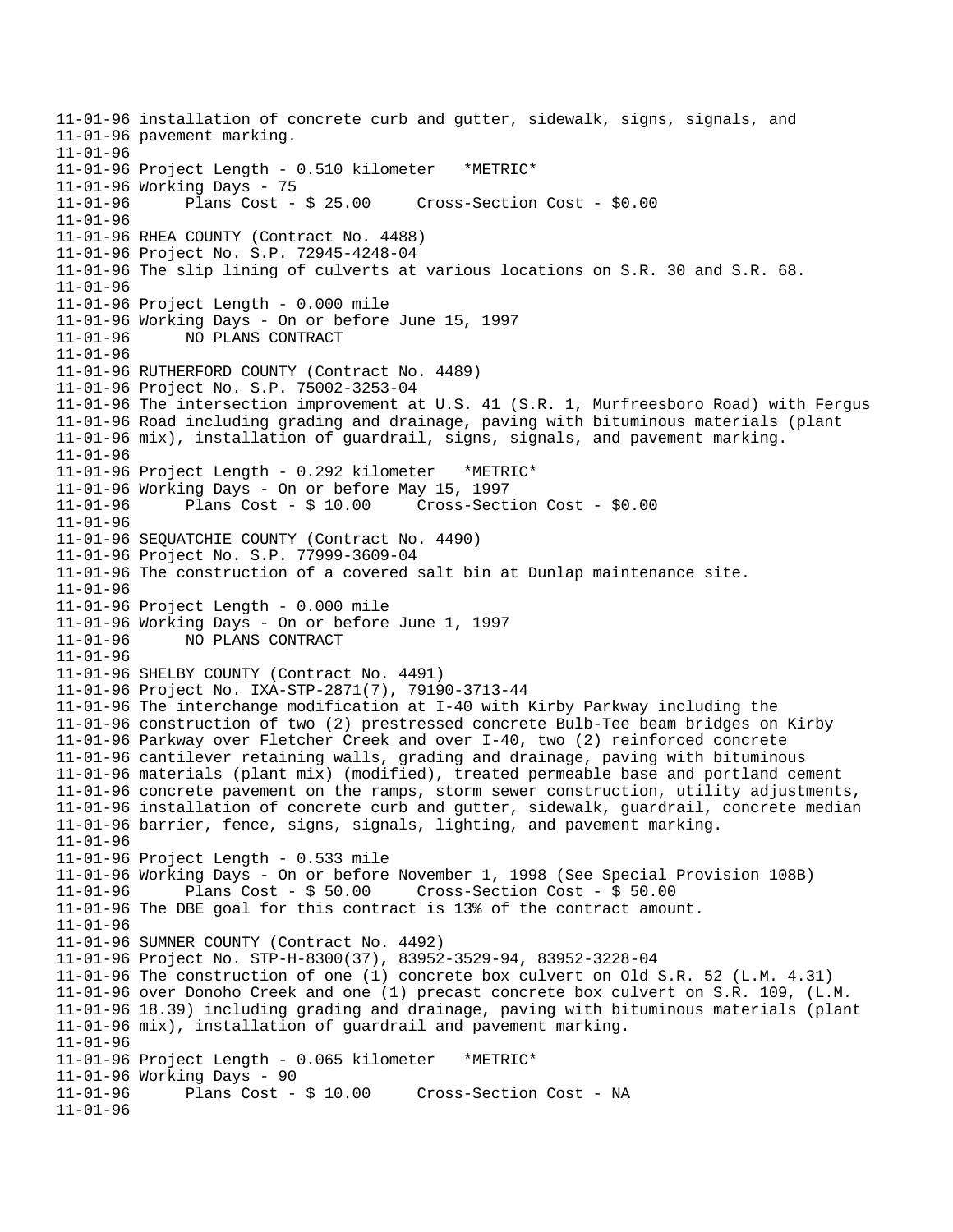```
11-01-96 installation of concrete curb and gutter, sidewalk, signs, signals, and
11-01-96 pavement marking.
11-01-96
11-01-96 Project Length - 0.510 kilometer   *METRIC*
11-01-96 Working Days - 75
11-01-96      Plans Cost - $ 25.00     Cross-Section Cost - $0.00
11-01-96
11-01-96 RHEA COUNTY (Contract No. 4488)
11-01-96 Project No. S.P. 72945-4248-04
11-01-96 The slip lining of culverts at various locations on S.R. 30 and S.R. 68.
11-01-96
11-01-96 Project Length - 0.000 mile
11-01-96 Working Days - On or before June 15, 1997
11-01-96      NO PLANS CONTRACT
11-01-96
11-01-96 RUTHERFORD COUNTY (Contract No. 4489)
11-01-96 Project No. S.P. 75002-3253-04
11-01-96 The intersection improvement at U.S. 41 (S.R. 1, Murfreesboro Road) with Fergus
11-01-96 Road including grading and drainage, paving with bituminous materials (plant
11-01-96 mix), installation of guardrail, signs, signals, and pavement marking.
11-01-96
11-01-96 Project Length - 0.292 kilometer   *METRIC*
11-01-96 Working Days - On or before May 15, 1997
11-01-96      Plans Cost - $ 10.00     Cross-Section Cost - $0.00
11-01-96
11-01-96 SEQUATCHIE COUNTY (Contract No. 4490)
11-01-96 Project No. S.P. 77999-3609-04
11-01-96 The construction of a covered salt bin at Dunlap maintenance site.
11-01-96
11-01-96 Project Length - 0.000 mile
11-01-96 Working Days - On or before June 1, 1997
11-01-96      NO PLANS CONTRACT
11-01-96
11-01-96 SHELBY COUNTY (Contract No. 4491)
11-01-96 Project No. IXA-STP-2871(7), 79190-3713-44
11-01-96 The interchange modification at I-40 with Kirby Parkway including the
11-01-96 construction of two (2) prestressed concrete Bulb-Tee beam bridges on Kirby
11-01-96 Parkway over Fletcher Creek and over I-40, two (2) reinforced concrete
11-01-96 cantilever retaining walls, grading and drainage, paving with bituminous
11-01-96 materials (plant mix) (modified), treated permeable base and portland cement
11-01-96 concrete pavement on the ramps, storm sewer construction, utility adjustments,
11-01-96 installation of concrete curb and gutter, sidewalk, guardrail, concrete median
11-01-96 barrier, fence, signs, signals, lighting, and pavement marking.
11-01-96
11-01-96 Project Length - 0.533 mile
11-01-96 Working Days - On or before November 1, 1998 (See Special Provision 108B)
11-01-96      Plans Cost - $ 50.00     Cross-Section Cost - $ 50.00
11-01-96 The DBE goal for this contract is 13% of the contract amount.
11-01-96
11-01-96 SUMNER COUNTY (Contract No. 4492)
11-01-96 Project No. STP-H-8300(37), 83952-3529-94, 83952-3228-04
11-01-96 The construction of one (1) concrete box culvert on Old S.R. 52 (L.M. 4.31)
11-01-96 over Donoho Creek and one (1) precast concrete box culvert on S.R. 109, (L.M.
11-01-96 18.39) including grading and drainage, paving with bituminous materials (plant
11-01-96 mix), installation of guardrail and pavement marking.
11-01-96
11-01-96 Project Length - 0.065 kilometer   *METRIC*
11-01-96 Working Days - 90
11-01-96      Plans Cost - $ 10.00     Cross-Section Cost - NA
11-01-96
```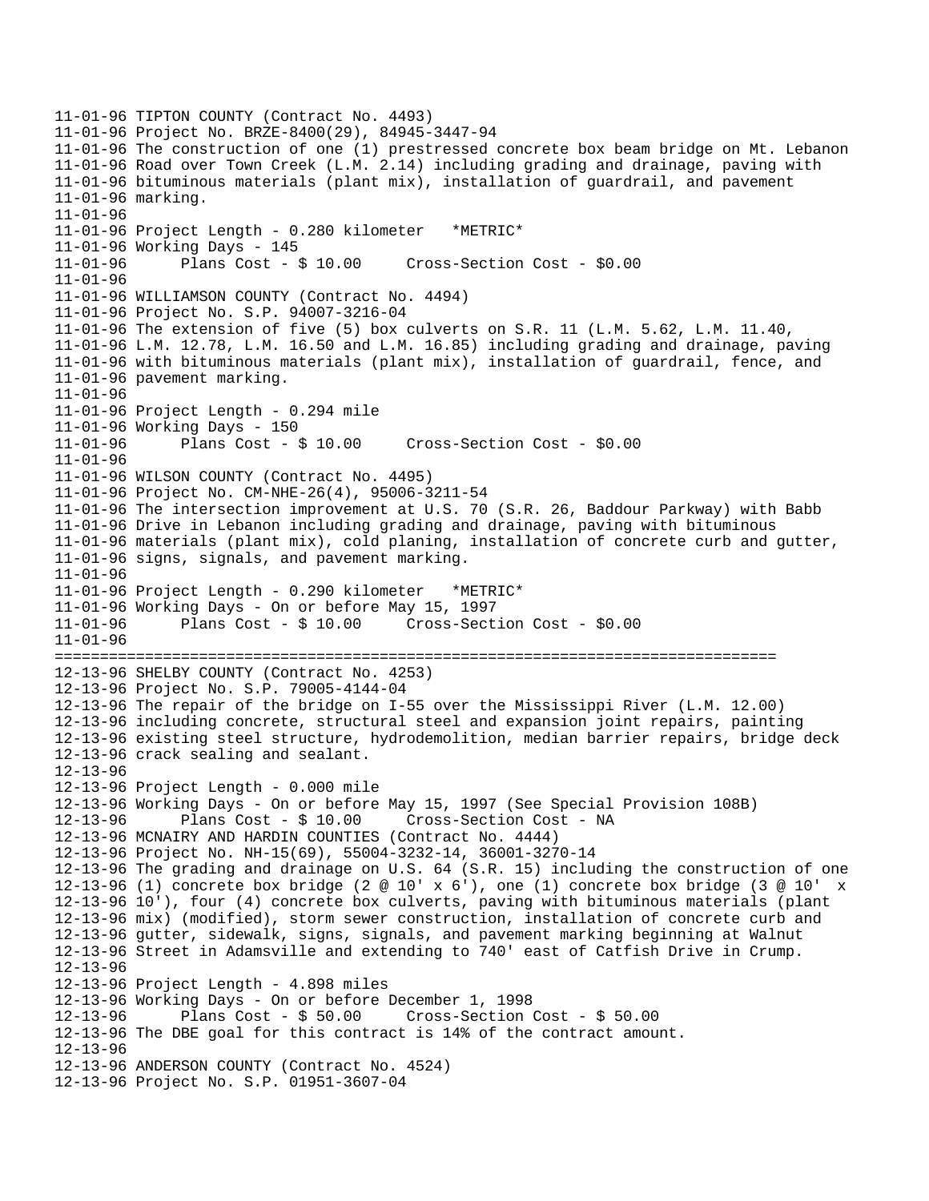```
11-01-96 TIPTON COUNTY (Contract No. 4493)
11-01-96 Project No. BRZE-8400(29), 84945-3447-94
11-01-96 The construction of one (1) prestressed concrete box beam bridge on Mt. Lebanon
11-01-96 Road over Town Creek (L.M. 2.14) including grading and drainage, paving with
11-01-96 bituminous materials (plant mix), installation of guardrail, and pavement
11-01-96 marking.
11-01-96
11-01-96 Project Length - 0.280 kilometer   *METRIC*
11-01-96 Working Days - 145
11-01-96      Plans Cost - $ 10.00     Cross-Section Cost - $0.00
11-01-96
11-01-96 WILLIAMSON COUNTY (Contract No. 4494)
11-01-96 Project No. S.P. 94007-3216-04
11-01-96 The extension of five (5) box culverts on S.R. 11 (L.M. 5.62, L.M. 11.40,
11-01-96 L.M. 12.78, L.M. 16.50 and L.M. 16.85) including grading and drainage, paving
11-01-96 with bituminous materials (plant mix), installation of guardrail, fence, and
11-01-96 pavement marking.
11-01-96
11-01-96 Project Length - 0.294 mile
11-01-96 Working Days - 150
11-01-96      Plans Cost - $ 10.00     Cross-Section Cost - $0.00
11-01-96
11-01-96 WILSON COUNTY (Contract No. 4495)
11-01-96 Project No. CM-NHE-26(4), 95006-3211-54
11-01-96 The intersection improvement at U.S. 70 (S.R. 26, Baddour Parkway) with Babb
11-01-96 Drive in Lebanon including grading and drainage, paving with bituminous
11-01-96 materials (plant mix), cold planing, installation of concrete curb and gutter,
11-01-96 signs, signals, and pavement marking.
11-01-96
11-01-96 Project Length - 0.290 kilometer   *METRIC*
11-01-96 Working Days - On or before May 15, 1997
11-01-96      Plans Cost - $ 10.00     Cross-Section Cost - $0.00
11-01-96
================================================================================
12-13-96 SHELBY COUNTY (Contract No. 4253)
12-13-96 Project No. S.P. 79005-4144-04
12-13-96 The repair of the bridge on I-55 over the Mississippi River (L.M. 12.00)
12-13-96 including concrete, structural steel and expansion joint repairs, painting
12-13-96 existing steel structure, hydrodemolition, median barrier repairs, bridge deck
12-13-96 crack sealing and sealant.
12-13-96
12-13-96 Project Length - 0.000 mile
12-13-96 Working Days - On or before May 15, 1997 (See Special Provision 108B)
12-13-96      Plans Cost - $ 10.00     Cross-Section Cost - NA
12-13-96 MCNAIRY AND HARDIN COUNTIES (Contract No. 4444)
12-13-96 Project No. NH-15(69), 55004-3232-14, 36001-3270-14
12-13-96 The grading and drainage on U.S. 64 (S.R. 15) including the construction of one
12-13-96 (1) concrete box bridge (2 @ 10' x 6'), one (1) concrete box bridge (3 @ 10'  x
12-13-96 10'), four (4) concrete box culverts, paving with bituminous materials (plant
12-13-96 mix) (modified), storm sewer construction, installation of concrete curb and
12-13-96 gutter, sidewalk, signs, signals, and pavement marking beginning at Walnut
12-13-96 Street in Adamsville and extending to 740' east of Catfish Drive in Crump.
12-13-96
12-13-96 Project Length - 4.898 miles
12-13-96 Working Days - On or before December 1, 1998
12-13-96      Plans Cost - $ 50.00     Cross-Section Cost - $ 50.00
12-13-96 The DBE goal for this contract is 14% of the contract amount.
12-13-96
12-13-96 ANDERSON COUNTY (Contract No. 4524)
12-13-96 Project No. S.P. 01951-3607-04
```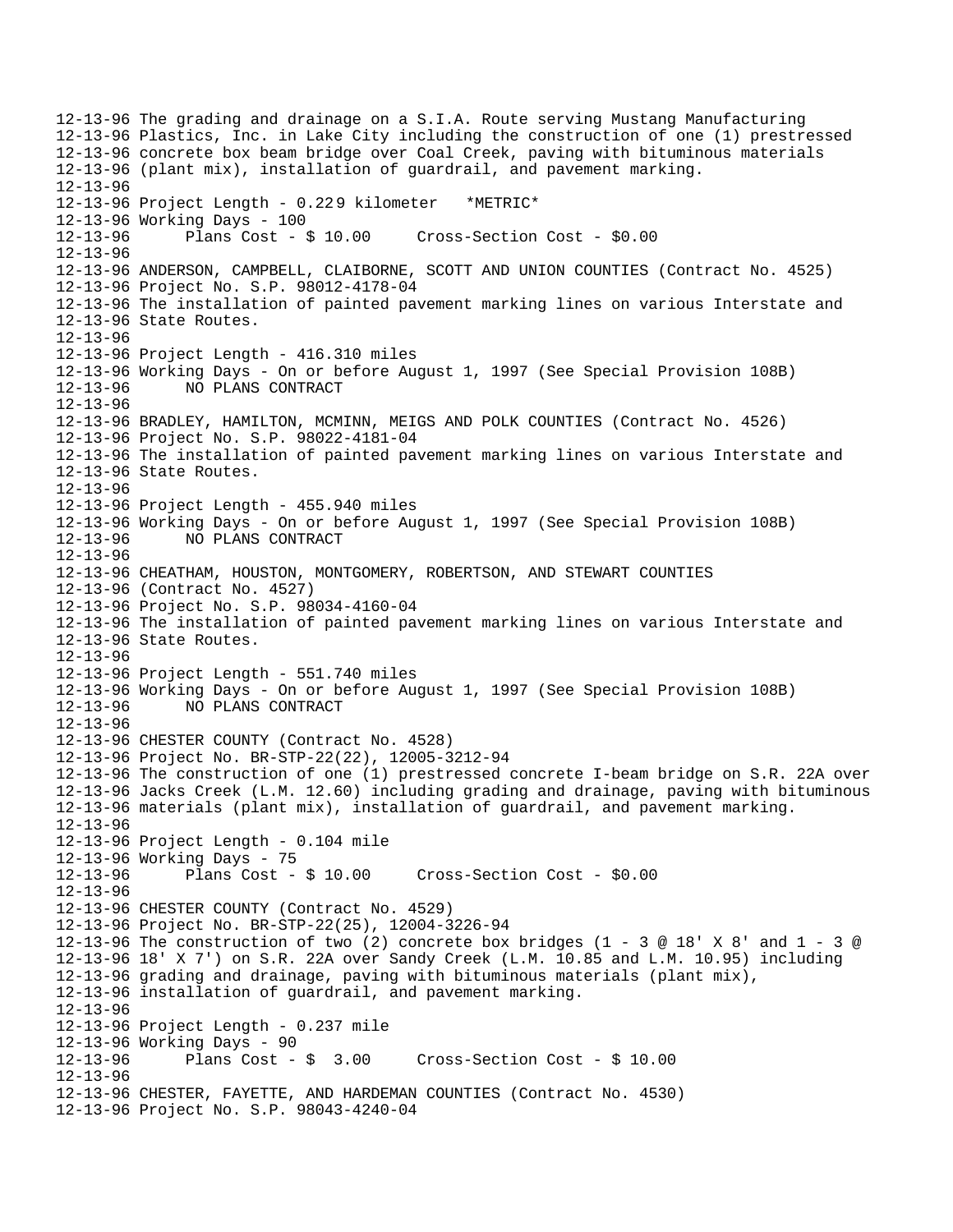```
12-13-96 The grading and drainage on a S.I.A. Route serving Mustang Manufacturing
12-13-96 Plastics, Inc. in Lake City including the construction of one (1) prestressed
12-13-96 concrete box beam bridge over Coal Creek, paving with bituminous materials
12-13-96 (plant mix), installation of guardrail, and pavement marking.
12-13-96
12-13-96 Project Length - 0.229 kilometer   *METRIC*
12-13-96 Working Days - 100
12-13-96      Plans Cost - $ 10.00     Cross-Section Cost - $0.00
12-13-96
12-13-96 ANDERSON, CAMPBELL, CLAIBORNE, SCOTT AND UNION COUNTIES (Contract No. 4525)
12-13-96 Project No. S.P. 98012-4178-04
12-13-96 The installation of painted pavement marking lines on various Interstate and
12-13-96 State Routes.
12-13-96
12-13-96 Project Length - 416.310 miles
12-13-96 Working Days - On or before August 1, 1997 (See Special Provision 108B)
12-13-96      NO PLANS CONTRACT
12-13-96
12-13-96 BRADLEY, HAMILTON, MCMINN, MEIGS AND POLK COUNTIES (Contract No. 4526)
12-13-96 Project No. S.P. 98022-4181-04
12-13-96 The installation of painted pavement marking lines on various Interstate and
12-13-96 State Routes.
12-13-96
12-13-96 Project Length - 455.940 miles
12-13-96 Working Days - On or before August 1, 1997 (See Special Provision 108B)
12-13-96      NO PLANS CONTRACT
12-13-96
12-13-96 CHEATHAM, HOUSTON, MONTGOMERY, ROBERTSON, AND STEWART COUNTIES
12-13-96 (Contract No. 4527)
12-13-96 Project No. S.P. 98034-4160-04
12-13-96 The installation of painted pavement marking lines on various Interstate and
12-13-96 State Routes.
12-13-96
12-13-96 Project Length - 551.740 miles
12-13-96 Working Days - On or before August 1, 1997 (See Special Provision 108B)
12-13-96      NO PLANS CONTRACT
12-13-96
12-13-96 CHESTER COUNTY (Contract No. 4528)
12-13-96 Project No. BR-STP-22(22), 12005-3212-94
12-13-96 The construction of one (1) prestressed concrete I-beam bridge on S.R. 22A over
12-13-96 Jacks Creek (L.M. 12.60) including grading and drainage, paving with bituminous
12-13-96 materials (plant mix), installation of guardrail, and pavement marking.
12-13-96
12-13-96 Project Length - 0.104 mile
12-13-96 Working Days - 75
12-13-96      Plans Cost - $ 10.00     Cross-Section Cost - $0.00
12-13-96
12-13-96 CHESTER COUNTY (Contract No. 4529)
12-13-96 Project No. BR-STP-22(25), 12004-3226-94
12-13-96 The construction of two (2) concrete box bridges (1 - 3 @ 18' X 8' and 1 - 3 @
12-13-96 18' X 7') on S.R. 22A over Sandy Creek (L.M. 10.85 and L.M. 10.95) including
12-13-96 grading and drainage, paving with bituminous materials (plant mix),
12-13-96 installation of guardrail, and pavement marking.
12-13-96
12-13-96 Project Length - 0.237 mile
12-13-96 Working Days - 90
12-13-96      Plans Cost - $  3.00     Cross-Section Cost - $ 10.00
12-13-96
12-13-96 CHESTER, FAYETTE, AND HARDEMAN COUNTIES (Contract No. 4530)
12-13-96 Project No. S.P. 98043-4240-04
```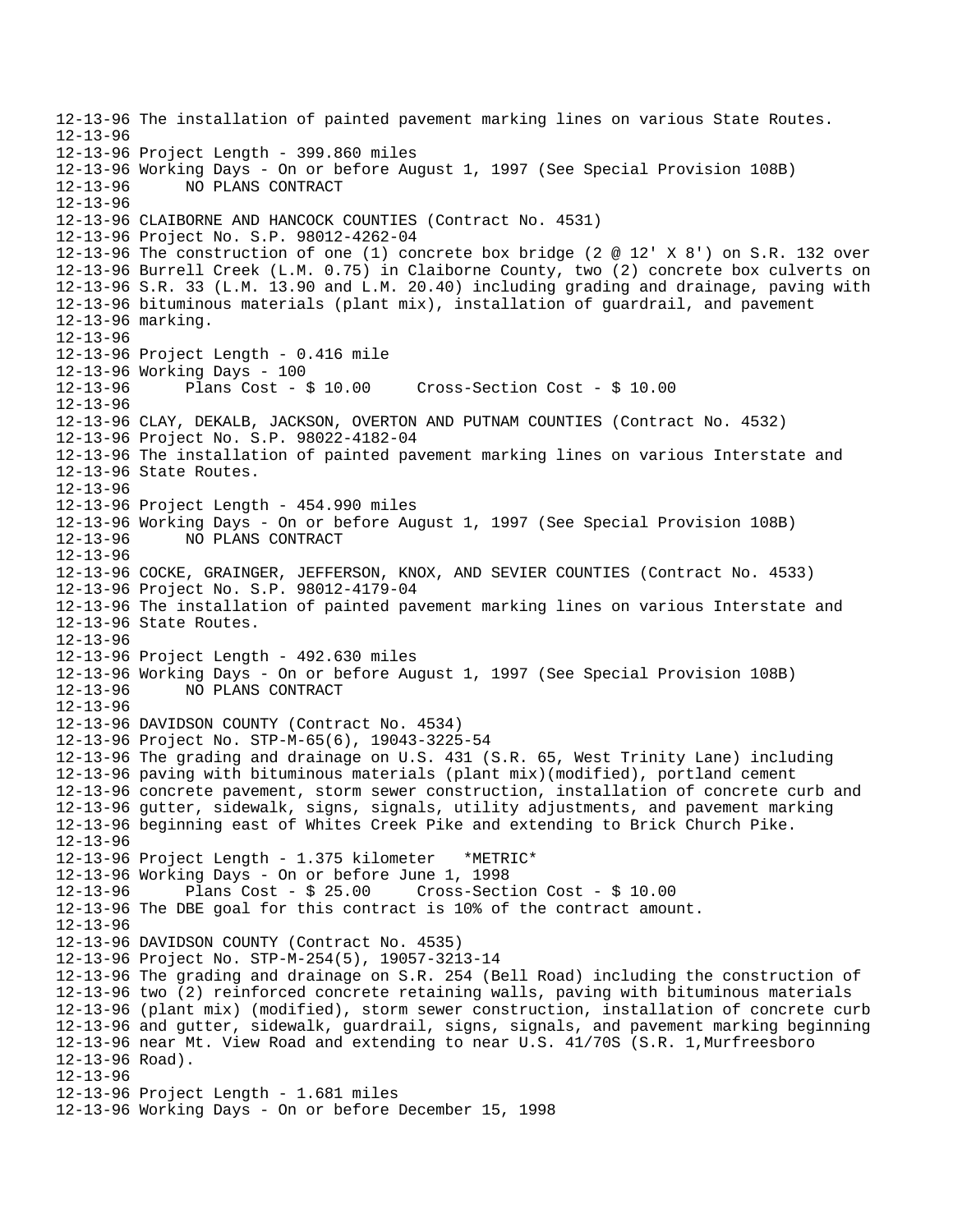12-13-96 The installation of painted pavement marking lines on various State Routes.
12-13-96
12-13-96 Project Length - 399.860 miles
12-13-96 Working Days - On or before August 1, 1997 (See Special Provision 108B)
12-13-96       NO PLANS CONTRACT
12-13-96
12-13-96 CLAIBORNE AND HANCOCK COUNTIES (Contract No. 4531)
12-13-96 Project No. S.P. 98012-4262-04
12-13-96 The construction of one (1) concrete box bridge (2 @ 12' X 8') on S.R. 132 over
12-13-96 Burrell Creek (L.M. 0.75) in Claiborne County, two (2) concrete box culverts on
12-13-96 S.R. 33 (L.M. 13.90 and L.M. 20.40) including grading and drainage, paving with
12-13-96 bituminous materials (plant mix), installation of guardrail, and pavement
12-13-96 marking.
12-13-96
12-13-96 Project Length - 0.416 mile
12-13-96 Working Days - 100
12-13-96       Plans Cost - $ 10.00     Cross-Section Cost - $ 10.00
12-13-96
12-13-96 CLAY, DEKALB, JACKSON, OVERTON AND PUTNAM COUNTIES (Contract No. 4532)
12-13-96 Project No. S.P. 98022-4182-04
12-13-96 The installation of painted pavement marking lines on various Interstate and
12-13-96 State Routes.
12-13-96
12-13-96 Project Length - 454.990 miles
12-13-96 Working Days - On or before August 1, 1997 (See Special Provision 108B)
12-13-96       NO PLANS CONTRACT
12-13-96
12-13-96 COCKE, GRAINGER, JEFFERSON, KNOX, AND SEVIER COUNTIES (Contract No. 4533)
12-13-96 Project No. S.P. 98012-4179-04
12-13-96 The installation of painted pavement marking lines on various Interstate and
12-13-96 State Routes.
12-13-96
12-13-96 Project Length - 492.630 miles
12-13-96 Working Days - On or before August 1, 1997 (See Special Provision 108B)
12-13-96       NO PLANS CONTRACT
12-13-96
12-13-96 DAVIDSON COUNTY (Contract No. 4534)
12-13-96 Project No. STP-M-65(6), 19043-3225-54
12-13-96 The grading and drainage on U.S. 431 (S.R. 65, West Trinity Lane) including
12-13-96 paving with bituminous materials (plant mix)(modified), portland cement
12-13-96 concrete pavement, storm sewer construction, installation of concrete curb and
12-13-96 gutter, sidewalk, signs, signals, utility adjustments, and pavement marking
12-13-96 beginning east of Whites Creek Pike and extending to Brick Church Pike.
12-13-96
12-13-96 Project Length - 1.375 kilometer   *METRIC*
12-13-96 Working Days - On or before June 1, 1998
12-13-96       Plans Cost - $ 25.00     Cross-Section Cost - $ 10.00
12-13-96 The DBE goal for this contract is 10% of the contract amount.
12-13-96
12-13-96 DAVIDSON COUNTY (Contract No. 4535)
12-13-96 Project No. STP-M-254(5), 19057-3213-14
12-13-96 The grading and drainage on S.R. 254 (Bell Road) including the construction of
12-13-96 two (2) reinforced concrete retaining walls, paving with bituminous materials
12-13-96 (plant mix) (modified), storm sewer construction, installation of concrete curb
12-13-96 and gutter, sidewalk, guardrail, signs, signals, and pavement marking beginning
12-13-96 near Mt. View Road and extending to near U.S. 41/70S (S.R. 1,Murfreesboro
12-13-96 Road).
12-13-96
12-13-96 Project Length - 1.681 miles
12-13-96 Working Days - On or before December 15, 1998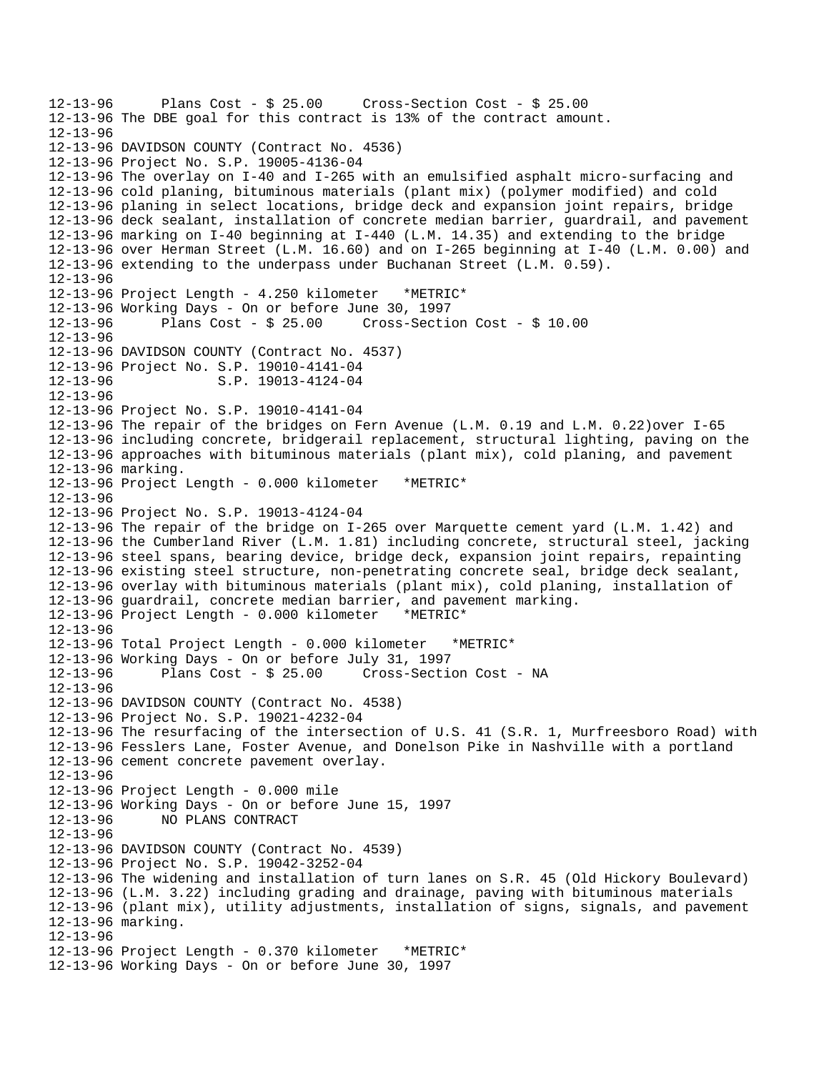```
12-13-96      Plans Cost - $ 25.00     Cross-Section Cost - $ 25.00
12-13-96 The DBE goal for this contract is 13% of the contract amount.
12-13-96
12-13-96 DAVIDSON COUNTY (Contract No. 4536)
12-13-96 Project No. S.P. 19005-4136-04
12-13-96 The overlay on I-40 and I-265 with an emulsified asphalt micro-surfacing and
12-13-96 cold planing, bituminous materials (plant mix) (polymer modified) and cold
12-13-96 planing in select locations, bridge deck and expansion joint repairs, bridge
12-13-96 deck sealant, installation of concrete median barrier, guardrail, and pavement
12-13-96 marking on I-40 beginning at I-440 (L.M. 14.35) and extending to the bridge
12-13-96 over Herman Street (L.M. 16.60) and on I-265 beginning at I-40 (L.M. 0.00) and
12-13-96 extending to the underpass under Buchanan Street (L.M. 0.59).
12-13-96
12-13-96 Project Length - 4.250 kilometer   *METRIC*
12-13-96 Working Days - On or before June 30, 1997
12-13-96      Plans Cost - $ 25.00     Cross-Section Cost - $ 10.00
12-13-96
12-13-96 DAVIDSON COUNTY (Contract No. 4537)
12-13-96 Project No. S.P. 19010-4141-04
12-13-96             S.P. 19013-4124-04
12-13-96
12-13-96 Project No. S.P. 19010-4141-04
12-13-96 The repair of the bridges on Fern Avenue (L.M. 0.19 and L.M. 0.22)over I-65
12-13-96 including concrete, bridgerail replacement, structural lighting, paving on the
12-13-96 approaches with bituminous materials (plant mix), cold planing, and pavement
12-13-96 marking.
12-13-96 Project Length - 0.000 kilometer   *METRIC*
12-13-96
12-13-96 Project No. S.P. 19013-4124-04
12-13-96 The repair of the bridge on I-265 over Marquette cement yard (L.M. 1.42) and
12-13-96 the Cumberland River (L.M. 1.81) including concrete, structural steel, jacking
12-13-96 steel spans, bearing device, bridge deck, expansion joint repairs, repainting
12-13-96 existing steel structure, non-penetrating concrete seal, bridge deck sealant,
12-13-96 overlay with bituminous materials (plant mix), cold planing, installation of
12-13-96 guardrail, concrete median barrier, and pavement marking.
12-13-96 Project Length - 0.000 kilometer   *METRIC*
12-13-96
12-13-96 Total Project Length - 0.000 kilometer   *METRIC*
12-13-96 Working Days - On or before July 31, 1997
12-13-96      Plans Cost - $ 25.00     Cross-Section Cost - NA
12-13-96
12-13-96 DAVIDSON COUNTY (Contract No. 4538)
12-13-96 Project No. S.P. 19021-4232-04
12-13-96 The resurfacing of the intersection of U.S. 41 (S.R. 1, Murfreesboro Road) with
12-13-96 Fesslers Lane, Foster Avenue, and Donelson Pike in Nashville with a portland
12-13-96 cement concrete pavement overlay.
12-13-96
12-13-96 Project Length - 0.000 mile
12-13-96 Working Days - On or before June 15, 1997
12-13-96      NO PLANS CONTRACT
12-13-96
12-13-96 DAVIDSON COUNTY (Contract No. 4539)
12-13-96 Project No. S.P. 19042-3252-04
12-13-96 The widening and installation of turn lanes on S.R. 45 (Old Hickory Boulevard)
12-13-96 (L.M. 3.22) including grading and drainage, paving with bituminous materials
12-13-96 (plant mix), utility adjustments, installation of signs, signals, and pavement
12-13-96 marking.
12-13-96
12-13-96 Project Length - 0.370 kilometer   *METRIC*
12-13-96 Working Days - On or before June 30, 1997
```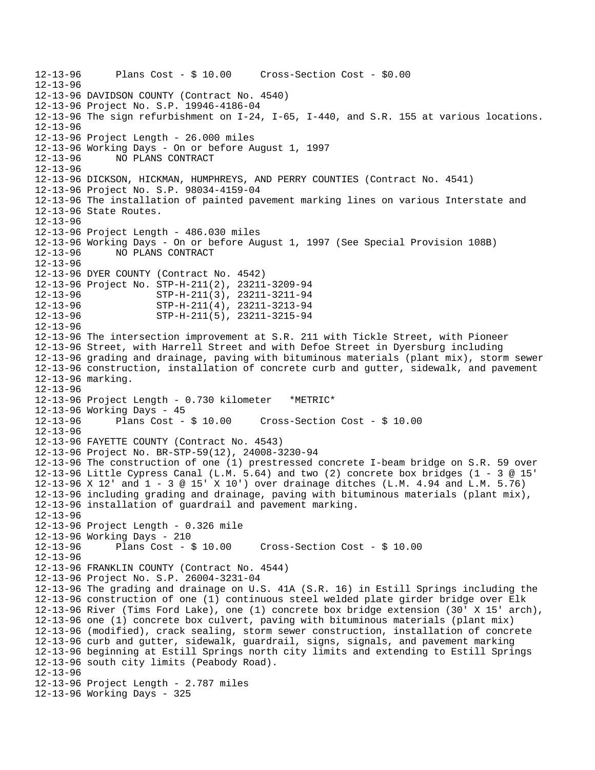```
12-13-96      Plans Cost - $ 10.00     Cross-Section Cost - $0.00
12-13-96
12-13-96 DAVIDSON COUNTY (Contract No. 4540)
12-13-96 Project No. S.P. 19946-4186-04
12-13-96 The sign refurbishment on I-24, I-65, I-440, and S.R. 155 at various locations.
12-13-96
12-13-96 Project Length - 26.000 miles
12-13-96 Working Days - On or before August 1, 1997
12-13-96      NO PLANS CONTRACT
12-13-96
12-13-96 DICKSON, HICKMAN, HUMPHREYS, AND PERRY COUNTIES (Contract No. 4541)
12-13-96 Project No. S.P. 98034-4159-04
12-13-96 The installation of painted pavement marking lines on various Interstate and
12-13-96 State Routes.
12-13-96
12-13-96 Project Length - 486.030 miles
12-13-96 Working Days - On or before August 1, 1997 (See Special Provision 108B)
12-13-96      NO PLANS CONTRACT
12-13-96
12-13-96 DYER COUNTY (Contract No. 4542)
12-13-96 Project No. STP-H-211(2), 23211-3209-94
12-13-96             STP-H-211(3), 23211-3211-94
12-13-96             STP-H-211(4), 23211-3213-94
12-13-96             STP-H-211(5), 23211-3215-94
12-13-96
12-13-96 The intersection improvement at S.R. 211 with Tickle Street, with Pioneer
12-13-96 Street, with Harrell Street and with Defoe Street in Dyersburg including
12-13-96 grading and drainage, paving with bituminous materials (plant mix), storm sewer
12-13-96 construction, installation of concrete curb and gutter, sidewalk, and pavement
12-13-96 marking.
12-13-96
12-13-96 Project Length - 0.730 kilometer   *METRIC*
12-13-96 Working Days - 45
12-13-96      Plans Cost - $ 10.00     Cross-Section Cost - $ 10.00
12-13-96
12-13-96 FAYETTE COUNTY (Contract No. 4543)
12-13-96 Project No. BR-STP-59(12), 24008-3230-94
12-13-96 The construction of one (1) prestressed concrete I-beam bridge on S.R. 59 over
12-13-96 Little Cypress Canal (L.M. 5.64) and two (2) concrete box bridges (1 - 3 @ 15'
12-13-96 X 12' and 1 - 3 @ 15' X 10') over drainage ditches (L.M. 4.94 and L.M. 5.76)
12-13-96 including grading and drainage, paving with bituminous materials (plant mix),
12-13-96 installation of guardrail and pavement marking.
12-13-96
12-13-96 Project Length - 0.326 mile
12-13-96 Working Days - 210
12-13-96      Plans Cost - $ 10.00     Cross-Section Cost - $ 10.00
12-13-96
12-13-96 FRANKLIN COUNTY (Contract No. 4544)
12-13-96 Project No. S.P. 26004-3231-04
12-13-96 The grading and drainage on U.S. 41A (S.R. 16) in Estill Springs including the
12-13-96 construction of one (1) continuous steel welded plate girder bridge over Elk
12-13-96 River (Tims Ford Lake), one (1) concrete box bridge extension (30' X 15' arch),
12-13-96 one (1) concrete box culvert, paving with bituminous materials (plant mix)
12-13-96 (modified), crack sealing, storm sewer construction, installation of concrete
12-13-96 curb and gutter, sidewalk, guardrail, signs, signals, and pavement marking
12-13-96 beginning at Estill Springs north city limits and extending to Estill Springs
12-13-96 south city limits (Peabody Road).
12-13-96
12-13-96 Project Length - 2.787 miles
12-13-96 Working Days - 325
```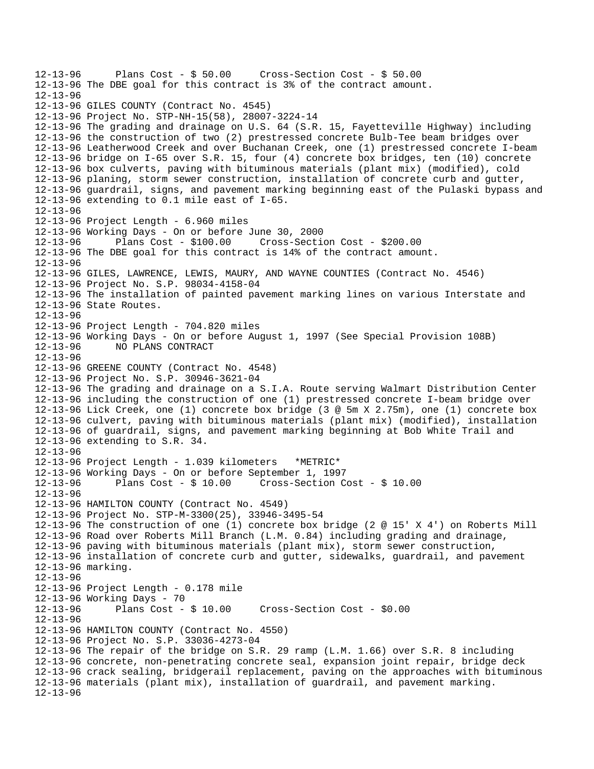12-13-96 Plans Cost - $ 50.00 Cross-Section Cost - $ 50.00
12-13-96 The DBE goal for this contract is 3% of the contract amount.
12-13-96
12-13-96 GILES COUNTY (Contract No. 4545)
12-13-96 Project No. STP-NH-15(58), 28007-3224-14
12-13-96 The grading and drainage on U.S. 64 (S.R. 15, Fayetteville Highway) including
12-13-96 the construction of two (2) prestressed concrete Bulb-Tee beam bridges over
12-13-96 Leatherwood Creek and over Buchanan Creek, one (1) prestressed concrete I-beam
12-13-96 bridge on I-65 over S.R. 15, four (4) concrete box bridges, ten (10) concrete
12-13-96 box culverts, paving with bituminous materials (plant mix) (modified), cold
12-13-96 planing, storm sewer construction, installation of concrete curb and gutter,
12-13-96 guardrail, signs, and pavement marking beginning east of the Pulaski bypass and
12-13-96 extending to 0.1 mile east of I-65.
12-13-96
12-13-96 Project Length - 6.960 miles
12-13-96 Working Days - On or before June 30, 2000
12-13-96 Plans Cost - $100.00 Cross-Section Cost - $200.00
12-13-96 The DBE goal for this contract is 14% of the contract amount.
12-13-96
12-13-96 GILES, LAWRENCE, LEWIS, MAURY, AND WAYNE COUNTIES (Contract No. 4546)
12-13-96 Project No. S.P. 98034-4158-04
12-13-96 The installation of painted pavement marking lines on various Interstate and
12-13-96 State Routes.
12-13-96
12-13-96 Project Length - 704.820 miles
12-13-96 Working Days - On or before August 1, 1997 (See Special Provision 108B)
12-13-96 NO PLANS CONTRACT
12-13-96
12-13-96 GREENE COUNTY (Contract No. 4548)
12-13-96 Project No. S.P. 30946-3621-04
12-13-96 The grading and drainage on a S.I.A. Route serving Walmart Distribution Center
12-13-96 including the construction of one (1) prestressed concrete I-beam bridge over
12-13-96 Lick Creek, one (1) concrete box bridge (3 @ 5m X 2.75m), one (1) concrete box
12-13-96 culvert, paving with bituminous materials (plant mix) (modified), installation
12-13-96 of guardrail, signs, and pavement marking beginning at Bob White Trail and
12-13-96 extending to S.R. 34.
12-13-96
12-13-96 Project Length - 1.039 kilometers *METRIC*
12-13-96 Working Days - On or before September 1, 1997
12-13-96 Plans Cost - $ 10.00 Cross-Section Cost - $ 10.00
12-13-96
12-13-96 HAMILTON COUNTY (Contract No. 4549)
12-13-96 Project No. STP-M-3300(25), 33946-3495-54
12-13-96 The construction of one (1) concrete box bridge (2 @ 15' X 4') on Roberts Mill
12-13-96 Road over Roberts Mill Branch (L.M. 0.84) including grading and drainage,
12-13-96 paving with bituminous materials (plant mix), storm sewer construction,
12-13-96 installation of concrete curb and gutter, sidewalks, guardrail, and pavement
12-13-96 marking.
12-13-96
12-13-96 Project Length - 0.178 mile
12-13-96 Working Days - 70
12-13-96 Plans Cost - $ 10.00 Cross-Section Cost - $0.00
12-13-96
12-13-96 HAMILTON COUNTY (Contract No. 4550)
12-13-96 Project No. S.P. 33036-4273-04
12-13-96 The repair of the bridge on S.R. 29 ramp (L.M. 1.66) over S.R. 8 including
12-13-96 concrete, non-penetrating concrete seal, expansion joint repair, bridge deck
12-13-96 crack sealing, bridgerail replacement, paving on the approaches with bituminous
12-13-96 materials (plant mix), installation of guardrail, and pavement marking.
12-13-96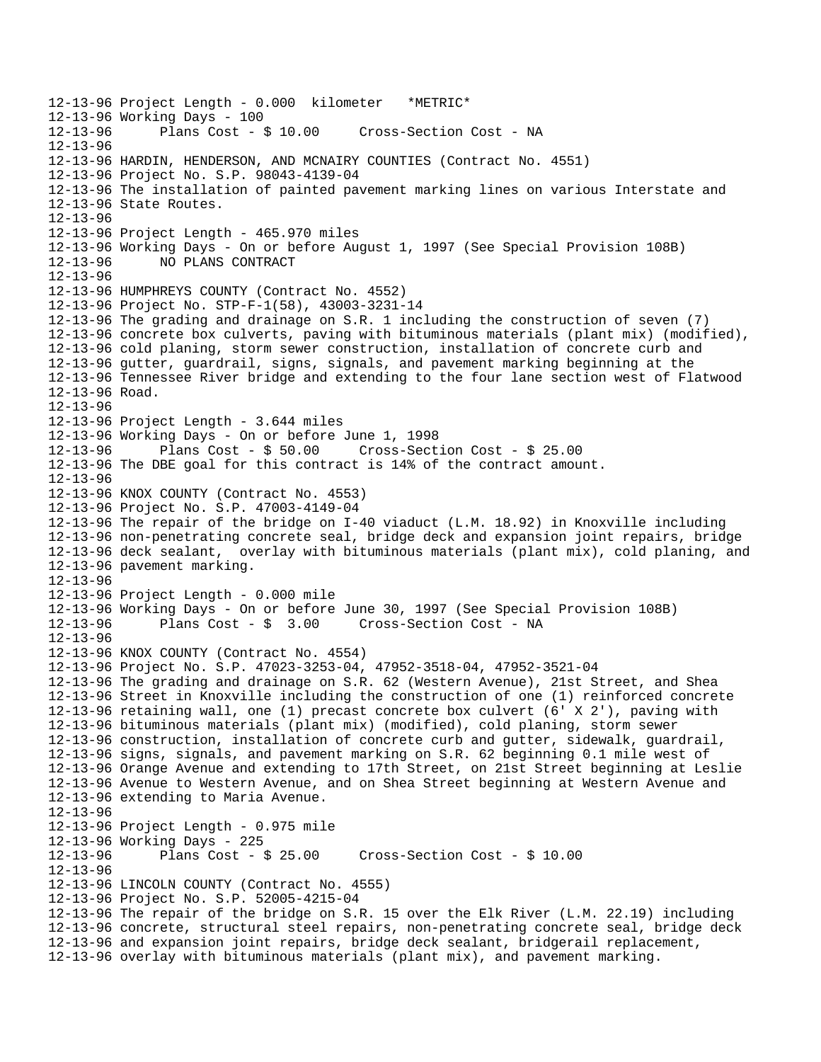```
12-13-96 Project Length - 0.000  kilometer   *METRIC*
12-13-96 Working Days - 100
12-13-96      Plans Cost - $ 10.00     Cross-Section Cost - NA
12-13-96
12-13-96 HARDIN, HENDERSON, AND MCNAIRY COUNTIES (Contract No. 4551)
12-13-96 Project No. S.P. 98043-4139-04
12-13-96 The installation of painted pavement marking lines on various Interstate and
12-13-96 State Routes.
12-13-96
12-13-96 Project Length - 465.970 miles
12-13-96 Working Days - On or before August 1, 1997 (See Special Provision 108B)
12-13-96      NO PLANS CONTRACT
12-13-96
12-13-96 HUMPHREYS COUNTY (Contract No. 4552)
12-13-96 Project No. STP-F-1(58), 43003-3231-14
12-13-96 The grading and drainage on S.R. 1 including the construction of seven (7)
12-13-96 concrete box culverts, paving with bituminous materials (plant mix) (modified),
12-13-96 cold planing, storm sewer construction, installation of concrete curb and
12-13-96 gutter, guardrail, signs, signals, and pavement marking beginning at the
12-13-96 Tennessee River bridge and extending to the four lane section west of Flatwood
12-13-96 Road.
12-13-96
12-13-96 Project Length - 3.644 miles
12-13-96 Working Days - On or before June 1, 1998
12-13-96      Plans Cost - $ 50.00     Cross-Section Cost - $ 25.00
12-13-96 The DBE goal for this contract is 14% of the contract amount.
12-13-96
12-13-96 KNOX COUNTY (Contract No. 4553)
12-13-96 Project No. S.P. 47003-4149-04
12-13-96 The repair of the bridge on I-40 viaduct (L.M. 18.92) in Knoxville including
12-13-96 non-penetrating concrete seal, bridge deck and expansion joint repairs, bridge
12-13-96 deck sealant,  overlay with bituminous materials (plant mix), cold planing, and
12-13-96 pavement marking.
12-13-96
12-13-96 Project Length - 0.000 mile
12-13-96 Working Days - On or before June 30, 1997 (See Special Provision 108B)
12-13-96      Plans Cost - $  3.00     Cross-Section Cost - NA
12-13-96
12-13-96 KNOX COUNTY (Contract No. 4554)
12-13-96 Project No. S.P. 47023-3253-04, 47952-3518-04, 47952-3521-04
12-13-96 The grading and drainage on S.R. 62 (Western Avenue), 21st Street, and Shea
12-13-96 Street in Knoxville including the construction of one (1) reinforced concrete
12-13-96 retaining wall, one (1) precast concrete box culvert (6' X 2'), paving with
12-13-96 bituminous materials (plant mix) (modified), cold planing, storm sewer
12-13-96 construction, installation of concrete curb and gutter, sidewalk, guardrail,
12-13-96 signs, signals, and pavement marking on S.R. 62 beginning 0.1 mile west of
12-13-96 Orange Avenue and extending to 17th Street, on 21st Street beginning at Leslie
12-13-96 Avenue to Western Avenue, and on Shea Street beginning at Western Avenue and
12-13-96 extending to Maria Avenue.
12-13-96
12-13-96 Project Length - 0.975 mile
12-13-96 Working Days - 225
12-13-96      Plans Cost - $ 25.00     Cross-Section Cost - $ 10.00
12-13-96
12-13-96 LINCOLN COUNTY (Contract No. 4555)
12-13-96 Project No. S.P. 52005-4215-04
12-13-96 The repair of the bridge on S.R. 15 over the Elk River (L.M. 22.19) including
12-13-96 concrete, structural steel repairs, non-penetrating concrete seal, bridge deck
12-13-96 and expansion joint repairs, bridge deck sealant, bridgerail replacement,
12-13-96 overlay with bituminous materials (plant mix), and pavement marking.
```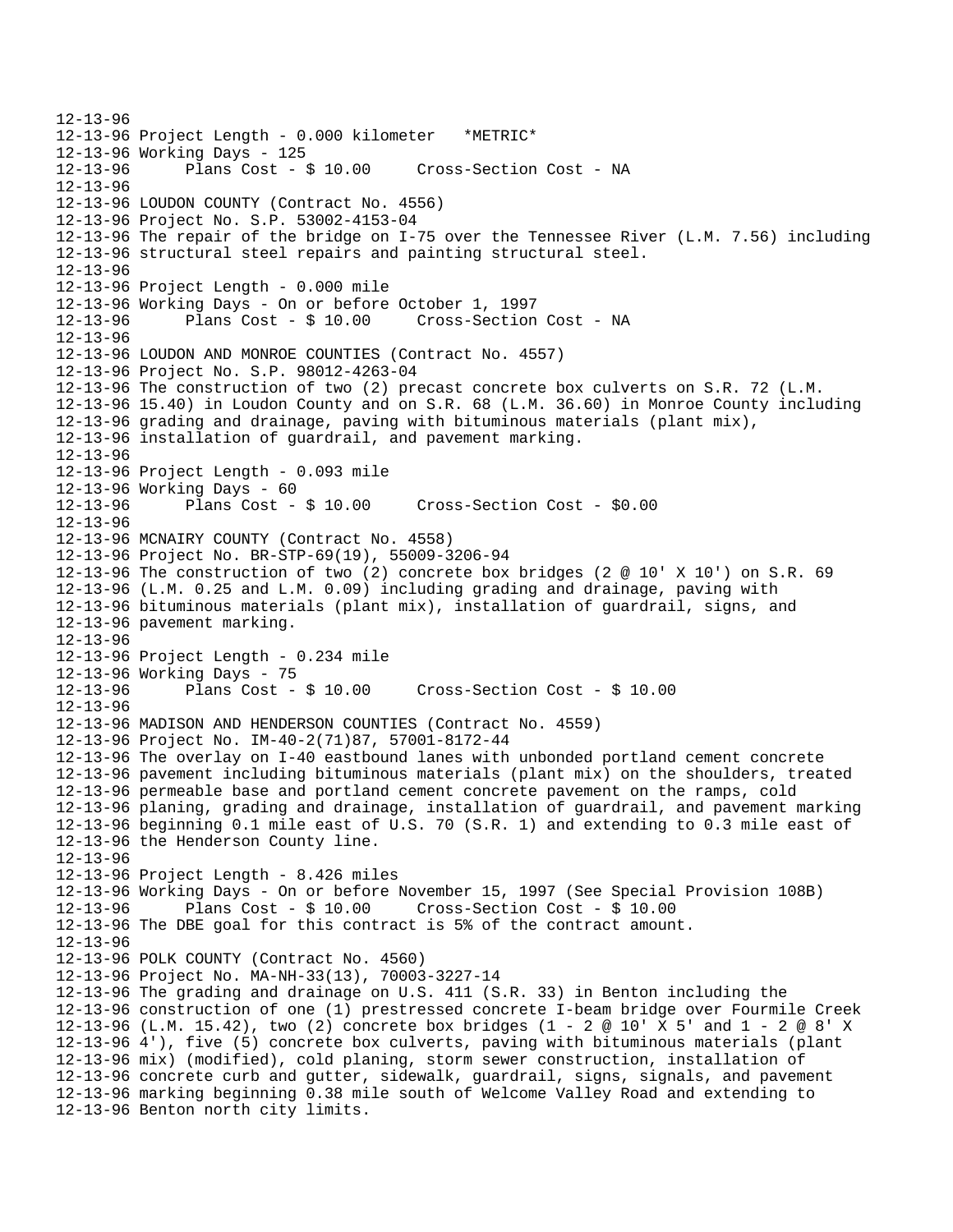12-13-96
12-13-96 Project Length - 0.000 kilometer   *METRIC*
12-13-96 Working Days - 125
12-13-96       Plans Cost - $ 10.00     Cross-Section Cost - NA
12-13-96
12-13-96 LOUDON COUNTY (Contract No. 4556)
12-13-96 Project No. S.P. 53002-4153-04
12-13-96 The repair of the bridge on I-75 over the Tennessee River (L.M. 7.56) including
12-13-96 structural steel repairs and painting structural steel.
12-13-96
12-13-96 Project Length - 0.000 mile
12-13-96 Working Days - On or before October 1, 1997
12-13-96       Plans Cost - $ 10.00     Cross-Section Cost - NA
12-13-96
12-13-96 LOUDON AND MONROE COUNTIES (Contract No. 4557)
12-13-96 Project No. S.P. 98012-4263-04
12-13-96 The construction of two (2) precast concrete box culverts on S.R. 72 (L.M.
12-13-96 15.40) in Loudon County and on S.R. 68 (L.M. 36.60) in Monroe County including
12-13-96 grading and drainage, paving with bituminous materials (plant mix),
12-13-96 installation of guardrail, and pavement marking.
12-13-96
12-13-96 Project Length - 0.093 mile
12-13-96 Working Days - 60
12-13-96       Plans Cost - $ 10.00     Cross-Section Cost - $0.00
12-13-96
12-13-96 MCNAIRY COUNTY (Contract No. 4558)
12-13-96 Project No. BR-STP-69(19), 55009-3206-94
12-13-96 The construction of two (2) concrete box bridges (2 @ 10' X 10') on S.R. 69
12-13-96 (L.M. 0.25 and L.M. 0.09) including grading and drainage, paving with
12-13-96 bituminous materials (plant mix), installation of guardrail, signs, and
12-13-96 pavement marking.
12-13-96
12-13-96 Project Length - 0.234 mile
12-13-96 Working Days - 75
12-13-96       Plans Cost - $ 10.00     Cross-Section Cost - $ 10.00
12-13-96
12-13-96 MADISON AND HENDERSON COUNTIES (Contract No. 4559)
12-13-96 Project No. IM-40-2(71)87, 57001-8172-44
12-13-96 The overlay on I-40 eastbound lanes with unbonded portland cement concrete
12-13-96 pavement including bituminous materials (plant mix) on the shoulders, treated
12-13-96 permeable base and portland cement concrete pavement on the ramps, cold
12-13-96 planing, grading and drainage, installation of guardrail, and pavement marking
12-13-96 beginning 0.1 mile east of U.S. 70 (S.R. 1) and extending to 0.3 mile east of
12-13-96 the Henderson County line.
12-13-96
12-13-96 Project Length - 8.426 miles
12-13-96 Working Days - On or before November 15, 1997 (See Special Provision 108B)
12-13-96       Plans Cost - $ 10.00     Cross-Section Cost - $ 10.00
12-13-96 The DBE goal for this contract is 5% of the contract amount.
12-13-96
12-13-96 POLK COUNTY (Contract No. 4560)
12-13-96 Project No. MA-NH-33(13), 70003-3227-14
12-13-96 The grading and drainage on U.S. 411 (S.R. 33) in Benton including the
12-13-96 construction of one (1) prestressed concrete I-beam bridge over Fourmile Creek
12-13-96 (L.M. 15.42), two (2) concrete box bridges (1 - 2 @ 10' X 5' and 1 - 2 @ 8' X
12-13-96 4'), five (5) concrete box culverts, paving with bituminous materials (plant
12-13-96 mix) (modified), cold planing, storm sewer construction, installation of
12-13-96 concrete curb and gutter, sidewalk, guardrail, signs, signals, and pavement
12-13-96 marking beginning 0.38 mile south of Welcome Valley Road and extending to
12-13-96 Benton north city limits.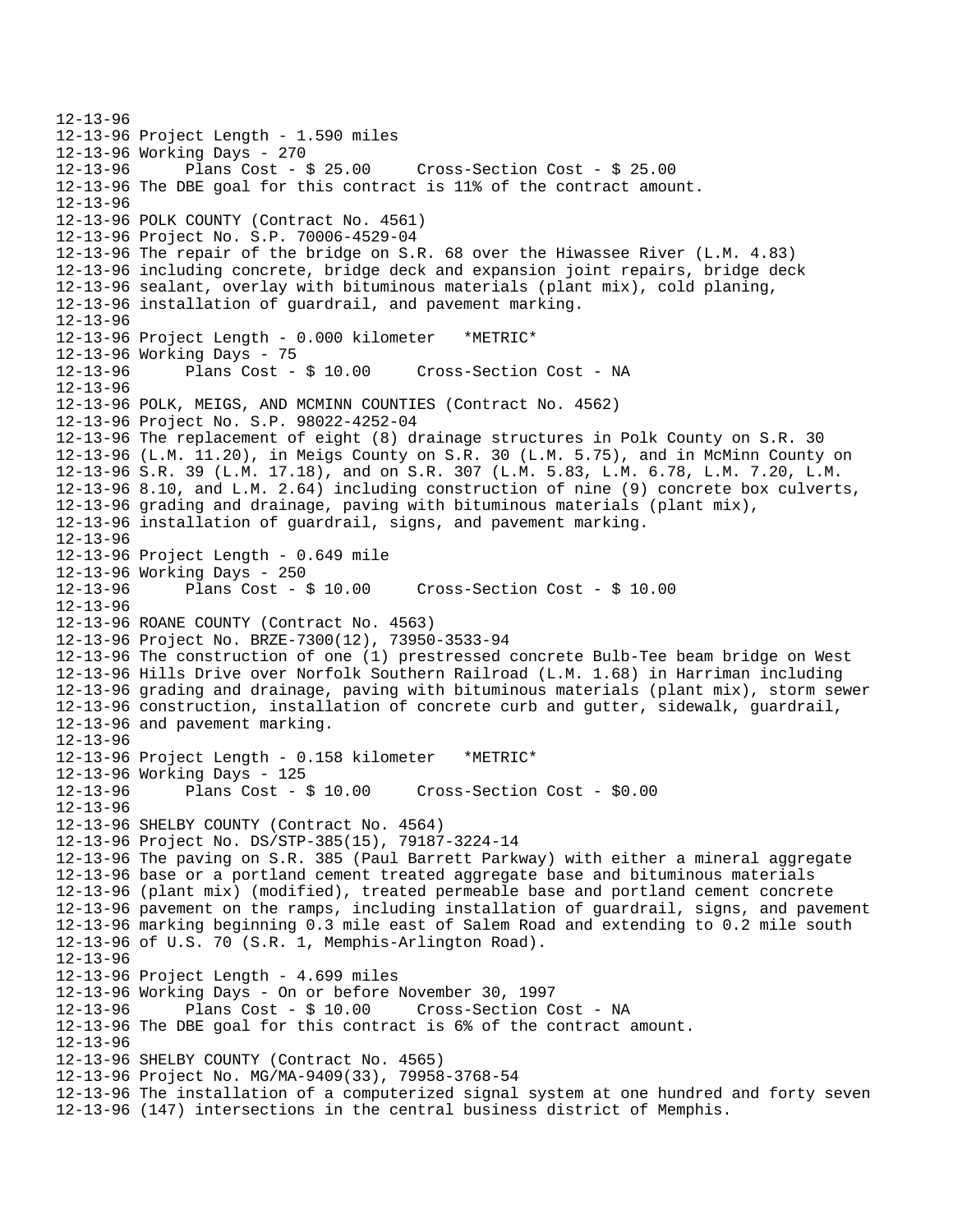```
12-13-96
12-13-96 Project Length - 1.590 miles
12-13-96 Working Days - 270
12-13-96      Plans Cost - $ 25.00     Cross-Section Cost - $ 25.00
12-13-96 The DBE goal for this contract is 11% of the contract amount.
12-13-96
12-13-96 POLK COUNTY (Contract No. 4561)
12-13-96 Project No. S.P. 70006-4529-04
12-13-96 The repair of the bridge on S.R. 68 over the Hiwassee River (L.M. 4.83)
12-13-96 including concrete, bridge deck and expansion joint repairs, bridge deck
12-13-96 sealant, overlay with bituminous materials (plant mix), cold planing,
12-13-96 installation of guardrail, and pavement marking.
12-13-96
12-13-96 Project Length - 0.000 kilometer   *METRIC*
12-13-96 Working Days - 75
12-13-96      Plans Cost - $ 10.00     Cross-Section Cost - NA
12-13-96
12-13-96 POLK, MEIGS, AND MCMINN COUNTIES (Contract No. 4562)
12-13-96 Project No. S.P. 98022-4252-04
12-13-96 The replacement of eight (8) drainage structures in Polk County on S.R. 30
12-13-96 (L.M. 11.20), in Meigs County on S.R. 30 (L.M. 5.75), and in McMinn County on
12-13-96 S.R. 39 (L.M. 17.18), and on S.R. 307 (L.M. 5.83, L.M. 6.78, L.M. 7.20, L.M.
12-13-96 8.10, and L.M. 2.64) including construction of nine (9) concrete box culverts,
12-13-96 grading and drainage, paving with bituminous materials (plant mix),
12-13-96 installation of guardrail, signs, and pavement marking.
12-13-96
12-13-96 Project Length - 0.649 mile
12-13-96 Working Days - 250
12-13-96      Plans Cost - $ 10.00     Cross-Section Cost - $ 10.00
12-13-96
12-13-96 ROANE COUNTY (Contract No. 4563)
12-13-96 Project No. BRZE-7300(12), 73950-3533-94
12-13-96 The construction of one (1) prestressed concrete Bulb-Tee beam bridge on West
12-13-96 Hills Drive over Norfolk Southern Railroad (L.M. 1.68) in Harriman including
12-13-96 grading and drainage, paving with bituminous materials (plant mix), storm sewer
12-13-96 construction, installation of concrete curb and gutter, sidewalk, guardrail,
12-13-96 and pavement marking.
12-13-96
12-13-96 Project Length - 0.158 kilometer   *METRIC*
12-13-96 Working Days - 125
12-13-96      Plans Cost - $ 10.00     Cross-Section Cost - $0.00
12-13-96
12-13-96 SHELBY COUNTY (Contract No. 4564)
12-13-96 Project No. DS/STP-385(15), 79187-3224-14
12-13-96 The paving on S.R. 385 (Paul Barrett Parkway) with either a mineral aggregate
12-13-96 base or a portland cement treated aggregate base and bituminous materials
12-13-96 (plant mix) (modified), treated permeable base and portland cement concrete
12-13-96 pavement on the ramps, including installation of guardrail, signs, and pavement
12-13-96 marking beginning 0.3 mile east of Salem Road and extending to 0.2 mile south
12-13-96 of U.S. 70 (S.R. 1, Memphis-Arlington Road).
12-13-96
12-13-96 Project Length - 4.699 miles
12-13-96 Working Days - On or before November 30, 1997
12-13-96      Plans Cost - $ 10.00     Cross-Section Cost - NA
12-13-96 The DBE goal for this contract is 6% of the contract amount.
12-13-96
12-13-96 SHELBY COUNTY (Contract No. 4565)
12-13-96 Project No. MG/MA-9409(33), 79958-3768-54
12-13-96 The installation of a computerized signal system at one hundred and forty seven
12-13-96 (147) intersections in the central business district of Memphis.
```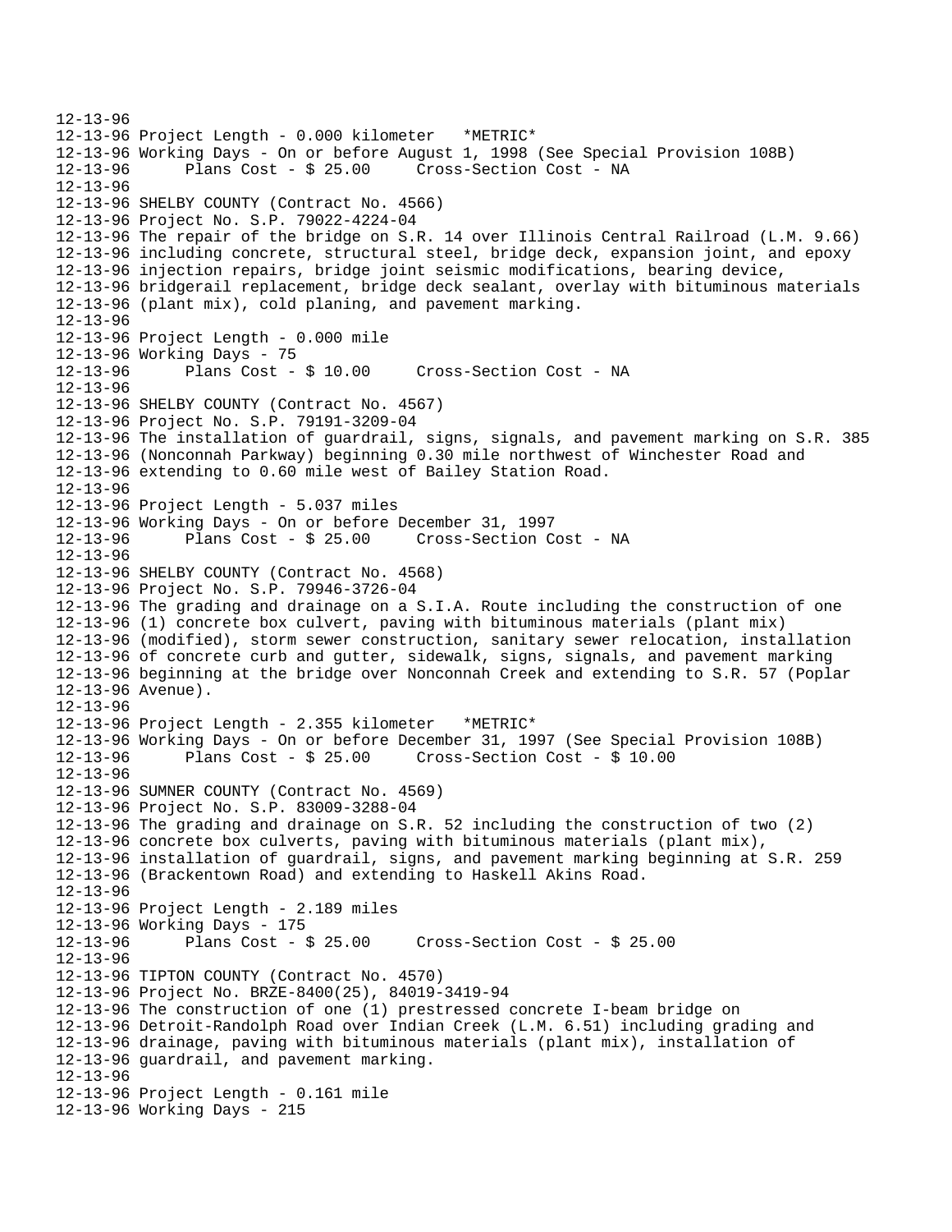```
12-13-96
12-13-96 Project Length - 0.000 kilometer   *METRIC*
12-13-96 Working Days - On or before August 1, 1998 (See Special Provision 108B)
12-13-96      Plans Cost - $ 25.00     Cross-Section Cost - NA
12-13-96
12-13-96 SHELBY COUNTY (Contract No. 4566)
12-13-96 Project No. S.P. 79022-4224-04
12-13-96 The repair of the bridge on S.R. 14 over Illinois Central Railroad (L.M. 9.66)
12-13-96 including concrete, structural steel, bridge deck, expansion joint, and epoxy
12-13-96 injection repairs, bridge joint seismic modifications, bearing device,
12-13-96 bridgerail replacement, bridge deck sealant, overlay with bituminous materials
12-13-96 (plant mix), cold planing, and pavement marking.
12-13-96
12-13-96 Project Length - 0.000 mile
12-13-96 Working Days - 75
12-13-96      Plans Cost - $ 10.00     Cross-Section Cost - NA
12-13-96
12-13-96 SHELBY COUNTY (Contract No. 4567)
12-13-96 Project No. S.P. 79191-3209-04
12-13-96 The installation of guardrail, signs, signals, and pavement marking on S.R. 385
12-13-96 (Nonconnah Parkway) beginning 0.30 mile northwest of Winchester Road and
12-13-96 extending to 0.60 mile west of Bailey Station Road.
12-13-96
12-13-96 Project Length - 5.037 miles
12-13-96 Working Days - On or before December 31, 1997
12-13-96      Plans Cost - $ 25.00     Cross-Section Cost - NA
12-13-96
12-13-96 SHELBY COUNTY (Contract No. 4568)
12-13-96 Project No. S.P. 79946-3726-04
12-13-96 The grading and drainage on a S.I.A. Route including the construction of one
12-13-96 (1) concrete box culvert, paving with bituminous materials (plant mix)
12-13-96 (modified), storm sewer construction, sanitary sewer relocation, installation
12-13-96 of concrete curb and gutter, sidewalk, signs, signals, and pavement marking
12-13-96 beginning at the bridge over Nonconnah Creek and extending to S.R. 57 (Poplar
12-13-96 Avenue).
12-13-96
12-13-96 Project Length - 2.355 kilometer   *METRIC*
12-13-96 Working Days - On or before December 31, 1997 (See Special Provision 108B)
12-13-96      Plans Cost - $ 25.00     Cross-Section Cost - $ 10.00
12-13-96
12-13-96 SUMNER COUNTY (Contract No. 4569)
12-13-96 Project No. S.P. 83009-3288-04
12-13-96 The grading and drainage on S.R. 52 including the construction of two (2)
12-13-96 concrete box culverts, paving with bituminous materials (plant mix),
12-13-96 installation of guardrail, signs, and pavement marking beginning at S.R. 259
12-13-96 (Brackentown Road) and extending to Haskell Akins Road.
12-13-96
12-13-96 Project Length - 2.189 miles
12-13-96 Working Days - 175
12-13-96      Plans Cost - $ 25.00     Cross-Section Cost - $ 25.00
12-13-96
12-13-96 TIPTON COUNTY (Contract No. 4570)
12-13-96 Project No. BRZE-8400(25), 84019-3419-94
12-13-96 The construction of one (1) prestressed concrete I-beam bridge on
12-13-96 Detroit-Randolph Road over Indian Creek (L.M. 6.51) including grading and
12-13-96 drainage, paving with bituminous materials (plant mix), installation of
12-13-96 guardrail, and pavement marking.
12-13-96
12-13-96 Project Length - 0.161 mile
12-13-96 Working Days - 215
```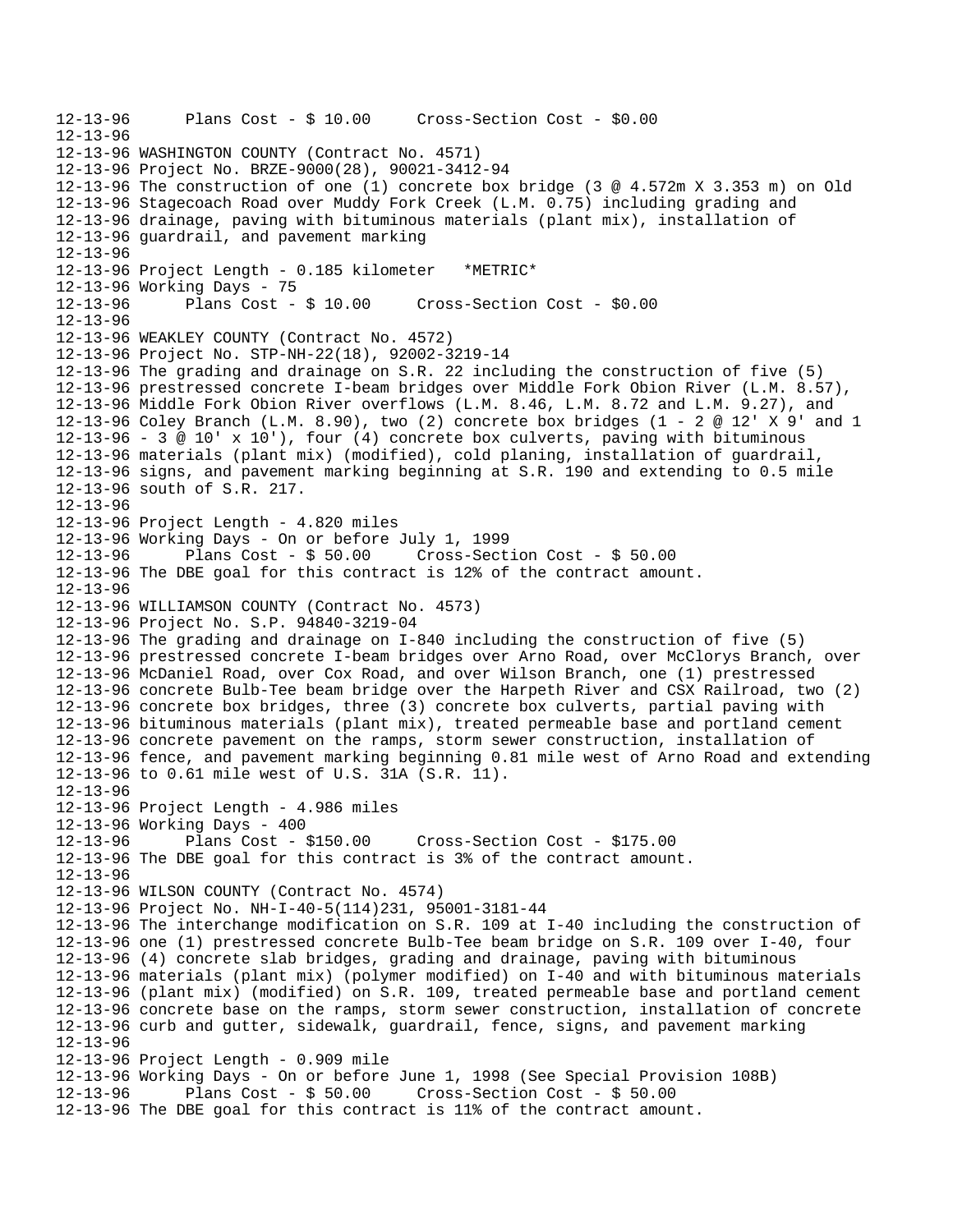```
12-13-96      Plans Cost - $ 10.00     Cross-Section Cost - $0.00
12-13-96
12-13-96 WASHINGTON COUNTY (Contract No. 4571)
12-13-96 Project No. BRZE-9000(28), 90021-3412-94
12-13-96 The construction of one (1) concrete box bridge (3 @ 4.572m X 3.353 m) on Old
12-13-96 Stagecoach Road over Muddy Fork Creek (L.M. 0.75) including grading and
12-13-96 drainage, paving with bituminous materials (plant mix), installation of
12-13-96 guardrail, and pavement marking
12-13-96
12-13-96 Project Length - 0.185 kilometer   *METRIC*
12-13-96 Working Days - 75
12-13-96      Plans Cost - $ 10.00     Cross-Section Cost - $0.00
12-13-96
12-13-96 WEAKLEY COUNTY (Contract No. 4572)
12-13-96 Project No. STP-NH-22(18), 92002-3219-14
12-13-96 The grading and drainage on S.R. 22 including the construction of five (5)
12-13-96 prestressed concrete I-beam bridges over Middle Fork Obion River (L.M. 8.57),
12-13-96 Middle Fork Obion River overflows (L.M. 8.46, L.M. 8.72 and L.M. 9.27), and
12-13-96 Coley Branch (L.M. 8.90), two (2) concrete box bridges (1 - 2 @ 12' X 9' and 1
12-13-96 - 3 @ 10' x 10'), four (4) concrete box culverts, paving with bituminous
12-13-96 materials (plant mix) (modified), cold planing, installation of guardrail,
12-13-96 signs, and pavement marking beginning at S.R. 190 and extending to 0.5 mile
12-13-96 south of S.R. 217.
12-13-96
12-13-96 Project Length - 4.820 miles
12-13-96 Working Days - On or before July 1, 1999
12-13-96      Plans Cost - $ 50.00     Cross-Section Cost - $ 50.00
12-13-96 The DBE goal for this contract is 12% of the contract amount.
12-13-96
12-13-96 WILLIAMSON COUNTY (Contract No. 4573)
12-13-96 Project No. S.P. 94840-3219-04
12-13-96 The grading and drainage on I-840 including the construction of five (5)
12-13-96 prestressed concrete I-beam bridges over Arno Road, over McClorys Branch, over
12-13-96 McDaniel Road, over Cox Road, and over Wilson Branch, one (1) prestressed
12-13-96 concrete Bulb-Tee beam bridge over the Harpeth River and CSX Railroad, two (2)
12-13-96 concrete box bridges, three (3) concrete box culverts, partial paving with
12-13-96 bituminous materials (plant mix), treated permeable base and portland cement
12-13-96 concrete pavement on the ramps, storm sewer construction, installation of
12-13-96 fence, and pavement marking beginning 0.81 mile west of Arno Road and extending
12-13-96 to 0.61 mile west of U.S. 31A (S.R. 11).
12-13-96
12-13-96 Project Length - 4.986 miles
12-13-96 Working Days - 400
12-13-96      Plans Cost - $150.00     Cross-Section Cost - $175.00
12-13-96 The DBE goal for this contract is 3% of the contract amount.
12-13-96
12-13-96 WILSON COUNTY (Contract No. 4574)
12-13-96 Project No. NH-I-40-5(114)231, 95001-3181-44
12-13-96 The interchange modification on S.R. 109 at I-40 including the construction of
12-13-96 one (1) prestressed concrete Bulb-Tee beam bridge on S.R. 109 over I-40, four
12-13-96 (4) concrete slab bridges, grading and drainage, paving with bituminous
12-13-96 materials (plant mix) (polymer modified) on I-40 and with bituminous materials
12-13-96 (plant mix) (modified) on S.R. 109, treated permeable base and portland cement
12-13-96 concrete base on the ramps, storm sewer construction, installation of concrete
12-13-96 curb and gutter, sidewalk, guardrail, fence, signs, and pavement marking
12-13-96
12-13-96 Project Length - 0.909 mile
12-13-96 Working Days - On or before June 1, 1998 (See Special Provision 108B)
12-13-96      Plans Cost - $ 50.00     Cross-Section Cost - $ 50.00
12-13-96 The DBE goal for this contract is 11% of the contract amount.
```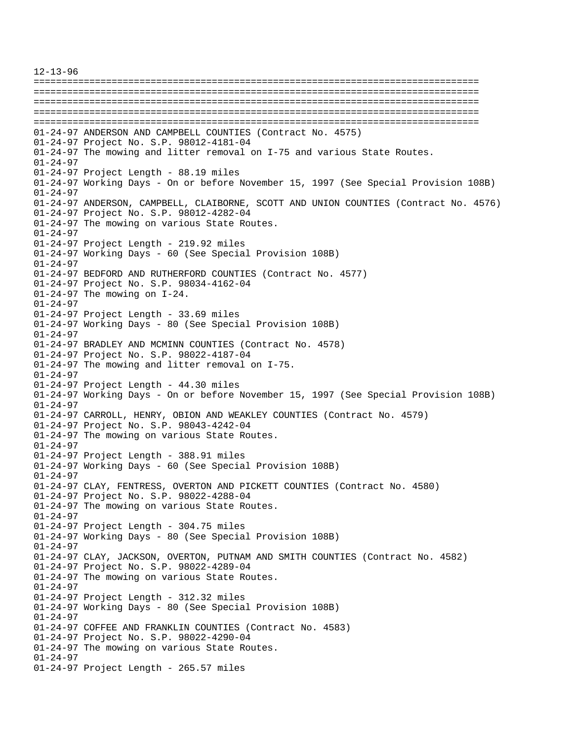```
12-13-96
================================================================================
================================================================================
================================================================================
================================================================================
================================================================================
01-24-97 ANDERSON AND CAMPBELL COUNTIES (Contract No. 4575)
01-24-97 Project No. S.P. 98012-4181-04
01-24-97 The mowing and litter removal on I-75 and various State Routes.
01-24-97
01-24-97 Project Length - 88.19 miles
01-24-97 Working Days - On or before November 15, 1997 (See Special Provision 108B)
01-24-97
01-24-97 ANDERSON, CAMPBELL, CLAIBORNE, SCOTT AND UNION COUNTIES (Contract No. 4576)
01-24-97 Project No. S.P. 98012-4282-04
01-24-97 The mowing on various State Routes.
01-24-97
01-24-97 Project Length - 219.92 miles
01-24-97 Working Days - 60 (See Special Provision 108B)
01-24-97
01-24-97 BEDFORD AND RUTHERFORD COUNTIES (Contract No. 4577)
01-24-97 Project No. S.P. 98034-4162-04
01-24-97 The mowing on I-24.
01-24-97
01-24-97 Project Length - 33.69 miles
01-24-97 Working Days - 80 (See Special Provision 108B)
01-24-97
01-24-97 BRADLEY AND MCMINN COUNTIES (Contract No. 4578)
01-24-97 Project No. S.P. 98022-4187-04
01-24-97 The mowing and litter removal on I-75.
01-24-97
01-24-97 Project Length - 44.30 miles
01-24-97 Working Days - On or before November 15, 1997 (See Special Provision 108B)
01-24-97
01-24-97 CARROLL, HENRY, OBION AND WEAKLEY COUNTIES (Contract No. 4579)
01-24-97 Project No. S.P. 98043-4242-04
01-24-97 The mowing on various State Routes.
01-24-97
01-24-97 Project Length - 388.91 miles
01-24-97 Working Days - 60 (See Special Provision 108B)
01-24-97
01-24-97 CLAY, FENTRESS, OVERTON AND PICKETT COUNTIES (Contract No. 4580)
01-24-97 Project No. S.P. 98022-4288-04
01-24-97 The mowing on various State Routes.
01-24-97
01-24-97 Project Length - 304.75 miles
01-24-97 Working Days - 80 (See Special Provision 108B)
01-24-97
01-24-97 CLAY, JACKSON, OVERTON, PUTNAM AND SMITH COUNTIES (Contract No. 4582)
01-24-97 Project No. S.P. 98022-4289-04
01-24-97 The mowing on various State Routes.
01-24-97
01-24-97 Project Length - 312.32 miles
01-24-97 Working Days - 80 (See Special Provision 108B)
01-24-97
01-24-97 COFFEE AND FRANKLIN COUNTIES (Contract No. 4583)
01-24-97 Project No. S.P. 98022-4290-04
01-24-97 The mowing on various State Routes.
01-24-97
01-24-97 Project Length - 265.57 miles
```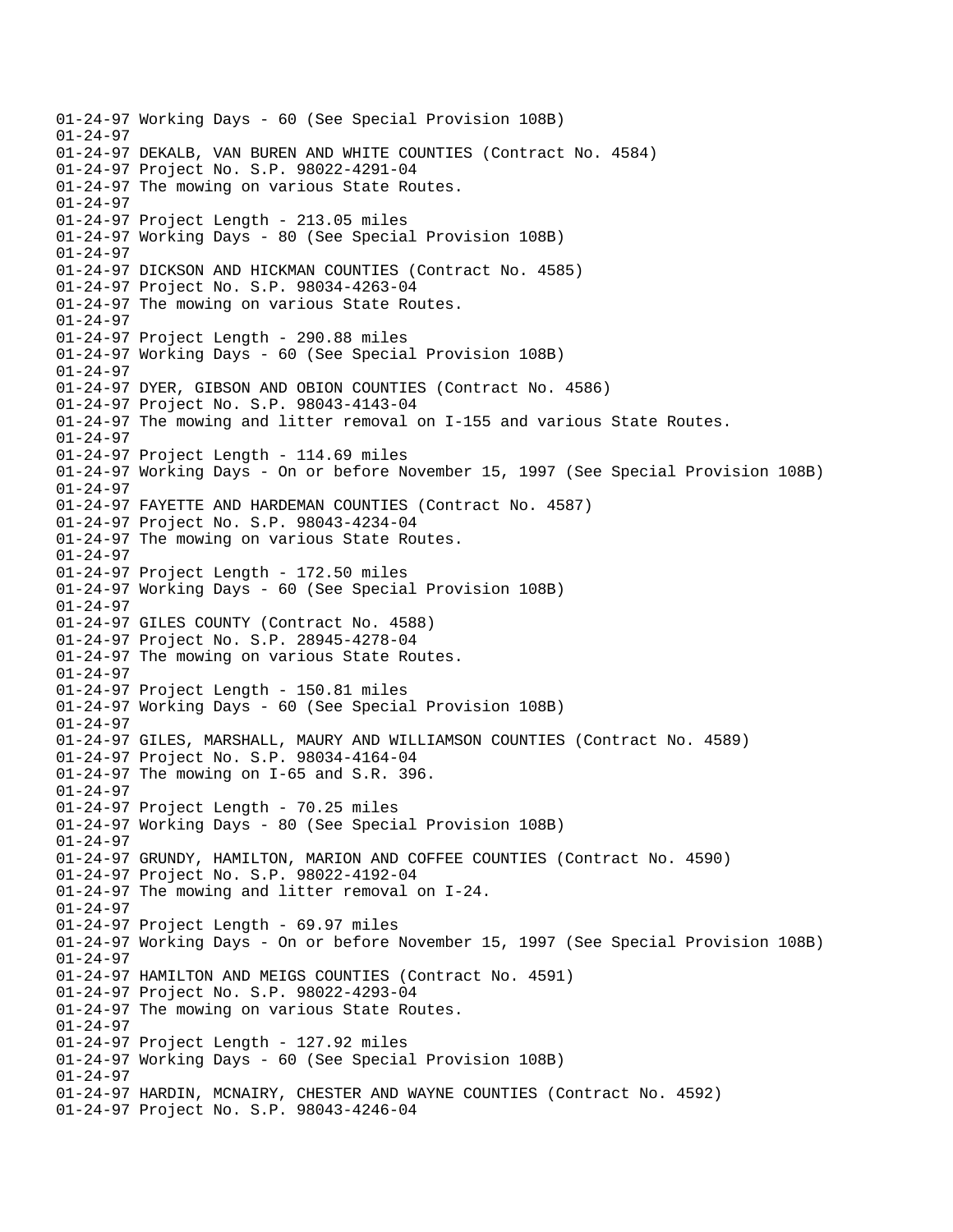01-24-97 Working Days - 60 (See Special Provision 108B)
01-24-97
01-24-97 DEKALB, VAN BUREN AND WHITE COUNTIES (Contract No. 4584)
01-24-97 Project No. S.P. 98022-4291-04
01-24-97 The mowing on various State Routes.
01-24-97
01-24-97 Project Length - 213.05 miles
01-24-97 Working Days - 80 (See Special Provision 108B)
01-24-97
01-24-97 DICKSON AND HICKMAN COUNTIES (Contract No. 4585)
01-24-97 Project No. S.P. 98034-4263-04
01-24-97 The mowing on various State Routes.
01-24-97
01-24-97 Project Length - 290.88 miles
01-24-97 Working Days - 60 (See Special Provision 108B)
01-24-97
01-24-97 DYER, GIBSON AND OBION COUNTIES (Contract No. 4586)
01-24-97 Project No. S.P. 98043-4143-04
01-24-97 The mowing and litter removal on I-155 and various State Routes.
01-24-97
01-24-97 Project Length - 114.69 miles
01-24-97 Working Days - On or before November 15, 1997 (See Special Provision 108B)
01-24-97
01-24-97 FAYETTE AND HARDEMAN COUNTIES (Contract No. 4587)
01-24-97 Project No. S.P. 98043-4234-04
01-24-97 The mowing on various State Routes.
01-24-97
01-24-97 Project Length - 172.50 miles
01-24-97 Working Days - 60 (See Special Provision 108B)
01-24-97
01-24-97 GILES COUNTY (Contract No. 4588)
01-24-97 Project No. S.P. 28945-4278-04
01-24-97 The mowing on various State Routes.
01-24-97
01-24-97 Project Length - 150.81 miles
01-24-97 Working Days - 60 (See Special Provision 108B)
01-24-97
01-24-97 GILES, MARSHALL, MAURY AND WILLIAMSON COUNTIES (Contract No. 4589)
01-24-97 Project No. S.P. 98034-4164-04
01-24-97 The mowing on I-65 and S.R. 396.
01-24-97
01-24-97 Project Length - 70.25 miles
01-24-97 Working Days - 80 (See Special Provision 108B)
01-24-97
01-24-97 GRUNDY, HAMILTON, MARION AND COFFEE COUNTIES (Contract No. 4590)
01-24-97 Project No. S.P. 98022-4192-04
01-24-97 The mowing and litter removal on I-24.
01-24-97
01-24-97 Project Length - 69.97 miles
01-24-97 Working Days - On or before November 15, 1997 (See Special Provision 108B)
01-24-97
01-24-97 HAMILTON AND MEIGS COUNTIES (Contract No. 4591)
01-24-97 Project No. S.P. 98022-4293-04
01-24-97 The mowing on various State Routes.
01-24-97
01-24-97 Project Length - 127.92 miles
01-24-97 Working Days - 60 (See Special Provision 108B)
01-24-97
01-24-97 HARDIN, MCNAIRY, CHESTER AND WAYNE COUNTIES (Contract No. 4592)
01-24-97 Project No. S.P. 98043-4246-04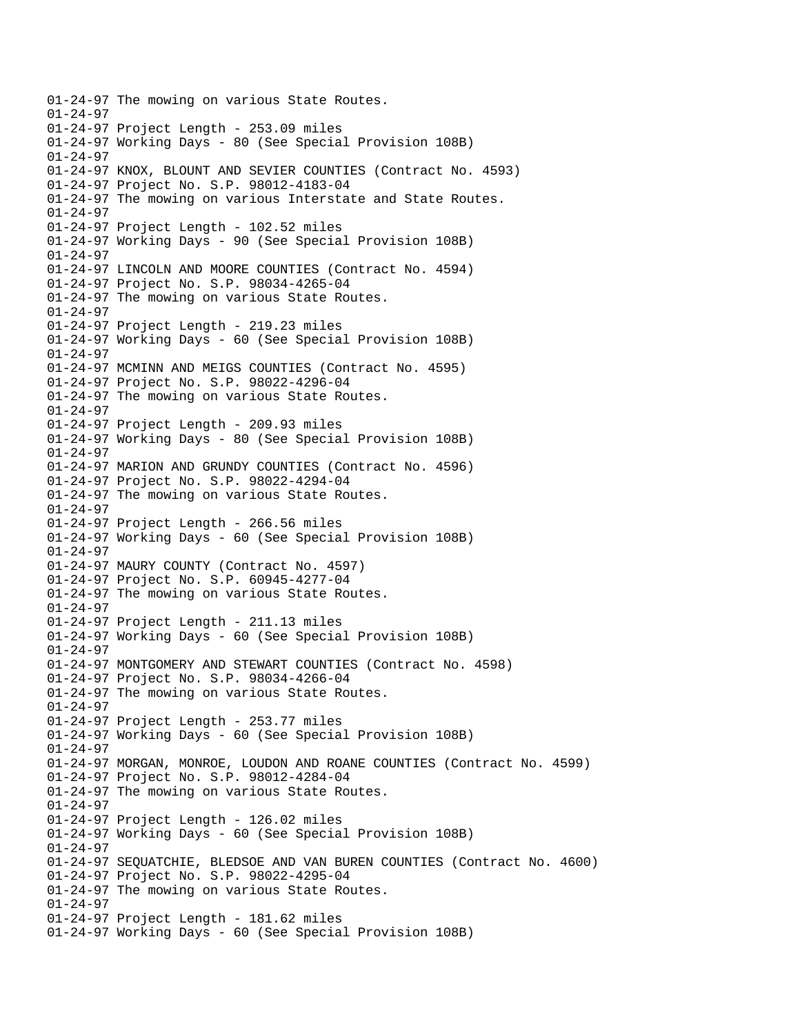01-24-97 The mowing on various State Routes.
01-24-97
01-24-97 Project Length - 253.09 miles
01-24-97 Working Days - 80 (See Special Provision 108B)
01-24-97
01-24-97 KNOX, BLOUNT AND SEVIER COUNTIES (Contract No. 4593)
01-24-97 Project No. S.P. 98012-4183-04
01-24-97 The mowing on various Interstate and State Routes.
01-24-97
01-24-97 Project Length - 102.52 miles
01-24-97 Working Days - 90 (See Special Provision 108B)
01-24-97
01-24-97 LINCOLN AND MOORE COUNTIES (Contract No. 4594)
01-24-97 Project No. S.P. 98034-4265-04
01-24-97 The mowing on various State Routes.
01-24-97
01-24-97 Project Length - 219.23 miles
01-24-97 Working Days - 60 (See Special Provision 108B)
01-24-97
01-24-97 MCMINN AND MEIGS COUNTIES (Contract No. 4595)
01-24-97 Project No. S.P. 98022-4296-04
01-24-97 The mowing on various State Routes.
01-24-97
01-24-97 Project Length - 209.93 miles
01-24-97 Working Days - 80 (See Special Provision 108B)
01-24-97
01-24-97 MARION AND GRUNDY COUNTIES (Contract No. 4596)
01-24-97 Project No. S.P. 98022-4294-04
01-24-97 The mowing on various State Routes.
01-24-97
01-24-97 Project Length - 266.56 miles
01-24-97 Working Days - 60 (See Special Provision 108B)
01-24-97
01-24-97 MAURY COUNTY (Contract No. 4597)
01-24-97 Project No. S.P. 60945-4277-04
01-24-97 The mowing on various State Routes.
01-24-97
01-24-97 Project Length - 211.13 miles
01-24-97 Working Days - 60 (See Special Provision 108B)
01-24-97
01-24-97 MONTGOMERY AND STEWART COUNTIES (Contract No. 4598)
01-24-97 Project No. S.P. 98034-4266-04
01-24-97 The mowing on various State Routes.
01-24-97
01-24-97 Project Length - 253.77 miles
01-24-97 Working Days - 60 (See Special Provision 108B)
01-24-97
01-24-97 MORGAN, MONROE, LOUDON AND ROANE COUNTIES (Contract No. 4599)
01-24-97 Project No. S.P. 98012-4284-04
01-24-97 The mowing on various State Routes.
01-24-97
01-24-97 Project Length - 126.02 miles
01-24-97 Working Days - 60 (See Special Provision 108B)
01-24-97
01-24-97 SEQUATCHIE, BLEDSOE AND VAN BUREN COUNTIES (Contract No. 4600)
01-24-97 Project No. S.P. 98022-4295-04
01-24-97 The mowing on various State Routes.
01-24-97
01-24-97 Project Length - 181.62 miles
01-24-97 Working Days - 60 (See Special Provision 108B)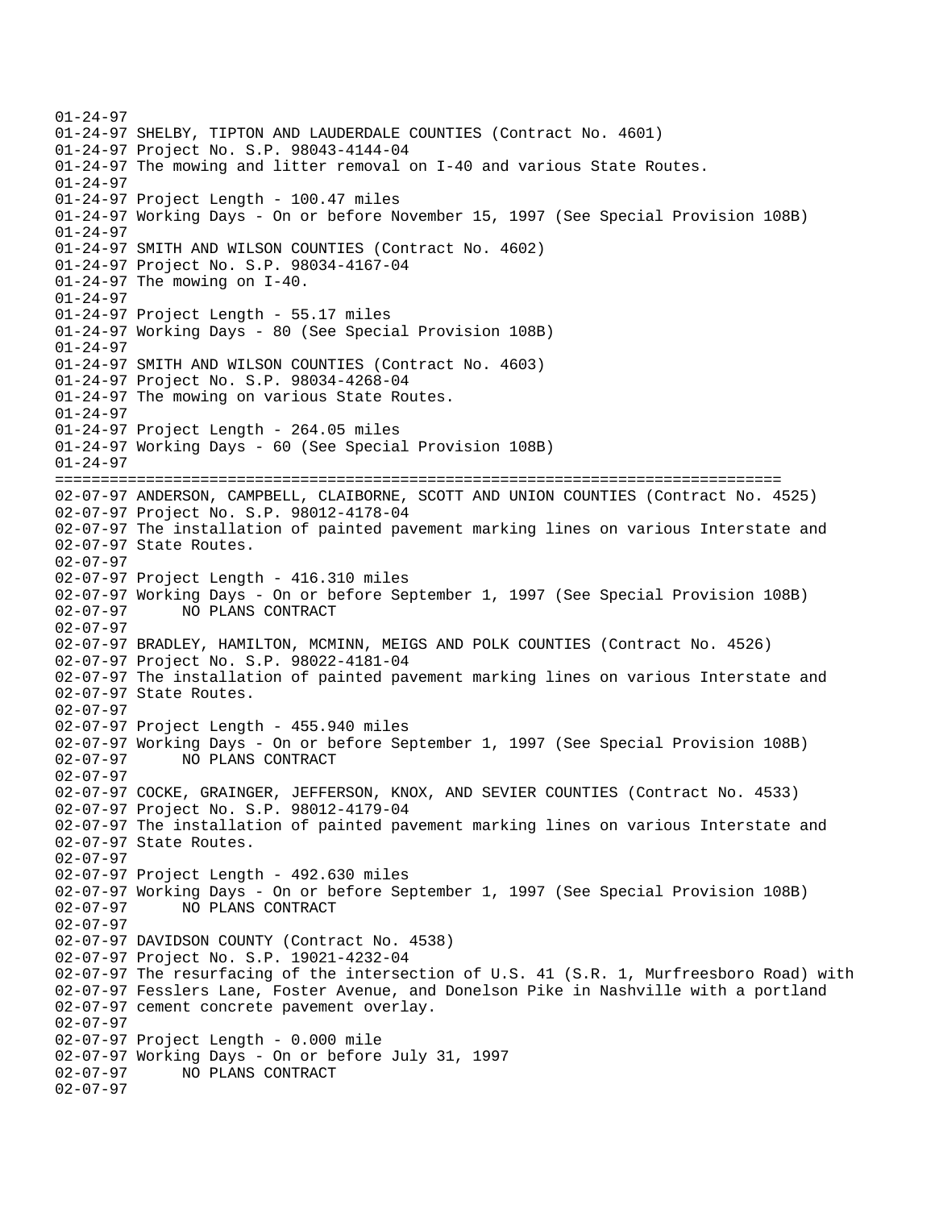```
01-24-97
01-24-97 SHELBY, TIPTON AND LAUDERDALE COUNTIES (Contract No. 4601)
01-24-97 Project No. S.P. 98043-4144-04
01-24-97 The mowing and litter removal on I-40 and various State Routes.
01-24-97
01-24-97 Project Length - 100.47 miles
01-24-97 Working Days - On or before November 15, 1997 (See Special Provision 108B)
01-24-97
01-24-97 SMITH AND WILSON COUNTIES (Contract No. 4602)
01-24-97 Project No. S.P. 98034-4167-04
01-24-97 The mowing on I-40.
01-24-97
01-24-97 Project Length - 55.17 miles
01-24-97 Working Days - 80 (See Special Provision 108B)
01-24-97
01-24-97 SMITH AND WILSON COUNTIES (Contract No. 4603)
01-24-97 Project No. S.P. 98034-4268-04
01-24-97 The mowing on various State Routes.
01-24-97
01-24-97 Project Length - 264.05 miles
01-24-97 Working Days - 60 (See Special Provision 108B)
01-24-97
================================================================================
02-07-97 ANDERSON, CAMPBELL, CLAIBORNE, SCOTT AND UNION COUNTIES (Contract No. 4525)
02-07-97 Project No. S.P. 98012-4178-04
02-07-97 The installation of painted pavement marking lines on various Interstate and
02-07-97 State Routes.
02-07-97
02-07-97 Project Length - 416.310 miles
02-07-97 Working Days - On or before September 1, 1997 (See Special Provision 108B)
02-07-97       NO PLANS CONTRACT
02-07-97
02-07-97 BRADLEY, HAMILTON, MCMINN, MEIGS AND POLK COUNTIES (Contract No. 4526)
02-07-97 Project No. S.P. 98022-4181-04
02-07-97 The installation of painted pavement marking lines on various Interstate and
02-07-97 State Routes.
02-07-97
02-07-97 Project Length - 455.940 miles
02-07-97 Working Days - On or before September 1, 1997 (See Special Provision 108B)
02-07-97       NO PLANS CONTRACT
02-07-97
02-07-97 COCKE, GRAINGER, JEFFERSON, KNOX, AND SEVIER COUNTIES (Contract No. 4533)
02-07-97 Project No. S.P. 98012-4179-04
02-07-97 The installation of painted pavement marking lines on various Interstate and
02-07-97 State Routes.
02-07-97
02-07-97 Project Length - 492.630 miles
02-07-97 Working Days - On or before September 1, 1997 (See Special Provision 108B)
02-07-97       NO PLANS CONTRACT
02-07-97
02-07-97 DAVIDSON COUNTY (Contract No. 4538)
02-07-97 Project No. S.P. 19021-4232-04
02-07-97 The resurfacing of the intersection of U.S. 41 (S.R. 1, Murfreesboro Road) with
02-07-97 Fesslers Lane, Foster Avenue, and Donelson Pike in Nashville with a portland
02-07-97 cement concrete pavement overlay.
02-07-97
02-07-97 Project Length - 0.000 mile
02-07-97 Working Days - On or before July 31, 1997
02-07-97       NO PLANS CONTRACT
02-07-97
```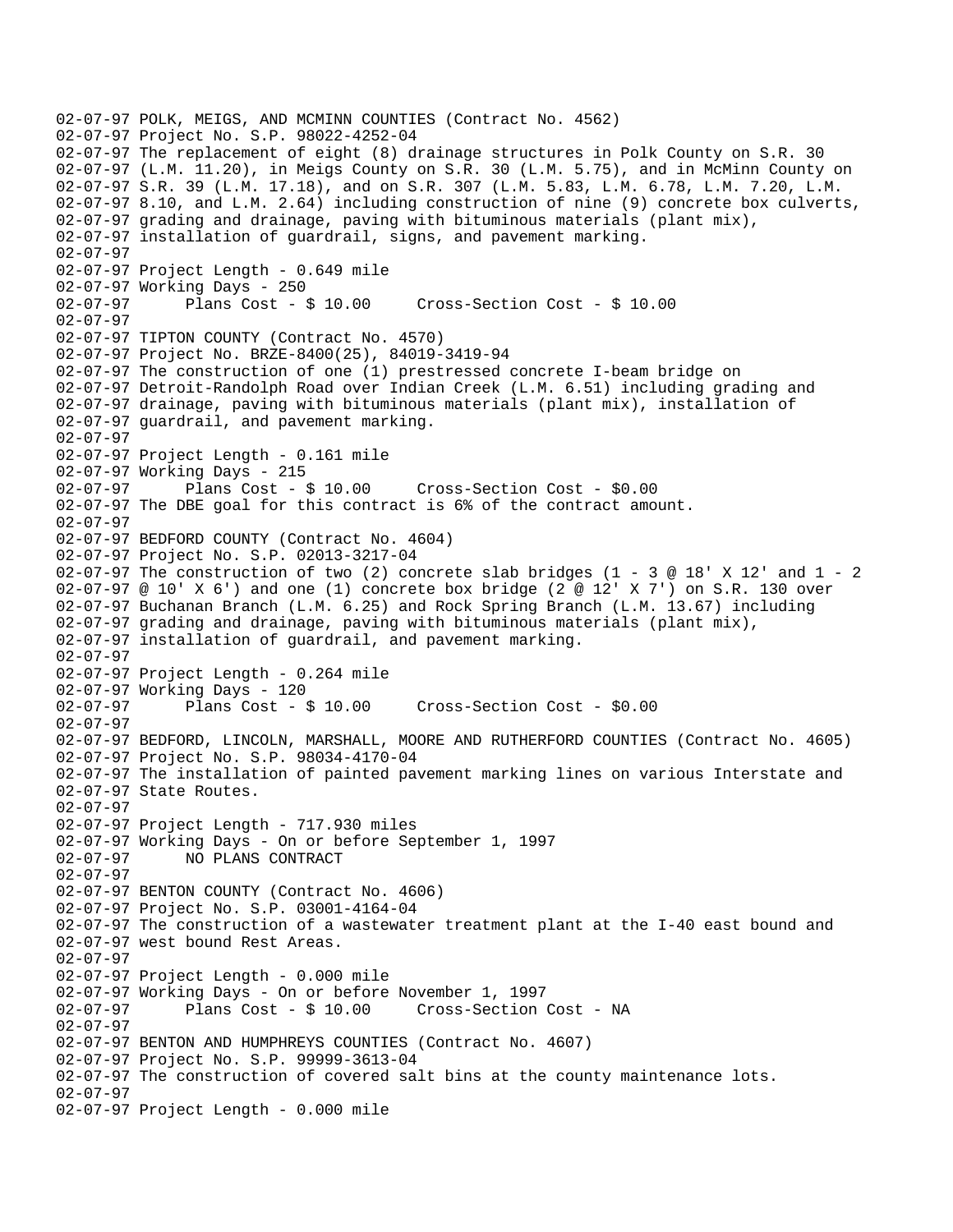```
02-07-97 POLK, MEIGS, AND MCMINN COUNTIES (Contract No. 4562)
02-07-97 Project No. S.P. 98022-4252-04
02-07-97 The replacement of eight (8) drainage structures in Polk County on S.R. 30
02-07-97 (L.M. 11.20), in Meigs County on S.R. 30 (L.M. 5.75), and in McMinn County on
02-07-97 S.R. 39 (L.M. 17.18), and on S.R. 307 (L.M. 5.83, L.M. 6.78, L.M. 7.20, L.M.
02-07-97 8.10, and L.M. 2.64) including construction of nine (9) concrete box culverts,
02-07-97 grading and drainage, paving with bituminous materials (plant mix),
02-07-97 installation of guardrail, signs, and pavement marking.
02-07-97
02-07-97 Project Length - 0.649 mile
02-07-97 Working Days - 250
02-07-97      Plans Cost - $ 10.00     Cross-Section Cost - $ 10.00
02-07-97
02-07-97 TIPTON COUNTY (Contract No. 4570)
02-07-97 Project No. BRZE-8400(25), 84019-3419-94
02-07-97 The construction of one (1) prestressed concrete I-beam bridge on
02-07-97 Detroit-Randolph Road over Indian Creek (L.M. 6.51) including grading and
02-07-97 drainage, paving with bituminous materials (plant mix), installation of
02-07-97 guardrail, and pavement marking.
02-07-97
02-07-97 Project Length - 0.161 mile
02-07-97 Working Days - 215
02-07-97      Plans Cost - $ 10.00     Cross-Section Cost - $0.00
02-07-97 The DBE goal for this contract is 6% of the contract amount.
02-07-97
02-07-97 BEDFORD COUNTY (Contract No. 4604)
02-07-97 Project No. S.P. 02013-3217-04
02-07-97 The construction of two (2) concrete slab bridges (1 - 3 @ 18' X 12' and 1 - 2
02-07-97 @ 10' X 6') and one (1) concrete box bridge (2 @ 12' X 7') on S.R. 130 over
02-07-97 Buchanan Branch (L.M. 6.25) and Rock Spring Branch (L.M. 13.67) including
02-07-97 grading and drainage, paving with bituminous materials (plant mix),
02-07-97 installation of guardrail, and pavement marking.
02-07-97
02-07-97 Project Length - 0.264 mile
02-07-97 Working Days - 120
02-07-97      Plans Cost - $ 10.00     Cross-Section Cost - $0.00
02-07-97
02-07-97 BEDFORD, LINCOLN, MARSHALL, MOORE AND RUTHERFORD COUNTIES (Contract No. 4605)
02-07-97 Project No. S.P. 98034-4170-04
02-07-97 The installation of painted pavement marking lines on various Interstate and
02-07-97 State Routes.
02-07-97
02-07-97 Project Length - 717.930 miles
02-07-97 Working Days - On or before September 1, 1997
02-07-97      NO PLANS CONTRACT
02-07-97
02-07-97 BENTON COUNTY (Contract No. 4606)
02-07-97 Project No. S.P. 03001-4164-04
02-07-97 The construction of a wastewater treatment plant at the I-40 east bound and
02-07-97 west bound Rest Areas.
02-07-97
02-07-97 Project Length - 0.000 mile
02-07-97 Working Days - On or before November 1, 1997
02-07-97      Plans Cost - $ 10.00     Cross-Section Cost - NA
02-07-97
02-07-97 BENTON AND HUMPHREYS COUNTIES (Contract No. 4607)
02-07-97 Project No. S.P. 99999-3613-04
02-07-97 The construction of covered salt bins at the county maintenance lots.
02-07-97
02-07-97 Project Length - 0.000 mile
```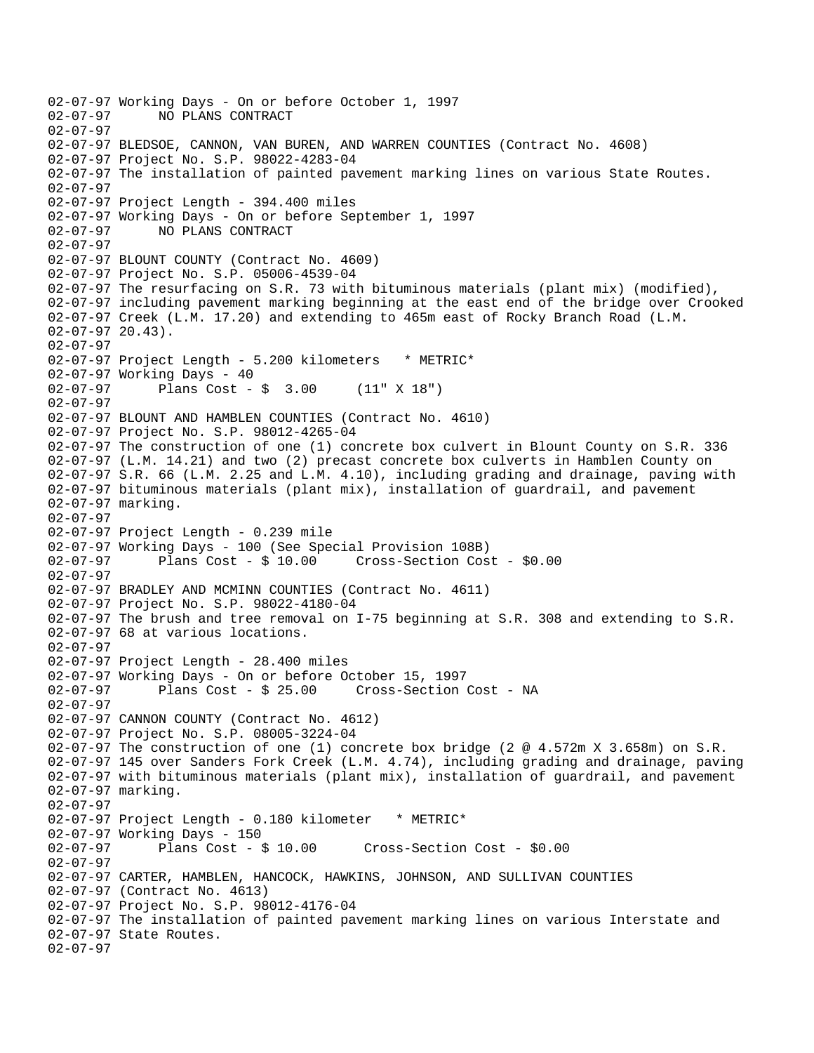```
02-07-97 Working Days - On or before October 1, 1997
02-07-97      NO PLANS CONTRACT
02-07-97
02-07-97 BLEDSOE, CANNON, VAN BUREN, AND WARREN COUNTIES (Contract No. 4608)
02-07-97 Project No. S.P. 98022-4283-04
02-07-97 The installation of painted pavement marking lines on various State Routes.
02-07-97
02-07-97 Project Length - 394.400 miles
02-07-97 Working Days - On or before September 1, 1997
02-07-97      NO PLANS CONTRACT
02-07-97
02-07-97 BLOUNT COUNTY (Contract No. 4609)
02-07-97 Project No. S.P. 05006-4539-04
02-07-97 The resurfacing on S.R. 73 with bituminous materials (plant mix) (modified),
02-07-97 including pavement marking beginning at the east end of the bridge over Crooked
02-07-97 Creek (L.M. 17.20) and extending to 465m east of Rocky Branch Road (L.M.
02-07-97 20.43).
02-07-97
02-07-97 Project Length - 5.200 kilometers   * METRIC*
02-07-97 Working Days - 40
02-07-97      Plans Cost - $  3.00     (11" X 18")
02-07-97
02-07-97 BLOUNT AND HAMBLEN COUNTIES (Contract No. 4610)
02-07-97 Project No. S.P. 98012-4265-04
02-07-97 The construction of one (1) concrete box culvert in Blount County on S.R. 336
02-07-97 (L.M. 14.21) and two (2) precast concrete box culverts in Hamblen County on
02-07-97 S.R. 66 (L.M. 2.25 and L.M. 4.10), including grading and drainage, paving with
02-07-97 bituminous materials (plant mix), installation of guardrail, and pavement
02-07-97 marking.
02-07-97
02-07-97 Project Length - 0.239 mile
02-07-97 Working Days - 100 (See Special Provision 108B)
02-07-97      Plans Cost - $ 10.00     Cross-Section Cost - $0.00
02-07-97
02-07-97 BRADLEY AND MCMINN COUNTIES (Contract No. 4611)
02-07-97 Project No. S.P. 98022-4180-04
02-07-97 The brush and tree removal on I-75 beginning at S.R. 308 and extending to S.R.
02-07-97 68 at various locations.
02-07-97
02-07-97 Project Length - 28.400 miles
02-07-97 Working Days - On or before October 15, 1997
02-07-97      Plans Cost - $ 25.00     Cross-Section Cost - NA
02-07-97
02-07-97 CANNON COUNTY (Contract No. 4612)
02-07-97 Project No. S.P. 08005-3224-04
02-07-97 The construction of one (1) concrete box bridge (2 @ 4.572m X 3.658m) on S.R.
02-07-97 145 over Sanders Fork Creek (L.M. 4.74), including grading and drainage, paving
02-07-97 with bituminous materials (plant mix), installation of guardrail, and pavement
02-07-97 marking.
02-07-97
02-07-97 Project Length - 0.180 kilometer   * METRIC*
02-07-97 Working Days - 150
02-07-97      Plans Cost - $ 10.00      Cross-Section Cost - $0.00
02-07-97
02-07-97 CARTER, HAMBLEN, HANCOCK, HAWKINS, JOHNSON, AND SULLIVAN COUNTIES
02-07-97 (Contract No. 4613)
02-07-97 Project No. S.P. 98012-4176-04
02-07-97 The installation of painted pavement marking lines on various Interstate and
02-07-97 State Routes.
02-07-97
```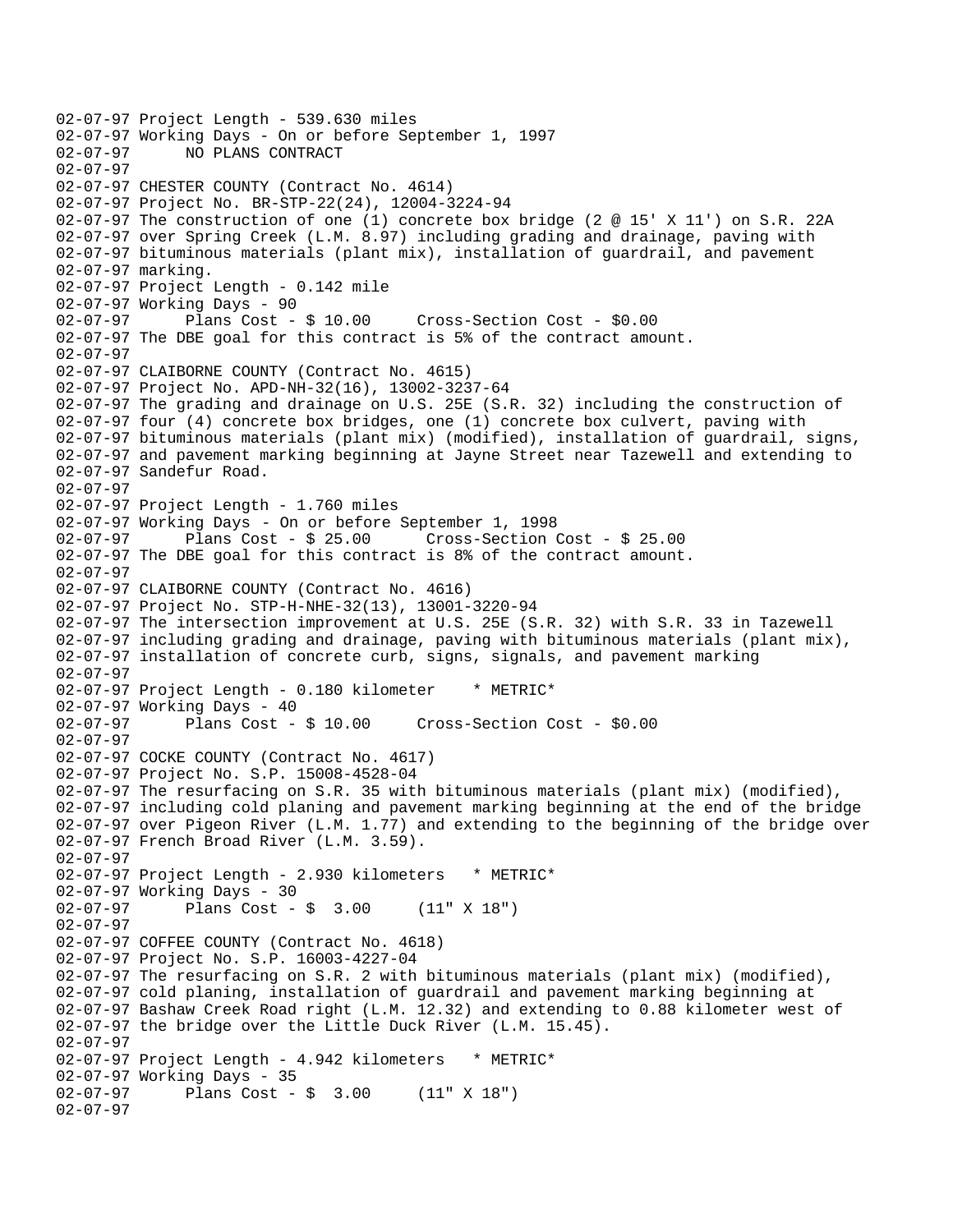```
02-07-97 Project Length - 539.630 miles
02-07-97 Working Days - On or before September 1, 1997
02-07-97      NO PLANS CONTRACT
02-07-97
02-07-97 CHESTER COUNTY (Contract No. 4614)
02-07-97 Project No. BR-STP-22(24), 12004-3224-94
02-07-97 The construction of one (1) concrete box bridge (2 @ 15' X 11') on S.R. 22A
02-07-97 over Spring Creek (L.M. 8.97) including grading and drainage, paving with
02-07-97 bituminous materials (plant mix), installation of guardrail, and pavement
02-07-97 marking.
02-07-97 Project Length - 0.142 mile
02-07-97 Working Days - 90
02-07-97      Plans Cost - $ 10.00     Cross-Section Cost - $0.00
02-07-97 The DBE goal for this contract is 5% of the contract amount.
02-07-97
02-07-97 CLAIBORNE COUNTY (Contract No. 4615)
02-07-97 Project No. APD-NH-32(16), 13002-3237-64
02-07-97 The grading and drainage on U.S. 25E (S.R. 32) including the construction of
02-07-97 four (4) concrete box bridges, one (1) concrete box culvert, paving with
02-07-97 bituminous materials (plant mix) (modified), installation of guardrail, signs,
02-07-97 and pavement marking beginning at Jayne Street near Tazewell and extending to
02-07-97 Sandefur Road.
02-07-97
02-07-97 Project Length - 1.760 miles
02-07-97 Working Days - On or before September 1, 1998
02-07-97      Plans Cost - $ 25.00      Cross-Section Cost - $ 25.00
02-07-97 The DBE goal for this contract is 8% of the contract amount.
02-07-97
02-07-97 CLAIBORNE COUNTY (Contract No. 4616)
02-07-97 Project No. STP-H-NHE-32(13), 13001-3220-94
02-07-97 The intersection improvement at U.S. 25E (S.R. 32) with S.R. 33 in Tazewell
02-07-97 including grading and drainage, paving with bituminous materials (plant mix),
02-07-97 installation of concrete curb, signs, signals, and pavement marking
02-07-97
02-07-97 Project Length - 0.180 kilometer    * METRIC*
02-07-97 Working Days - 40
02-07-97      Plans Cost - $ 10.00     Cross-Section Cost - $0.00
02-07-97
02-07-97 COCKE COUNTY (Contract No. 4617)
02-07-97 Project No. S.P. 15008-4528-04
02-07-97 The resurfacing on S.R. 35 with bituminous materials (plant mix) (modified),
02-07-97 including cold planing and pavement marking beginning at the end of the bridge
02-07-97 over Pigeon River (L.M. 1.77) and extending to the beginning of the bridge over
02-07-97 French Broad River (L.M. 3.59).
02-07-97
02-07-97 Project Length - 2.930 kilometers   * METRIC*
02-07-97 Working Days - 30
02-07-97      Plans Cost - $  3.00     (11" X 18")
02-07-97
02-07-97 COFFEE COUNTY (Contract No. 4618)
02-07-97 Project No. S.P. 16003-4227-04
02-07-97 The resurfacing on S.R. 2 with bituminous materials (plant mix) (modified),
02-07-97 cold planing, installation of guardrail and pavement marking beginning at
02-07-97 Bashaw Creek Road right (L.M. 12.32) and extending to 0.88 kilometer west of
02-07-97 the bridge over the Little Duck River (L.M. 15.45).
02-07-97
02-07-97 Project Length - 4.942 kilometers   * METRIC*
02-07-97 Working Days - 35
02-07-97      Plans Cost - $  3.00     (11" X 18")
02-07-97
```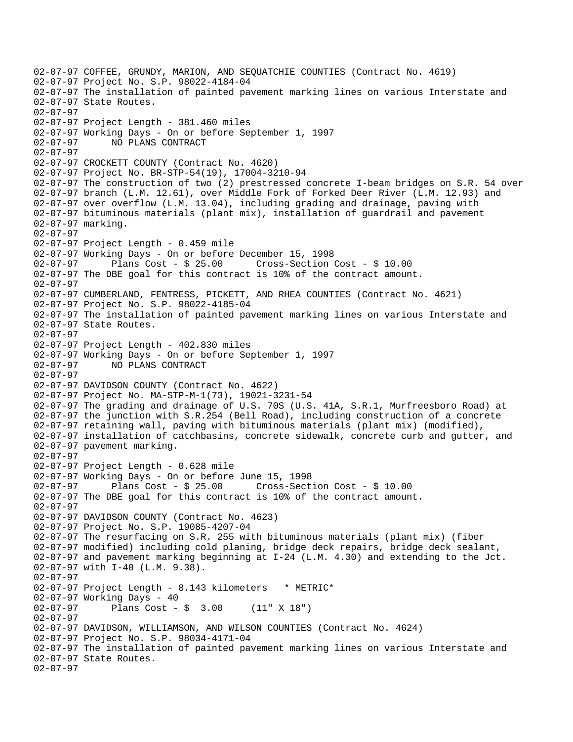```
02-07-97 COFFEE, GRUNDY, MARION, AND SEQUATCHIE COUNTIES (Contract No. 4619)
02-07-97 Project No. S.P. 98022-4184-04
02-07-97 The installation of painted pavement marking lines on various Interstate and
02-07-97 State Routes.
02-07-97
02-07-97 Project Length - 381.460 miles
02-07-97 Working Days - On or before September 1, 1997
02-07-97      NO PLANS CONTRACT
02-07-97
02-07-97 CROCKETT COUNTY (Contract No. 4620)
02-07-97 Project No. BR-STP-54(19), 17004-3210-94
02-07-97 The construction of two (2) prestressed concrete I-beam bridges on S.R. 54 over
02-07-97 branch (L.M. 12.61), over Middle Fork of Forked Deer River (L.M. 12.93) and
02-07-97 over overflow (L.M. 13.04), including grading and drainage, paving with
02-07-97 bituminous materials (plant mix), installation of guardrail and pavement
02-07-97 marking.
02-07-97
02-07-97 Project Length - 0.459 mile
02-07-97 Working Days - On or before December 15, 1998
02-07-97      Plans Cost - $ 25.00      Cross-Section Cost - $ 10.00
02-07-97 The DBE goal for this contract is 10% of the contract amount.
02-07-97
02-07-97 CUMBERLAND, FENTRESS, PICKETT, AND RHEA COUNTIES (Contract No. 4621)
02-07-97 Project No. S.P. 98022-4185-04
02-07-97 The installation of painted pavement marking lines on various Interstate and
02-07-97 State Routes.
02-07-97
02-07-97 Project Length - 402.830 miles
02-07-97 Working Days - On or before September 1, 1997
02-07-97      NO PLANS CONTRACT
02-07-97
02-07-97 DAVIDSON COUNTY (Contract No. 4622)
02-07-97 Project No. MA-STP-M-1(73), 19021-3231-54
02-07-97 The grading and drainage of U.S. 70S (U.S. 41A, S.R.1, Murfreesboro Road) at
02-07-97 the junction with S.R.254 (Bell Road), including construction of a concrete
02-07-97 retaining wall, paving with bituminous materials (plant mix) (modified),
02-07-97 installation of catchbasins, concrete sidewalk, concrete curb and gutter, and
02-07-97 pavement marking.
02-07-97
02-07-97 Project Length - 0.628 mile
02-07-97 Working Days - On or before June 15, 1998
02-07-97      Plans Cost - $ 25.00      Cross-Section Cost - $ 10.00
02-07-97 The DBE goal for this contract is 10% of the contract amount.
02-07-97
02-07-97 DAVIDSON COUNTY (Contract No. 4623)
02-07-97 Project No. S.P. 19085-4207-04
02-07-97 The resurfacing on S.R. 255 with bituminous materials (plant mix) (fiber
02-07-97 modified) including cold planing, bridge deck repairs, bridge deck sealant,
02-07-97 and pavement marking beginning at I-24 (L.M. 4.30) and extending to the Jct.
02-07-97 with I-40 (L.M. 9.38).
02-07-97
02-07-97 Project Length - 8.143 kilometers   * METRIC*
02-07-97 Working Days - 40
02-07-97      Plans Cost - $  3.00     (11" X 18")
02-07-97
02-07-97 DAVIDSON, WILLIAMSON, AND WILSON COUNTIES (Contract No. 4624)
02-07-97 Project No. S.P. 98034-4171-04
02-07-97 The installation of painted pavement marking lines on various Interstate and
02-07-97 State Routes.
02-07-97
```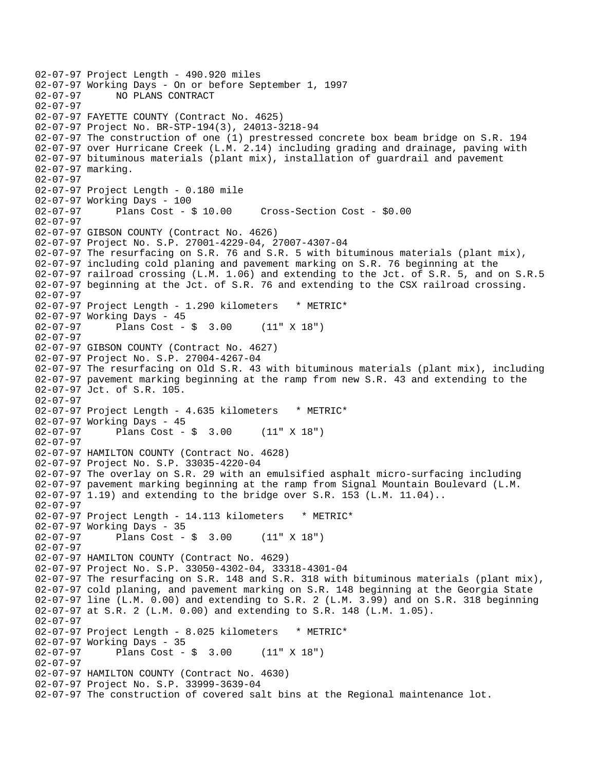```
02-07-97 Project Length - 490.920 miles
02-07-97 Working Days - On or before September 1, 1997
02-07-97      NO PLANS CONTRACT
02-07-97
02-07-97 FAYETTE COUNTY (Contract No. 4625)
02-07-97 Project No. BR-STP-194(3), 24013-3218-94
02-07-97 The construction of one (1) prestressed concrete box beam bridge on S.R. 194
02-07-97 over Hurricane Creek (L.M. 2.14) including grading and drainage, paving with
02-07-97 bituminous materials (plant mix), installation of guardrail and pavement
02-07-97 marking.
02-07-97
02-07-97 Project Length - 0.180 mile
02-07-97 Working Days - 100
02-07-97      Plans Cost - $ 10.00     Cross-Section Cost - $0.00
02-07-97
02-07-97 GIBSON COUNTY (Contract No. 4626)
02-07-97 Project No. S.P. 27001-4229-04, 27007-4307-04
02-07-97 The resurfacing on S.R. 76 and S.R. 5 with bituminous materials (plant mix),
02-07-97 including cold planing and pavement marking on S.R. 76 beginning at the
02-07-97 railroad crossing (L.M. 1.06) and extending to the Jct. of S.R. 5, and on S.R.5
02-07-97 beginning at the Jct. of S.R. 76 and extending to the CSX railroad crossing.
02-07-97
02-07-97 Project Length - 1.290 kilometers   * METRIC*
02-07-97 Working Days - 45
02-07-97      Plans Cost - $  3.00     (11" X 18")
02-07-97
02-07-97 GIBSON COUNTY (Contract No. 4627)
02-07-97 Project No. S.P. 27004-4267-04
02-07-97 The resurfacing on Old S.R. 43 with bituminous materials (plant mix), including
02-07-97 pavement marking beginning at the ramp from new S.R. 43 and extending to the
02-07-97 Jct. of S.R. 105.
02-07-97
02-07-97 Project Length - 4.635 kilometers   * METRIC*
02-07-97 Working Days - 45
02-07-97      Plans Cost - $  3.00     (11" X 18")
02-07-97
02-07-97 HAMILTON COUNTY (Contract No. 4628)
02-07-97 Project No. S.P. 33035-4220-04
02-07-97 The overlay on S.R. 29 with an emulsified asphalt micro-surfacing including
02-07-97 pavement marking beginning at the ramp from Signal Mountain Boulevard (L.M.
02-07-97 1.19) and extending to the bridge over S.R. 153 (L.M. 11.04)..
02-07-97
02-07-97 Project Length - 14.113 kilometers   * METRIC*
02-07-97 Working Days - 35
02-07-97      Plans Cost - $  3.00     (11" X 18")
02-07-97
02-07-97 HAMILTON COUNTY (Contract No. 4629)
02-07-97 Project No. S.P. 33050-4302-04, 33318-4301-04
02-07-97 The resurfacing on S.R. 148 and S.R. 318 with bituminous materials (plant mix),
02-07-97 cold planing, and pavement marking on S.R. 148 beginning at the Georgia State
02-07-97 line (L.M. 0.00) and extending to S.R. 2 (L.M. 3.99) and on S.R. 318 beginning
02-07-97 at S.R. 2 (L.M. 0.00) and extending to S.R. 148 (L.M. 1.05).
02-07-97
02-07-97 Project Length - 8.025 kilometers   * METRIC*
02-07-97 Working Days - 35
02-07-97      Plans Cost - $  3.00     (11" X 18")
02-07-97
02-07-97 HAMILTON COUNTY (Contract No. 4630)
02-07-97 Project No. S.P. 33999-3639-04
02-07-97 The construction of covered salt bins at the Regional maintenance lot.
```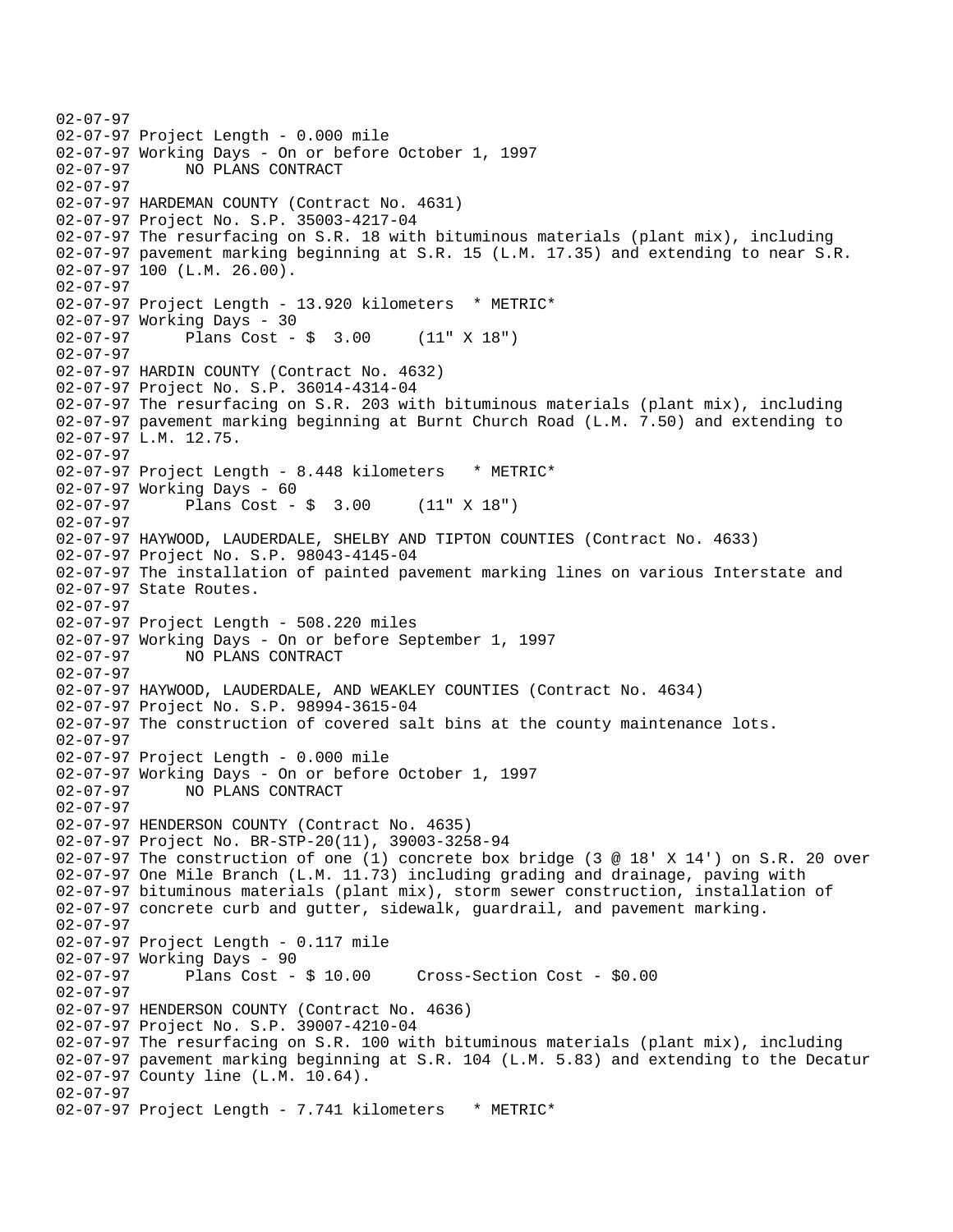```
02-07-97
02-07-97 Project Length - 0.000 mile
02-07-97 Working Days - On or before October 1, 1997
02-07-97      NO PLANS CONTRACT
02-07-97
02-07-97 HARDEMAN COUNTY (Contract No. 4631)
02-07-97 Project No. S.P. 35003-4217-04
02-07-97 The resurfacing on S.R. 18 with bituminous materials (plant mix), including
02-07-97 pavement marking beginning at S.R. 15 (L.M. 17.35) and extending to near S.R.
02-07-97 100 (L.M. 26.00).
02-07-97
02-07-97 Project Length - 13.920 kilometers  * METRIC*
02-07-97 Working Days - 30
02-07-97      Plans Cost - $  3.00     (11" X 18")
02-07-97
02-07-97 HARDIN COUNTY (Contract No. 4632)
02-07-97 Project No. S.P. 36014-4314-04
02-07-97 The resurfacing on S.R. 203 with bituminous materials (plant mix), including
02-07-97 pavement marking beginning at Burnt Church Road (L.M. 7.50) and extending to
02-07-97 L.M. 12.75.
02-07-97
02-07-97 Project Length - 8.448 kilometers   * METRIC*
02-07-97 Working Days - 60
02-07-97      Plans Cost - $  3.00     (11" X 18")
02-07-97
02-07-97 HAYWOOD, LAUDERDALE, SHELBY AND TIPTON COUNTIES (Contract No. 4633)
02-07-97 Project No. S.P. 98043-4145-04
02-07-97 The installation of painted pavement marking lines on various Interstate and
02-07-97 State Routes.
02-07-97
02-07-97 Project Length - 508.220 miles
02-07-97 Working Days - On or before September 1, 1997
02-07-97      NO PLANS CONTRACT
02-07-97
02-07-97 HAYWOOD, LAUDERDALE, AND WEAKLEY COUNTIES (Contract No. 4634)
02-07-97 Project No. S.P. 98994-3615-04
02-07-97 The construction of covered salt bins at the county maintenance lots.
02-07-97
02-07-97 Project Length - 0.000 mile
02-07-97 Working Days - On or before October 1, 1997
02-07-97      NO PLANS CONTRACT
02-07-97
02-07-97 HENDERSON COUNTY (Contract No. 4635)
02-07-97 Project No. BR-STP-20(11), 39003-3258-94
02-07-97 The construction of one (1) concrete box bridge (3 @ 18' X 14') on S.R. 20 over
02-07-97 One Mile Branch (L.M. 11.73) including grading and drainage, paving with
02-07-97 bituminous materials (plant mix), storm sewer construction, installation of
02-07-97 concrete curb and gutter, sidewalk, guardrail, and pavement marking.
02-07-97
02-07-97 Project Length - 0.117 mile
02-07-97 Working Days - 90
02-07-97      Plans Cost - $ 10.00     Cross-Section Cost - $0.00
02-07-97
02-07-97 HENDERSON COUNTY (Contract No. 4636)
02-07-97 Project No. S.P. 39007-4210-04
02-07-97 The resurfacing on S.R. 100 with bituminous materials (plant mix), including
02-07-97 pavement marking beginning at S.R. 104 (L.M. 5.83) and extending to the Decatur
02-07-97 County line (L.M. 10.64).
02-07-97
02-07-97 Project Length - 7.741 kilometers   * METRIC*
```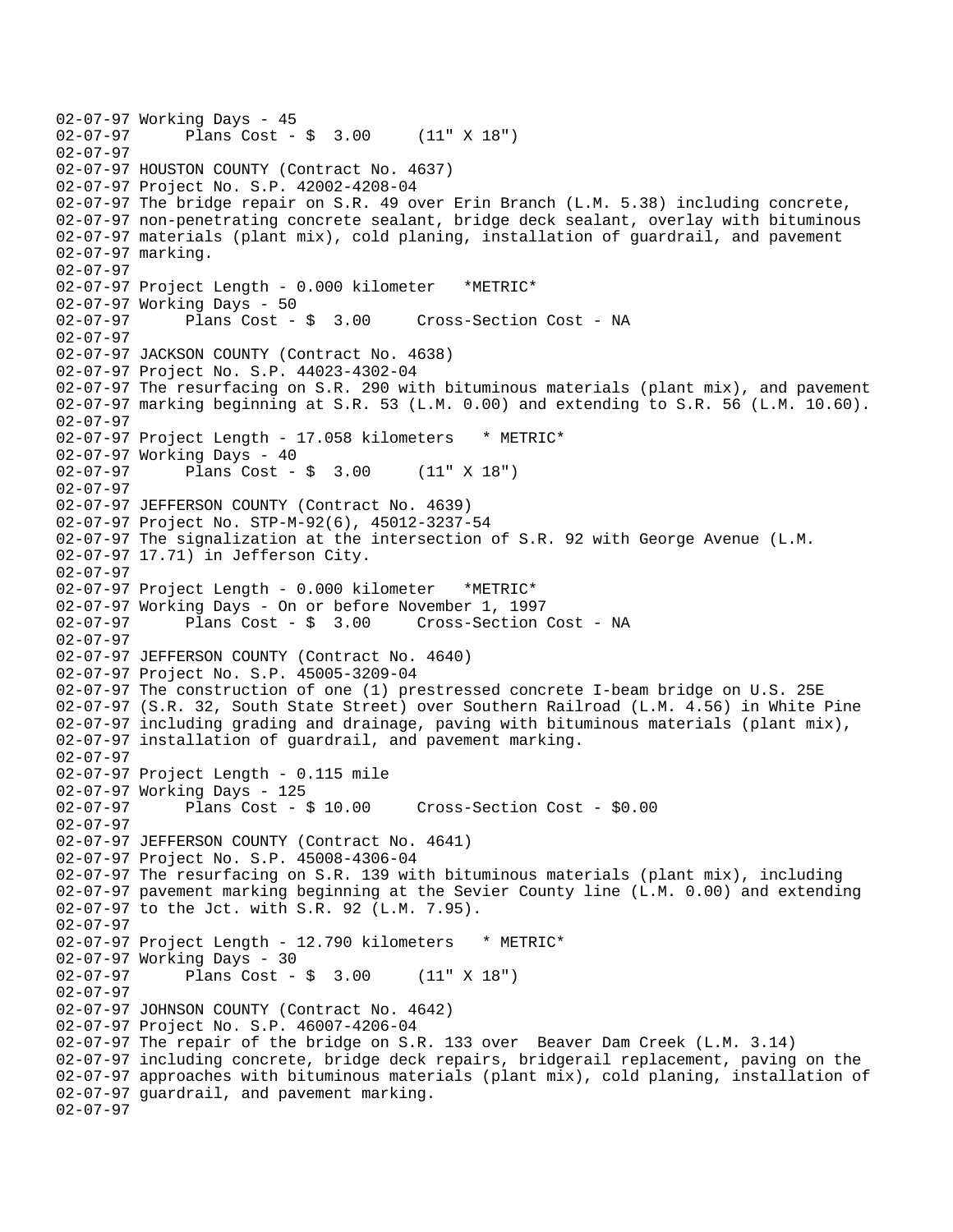```
02-07-97 Working Days - 45
02-07-97      Plans Cost - $  3.00     (11" X 18")
02-07-97
02-07-97 HOUSTON COUNTY (Contract No. 4637)
02-07-97 Project No. S.P. 42002-4208-04
02-07-97 The bridge repair on S.R. 49 over Erin Branch (L.M. 5.38) including concrete,
02-07-97 non-penetrating concrete sealant, bridge deck sealant, overlay with bituminous
02-07-97 materials (plant mix), cold planing, installation of guardrail, and pavement
02-07-97 marking.
02-07-97
02-07-97 Project Length - 0.000 kilometer   *METRIC*
02-07-97 Working Days - 50
02-07-97      Plans Cost - $  3.00     Cross-Section Cost - NA
02-07-97
02-07-97 JACKSON COUNTY (Contract No. 4638)
02-07-97 Project No. S.P. 44023-4302-04
02-07-97 The resurfacing on S.R. 290 with bituminous materials (plant mix), and pavement
02-07-97 marking beginning at S.R. 53 (L.M. 0.00) and extending to S.R. 56 (L.M. 10.60).
02-07-97
02-07-97 Project Length - 17.058 kilometers   * METRIC*
02-07-97 Working Days - 40
02-07-97      Plans Cost - $  3.00     (11" X 18")
02-07-97
02-07-97 JEFFERSON COUNTY (Contract No. 4639)
02-07-97 Project No. STP-M-92(6), 45012-3237-54
02-07-97 The signalization at the intersection of S.R. 92 with George Avenue (L.M.
02-07-97 17.71) in Jefferson City.
02-07-97
02-07-97 Project Length - 0.000 kilometer   *METRIC*
02-07-97 Working Days - On or before November 1, 1997
02-07-97      Plans Cost - $  3.00     Cross-Section Cost - NA
02-07-97
02-07-97 JEFFERSON COUNTY (Contract No. 4640)
02-07-97 Project No. S.P. 45005-3209-04
02-07-97 The construction of one (1) prestressed concrete I-beam bridge on U.S. 25E
02-07-97 (S.R. 32, South State Street) over Southern Railroad (L.M. 4.56) in White Pine
02-07-97 including grading and drainage, paving with bituminous materials (plant mix),
02-07-97 installation of guardrail, and pavement marking.
02-07-97
02-07-97 Project Length - 0.115 mile
02-07-97 Working Days - 125
02-07-97      Plans Cost - $ 10.00     Cross-Section Cost - $0.00
02-07-97
02-07-97 JEFFERSON COUNTY (Contract No. 4641)
02-07-97 Project No. S.P. 45008-4306-04
02-07-97 The resurfacing on S.R. 139 with bituminous materials (plant mix), including
02-07-97 pavement marking beginning at the Sevier County line (L.M. 0.00) and extending
02-07-97 to the Jct. with S.R. 92 (L.M. 7.95).
02-07-97
02-07-97 Project Length - 12.790 kilometers   * METRIC*
02-07-97 Working Days - 30
02-07-97      Plans Cost - $  3.00     (11" X 18")
02-07-97
02-07-97 JOHNSON COUNTY (Contract No. 4642)
02-07-97 Project No. S.P. 46007-4206-04
02-07-97 The repair of the bridge on S.R. 133 over  Beaver Dam Creek (L.M. 3.14)
02-07-97 including concrete, bridge deck repairs, bridgerail replacement, paving on the
02-07-97 approaches with bituminous materials (plant mix), cold planing, installation of
02-07-97 guardrail, and pavement marking.
02-07-97
```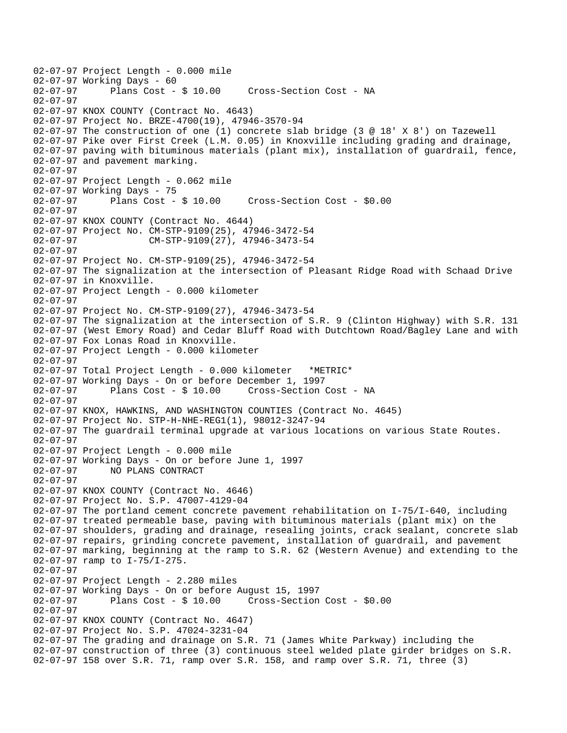```
02-07-97 Project Length - 0.000 mile
02-07-97 Working Days - 60
02-07-97      Plans Cost - $ 10.00     Cross-Section Cost - NA
02-07-97
02-07-97 KNOX COUNTY (Contract No. 4643)
02-07-97 Project No. BRZE-4700(19), 47946-3570-94
02-07-97 The construction of one (1) concrete slab bridge (3 @ 18' X 8') on Tazewell
02-07-97 Pike over First Creek (L.M. 0.05) in Knoxville including grading and drainage,
02-07-97 paving with bituminous materials (plant mix), installation of guardrail, fence,
02-07-97 and pavement marking.
02-07-97
02-07-97 Project Length - 0.062 mile
02-07-97 Working Days - 75
02-07-97      Plans Cost - $ 10.00     Cross-Section Cost - $0.00
02-07-97
02-07-97 KNOX COUNTY (Contract No. 4644)
02-07-97 Project No. CM-STP-9109(25), 47946-3472-54
02-07-97             CM-STP-9109(27), 47946-3473-54
02-07-97
02-07-97 Project No. CM-STP-9109(25), 47946-3472-54
02-07-97 The signalization at the intersection of Pleasant Ridge Road with Schaad Drive
02-07-97 in Knoxville.
02-07-97 Project Length - 0.000 kilometer
02-07-97
02-07-97 Project No. CM-STP-9109(27), 47946-3473-54
02-07-97 The signalization at the intersection of S.R. 9 (Clinton Highway) with S.R. 131
02-07-97 (West Emory Road) and Cedar Bluff Road with Dutchtown Road/Bagley Lane and with
02-07-97 Fox Lonas Road in Knoxville.
02-07-97 Project Length - 0.000 kilometer
02-07-97
02-07-97 Total Project Length - 0.000 kilometer   *METRIC*
02-07-97 Working Days - On or before December 1, 1997
02-07-97      Plans Cost - $ 10.00     Cross-Section Cost - NA
02-07-97
02-07-97 KNOX, HAWKINS, AND WASHINGTON COUNTIES (Contract No. 4645)
02-07-97 Project No. STP-H-NHE-REG1(1), 98012-3247-94
02-07-97 The guardrail terminal upgrade at various locations on various State Routes.
02-07-97
02-07-97 Project Length - 0.000 mile
02-07-97 Working Days - On or before June 1, 1997
02-07-97      NO PLANS CONTRACT
02-07-97
02-07-97 KNOX COUNTY (Contract No. 4646)
02-07-97 Project No. S.P. 47007-4129-04
02-07-97 The portland cement concrete pavement rehabilitation on I-75/I-640, including
02-07-97 treated permeable base, paving with bituminous materials (plant mix) on the
02-07-97 shoulders, grading and drainage, resealing joints, crack sealant, concrete slab
02-07-97 repairs, grinding concrete pavement, installation of guardrail, and pavement
02-07-97 marking, beginning at the ramp to S.R. 62 (Western Avenue) and extending to the
02-07-97 ramp to I-75/I-275.
02-07-97
02-07-97 Project Length - 2.280 miles
02-07-97 Working Days - On or before August 15, 1997
02-07-97      Plans Cost - $ 10.00     Cross-Section Cost - $0.00
02-07-97
02-07-97 KNOX COUNTY (Contract No. 4647)
02-07-97 Project No. S.P. 47024-3231-04
02-07-97 The grading and drainage on S.R. 71 (James White Parkway) including the
02-07-97 construction of three (3) continuous steel welded plate girder bridges on S.R.
02-07-97 158 over S.R. 71, ramp over S.R. 158, and ramp over S.R. 71, three (3)
```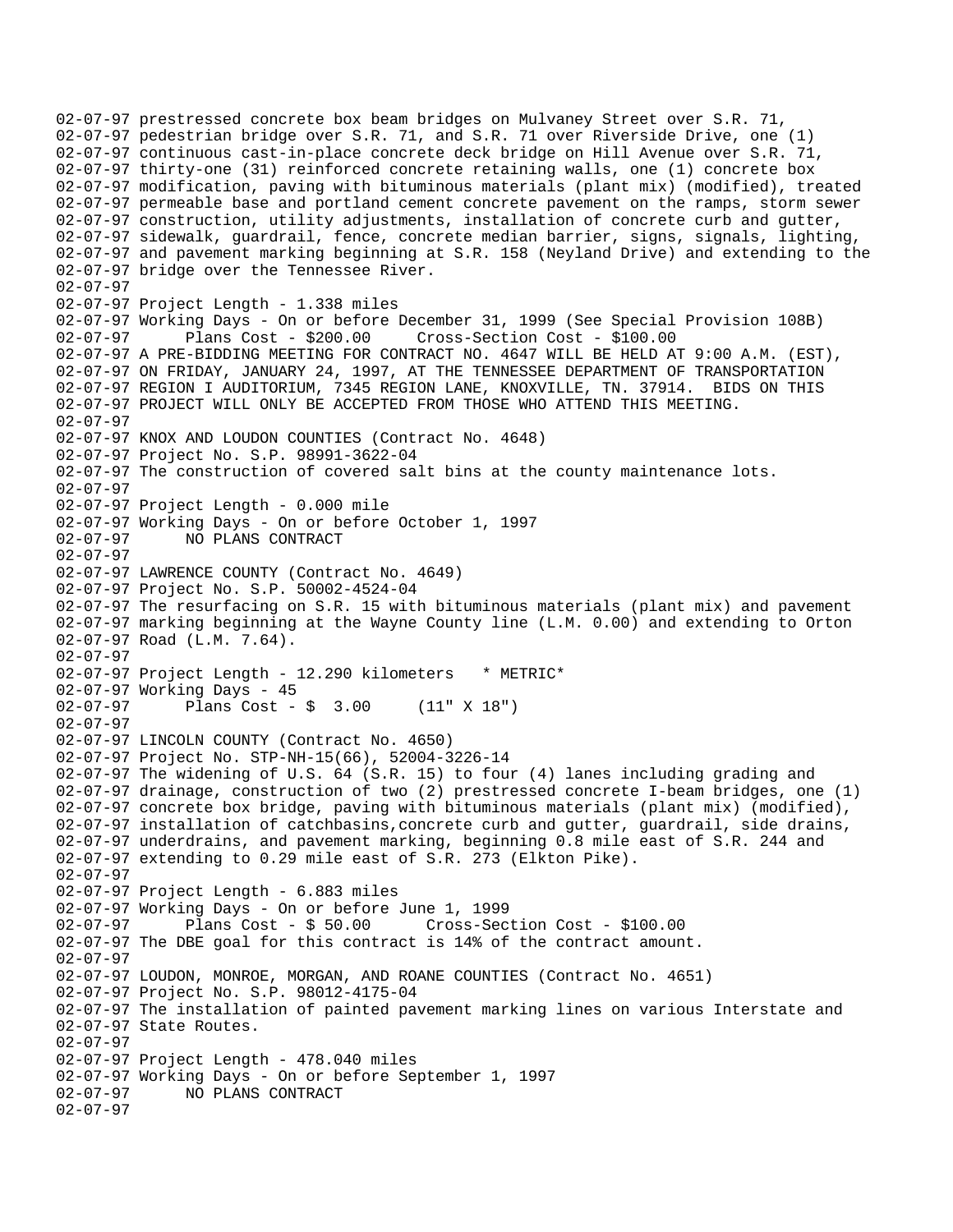02-07-97 prestressed concrete box beam bridges on Mulvaney Street over S.R. 71,
02-07-97 pedestrian bridge over S.R. 71, and S.R. 71 over Riverside Drive, one (1)
02-07-97 continuous cast-in-place concrete deck bridge on Hill Avenue over S.R. 71,
02-07-97 thirty-one (31) reinforced concrete retaining walls, one (1) concrete box
02-07-97 modification, paving with bituminous materials (plant mix) (modified), treated
02-07-97 permeable base and portland cement concrete pavement on the ramps, storm sewer
02-07-97 construction, utility adjustments, installation of concrete curb and gutter,
02-07-97 sidewalk, guardrail, fence, concrete median barrier, signs, signals, lighting,
02-07-97 and pavement marking beginning at S.R. 158 (Neyland Drive) and extending to the
02-07-97 bridge over the Tennessee River.
02-07-97
02-07-97 Project Length - 1.338 miles
02-07-97 Working Days - On or before December 31, 1999 (See Special Provision 108B)
02-07-97 Plans Cost - $200.00 Cross-Section Cost - $100.00
02-07-97 A PRE-BIDDING MEETING FOR CONTRACT NO. 4647 WILL BE HELD AT 9:00 A.M. (EST),
02-07-97 ON FRIDAY, JANUARY 24, 1997, AT THE TENNESSEE DEPARTMENT OF TRANSPORTATION
02-07-97 REGION I AUDITORIUM, 7345 REGION LANE, KNOXVILLE, TN. 37914. BIDS ON THIS
02-07-97 PROJECT WILL ONLY BE ACCEPTED FROM THOSE WHO ATTEND THIS MEETING.
02-07-97
02-07-97 KNOX AND LOUDON COUNTIES (Contract No. 4648)
02-07-97 Project No. S.P. 98991-3622-04
02-07-97 The construction of covered salt bins at the county maintenance lots.
02-07-97
02-07-97 Project Length - 0.000 mile
02-07-97 Working Days - On or before October 1, 1997
02-07-97 NO PLANS CONTRACT
02-07-97
02-07-97 LAWRENCE COUNTY (Contract No. 4649)
02-07-97 Project No. S.P. 50002-4524-04
02-07-97 The resurfacing on S.R. 15 with bituminous materials (plant mix) and pavement
02-07-97 marking beginning at the Wayne County line (L.M. 0.00) and extending to Orton
02-07-97 Road (L.M. 7.64).
02-07-97
02-07-97 Project Length - 12.290 kilometers * METRIC*
02-07-97 Working Days - 45
02-07-97 Plans Cost - $ 3.00 (11" X 18")
02-07-97
02-07-97 LINCOLN COUNTY (Contract No. 4650)
02-07-97 Project No. STP-NH-15(66), 52004-3226-14
02-07-97 The widening of U.S. 64 (S.R. 15) to four (4) lanes including grading and
02-07-97 drainage, construction of two (2) prestressed concrete I-beam bridges, one (1)
02-07-97 concrete box bridge, paving with bituminous materials (plant mix) (modified),
02-07-97 installation of catchbasins,concrete curb and gutter, guardrail, side drains,
02-07-97 underdrains, and pavement marking, beginning 0.8 mile east of S.R. 244 and
02-07-97 extending to 0.29 mile east of S.R. 273 (Elkton Pike).
02-07-97
02-07-97 Project Length - 6.883 miles
02-07-97 Working Days - On or before June 1, 1999
02-07-97 Plans Cost - $ 50.00 Cross-Section Cost - $100.00
02-07-97 The DBE goal for this contract is 14% of the contract amount.
02-07-97
02-07-97 LOUDON, MONROE, MORGAN, AND ROANE COUNTIES (Contract No. 4651)
02-07-97 Project No. S.P. 98012-4175-04
02-07-97 The installation of painted pavement marking lines on various Interstate and
02-07-97 State Routes.
02-07-97
02-07-97 Project Length - 478.040 miles
02-07-97 Working Days - On or before September 1, 1997
02-07-97 NO PLANS CONTRACT
02-07-97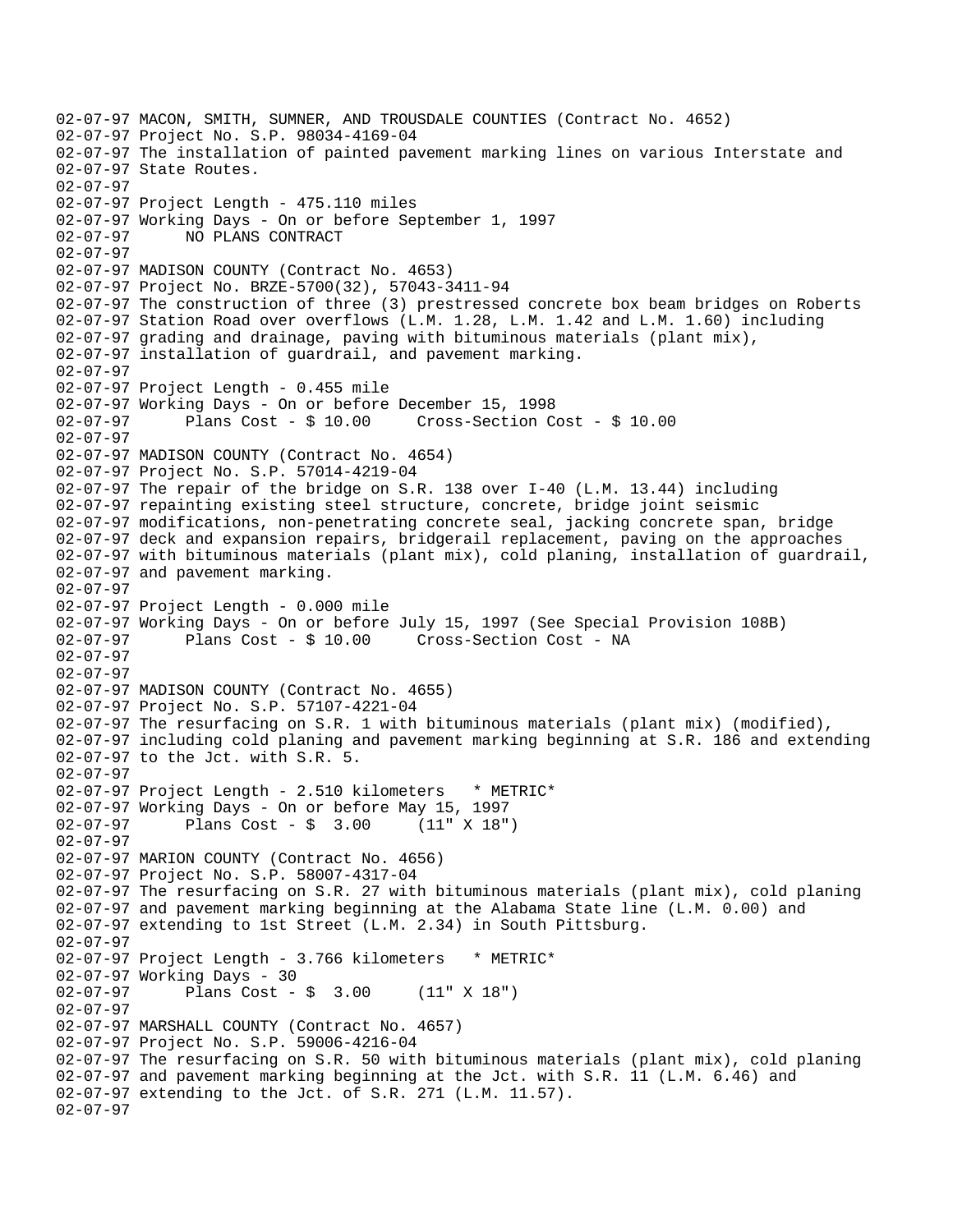```
02-07-97 MACON, SMITH, SUMNER, AND TROUSDALE COUNTIES (Contract No. 4652)
02-07-97 Project No. S.P. 98034-4169-04
02-07-97 The installation of painted pavement marking lines on various Interstate and
02-07-97 State Routes.
02-07-97
02-07-97 Project Length - 475.110 miles
02-07-97 Working Days - On or before September 1, 1997
02-07-97       NO PLANS CONTRACT
02-07-97
02-07-97 MADISON COUNTY (Contract No. 4653)
02-07-97 Project No. BRZE-5700(32), 57043-3411-94
02-07-97 The construction of three (3) prestressed concrete box beam bridges on Roberts
02-07-97 Station Road over overflows (L.M. 1.28, L.M. 1.42 and L.M. 1.60) including
02-07-97 grading and drainage, paving with bituminous materials (plant mix),
02-07-97 installation of guardrail, and pavement marking.
02-07-97
02-07-97 Project Length - 0.455 mile
02-07-97 Working Days - On or before December 15, 1998
02-07-97       Plans Cost - $ 10.00     Cross-Section Cost - $ 10.00
02-07-97
02-07-97 MADISON COUNTY (Contract No. 4654)
02-07-97 Project No. S.P. 57014-4219-04
02-07-97 The repair of the bridge on S.R. 138 over I-40 (L.M. 13.44) including
02-07-97 repainting existing steel structure, concrete, bridge joint seismic
02-07-97 modifications, non-penetrating concrete seal, jacking concrete span, bridge
02-07-97 deck and expansion repairs, bridgerail replacement, paving on the approaches
02-07-97 with bituminous materials (plant mix), cold planing, installation of guardrail,
02-07-97 and pavement marking.
02-07-97
02-07-97 Project Length - 0.000 mile
02-07-97 Working Days - On or before July 15, 1997 (See Special Provision 108B)
02-07-97       Plans Cost - $ 10.00     Cross-Section Cost - NA
02-07-97
02-07-97
02-07-97 MADISON COUNTY (Contract No. 4655)
02-07-97 Project No. S.P. 57107-4221-04
02-07-97 The resurfacing on S.R. 1 with bituminous materials (plant mix) (modified),
02-07-97 including cold planing and pavement marking beginning at S.R. 186 and extending
02-07-97 to the Jct. with S.R. 5.
02-07-97
02-07-97 Project Length - 2.510 kilometers   * METRIC*
02-07-97 Working Days - On or before May 15, 1997
02-07-97       Plans Cost - $  3.00     (11" X 18")
02-07-97
02-07-97 MARION COUNTY (Contract No. 4656)
02-07-97 Project No. S.P. 58007-4317-04
02-07-97 The resurfacing on S.R. 27 with bituminous materials (plant mix), cold planing
02-07-97 and pavement marking beginning at the Alabama State line (L.M. 0.00) and
02-07-97 extending to 1st Street (L.M. 2.34) in South Pittsburg.
02-07-97
02-07-97 Project Length - 3.766 kilometers   * METRIC*
02-07-97 Working Days - 30
02-07-97       Plans Cost - $  3.00     (11" X 18")
02-07-97
02-07-97 MARSHALL COUNTY (Contract No. 4657)
02-07-97 Project No. S.P. 59006-4216-04
02-07-97 The resurfacing on S.R. 50 with bituminous materials (plant mix), cold planing
02-07-97 and pavement marking beginning at the Jct. with S.R. 11 (L.M. 6.46) and
02-07-97 extending to the Jct. of S.R. 271 (L.M. 11.57).
02-07-97
```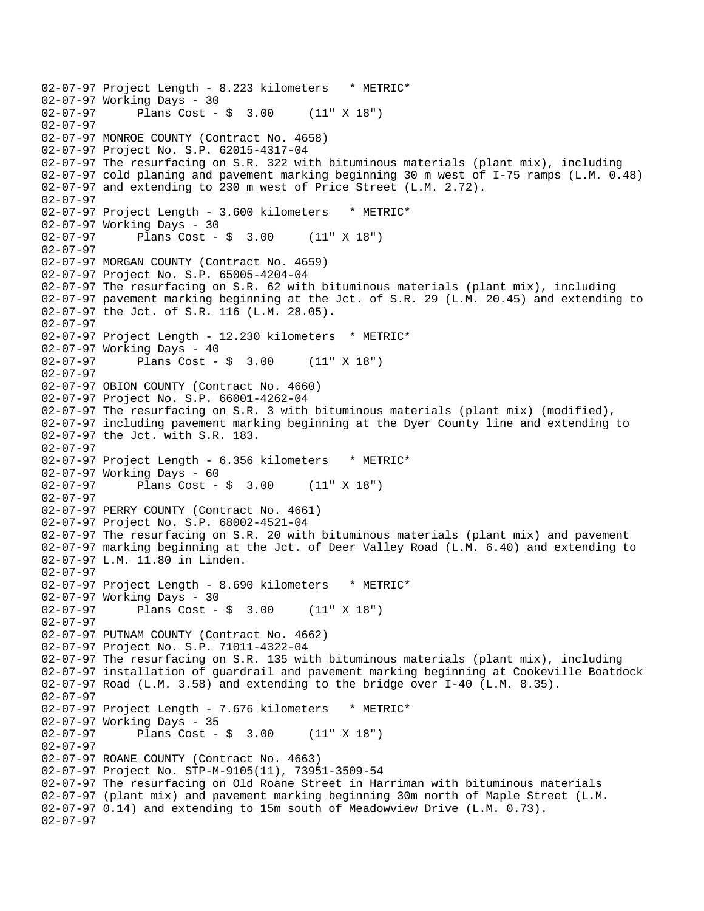```
02-07-97 Project Length - 8.223 kilometers   * METRIC*
02-07-97 Working Days - 30
02-07-97      Plans Cost - $  3.00     (11" X 18")
02-07-97
02-07-97 MONROE COUNTY (Contract No. 4658)
02-07-97 Project No. S.P. 62015-4317-04
02-07-97 The resurfacing on S.R. 322 with bituminous materials (plant mix), including
02-07-97 cold planing and pavement marking beginning 30 m west of I-75 ramps (L.M. 0.48)
02-07-97 and extending to 230 m west of Price Street (L.M. 2.72).
02-07-97
02-07-97 Project Length - 3.600 kilometers   * METRIC*
02-07-97 Working Days - 30
02-07-97      Plans Cost - $  3.00     (11" X 18")
02-07-97
02-07-97 MORGAN COUNTY (Contract No. 4659)
02-07-97 Project No. S.P. 65005-4204-04
02-07-97 The resurfacing on S.R. 62 with bituminous materials (plant mix), including
02-07-97 pavement marking beginning at the Jct. of S.R. 29 (L.M. 20.45) and extending to
02-07-97 the Jct. of S.R. 116 (L.M. 28.05).
02-07-97
02-07-97 Project Length - 12.230 kilometers  * METRIC*
02-07-97 Working Days - 40
02-07-97      Plans Cost - $  3.00     (11" X 18")
02-07-97
02-07-97 OBION COUNTY (Contract No. 4660)
02-07-97 Project No. S.P. 66001-4262-04
02-07-97 The resurfacing on S.R. 3 with bituminous materials (plant mix) (modified),
02-07-97 including pavement marking beginning at the Dyer County line and extending to
02-07-97 the Jct. with S.R. 183.
02-07-97
02-07-97 Project Length - 6.356 kilometers   * METRIC*
02-07-97 Working Days - 60
02-07-97      Plans Cost - $  3.00     (11" X 18")
02-07-97
02-07-97 PERRY COUNTY (Contract No. 4661)
02-07-97 Project No. S.P. 68002-4521-04
02-07-97 The resurfacing on S.R. 20 with bituminous materials (plant mix) and pavement
02-07-97 marking beginning at the Jct. of Deer Valley Road (L.M. 6.40) and extending to
02-07-97 L.M. 11.80 in Linden.
02-07-97
02-07-97 Project Length - 8.690 kilometers   * METRIC*
02-07-97 Working Days - 30
02-07-97      Plans Cost - $  3.00     (11" X 18")
02-07-97
02-07-97 PUTNAM COUNTY (Contract No. 4662)
02-07-97 Project No. S.P. 71011-4322-04
02-07-97 The resurfacing on S.R. 135 with bituminous materials (plant mix), including
02-07-97 installation of guardrail and pavement marking beginning at Cookeville Boatdock
02-07-97 Road (L.M. 3.58) and extending to the bridge over I-40 (L.M. 8.35).
02-07-97
02-07-97 Project Length - 7.676 kilometers   * METRIC*
02-07-97 Working Days - 35
02-07-97      Plans Cost - $  3.00     (11" X 18")
02-07-97
02-07-97 ROANE COUNTY (Contract No. 4663)
02-07-97 Project No. STP-M-9105(11), 73951-3509-54
02-07-97 The resurfacing on Old Roane Street in Harriman with bituminous materials
02-07-97 (plant mix) and pavement marking beginning 30m north of Maple Street (L.M.
02-07-97 0.14) and extending to 15m south of Meadowview Drive (L.M. 0.73).
02-07-97
```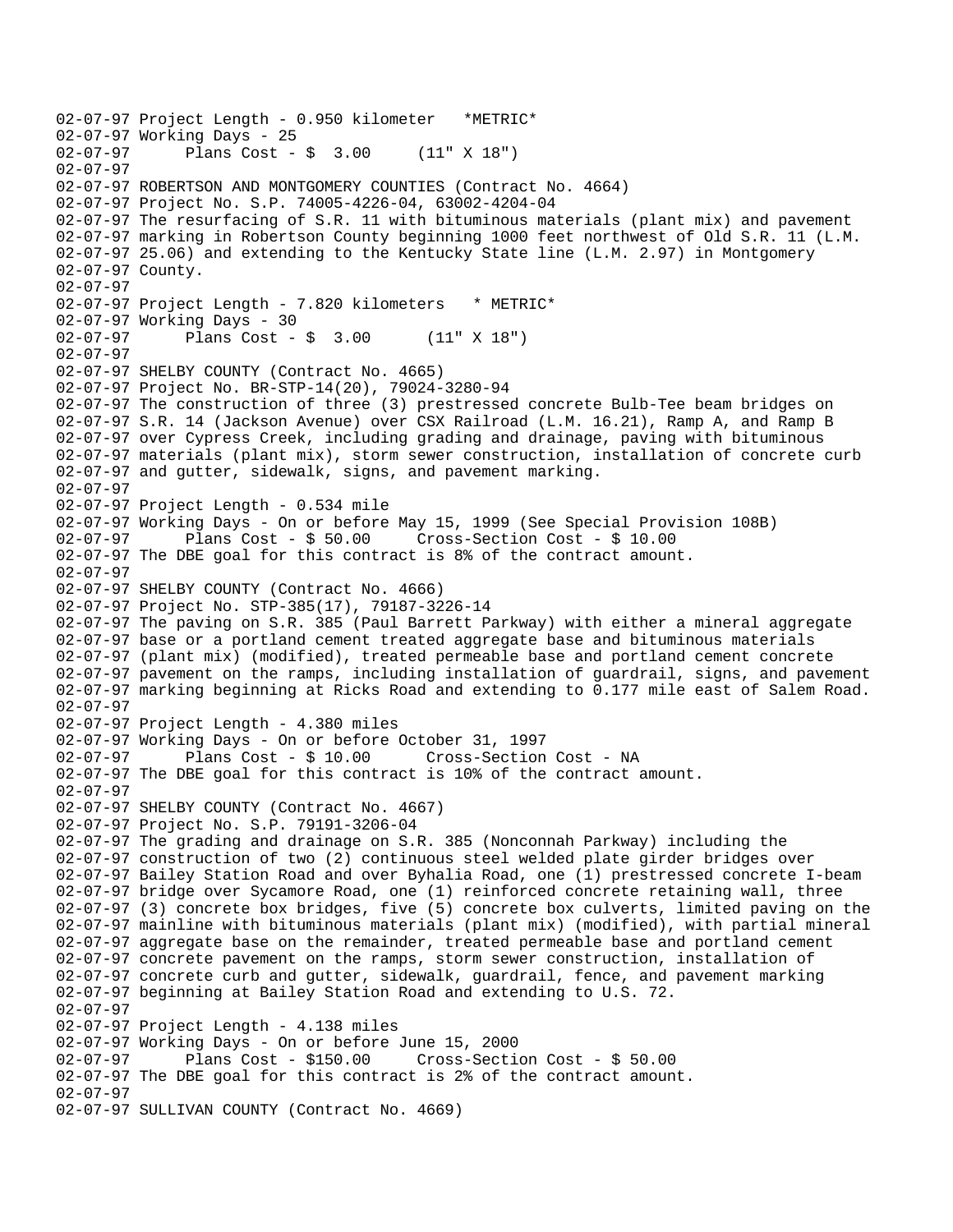02-07-97 Project Length - 0.950 kilometer   *METRIC*
02-07-97 Working Days - 25
02-07-97       Plans Cost - $  3.00     (11" X 18")
02-07-97
02-07-97 ROBERTSON AND MONTGOMERY COUNTIES (Contract No. 4664)
02-07-97 Project No. S.P. 74005-4226-04, 63002-4204-04
02-07-97 The resurfacing of S.R. 11 with bituminous materials (plant mix) and pavement
02-07-97 marking in Robertson County beginning 1000 feet northwest of Old S.R. 11 (L.M.
02-07-97 25.06) and extending to the Kentucky State line (L.M. 2.97) in Montgomery
02-07-97 County.
02-07-97
02-07-97 Project Length - 7.820 kilometers   * METRIC*
02-07-97 Working Days - 30
02-07-97       Plans Cost - $  3.00      (11" X 18")
02-07-97
02-07-97 SHELBY COUNTY (Contract No. 4665)
02-07-97 Project No. BR-STP-14(20), 79024-3280-94
02-07-97 The construction of three (3) prestressed concrete Bulb-Tee beam bridges on
02-07-97 S.R. 14 (Jackson Avenue) over CSX Railroad (L.M. 16.21), Ramp A, and Ramp B
02-07-97 over Cypress Creek, including grading and drainage, paving with bituminous
02-07-97 materials (plant mix), storm sewer construction, installation of concrete curb
02-07-97 and gutter, sidewalk, signs, and pavement marking.
02-07-97
02-07-97 Project Length - 0.534 mile
02-07-97 Working Days - On or before May 15, 1999 (See Special Provision 108B)
02-07-97       Plans Cost - $ 50.00     Cross-Section Cost - $ 10.00
02-07-97 The DBE goal for this contract is 8% of the contract amount.
02-07-97
02-07-97 SHELBY COUNTY (Contract No. 4666)
02-07-97 Project No. STP-385(17), 79187-3226-14
02-07-97 The paving on S.R. 385 (Paul Barrett Parkway) with either a mineral aggregate
02-07-97 base or a portland cement treated aggregate base and bituminous materials
02-07-97 (plant mix) (modified), treated permeable base and portland cement concrete
02-07-97 pavement on the ramps, including installation of guardrail, signs, and pavement
02-07-97 marking beginning at Ricks Road and extending to 0.177 mile east of Salem Road.
02-07-97
02-07-97 Project Length - 4.380 miles
02-07-97 Working Days - On or before October 31, 1997
02-07-97       Plans Cost - $ 10.00      Cross-Section Cost - NA
02-07-97 The DBE goal for this contract is 10% of the contract amount.
02-07-97
02-07-97 SHELBY COUNTY (Contract No. 4667)
02-07-97 Project No. S.P. 79191-3206-04
02-07-97 The grading and drainage on S.R. 385 (Nonconnah Parkway) including the
02-07-97 construction of two (2) continuous steel welded plate girder bridges over
02-07-97 Bailey Station Road and over Byhalia Road, one (1) prestressed concrete I-beam
02-07-97 bridge over Sycamore Road, one (1) reinforced concrete retaining wall, three
02-07-97 (3) concrete box bridges, five (5) concrete box culverts, limited paving on the
02-07-97 mainline with bituminous materials (plant mix) (modified), with partial mineral
02-07-97 aggregate base on the remainder, treated permeable base and portland cement
02-07-97 concrete pavement on the ramps, storm sewer construction, installation of
02-07-97 concrete curb and gutter, sidewalk, guardrail, fence, and pavement marking
02-07-97 beginning at Bailey Station Road and extending to U.S. 72.
02-07-97
02-07-97 Project Length - 4.138 miles
02-07-97 Working Days - On or before June 15, 2000
02-07-97       Plans Cost - $150.00     Cross-Section Cost - $ 50.00
02-07-97 The DBE goal for this contract is 2% of the contract amount.
02-07-97
02-07-97 SULLIVAN COUNTY (Contract No. 4669)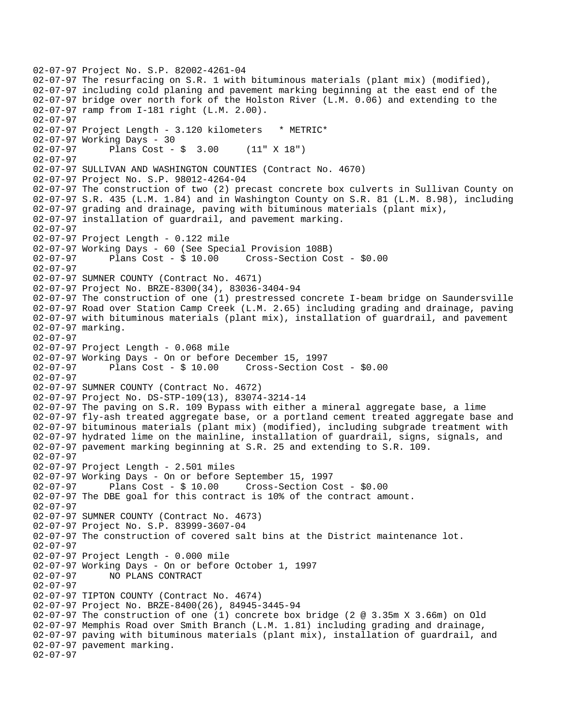```
02-07-97 Project No. S.P. 82002-4261-04
02-07-97 The resurfacing on S.R. 1 with bituminous materials (plant mix) (modified),
02-07-97 including cold planing and pavement marking beginning at the east end of the
02-07-97 bridge over north fork of the Holston River (L.M. 0.06) and extending to the
02-07-97 ramp from I-181 right (L.M. 2.00).
02-07-97
02-07-97 Project Length - 3.120 kilometers   * METRIC*
02-07-97 Working Days - 30
02-07-97      Plans Cost - $  3.00     (11" X 18")
02-07-97
02-07-97 SULLIVAN AND WASHINGTON COUNTIES (Contract No. 4670)
02-07-97 Project No. S.P. 98012-4264-04
02-07-97 The construction of two (2) precast concrete box culverts in Sullivan County on
02-07-97 S.R. 435 (L.M. 1.84) and in Washington County on S.R. 81 (L.M. 8.98), including
02-07-97 grading and drainage, paving with bituminous materials (plant mix),
02-07-97 installation of guardrail, and pavement marking.
02-07-97
02-07-97 Project Length - 0.122 mile
02-07-97 Working Days - 60 (See Special Provision 108B)
02-07-97      Plans Cost - $ 10.00     Cross-Section Cost - $0.00
02-07-97
02-07-97 SUMNER COUNTY (Contract No. 4671)
02-07-97 Project No. BRZE-8300(34), 83036-3404-94
02-07-97 The construction of one (1) prestressed concrete I-beam bridge on Saundersville
02-07-97 Road over Station Camp Creek (L.M. 2.65) including grading and drainage, paving
02-07-97 with bituminous materials (plant mix), installation of guardrail, and pavement
02-07-97 marking.
02-07-97
02-07-97 Project Length - 0.068 mile
02-07-97 Working Days - On or before December 15, 1997
02-07-97      Plans Cost - $ 10.00     Cross-Section Cost - $0.00
02-07-97
02-07-97 SUMNER COUNTY (Contract No. 4672)
02-07-97 Project No. DS-STP-109(13), 83074-3214-14
02-07-97 The paving on S.R. 109 Bypass with either a mineral aggregate base, a lime
02-07-97 fly-ash treated aggregate base, or a portland cement treated aggregate base and
02-07-97 bituminous materials (plant mix) (modified), including subgrade treatment with
02-07-97 hydrated lime on the mainline, installation of guardrail, signs, signals, and
02-07-97 pavement marking beginning at S.R. 25 and extending to S.R. 109.
02-07-97
02-07-97 Project Length - 2.501 miles
02-07-97 Working Days - On or before September 15, 1997
02-07-97      Plans Cost - $ 10.00     Cross-Section Cost - $0.00
02-07-97 The DBE goal for this contract is 10% of the contract amount.
02-07-97
02-07-97 SUMNER COUNTY (Contract No. 4673)
02-07-97 Project No. S.P. 83999-3607-04
02-07-97 The construction of covered salt bins at the District maintenance lot.
02-07-97
02-07-97 Project Length - 0.000 mile
02-07-97 Working Days - On or before October 1, 1997
02-07-97      NO PLANS CONTRACT
02-07-97
02-07-97 TIPTON COUNTY (Contract No. 4674)
02-07-97 Project No. BRZE-8400(26), 84945-3445-94
02-07-97 The construction of one (1) concrete box bridge (2 @ 3.35m X 3.66m) on Old
02-07-97 Memphis Road over Smith Branch (L.M. 1.81) including grading and drainage,
02-07-97 paving with bituminous materials (plant mix), installation of guardrail, and
02-07-97 pavement marking.
02-07-97
```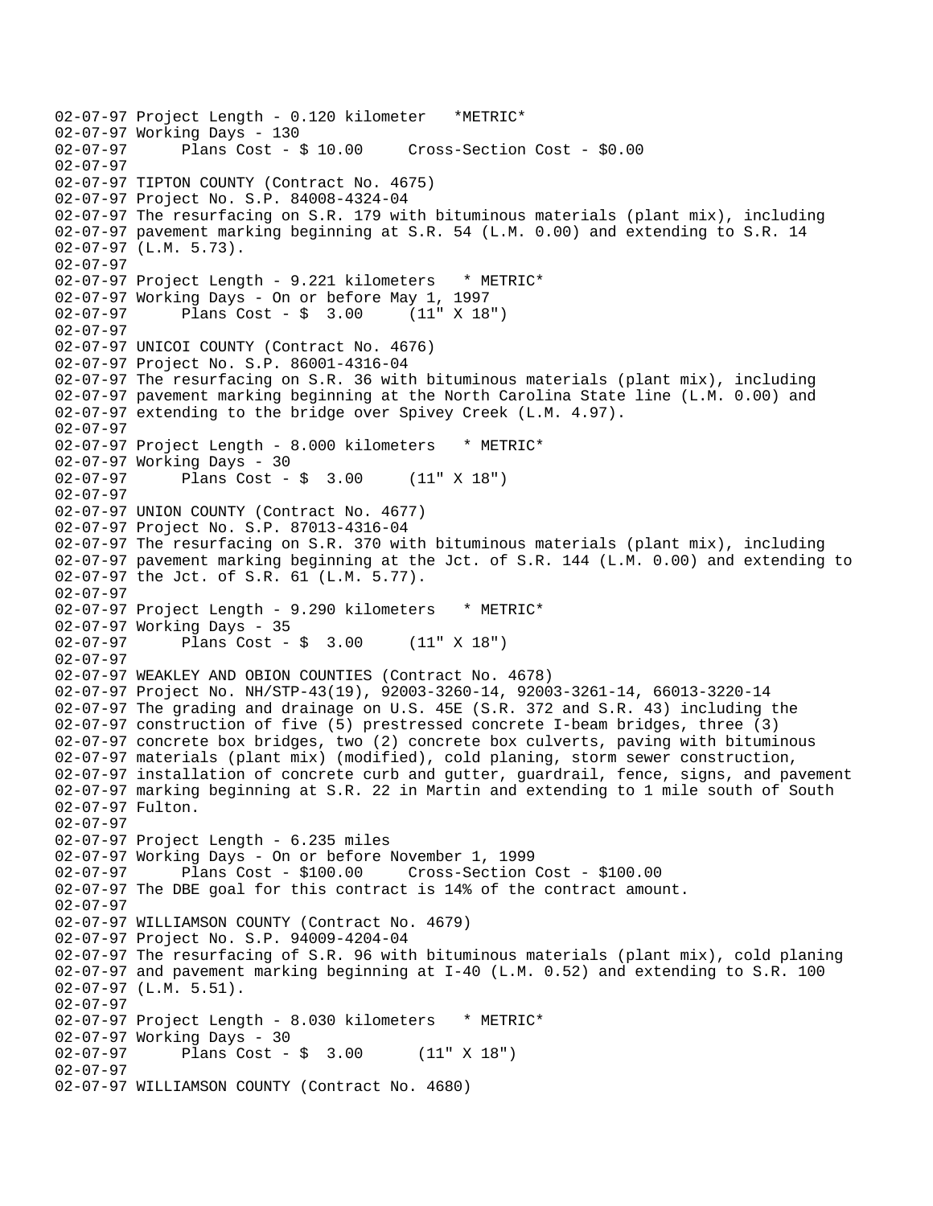```
02-07-97 Project Length - 0.120 kilometer   *METRIC*
02-07-97 Working Days - 130
02-07-97      Plans Cost - $ 10.00     Cross-Section Cost - $0.00
02-07-97
02-07-97 TIPTON COUNTY (Contract No. 4675)
02-07-97 Project No. S.P. 84008-4324-04
02-07-97 The resurfacing on S.R. 179 with bituminous materials (plant mix), including
02-07-97 pavement marking beginning at S.R. 54 (L.M. 0.00) and extending to S.R. 14
02-07-97 (L.M. 5.73).
02-07-97
02-07-97 Project Length - 9.221 kilometers   * METRIC*
02-07-97 Working Days - On or before May 1, 1997
02-07-97      Plans Cost - $  3.00     (11" X 18")
02-07-97
02-07-97 UNICOI COUNTY (Contract No. 4676)
02-07-97 Project No. S.P. 86001-4316-04
02-07-97 The resurfacing on S.R. 36 with bituminous materials (plant mix), including
02-07-97 pavement marking beginning at the North Carolina State line (L.M. 0.00) and
02-07-97 extending to the bridge over Spivey Creek (L.M. 4.97).
02-07-97
02-07-97 Project Length - 8.000 kilometers   * METRIC*
02-07-97 Working Days - 30
02-07-97      Plans Cost - $  3.00     (11" X 18")
02-07-97
02-07-97 UNION COUNTY (Contract No. 4677)
02-07-97 Project No. S.P. 87013-4316-04
02-07-97 The resurfacing on S.R. 370 with bituminous materials (plant mix), including
02-07-97 pavement marking beginning at the Jct. of S.R. 144 (L.M. 0.00) and extending to
02-07-97 the Jct. of S.R. 61 (L.M. 5.77).
02-07-97
02-07-97 Project Length - 9.290 kilometers   * METRIC*
02-07-97 Working Days - 35
02-07-97      Plans Cost - $  3.00     (11" X 18")
02-07-97
02-07-97 WEAKLEY AND OBION COUNTIES (Contract No. 4678)
02-07-97 Project No. NH/STP-43(19), 92003-3260-14, 92003-3261-14, 66013-3220-14
02-07-97 The grading and drainage on U.S. 45E (S.R. 372 and S.R. 43) including the
02-07-97 construction of five (5) prestressed concrete I-beam bridges, three (3)
02-07-97 concrete box bridges, two (2) concrete box culverts, paving with bituminous
02-07-97 materials (plant mix) (modified), cold planing, storm sewer construction,
02-07-97 installation of concrete curb and gutter, guardrail, fence, signs, and pavement
02-07-97 marking beginning at S.R. 22 in Martin and extending to 1 mile south of South
02-07-97 Fulton.
02-07-97
02-07-97 Project Length - 6.235 miles
02-07-97 Working Days - On or before November 1, 1999
02-07-97      Plans Cost - $100.00     Cross-Section Cost - $100.00
02-07-97 The DBE goal for this contract is 14% of the contract amount.
02-07-97
02-07-97 WILLIAMSON COUNTY (Contract No. 4679)
02-07-97 Project No. S.P. 94009-4204-04
02-07-97 The resurfacing of S.R. 96 with bituminous materials (plant mix), cold planing
02-07-97 and pavement marking beginning at I-40 (L.M. 0.52) and extending to S.R. 100
02-07-97 (L.M. 5.51).
02-07-97
02-07-97 Project Length - 8.030 kilometers   * METRIC*
02-07-97 Working Days - 30
02-07-97      Plans Cost - $  3.00      (11" X 18")
02-07-97
02-07-97 WILLIAMSON COUNTY (Contract No. 4680)
```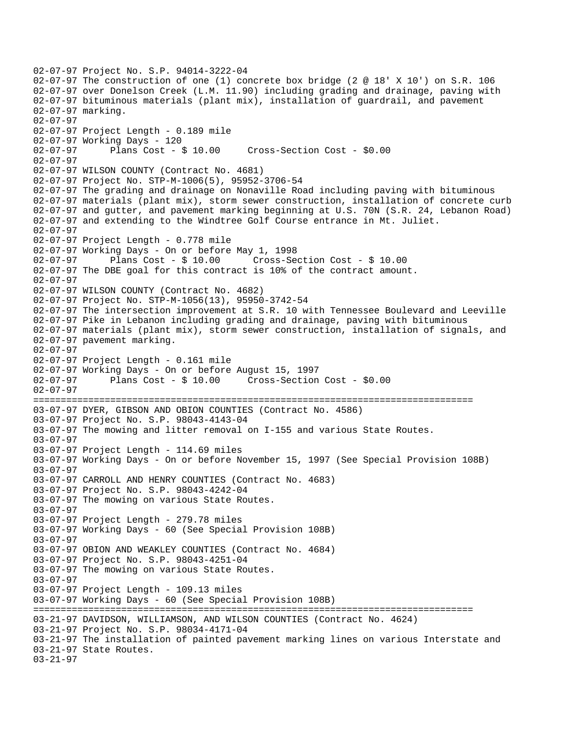02-07-97 Project No. S.P. 94014-3222-04
02-07-97 The construction of one (1) concrete box bridge (2 @ 18' X 10') on S.R. 106
02-07-97 over Donelson Creek (L.M. 11.90) including grading and drainage, paving with
02-07-97 bituminous materials (plant mix), installation of guardrail, and pavement
02-07-97 marking.
02-07-97
02-07-97 Project Length - 0.189 mile
02-07-97 Working Days - 120
02-07-97 Plans Cost - $ 10.00 Cross-Section Cost - $0.00
02-07-97
02-07-97 WILSON COUNTY (Contract No. 4681)
02-07-97 Project No. STP-M-1006(5), 95952-3706-54
02-07-97 The grading and drainage on Nonaville Road including paving with bituminous
02-07-97 materials (plant mix), storm sewer construction, installation of concrete curb
02-07-97 and gutter, and pavement marking beginning at U.S. 70N (S.R. 24, Lebanon Road)
02-07-97 and extending to the Windtree Golf Course entrance in Mt. Juliet.
02-07-97
02-07-97 Project Length - 0.778 mile
02-07-97 Working Days - On or before May 1, 1998
02-07-97 Plans Cost - $ 10.00 Cross-Section Cost - $ 10.00
02-07-97 The DBE goal for this contract is 10% of the contract amount.
02-07-97
02-07-97 WILSON COUNTY (Contract No. 4682)
02-07-97 Project No. STP-M-1056(13), 95950-3742-54
02-07-97 The intersection improvement at S.R. 10 with Tennessee Boulevard and Leeville
02-07-97 Pike in Lebanon including grading and drainage, paving with bituminous
02-07-97 materials (plant mix), storm sewer construction, installation of signals, and
02-07-97 pavement marking.
02-07-97
02-07-97 Project Length - 0.161 mile
02-07-97 Working Days - On or before August 15, 1997
02-07-97 Plans Cost - $ 10.00 Cross-Section Cost - $0.00
02-07-97
================================================================================
03-07-97 DYER, GIBSON AND OBION COUNTIES (Contract No. 4586)
03-07-97 Project No. S.P. 98043-4143-04
03-07-97 The mowing and litter removal on I-155 and various State Routes.
03-07-97
03-07-97 Project Length - 114.69 miles
03-07-97 Working Days - On or before November 15, 1997 (See Special Provision 108B)
03-07-97
03-07-97 CARROLL AND HENRY COUNTIES (Contract No. 4683)
03-07-97 Project No. S.P. 98043-4242-04
03-07-97 The mowing on various State Routes.
03-07-97
03-07-97 Project Length - 279.78 miles
03-07-97 Working Days - 60 (See Special Provision 108B)
03-07-97
03-07-97 OBION AND WEAKLEY COUNTIES (Contract No. 4684)
03-07-97 Project No. S.P. 98043-4251-04
03-07-97 The mowing on various State Routes.
03-07-97
03-07-97 Project Length - 109.13 miles
03-07-97 Working Days - 60 (See Special Provision 108B)
================================================================================
03-21-97 DAVIDSON, WILLIAMSON, AND WILSON COUNTIES (Contract No. 4624)
03-21-97 Project No. S.P. 98034-4171-04
03-21-97 The installation of painted pavement marking lines on various Interstate and
03-21-97 State Routes.
03-21-97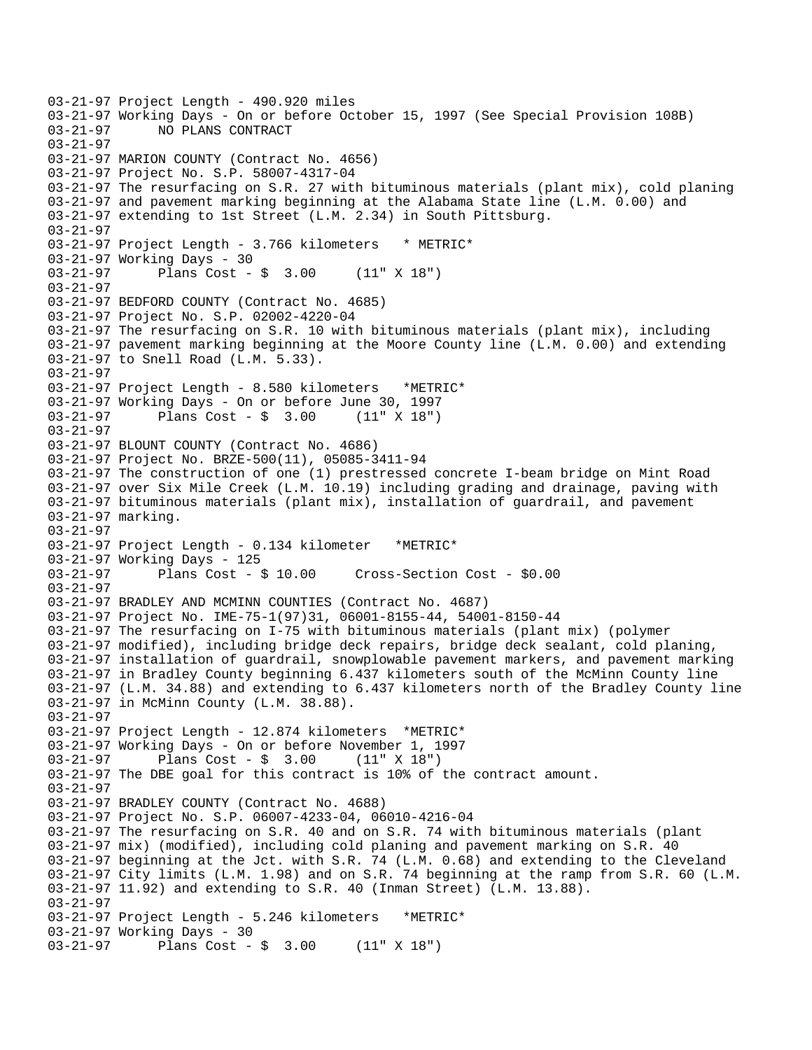```
03-21-97 Project Length - 490.920 miles
03-21-97 Working Days - On or before October 15, 1997 (See Special Provision 108B)
03-21-97      NO PLANS CONTRACT
03-21-97
03-21-97 MARION COUNTY (Contract No. 4656)
03-21-97 Project No. S.P. 58007-4317-04
03-21-97 The resurfacing on S.R. 27 with bituminous materials (plant mix), cold planing
03-21-97 and pavement marking beginning at the Alabama State line (L.M. 0.00) and
03-21-97 extending to 1st Street (L.M. 2.34) in South Pittsburg.
03-21-97
03-21-97 Project Length - 3.766 kilometers   * METRIC*
03-21-97 Working Days - 30
03-21-97      Plans Cost - $  3.00     (11" X 18")
03-21-97
03-21-97 BEDFORD COUNTY (Contract No. 4685)
03-21-97 Project No. S.P. 02002-4220-04
03-21-97 The resurfacing on S.R. 10 with bituminous materials (plant mix), including
03-21-97 pavement marking beginning at the Moore County line (L.M. 0.00) and extending
03-21-97 to Snell Road (L.M. 5.33).
03-21-97
03-21-97 Project Length - 8.580 kilometers   *METRIC*
03-21-97 Working Days - On or before June 30, 1997
03-21-97      Plans Cost - $  3.00     (11" X 18")
03-21-97
03-21-97 BLOUNT COUNTY (Contract No. 4686)
03-21-97 Project No. BRZE-500(11), 05085-3411-94
03-21-97 The construction of one (1) prestressed concrete I-beam bridge on Mint Road
03-21-97 over Six Mile Creek (L.M. 10.19) including grading and drainage, paving with
03-21-97 bituminous materials (plant mix), installation of guardrail, and pavement
03-21-97 marking.
03-21-97
03-21-97 Project Length - 0.134 kilometer   *METRIC*
03-21-97 Working Days - 125
03-21-97      Plans Cost - $ 10.00     Cross-Section Cost - $0.00
03-21-97
03-21-97 BRADLEY AND MCMINN COUNTIES (Contract No. 4687)
03-21-97 Project No. IME-75-1(97)31, 06001-8155-44, 54001-8150-44
03-21-97 The resurfacing on I-75 with bituminous materials (plant mix) (polymer
03-21-97 modified), including bridge deck repairs, bridge deck sealant, cold planing,
03-21-97 installation of guardrail, snowplowable pavement markers, and pavement marking
03-21-97 in Bradley County beginning 6.437 kilometers south of the McMinn County line
03-21-97 (L.M. 34.88) and extending to 6.437 kilometers north of the Bradley County line
03-21-97 in McMinn County (L.M. 38.88).
03-21-97
03-21-97 Project Length - 12.874 kilometers  *METRIC*
03-21-97 Working Days - On or before November 1, 1997
03-21-97      Plans Cost - $  3.00     (11" X 18")
03-21-97 The DBE goal for this contract is 10% of the contract amount.
03-21-97
03-21-97 BRADLEY COUNTY (Contract No. 4688)
03-21-97 Project No. S.P. 06007-4233-04, 06010-4216-04
03-21-97 The resurfacing on S.R. 40 and on S.R. 74 with bituminous materials (plant
03-21-97 mix) (modified), including cold planing and pavement marking on S.R. 40
03-21-97 beginning at the Jct. with S.R. 74 (L.M. 0.68) and extending to the Cleveland
03-21-97 City limits (L.M. 1.98) and on S.R. 74 beginning at the ramp from S.R. 60 (L.M.
03-21-97 11.92) and extending to S.R. 40 (Inman Street) (L.M. 13.88).
03-21-97
03-21-97 Project Length - 5.246 kilometers   *METRIC*
03-21-97 Working Days - 30
03-21-97      Plans Cost - $  3.00     (11" X 18")
```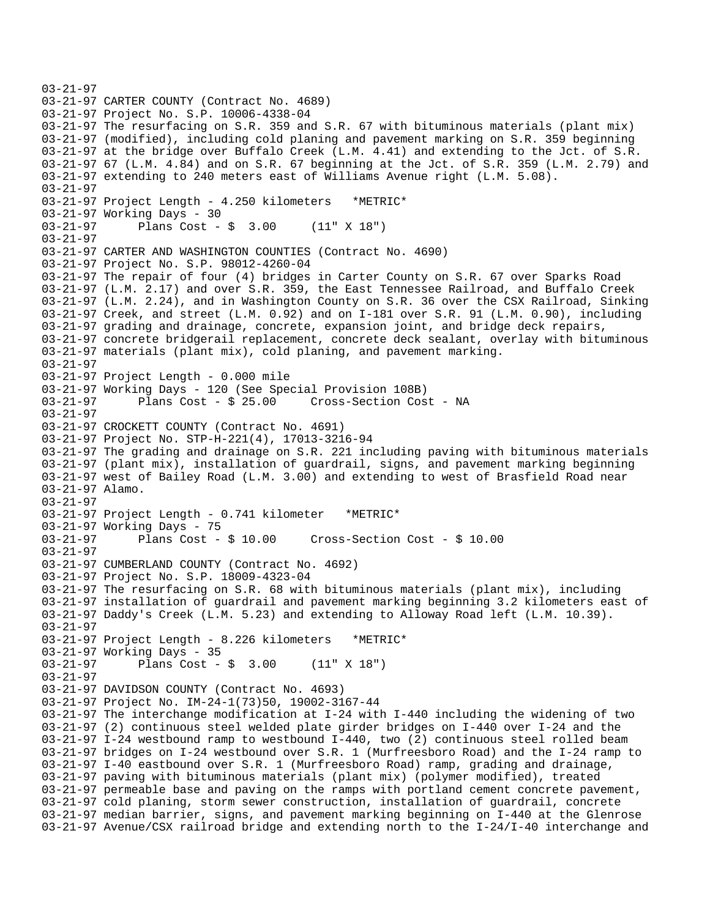03-21-97
03-21-97 CARTER COUNTY (Contract No. 4689)
03-21-97 Project No. S.P. 10006-4338-04
03-21-97 The resurfacing on S.R. 359 and S.R. 67 with bituminous materials (plant mix)
03-21-97 (modified), including cold planing and pavement marking on S.R. 359 beginning
03-21-97 at the bridge over Buffalo Creek (L.M. 4.41) and extending to the Jct. of S.R.
03-21-97 67 (L.M. 4.84) and on S.R. 67 beginning at the Jct. of S.R. 359 (L.M. 2.79) and
03-21-97 extending to 240 meters east of Williams Avenue right (L.M. 5.08).
03-21-97
03-21-97 Project Length - 4.250 kilometers   *METRIC*
03-21-97 Working Days - 30
03-21-97      Plans Cost - $  3.00     (11" X 18")
03-21-97
03-21-97 CARTER AND WASHINGTON COUNTIES (Contract No. 4690)
03-21-97 Project No. S.P. 98012-4260-04
03-21-97 The repair of four (4) bridges in Carter County on S.R. 67 over Sparks Road
03-21-97 (L.M. 2.17) and over S.R. 359, the East Tennessee Railroad, and Buffalo Creek
03-21-97 (L.M. 2.24), and in Washington County on S.R. 36 over the CSX Railroad, Sinking
03-21-97 Creek, and street (L.M. 0.92) and on I-181 over S.R. 91 (L.M. 0.90), including
03-21-97 grading and drainage, concrete, expansion joint, and bridge deck repairs,
03-21-97 concrete bridgerail replacement, concrete deck sealant, overlay with bituminous
03-21-97 materials (plant mix), cold planing, and pavement marking.
03-21-97
03-21-97 Project Length - 0.000 mile
03-21-97 Working Days - 120 (See Special Provision 108B)
03-21-97      Plans Cost - $ 25.00     Cross-Section Cost - NA
03-21-97
03-21-97 CROCKETT COUNTY (Contract No. 4691)
03-21-97 Project No. STP-H-221(4), 17013-3216-94
03-21-97 The grading and drainage on S.R. 221 including paving with bituminous materials
03-21-97 (plant mix), installation of guardrail, signs, and pavement marking beginning
03-21-97 west of Bailey Road (L.M. 3.00) and extending to west of Brasfield Road near
03-21-97 Alamo.
03-21-97
03-21-97 Project Length - 0.741 kilometer   *METRIC*
03-21-97 Working Days - 75
03-21-97      Plans Cost - $ 10.00     Cross-Section Cost - $ 10.00
03-21-97
03-21-97 CUMBERLAND COUNTY (Contract No. 4692)
03-21-97 Project No. S.P. 18009-4323-04
03-21-97 The resurfacing on S.R. 68 with bituminous materials (plant mix), including
03-21-97 installation of guardrail and pavement marking beginning 3.2 kilometers east of
03-21-97 Daddy's Creek (L.M. 5.23) and extending to Alloway Road left (L.M. 10.39).
03-21-97
03-21-97 Project Length - 8.226 kilometers   *METRIC*
03-21-97 Working Days - 35
03-21-97      Plans Cost - $  3.00     (11" X 18")
03-21-97
03-21-97 DAVIDSON COUNTY (Contract No. 4693)
03-21-97 Project No. IM-24-1(73)50, 19002-3167-44
03-21-97 The interchange modification at I-24 with I-440 including the widening of two
03-21-97 (2) continuous steel welded plate girder bridges on I-440 over I-24 and the
03-21-97 I-24 westbound ramp to westbound I-440, two (2) continuous steel rolled beam
03-21-97 bridges on I-24 westbound over S.R. 1 (Murfreesboro Road) and the I-24 ramp to
03-21-97 I-40 eastbound over S.R. 1 (Murfreesboro Road) ramp, grading and drainage,
03-21-97 paving with bituminous materials (plant mix) (polymer modified), treated
03-21-97 permeable base and paving on the ramps with portland cement concrete pavement,
03-21-97 cold planing, storm sewer construction, installation of guardrail, concrete
03-21-97 median barrier, signs, and pavement marking beginning on I-440 at the Glenrose
03-21-97 Avenue/CSX railroad bridge and extending north to the I-24/I-40 interchange and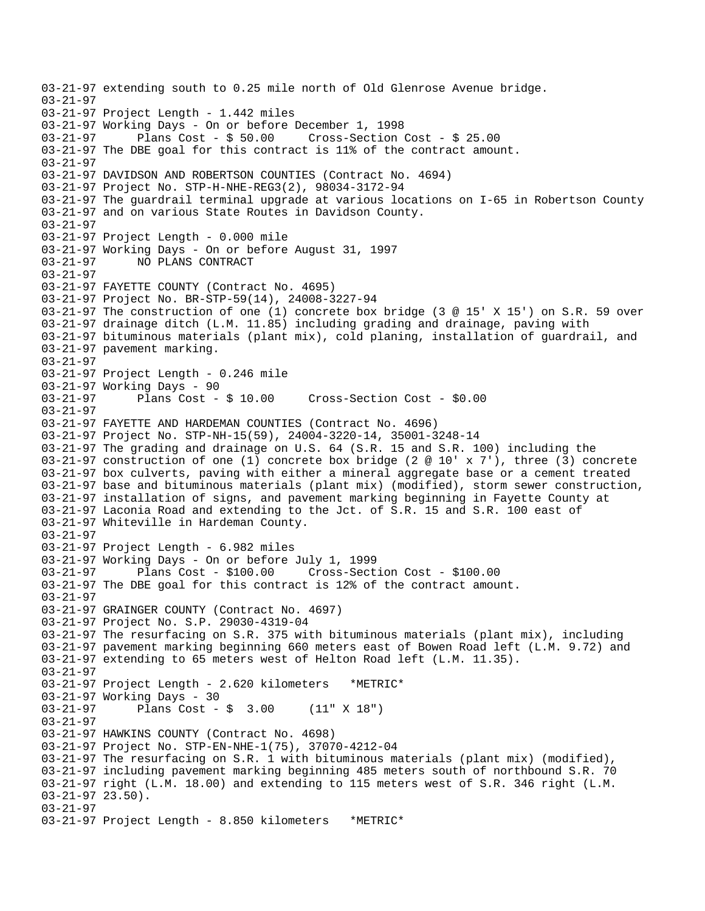```
03-21-97 extending south to 0.25 mile north of Old Glenrose Avenue bridge.
03-21-97
03-21-97 Project Length - 1.442 miles
03-21-97 Working Days - On or before December 1, 1998
03-21-97      Plans Cost - $ 50.00     Cross-Section Cost - $ 25.00
03-21-97 The DBE goal for this contract is 11% of the contract amount.
03-21-97
03-21-97 DAVIDSON AND ROBERTSON COUNTIES (Contract No. 4694)
03-21-97 Project No. STP-H-NHE-REG3(2), 98034-3172-94
03-21-97 The guardrail terminal upgrade at various locations on I-65 in Robertson County
03-21-97 and on various State Routes in Davidson County.
03-21-97
03-21-97 Project Length - 0.000 mile
03-21-97 Working Days - On or before August 31, 1997
03-21-97      NO PLANS CONTRACT
03-21-97
03-21-97 FAYETTE COUNTY (Contract No. 4695)
03-21-97 Project No. BR-STP-59(14), 24008-3227-94
03-21-97 The construction of one (1) concrete box bridge (3 @ 15' X 15') on S.R. 59 over
03-21-97 drainage ditch (L.M. 11.85) including grading and drainage, paving with
03-21-97 bituminous materials (plant mix), cold planing, installation of guardrail, and
03-21-97 pavement marking.
03-21-97
03-21-97 Project Length - 0.246 mile
03-21-97 Working Days - 90
03-21-97      Plans Cost - $ 10.00     Cross-Section Cost - $0.00
03-21-97
03-21-97 FAYETTE AND HARDEMAN COUNTIES (Contract No. 4696)
03-21-97 Project No. STP-NH-15(59), 24004-3220-14, 35001-3248-14
03-21-97 The grading and drainage on U.S. 64 (S.R. 15 and S.R. 100) including the
03-21-97 construction of one (1) concrete box bridge (2 @ 10' x 7'), three (3) concrete
03-21-97 box culverts, paving with either a mineral aggregate base or a cement treated
03-21-97 base and bituminous materials (plant mix) (modified), storm sewer construction,
03-21-97 installation of signs, and pavement marking beginning in Fayette County at
03-21-97 Laconia Road and extending to the Jct. of S.R. 15 and S.R. 100 east of
03-21-97 Whiteville in Hardeman County.
03-21-97
03-21-97 Project Length - 6.982 miles
03-21-97 Working Days - On or before July 1, 1999
03-21-97      Plans Cost - $100.00     Cross-Section Cost - $100.00
03-21-97 The DBE goal for this contract is 12% of the contract amount.
03-21-97
03-21-97 GRAINGER COUNTY (Contract No. 4697)
03-21-97 Project No. S.P. 29030-4319-04
03-21-97 The resurfacing on S.R. 375 with bituminous materials (plant mix), including
03-21-97 pavement marking beginning 660 meters east of Bowen Road left (L.M. 9.72) and
03-21-97 extending to 65 meters west of Helton Road left (L.M. 11.35).
03-21-97
03-21-97 Project Length - 2.620 kilometers   *METRIC*
03-21-97 Working Days - 30
03-21-97      Plans Cost - $  3.00     (11" X 18")
03-21-97
03-21-97 HAWKINS COUNTY (Contract No. 4698)
03-21-97 Project No. STP-EN-NHE-1(75), 37070-4212-04
03-21-97 The resurfacing on S.R. 1 with bituminous materials (plant mix) (modified),
03-21-97 including pavement marking beginning 485 meters south of northbound S.R. 70
03-21-97 right (L.M. 18.00) and extending to 115 meters west of S.R. 346 right (L.M.
03-21-97 23.50).
03-21-97
03-21-97 Project Length - 8.850 kilometers   *METRIC*
```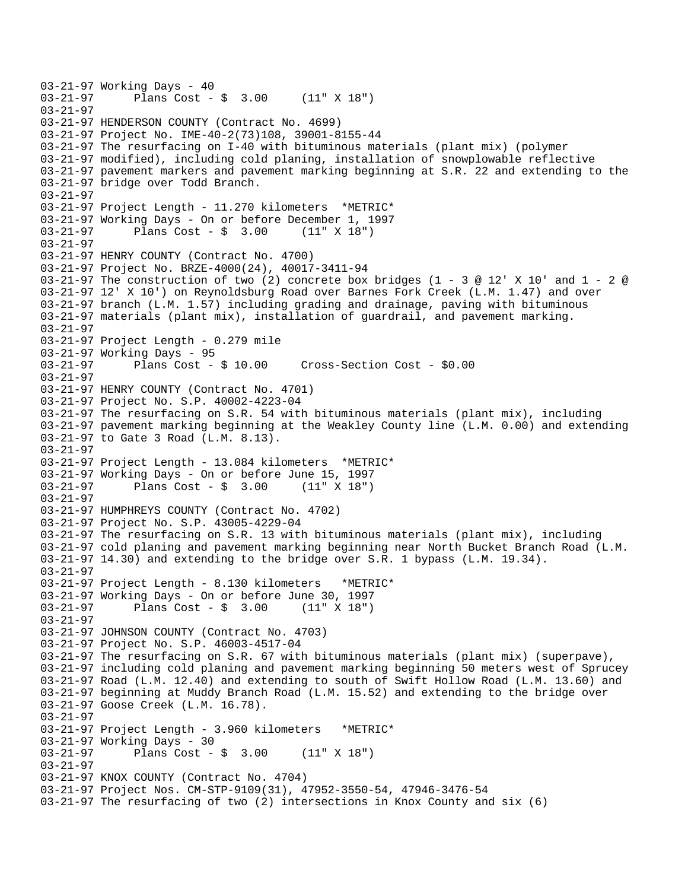```
03-21-97 Working Days - 40
03-21-97      Plans Cost - $  3.00     (11" X 18")
03-21-97
03-21-97 HENDERSON COUNTY (Contract No. 4699)
03-21-97 Project No. IME-40-2(73)108, 39001-8155-44
03-21-97 The resurfacing on I-40 with bituminous materials (plant mix) (polymer
03-21-97 modified), including cold planing, installation of snowplowable reflective
03-21-97 pavement markers and pavement marking beginning at S.R. 22 and extending to the
03-21-97 bridge over Todd Branch.
03-21-97
03-21-97 Project Length - 11.270 kilometers  *METRIC*
03-21-97 Working Days - On or before December 1, 1997
03-21-97      Plans Cost - $  3.00     (11" X 18")
03-21-97
03-21-97 HENRY COUNTY (Contract No. 4700)
03-21-97 Project No. BRZE-4000(24), 40017-3411-94
03-21-97 The construction of two (2) concrete box bridges (1 - 3 @ 12' X 10' and 1 - 2 @
03-21-97 12' X 10') on Reynoldsburg Road over Barnes Fork Creek (L.M. 1.47) and over
03-21-97 branch (L.M. 1.57) including grading and drainage, paving with bituminous
03-21-97 materials (plant mix), installation of guardrail, and pavement marking.
03-21-97
03-21-97 Project Length - 0.279 mile
03-21-97 Working Days - 95
03-21-97      Plans Cost - $ 10.00     Cross-Section Cost - $0.00
03-21-97
03-21-97 HENRY COUNTY (Contract No. 4701)
03-21-97 Project No. S.P. 40002-4223-04
03-21-97 The resurfacing on S.R. 54 with bituminous materials (plant mix), including
03-21-97 pavement marking beginning at the Weakley County line (L.M. 0.00) and extending
03-21-97 to Gate 3 Road (L.M. 8.13).
03-21-97
03-21-97 Project Length - 13.084 kilometers  *METRIC*
03-21-97 Working Days - On or before June 15, 1997
03-21-97      Plans Cost - $  3.00     (11" X 18")
03-21-97
03-21-97 HUMPHREYS COUNTY (Contract No. 4702)
03-21-97 Project No. S.P. 43005-4229-04
03-21-97 The resurfacing on S.R. 13 with bituminous materials (plant mix), including
03-21-97 cold planing and pavement marking beginning near North Bucket Branch Road (L.M.
03-21-97 14.30) and extending to the bridge over S.R. 1 bypass (L.M. 19.34).
03-21-97
03-21-97 Project Length - 8.130 kilometers   *METRIC*
03-21-97 Working Days - On or before June 30, 1997
03-21-97      Plans Cost - $  3.00     (11" X 18")
03-21-97
03-21-97 JOHNSON COUNTY (Contract No. 4703)
03-21-97 Project No. S.P. 46003-4517-04
03-21-97 The resurfacing on S.R. 67 with bituminous materials (plant mix) (superpave),
03-21-97 including cold planing and pavement marking beginning 50 meters west of Sprucey
03-21-97 Road (L.M. 12.40) and extending to south of Swift Hollow Road (L.M. 13.60) and
03-21-97 beginning at Muddy Branch Road (L.M. 15.52) and extending to the bridge over
03-21-97 Goose Creek (L.M. 16.78).
03-21-97
03-21-97 Project Length - 3.960 kilometers   *METRIC*
03-21-97 Working Days - 30
03-21-97      Plans Cost - $  3.00     (11" X 18")
03-21-97
03-21-97 KNOX COUNTY (Contract No. 4704)
03-21-97 Project Nos. CM-STP-9109(31), 47952-3550-54, 47946-3476-54
03-21-97 The resurfacing of two (2) intersections in Knox County and six (6)
```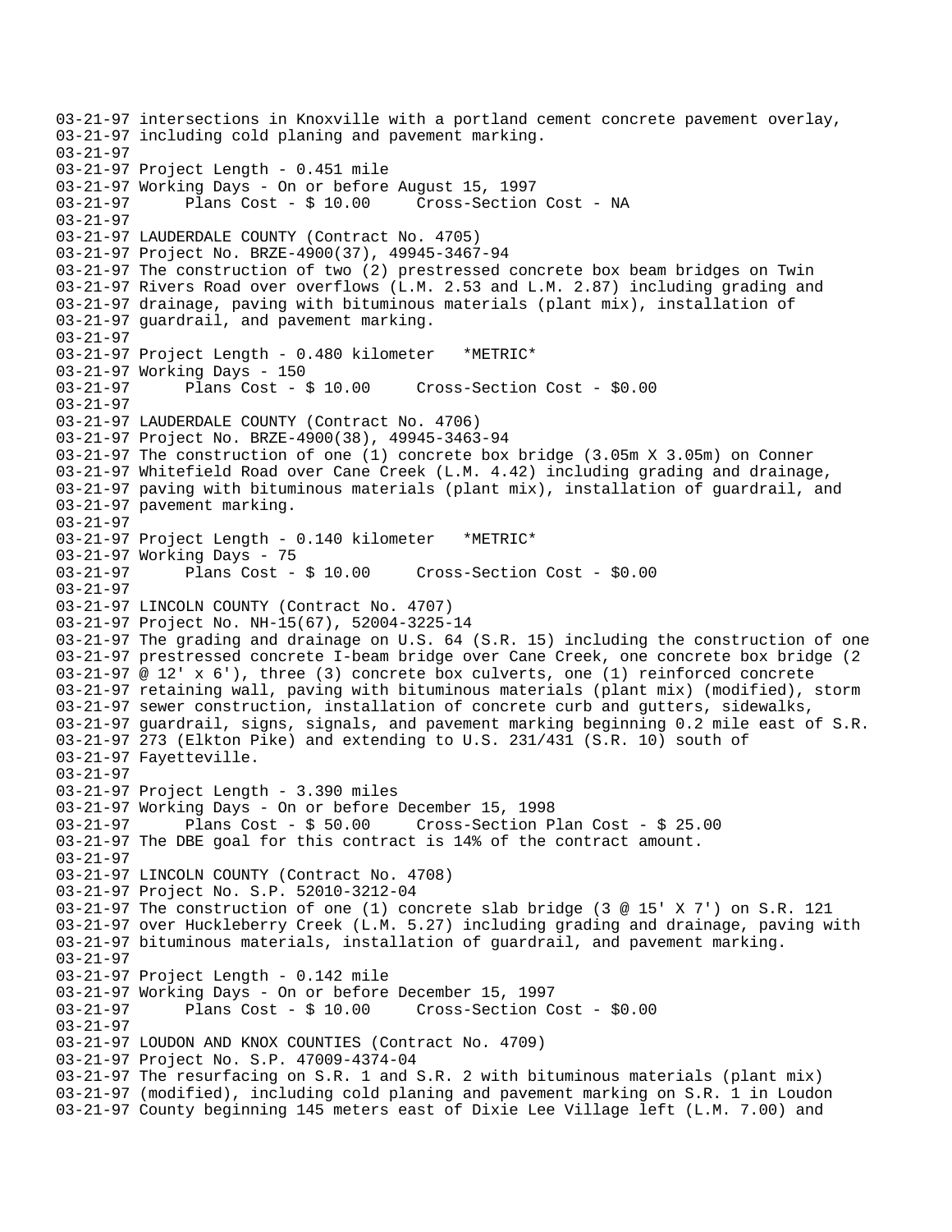03-21-97 intersections in Knoxville with a portland cement concrete pavement overlay,
03-21-97 including cold planing and pavement marking.
03-21-97
03-21-97 Project Length - 0.451 mile
03-21-97 Working Days - On or before August 15, 1997
03-21-97 Plans Cost - $ 10.00 Cross-Section Cost - NA
03-21-97
03-21-97 LAUDERDALE COUNTY (Contract No. 4705)
03-21-97 Project No. BRZE-4900(37), 49945-3467-94
03-21-97 The construction of two (2) prestressed concrete box beam bridges on Twin
03-21-97 Rivers Road over overflows (L.M. 2.53 and L.M. 2.87) including grading and
03-21-97 drainage, paving with bituminous materials (plant mix), installation of
03-21-97 guardrail, and pavement marking.
03-21-97
03-21-97 Project Length - 0.480 kilometer *METRIC*
03-21-97 Working Days - 150
03-21-97 Plans Cost - $ 10.00 Cross-Section Cost - $0.00
03-21-97
03-21-97 LAUDERDALE COUNTY (Contract No. 4706)
03-21-97 Project No. BRZE-4900(38), 49945-3463-94
03-21-97 The construction of one (1) concrete box bridge (3.05m X 3.05m) on Conner
03-21-97 Whitefield Road over Cane Creek (L.M. 4.42) including grading and drainage,
03-21-97 paving with bituminous materials (plant mix), installation of guardrail, and
03-21-97 pavement marking.
03-21-97
03-21-97 Project Length - 0.140 kilometer *METRIC*
03-21-97 Working Days - 75
03-21-97 Plans Cost - $ 10.00 Cross-Section Cost - $0.00
03-21-97
03-21-97 LINCOLN COUNTY (Contract No. 4707)
03-21-97 Project No. NH-15(67), 52004-3225-14
03-21-97 The grading and drainage on U.S. 64 (S.R. 15) including the construction of one
03-21-97 prestressed concrete I-beam bridge over Cane Creek, one concrete box bridge (2
03-21-97 @ 12' x 6'), three (3) concrete box culverts, one (1) reinforced concrete
03-21-97 retaining wall, paving with bituminous materials (plant mix) (modified), storm
03-21-97 sewer construction, installation of concrete curb and gutters, sidewalks,
03-21-97 guardrail, signs, signals, and pavement marking beginning 0.2 mile east of S.R.
03-21-97 273 (Elkton Pike) and extending to U.S. 231/431 (S.R. 10) south of
03-21-97 Fayetteville.
03-21-97
03-21-97 Project Length - 3.390 miles
03-21-97 Working Days - On or before December 15, 1998
03-21-97 Plans Cost - $ 50.00 Cross-Section Plan Cost - $ 25.00
03-21-97 The DBE goal for this contract is 14% of the contract amount.
03-21-97
03-21-97 LINCOLN COUNTY (Contract No. 4708)
03-21-97 Project No. S.P. 52010-3212-04
03-21-97 The construction of one (1) concrete slab bridge (3 @ 15' X 7') on S.R. 121
03-21-97 over Huckleberry Creek (L.M. 5.27) including grading and drainage, paving with
03-21-97 bituminous materials, installation of guardrail, and pavement marking.
03-21-97
03-21-97 Project Length - 0.142 mile
03-21-97 Working Days - On or before December 15, 1997
03-21-97 Plans Cost - $ 10.00 Cross-Section Cost - $0.00
03-21-97
03-21-97 LOUDON AND KNOX COUNTIES (Contract No. 4709)
03-21-97 Project No. S.P. 47009-4374-04
03-21-97 The resurfacing on S.R. 1 and S.R. 2 with bituminous materials (plant mix)
03-21-97 (modified), including cold planing and pavement marking on S.R. 1 in Loudon
03-21-97 County beginning 145 meters east of Dixie Lee Village left (L.M. 7.00) and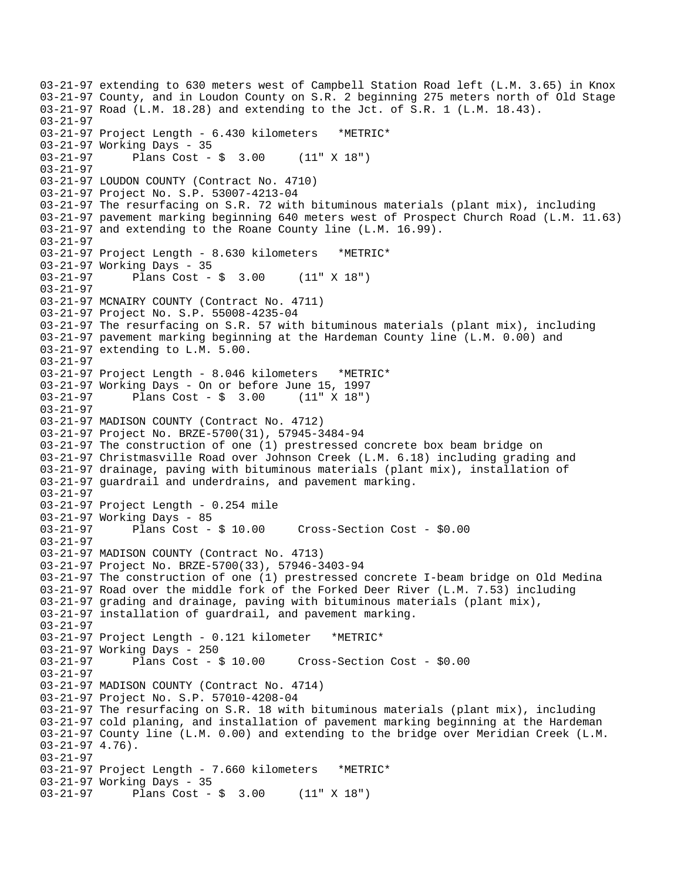03-21-97 extending to 630 meters west of Campbell Station Road left (L.M. 3.65) in Knox
03-21-97 County, and in Loudon County on S.R. 2 beginning 275 meters north of Old Stage
03-21-97 Road (L.M. 18.28) and extending to the Jct. of S.R. 1 (L.M. 18.43).
03-21-97
03-21-97 Project Length - 6.430 kilometers   *METRIC*
03-21-97 Working Days - 35
03-21-97       Plans Cost - $  3.00     (11" X 18")
03-21-97
03-21-97 LOUDON COUNTY (Contract No. 4710)
03-21-97 Project No. S.P. 53007-4213-04
03-21-97 The resurfacing on S.R. 72 with bituminous materials (plant mix), including
03-21-97 pavement marking beginning 640 meters west of Prospect Church Road (L.M. 11.63)
03-21-97 and extending to the Roane County line (L.M. 16.99).
03-21-97
03-21-97 Project Length - 8.630 kilometers   *METRIC*
03-21-97 Working Days - 35
03-21-97       Plans Cost - $  3.00     (11" X 18")
03-21-97
03-21-97 MCNAIRY COUNTY (Contract No. 4711)
03-21-97 Project No. S.P. 55008-4235-04
03-21-97 The resurfacing on S.R. 57 with bituminous materials (plant mix), including
03-21-97 pavement marking beginning at the Hardeman County line (L.M. 0.00) and
03-21-97 extending to L.M. 5.00.
03-21-97
03-21-97 Project Length - 8.046 kilometers   *METRIC*
03-21-97 Working Days - On or before June 15, 1997
03-21-97       Plans Cost - $  3.00     (11" X 18")
03-21-97
03-21-97 MADISON COUNTY (Contract No. 4712)
03-21-97 Project No. BRZE-5700(31), 57945-3484-94
03-21-97 The construction of one (1) prestressed concrete box beam bridge on
03-21-97 Christmasville Road over Johnson Creek (L.M. 6.18) including grading and
03-21-97 drainage, paving with bituminous materials (plant mix), installation of
03-21-97 guardrail and underdrains, and pavement marking.
03-21-97
03-21-97 Project Length - 0.254 mile
03-21-97 Working Days - 85
03-21-97       Plans Cost - $ 10.00     Cross-Section Cost - $0.00
03-21-97
03-21-97 MADISON COUNTY (Contract No. 4713)
03-21-97 Project No. BRZE-5700(33), 57946-3403-94
03-21-97 The construction of one (1) prestressed concrete I-beam bridge on Old Medina
03-21-97 Road over the middle fork of the Forked Deer River (L.M. 7.53) including
03-21-97 grading and drainage, paving with bituminous materials (plant mix),
03-21-97 installation of guardrail, and pavement marking.
03-21-97
03-21-97 Project Length - 0.121 kilometer   *METRIC*
03-21-97 Working Days - 250
03-21-97       Plans Cost - $ 10.00     Cross-Section Cost - $0.00
03-21-97
03-21-97 MADISON COUNTY (Contract No. 4714)
03-21-97 Project No. S.P. 57010-4208-04
03-21-97 The resurfacing on S.R. 18 with bituminous materials (plant mix), including
03-21-97 cold planing, and installation of pavement marking beginning at the Hardeman
03-21-97 County line (L.M. 0.00) and extending to the bridge over Meridian Creek (L.M.
03-21-97 4.76).
03-21-97
03-21-97 Project Length - 7.660 kilometers   *METRIC*
03-21-97 Working Days - 35
03-21-97       Plans Cost - $  3.00     (11" X 18")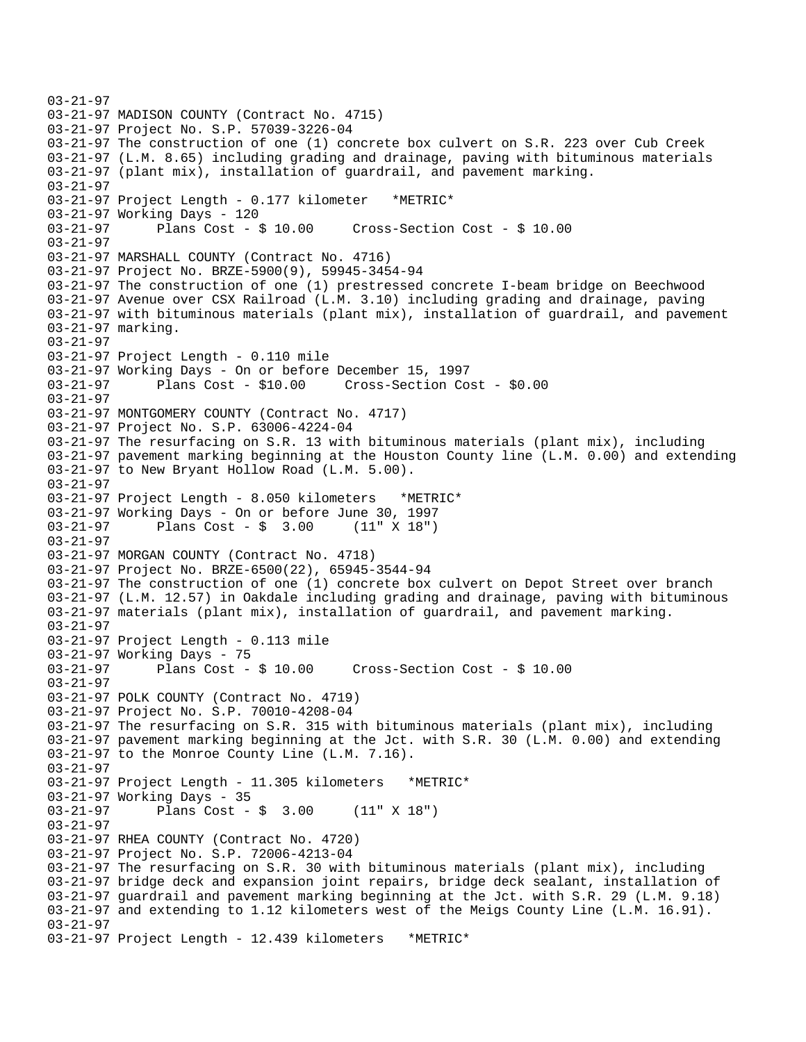03-21-97
03-21-97 MADISON COUNTY (Contract No. 4715)
03-21-97 Project No. S.P. 57039-3226-04
03-21-97 The construction of one (1) concrete box culvert on S.R. 223 over Cub Creek
03-21-97 (L.M. 8.65) including grading and drainage, paving with bituminous materials
03-21-97 (plant mix), installation of guardrail, and pavement marking.
03-21-97
03-21-97 Project Length - 0.177 kilometer   *METRIC*
03-21-97 Working Days - 120
03-21-97      Plans Cost - $ 10.00     Cross-Section Cost - $ 10.00
03-21-97
03-21-97 MARSHALL COUNTY (Contract No. 4716)
03-21-97 Project No. BRZE-5900(9), 59945-3454-94
03-21-97 The construction of one (1) prestressed concrete I-beam bridge on Beechwood
03-21-97 Avenue over CSX Railroad (L.M. 3.10) including grading and drainage, paving
03-21-97 with bituminous materials (plant mix), installation of guardrail, and pavement
03-21-97 marking.
03-21-97
03-21-97 Project Length - 0.110 mile
03-21-97 Working Days - On or before December 15, 1997
03-21-97      Plans Cost - $10.00     Cross-Section Cost - $0.00
03-21-97
03-21-97 MONTGOMERY COUNTY (Contract No. 4717)
03-21-97 Project No. S.P. 63006-4224-04
03-21-97 The resurfacing on S.R. 13 with bituminous materials (plant mix), including
03-21-97 pavement marking beginning at the Houston County line (L.M. 0.00) and extending
03-21-97 to New Bryant Hollow Road (L.M. 5.00).
03-21-97
03-21-97 Project Length - 8.050 kilometers   *METRIC*
03-21-97 Working Days - On or before June 30, 1997
03-21-97      Plans Cost - $  3.00     (11" X 18")
03-21-97
03-21-97 MORGAN COUNTY (Contract No. 4718)
03-21-97 Project No. BRZE-6500(22), 65945-3544-94
03-21-97 The construction of one (1) concrete box culvert on Depot Street over branch
03-21-97 (L.M. 12.57) in Oakdale including grading and drainage, paving with bituminous
03-21-97 materials (plant mix), installation of guardrail, and pavement marking.
03-21-97
03-21-97 Project Length - 0.113 mile
03-21-97 Working Days - 75
03-21-97      Plans Cost - $ 10.00     Cross-Section Cost - $ 10.00
03-21-97
03-21-97 POLK COUNTY (Contract No. 4719)
03-21-97 Project No. S.P. 70010-4208-04
03-21-97 The resurfacing on S.R. 315 with bituminous materials (plant mix), including
03-21-97 pavement marking beginning at the Jct. with S.R. 30 (L.M. 0.00) and extending
03-21-97 to the Monroe County Line (L.M. 7.16).
03-21-97
03-21-97 Project Length - 11.305 kilometers   *METRIC*
03-21-97 Working Days - 35
03-21-97      Plans Cost - $  3.00     (11" X 18")
03-21-97
03-21-97 RHEA COUNTY (Contract No. 4720)
03-21-97 Project No. S.P. 72006-4213-04
03-21-97 The resurfacing on S.R. 30 with bituminous materials (plant mix), including
03-21-97 bridge deck and expansion joint repairs, bridge deck sealant, installation of
03-21-97 guardrail and pavement marking beginning at the Jct. with S.R. 29 (L.M. 9.18)
03-21-97 and extending to 1.12 kilometers west of the Meigs County Line (L.M. 16.91).
03-21-97
03-21-97 Project Length - 12.439 kilometers   *METRIC*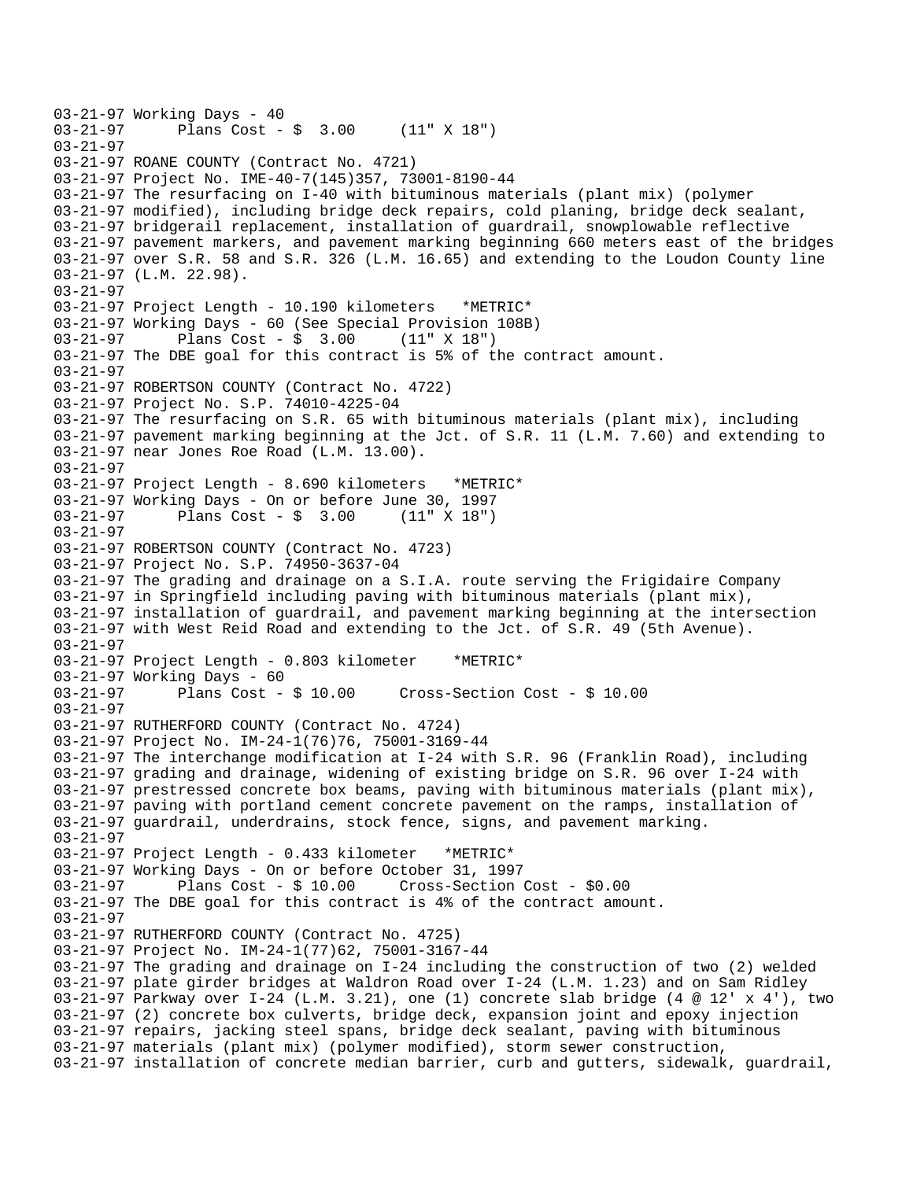```
03-21-97 Working Days - 40
03-21-97      Plans Cost - $  3.00     (11" X 18")
03-21-97
03-21-97 ROANE COUNTY (Contract No. 4721)
03-21-97 Project No. IME-40-7(145)357, 73001-8190-44
03-21-97 The resurfacing on I-40 with bituminous materials (plant mix) (polymer
03-21-97 modified), including bridge deck repairs, cold planing, bridge deck sealant,
03-21-97 bridgerail replacement, installation of guardrail, snowplowable reflective
03-21-97 pavement markers, and pavement marking beginning 660 meters east of the bridges
03-21-97 over S.R. 58 and S.R. 326 (L.M. 16.65) and extending to the Loudon County line
03-21-97 (L.M. 22.98).
03-21-97
03-21-97 Project Length - 10.190 kilometers   *METRIC*
03-21-97 Working Days - 60 (See Special Provision 108B)
03-21-97      Plans Cost - $  3.00     (11" X 18")
03-21-97 The DBE goal for this contract is 5% of the contract amount.
03-21-97
03-21-97 ROBERTSON COUNTY (Contract No. 4722)
03-21-97 Project No. S.P. 74010-4225-04
03-21-97 The resurfacing on S.R. 65 with bituminous materials (plant mix), including
03-21-97 pavement marking beginning at the Jct. of S.R. 11 (L.M. 7.60) and extending to
03-21-97 near Jones Roe Road (L.M. 13.00).
03-21-97
03-21-97 Project Length - 8.690 kilometers   *METRIC*
03-21-97 Working Days - On or before June 30, 1997
03-21-97      Plans Cost - $  3.00     (11" X 18")
03-21-97
03-21-97 ROBERTSON COUNTY (Contract No. 4723)
03-21-97 Project No. S.P. 74950-3637-04
03-21-97 The grading and drainage on a S.I.A. route serving the Frigidaire Company
03-21-97 in Springfield including paving with bituminous materials (plant mix),
03-21-97 installation of guardrail, and pavement marking beginning at the intersection
03-21-97 with West Reid Road and extending to the Jct. of S.R. 49 (5th Avenue).
03-21-97
03-21-97 Project Length - 0.803 kilometer    *METRIC*
03-21-97 Working Days - 60
03-21-97      Plans Cost - $ 10.00     Cross-Section Cost - $ 10.00
03-21-97
03-21-97 RUTHERFORD COUNTY (Contract No. 4724)
03-21-97 Project No. IM-24-1(76)76, 75001-3169-44
03-21-97 The interchange modification at I-24 with S.R. 96 (Franklin Road), including
03-21-97 grading and drainage, widening of existing bridge on S.R. 96 over I-24 with
03-21-97 prestressed concrete box beams, paving with bituminous materials (plant mix),
03-21-97 paving with portland cement concrete pavement on the ramps, installation of
03-21-97 guardrail, underdrains, stock fence, signs, and pavement marking.
03-21-97
03-21-97 Project Length - 0.433 kilometer   *METRIC*
03-21-97 Working Days - On or before October 31, 1997
03-21-97      Plans Cost - $ 10.00     Cross-Section Cost - $0.00
03-21-97 The DBE goal for this contract is 4% of the contract amount.
03-21-97
03-21-97 RUTHERFORD COUNTY (Contract No. 4725)
03-21-97 Project No. IM-24-1(77)62, 75001-3167-44
03-21-97 The grading and drainage on I-24 including the construction of two (2) welded
03-21-97 plate girder bridges at Waldron Road over I-24 (L.M. 1.23) and on Sam Ridley
03-21-97 Parkway over I-24 (L.M. 3.21), one (1) concrete slab bridge (4 @ 12' x 4'), two
03-21-97 (2) concrete box culverts, bridge deck, expansion joint and epoxy injection
03-21-97 repairs, jacking steel spans, bridge deck sealant, paving with bituminous
03-21-97 materials (plant mix) (polymer modified), storm sewer construction,
03-21-97 installation of concrete median barrier, curb and gutters, sidewalk, guardrail,
```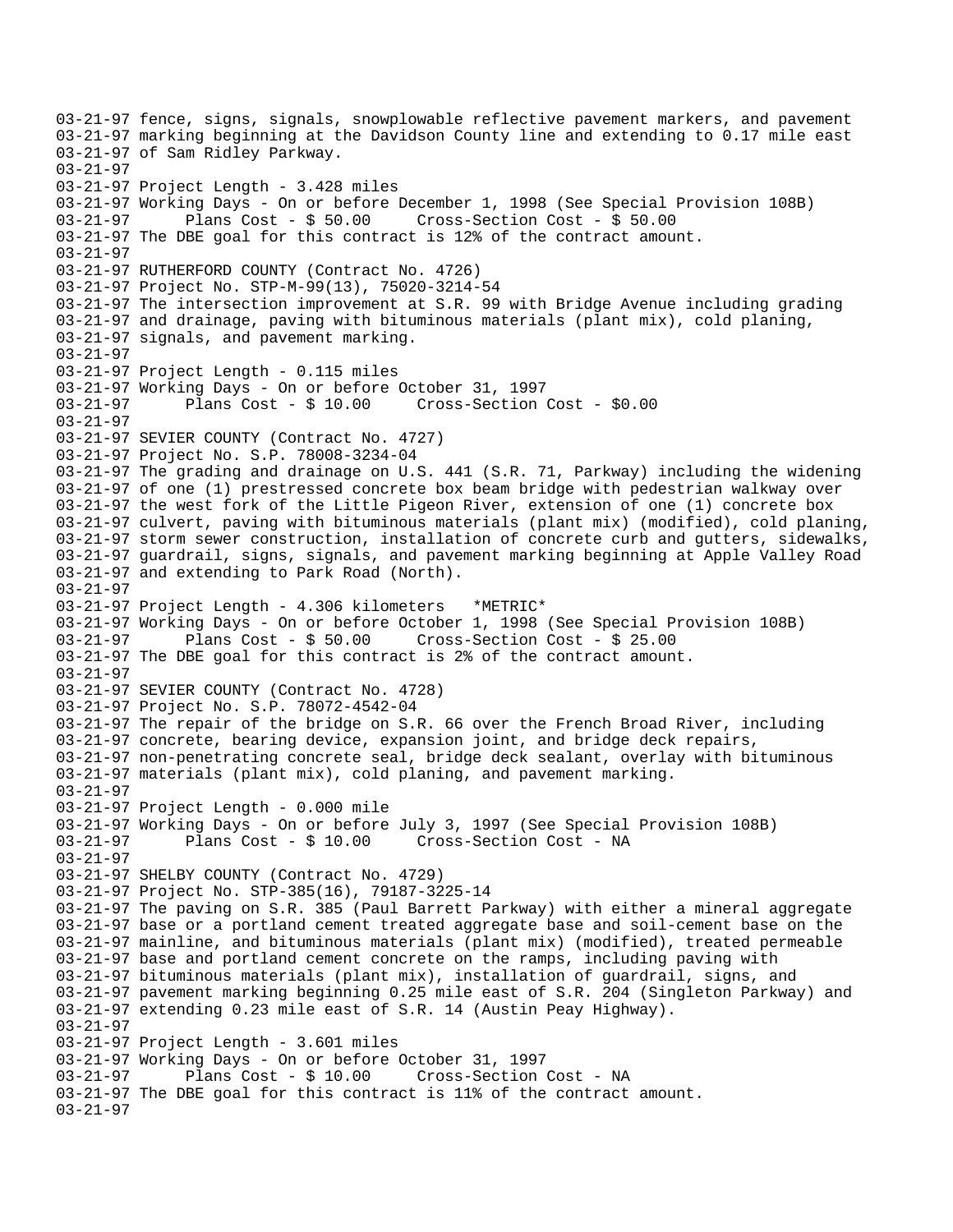03-21-97 fence, signs, signals, snowplowable reflective pavement markers, and pavement
03-21-97 marking beginning at the Davidson County line and extending to 0.17 mile east
03-21-97 of Sam Ridley Parkway.
03-21-97
03-21-97 Project Length - 3.428 miles
03-21-97 Working Days - On or before December 1, 1998 (See Special Provision 108B)
03-21-97 Plans Cost - $ 50.00 Cross-Section Cost - $ 50.00
03-21-97 The DBE goal for this contract is 12% of the contract amount.
03-21-97
03-21-97 RUTHERFORD COUNTY (Contract No. 4726)
03-21-97 Project No. STP-M-99(13), 75020-3214-54
03-21-97 The intersection improvement at S.R. 99 with Bridge Avenue including grading
03-21-97 and drainage, paving with bituminous materials (plant mix), cold planing,
03-21-97 signals, and pavement marking.
03-21-97
03-21-97 Project Length - 0.115 miles
03-21-97 Working Days - On or before October 31, 1997
03-21-97 Plans Cost - $ 10.00 Cross-Section Cost - $0.00
03-21-97
03-21-97 SEVIER COUNTY (Contract No. 4727)
03-21-97 Project No. S.P. 78008-3234-04
03-21-97 The grading and drainage on U.S. 441 (S.R. 71, Parkway) including the widening
03-21-97 of one (1) prestressed concrete box beam bridge with pedestrian walkway over
03-21-97 the west fork of the Little Pigeon River, extension of one (1) concrete box
03-21-97 culvert, paving with bituminous materials (plant mix) (modified), cold planing,
03-21-97 storm sewer construction, installation of concrete curb and gutters, sidewalks,
03-21-97 guardrail, signs, signals, and pavement marking beginning at Apple Valley Road
03-21-97 and extending to Park Road (North).
03-21-97
03-21-97 Project Length - 4.306 kilometers *METRIC*
03-21-97 Working Days - On or before October 1, 1998 (See Special Provision 108B)
03-21-97 Plans Cost - $ 50.00 Cross-Section Cost - $ 25.00
03-21-97 The DBE goal for this contract is 2% of the contract amount.
03-21-97
03-21-97 SEVIER COUNTY (Contract No. 4728)
03-21-97 Project No. S.P. 78072-4542-04
03-21-97 The repair of the bridge on S.R. 66 over the French Broad River, including
03-21-97 concrete, bearing device, expansion joint, and bridge deck repairs,
03-21-97 non-penetrating concrete seal, bridge deck sealant, overlay with bituminous
03-21-97 materials (plant mix), cold planing, and pavement marking.
03-21-97
03-21-97 Project Length - 0.000 mile
03-21-97 Working Days - On or before July 3, 1997 (See Special Provision 108B)
03-21-97 Plans Cost - $ 10.00 Cross-Section Cost - NA
03-21-97
03-21-97 SHELBY COUNTY (Contract No. 4729)
03-21-97 Project No. STP-385(16), 79187-3225-14
03-21-97 The paving on S.R. 385 (Paul Barrett Parkway) with either a mineral aggregate
03-21-97 base or a portland cement treated aggregate base and soil-cement base on the
03-21-97 mainline, and bituminous materials (plant mix) (modified), treated permeable
03-21-97 base and portland cement concrete on the ramps, including paving with
03-21-97 bituminous materials (plant mix), installation of guardrail, signs, and
03-21-97 pavement marking beginning 0.25 mile east of S.R. 204 (Singleton Parkway) and
03-21-97 extending 0.23 mile east of S.R. 14 (Austin Peay Highway).
03-21-97
03-21-97 Project Length - 3.601 miles
03-21-97 Working Days - On or before October 31, 1997
03-21-97 Plans Cost - $ 10.00 Cross-Section Cost - NA
03-21-97 The DBE goal for this contract is 11% of the contract amount.
03-21-97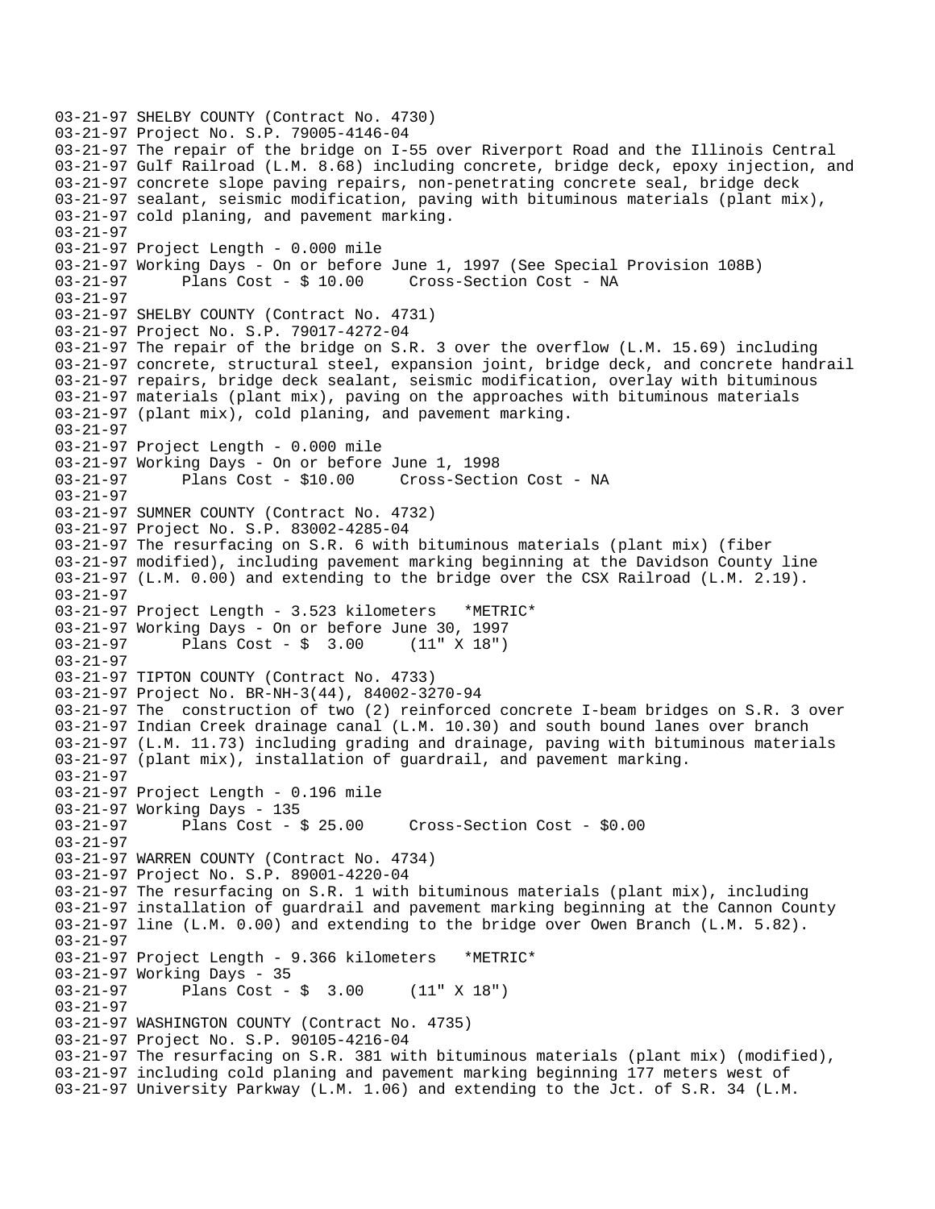```
03-21-97 SHELBY COUNTY (Contract No. 4730)
03-21-97 Project No. S.P. 79005-4146-04
03-21-97 The repair of the bridge on I-55 over Riverport Road and the Illinois Central
03-21-97 Gulf Railroad (L.M. 8.68) including concrete, bridge deck, epoxy injection, and
03-21-97 concrete slope paving repairs, non-penetrating concrete seal, bridge deck
03-21-97 sealant, seismic modification, paving with bituminous materials (plant mix),
03-21-97 cold planing, and pavement marking.
03-21-97
03-21-97 Project Length - 0.000 mile
03-21-97 Working Days - On or before June 1, 1997 (See Special Provision 108B)
03-21-97      Plans Cost - $ 10.00     Cross-Section Cost - NA
03-21-97
03-21-97 SHELBY COUNTY (Contract No. 4731)
03-21-97 Project No. S.P. 79017-4272-04
03-21-97 The repair of the bridge on S.R. 3 over the overflow (L.M. 15.69) including
03-21-97 concrete, structural steel, expansion joint, bridge deck, and concrete handrail
03-21-97 repairs, bridge deck sealant, seismic modification, overlay with bituminous
03-21-97 materials (plant mix), paving on the approaches with bituminous materials
03-21-97 (plant mix), cold planing, and pavement marking.
03-21-97
03-21-97 Project Length - 0.000 mile
03-21-97 Working Days - On or before June 1, 1998
03-21-97      Plans Cost - $10.00     Cross-Section Cost - NA
03-21-97
03-21-97 SUMNER COUNTY (Contract No. 4732)
03-21-97 Project No. S.P. 83002-4285-04
03-21-97 The resurfacing on S.R. 6 with bituminous materials (plant mix) (fiber
03-21-97 modified), including pavement marking beginning at the Davidson County line
03-21-97 (L.M. 0.00) and extending to the bridge over the CSX Railroad (L.M. 2.19).
03-21-97
03-21-97 Project Length - 3.523 kilometers   *METRIC*
03-21-97 Working Days - On or before June 30, 1997
03-21-97      Plans Cost - $  3.00     (11" X 18")
03-21-97
03-21-97 TIPTON COUNTY (Contract No. 4733)
03-21-97 Project No. BR-NH-3(44), 84002-3270-94
03-21-97 The  construction of two (2) reinforced concrete I-beam bridges on S.R. 3 over
03-21-97 Indian Creek drainage canal (L.M. 10.30) and south bound lanes over branch
03-21-97 (L.M. 11.73) including grading and drainage, paving with bituminous materials
03-21-97 (plant mix), installation of guardrail, and pavement marking.
03-21-97
03-21-97 Project Length - 0.196 mile
03-21-97 Working Days - 135
03-21-97      Plans Cost - $ 25.00     Cross-Section Cost - $0.00
03-21-97
03-21-97 WARREN COUNTY (Contract No. 4734)
03-21-97 Project No. S.P. 89001-4220-04
03-21-97 The resurfacing on S.R. 1 with bituminous materials (plant mix), including
03-21-97 installation of guardrail and pavement marking beginning at the Cannon County
03-21-97 line (L.M. 0.00) and extending to the bridge over Owen Branch (L.M. 5.82).
03-21-97
03-21-97 Project Length - 9.366 kilometers   *METRIC*
03-21-97 Working Days - 35
03-21-97      Plans Cost - $  3.00     (11" X 18")
03-21-97
03-21-97 WASHINGTON COUNTY (Contract No. 4735)
03-21-97 Project No. S.P. 90105-4216-04
03-21-97 The resurfacing on S.R. 381 with bituminous materials (plant mix) (modified),
03-21-97 including cold planing and pavement marking beginning 177 meters west of
03-21-97 University Parkway (L.M. 1.06) and extending to the Jct. of S.R. 34 (L.M.
```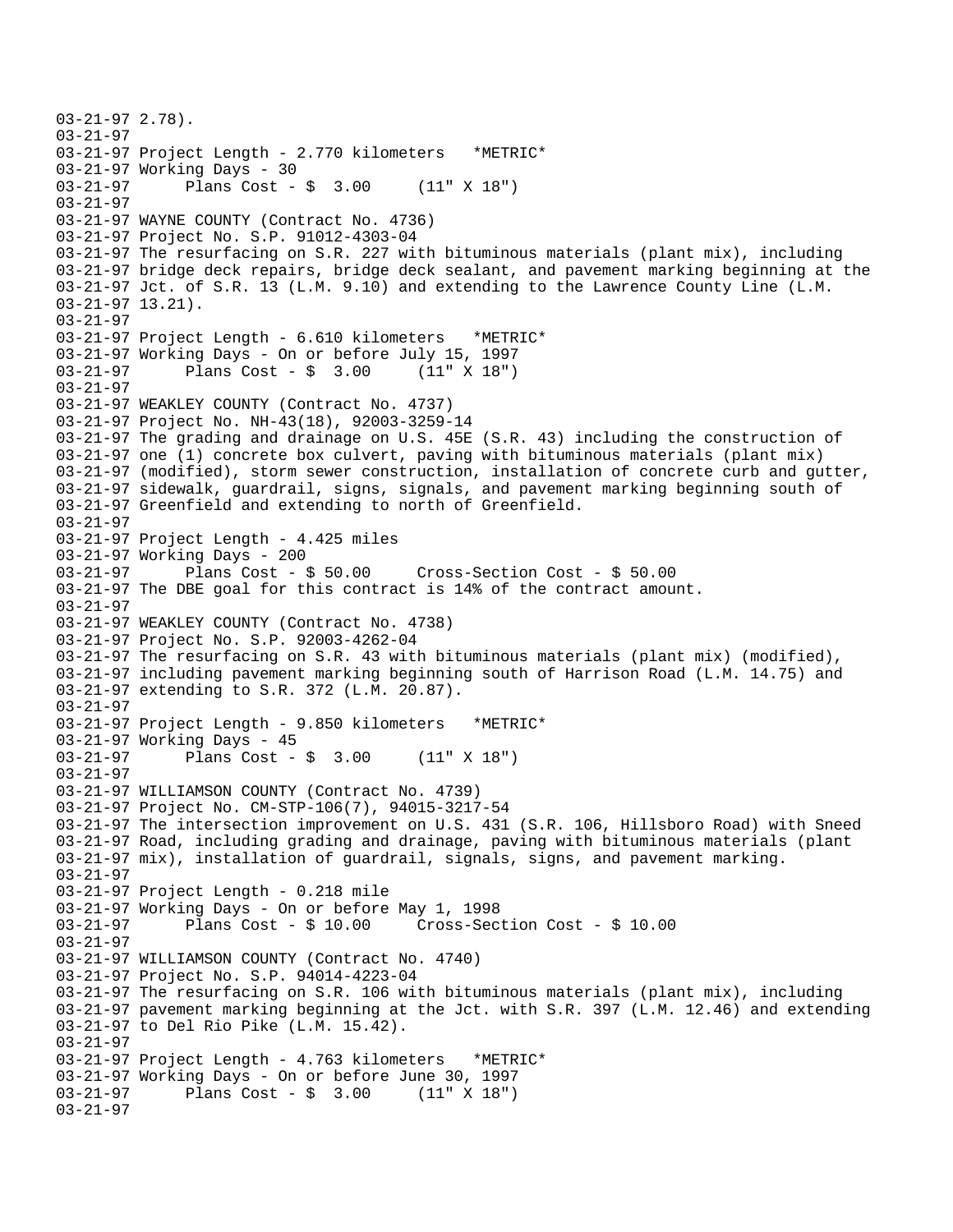```
03-21-97 2.78).
03-21-97
03-21-97 Project Length - 2.770 kilometers   *METRIC*
03-21-97 Working Days - 30
03-21-97      Plans Cost - $  3.00     (11" X 18")
03-21-97
03-21-97 WAYNE COUNTY (Contract No. 4736)
03-21-97 Project No. S.P. 91012-4303-04
03-21-97 The resurfacing on S.R. 227 with bituminous materials (plant mix), including
03-21-97 bridge deck repairs, bridge deck sealant, and pavement marking beginning at the
03-21-97 Jct. of S.R. 13 (L.M. 9.10) and extending to the Lawrence County Line (L.M.
03-21-97 13.21).
03-21-97
03-21-97 Project Length - 6.610 kilometers   *METRIC*
03-21-97 Working Days - On or before July 15, 1997
03-21-97      Plans Cost - $  3.00     (11" X 18")
03-21-97
03-21-97 WEAKLEY COUNTY (Contract No. 4737)
03-21-97 Project No. NH-43(18), 92003-3259-14
03-21-97 The grading and drainage on U.S. 45E (S.R. 43) including the construction of
03-21-97 one (1) concrete box culvert, paving with bituminous materials (plant mix)
03-21-97 (modified), storm sewer construction, installation of concrete curb and gutter,
03-21-97 sidewalk, guardrail, signs, signals, and pavement marking beginning south of
03-21-97 Greenfield and extending to north of Greenfield.
03-21-97
03-21-97 Project Length - 4.425 miles
03-21-97 Working Days - 200
03-21-97      Plans Cost - $ 50.00     Cross-Section Cost - $ 50.00
03-21-97 The DBE goal for this contract is 14% of the contract amount.
03-21-97
03-21-97 WEAKLEY COUNTY (Contract No. 4738)
03-21-97 Project No. S.P. 92003-4262-04
03-21-97 The resurfacing on S.R. 43 with bituminous materials (plant mix) (modified),
03-21-97 including pavement marking beginning south of Harrison Road (L.M. 14.75) and
03-21-97 extending to S.R. 372 (L.M. 20.87).
03-21-97
03-21-97 Project Length - 9.850 kilometers   *METRIC*
03-21-97 Working Days - 45
03-21-97      Plans Cost - $  3.00     (11" X 18")
03-21-97
03-21-97 WILLIAMSON COUNTY (Contract No. 4739)
03-21-97 Project No. CM-STP-106(7), 94015-3217-54
03-21-97 The intersection improvement on U.S. 431 (S.R. 106, Hillsboro Road) with Sneed
03-21-97 Road, including grading and drainage, paving with bituminous materials (plant
03-21-97 mix), installation of guardrail, signals, signs, and pavement marking.
03-21-97
03-21-97 Project Length - 0.218 mile
03-21-97 Working Days - On or before May 1, 1998
03-21-97      Plans Cost - $ 10.00     Cross-Section Cost - $ 10.00
03-21-97
03-21-97 WILLIAMSON COUNTY (Contract No. 4740)
03-21-97 Project No. S.P. 94014-4223-04
03-21-97 The resurfacing on S.R. 106 with bituminous materials (plant mix), including
03-21-97 pavement marking beginning at the Jct. with S.R. 397 (L.M. 12.46) and extending
03-21-97 to Del Rio Pike (L.M. 15.42).
03-21-97
03-21-97 Project Length - 4.763 kilometers   *METRIC*
03-21-97 Working Days - On or before June 30, 1997
03-21-97      Plans Cost - $  3.00     (11" X 18")
03-21-97
```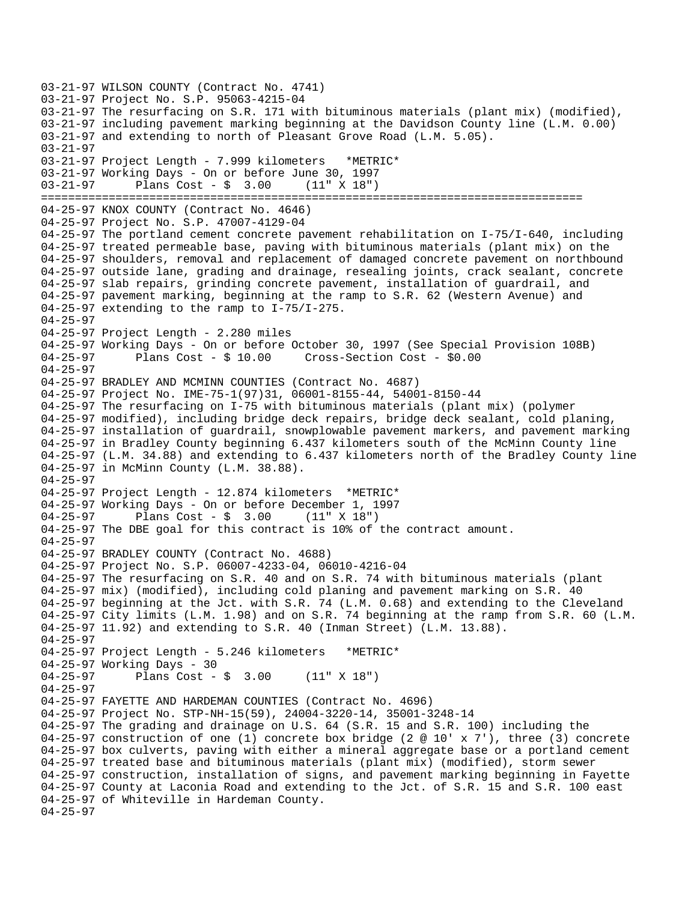```
03-21-97 WILSON COUNTY (Contract No. 4741)
03-21-97 Project No. S.P. 95063-4215-04
03-21-97 The resurfacing on S.R. 171 with bituminous materials (plant mix) (modified),
03-21-97 including pavement marking beginning at the Davidson County line (L.M. 0.00)
03-21-97 and extending to north of Pleasant Grove Road (L.M. 5.05).
03-21-97
03-21-97 Project Length - 7.999 kilometers   *METRIC*
03-21-97 Working Days - On or before June 30, 1997
03-21-97       Plans Cost - $  3.00     (11" X 18")
================================================================================
04-25-97 KNOX COUNTY (Contract No. 4646)
04-25-97 Project No. S.P. 47007-4129-04
04-25-97 The portland cement concrete pavement rehabilitation on I-75/I-640, including
04-25-97 treated permeable base, paving with bituminous materials (plant mix) on the
04-25-97 shoulders, removal and replacement of damaged concrete pavement on northbound
04-25-97 outside lane, grading and drainage, resealing joints, crack sealant, concrete
04-25-97 slab repairs, grinding concrete pavement, installation of guardrail, and
04-25-97 pavement marking, beginning at the ramp to S.R. 62 (Western Avenue) and
04-25-97 extending to the ramp to I-75/I-275.
04-25-97
04-25-97 Project Length - 2.280 miles
04-25-97 Working Days - On or before October 30, 1997 (See Special Provision 108B)
04-25-97       Plans Cost - $ 10.00     Cross-Section Cost - $0.00
04-25-97
04-25-97 BRADLEY AND MCMINN COUNTIES (Contract No. 4687)
04-25-97 Project No. IME-75-1(97)31, 06001-8155-44, 54001-8150-44
04-25-97 The resurfacing on I-75 with bituminous materials (plant mix) (polymer
04-25-97 modified), including bridge deck repairs, bridge deck sealant, cold planing,
04-25-97 installation of guardrail, snowplowable pavement markers, and pavement marking
04-25-97 in Bradley County beginning 6.437 kilometers south of the McMinn County line
04-25-97 (L.M. 34.88) and extending to 6.437 kilometers north of the Bradley County line
04-25-97 in McMinn County (L.M. 38.88).
04-25-97
04-25-97 Project Length - 12.874 kilometers  *METRIC*
04-25-97 Working Days - On or before December 1, 1997
04-25-97       Plans Cost - $  3.00     (11" X 18")
04-25-97 The DBE goal for this contract is 10% of the contract amount.
04-25-97
04-25-97 BRADLEY COUNTY (Contract No. 4688)
04-25-97 Project No. S.P. 06007-4233-04, 06010-4216-04
04-25-97 The resurfacing on S.R. 40 and on S.R. 74 with bituminous materials (plant
04-25-97 mix) (modified), including cold planing and pavement marking on S.R. 40
04-25-97 beginning at the Jct. with S.R. 74 (L.M. 0.68) and extending to the Cleveland
04-25-97 City limits (L.M. 1.98) and on S.R. 74 beginning at the ramp from S.R. 60 (L.M.
04-25-97 11.92) and extending to S.R. 40 (Inman Street) (L.M. 13.88).
04-25-97
04-25-97 Project Length - 5.246 kilometers   *METRIC*
04-25-97 Working Days - 30
04-25-97       Plans Cost - $  3.00     (11" X 18")
04-25-97
04-25-97 FAYETTE AND HARDEMAN COUNTIES (Contract No. 4696)
04-25-97 Project No. STP-NH-15(59), 24004-3220-14, 35001-3248-14
04-25-97 The grading and drainage on U.S. 64 (S.R. 15 and S.R. 100) including the
04-25-97 construction of one (1) concrete box bridge (2 @ 10' x 7'), three (3) concrete
04-25-97 box culverts, paving with either a mineral aggregate base or a portland cement
04-25-97 treated base and bituminous materials (plant mix) (modified), storm sewer
04-25-97 construction, installation of signs, and pavement marking beginning in Fayette
04-25-97 County at Laconia Road and extending to the Jct. of S.R. 15 and S.R. 100 east
04-25-97 of Whiteville in Hardeman County.
04-25-97
```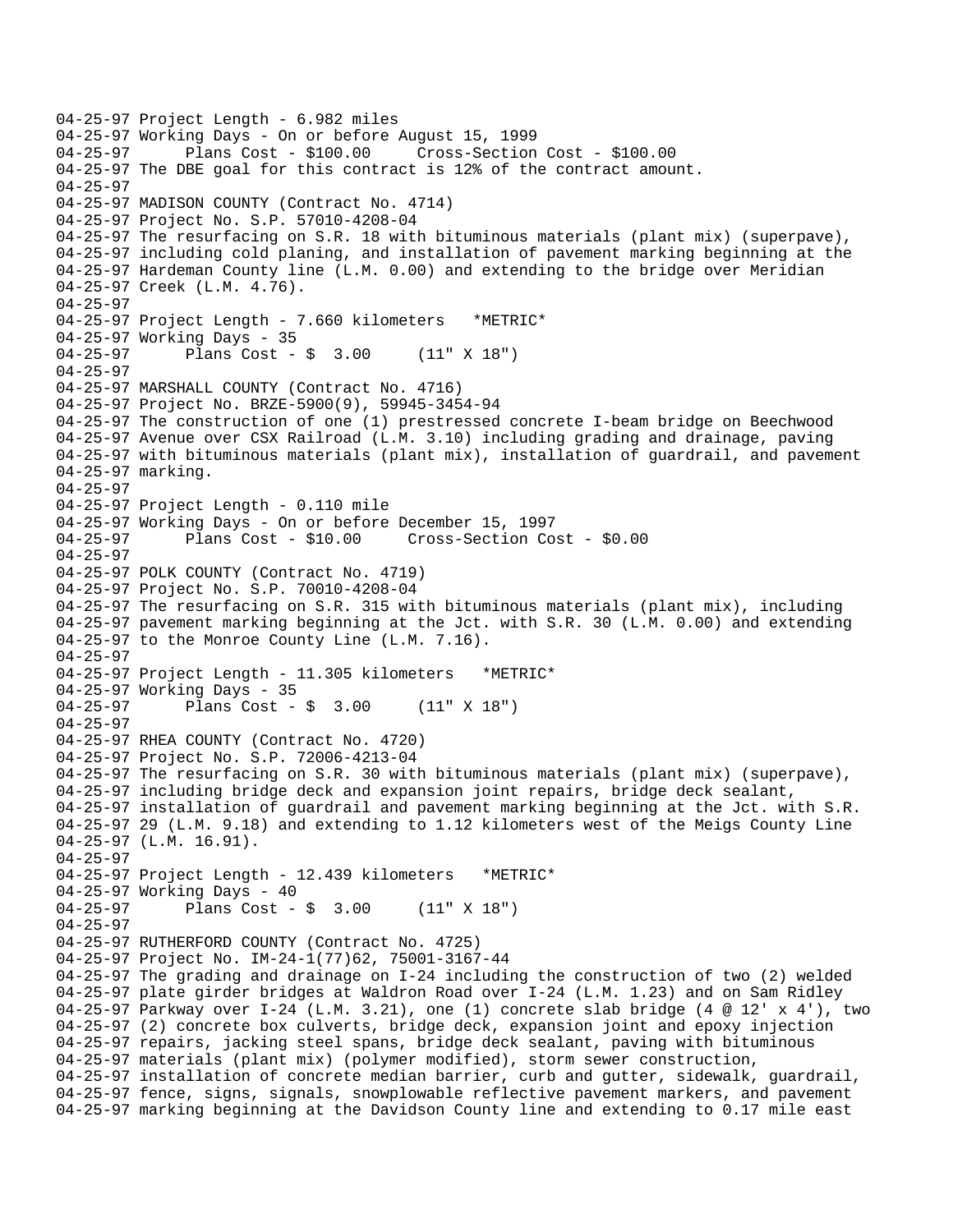04-25-97 Project Length - 6.982 miles
04-25-97 Working Days - On or before August 15, 1999
04-25-97 Plans Cost - $100.00 Cross-Section Cost - $100.00
04-25-97 The DBE goal for this contract is 12% of the contract amount.
04-25-97
04-25-97 MADISON COUNTY (Contract No. 4714)
04-25-97 Project No. S.P. 57010-4208-04
04-25-97 The resurfacing on S.R. 18 with bituminous materials (plant mix) (superpave),
04-25-97 including cold planing, and installation of pavement marking beginning at the
04-25-97 Hardeman County line (L.M. 0.00) and extending to the bridge over Meridian
04-25-97 Creek (L.M. 4.76).
04-25-97
04-25-97 Project Length - 7.660 kilometers *METRIC*
04-25-97 Working Days - 35
04-25-97 Plans Cost - $ 3.00 (11" X 18")
04-25-97
04-25-97 MARSHALL COUNTY (Contract No. 4716)
04-25-97 Project No. BRZE-5900(9), 59945-3454-94
04-25-97 The construction of one (1) prestressed concrete I-beam bridge on Beechwood
04-25-97 Avenue over CSX Railroad (L.M. 3.10) including grading and drainage, paving
04-25-97 with bituminous materials (plant mix), installation of guardrail, and pavement
04-25-97 marking.
04-25-97
04-25-97 Project Length - 0.110 mile
04-25-97 Working Days - On or before December 15, 1997
04-25-97 Plans Cost - $10.00 Cross-Section Cost - $0.00
04-25-97
04-25-97 POLK COUNTY (Contract No. 4719)
04-25-97 Project No. S.P. 70010-4208-04
04-25-97 The resurfacing on S.R. 315 with bituminous materials (plant mix), including
04-25-97 pavement marking beginning at the Jct. with S.R. 30 (L.M. 0.00) and extending
04-25-97 to the Monroe County Line (L.M. 7.16).
04-25-97
04-25-97 Project Length - 11.305 kilometers *METRIC*
04-25-97 Working Days - 35
04-25-97 Plans Cost - $ 3.00 (11" X 18")
04-25-97
04-25-97 RHEA COUNTY (Contract No. 4720)
04-25-97 Project No. S.P. 72006-4213-04
04-25-97 The resurfacing on S.R. 30 with bituminous materials (plant mix) (superpave),
04-25-97 including bridge deck and expansion joint repairs, bridge deck sealant,
04-25-97 installation of guardrail and pavement marking beginning at the Jct. with S.R.
04-25-97 29 (L.M. 9.18) and extending to 1.12 kilometers west of the Meigs County Line
04-25-97 (L.M. 16.91).
04-25-97
04-25-97 Project Length - 12.439 kilometers *METRIC*
04-25-97 Working Days - 40
04-25-97 Plans Cost - $ 3.00 (11" X 18")
04-25-97
04-25-97 RUTHERFORD COUNTY (Contract No. 4725)
04-25-97 Project No. IM-24-1(77)62, 75001-3167-44
04-25-97 The grading and drainage on I-24 including the construction of two (2) welded
04-25-97 plate girder bridges at Waldron Road over I-24 (L.M. 1.23) and on Sam Ridley
04-25-97 Parkway over I-24 (L.M. 3.21), one (1) concrete slab bridge (4 @ 12' x 4'), two
04-25-97 (2) concrete box culverts, bridge deck, expansion joint and epoxy injection
04-25-97 repairs, jacking steel spans, bridge deck sealant, paving with bituminous
04-25-97 materials (plant mix) (polymer modified), storm sewer construction,
04-25-97 installation of concrete median barrier, curb and gutter, sidewalk, guardrail,
04-25-97 fence, signs, signals, snowplowable reflective pavement markers, and pavement
04-25-97 marking beginning at the Davidson County line and extending to 0.17 mile east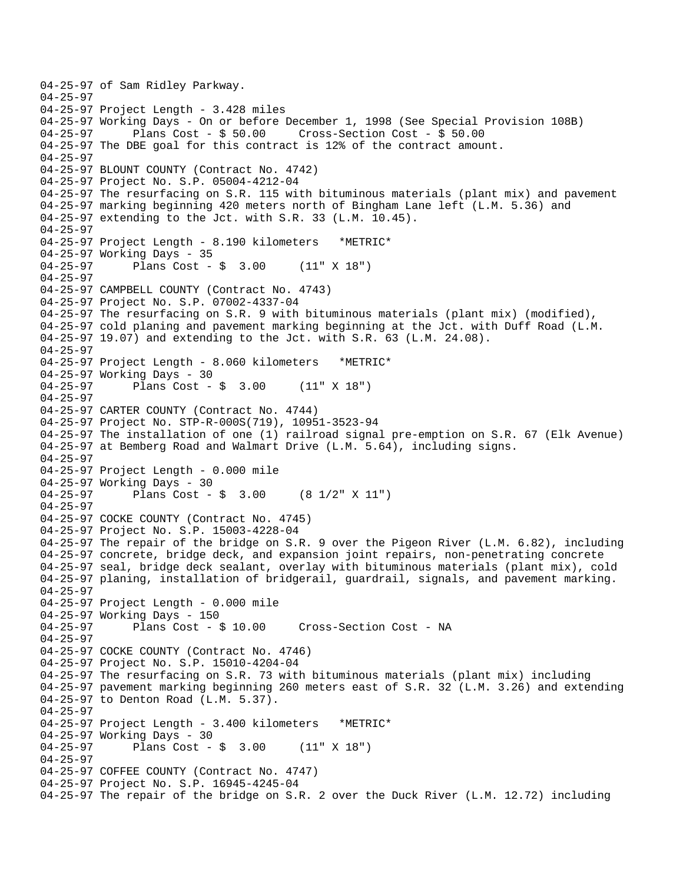```
04-25-97 of Sam Ridley Parkway.
04-25-97
04-25-97 Project Length - 3.428 miles
04-25-97 Working Days - On or before December 1, 1998 (See Special Provision 108B)
04-25-97      Plans Cost - $ 50.00     Cross-Section Cost - $ 50.00
04-25-97 The DBE goal for this contract is 12% of the contract amount.
04-25-97
04-25-97 BLOUNT COUNTY (Contract No. 4742)
04-25-97 Project No. S.P. 05004-4212-04
04-25-97 The resurfacing on S.R. 115 with bituminous materials (plant mix) and pavement
04-25-97 marking beginning 420 meters north of Bingham Lane left (L.M. 5.36) and
04-25-97 extending to the Jct. with S.R. 33 (L.M. 10.45).
04-25-97
04-25-97 Project Length - 8.190 kilometers   *METRIC*
04-25-97 Working Days - 35
04-25-97      Plans Cost - $  3.00     (11" X 18")
04-25-97
04-25-97 CAMPBELL COUNTY (Contract No. 4743)
04-25-97 Project No. S.P. 07002-4337-04
04-25-97 The resurfacing on S.R. 9 with bituminous materials (plant mix) (modified),
04-25-97 cold planing and pavement marking beginning at the Jct. with Duff Road (L.M.
04-25-97 19.07) and extending to the Jct. with S.R. 63 (L.M. 24.08).
04-25-97
04-25-97 Project Length - 8.060 kilometers   *METRIC*
04-25-97 Working Days - 30
04-25-97      Plans Cost - $  3.00     (11" X 18")
04-25-97
04-25-97 CARTER COUNTY (Contract No. 4744)
04-25-97 Project No. STP-R-000S(719), 10951-3523-94
04-25-97 The installation of one (1) railroad signal pre-emption on S.R. 67 (Elk Avenue)
04-25-97 at Bemberg Road and Walmart Drive (L.M. 5.64), including signs.
04-25-97
04-25-97 Project Length - 0.000 mile
04-25-97 Working Days - 30
04-25-97      Plans Cost - $  3.00     (8 1/2" X 11")
04-25-97
04-25-97 COCKE COUNTY (Contract No. 4745)
04-25-97 Project No. S.P. 15003-4228-04
04-25-97 The repair of the bridge on S.R. 9 over the Pigeon River (L.M. 6.82), including
04-25-97 concrete, bridge deck, and expansion joint repairs, non-penetrating concrete
04-25-97 seal, bridge deck sealant, overlay with bituminous materials (plant mix), cold
04-25-97 planing, installation of bridgerail, guardrail, signals, and pavement marking.
04-25-97
04-25-97 Project Length - 0.000 mile
04-25-97 Working Days - 150
04-25-97      Plans Cost - $ 10.00     Cross-Section Cost - NA
04-25-97
04-25-97 COCKE COUNTY (Contract No. 4746)
04-25-97 Project No. S.P. 15010-4204-04
04-25-97 The resurfacing on S.R. 73 with bituminous materials (plant mix) including
04-25-97 pavement marking beginning 260 meters east of S.R. 32 (L.M. 3.26) and extending
04-25-97 to Denton Road (L.M. 5.37).
04-25-97
04-25-97 Project Length - 3.400 kilometers   *METRIC*
04-25-97 Working Days - 30
04-25-97      Plans Cost - $  3.00     (11" X 18")
04-25-97
04-25-97 COFFEE COUNTY (Contract No. 4747)
04-25-97 Project No. S.P. 16945-4245-04
04-25-97 The repair of the bridge on S.R. 2 over the Duck River (L.M. 12.72) including
```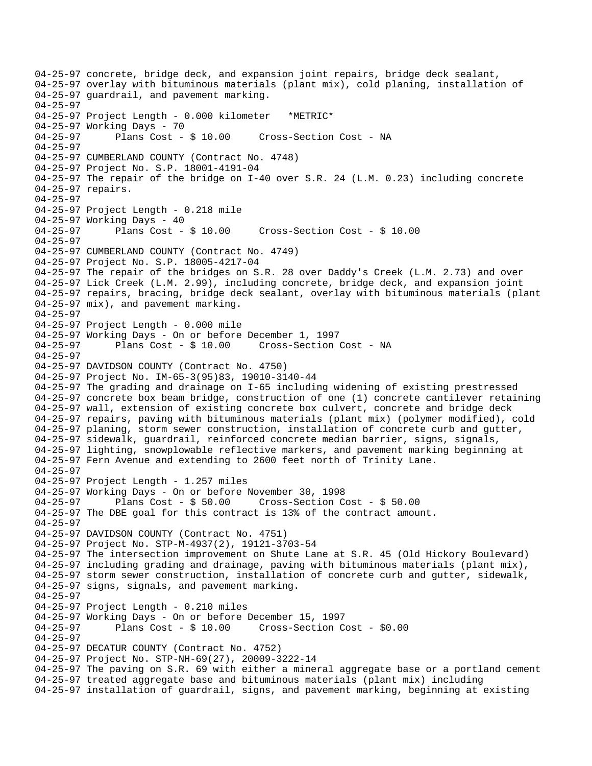```
04-25-97 concrete, bridge deck, and expansion joint repairs, bridge deck sealant,
04-25-97 overlay with bituminous materials (plant mix), cold planing, installation of
04-25-97 guardrail, and pavement marking.
04-25-97
04-25-97 Project Length - 0.000 kilometer   *METRIC*
04-25-97 Working Days - 70
04-25-97      Plans Cost - $ 10.00     Cross-Section Cost - NA
04-25-97
04-25-97 CUMBERLAND COUNTY (Contract No. 4748)
04-25-97 Project No. S.P. 18001-4191-04
04-25-97 The repair of the bridge on I-40 over S.R. 24 (L.M. 0.23) including concrete
04-25-97 repairs.
04-25-97
04-25-97 Project Length - 0.218 mile
04-25-97 Working Days - 40
04-25-97      Plans Cost - $ 10.00     Cross-Section Cost - $ 10.00
04-25-97
04-25-97 CUMBERLAND COUNTY (Contract No. 4749)
04-25-97 Project No. S.P. 18005-4217-04
04-25-97 The repair of the bridges on S.R. 28 over Daddy's Creek (L.M. 2.73) and over
04-25-97 Lick Creek (L.M. 2.99), including concrete, bridge deck, and expansion joint
04-25-97 repairs, bracing, bridge deck sealant, overlay with bituminous materials (plant
04-25-97 mix), and pavement marking.
04-25-97
04-25-97 Project Length - 0.000 mile
04-25-97 Working Days - On or before December 1, 1997
04-25-97      Plans Cost - $ 10.00     Cross-Section Cost - NA
04-25-97
04-25-97 DAVIDSON COUNTY (Contract No. 4750)
04-25-97 Project No. IM-65-3(95)83, 19010-3140-44
04-25-97 The grading and drainage on I-65 including widening of existing prestressed
04-25-97 concrete box beam bridge, construction of one (1) concrete cantilever retaining
04-25-97 wall, extension of existing concrete box culvert, concrete and bridge deck
04-25-97 repairs, paving with bituminous materials (plant mix) (polymer modified), cold
04-25-97 planing, storm sewer construction, installation of concrete curb and gutter,
04-25-97 sidewalk, guardrail, reinforced concrete median barrier, signs, signals,
04-25-97 lighting, snowplowable reflective markers, and pavement marking beginning at
04-25-97 Fern Avenue and extending to 2600 feet north of Trinity Lane.
04-25-97
04-25-97 Project Length - 1.257 miles
04-25-97 Working Days - On or before November 30, 1998
04-25-97      Plans Cost - $ 50.00     Cross-Section Cost - $ 50.00
04-25-97 The DBE goal for this contract is 13% of the contract amount.
04-25-97
04-25-97 DAVIDSON COUNTY (Contract No. 4751)
04-25-97 Project No. STP-M-4937(2), 19121-3703-54
04-25-97 The intersection improvement on Shute Lane at S.R. 45 (Old Hickory Boulevard)
04-25-97 including grading and drainage, paving with bituminous materials (plant mix),
04-25-97 storm sewer construction, installation of concrete curb and gutter, sidewalk,
04-25-97 signs, signals, and pavement marking.
04-25-97
04-25-97 Project Length - 0.210 miles
04-25-97 Working Days - On or before December 15, 1997
04-25-97      Plans Cost - $ 10.00     Cross-Section Cost - $0.00
04-25-97
04-25-97 DECATUR COUNTY (Contract No. 4752)
04-25-97 Project No. STP-NH-69(27), 20009-3222-14
04-25-97 The paving on S.R. 69 with either a mineral aggregate base or a portland cement
04-25-97 treated aggregate base and bituminous materials (plant mix) including
04-25-97 installation of guardrail, signs, and pavement marking, beginning at existing
```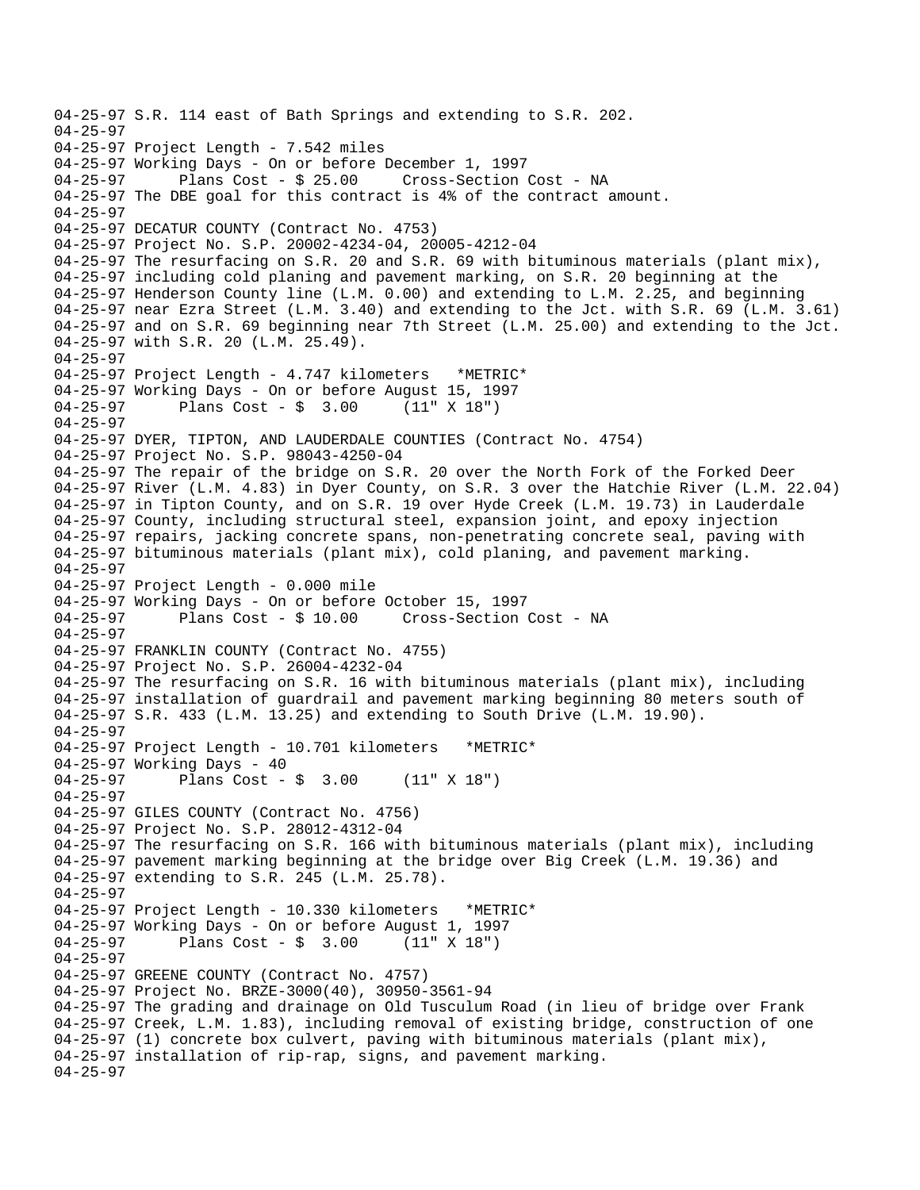04-25-97 S.R. 114 east of Bath Springs and extending to S.R. 202.
04-25-97
04-25-97 Project Length - 7.542 miles
04-25-97 Working Days - On or before December 1, 1997
04-25-97       Plans Cost - $ 25.00     Cross-Section Cost - NA
04-25-97 The DBE goal for this contract is 4% of the contract amount.
04-25-97
04-25-97 DECATUR COUNTY (Contract No. 4753)
04-25-97 Project No. S.P. 20002-4234-04, 20005-4212-04
04-25-97 The resurfacing on S.R. 20 and S.R. 69 with bituminous materials (plant mix),
04-25-97 including cold planing and pavement marking, on S.R. 20 beginning at the
04-25-97 Henderson County line (L.M. 0.00) and extending to L.M. 2.25, and beginning
04-25-97 near Ezra Street (L.M. 3.40) and extending to the Jct. with S.R. 69 (L.M. 3.61)
04-25-97 and on S.R. 69 beginning near 7th Street (L.M. 25.00) and extending to the Jct.
04-25-97 with S.R. 20 (L.M. 25.49).
04-25-97
04-25-97 Project Length - 4.747 kilometers   *METRIC*
04-25-97 Working Days - On or before August 15, 1997
04-25-97       Plans Cost - $  3.00     (11" X 18")
04-25-97
04-25-97 DYER, TIPTON, AND LAUDERDALE COUNTIES (Contract No. 4754)
04-25-97 Project No. S.P. 98043-4250-04
04-25-97 The repair of the bridge on S.R. 20 over the North Fork of the Forked Deer
04-25-97 River (L.M. 4.83) in Dyer County, on S.R. 3 over the Hatchie River (L.M. 22.04)
04-25-97 in Tipton County, and on S.R. 19 over Hyde Creek (L.M. 19.73) in Lauderdale
04-25-97 County, including structural steel, expansion joint, and epoxy injection
04-25-97 repairs, jacking concrete spans, non-penetrating concrete seal, paving with
04-25-97 bituminous materials (plant mix), cold planing, and pavement marking.
04-25-97
04-25-97 Project Length - 0.000 mile
04-25-97 Working Days - On or before October 15, 1997
04-25-97       Plans Cost - $ 10.00     Cross-Section Cost - NA
04-25-97
04-25-97 FRANKLIN COUNTY (Contract No. 4755)
04-25-97 Project No. S.P. 26004-4232-04
04-25-97 The resurfacing on S.R. 16 with bituminous materials (plant mix), including
04-25-97 installation of guardrail and pavement marking beginning 80 meters south of
04-25-97 S.R. 433 (L.M. 13.25) and extending to South Drive (L.M. 19.90).
04-25-97
04-25-97 Project Length - 10.701 kilometers   *METRIC*
04-25-97 Working Days - 40
04-25-97       Plans Cost - $  3.00     (11" X 18")
04-25-97
04-25-97 GILES COUNTY (Contract No. 4756)
04-25-97 Project No. S.P. 28012-4312-04
04-25-97 The resurfacing on S.R. 166 with bituminous materials (plant mix), including
04-25-97 pavement marking beginning at the bridge over Big Creek (L.M. 19.36) and
04-25-97 extending to S.R. 245 (L.M. 25.78).
04-25-97
04-25-97 Project Length - 10.330 kilometers   *METRIC*
04-25-97 Working Days - On or before August 1, 1997
04-25-97       Plans Cost - $  3.00     (11" X 18")
04-25-97
04-25-97 GREENE COUNTY (Contract No. 4757)
04-25-97 Project No. BRZE-3000(40), 30950-3561-94
04-25-97 The grading and drainage on Old Tusculum Road (in lieu of bridge over Frank
04-25-97 Creek, L.M. 1.83), including removal of existing bridge, construction of one
04-25-97 (1) concrete box culvert, paving with bituminous materials (plant mix),
04-25-97 installation of rip-rap, signs, and pavement marking.
04-25-97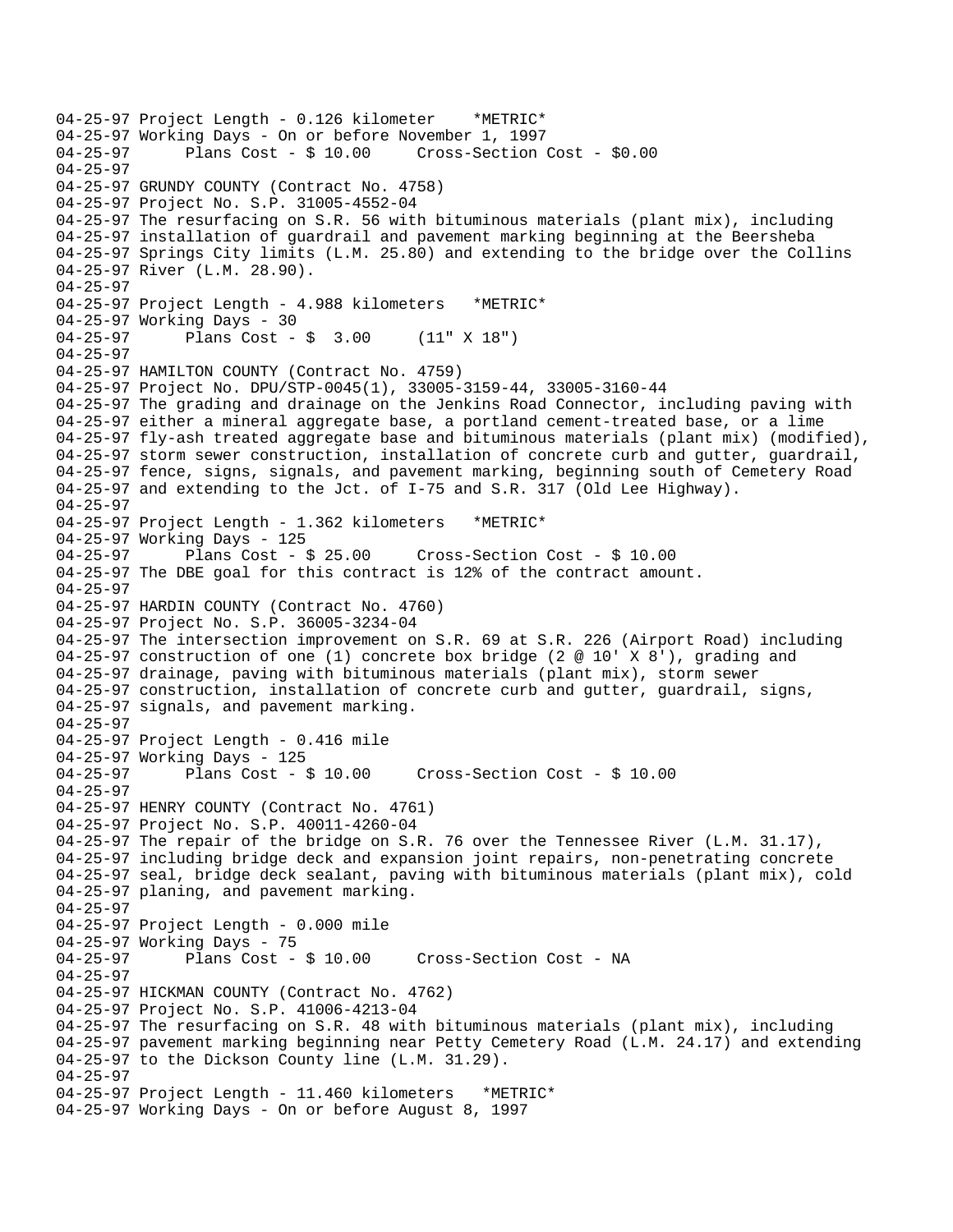04-25-97 Project Length - 0.126 kilometer    *METRIC*
04-25-97 Working Days - On or before November 1, 1997
04-25-97       Plans Cost - $ 10.00     Cross-Section Cost - $0.00
04-25-97
04-25-97 GRUNDY COUNTY (Contract No. 4758)
04-25-97 Project No. S.P. 31005-4552-04
04-25-97 The resurfacing on S.R. 56 with bituminous materials (plant mix), including
04-25-97 installation of guardrail and pavement marking beginning at the Beersheba
04-25-97 Springs City limits (L.M. 25.80) and extending to the bridge over the Collins
04-25-97 River (L.M. 28.90).
04-25-97
04-25-97 Project Length - 4.988 kilometers   *METRIC*
04-25-97 Working Days - 30
04-25-97       Plans Cost - $  3.00     (11" X 18")
04-25-97
04-25-97 HAMILTON COUNTY (Contract No. 4759)
04-25-97 Project No. DPU/STP-0045(1), 33005-3159-44, 33005-3160-44
04-25-97 The grading and drainage on the Jenkins Road Connector, including paving with
04-25-97 either a mineral aggregate base, a portland cement-treated base, or a lime
04-25-97 fly-ash treated aggregate base and bituminous materials (plant mix) (modified),
04-25-97 storm sewer construction, installation of concrete curb and gutter, guardrail,
04-25-97 fence, signs, signals, and pavement marking, beginning south of Cemetery Road
04-25-97 and extending to the Jct. of I-75 and S.R. 317 (Old Lee Highway).
04-25-97
04-25-97 Project Length - 1.362 kilometers   *METRIC*
04-25-97 Working Days - 125
04-25-97       Plans Cost - $ 25.00     Cross-Section Cost - $ 10.00
04-25-97 The DBE goal for this contract is 12% of the contract amount.
04-25-97
04-25-97 HARDIN COUNTY (Contract No. 4760)
04-25-97 Project No. S.P. 36005-3234-04
04-25-97 The intersection improvement on S.R. 69 at S.R. 226 (Airport Road) including
04-25-97 construction of one (1) concrete box bridge (2 @ 10' X 8'), grading and
04-25-97 drainage, paving with bituminous materials (plant mix), storm sewer
04-25-97 construction, installation of concrete curb and gutter, guardrail, signs,
04-25-97 signals, and pavement marking.
04-25-97
04-25-97 Project Length - 0.416 mile
04-25-97 Working Days - 125
04-25-97       Plans Cost - $ 10.00     Cross-Section Cost - $ 10.00
04-25-97
04-25-97 HENRY COUNTY (Contract No. 4761)
04-25-97 Project No. S.P. 40011-4260-04
04-25-97 The repair of the bridge on S.R. 76 over the Tennessee River (L.M. 31.17),
04-25-97 including bridge deck and expansion joint repairs, non-penetrating concrete
04-25-97 seal, bridge deck sealant, paving with bituminous materials (plant mix), cold
04-25-97 planing, and pavement marking.
04-25-97
04-25-97 Project Length - 0.000 mile
04-25-97 Working Days - 75
04-25-97       Plans Cost - $ 10.00     Cross-Section Cost - NA
04-25-97
04-25-97 HICKMAN COUNTY (Contract No. 4762)
04-25-97 Project No. S.P. 41006-4213-04
04-25-97 The resurfacing on S.R. 48 with bituminous materials (plant mix), including
04-25-97 pavement marking beginning near Petty Cemetery Road (L.M. 24.17) and extending
04-25-97 to the Dickson County line (L.M. 31.29).
04-25-97
04-25-97 Project Length - 11.460 kilometers   *METRIC*
04-25-97 Working Days - On or before August 8, 1997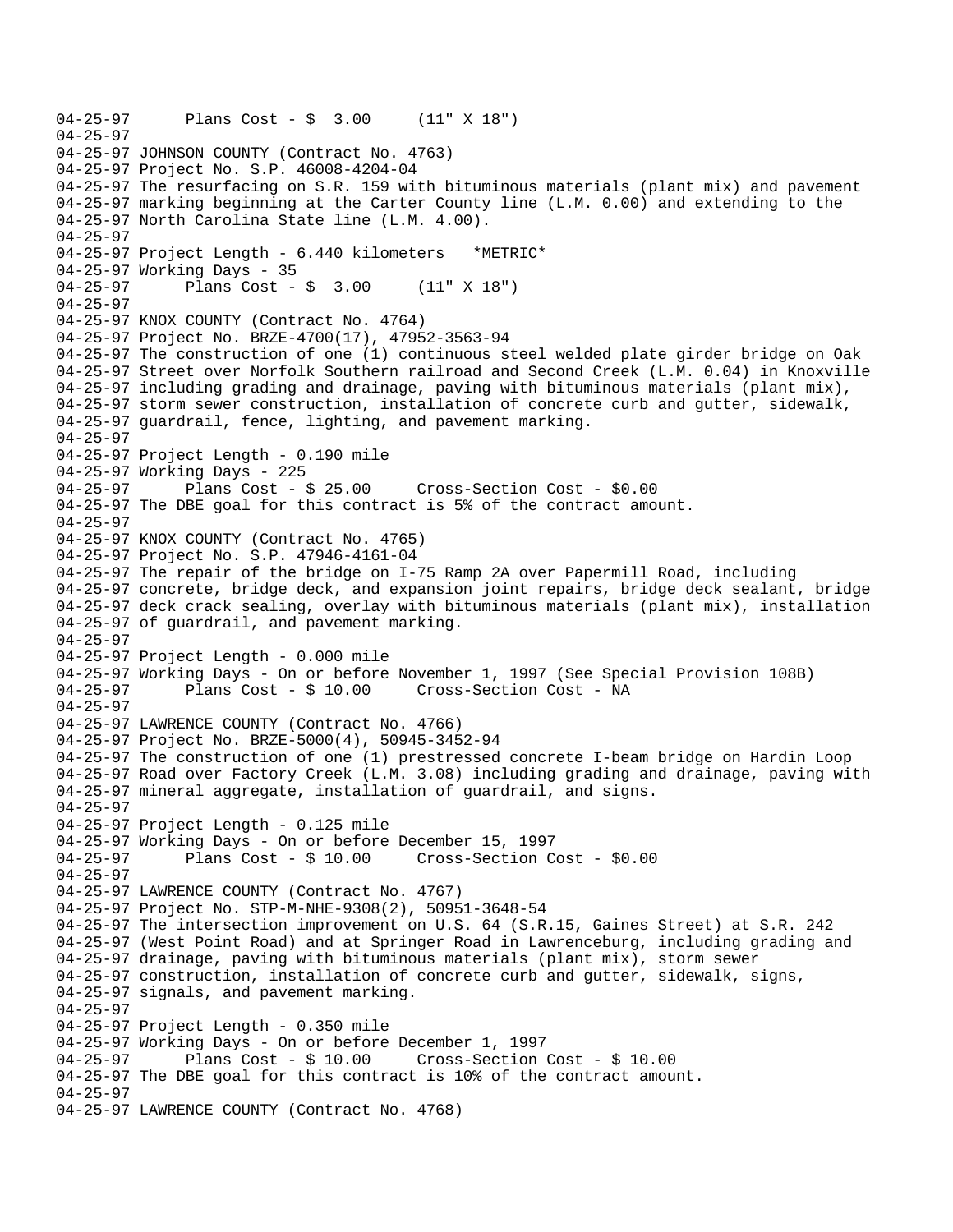```
04-25-97      Plans Cost - $  3.00     (11" X 18")
04-25-97
04-25-97 JOHNSON COUNTY (Contract No. 4763)
04-25-97 Project No. S.P. 46008-4204-04
04-25-97 The resurfacing on S.R. 159 with bituminous materials (plant mix) and pavement
04-25-97 marking beginning at the Carter County line (L.M. 0.00) and extending to the
04-25-97 North Carolina State line (L.M. 4.00).
04-25-97
04-25-97 Project Length - 6.440 kilometers   *METRIC*
04-25-97 Working Days - 35
04-25-97      Plans Cost - $  3.00     (11" X 18")
04-25-97
04-25-97 KNOX COUNTY (Contract No. 4764)
04-25-97 Project No. BRZE-4700(17), 47952-3563-94
04-25-97 The construction of one (1) continuous steel welded plate girder bridge on Oak
04-25-97 Street over Norfolk Southern railroad and Second Creek (L.M. 0.04) in Knoxville
04-25-97 including grading and drainage, paving with bituminous materials (plant mix),
04-25-97 storm sewer construction, installation of concrete curb and gutter, sidewalk,
04-25-97 guardrail, fence, lighting, and pavement marking.
04-25-97
04-25-97 Project Length - 0.190 mile
04-25-97 Working Days - 225
04-25-97      Plans Cost - $ 25.00     Cross-Section Cost - $0.00
04-25-97 The DBE goal for this contract is 5% of the contract amount.
04-25-97
04-25-97 KNOX COUNTY (Contract No. 4765)
04-25-97 Project No. S.P. 47946-4161-04
04-25-97 The repair of the bridge on I-75 Ramp 2A over Papermill Road, including
04-25-97 concrete, bridge deck, and expansion joint repairs, bridge deck sealant, bridge
04-25-97 deck crack sealing, overlay with bituminous materials (plant mix), installation
04-25-97 of guardrail, and pavement marking.
04-25-97
04-25-97 Project Length - 0.000 mile
04-25-97 Working Days - On or before November 1, 1997 (See Special Provision 108B)
04-25-97      Plans Cost - $ 10.00     Cross-Section Cost - NA
04-25-97
04-25-97 LAWRENCE COUNTY (Contract No. 4766)
04-25-97 Project No. BRZE-5000(4), 50945-3452-94
04-25-97 The construction of one (1) prestressed concrete I-beam bridge on Hardin Loop
04-25-97 Road over Factory Creek (L.M. 3.08) including grading and drainage, paving with
04-25-97 mineral aggregate, installation of guardrail, and signs.
04-25-97
04-25-97 Project Length - 0.125 mile
04-25-97 Working Days - On or before December 15, 1997
04-25-97      Plans Cost - $ 10.00     Cross-Section Cost - $0.00
04-25-97
04-25-97 LAWRENCE COUNTY (Contract No. 4767)
04-25-97 Project No. STP-M-NHE-9308(2), 50951-3648-54
04-25-97 The intersection improvement on U.S. 64 (S.R.15, Gaines Street) at S.R. 242
04-25-97 (West Point Road) and at Springer Road in Lawrenceburg, including grading and
04-25-97 drainage, paving with bituminous materials (plant mix), storm sewer
04-25-97 construction, installation of concrete curb and gutter, sidewalk, signs,
04-25-97 signals, and pavement marking.
04-25-97
04-25-97 Project Length - 0.350 mile
04-25-97 Working Days - On or before December 1, 1997
04-25-97      Plans Cost - $ 10.00     Cross-Section Cost - $ 10.00
04-25-97 The DBE goal for this contract is 10% of the contract amount.
04-25-97
04-25-97 LAWRENCE COUNTY (Contract No. 4768)
```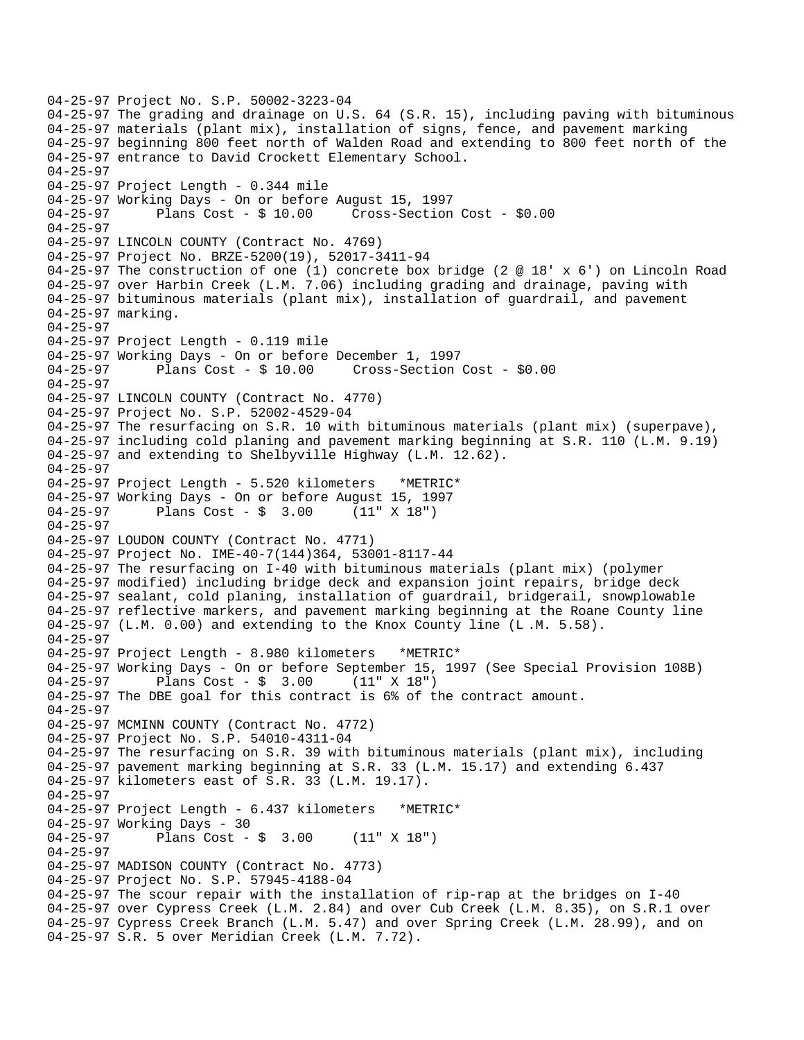04-25-97 Project No. S.P. 50002-3223-04
04-25-97 The grading and drainage on U.S. 64 (S.R. 15), including paving with bituminous
04-25-97 materials (plant mix), installation of signs, fence, and pavement marking
04-25-97 beginning 800 feet north of Walden Road and extending to 800 feet north of the
04-25-97 entrance to David Crockett Elementary School.
04-25-97
04-25-97 Project Length - 0.344 mile
04-25-97 Working Days - On or before August 15, 1997
04-25-97 Plans Cost - $ 10.00 Cross-Section Cost - $0.00
04-25-97
04-25-97 LINCOLN COUNTY (Contract No. 4769)
04-25-97 Project No. BRZE-5200(19), 52017-3411-94
04-25-97 The construction of one (1) concrete box bridge (2 @ 18' x 6') on Lincoln Road
04-25-97 over Harbin Creek (L.M. 7.06) including grading and drainage, paving with
04-25-97 bituminous materials (plant mix), installation of guardrail, and pavement
04-25-97 marking.
04-25-97
04-25-97 Project Length - 0.119 mile
04-25-97 Working Days - On or before December 1, 1997
04-25-97 Plans Cost - $ 10.00 Cross-Section Cost - $0.00
04-25-97
04-25-97 LINCOLN COUNTY (Contract No. 4770)
04-25-97 Project No. S.P. 52002-4529-04
04-25-97 The resurfacing on S.R. 10 with bituminous materials (plant mix) (superpave),
04-25-97 including cold planing and pavement marking beginning at S.R. 110 (L.M. 9.19)
04-25-97 and extending to Shelbyville Highway (L.M. 12.62).
04-25-97
04-25-97 Project Length - 5.520 kilometers *METRIC*
04-25-97 Working Days - On or before August 15, 1997
04-25-97 Plans Cost - $ 3.00 (11" X 18")
04-25-97
04-25-97 LOUDON COUNTY (Contract No. 4771)
04-25-97 Project No. IME-40-7(144)364, 53001-8117-44
04-25-97 The resurfacing on I-40 with bituminous materials (plant mix) (polymer
04-25-97 modified) including bridge deck and expansion joint repairs, bridge deck
04-25-97 sealant, cold planing, installation of guardrail, bridgerail, snowplowable
04-25-97 reflective markers, and pavement marking beginning at the Roane County line
04-25-97 (L.M. 0.00) and extending to the Knox County line (L .M. 5.58).
04-25-97
04-25-97 Project Length - 8.980 kilometers *METRIC*
04-25-97 Working Days - On or before September 15, 1997 (See Special Provision 108B)
04-25-97 Plans Cost - $ 3.00 (11" X 18")
04-25-97 The DBE goal for this contract is 6% of the contract amount.
04-25-97
04-25-97 MCMINN COUNTY (Contract No. 4772)
04-25-97 Project No. S.P. 54010-4311-04
04-25-97 The resurfacing on S.R. 39 with bituminous materials (plant mix), including
04-25-97 pavement marking beginning at S.R. 33 (L.M. 15.17) and extending 6.437
04-25-97 kilometers east of S.R. 33 (L.M. 19.17).
04-25-97
04-25-97 Project Length - 6.437 kilometers *METRIC*
04-25-97 Working Days - 30
04-25-97 Plans Cost - $ 3.00 (11" X 18")
04-25-97
04-25-97 MADISON COUNTY (Contract No. 4773)
04-25-97 Project No. S.P. 57945-4188-04
04-25-97 The scour repair with the installation of rip-rap at the bridges on I-40
04-25-97 over Cypress Creek (L.M. 2.84) and over Cub Creek (L.M. 8.35), on S.R.1 over
04-25-97 Cypress Creek Branch (L.M. 5.47) and over Spring Creek (L.M. 28.99), and on
04-25-97 S.R. 5 over Meridian Creek (L.M. 7.72).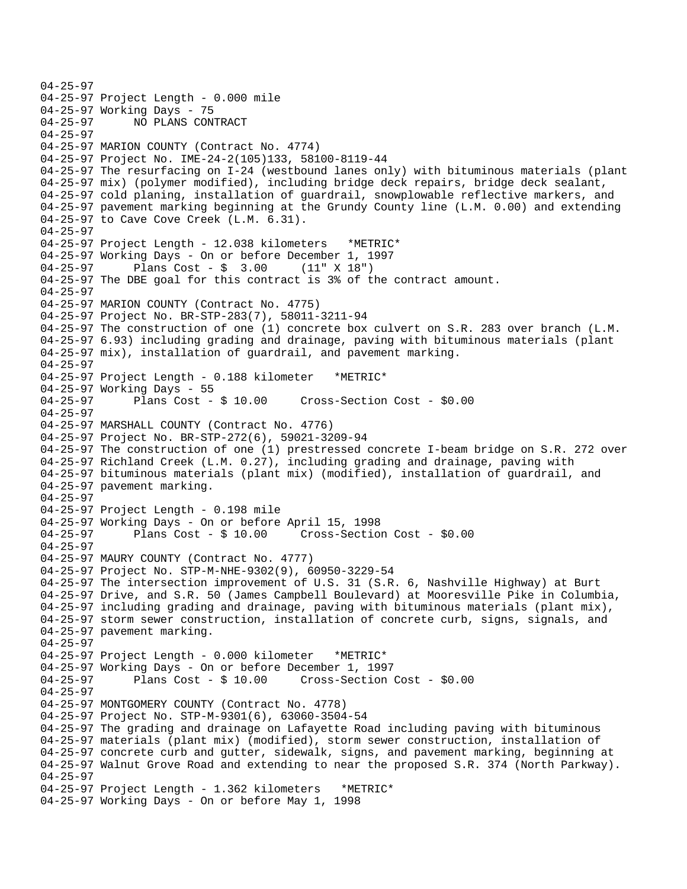```
04-25-97
04-25-97 Project Length - 0.000 mile
04-25-97 Working Days - 75
04-25-97      NO PLANS CONTRACT
04-25-97
04-25-97 MARION COUNTY (Contract No. 4774)
04-25-97 Project No. IME-24-2(105)133, 58100-8119-44
04-25-97 The resurfacing on I-24 (westbound lanes only) with bituminous materials (plant
04-25-97 mix) (polymer modified), including bridge deck repairs, bridge deck sealant,
04-25-97 cold planing, installation of guardrail, snowplowable reflective markers, and
04-25-97 pavement marking beginning at the Grundy County line (L.M. 0.00) and extending
04-25-97 to Cave Cove Creek (L.M. 6.31).
04-25-97
04-25-97 Project Length - 12.038 kilometers   *METRIC*
04-25-97 Working Days - On or before December 1, 1997
04-25-97      Plans Cost - $  3.00     (11" X 18")
04-25-97 The DBE goal for this contract is 3% of the contract amount.
04-25-97
04-25-97 MARION COUNTY (Contract No. 4775)
04-25-97 Project No. BR-STP-283(7), 58011-3211-94
04-25-97 The construction of one (1) concrete box culvert on S.R. 283 over branch (L.M.
04-25-97 6.93) including grading and drainage, paving with bituminous materials (plant
04-25-97 mix), installation of guardrail, and pavement marking.
04-25-97
04-25-97 Project Length - 0.188 kilometer   *METRIC*
04-25-97 Working Days - 55
04-25-97      Plans Cost - $ 10.00     Cross-Section Cost - $0.00
04-25-97
04-25-97 MARSHALL COUNTY (Contract No. 4776)
04-25-97 Project No. BR-STP-272(6), 59021-3209-94
04-25-97 The construction of one (1) prestressed concrete I-beam bridge on S.R. 272 over
04-25-97 Richland Creek (L.M. 0.27), including grading and drainage, paving with
04-25-97 bituminous materials (plant mix) (modified), installation of guardrail, and
04-25-97 pavement marking.
04-25-97
04-25-97 Project Length - 0.198 mile
04-25-97 Working Days - On or before April 15, 1998
04-25-97      Plans Cost - $ 10.00     Cross-Section Cost - $0.00
04-25-97
04-25-97 MAURY COUNTY (Contract No. 4777)
04-25-97 Project No. STP-M-NHE-9302(9), 60950-3229-54
04-25-97 The intersection improvement of U.S. 31 (S.R. 6, Nashville Highway) at Burt
04-25-97 Drive, and S.R. 50 (James Campbell Boulevard) at Mooresville Pike in Columbia,
04-25-97 including grading and drainage, paving with bituminous materials (plant mix),
04-25-97 storm sewer construction, installation of concrete curb, signs, signals, and
04-25-97 pavement marking.
04-25-97
04-25-97 Project Length - 0.000 kilometer   *METRIC*
04-25-97 Working Days - On or before December 1, 1997
04-25-97      Plans Cost - $ 10.00     Cross-Section Cost - $0.00
04-25-97
04-25-97 MONTGOMERY COUNTY (Contract No. 4778)
04-25-97 Project No. STP-M-9301(6), 63060-3504-54
04-25-97 The grading and drainage on Lafayette Road including paving with bituminous
04-25-97 materials (plant mix) (modified), storm sewer construction, installation of
04-25-97 concrete curb and gutter, sidewalk, signs, and pavement marking, beginning at
04-25-97 Walnut Grove Road and extending to near the proposed S.R. 374 (North Parkway).
04-25-97
04-25-97 Project Length - 1.362 kilometers   *METRIC*
04-25-97 Working Days - On or before May 1, 1998
```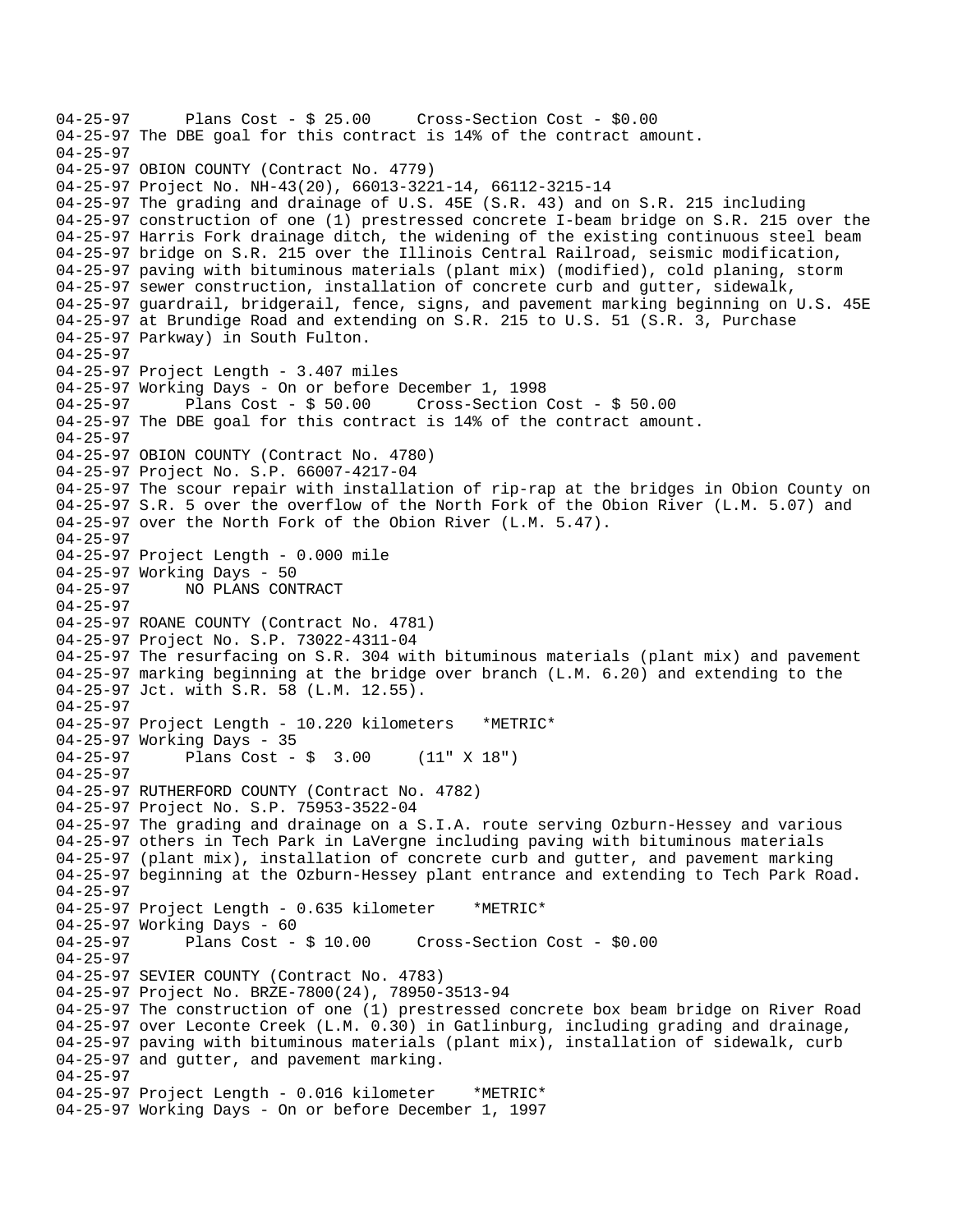04-25-97 Plans Cost - $ 25.00 Cross-Section Cost - $0.00
04-25-97 The DBE goal for this contract is 14% of the contract amount.
04-25-97
04-25-97 OBION COUNTY (Contract No. 4779)
04-25-97 Project No. NH-43(20), 66013-3221-14, 66112-3215-14
04-25-97 The grading and drainage of U.S. 45E (S.R. 43) and on S.R. 215 including
04-25-97 construction of one (1) prestressed concrete I-beam bridge on S.R. 215 over the
04-25-97 Harris Fork drainage ditch, the widening of the existing continuous steel beam
04-25-97 bridge on S.R. 215 over the Illinois Central Railroad, seismic modification,
04-25-97 paving with bituminous materials (plant mix) (modified), cold planing, storm
04-25-97 sewer construction, installation of concrete curb and gutter, sidewalk,
04-25-97 guardrail, bridgerail, fence, signs, and pavement marking beginning on U.S. 45E
04-25-97 at Brundige Road and extending on S.R. 215 to U.S. 51 (S.R. 3, Purchase
04-25-97 Parkway) in South Fulton.
04-25-97
04-25-97 Project Length - 3.407 miles
04-25-97 Working Days - On or before December 1, 1998
04-25-97 Plans Cost - $ 50.00 Cross-Section Cost - $ 50.00
04-25-97 The DBE goal for this contract is 14% of the contract amount.
04-25-97
04-25-97 OBION COUNTY (Contract No. 4780)
04-25-97 Project No. S.P. 66007-4217-04
04-25-97 The scour repair with installation of rip-rap at the bridges in Obion County on
04-25-97 S.R. 5 over the overflow of the North Fork of the Obion River (L.M. 5.07) and
04-25-97 over the North Fork of the Obion River (L.M. 5.47).
04-25-97
04-25-97 Project Length - 0.000 mile
04-25-97 Working Days - 50
04-25-97 NO PLANS CONTRACT
04-25-97
04-25-97 ROANE COUNTY (Contract No. 4781)
04-25-97 Project No. S.P. 73022-4311-04
04-25-97 The resurfacing on S.R. 304 with bituminous materials (plant mix) and pavement
04-25-97 marking beginning at the bridge over branch (L.M. 6.20) and extending to the
04-25-97 Jct. with S.R. 58 (L.M. 12.55).
04-25-97
04-25-97 Project Length - 10.220 kilometers *METRIC*
04-25-97 Working Days - 35
04-25-97 Plans Cost - $ 3.00 (11" X 18")
04-25-97
04-25-97 RUTHERFORD COUNTY (Contract No. 4782)
04-25-97 Project No. S.P. 75953-3522-04
04-25-97 The grading and drainage on a S.I.A. route serving Ozburn-Hessey and various
04-25-97 others in Tech Park in LaVergne including paving with bituminous materials
04-25-97 (plant mix), installation of concrete curb and gutter, and pavement marking
04-25-97 beginning at the Ozburn-Hessey plant entrance and extending to Tech Park Road.
04-25-97
04-25-97 Project Length - 0.635 kilometer *METRIC*
04-25-97 Working Days - 60
04-25-97 Plans Cost - $ 10.00 Cross-Section Cost - $0.00
04-25-97
04-25-97 SEVIER COUNTY (Contract No. 4783)
04-25-97 Project No. BRZE-7800(24), 78950-3513-94
04-25-97 The construction of one (1) prestressed concrete box beam bridge on River Road
04-25-97 over Leconte Creek (L.M. 0.30) in Gatlinburg, including grading and drainage,
04-25-97 paving with bituminous materials (plant mix), installation of sidewalk, curb
04-25-97 and gutter, and pavement marking.
04-25-97
04-25-97 Project Length - 0.016 kilometer *METRIC*
04-25-97 Working Days - On or before December 1, 1997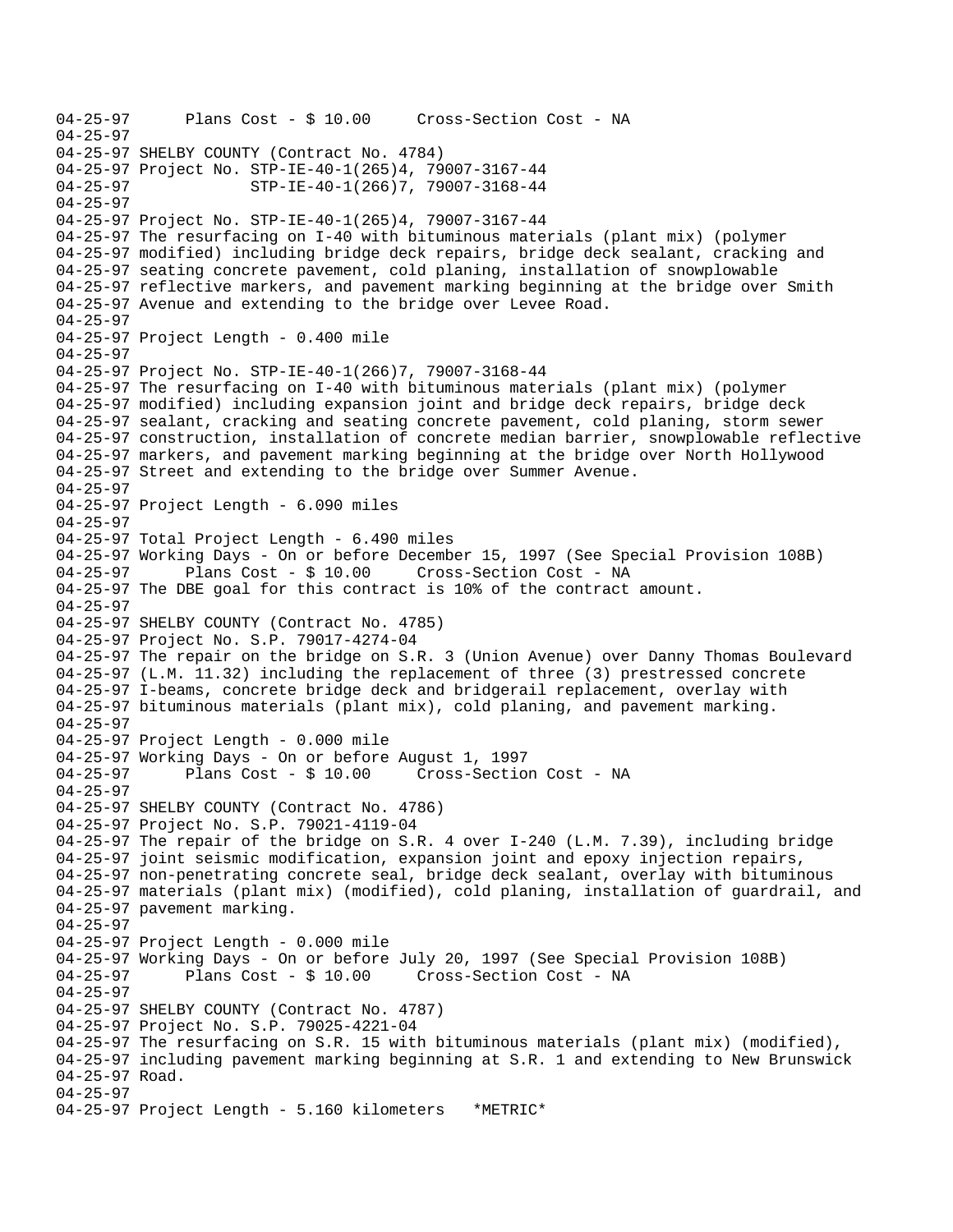```
04-25-97      Plans Cost - $ 10.00     Cross-Section Cost - NA
04-25-97
04-25-97 SHELBY COUNTY (Contract No. 4784)
04-25-97 Project No. STP-IE-40-1(265)4, 79007-3167-44
04-25-97             STP-IE-40-1(266)7, 79007-3168-44
04-25-97
04-25-97 Project No. STP-IE-40-1(265)4, 79007-3167-44
04-25-97 The resurfacing on I-40 with bituminous materials (plant mix) (polymer
04-25-97 modified) including bridge deck repairs, bridge deck sealant, cracking and
04-25-97 seating concrete pavement, cold planing, installation of snowplowable
04-25-97 reflective markers, and pavement marking beginning at the bridge over Smith
04-25-97 Avenue and extending to the bridge over Levee Road.
04-25-97
04-25-97 Project Length - 0.400 mile
04-25-97
04-25-97 Project No. STP-IE-40-1(266)7, 79007-3168-44
04-25-97 The resurfacing on I-40 with bituminous materials (plant mix) (polymer
04-25-97 modified) including expansion joint and bridge deck repairs, bridge deck
04-25-97 sealant, cracking and seating concrete pavement, cold planing, storm sewer
04-25-97 construction, installation of concrete median barrier, snowplowable reflective
04-25-97 markers, and pavement marking beginning at the bridge over North Hollywood
04-25-97 Street and extending to the bridge over Summer Avenue.
04-25-97
04-25-97 Project Length - 6.090 miles
04-25-97
04-25-97 Total Project Length - 6.490 miles
04-25-97 Working Days - On or before December 15, 1997 (See Special Provision 108B)
04-25-97      Plans Cost - $ 10.00     Cross-Section Cost - NA
04-25-97 The DBE goal for this contract is 10% of the contract amount.
04-25-97
04-25-97 SHELBY COUNTY (Contract No. 4785)
04-25-97 Project No. S.P. 79017-4274-04
04-25-97 The repair on the bridge on S.R. 3 (Union Avenue) over Danny Thomas Boulevard
04-25-97 (L.M. 11.32) including the replacement of three (3) prestressed concrete
04-25-97 I-beams, concrete bridge deck and bridgerail replacement, overlay with
04-25-97 bituminous materials (plant mix), cold planing, and pavement marking.
04-25-97
04-25-97 Project Length - 0.000 mile
04-25-97 Working Days - On or before August 1, 1997
04-25-97      Plans Cost - $ 10.00     Cross-Section Cost - NA
04-25-97
04-25-97 SHELBY COUNTY (Contract No. 4786)
04-25-97 Project No. S.P. 79021-4119-04
04-25-97 The repair of the bridge on S.R. 4 over I-240 (L.M. 7.39), including bridge
04-25-97 joint seismic modification, expansion joint and epoxy injection repairs,
04-25-97 non-penetrating concrete seal, bridge deck sealant, overlay with bituminous
04-25-97 materials (plant mix) (modified), cold planing, installation of guardrail, and
04-25-97 pavement marking.
04-25-97
04-25-97 Project Length - 0.000 mile
04-25-97 Working Days - On or before July 20, 1997 (See Special Provision 108B)
04-25-97      Plans Cost - $ 10.00     Cross-Section Cost - NA
04-25-97
04-25-97 SHELBY COUNTY (Contract No. 4787)
04-25-97 Project No. S.P. 79025-4221-04
04-25-97 The resurfacing on S.R. 15 with bituminous materials (plant mix) (modified),
04-25-97 including pavement marking beginning at S.R. 1 and extending to New Brunswick
04-25-97 Road.
04-25-97
04-25-97 Project Length - 5.160 kilometers   *METRIC*
```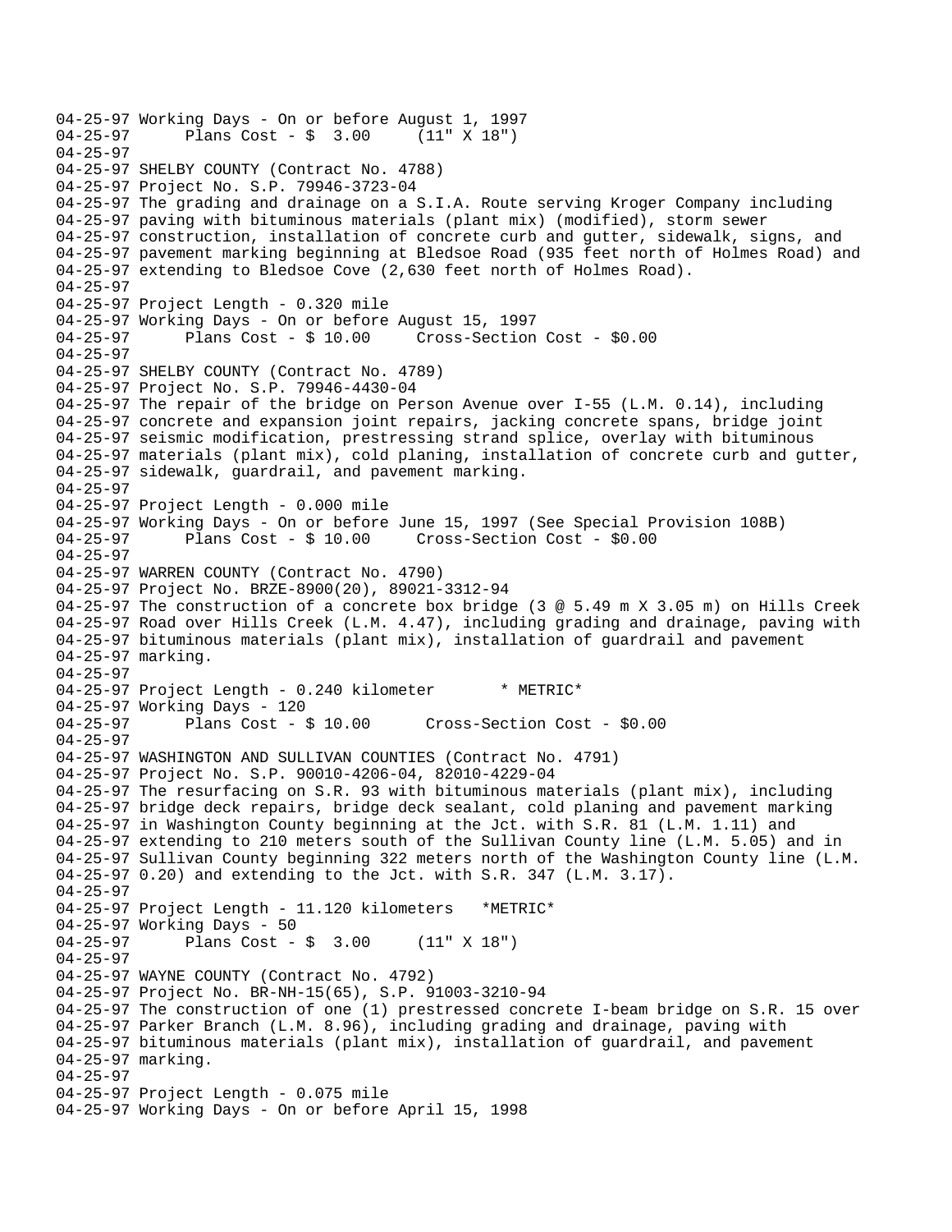```
04-25-97 Working Days - On or before August 1, 1997
04-25-97      Plans Cost - $  3.00     (11" X 18")
04-25-97
04-25-97 SHELBY COUNTY (Contract No. 4788)
04-25-97 Project No. S.P. 79946-3723-04
04-25-97 The grading and drainage on a S.I.A. Route serving Kroger Company including
04-25-97 paving with bituminous materials (plant mix) (modified), storm sewer
04-25-97 construction, installation of concrete curb and gutter, sidewalk, signs, and
04-25-97 pavement marking beginning at Bledsoe Road (935 feet north of Holmes Road) and
04-25-97 extending to Bledsoe Cove (2,630 feet north of Holmes Road).
04-25-97
04-25-97 Project Length - 0.320 mile
04-25-97 Working Days - On or before August 15, 1997
04-25-97      Plans Cost - $ 10.00     Cross-Section Cost - $0.00
04-25-97
04-25-97 SHELBY COUNTY (Contract No. 4789)
04-25-97 Project No. S.P. 79946-4430-04
04-25-97 The repair of the bridge on Person Avenue over I-55 (L.M. 0.14), including
04-25-97 concrete and expansion joint repairs, jacking concrete spans, bridge joint
04-25-97 seismic modification, prestressing strand splice, overlay with bituminous
04-25-97 materials (plant mix), cold planing, installation of concrete curb and gutter,
04-25-97 sidewalk, guardrail, and pavement marking.
04-25-97
04-25-97 Project Length - 0.000 mile
04-25-97 Working Days - On or before June 15, 1997 (See Special Provision 108B)
04-25-97      Plans Cost - $ 10.00     Cross-Section Cost - $0.00
04-25-97
04-25-97 WARREN COUNTY (Contract No. 4790)
04-25-97 Project No. BRZE-8900(20), 89021-3312-94
04-25-97 The construction of a concrete box bridge (3 @ 5.49 m X 3.05 m) on Hills Creek
04-25-97 Road over Hills Creek (L.M. 4.47), including grading and drainage, paving with
04-25-97 bituminous materials (plant mix), installation of guardrail and pavement
04-25-97 marking.
04-25-97
04-25-97 Project Length - 0.240 kilometer       * METRIC*
04-25-97 Working Days - 120
04-25-97      Plans Cost - $ 10.00      Cross-Section Cost - $0.00
04-25-97
04-25-97 WASHINGTON AND SULLIVAN COUNTIES (Contract No. 4791)
04-25-97 Project No. S.P. 90010-4206-04, 82010-4229-04
04-25-97 The resurfacing on S.R. 93 with bituminous materials (plant mix), including
04-25-97 bridge deck repairs, bridge deck sealant, cold planing and pavement marking
04-25-97 in Washington County beginning at the Jct. with S.R. 81 (L.M. 1.11) and
04-25-97 extending to 210 meters south of the Sullivan County line (L.M. 5.05) and in
04-25-97 Sullivan County beginning 322 meters north of the Washington County line (L.M.
04-25-97 0.20) and extending to the Jct. with S.R. 347 (L.M. 3.17).
04-25-97
04-25-97 Project Length - 11.120 kilometers   *METRIC*
04-25-97 Working Days - 50
04-25-97      Plans Cost - $  3.00     (11" X 18")
04-25-97
04-25-97 WAYNE COUNTY (Contract No. 4792)
04-25-97 Project No. BR-NH-15(65), S.P. 91003-3210-94
04-25-97 The construction of one (1) prestressed concrete I-beam bridge on S.R. 15 over
04-25-97 Parker Branch (L.M. 8.96), including grading and drainage, paving with
04-25-97 bituminous materials (plant mix), installation of guardrail, and pavement
04-25-97 marking.
04-25-97
04-25-97 Project Length - 0.075 mile
04-25-97 Working Days - On or before April 15, 1998
```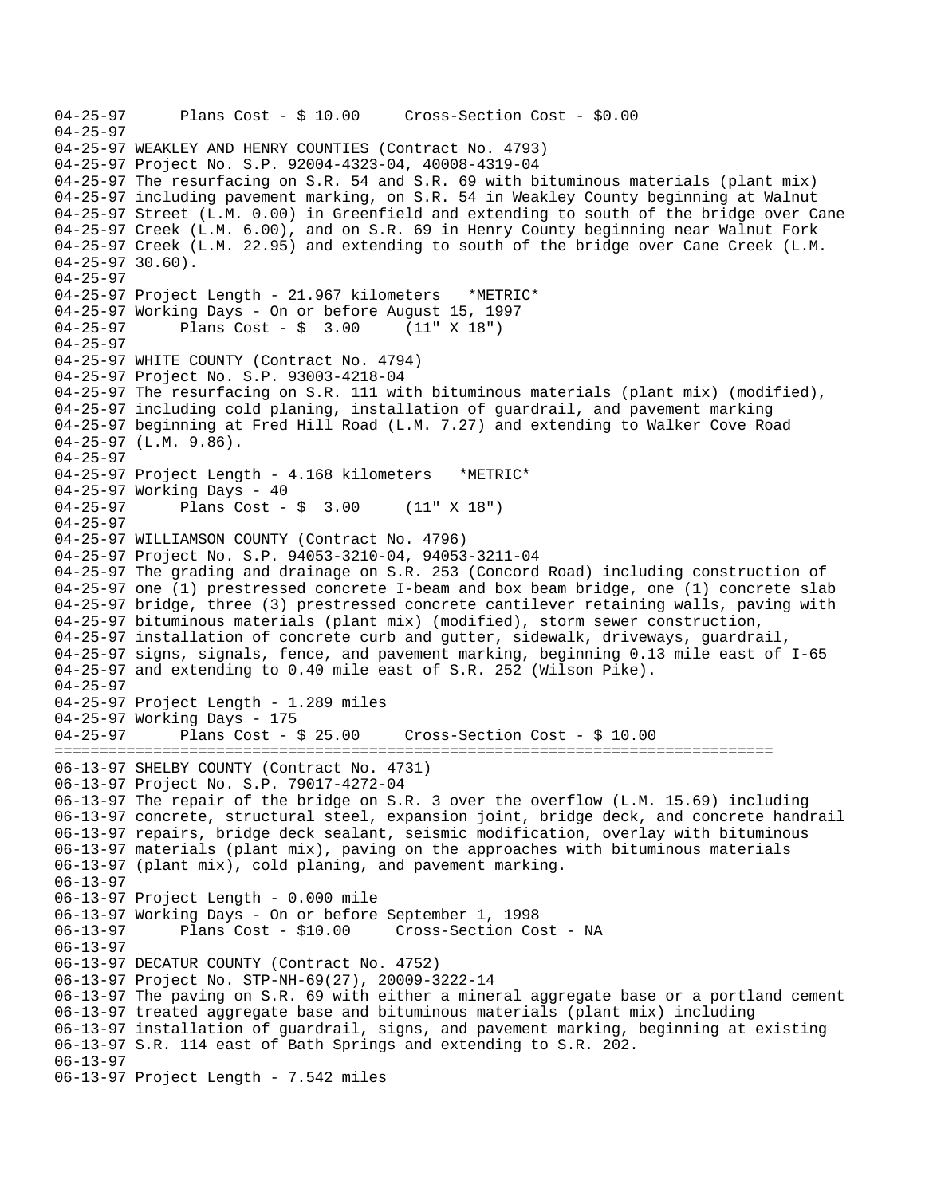```
04-25-97      Plans Cost - $ 10.00     Cross-Section Cost - $0.00
04-25-97
04-25-97 WEAKLEY AND HENRY COUNTIES (Contract No. 4793)
04-25-97 Project No. S.P. 92004-4323-04, 40008-4319-04
04-25-97 The resurfacing on S.R. 54 and S.R. 69 with bituminous materials (plant mix)
04-25-97 including pavement marking, on S.R. 54 in Weakley County beginning at Walnut
04-25-97 Street (L.M. 0.00) in Greenfield and extending to south of the bridge over Cane
04-25-97 Creek (L.M. 6.00), and on S.R. 69 in Henry County beginning near Walnut Fork
04-25-97 Creek (L.M. 22.95) and extending to south of the bridge over Cane Creek (L.M.
04-25-97 30.60).
04-25-97
04-25-97 Project Length - 21.967 kilometers   *METRIC*
04-25-97 Working Days - On or before August 15, 1997
04-25-97      Plans Cost - $  3.00     (11" X 18")
04-25-97
04-25-97 WHITE COUNTY (Contract No. 4794)
04-25-97 Project No. S.P. 93003-4218-04
04-25-97 The resurfacing on S.R. 111 with bituminous materials (plant mix) (modified),
04-25-97 including cold planing, installation of guardrail, and pavement marking
04-25-97 beginning at Fred Hill Road (L.M. 7.27) and extending to Walker Cove Road
04-25-97 (L.M. 9.86).
04-25-97
04-25-97 Project Length - 4.168 kilometers   *METRIC*
04-25-97 Working Days - 40
04-25-97      Plans Cost - $  3.00     (11" X 18")
04-25-97
04-25-97 WILLIAMSON COUNTY (Contract No. 4796)
04-25-97 Project No. S.P. 94053-3210-04, 94053-3211-04
04-25-97 The grading and drainage on S.R. 253 (Concord Road) including construction of
04-25-97 one (1) prestressed concrete I-beam and box beam bridge, one (1) concrete slab
04-25-97 bridge, three (3) prestressed concrete cantilever retaining walls, paving with
04-25-97 bituminous materials (plant mix) (modified), storm sewer construction,
04-25-97 installation of concrete curb and gutter, sidewalk, driveways, guardrail,
04-25-97 signs, signals, fence, and pavement marking, beginning 0.13 mile east of I-65
04-25-97 and extending to 0.40 mile east of S.R. 252 (Wilson Pike).
04-25-97
04-25-97 Project Length - 1.289 miles
04-25-97 Working Days - 175
04-25-97      Plans Cost - $ 25.00     Cross-Section Cost - $ 10.00
================================================================================
06-13-97 SHELBY COUNTY (Contract No. 4731)
06-13-97 Project No. S.P. 79017-4272-04
06-13-97 The repair of the bridge on S.R. 3 over the overflow (L.M. 15.69) including
06-13-97 concrete, structural steel, expansion joint, bridge deck, and concrete handrail
06-13-97 repairs, bridge deck sealant, seismic modification, overlay with bituminous
06-13-97 materials (plant mix), paving on the approaches with bituminous materials
06-13-97 (plant mix), cold planing, and pavement marking.
06-13-97
06-13-97 Project Length - 0.000 mile
06-13-97 Working Days - On or before September 1, 1998
06-13-97      Plans Cost - $10.00     Cross-Section Cost - NA
06-13-97
06-13-97 DECATUR COUNTY (Contract No. 4752)
06-13-97 Project No. STP-NH-69(27), 20009-3222-14
06-13-97 The paving on S.R. 69 with either a mineral aggregate base or a portland cement
06-13-97 treated aggregate base and bituminous materials (plant mix) including
06-13-97 installation of guardrail, signs, and pavement marking, beginning at existing
06-13-97 S.R. 114 east of Bath Springs and extending to S.R. 202.
06-13-97
06-13-97 Project Length - 7.542 miles
```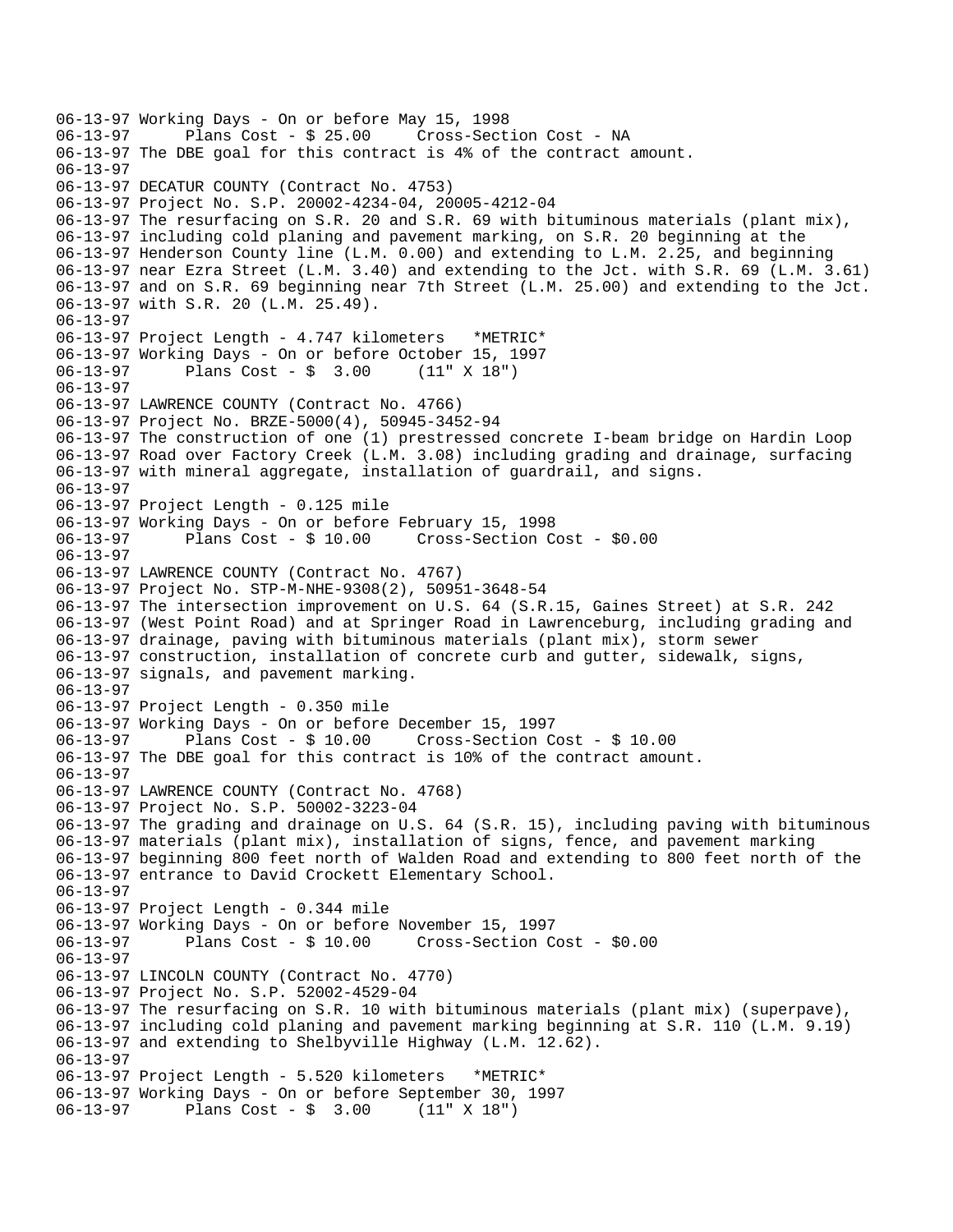```
06-13-97 Working Days - On or before May 15, 1998
06-13-97       Plans Cost - $ 25.00     Cross-Section Cost - NA
06-13-97 The DBE goal for this contract is 4% of the contract amount.
06-13-97
06-13-97 DECATUR COUNTY (Contract No. 4753)
06-13-97 Project No. S.P. 20002-4234-04, 20005-4212-04
06-13-97 The resurfacing on S.R. 20 and S.R. 69 with bituminous materials (plant mix),
06-13-97 including cold planing and pavement marking, on S.R. 20 beginning at the
06-13-97 Henderson County line (L.M. 0.00) and extending to L.M. 2.25, and beginning
06-13-97 near Ezra Street (L.M. 3.40) and extending to the Jct. with S.R. 69 (L.M. 3.61)
06-13-97 and on S.R. 69 beginning near 7th Street (L.M. 25.00) and extending to the Jct.
06-13-97 with S.R. 20 (L.M. 25.49).
06-13-97
06-13-97 Project Length - 4.747 kilometers   *METRIC*
06-13-97 Working Days - On or before October 15, 1997
06-13-97       Plans Cost - $  3.00     (11" X 18")
06-13-97
06-13-97 LAWRENCE COUNTY (Contract No. 4766)
06-13-97 Project No. BRZE-5000(4), 50945-3452-94
06-13-97 The construction of one (1) prestressed concrete I-beam bridge on Hardin Loop
06-13-97 Road over Factory Creek (L.M. 3.08) including grading and drainage, surfacing
06-13-97 with mineral aggregate, installation of guardrail, and signs.
06-13-97
06-13-97 Project Length - 0.125 mile
06-13-97 Working Days - On or before February 15, 1998
06-13-97       Plans Cost - $ 10.00     Cross-Section Cost - $0.00
06-13-97
06-13-97 LAWRENCE COUNTY (Contract No. 4767)
06-13-97 Project No. STP-M-NHE-9308(2), 50951-3648-54
06-13-97 The intersection improvement on U.S. 64 (S.R.15, Gaines Street) at S.R. 242
06-13-97 (West Point Road) and at Springer Road in Lawrenceburg, including grading and
06-13-97 drainage, paving with bituminous materials (plant mix), storm sewer
06-13-97 construction, installation of concrete curb and gutter, sidewalk, signs,
06-13-97 signals, and pavement marking.
06-13-97
06-13-97 Project Length - 0.350 mile
06-13-97 Working Days - On or before December 15, 1997
06-13-97       Plans Cost - $ 10.00     Cross-Section Cost - $ 10.00
06-13-97 The DBE goal for this contract is 10% of the contract amount.
06-13-97
06-13-97 LAWRENCE COUNTY (Contract No. 4768)
06-13-97 Project No. S.P. 50002-3223-04
06-13-97 The grading and drainage on U.S. 64 (S.R. 15), including paving with bituminous
06-13-97 materials (plant mix), installation of signs, fence, and pavement marking
06-13-97 beginning 800 feet north of Walden Road and extending to 800 feet north of the
06-13-97 entrance to David Crockett Elementary School.
06-13-97
06-13-97 Project Length - 0.344 mile
06-13-97 Working Days - On or before November 15, 1997
06-13-97       Plans Cost - $ 10.00     Cross-Section Cost - $0.00
06-13-97
06-13-97 LINCOLN COUNTY (Contract No. 4770)
06-13-97 Project No. S.P. 52002-4529-04
06-13-97 The resurfacing on S.R. 10 with bituminous materials (plant mix) (superpave),
06-13-97 including cold planing and pavement marking beginning at S.R. 110 (L.M. 9.19)
06-13-97 and extending to Shelbyville Highway (L.M. 12.62).
06-13-97
06-13-97 Project Length - 5.520 kilometers   *METRIC*
06-13-97 Working Days - On or before September 30, 1997
06-13-97       Plans Cost - $  3.00     (11" X 18")
```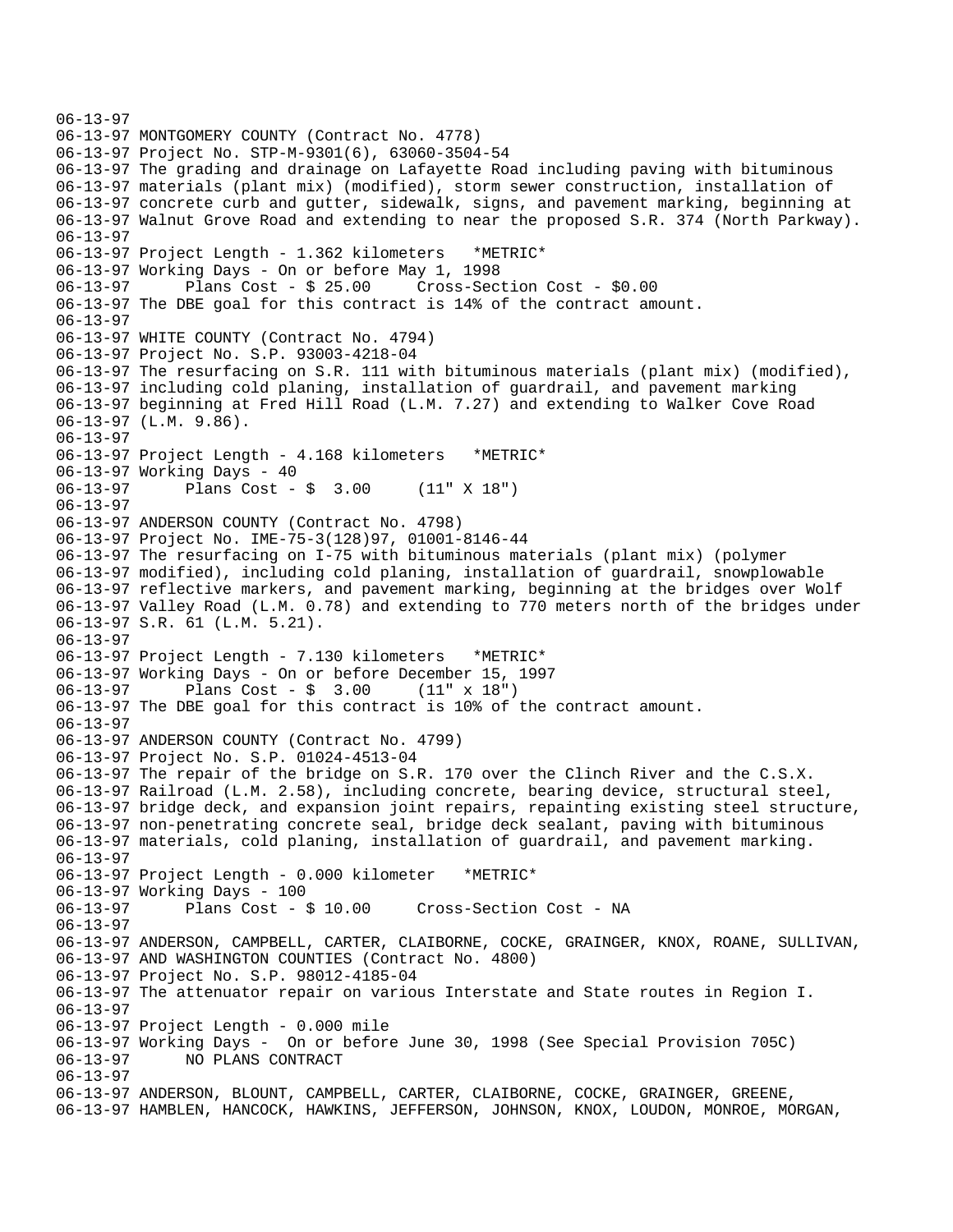```
06-13-97
06-13-97 MONTGOMERY COUNTY (Contract No. 4778)
06-13-97 Project No. STP-M-9301(6), 63060-3504-54
06-13-97 The grading and drainage on Lafayette Road including paving with bituminous
06-13-97 materials (plant mix) (modified), storm sewer construction, installation of
06-13-97 concrete curb and gutter, sidewalk, signs, and pavement marking, beginning at
06-13-97 Walnut Grove Road and extending to near the proposed S.R. 374 (North Parkway).
06-13-97
06-13-97 Project Length - 1.362 kilometers   *METRIC*
06-13-97 Working Days - On or before May 1, 1998
06-13-97       Plans Cost - $ 25.00     Cross-Section Cost - $0.00
06-13-97 The DBE goal for this contract is 14% of the contract amount.
06-13-97
06-13-97 WHITE COUNTY (Contract No. 4794)
06-13-97 Project No. S.P. 93003-4218-04
06-13-97 The resurfacing on S.R. 111 with bituminous materials (plant mix) (modified),
06-13-97 including cold planing, installation of guardrail, and pavement marking
06-13-97 beginning at Fred Hill Road (L.M. 7.27) and extending to Walker Cove Road
06-13-97 (L.M. 9.86).
06-13-97
06-13-97 Project Length - 4.168 kilometers   *METRIC*
06-13-97 Working Days - 40
06-13-97       Plans Cost - $  3.00     (11" X 18")
06-13-97
06-13-97 ANDERSON COUNTY (Contract No. 4798)
06-13-97 Project No. IME-75-3(128)97, 01001-8146-44
06-13-97 The resurfacing on I-75 with bituminous materials (plant mix) (polymer
06-13-97 modified), including cold planing, installation of guardrail, snowplowable
06-13-97 reflective markers, and pavement marking, beginning at the bridges over Wolf
06-13-97 Valley Road (L.M. 0.78) and extending to 770 meters north of the bridges under
06-13-97 S.R. 61 (L.M. 5.21).
06-13-97
06-13-97 Project Length - 7.130 kilometers   *METRIC*
06-13-97 Working Days - On or before December 15, 1997
06-13-97       Plans Cost - $  3.00     (11" x 18")
06-13-97 The DBE goal for this contract is 10% of the contract amount.
06-13-97
06-13-97 ANDERSON COUNTY (Contract No. 4799)
06-13-97 Project No. S.P. 01024-4513-04
06-13-97 The repair of the bridge on S.R. 170 over the Clinch River and the C.S.X.
06-13-97 Railroad (L.M. 2.58), including concrete, bearing device, structural steel,
06-13-97 bridge deck, and expansion joint repairs, repainting existing steel structure,
06-13-97 non-penetrating concrete seal, bridge deck sealant, paving with bituminous
06-13-97 materials, cold planing, installation of guardrail, and pavement marking.
06-13-97
06-13-97 Project Length - 0.000 kilometer   *METRIC*
06-13-97 Working Days - 100
06-13-97       Plans Cost - $ 10.00     Cross-Section Cost - NA
06-13-97
06-13-97 ANDERSON, CAMPBELL, CARTER, CLAIBORNE, COCKE, GRAINGER, KNOX, ROANE, SULLIVAN,
06-13-97 AND WASHINGTON COUNTIES (Contract No. 4800)
06-13-97 Project No. S.P. 98012-4185-04
06-13-97 The attenuator repair on various Interstate and State routes in Region I.
06-13-97
06-13-97 Project Length - 0.000 mile
06-13-97 Working Days -  On or before June 30, 1998 (See Special Provision 705C)
06-13-97       NO PLANS CONTRACT
06-13-97
06-13-97 ANDERSON, BLOUNT, CAMPBELL, CARTER, CLAIBORNE, COCKE, GRAINGER, GREENE,
06-13-97 HAMBLEN, HANCOCK, HAWKINS, JEFFERSON, JOHNSON, KNOX, LOUDON, MONROE, MORGAN,
```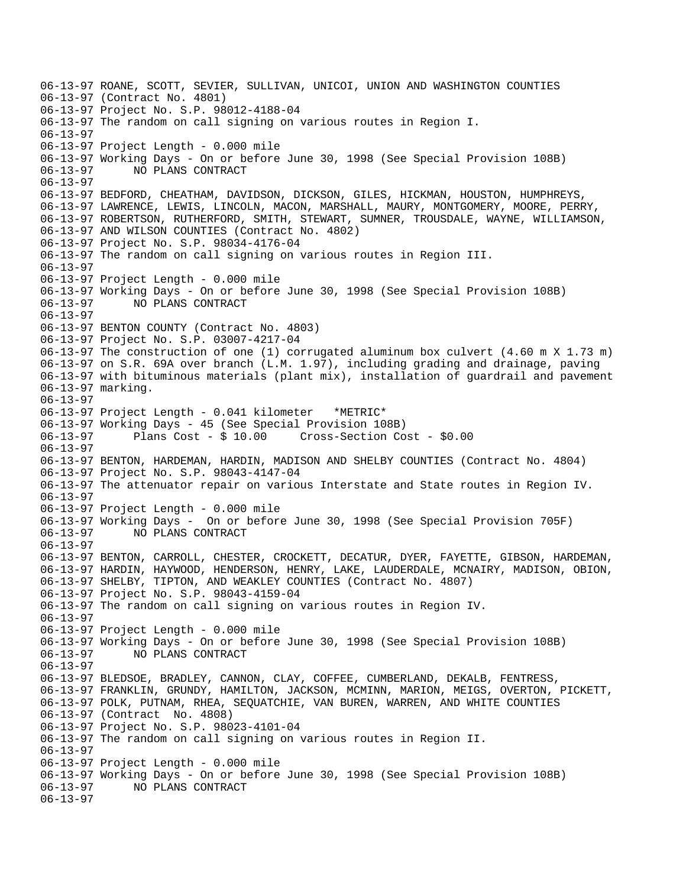```
06-13-97 ROANE, SCOTT, SEVIER, SULLIVAN, UNICOI, UNION AND WASHINGTON COUNTIES
06-13-97 (Contract No. 4801)
06-13-97 Project No. S.P. 98012-4188-04
06-13-97 The random on call signing on various routes in Region I.
06-13-97
06-13-97 Project Length - 0.000 mile
06-13-97 Working Days - On or before June 30, 1998 (See Special Provision 108B)
06-13-97       NO PLANS CONTRACT
06-13-97
06-13-97 BEDFORD, CHEATHAM, DAVIDSON, DICKSON, GILES, HICKMAN, HOUSTON, HUMPHREYS,
06-13-97 LAWRENCE, LEWIS, LINCOLN, MACON, MARSHALL, MAURY, MONTGOMERY, MOORE, PERRY,
06-13-97 ROBERTSON, RUTHERFORD, SMITH, STEWART, SUMNER, TROUSDALE, WAYNE, WILLIAMSON,
06-13-97 AND WILSON COUNTIES (Contract No. 4802)
06-13-97 Project No. S.P. 98034-4176-04
06-13-97 The random on call signing on various routes in Region III.
06-13-97
06-13-97 Project Length - 0.000 mile
06-13-97 Working Days - On or before June 30, 1998 (See Special Provision 108B)
06-13-97       NO PLANS CONTRACT
06-13-97
06-13-97 BENTON COUNTY (Contract No. 4803)
06-13-97 Project No. S.P. 03007-4217-04
06-13-97 The construction of one (1) corrugated aluminum box culvert (4.60 m X 1.73 m)
06-13-97 on S.R. 69A over branch (L.M. 1.97), including grading and drainage, paving
06-13-97 with bituminous materials (plant mix), installation of guardrail and pavement
06-13-97 marking.
06-13-97
06-13-97 Project Length - 0.041 kilometer   *METRIC*
06-13-97 Working Days - 45 (See Special Provision 108B)
06-13-97       Plans Cost - $ 10.00     Cross-Section Cost - $0.00
06-13-97
06-13-97 BENTON, HARDEMAN, HARDIN, MADISON AND SHELBY COUNTIES (Contract No. 4804)
06-13-97 Project No. S.P. 98043-4147-04
06-13-97 The attenuator repair on various Interstate and State routes in Region IV.
06-13-97
06-13-97 Project Length - 0.000 mile
06-13-97 Working Days -  On or before June 30, 1998 (See Special Provision 705F)
06-13-97       NO PLANS CONTRACT
06-13-97
06-13-97 BENTON, CARROLL, CHESTER, CROCKETT, DECATUR, DYER, FAYETTE, GIBSON, HARDEMAN,
06-13-97 HARDIN, HAYWOOD, HENDERSON, HENRY, LAKE, LAUDERDALE, MCNAIRY, MADISON, OBION,
06-13-97 SHELBY, TIPTON, AND WEAKLEY COUNTIES (Contract No. 4807)
06-13-97 Project No. S.P. 98043-4159-04
06-13-97 The random on call signing on various routes in Region IV.
06-13-97
06-13-97 Project Length - 0.000 mile
06-13-97 Working Days - On or before June 30, 1998 (See Special Provision 108B)
06-13-97       NO PLANS CONTRACT
06-13-97
06-13-97 BLEDSOE, BRADLEY, CANNON, CLAY, COFFEE, CUMBERLAND, DEKALB, FENTRESS,
06-13-97 FRANKLIN, GRUNDY, HAMILTON, JACKSON, MCMINN, MARION, MEIGS, OVERTON, PICKETT,
06-13-97 POLK, PUTNAM, RHEA, SEQUATCHIE, VAN BUREN, WARREN, AND WHITE COUNTIES
06-13-97 (Contract  No. 4808)
06-13-97 Project No. S.P. 98023-4101-04
06-13-97 The random on call signing on various routes in Region II.
06-13-97
06-13-97 Project Length - 0.000 mile
06-13-97 Working Days - On or before June 30, 1998 (See Special Provision 108B)
06-13-97       NO PLANS CONTRACT
06-13-97
```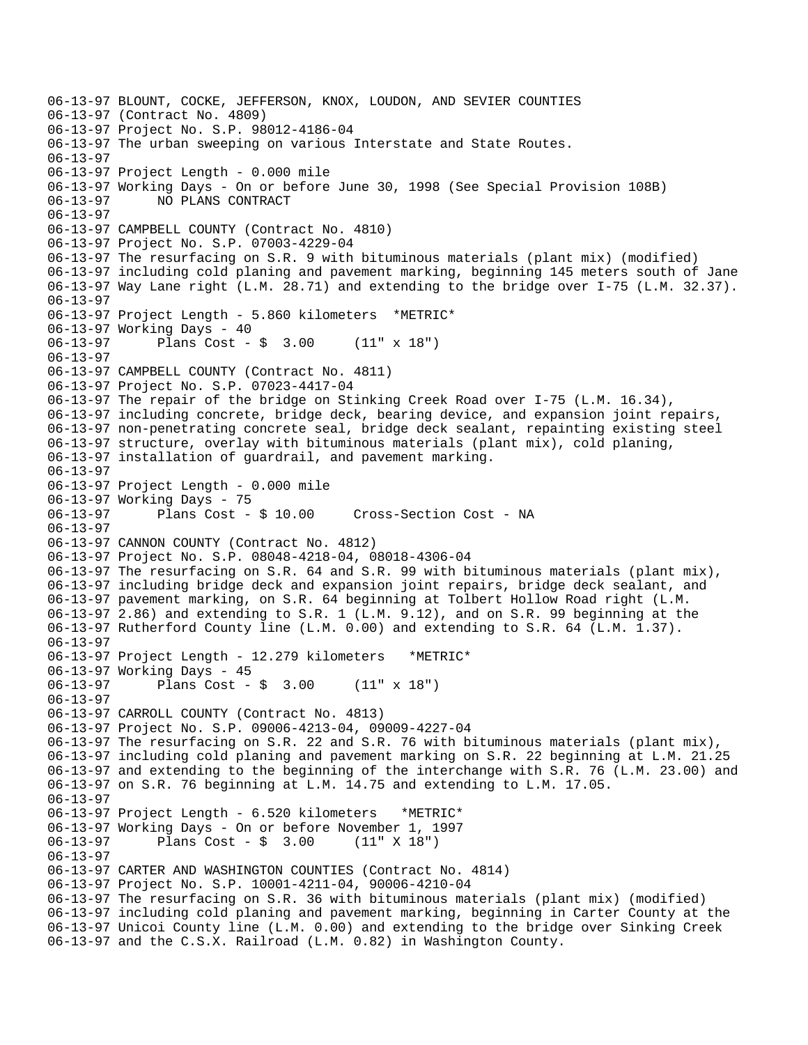06-13-97 BLOUNT, COCKE, JEFFERSON, KNOX, LOUDON, AND SEVIER COUNTIES
06-13-97 (Contract No. 4809)
06-13-97 Project No. S.P. 98012-4186-04
06-13-97 The urban sweeping on various Interstate and State Routes.
06-13-97
06-13-97 Project Length - 0.000 mile
06-13-97 Working Days - On or before June 30, 1998 (See Special Provision 108B)
06-13-97 NO PLANS CONTRACT
06-13-97
06-13-97 CAMPBELL COUNTY (Contract No. 4810)
06-13-97 Project No. S.P. 07003-4229-04
06-13-97 The resurfacing on S.R. 9 with bituminous materials (plant mix) (modified)
06-13-97 including cold planing and pavement marking, beginning 145 meters south of Jane
06-13-97 Way Lane right (L.M. 28.71) and extending to the bridge over I-75 (L.M. 32.37).
06-13-97
06-13-97 Project Length - 5.860 kilometers *METRIC*
06-13-97 Working Days - 40
06-13-97 Plans Cost - $ 3.00 (11" x 18")
06-13-97
06-13-97 CAMPBELL COUNTY (Contract No. 4811)
06-13-97 Project No. S.P. 07023-4417-04
06-13-97 The repair of the bridge on Stinking Creek Road over I-75 (L.M. 16.34),
06-13-97 including concrete, bridge deck, bearing device, and expansion joint repairs,
06-13-97 non-penetrating concrete seal, bridge deck sealant, repainting existing steel
06-13-97 structure, overlay with bituminous materials (plant mix), cold planing,
06-13-97 installation of guardrail, and pavement marking.
06-13-97
06-13-97 Project Length - 0.000 mile
06-13-97 Working Days - 75
06-13-97 Plans Cost - $ 10.00 Cross-Section Cost - NA
06-13-97
06-13-97 CANNON COUNTY (Contract No. 4812)
06-13-97 Project No. S.P. 08048-4218-04, 08018-4306-04
06-13-97 The resurfacing on S.R. 64 and S.R. 99 with bituminous materials (plant mix),
06-13-97 including bridge deck and expansion joint repairs, bridge deck sealant, and
06-13-97 pavement marking, on S.R. 64 beginning at Tolbert Hollow Road right (L.M.
06-13-97 2.86) and extending to S.R. 1 (L.M. 9.12), and on S.R. 99 beginning at the
06-13-97 Rutherford County line (L.M. 0.00) and extending to S.R. 64 (L.M. 1.37).
06-13-97
06-13-97 Project Length - 12.279 kilometers *METRIC*
06-13-97 Working Days - 45
06-13-97 Plans Cost - $ 3.00 (11" x 18")
06-13-97
06-13-97 CARROLL COUNTY (Contract No. 4813)
06-13-97 Project No. S.P. 09006-4213-04, 09009-4227-04
06-13-97 The resurfacing on S.R. 22 and S.R. 76 with bituminous materials (plant mix),
06-13-97 including cold planing and pavement marking on S.R. 22 beginning at L.M. 21.25
06-13-97 and extending to the beginning of the interchange with S.R. 76 (L.M. 23.00) and
06-13-97 on S.R. 76 beginning at L.M. 14.75 and extending to L.M. 17.05.
06-13-97
06-13-97 Project Length - 6.520 kilometers *METRIC*
06-13-97 Working Days - On or before November 1, 1997
06-13-97 Plans Cost - $ 3.00 (11" X 18")
06-13-97
06-13-97 CARTER AND WASHINGTON COUNTIES (Contract No. 4814)
06-13-97 Project No. S.P. 10001-4211-04, 90006-4210-04
06-13-97 The resurfacing on S.R. 36 with bituminous materials (plant mix) (modified)
06-13-97 including cold planing and pavement marking, beginning in Carter County at the
06-13-97 Unicoi County line (L.M. 0.00) and extending to the bridge over Sinking Creek
06-13-97 and the C.S.X. Railroad (L.M. 0.82) in Washington County.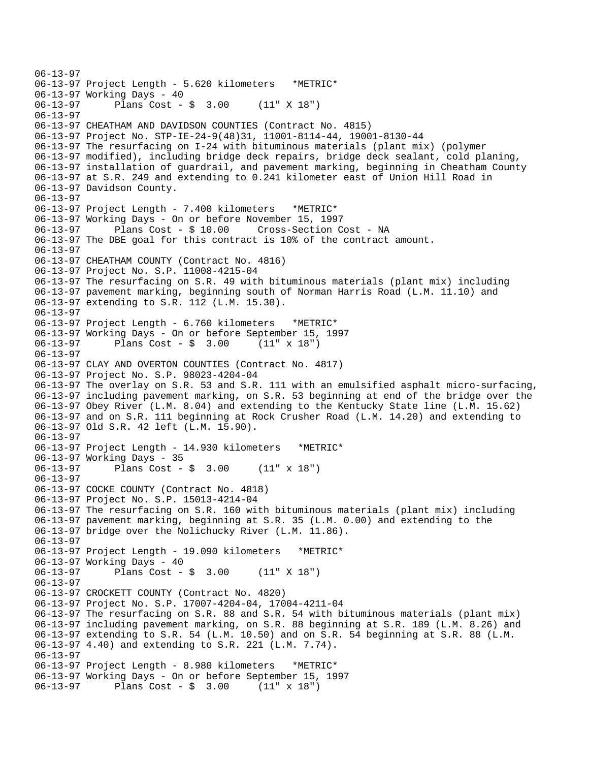```
06-13-97
06-13-97 Project Length - 5.620 kilometers   *METRIC*
06-13-97 Working Days - 40
06-13-97      Plans Cost - $  3.00     (11" X 18")
06-13-97
06-13-97 CHEATHAM AND DAVIDSON COUNTIES (Contract No. 4815)
06-13-97 Project No. STP-IE-24-9(48)31, 11001-8114-44, 19001-8130-44
06-13-97 The resurfacing on I-24 with bituminous materials (plant mix) (polymer
06-13-97 modified), including bridge deck repairs, bridge deck sealant, cold planing,
06-13-97 installation of guardrail, and pavement marking, beginning in Cheatham County
06-13-97 at S.R. 249 and extending to 0.241 kilometer east of Union Hill Road in
06-13-97 Davidson County.
06-13-97
06-13-97 Project Length - 7.400 kilometers   *METRIC*
06-13-97 Working Days - On or before November 15, 1997
06-13-97      Plans Cost - $ 10.00     Cross-Section Cost - NA
06-13-97 The DBE goal for this contract is 10% of the contract amount.
06-13-97
06-13-97 CHEATHAM COUNTY (Contract No. 4816)
06-13-97 Project No. S.P. 11008-4215-04
06-13-97 The resurfacing on S.R. 49 with bituminous materials (plant mix) including
06-13-97 pavement marking, beginning south of Norman Harris Road (L.M. 11.10) and
06-13-97 extending to S.R. 112 (L.M. 15.30).
06-13-97
06-13-97 Project Length - 6.760 kilometers   *METRIC*
06-13-97 Working Days - On or before September 15, 1997
06-13-97      Plans Cost - $  3.00     (11" x 18")
06-13-97
06-13-97 CLAY AND OVERTON COUNTIES (Contract No. 4817)
06-13-97 Project No. S.P. 98023-4204-04
06-13-97 The overlay on S.R. 53 and S.R. 111 with an emulsified asphalt micro-surfacing,
06-13-97 including pavement marking, on S.R. 53 beginning at end of the bridge over the
06-13-97 Obey River (L.M. 8.04) and extending to the Kentucky State line (L.M. 15.62)
06-13-97 and on S.R. 111 beginning at Rock Crusher Road (L.M. 14.20) and extending to
06-13-97 Old S.R. 42 left (L.M. 15.90).
06-13-97
06-13-97 Project Length - 14.930 kilometers   *METRIC*
06-13-97 Working Days - 35
06-13-97      Plans Cost - $  3.00     (11" x 18")
06-13-97
06-13-97 COCKE COUNTY (Contract No. 4818)
06-13-97 Project No. S.P. 15013-4214-04
06-13-97 The resurfacing on S.R. 160 with bituminous materials (plant mix) including
06-13-97 pavement marking, beginning at S.R. 35 (L.M. 0.00) and extending to the
06-13-97 bridge over the Nolichucky River (L.M. 11.86).
06-13-97
06-13-97 Project Length - 19.090 kilometers   *METRIC*
06-13-97 Working Days - 40
06-13-97      Plans Cost - $  3.00     (11" X 18")
06-13-97
06-13-97 CROCKETT COUNTY (Contract No. 4820)
06-13-97 Project No. S.P. 17007-4204-04, 17004-4211-04
06-13-97 The resurfacing on S.R. 88 and S.R. 54 with bituminous materials (plant mix)
06-13-97 including pavement marking, on S.R. 88 beginning at S.R. 189 (L.M. 8.26) and
06-13-97 extending to S.R. 54 (L.M. 10.50) and on S.R. 54 beginning at S.R. 88 (L.M.
06-13-97 4.40) and extending to S.R. 221 (L.M. 7.74).
06-13-97
06-13-97 Project Length - 8.980 kilometers   *METRIC*
06-13-97 Working Days - On or before September 15, 1997
06-13-97      Plans Cost - $  3.00     (11" x 18")
```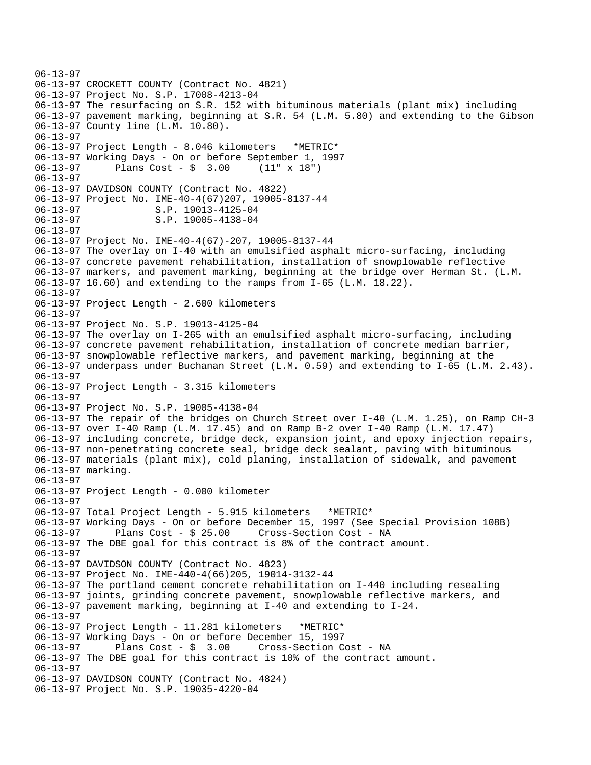```
06-13-97
06-13-97 CROCKETT COUNTY (Contract No. 4821)
06-13-97 Project No. S.P. 17008-4213-04
06-13-97 The resurfacing on S.R. 152 with bituminous materials (plant mix) including
06-13-97 pavement marking, beginning at S.R. 54 (L.M. 5.80) and extending to the Gibson
06-13-97 County line (L.M. 10.80).
06-13-97
06-13-97 Project Length - 8.046 kilometers   *METRIC*
06-13-97 Working Days - On or before September 1, 1997
06-13-97      Plans Cost - $  3.00     (11" x 18")
06-13-97
06-13-97 DAVIDSON COUNTY (Contract No. 4822)
06-13-97 Project No. IME-40-4(67)207, 19005-8137-44
06-13-97             S.P. 19013-4125-04
06-13-97             S.P. 19005-4138-04
06-13-97
06-13-97 Project No. IME-40-4(67)-207, 19005-8137-44
06-13-97 The overlay on I-40 with an emulsified asphalt micro-surfacing, including
06-13-97 concrete pavement rehabilitation, installation of snowplowable reflective
06-13-97 markers, and pavement marking, beginning at the bridge over Herman St. (L.M.
06-13-97 16.60) and extending to the ramps from I-65 (L.M. 18.22).
06-13-97
06-13-97 Project Length - 2.600 kilometers
06-13-97
06-13-97 Project No. S.P. 19013-4125-04
06-13-97 The overlay on I-265 with an emulsified asphalt micro-surfacing, including
06-13-97 concrete pavement rehabilitation, installation of concrete median barrier,
06-13-97 snowplowable reflective markers, and pavement marking, beginning at the
06-13-97 underpass under Buchanan Street (L.M. 0.59) and extending to I-65 (L.M. 2.43).
06-13-97
06-13-97 Project Length - 3.315 kilometers
06-13-97
06-13-97 Project No. S.P. 19005-4138-04
06-13-97 The repair of the bridges on Church Street over I-40 (L.M. 1.25), on Ramp CH-3
06-13-97 over I-40 Ramp (L.M. 17.45) and on Ramp B-2 over I-40 Ramp (L.M. 17.47)
06-13-97 including concrete, bridge deck, expansion joint, and epoxy injection repairs,
06-13-97 non-penetrating concrete seal, bridge deck sealant, paving with bituminous
06-13-97 materials (plant mix), cold planing, installation of sidewalk, and pavement
06-13-97 marking.
06-13-97
06-13-97 Project Length - 0.000 kilometer
06-13-97
06-13-97 Total Project Length - 5.915 kilometers   *METRIC*
06-13-97 Working Days - On or before December 15, 1997 (See Special Provision 108B)
06-13-97      Plans Cost - $ 25.00     Cross-Section Cost - NA
06-13-97 The DBE goal for this contract is 8% of the contract amount.
06-13-97
06-13-97 DAVIDSON COUNTY (Contract No. 4823)
06-13-97 Project No. IME-440-4(66)205, 19014-3132-44
06-13-97 The portland cement concrete rehabilitation on I-440 including resealing
06-13-97 joints, grinding concrete pavement, snowplowable reflective markers, and
06-13-97 pavement marking, beginning at I-40 and extending to I-24.
06-13-97
06-13-97 Project Length - 11.281 kilometers   *METRIC*
06-13-97 Working Days - On or before December 15, 1997
06-13-97      Plans Cost - $  3.00     Cross-Section Cost - NA
06-13-97 The DBE goal for this contract is 10% of the contract amount.
06-13-97
06-13-97 DAVIDSON COUNTY (Contract No. 4824)
06-13-97 Project No. S.P. 19035-4220-04
```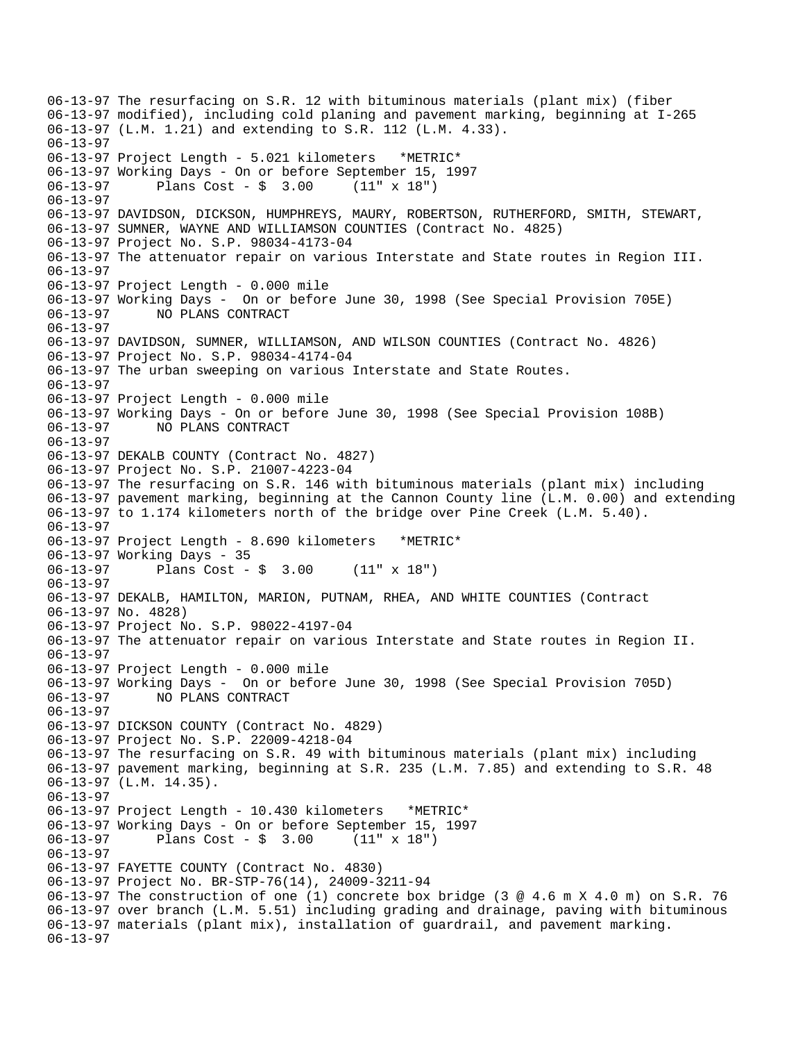06-13-97 The resurfacing on S.R. 12 with bituminous materials (plant mix) (fiber
06-13-97 modified), including cold planing and pavement marking, beginning at I-265
06-13-97 (L.M. 1.21) and extending to S.R. 112 (L.M. 4.33).
06-13-97
06-13-97 Project Length - 5.021 kilometers   *METRIC*
06-13-97 Working Days - On or before September 15, 1997
06-13-97       Plans Cost - $  3.00     (11" x 18")
06-13-97
06-13-97
06-13-97 DAVIDSON, DICKSON, HUMPHREYS, MAURY, ROBERTSON, RUTHERFORD, SMITH, STEWART,
06-13-97 SUMNER, WAYNE AND WILLIAMSON COUNTIES (Contract No. 4825)
06-13-97 Project No. S.P. 98034-4173-04
06-13-97 The attenuator repair on various Interstate and State routes in Region III.
06-13-97
06-13-97 Project Length - 0.000 mile
06-13-97 Working Days -  On or before June 30, 1998 (See Special Provision 705E)
06-13-97       NO PLANS CONTRACT
06-13-97
06-13-97 DAVIDSON, SUMNER, WILLIAMSON, AND WILSON COUNTIES (Contract No. 4826)
06-13-97 Project No. S.P. 98034-4174-04
06-13-97 The urban sweeping on various Interstate and State Routes.
06-13-97
06-13-97 Project Length - 0.000 mile
06-13-97 Working Days - On or before June 30, 1998 (See Special Provision 108B)
06-13-97       NO PLANS CONTRACT
06-13-97
06-13-97 DEKALB COUNTY (Contract No. 4827)
06-13-97 Project No. S.P. 21007-4223-04
06-13-97 The resurfacing on S.R. 146 with bituminous materials (plant mix) including
06-13-97 pavement marking, beginning at the Cannon County line (L.M. 0.00) and extending
06-13-97 to 1.174 kilometers north of the bridge over Pine Creek (L.M. 5.40).
06-13-97
06-13-97 Project Length - 8.690 kilometers   *METRIC*
06-13-97 Working Days - 35
06-13-97       Plans Cost - $  3.00     (11" x 18")
06-13-97
06-13-97 DEKALB, HAMILTON, MARION, PUTNAM, RHEA, AND WHITE COUNTIES (Contract
06-13-97 No. 4828)
06-13-97 Project No. S.P. 98022-4197-04
06-13-97 The attenuator repair on various Interstate and State routes in Region II.
06-13-97
06-13-97 Project Length - 0.000 mile
06-13-97 Working Days -  On or before June 30, 1998 (See Special Provision 705D)
06-13-97       NO PLANS CONTRACT
06-13-97
06-13-97 DICKSON COUNTY (Contract No. 4829)
06-13-97 Project No. S.P. 22009-4218-04
06-13-97 The resurfacing on S.R. 49 with bituminous materials (plant mix) including
06-13-97 pavement marking, beginning at S.R. 235 (L.M. 7.85) and extending to S.R. 48
06-13-97 (L.M. 14.35).
06-13-97
06-13-97 Project Length - 10.430 kilometers   *METRIC*
06-13-97 Working Days - On or before September 15, 1997
06-13-97       Plans Cost - $  3.00     (11" x 18")
06-13-97
06-13-97 FAYETTE COUNTY (Contract No. 4830)
06-13-97 Project No. BR-STP-76(14), 24009-3211-94
06-13-97 The construction of one (1) concrete box bridge (3 @ 4.6 m X 4.0 m) on S.R. 76
06-13-97 over branch (L.M. 5.51) including grading and drainage, paving with bituminous
06-13-97 materials (plant mix), installation of guardrail, and pavement marking.
06-13-97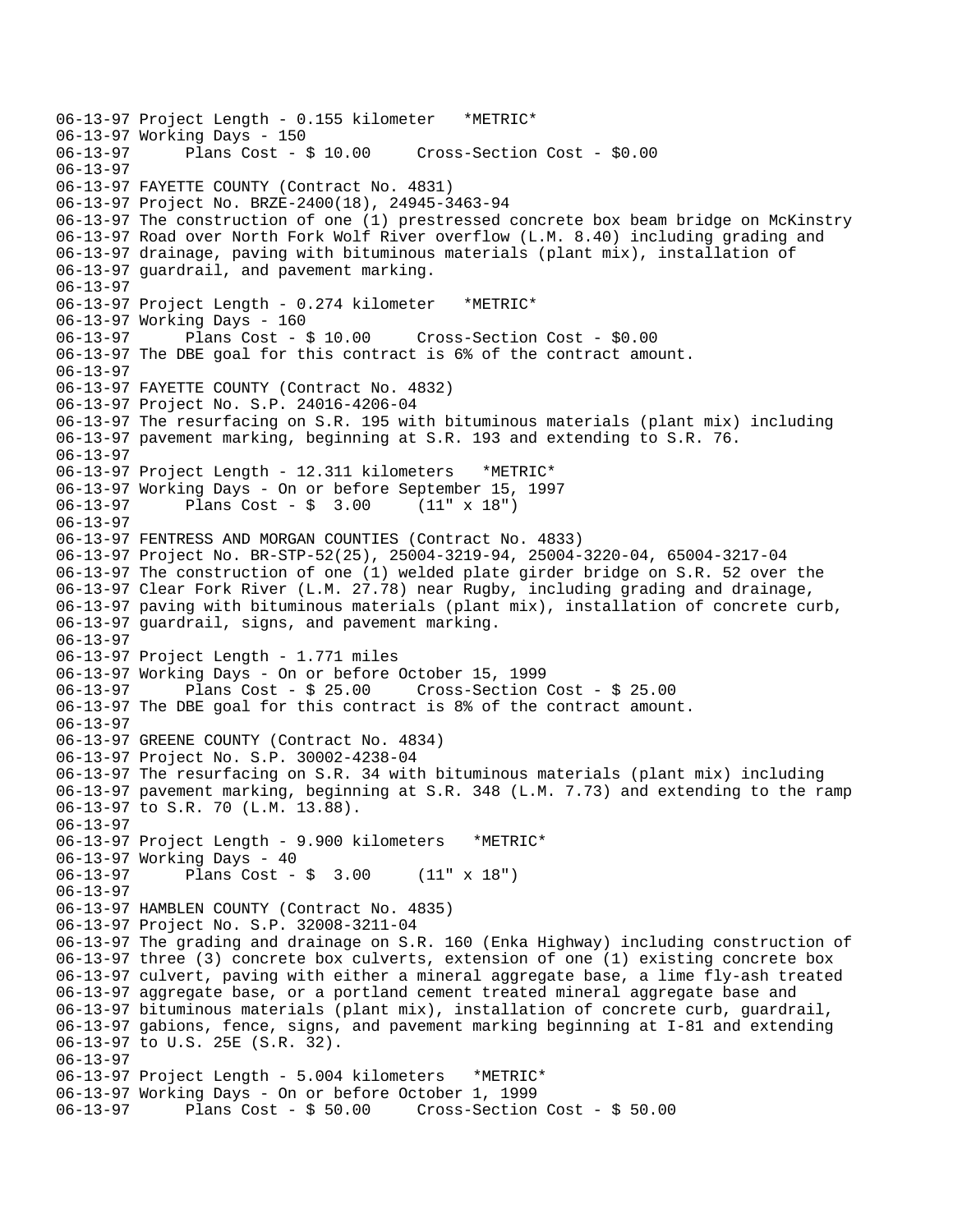06-13-97 Project Length - 0.155 kilometer   *METRIC*
06-13-97 Working Days - 150
06-13-97       Plans Cost - $ 10.00     Cross-Section Cost - $0.00
06-13-97
06-13-97 FAYETTE COUNTY (Contract No. 4831)
06-13-97 Project No. BRZE-2400(18), 24945-3463-94
06-13-97 The construction of one (1) prestressed concrete box beam bridge on McKinstry
06-13-97 Road over North Fork Wolf River overflow (L.M. 8.40) including grading and
06-13-97 drainage, paving with bituminous materials (plant mix), installation of
06-13-97 guardrail, and pavement marking.
06-13-97
06-13-97 Project Length - 0.274 kilometer   *METRIC*
06-13-97 Working Days - 160
06-13-97       Plans Cost - $ 10.00     Cross-Section Cost - $0.00
06-13-97 The DBE goal for this contract is 6% of the contract amount.
06-13-97
06-13-97 FAYETTE COUNTY (Contract No. 4832)
06-13-97 Project No. S.P. 24016-4206-04
06-13-97 The resurfacing on S.R. 195 with bituminous materials (plant mix) including
06-13-97 pavement marking, beginning at S.R. 193 and extending to S.R. 76.
06-13-97
06-13-97 Project Length - 12.311 kilometers   *METRIC*
06-13-97 Working Days - On or before September 15, 1997
06-13-97       Plans Cost - $  3.00     (11" x 18")
06-13-97
06-13-97 FENTRESS AND MORGAN COUNTIES (Contract No. 4833)
06-13-97 Project No. BR-STP-52(25), 25004-3219-94, 25004-3220-04, 65004-3217-04
06-13-97 The construction of one (1) welded plate girder bridge on S.R. 52 over the
06-13-97 Clear Fork River (L.M. 27.78) near Rugby, including grading and drainage,
06-13-97 paving with bituminous materials (plant mix), installation of concrete curb,
06-13-97 guardrail, signs, and pavement marking.
06-13-97
06-13-97 Project Length - 1.771 miles
06-13-97 Working Days - On or before October 15, 1999
06-13-97       Plans Cost - $ 25.00     Cross-Section Cost - $ 25.00
06-13-97 The DBE goal for this contract is 8% of the contract amount.
06-13-97
06-13-97 GREENE COUNTY (Contract No. 4834)
06-13-97 Project No. S.P. 30002-4238-04
06-13-97 The resurfacing on S.R. 34 with bituminous materials (plant mix) including
06-13-97 pavement marking, beginning at S.R. 348 (L.M. 7.73) and extending to the ramp
06-13-97 to S.R. 70 (L.M. 13.88).
06-13-97
06-13-97 Project Length - 9.900 kilometers   *METRIC*
06-13-97 Working Days - 40
06-13-97       Plans Cost - $  3.00     (11" x 18")
06-13-97
06-13-97 HAMBLEN COUNTY (Contract No. 4835)
06-13-97 Project No. S.P. 32008-3211-04
06-13-97 The grading and drainage on S.R. 160 (Enka Highway) including construction of
06-13-97 three (3) concrete box culverts, extension of one (1) existing concrete box
06-13-97 culvert, paving with either a mineral aggregate base, a lime fly-ash treated
06-13-97 aggregate base, or a portland cement treated mineral aggregate base and
06-13-97 bituminous materials (plant mix), installation of concrete curb, guardrail,
06-13-97 gabions, fence, signs, and pavement marking beginning at I-81 and extending
06-13-97 to U.S. 25E (S.R. 32).
06-13-97
06-13-97 Project Length - 5.004 kilometers   *METRIC*
06-13-97 Working Days - On or before October 1, 1999
06-13-97       Plans Cost - $ 50.00     Cross-Section Cost - $ 50.00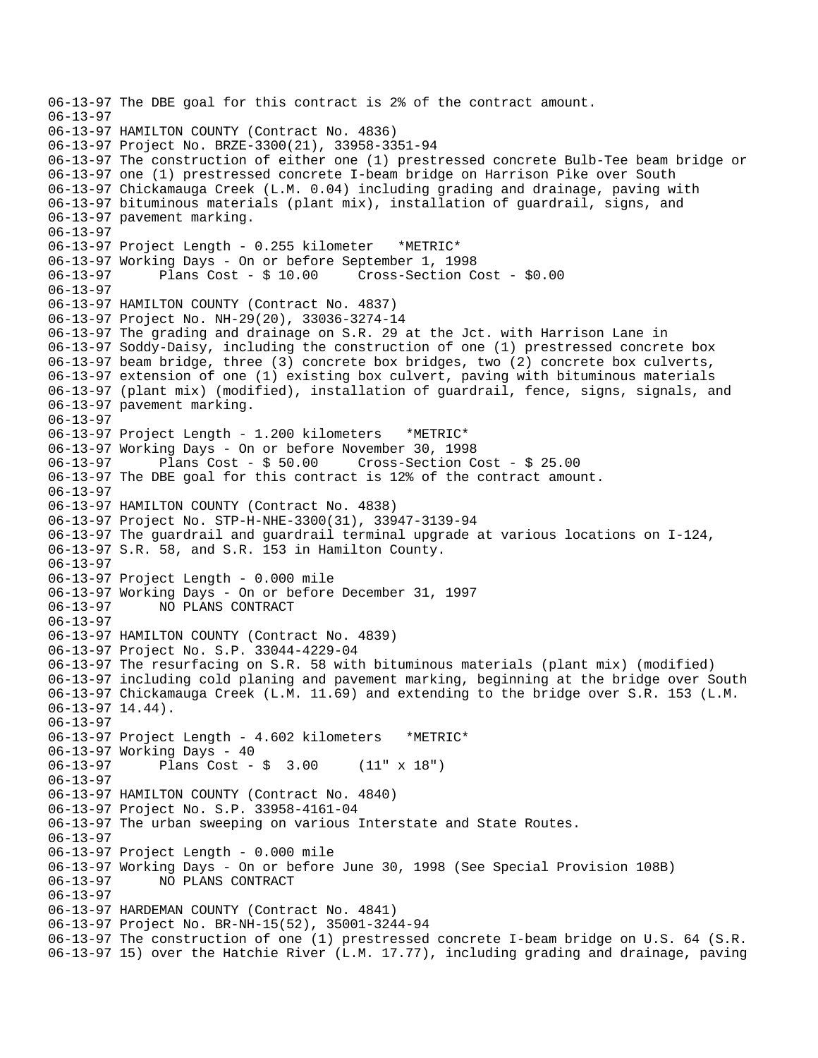```
06-13-97 The DBE goal for this contract is 2% of the contract amount.
06-13-97
06-13-97 HAMILTON COUNTY (Contract No. 4836)
06-13-97 Project No. BRZE-3300(21), 33958-3351-94
06-13-97 The construction of either one (1) prestressed concrete Bulb-Tee beam bridge or
06-13-97 one (1) prestressed concrete I-beam bridge on Harrison Pike over South
06-13-97 Chickamauga Creek (L.M. 0.04) including grading and drainage, paving with
06-13-97 bituminous materials (plant mix), installation of guardrail, signs, and
06-13-97 pavement marking.
06-13-97
06-13-97 Project Length - 0.255 kilometer   *METRIC*
06-13-97 Working Days - On or before September 1, 1998
06-13-97       Plans Cost - $ 10.00     Cross-Section Cost - $0.00
06-13-97
06-13-97 HAMILTON COUNTY (Contract No. 4837)
06-13-97 Project No. NH-29(20), 33036-3274-14
06-13-97 The grading and drainage on S.R. 29 at the Jct. with Harrison Lane in
06-13-97 Soddy-Daisy, including the construction of one (1) prestressed concrete box
06-13-97 beam bridge, three (3) concrete box bridges, two (2) concrete box culverts,
06-13-97 extension of one (1) existing box culvert, paving with bituminous materials
06-13-97 (plant mix) (modified), installation of guardrail, fence, signs, signals, and
06-13-97 pavement marking.
06-13-97
06-13-97 Project Length - 1.200 kilometers   *METRIC*
06-13-97 Working Days - On or before November 30, 1998
06-13-97       Plans Cost - $ 50.00     Cross-Section Cost - $ 25.00
06-13-97 The DBE goal for this contract is 12% of the contract amount.
06-13-97
06-13-97 HAMILTON COUNTY (Contract No. 4838)
06-13-97 Project No. STP-H-NHE-3300(31), 33947-3139-94
06-13-97 The guardrail and guardrail terminal upgrade at various locations on I-124,
06-13-97 S.R. 58, and S.R. 153 in Hamilton County.
06-13-97
06-13-97 Project Length - 0.000 mile
06-13-97 Working Days - On or before December 31, 1997
06-13-97       NO PLANS CONTRACT
06-13-97
06-13-97 HAMILTON COUNTY (Contract No. 4839)
06-13-97 Project No. S.P. 33044-4229-04
06-13-97 The resurfacing on S.R. 58 with bituminous materials (plant mix) (modified)
06-13-97 including cold planing and pavement marking, beginning at the bridge over South
06-13-97 Chickamauga Creek (L.M. 11.69) and extending to the bridge over S.R. 153 (L.M.
06-13-97 14.44).
06-13-97
06-13-97 Project Length - 4.602 kilometers   *METRIC*
06-13-97 Working Days - 40
06-13-97       Plans Cost - $  3.00     (11" x 18")
06-13-97
06-13-97 HAMILTON COUNTY (Contract No. 4840)
06-13-97 Project No. S.P. 33958-4161-04
06-13-97 The urban sweeping on various Interstate and State Routes.
06-13-97
06-13-97 Project Length - 0.000 mile
06-13-97 Working Days - On or before June 30, 1998 (See Special Provision 108B)
06-13-97       NO PLANS CONTRACT
06-13-97
06-13-97 HARDEMAN COUNTY (Contract No. 4841)
06-13-97 Project No. BR-NH-15(52), 35001-3244-94
06-13-97 The construction of one (1) prestressed concrete I-beam bridge on U.S. 64 (S.R.
06-13-97 15) over the Hatchie River (L.M. 17.77), including grading and drainage, paving
```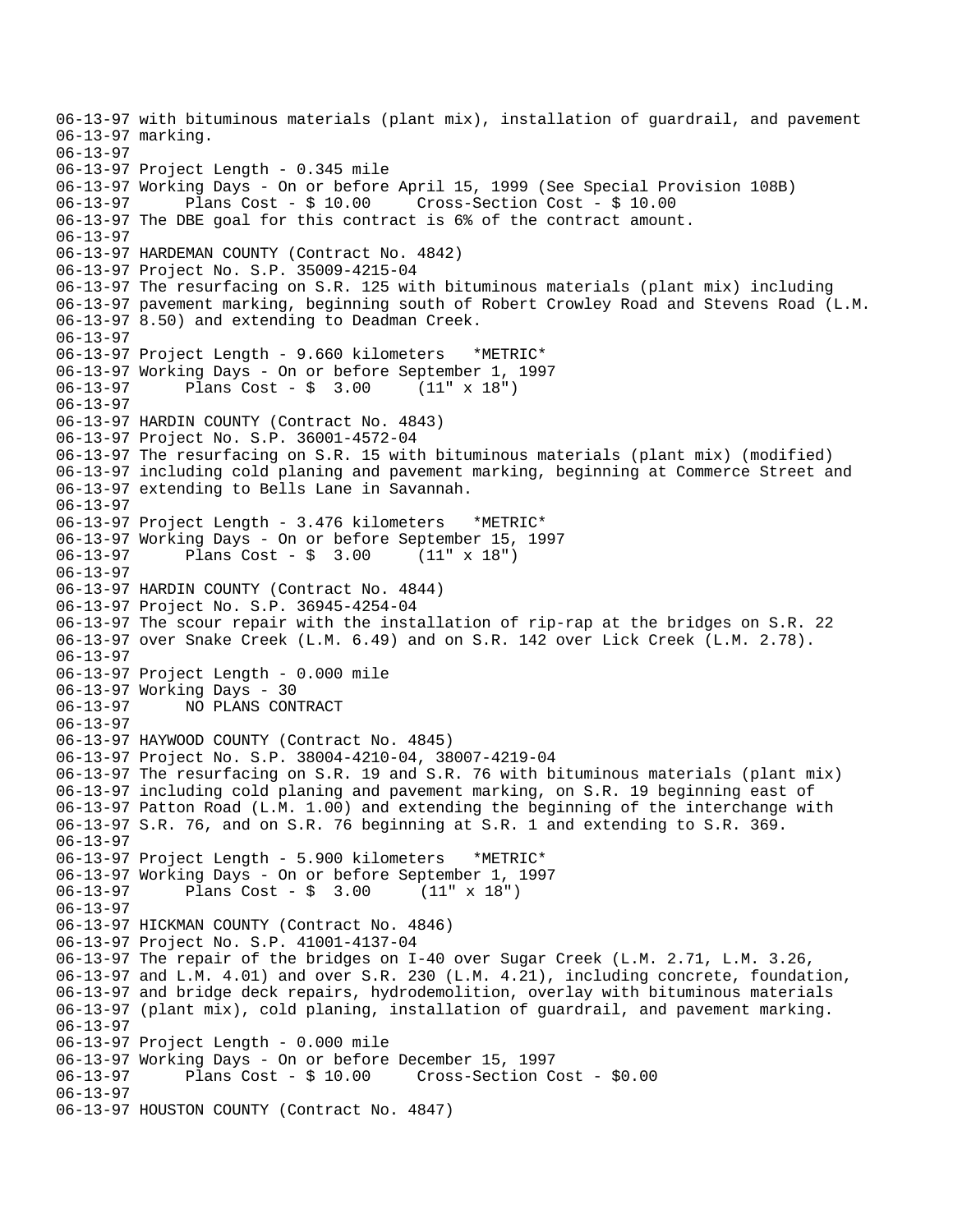```
06-13-97 with bituminous materials (plant mix), installation of guardrail, and pavement
06-13-97 marking.
06-13-97
06-13-97 Project Length - 0.345 mile
06-13-97 Working Days - On or before April 15, 1999 (See Special Provision 108B)
06-13-97       Plans Cost - $ 10.00     Cross-Section Cost - $ 10.00
06-13-97 The DBE goal for this contract is 6% of the contract amount.
06-13-97
06-13-97 HARDEMAN COUNTY (Contract No. 4842)
06-13-97 Project No. S.P. 35009-4215-04
06-13-97 The resurfacing on S.R. 125 with bituminous materials (plant mix) including
06-13-97 pavement marking, beginning south of Robert Crowley Road and Stevens Road (L.M.
06-13-97 8.50) and extending to Deadman Creek.
06-13-97
06-13-97 Project Length - 9.660 kilometers   *METRIC*
06-13-97 Working Days - On or before September 1, 1997
06-13-97       Plans Cost - $  3.00     (11" x 18")
06-13-97
06-13-97 HARDIN COUNTY (Contract No. 4843)
06-13-97 Project No. S.P. 36001-4572-04
06-13-97 The resurfacing on S.R. 15 with bituminous materials (plant mix) (modified)
06-13-97 including cold planing and pavement marking, beginning at Commerce Street and
06-13-97 extending to Bells Lane in Savannah.
06-13-97
06-13-97 Project Length - 3.476 kilometers   *METRIC*
06-13-97 Working Days - On or before September 15, 1997
06-13-97       Plans Cost - $  3.00     (11" x 18")
06-13-97
06-13-97 HARDIN COUNTY (Contract No. 4844)
06-13-97 Project No. S.P. 36945-4254-04
06-13-97 The scour repair with the installation of rip-rap at the bridges on S.R. 22
06-13-97 over Snake Creek (L.M. 6.49) and on S.R. 142 over Lick Creek (L.M. 2.78).
06-13-97
06-13-97 Project Length - 0.000 mile
06-13-97 Working Days - 30
06-13-97       NO PLANS CONTRACT
06-13-97
06-13-97 HAYWOOD COUNTY (Contract No. 4845)
06-13-97 Project No. S.P. 38004-4210-04, 38007-4219-04
06-13-97 The resurfacing on S.R. 19 and S.R. 76 with bituminous materials (plant mix)
06-13-97 including cold planing and pavement marking, on S.R. 19 beginning east of
06-13-97 Patton Road (L.M. 1.00) and extending the beginning of the interchange with
06-13-97 S.R. 76, and on S.R. 76 beginning at S.R. 1 and extending to S.R. 369.
06-13-97
06-13-97 Project Length - 5.900 kilometers   *METRIC*
06-13-97 Working Days - On or before September 1, 1997
06-13-97       Plans Cost - $  3.00     (11" x 18")
06-13-97
06-13-97 HICKMAN COUNTY (Contract No. 4846)
06-13-97 Project No. S.P. 41001-4137-04
06-13-97 The repair of the bridges on I-40 over Sugar Creek (L.M. 2.71, L.M. 3.26,
06-13-97 and L.M. 4.01) and over S.R. 230 (L.M. 4.21), including concrete, foundation,
06-13-97 and bridge deck repairs, hydrodemolition, overlay with bituminous materials
06-13-97 (plant mix), cold planing, installation of guardrail, and pavement marking.
06-13-97
06-13-97 Project Length - 0.000 mile
06-13-97 Working Days - On or before December 15, 1997
06-13-97       Plans Cost - $ 10.00     Cross-Section Cost - $0.00
06-13-97
06-13-97 HOUSTON COUNTY (Contract No. 4847)
```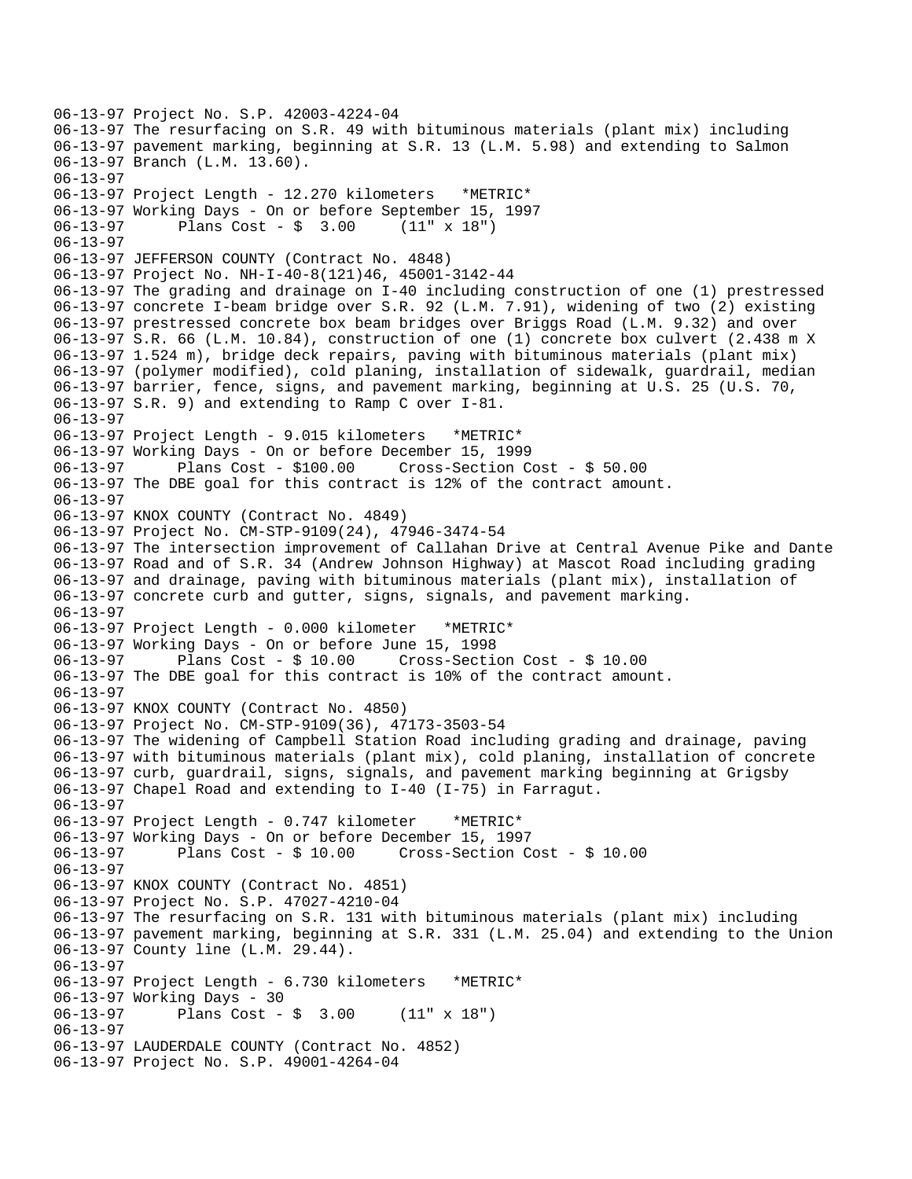```
06-13-97 Project No. S.P. 42003-4224-04
06-13-97 The resurfacing on S.R. 49 with bituminous materials (plant mix) including
06-13-97 pavement marking, beginning at S.R. 13 (L.M. 5.98) and extending to Salmon
06-13-97 Branch (L.M. 13.60).
06-13-97
06-13-97 Project Length - 12.270 kilometers   *METRIC*
06-13-97 Working Days - On or before September 15, 1997
06-13-97      Plans Cost - $  3.00     (11" x 18")
06-13-97
06-13-97 JEFFERSON COUNTY (Contract No. 4848)
06-13-97 Project No. NH-I-40-8(121)46, 45001-3142-44
06-13-97 The grading and drainage on I-40 including construction of one (1) prestressed
06-13-97 concrete I-beam bridge over S.R. 92 (L.M. 7.91), widening of two (2) existing
06-13-97 prestressed concrete box beam bridges over Briggs Road (L.M. 9.32) and over
06-13-97 S.R. 66 (L.M. 10.84), construction of one (1) concrete box culvert (2.438 m X
06-13-97 1.524 m), bridge deck repairs, paving with bituminous materials (plant mix)
06-13-97 (polymer modified), cold planing, installation of sidewalk, guardrail, median
06-13-97 barrier, fence, signs, and pavement marking, beginning at U.S. 25 (U.S. 70,
06-13-97 S.R. 9) and extending to Ramp C over I-81.
06-13-97
06-13-97 Project Length - 9.015 kilometers   *METRIC*
06-13-97 Working Days - On or before December 15, 1999
06-13-97      Plans Cost - $100.00     Cross-Section Cost - $ 50.00
06-13-97 The DBE goal for this contract is 12% of the contract amount.
06-13-97
06-13-97 KNOX COUNTY (Contract No. 4849)
06-13-97 Project No. CM-STP-9109(24), 47946-3474-54
06-13-97 The intersection improvement of Callahan Drive at Central Avenue Pike and Dante
06-13-97 Road and of S.R. 34 (Andrew Johnson Highway) at Mascot Road including grading
06-13-97 and drainage, paving with bituminous materials (plant mix), installation of
06-13-97 concrete curb and gutter, signs, signals, and pavement marking.
06-13-97
06-13-97 Project Length - 0.000 kilometer   *METRIC*
06-13-97 Working Days - On or before June 15, 1998
06-13-97      Plans Cost - $ 10.00     Cross-Section Cost - $ 10.00
06-13-97 The DBE goal for this contract is 10% of the contract amount.
06-13-97
06-13-97 KNOX COUNTY (Contract No. 4850)
06-13-97 Project No. CM-STP-9109(36), 47173-3503-54
06-13-97 The widening of Campbell Station Road including grading and drainage, paving
06-13-97 with bituminous materials (plant mix), cold planing, installation of concrete
06-13-97 curb, guardrail, signs, signals, and pavement marking beginning at Grigsby
06-13-97 Chapel Road and extending to I-40 (I-75) in Farragut.
06-13-97
06-13-97 Project Length - 0.747 kilometer    *METRIC*
06-13-97 Working Days - On or before December 15, 1997
06-13-97      Plans Cost - $ 10.00     Cross-Section Cost - $ 10.00
06-13-97
06-13-97 KNOX COUNTY (Contract No. 4851)
06-13-97 Project No. S.P. 47027-4210-04
06-13-97 The resurfacing on S.R. 131 with bituminous materials (plant mix) including
06-13-97 pavement marking, beginning at S.R. 331 (L.M. 25.04) and extending to the Union
06-13-97 County line (L.M. 29.44).
06-13-97
06-13-97 Project Length - 6.730 kilometers   *METRIC*
06-13-97 Working Days - 30
06-13-97      Plans Cost - $  3.00     (11" x 18")
06-13-97
06-13-97 LAUDERDALE COUNTY (Contract No. 4852)
06-13-97 Project No. S.P. 49001-4264-04
```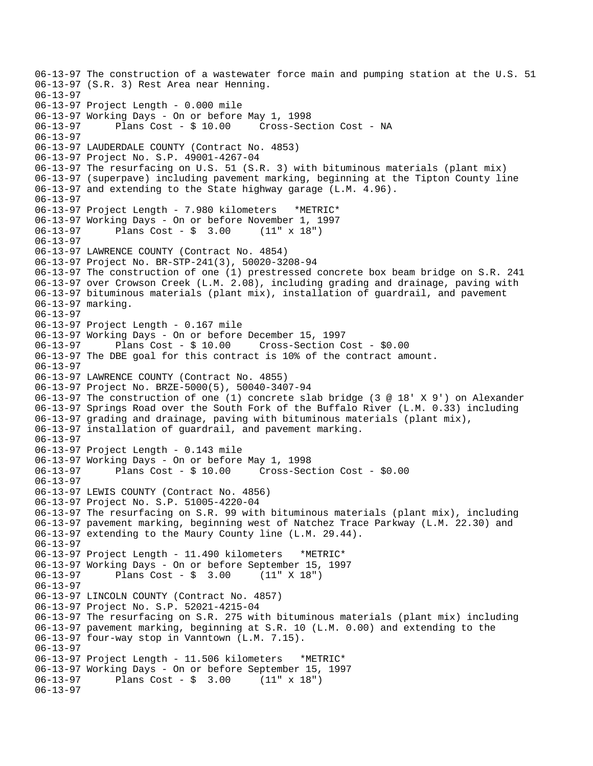```
06-13-97 The construction of a wastewater force main and pumping station at the U.S. 51
06-13-97 (S.R. 3) Rest Area near Henning.
06-13-97
06-13-97 Project Length - 0.000 mile
06-13-97 Working Days - On or before May 1, 1998
06-13-97      Plans Cost - $ 10.00     Cross-Section Cost - NA
06-13-97
06-13-97 LAUDERDALE COUNTY (Contract No. 4853)
06-13-97 Project No. S.P. 49001-4267-04
06-13-97 The resurfacing on U.S. 51 (S.R. 3) with bituminous materials (plant mix)
06-13-97 (superpave) including pavement marking, beginning at the Tipton County line
06-13-97 and extending to the State highway garage (L.M. 4.96).
06-13-97
06-13-97 Project Length - 7.980 kilometers   *METRIC*
06-13-97 Working Days - On or before November 1, 1997
06-13-97      Plans Cost - $  3.00     (11" x 18")
06-13-97
06-13-97 LAWRENCE COUNTY (Contract No. 4854)
06-13-97 Project No. BR-STP-241(3), 50020-3208-94
06-13-97 The construction of one (1) prestressed concrete box beam bridge on S.R. 241
06-13-97 over Crowson Creek (L.M. 2.08), including grading and drainage, paving with
06-13-97 bituminous materials (plant mix), installation of guardrail, and pavement
06-13-97 marking.
06-13-97
06-13-97 Project Length - 0.167 mile
06-13-97 Working Days - On or before December 15, 1997
06-13-97      Plans Cost - $ 10.00     Cross-Section Cost - $0.00
06-13-97 The DBE goal for this contract is 10% of the contract amount.
06-13-97
06-13-97 LAWRENCE COUNTY (Contract No. 4855)
06-13-97 Project No. BRZE-5000(5), 50040-3407-94
06-13-97 The construction of one (1) concrete slab bridge (3 @ 18' X 9') on Alexander
06-13-97 Springs Road over the South Fork of the Buffalo River (L.M. 0.33) including
06-13-97 grading and drainage, paving with bituminous materials (plant mix),
06-13-97 installation of guardrail, and pavement marking.
06-13-97
06-13-97 Project Length - 0.143 mile
06-13-97 Working Days - On or before May 1, 1998
06-13-97      Plans Cost - $ 10.00     Cross-Section Cost - $0.00
06-13-97
06-13-97 LEWIS COUNTY (Contract No. 4856)
06-13-97 Project No. S.P. 51005-4220-04
06-13-97 The resurfacing on S.R. 99 with bituminous materials (plant mix), including
06-13-97 pavement marking, beginning west of Natchez Trace Parkway (L.M. 22.30) and
06-13-97 extending to the Maury County line (L.M. 29.44).
06-13-97
06-13-97 Project Length - 11.490 kilometers   *METRIC*
06-13-97 Working Days - On or before September 15, 1997
06-13-97      Plans Cost - $  3.00     (11" X 18")
06-13-97
06-13-97 LINCOLN COUNTY (Contract No. 4857)
06-13-97 Project No. S.P. 52021-4215-04
06-13-97 The resurfacing on S.R. 275 with bituminous materials (plant mix) including
06-13-97 pavement marking, beginning at S.R. 10 (L.M. 0.00) and extending to the
06-13-97 four-way stop in Vanntown (L.M. 7.15).
06-13-97
06-13-97 Project Length - 11.506 kilometers   *METRIC*
06-13-97 Working Days - On or before September 15, 1997
06-13-97      Plans Cost - $  3.00     (11" x 18")
06-13-97
```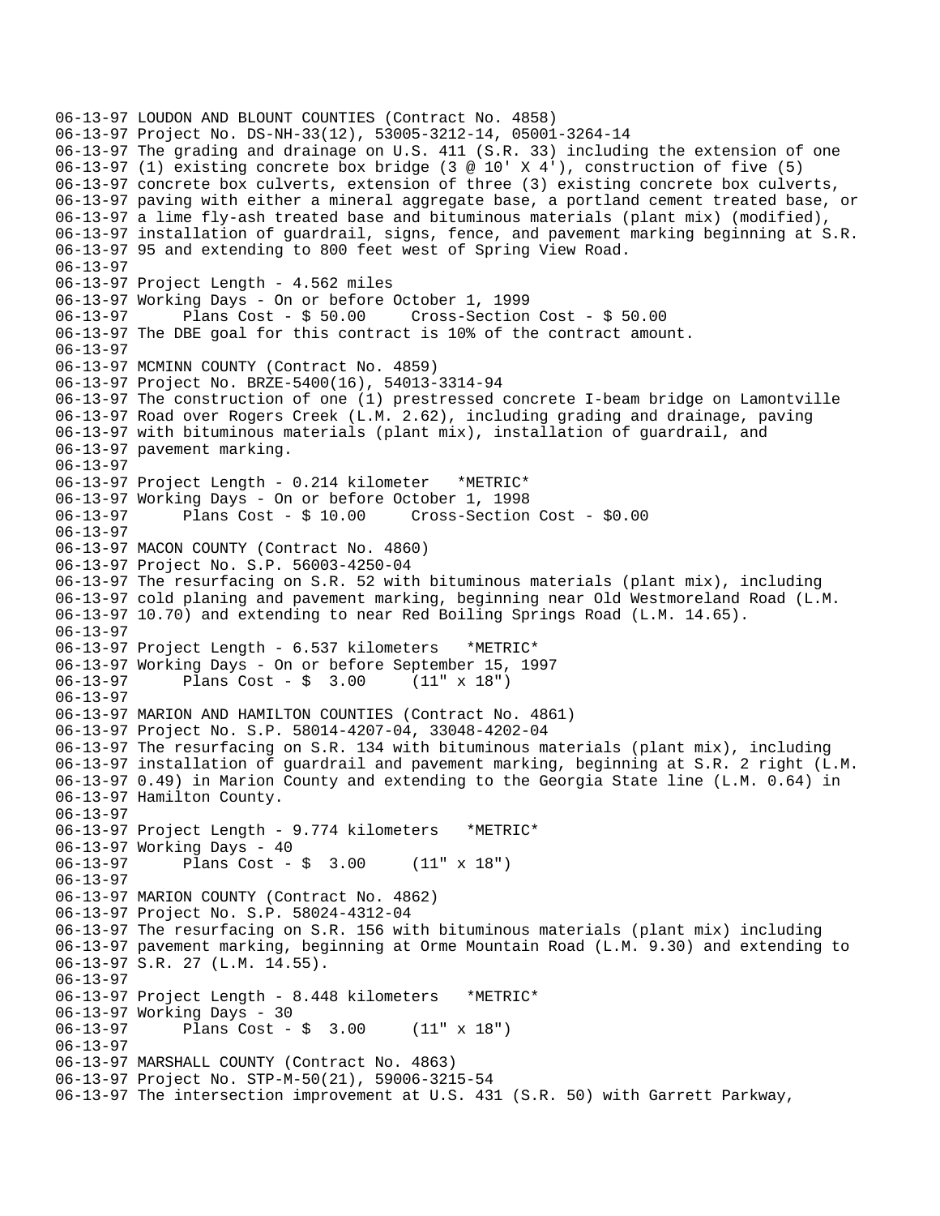06-13-97 LOUDON AND BLOUNT COUNTIES (Contract No. 4858)
06-13-97 Project No. DS-NH-33(12), 53005-3212-14, 05001-3264-14
06-13-97 The grading and drainage on U.S. 411 (S.R. 33) including the extension of one
06-13-97 (1) existing concrete box bridge (3 @ 10' X 4'), construction of five (5)
06-13-97 concrete box culverts, extension of three (3) existing concrete box culverts,
06-13-97 paving with either a mineral aggregate base, a portland cement treated base, or
06-13-97 a lime fly-ash treated base and bituminous materials (plant mix) (modified),
06-13-97 installation of guardrail, signs, fence, and pavement marking beginning at S.R.
06-13-97 95 and extending to 800 feet west of Spring View Road.
06-13-97
06-13-97 Project Length - 4.562 miles
06-13-97 Working Days - On or before October 1, 1999
06-13-97 Plans Cost - $ 50.00 Cross-Section Cost - $ 50.00
06-13-97 The DBE goal for this contract is 10% of the contract amount.
06-13-97
06-13-97 MCMINN COUNTY (Contract No. 4859)
06-13-97 Project No. BRZE-5400(16), 54013-3314-94
06-13-97 The construction of one (1) prestressed concrete I-beam bridge on Lamontville
06-13-97 Road over Rogers Creek (L.M. 2.62), including grading and drainage, paving
06-13-97 with bituminous materials (plant mix), installation of guardrail, and
06-13-97 pavement marking.
06-13-97
06-13-97 Project Length - 0.214 kilometer *METRIC*
06-13-97 Working Days - On or before October 1, 1998
06-13-97 Plans Cost - $ 10.00 Cross-Section Cost - $0.00
06-13-97
06-13-97 MACON COUNTY (Contract No. 4860)
06-13-97 Project No. S.P. 56003-4250-04
06-13-97 The resurfacing on S.R. 52 with bituminous materials (plant mix), including
06-13-97 cold planing and pavement marking, beginning near Old Westmoreland Road (L.M.
06-13-97 10.70) and extending to near Red Boiling Springs Road (L.M. 14.65).
06-13-97
06-13-97 Project Length - 6.537 kilometers *METRIC*
06-13-97 Working Days - On or before September 15, 1997
06-13-97 Plans Cost - $ 3.00 (11" x 18")
06-13-97
06-13-97 MARION AND HAMILTON COUNTIES (Contract No. 4861)
06-13-97 Project No. S.P. 58014-4207-04, 33048-4202-04
06-13-97 The resurfacing on S.R. 134 with bituminous materials (plant mix), including
06-13-97 installation of guardrail and pavement marking, beginning at S.R. 2 right (L.M.
06-13-97 0.49) in Marion County and extending to the Georgia State line (L.M. 0.64) in
06-13-97 Hamilton County.
06-13-97
06-13-97 Project Length - 9.774 kilometers *METRIC*
06-13-97 Working Days - 40
06-13-97 Plans Cost - $ 3.00 (11" x 18")
06-13-97
06-13-97 MARION COUNTY (Contract No. 4862)
06-13-97 Project No. S.P. 58024-4312-04
06-13-97 The resurfacing on S.R. 156 with bituminous materials (plant mix) including
06-13-97 pavement marking, beginning at Orme Mountain Road (L.M. 9.30) and extending to
06-13-97 S.R. 27 (L.M. 14.55).
06-13-97
06-13-97 Project Length - 8.448 kilometers *METRIC*
06-13-97 Working Days - 30
06-13-97 Plans Cost - $ 3.00 (11" x 18")
06-13-97
06-13-97 MARSHALL COUNTY (Contract No. 4863)
06-13-97 Project No. STP-M-50(21), 59006-3215-54
06-13-97 The intersection improvement at U.S. 431 (S.R. 50) with Garrett Parkway,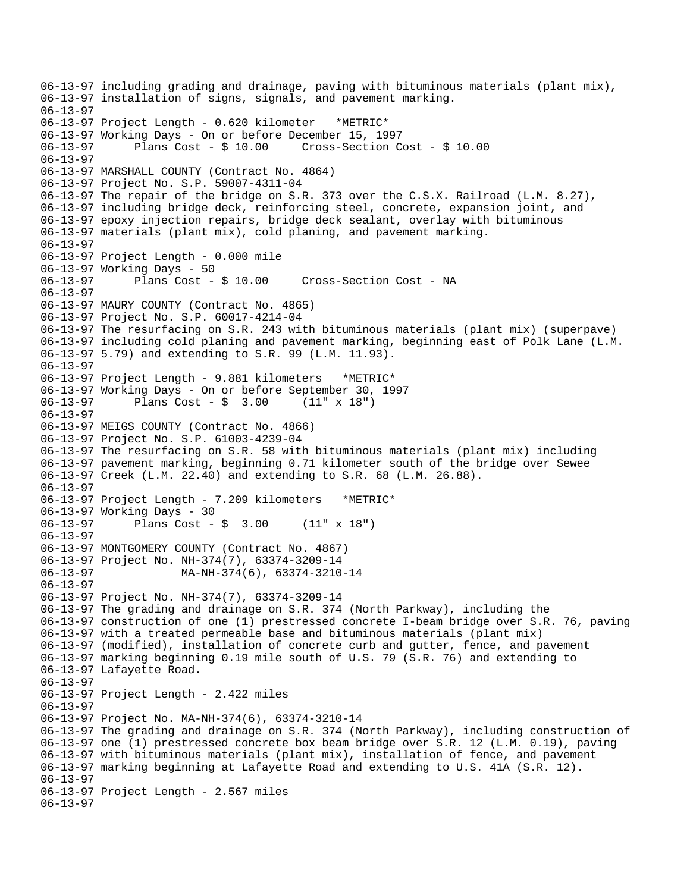```
06-13-97 including grading and drainage, paving with bituminous materials (plant mix),
06-13-97 installation of signs, signals, and pavement marking.
06-13-97
06-13-97 Project Length - 0.620 kilometer   *METRIC*
06-13-97 Working Days - On or before December 15, 1997
06-13-97      Plans Cost - $ 10.00     Cross-Section Cost - $ 10.00
06-13-97
06-13-97 MARSHALL COUNTY (Contract No. 4864)
06-13-97 Project No. S.P. 59007-4311-04
06-13-97 The repair of the bridge on S.R. 373 over the C.S.X. Railroad (L.M. 8.27),
06-13-97 including bridge deck, reinforcing steel, concrete, expansion joint, and
06-13-97 epoxy injection repairs, bridge deck sealant, overlay with bituminous
06-13-97 materials (plant mix), cold planing, and pavement marking.
06-13-97
06-13-97 Project Length - 0.000 mile
06-13-97 Working Days - 50
06-13-97      Plans Cost - $ 10.00     Cross-Section Cost - NA
06-13-97
06-13-97 MAURY COUNTY (Contract No. 4865)
06-13-97 Project No. S.P. 60017-4214-04
06-13-97 The resurfacing on S.R. 243 with bituminous materials (plant mix) (superpave)
06-13-97 including cold planing and pavement marking, beginning east of Polk Lane (L.M.
06-13-97 5.79) and extending to S.R. 99 (L.M. 11.93).
06-13-97
06-13-97 Project Length - 9.881 kilometers   *METRIC*
06-13-97 Working Days - On or before September 30, 1997
06-13-97      Plans Cost - $  3.00     (11" x 18")
06-13-97
06-13-97 MEIGS COUNTY (Contract No. 4866)
06-13-97 Project No. S.P. 61003-4239-04
06-13-97 The resurfacing on S.R. 58 with bituminous materials (plant mix) including
06-13-97 pavement marking, beginning 0.71 kilometer south of the bridge over Sewee
06-13-97 Creek (L.M. 22.40) and extending to S.R. 68 (L.M. 26.88).
06-13-97
06-13-97 Project Length - 7.209 kilometers   *METRIC*
06-13-97 Working Days - 30
06-13-97      Plans Cost - $  3.00     (11" x 18")
06-13-97
06-13-97 MONTGOMERY COUNTY (Contract No. 4867)
06-13-97 Project No. NH-374(7), 63374-3209-14
06-13-97             MA-NH-374(6), 63374-3210-14
06-13-97
06-13-97 Project No. NH-374(7), 63374-3209-14
06-13-97 The grading and drainage on S.R. 374 (North Parkway), including the
06-13-97 construction of one (1) prestressed concrete I-beam bridge over S.R. 76, paving
06-13-97 with a treated permeable base and bituminous materials (plant mix)
06-13-97 (modified), installation of concrete curb and gutter, fence, and pavement
06-13-97 marking beginning 0.19 mile south of U.S. 79 (S.R. 76) and extending to
06-13-97 Lafayette Road.
06-13-97
06-13-97 Project Length - 2.422 miles
06-13-97
06-13-97 Project No. MA-NH-374(6), 63374-3210-14
06-13-97 The grading and drainage on S.R. 374 (North Parkway), including construction of
06-13-97 one (1) prestressed concrete box beam bridge over S.R. 12 (L.M. 0.19), paving
06-13-97 with bituminous materials (plant mix), installation of fence, and pavement
06-13-97 marking beginning at Lafayette Road and extending to U.S. 41A (S.R. 12).
06-13-97
06-13-97 Project Length - 2.567 miles
06-13-97
```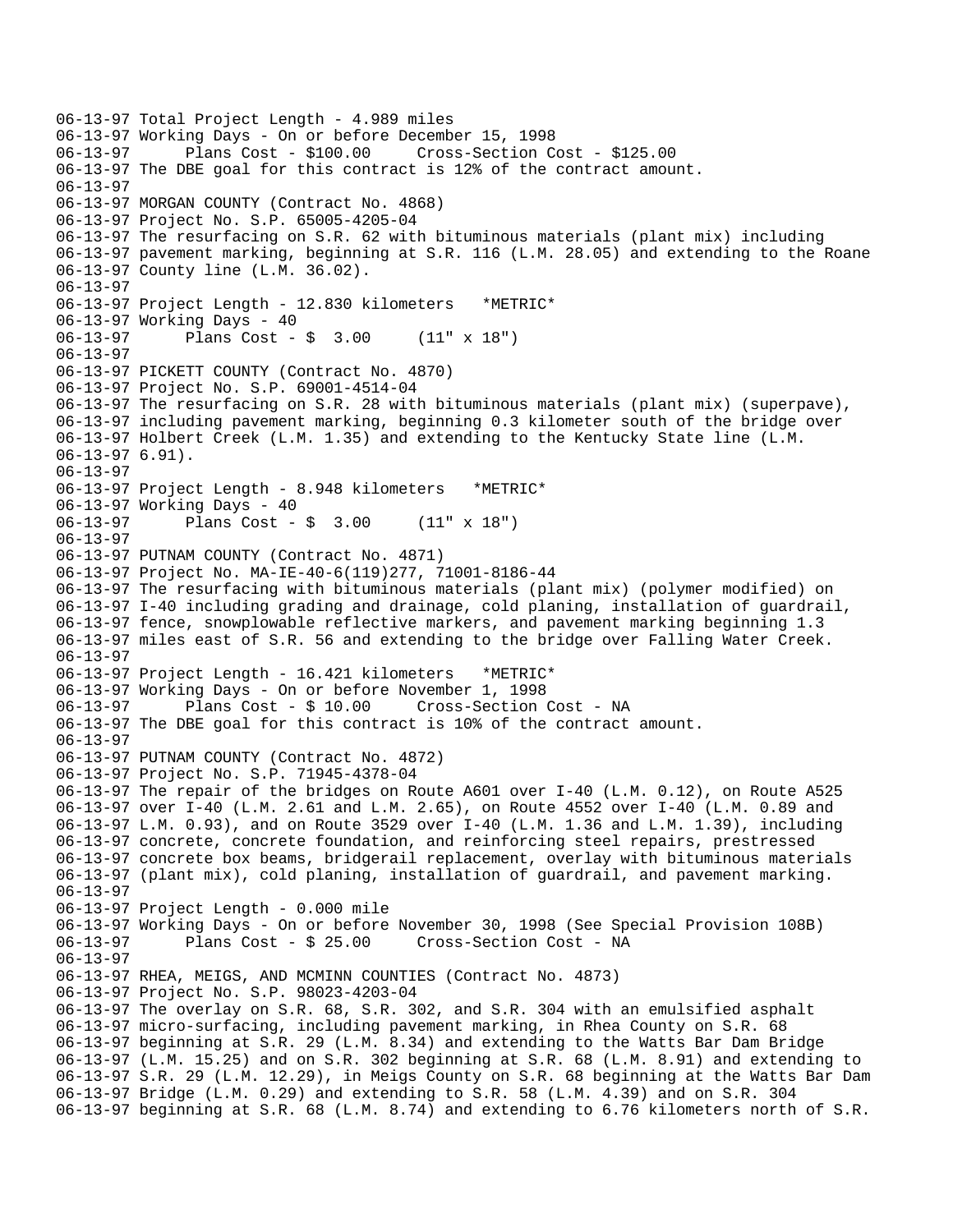```
06-13-97 Total Project Length - 4.989 miles
06-13-97 Working Days - On or before December 15, 1998
06-13-97      Plans Cost - $100.00     Cross-Section Cost - $125.00
06-13-97 The DBE goal for this contract is 12% of the contract amount.
06-13-97
06-13-97 MORGAN COUNTY (Contract No. 4868)
06-13-97 Project No. S.P. 65005-4205-04
06-13-97 The resurfacing on S.R. 62 with bituminous materials (plant mix) including
06-13-97 pavement marking, beginning at S.R. 116 (L.M. 28.05) and extending to the Roane
06-13-97 County line (L.M. 36.02).
06-13-97
06-13-97 Project Length - 12.830 kilometers   *METRIC*
06-13-97 Working Days - 40
06-13-97      Plans Cost - $  3.00     (11" x 18")
06-13-97
06-13-97 PICKETT COUNTY (Contract No. 4870)
06-13-97 Project No. S.P. 69001-4514-04
06-13-97 The resurfacing on S.R. 28 with bituminous materials (plant mix) (superpave),
06-13-97 including pavement marking, beginning 0.3 kilometer south of the bridge over
06-13-97 Holbert Creek (L.M. 1.35) and extending to the Kentucky State line (L.M.
06-13-97 6.91).
06-13-97
06-13-97 Project Length - 8.948 kilometers   *METRIC*
06-13-97 Working Days - 40
06-13-97      Plans Cost - $  3.00     (11" x 18")
06-13-97
06-13-97 PUTNAM COUNTY (Contract No. 4871)
06-13-97 Project No. MA-IE-40-6(119)277, 71001-8186-44
06-13-97 The resurfacing with bituminous materials (plant mix) (polymer modified) on
06-13-97 I-40 including grading and drainage, cold planing, installation of guardrail,
06-13-97 fence, snowplowable reflective markers, and pavement marking beginning 1.3
06-13-97 miles east of S.R. 56 and extending to the bridge over Falling Water Creek.
06-13-97
06-13-97 Project Length - 16.421 kilometers   *METRIC*
06-13-97 Working Days - On or before November 1, 1998
06-13-97      Plans Cost - $ 10.00     Cross-Section Cost - NA
06-13-97 The DBE goal for this contract is 10% of the contract amount.
06-13-97
06-13-97 PUTNAM COUNTY (Contract No. 4872)
06-13-97 Project No. S.P. 71945-4378-04
06-13-97 The repair of the bridges on Route A601 over I-40 (L.M. 0.12), on Route A525
06-13-97 over I-40 (L.M. 2.61 and L.M. 2.65), on Route 4552 over I-40 (L.M. 0.89 and
06-13-97 L.M. 0.93), and on Route 3529 over I-40 (L.M. 1.36 and L.M. 1.39), including
06-13-97 concrete, concrete foundation, and reinforcing steel repairs, prestressed
06-13-97 concrete box beams, bridgerail replacement, overlay with bituminous materials
06-13-97 (plant mix), cold planing, installation of guardrail, and pavement marking.
06-13-97
06-13-97 Project Length - 0.000 mile
06-13-97 Working Days - On or before November 30, 1998 (See Special Provision 108B)
06-13-97      Plans Cost - $ 25.00     Cross-Section Cost - NA
06-13-97
06-13-97 RHEA, MEIGS, AND MCMINN COUNTIES (Contract No. 4873)
06-13-97 Project No. S.P. 98023-4203-04
06-13-97 The overlay on S.R. 68, S.R. 302, and S.R. 304 with an emulsified asphalt
06-13-97 micro-surfacing, including pavement marking, in Rhea County on S.R. 68
06-13-97 beginning at S.R. 29 (L.M. 8.34) and extending to the Watts Bar Dam Bridge
06-13-97 (L.M. 15.25) and on S.R. 302 beginning at S.R. 68 (L.M. 8.91) and extending to
06-13-97 S.R. 29 (L.M. 12.29), in Meigs County on S.R. 68 beginning at the Watts Bar Dam
06-13-97 Bridge (L.M. 0.29) and extending to S.R. 58 (L.M. 4.39) and on S.R. 304
06-13-97 beginning at S.R. 68 (L.M. 8.74) and extending to 6.76 kilometers north of S.R.
```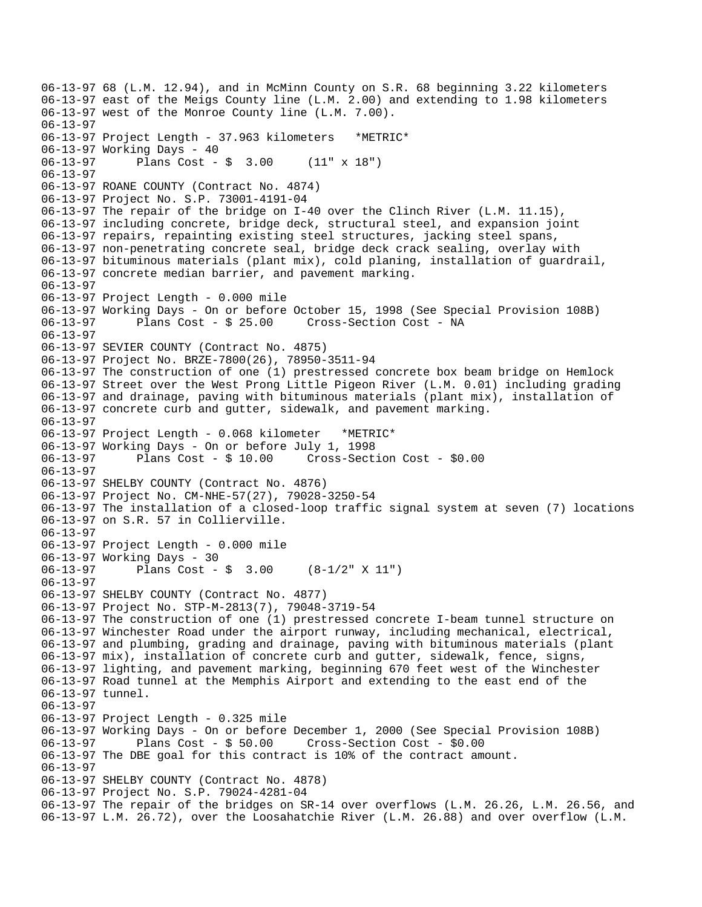```
06-13-97 68 (L.M. 12.94), and in McMinn County on S.R. 68 beginning 3.22 kilometers
06-13-97 east of the Meigs County line (L.M. 2.00) and extending to 1.98 kilometers
06-13-97 west of the Monroe County line (L.M. 7.00).
06-13-97
06-13-97 Project Length - 37.963 kilometers   *METRIC*
06-13-97 Working Days - 40
06-13-97      Plans Cost - $  3.00     (11" x 18")
06-13-97
06-13-97 ROANE COUNTY (Contract No. 4874)
06-13-97 Project No. S.P. 73001-4191-04
06-13-97 The repair of the bridge on I-40 over the Clinch River (L.M. 11.15),
06-13-97 including concrete, bridge deck, structural steel, and expansion joint
06-13-97 repairs, repainting existing steel structures, jacking steel spans,
06-13-97 non-penetrating concrete seal, bridge deck crack sealing, overlay with
06-13-97 bituminous materials (plant mix), cold planing, installation of guardrail,
06-13-97 concrete median barrier, and pavement marking.
06-13-97
06-13-97 Project Length - 0.000 mile
06-13-97 Working Days - On or before October 15, 1998 (See Special Provision 108B)
06-13-97      Plans Cost - $ 25.00     Cross-Section Cost - NA
06-13-97
06-13-97 SEVIER COUNTY (Contract No. 4875)
06-13-97 Project No. BRZE-7800(26), 78950-3511-94
06-13-97 The construction of one (1) prestressed concrete box beam bridge on Hemlock
06-13-97 Street over the West Prong Little Pigeon River (L.M. 0.01) including grading
06-13-97 and drainage, paving with bituminous materials (plant mix), installation of
06-13-97 concrete curb and gutter, sidewalk, and pavement marking.
06-13-97
06-13-97 Project Length - 0.068 kilometer   *METRIC*
06-13-97 Working Days - On or before July 1, 1998
06-13-97      Plans Cost - $ 10.00     Cross-Section Cost - $0.00
06-13-97
06-13-97 SHELBY COUNTY (Contract No. 4876)
06-13-97 Project No. CM-NHE-57(27), 79028-3250-54
06-13-97 The installation of a closed-loop traffic signal system at seven (7) locations
06-13-97 on S.R. 57 in Collierville.
06-13-97
06-13-97 Project Length - 0.000 mile
06-13-97 Working Days - 30
06-13-97      Plans Cost - $  3.00     (8-1/2" X 11")
06-13-97
06-13-97 SHELBY COUNTY (Contract No. 4877)
06-13-97 Project No. STP-M-2813(7), 79048-3719-54
06-13-97 The construction of one (1) prestressed concrete I-beam tunnel structure on
06-13-97 Winchester Road under the airport runway, including mechanical, electrical,
06-13-97 and plumbing, grading and drainage, paving with bituminous materials (plant
06-13-97 mix), installation of concrete curb and gutter, sidewalk, fence, signs,
06-13-97 lighting, and pavement marking, beginning 670 feet west of the Winchester
06-13-97 Road tunnel at the Memphis Airport and extending to the east end of the
06-13-97 tunnel.
06-13-97
06-13-97 Project Length - 0.325 mile
06-13-97 Working Days - On or before December 1, 2000 (See Special Provision 108B)
06-13-97      Plans Cost - $ 50.00     Cross-Section Cost - $0.00
06-13-97 The DBE goal for this contract is 10% of the contract amount.
06-13-97
06-13-97 SHELBY COUNTY (Contract No. 4878)
06-13-97 Project No. S.P. 79024-4281-04
06-13-97 The repair of the bridges on SR-14 over overflows (L.M. 26.26, L.M. 26.56, and
06-13-97 L.M. 26.72), over the Loosahatchie River (L.M. 26.88) and over overflow (L.M.
```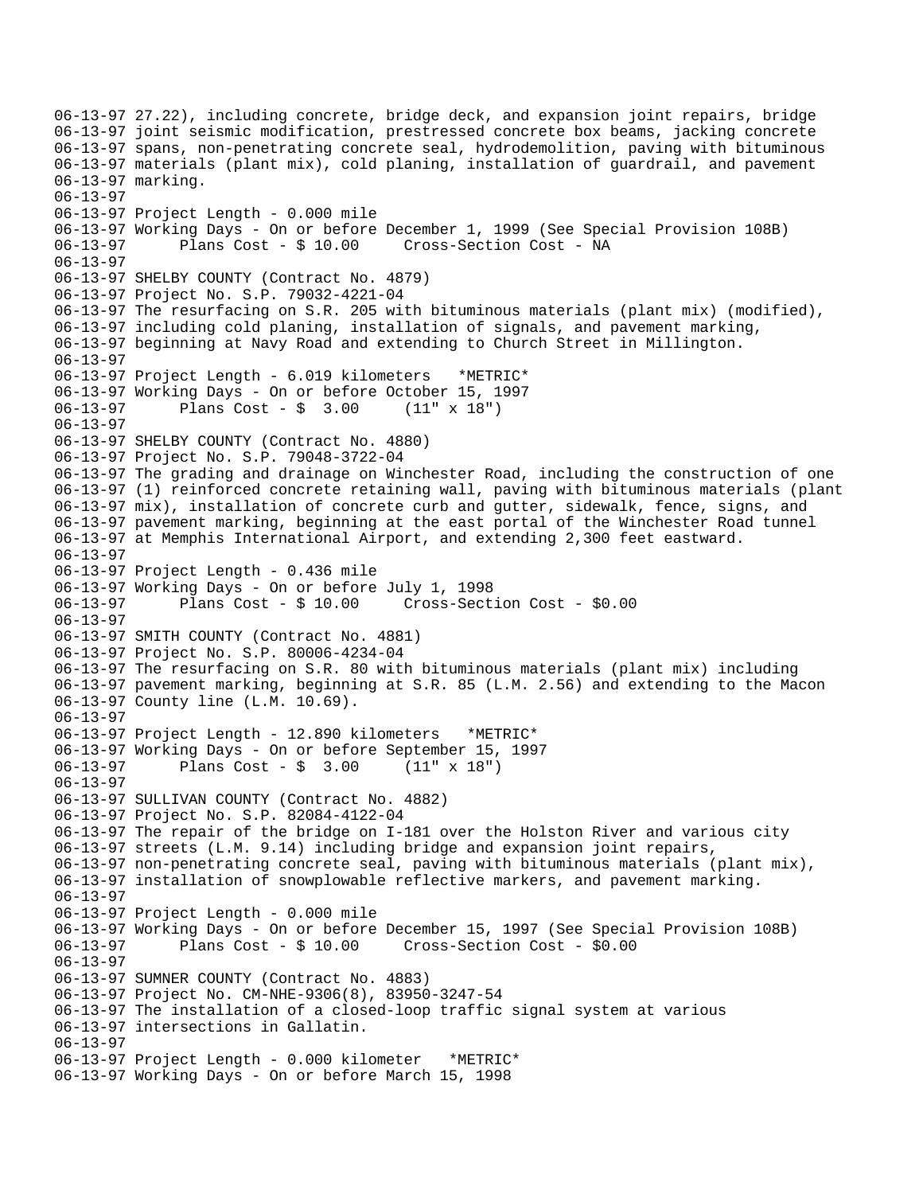06-13-97 27.22), including concrete, bridge deck, and expansion joint repairs, bridge
06-13-97 joint seismic modification, prestressed concrete box beams, jacking concrete
06-13-97 spans, non-penetrating concrete seal, hydrodemolition, paving with bituminous
06-13-97 materials (plant mix), cold planing, installation of guardrail, and pavement
06-13-97 marking.
06-13-97
06-13-97 Project Length - 0.000 mile
06-13-97 Working Days - On or before December 1, 1999 (See Special Provision 108B)
06-13-97 Plans Cost - $ 10.00 Cross-Section Cost - NA
06-13-97
06-13-97 SHELBY COUNTY (Contract No. 4879)
06-13-97 Project No. S.P. 79032-4221-04
06-13-97 The resurfacing on S.R. 205 with bituminous materials (plant mix) (modified),
06-13-97 including cold planing, installation of signals, and pavement marking,
06-13-97 beginning at Navy Road and extending to Church Street in Millington.
06-13-97
06-13-97 Project Length - 6.019 kilometers *METRIC*
06-13-97 Working Days - On or before October 15, 1997
06-13-97 Plans Cost - $ 3.00 (11" x 18")
06-13-97
06-13-97 SHELBY COUNTY (Contract No. 4880)
06-13-97 Project No. S.P. 79048-3722-04
06-13-97 The grading and drainage on Winchester Road, including the construction of one
06-13-97 (1) reinforced concrete retaining wall, paving with bituminous materials (plant
06-13-97 mix), installation of concrete curb and gutter, sidewalk, fence, signs, and
06-13-97 pavement marking, beginning at the east portal of the Winchester Road tunnel
06-13-97 at Memphis International Airport, and extending 2,300 feet eastward.
06-13-97
06-13-97 Project Length - 0.436 mile
06-13-97 Working Days - On or before July 1, 1998
06-13-97 Plans Cost - $ 10.00 Cross-Section Cost - $0.00
06-13-97
06-13-97 SMITH COUNTY (Contract No. 4881)
06-13-97 Project No. S.P. 80006-4234-04
06-13-97 The resurfacing on S.R. 80 with bituminous materials (plant mix) including
06-13-97 pavement marking, beginning at S.R. 85 (L.M. 2.56) and extending to the Macon
06-13-97 County line (L.M. 10.69).
06-13-97
06-13-97 Project Length - 12.890 kilometers *METRIC*
06-13-97 Working Days - On or before September 15, 1997
06-13-97 Plans Cost - $ 3.00 (11" x 18")
06-13-97
06-13-97 SULLIVAN COUNTY (Contract No. 4882)
06-13-97 Project No. S.P. 82084-4122-04
06-13-97 The repair of the bridge on I-181 over the Holston River and various city
06-13-97 streets (L.M. 9.14) including bridge and expansion joint repairs,
06-13-97 non-penetrating concrete seal, paving with bituminous materials (plant mix),
06-13-97 installation of snowplowable reflective markers, and pavement marking.
06-13-97
06-13-97 Project Length - 0.000 mile
06-13-97 Working Days - On or before December 15, 1997 (See Special Provision 108B)
06-13-97 Plans Cost - $ 10.00 Cross-Section Cost - $0.00
06-13-97
06-13-97 SUMNER COUNTY (Contract No. 4883)
06-13-97 Project No. CM-NHE-9306(8), 83950-3247-54
06-13-97 The installation of a closed-loop traffic signal system at various
06-13-97 intersections in Gallatin.
06-13-97
06-13-97 Project Length - 0.000 kilometer *METRIC*
06-13-97 Working Days - On or before March 15, 1998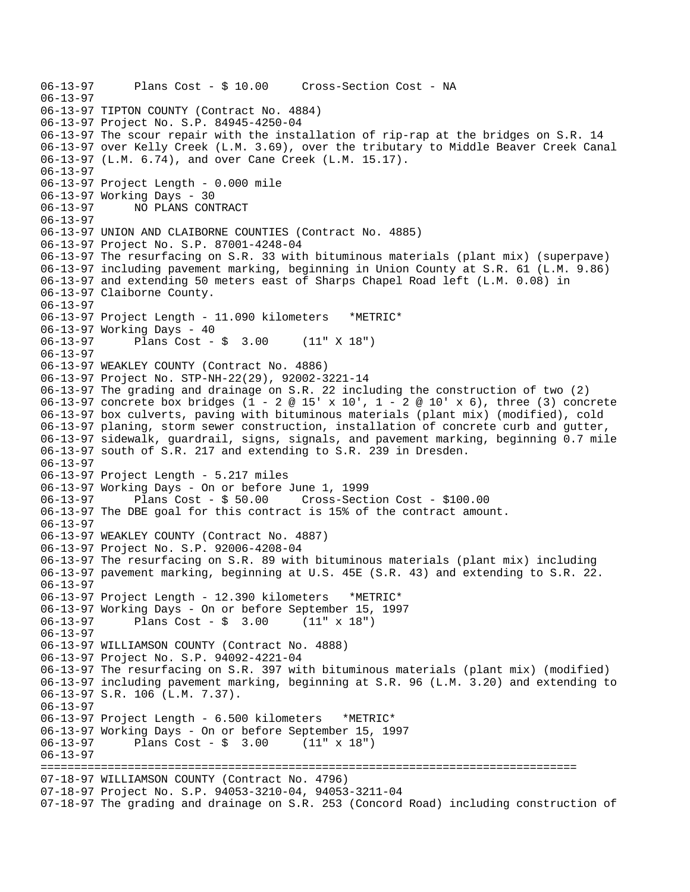```
06-13-97      Plans Cost - $ 10.00     Cross-Section Cost - NA
06-13-97
06-13-97 TIPTON COUNTY (Contract No. 4884)
06-13-97 Project No. S.P. 84945-4250-04
06-13-97 The scour repair with the installation of rip-rap at the bridges on S.R. 14
06-13-97 over Kelly Creek (L.M. 3.69), over the tributary to Middle Beaver Creek Canal
06-13-97 (L.M. 6.74), and over Cane Creek (L.M. 15.17).
06-13-97
06-13-97 Project Length - 0.000 mile
06-13-97 Working Days - 30
06-13-97      NO PLANS CONTRACT
06-13-97
06-13-97 UNION AND CLAIBORNE COUNTIES (Contract No. 4885)
06-13-97 Project No. S.P. 87001-4248-04
06-13-97 The resurfacing on S.R. 33 with bituminous materials (plant mix) (superpave)
06-13-97 including pavement marking, beginning in Union County at S.R. 61 (L.M. 9.86)
06-13-97 and extending 50 meters east of Sharps Chapel Road left (L.M. 0.08) in
06-13-97 Claiborne County.
06-13-97
06-13-97 Project Length - 11.090 kilometers   *METRIC*
06-13-97 Working Days - 40
06-13-97      Plans Cost - $  3.00     (11" X 18")
06-13-97
06-13-97 WEAKLEY COUNTY (Contract No. 4886)
06-13-97 Project No. STP-NH-22(29), 92002-3221-14
06-13-97 The grading and drainage on S.R. 22 including the construction of two (2)
06-13-97 concrete box bridges (1 - 2 @ 15' x 10', 1 - 2 @ 10' x 6), three (3) concrete
06-13-97 box culverts, paving with bituminous materials (plant mix) (modified), cold
06-13-97 planing, storm sewer construction, installation of concrete curb and gutter,
06-13-97 sidewalk, guardrail, signs, signals, and pavement marking, beginning 0.7 mile
06-13-97 south of S.R. 217 and extending to S.R. 239 in Dresden.
06-13-97
06-13-97 Project Length - 5.217 miles
06-13-97 Working Days - On or before June 1, 1999
06-13-97      Plans Cost - $ 50.00     Cross-Section Cost - $100.00
06-13-97 The DBE goal for this contract is 15% of the contract amount.
06-13-97
06-13-97 WEAKLEY COUNTY (Contract No. 4887)
06-13-97 Project No. S.P. 92006-4208-04
06-13-97 The resurfacing on S.R. 89 with bituminous materials (plant mix) including
06-13-97 pavement marking, beginning at U.S. 45E (S.R. 43) and extending to S.R. 22.
06-13-97
06-13-97 Project Length - 12.390 kilometers   *METRIC*
06-13-97 Working Days - On or before September 15, 1997
06-13-97      Plans Cost - $  3.00     (11" x 18")
06-13-97
06-13-97 WILLIAMSON COUNTY (Contract No. 4888)
06-13-97 Project No. S.P. 94092-4221-04
06-13-97 The resurfacing on S.R. 397 with bituminous materials (plant mix) (modified)
06-13-97 including pavement marking, beginning at S.R. 96 (L.M. 3.20) and extending to
06-13-97 S.R. 106 (L.M. 7.37).
06-13-97
06-13-97 Project Length - 6.500 kilometers   *METRIC*
06-13-97 Working Days - On or before September 15, 1997
06-13-97      Plans Cost - $  3.00     (11" x 18")
06-13-97
================================================================================
07-18-97 WILLIAMSON COUNTY (Contract No. 4796)
07-18-97 Project No. S.P. 94053-3210-04, 94053-3211-04
07-18-97 The grading and drainage on S.R. 253 (Concord Road) including construction of
```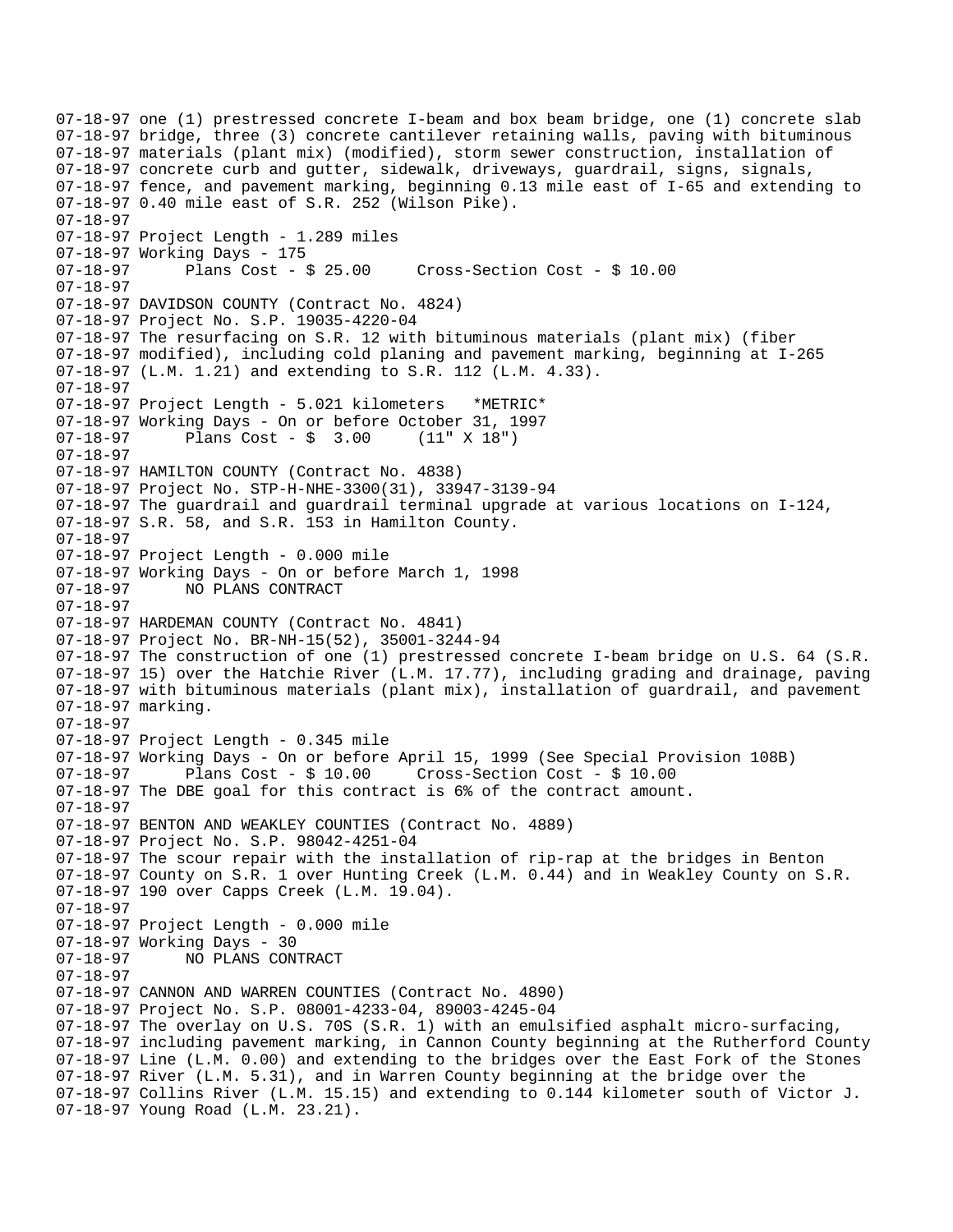```
07-18-97 one (1) prestressed concrete I-beam and box beam bridge, one (1) concrete slab
07-18-97 bridge, three (3) concrete cantilever retaining walls, paving with bituminous
07-18-97 materials (plant mix) (modified), storm sewer construction, installation of
07-18-97 concrete curb and gutter, sidewalk, driveways, guardrail, signs, signals,
07-18-97 fence, and pavement marking, beginning 0.13 mile east of I-65 and extending to
07-18-97 0.40 mile east of S.R. 252 (Wilson Pike).
07-18-97
07-18-97 Project Length - 1.289 miles
07-18-97 Working Days - 175
07-18-97      Plans Cost - $ 25.00     Cross-Section Cost - $ 10.00
07-18-97
07-18-97 DAVIDSON COUNTY (Contract No. 4824)
07-18-97 Project No. S.P. 19035-4220-04
07-18-97 The resurfacing on S.R. 12 with bituminous materials (plant mix) (fiber
07-18-97 modified), including cold planing and pavement marking, beginning at I-265
07-18-97 (L.M. 1.21) and extending to S.R. 112 (L.M. 4.33).
07-18-97
07-18-97 Project Length - 5.021 kilometers   *METRIC*
07-18-97 Working Days - On or before October 31, 1997
07-18-97      Plans Cost - $  3.00     (11" X 18")
07-18-97
07-18-97 HAMILTON COUNTY (Contract No. 4838)
07-18-97 Project No. STP-H-NHE-3300(31), 33947-3139-94
07-18-97 The guardrail and guardrail terminal upgrade at various locations on I-124,
07-18-97 S.R. 58, and S.R. 153 in Hamilton County.
07-18-97
07-18-97 Project Length - 0.000 mile
07-18-97 Working Days - On or before March 1, 1998
07-18-97      NO PLANS CONTRACT
07-18-97
07-18-97 HARDEMAN COUNTY (Contract No. 4841)
07-18-97 Project No. BR-NH-15(52), 35001-3244-94
07-18-97 The construction of one (1) prestressed concrete I-beam bridge on U.S. 64 (S.R.
07-18-97 15) over the Hatchie River (L.M. 17.77), including grading and drainage, paving
07-18-97 with bituminous materials (plant mix), installation of guardrail, and pavement
07-18-97 marking.
07-18-97
07-18-97 Project Length - 0.345 mile
07-18-97 Working Days - On or before April 15, 1999 (See Special Provision 108B)
07-18-97      Plans Cost - $ 10.00     Cross-Section Cost - $ 10.00
07-18-97 The DBE goal for this contract is 6% of the contract amount.
07-18-97
07-18-97 BENTON AND WEAKLEY COUNTIES (Contract No. 4889)
07-18-97 Project No. S.P. 98042-4251-04
07-18-97 The scour repair with the installation of rip-rap at the bridges in Benton
07-18-97 County on S.R. 1 over Hunting Creek (L.M. 0.44) and in Weakley County on S.R.
07-18-97 190 over Capps Creek (L.M. 19.04).
07-18-97
07-18-97 Project Length - 0.000 mile
07-18-97 Working Days - 30
07-18-97      NO PLANS CONTRACT
07-18-97
07-18-97 CANNON AND WARREN COUNTIES (Contract No. 4890)
07-18-97 Project No. S.P. 08001-4233-04, 89003-4245-04
07-18-97 The overlay on U.S. 70S (S.R. 1) with an emulsified asphalt micro-surfacing,
07-18-97 including pavement marking, in Cannon County beginning at the Rutherford County
07-18-97 Line (L.M. 0.00) and extending to the bridges over the East Fork of the Stones
07-18-97 River (L.M. 5.31), and in Warren County beginning at the bridge over the
07-18-97 Collins River (L.M. 15.15) and extending to 0.144 kilometer south of Victor J.
07-18-97 Young Road (L.M. 23.21).
```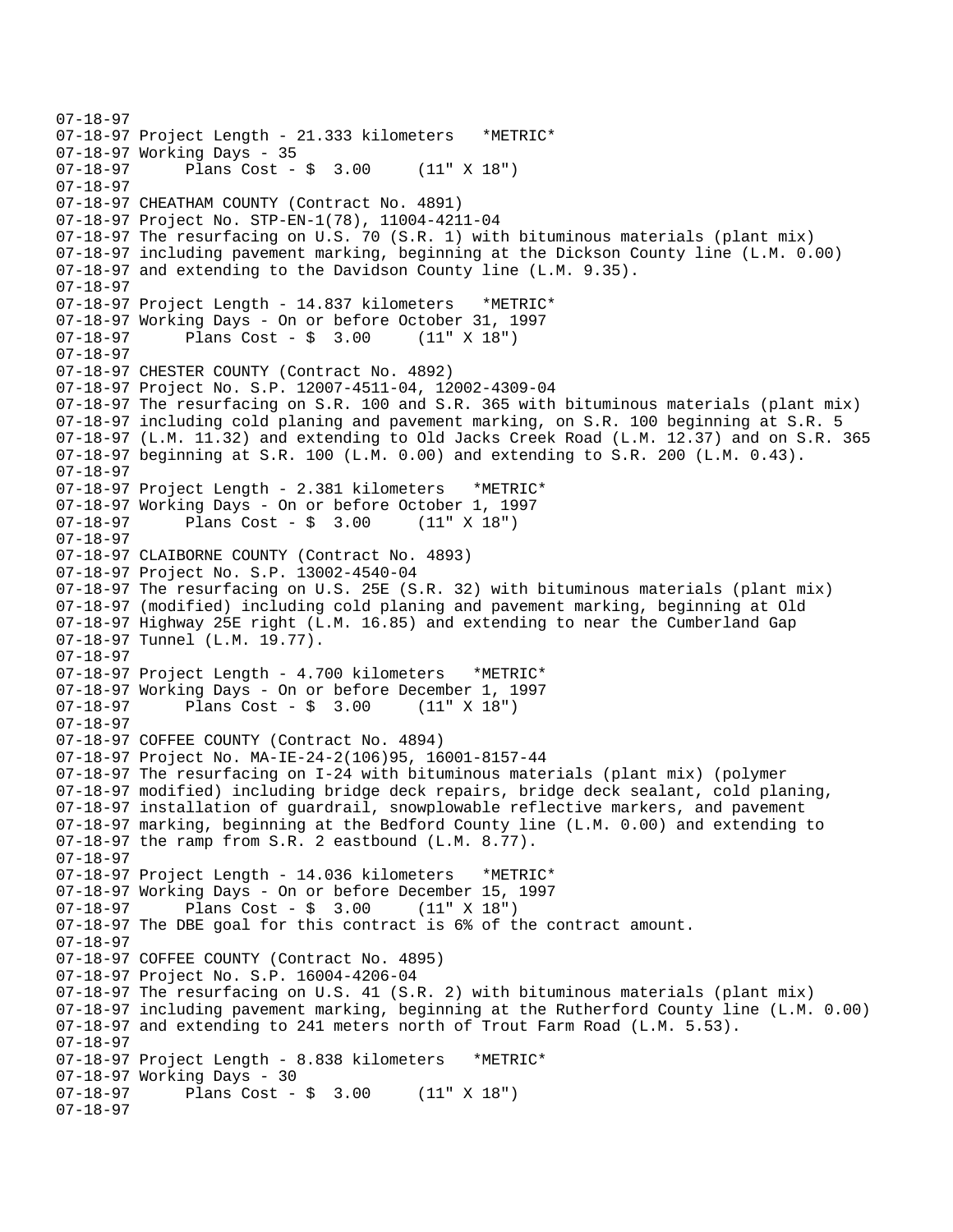```
07-18-97
07-18-97 Project Length - 21.333 kilometers   *METRIC*
07-18-97 Working Days - 35
07-18-97      Plans Cost - $  3.00     (11" X 18")
07-18-97
07-18-97 CHEATHAM COUNTY (Contract No. 4891)
07-18-97 Project No. STP-EN-1(78), 11004-4211-04
07-18-97 The resurfacing on U.S. 70 (S.R. 1) with bituminous materials (plant mix)
07-18-97 including pavement marking, beginning at the Dickson County line (L.M. 0.00)
07-18-97 and extending to the Davidson County line (L.M. 9.35).
07-18-97
07-18-97 Project Length - 14.837 kilometers   *METRIC*
07-18-97 Working Days - On or before October 31, 1997
07-18-97      Plans Cost - $  3.00     (11" X 18")
07-18-97
07-18-97 CHESTER COUNTY (Contract No. 4892)
07-18-97 Project No. S.P. 12007-4511-04, 12002-4309-04
07-18-97 The resurfacing on S.R. 100 and S.R. 365 with bituminous materials (plant mix)
07-18-97 including cold planing and pavement marking, on S.R. 100 beginning at S.R. 5
07-18-97 (L.M. 11.32) and extending to Old Jacks Creek Road (L.M. 12.37) and on S.R. 365
07-18-97 beginning at S.R. 100 (L.M. 0.00) and extending to S.R. 200 (L.M. 0.43).
07-18-97
07-18-97 Project Length - 2.381 kilometers   *METRIC*
07-18-97 Working Days - On or before October 1, 1997
07-18-97      Plans Cost - $  3.00     (11" X 18")
07-18-97
07-18-97 CLAIBORNE COUNTY (Contract No. 4893)
07-18-97 Project No. S.P. 13002-4540-04
07-18-97 The resurfacing on U.S. 25E (S.R. 32) with bituminous materials (plant mix)
07-18-97 (modified) including cold planing and pavement marking, beginning at Old
07-18-97 Highway 25E right (L.M. 16.85) and extending to near the Cumberland Gap
07-18-97 Tunnel (L.M. 19.77).
07-18-97
07-18-97 Project Length - 4.700 kilometers   *METRIC*
07-18-97 Working Days - On or before December 1, 1997
07-18-97      Plans Cost - $  3.00     (11" X 18")
07-18-97
07-18-97 COFFEE COUNTY (Contract No. 4894)
07-18-97 Project No. MA-IE-24-2(106)95, 16001-8157-44
07-18-97 The resurfacing on I-24 with bituminous materials (plant mix) (polymer
07-18-97 modified) including bridge deck repairs, bridge deck sealant, cold planing,
07-18-97 installation of guardrail, snowplowable reflective markers, and pavement
07-18-97 marking, beginning at the Bedford County line (L.M. 0.00) and extending to
07-18-97 the ramp from S.R. 2 eastbound (L.M. 8.77).
07-18-97
07-18-97 Project Length - 14.036 kilometers   *METRIC*
07-18-97 Working Days - On or before December 15, 1997
07-18-97      Plans Cost - $  3.00     (11" X 18")
07-18-97 The DBE goal for this contract is 6% of the contract amount.
07-18-97
07-18-97 COFFEE COUNTY (Contract No. 4895)
07-18-97 Project No. S.P. 16004-4206-04
07-18-97 The resurfacing on U.S. 41 (S.R. 2) with bituminous materials (plant mix)
07-18-97 including pavement marking, beginning at the Rutherford County line (L.M. 0.00)
07-18-97 and extending to 241 meters north of Trout Farm Road (L.M. 5.53).
07-18-97
07-18-97 Project Length - 8.838 kilometers   *METRIC*
07-18-97 Working Days - 30
07-18-97      Plans Cost - $  3.00     (11" X 18")
07-18-97
```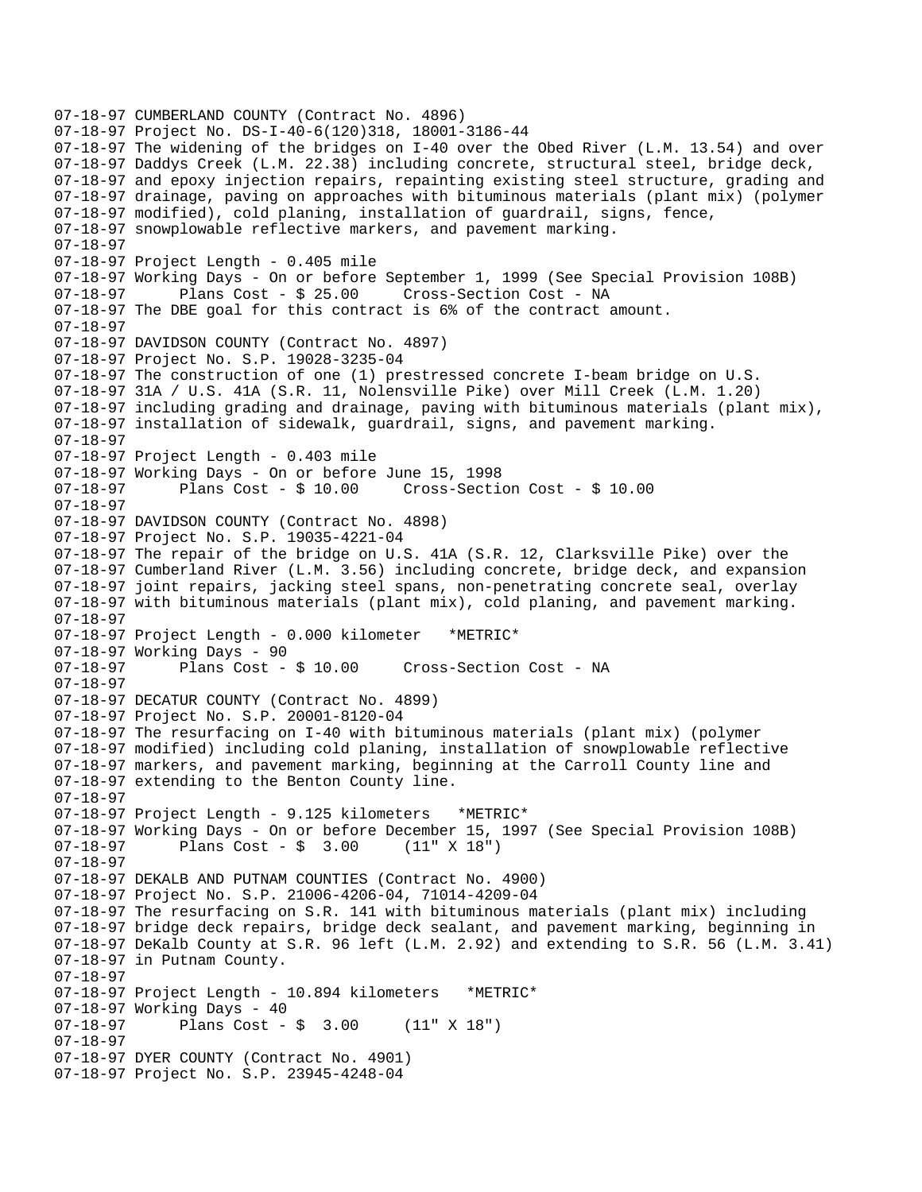```
07-18-97 CUMBERLAND COUNTY (Contract No. 4896)
07-18-97 Project No. DS-I-40-6(120)318, 18001-3186-44
07-18-97 The widening of the bridges on I-40 over the Obed River (L.M. 13.54) and over
07-18-97 Daddys Creek (L.M. 22.38) including concrete, structural steel, bridge deck,
07-18-97 and epoxy injection repairs, repainting existing steel structure, grading and
07-18-97 drainage, paving on approaches with bituminous materials (plant mix) (polymer
07-18-97 modified), cold planing, installation of guardrail, signs, fence,
07-18-97 snowplowable reflective markers, and pavement marking.
07-18-97
07-18-97 Project Length - 0.405 mile
07-18-97 Working Days - On or before September 1, 1999 (See Special Provision 108B)
07-18-97       Plans Cost - $ 25.00     Cross-Section Cost - NA
07-18-97 The DBE goal for this contract is 6% of the contract amount.
07-18-97
07-18-97 DAVIDSON COUNTY (Contract No. 4897)
07-18-97 Project No. S.P. 19028-3235-04
07-18-97 The construction of one (1) prestressed concrete I-beam bridge on U.S.
07-18-97 31A / U.S. 41A (S.R. 11, Nolensville Pike) over Mill Creek (L.M. 1.20)
07-18-97 including grading and drainage, paving with bituminous materials (plant mix),
07-18-97 installation of sidewalk, guardrail, signs, and pavement marking.
07-18-97
07-18-97 Project Length - 0.403 mile
07-18-97 Working Days - On or before June 15, 1998
07-18-97       Plans Cost - $ 10.00     Cross-Section Cost - $ 10.00
07-18-97
07-18-97 DAVIDSON COUNTY (Contract No. 4898)
07-18-97 Project No. S.P. 19035-4221-04
07-18-97 The repair of the bridge on U.S. 41A (S.R. 12, Clarksville Pike) over the
07-18-97 Cumberland River (L.M. 3.56) including concrete, bridge deck, and expansion
07-18-97 joint repairs, jacking steel spans, non-penetrating concrete seal, overlay
07-18-97 with bituminous materials (plant mix), cold planing, and pavement marking.
07-18-97
07-18-97 Project Length - 0.000 kilometer   *METRIC*
07-18-97 Working Days - 90
07-18-97       Plans Cost - $ 10.00     Cross-Section Cost - NA
07-18-97
07-18-97 DECATUR COUNTY (Contract No. 4899)
07-18-97 Project No. S.P. 20001-8120-04
07-18-97 The resurfacing on I-40 with bituminous materials (plant mix) (polymer
07-18-97 modified) including cold planing, installation of snowplowable reflective
07-18-97 markers, and pavement marking, beginning at the Carroll County line and
07-18-97 extending to the Benton County line.
07-18-97
07-18-97 Project Length - 9.125 kilometers   *METRIC*
07-18-97 Working Days - On or before December 15, 1997 (See Special Provision 108B)
07-18-97       Plans Cost - $  3.00     (11" X 18")
07-18-97
07-18-97 DEKALB AND PUTNAM COUNTIES (Contract No. 4900)
07-18-97 Project No. S.P. 21006-4206-04, 71014-4209-04
07-18-97 The resurfacing on S.R. 141 with bituminous materials (plant mix) including
07-18-97 bridge deck repairs, bridge deck sealant, and pavement marking, beginning in
07-18-97 DeKalb County at S.R. 96 left (L.M. 2.92) and extending to S.R. 56 (L.M. 3.41)
07-18-97 in Putnam County.
07-18-97
07-18-97 Project Length - 10.894 kilometers   *METRIC*
07-18-97 Working Days - 40
07-18-97       Plans Cost - $  3.00     (11" X 18")
07-18-97
07-18-97 DYER COUNTY (Contract No. 4901)
07-18-97 Project No. S.P. 23945-4248-04
```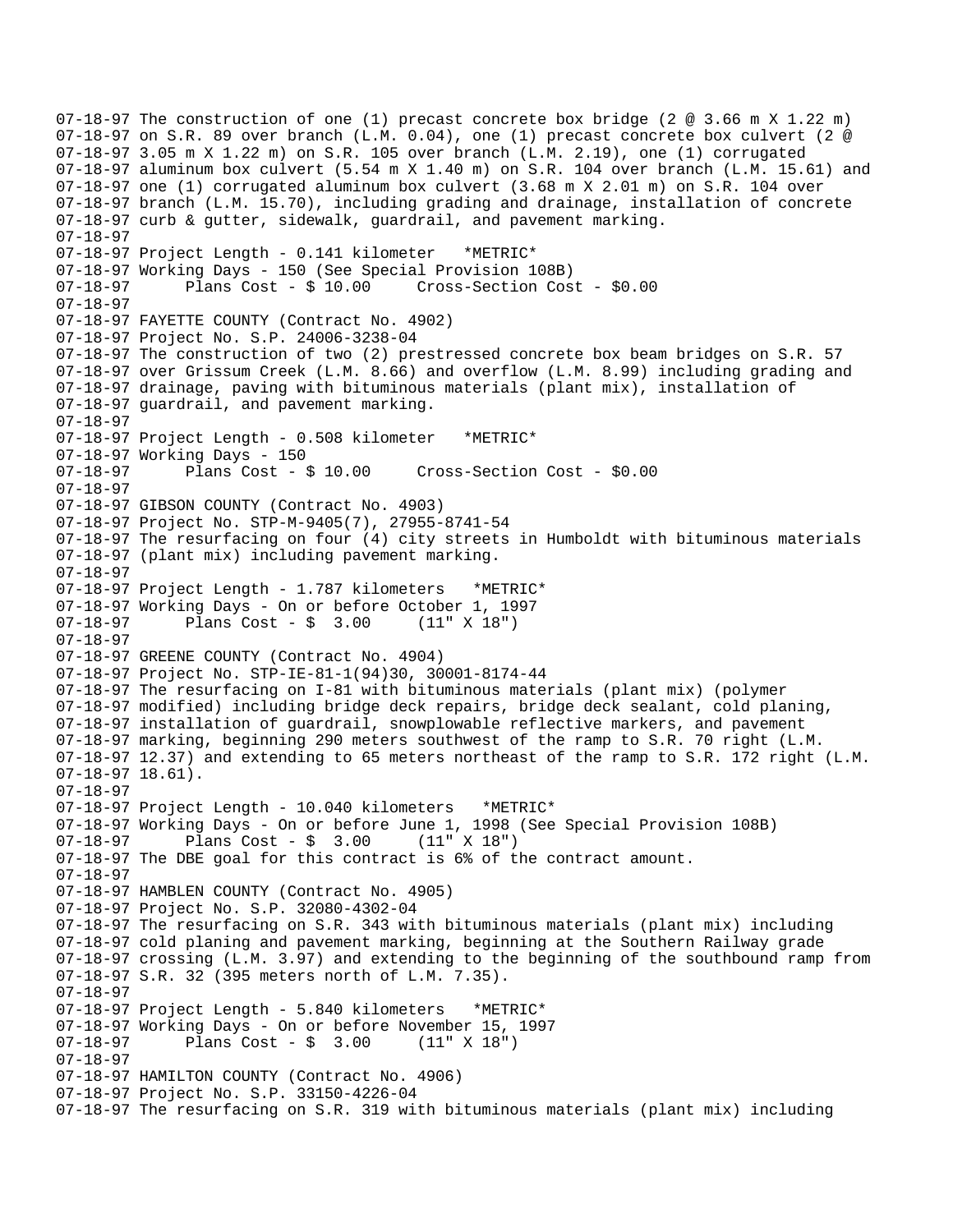07-18-97 The construction of one (1) precast concrete box bridge (2 @ 3.66 m X 1.22 m)
07-18-97 on S.R. 89 over branch (L.M. 0.04), one (1) precast concrete box culvert (2 @
07-18-97 3.05 m X 1.22 m) on S.R. 105 over branch (L.M. 2.19), one (1) corrugated
07-18-97 aluminum box culvert (5.54 m X 1.40 m) on S.R. 104 over branch (L.M. 15.61) and
07-18-97 one (1) corrugated aluminum box culvert (3.68 m X 2.01 m) on S.R. 104 over
07-18-97 branch (L.M. 15.70), including grading and drainage, installation of concrete
07-18-97 curb & gutter, sidewalk, guardrail, and pavement marking.
07-18-97
07-18-97 Project Length - 0.141 kilometer   *METRIC*
07-18-97 Working Days - 150 (See Special Provision 108B)
07-18-97      Plans Cost - $ 10.00     Cross-Section Cost - $0.00
07-18-97
07-18-97
07-18-97 FAYETTE COUNTY (Contract No. 4902)
07-18-97 Project No. S.P. 24006-3238-04
07-18-97 The construction of two (2) prestressed concrete box beam bridges on S.R. 57
07-18-97 over Grissum Creek (L.M. 8.66) and overflow (L.M. 8.99) including grading and
07-18-97 drainage, paving with bituminous materials (plant mix), installation of
07-18-97 guardrail, and pavement marking.
07-18-97
07-18-97 Project Length - 0.508 kilometer   *METRIC*
07-18-97 Working Days - 150
07-18-97      Plans Cost - $ 10.00     Cross-Section Cost - $0.00
07-18-97
07-18-97
07-18-97 GIBSON COUNTY (Contract No. 4903)
07-18-97 Project No. STP-M-9405(7), 27955-8741-54
07-18-97 The resurfacing on four (4) city streets in Humboldt with bituminous materials
07-18-97 (plant mix) including pavement marking.
07-18-97
07-18-97 Project Length - 1.787 kilometers   *METRIC*
07-18-97 Working Days - On or before October 1, 1997
07-18-97      Plans Cost - $  3.00     (11" X 18")
07-18-97
07-18-97 GREENE COUNTY (Contract No. 4904)
07-18-97 Project No. STP-IE-81-1(94)30, 30001-8174-44
07-18-97 The resurfacing on I-81 with bituminous materials (plant mix) (polymer
07-18-97 modified) including bridge deck repairs, bridge deck sealant, cold planing,
07-18-97 installation of guardrail, snowplowable reflective markers, and pavement
07-18-97 marking, beginning 290 meters southwest of the ramp to S.R. 70 right (L.M.
07-18-97 12.37) and extending to 65 meters northeast of the ramp to S.R. 172 right (L.M.
07-18-97 18.61).
07-18-97
07-18-97 Project Length - 10.040 kilometers   *METRIC*
07-18-97 Working Days - On or before June 1, 1998 (See Special Provision 108B)
07-18-97      Plans Cost - $  3.00     (11" X 18")
07-18-97 The DBE goal for this contract is 6% of the contract amount.
07-18-97
07-18-97 HAMBLEN COUNTY (Contract No. 4905)
07-18-97 Project No. S.P. 32080-4302-04
07-18-97 The resurfacing on S.R. 343 with bituminous materials (plant mix) including
07-18-97 cold planing and pavement marking, beginning at the Southern Railway grade
07-18-97 crossing (L.M. 3.97) and extending to the beginning of the southbound ramp from
07-18-97 S.R. 32 (395 meters north of L.M. 7.35).
07-18-97
07-18-97 Project Length - 5.840 kilometers   *METRIC*
07-18-97 Working Days - On or before November 15, 1997
07-18-97      Plans Cost - $  3.00     (11" X 18")
07-18-97
07-18-97 HAMILTON COUNTY (Contract No. 4906)
07-18-97 Project No. S.P. 33150-4226-04
07-18-97 The resurfacing on S.R. 319 with bituminous materials (plant mix) including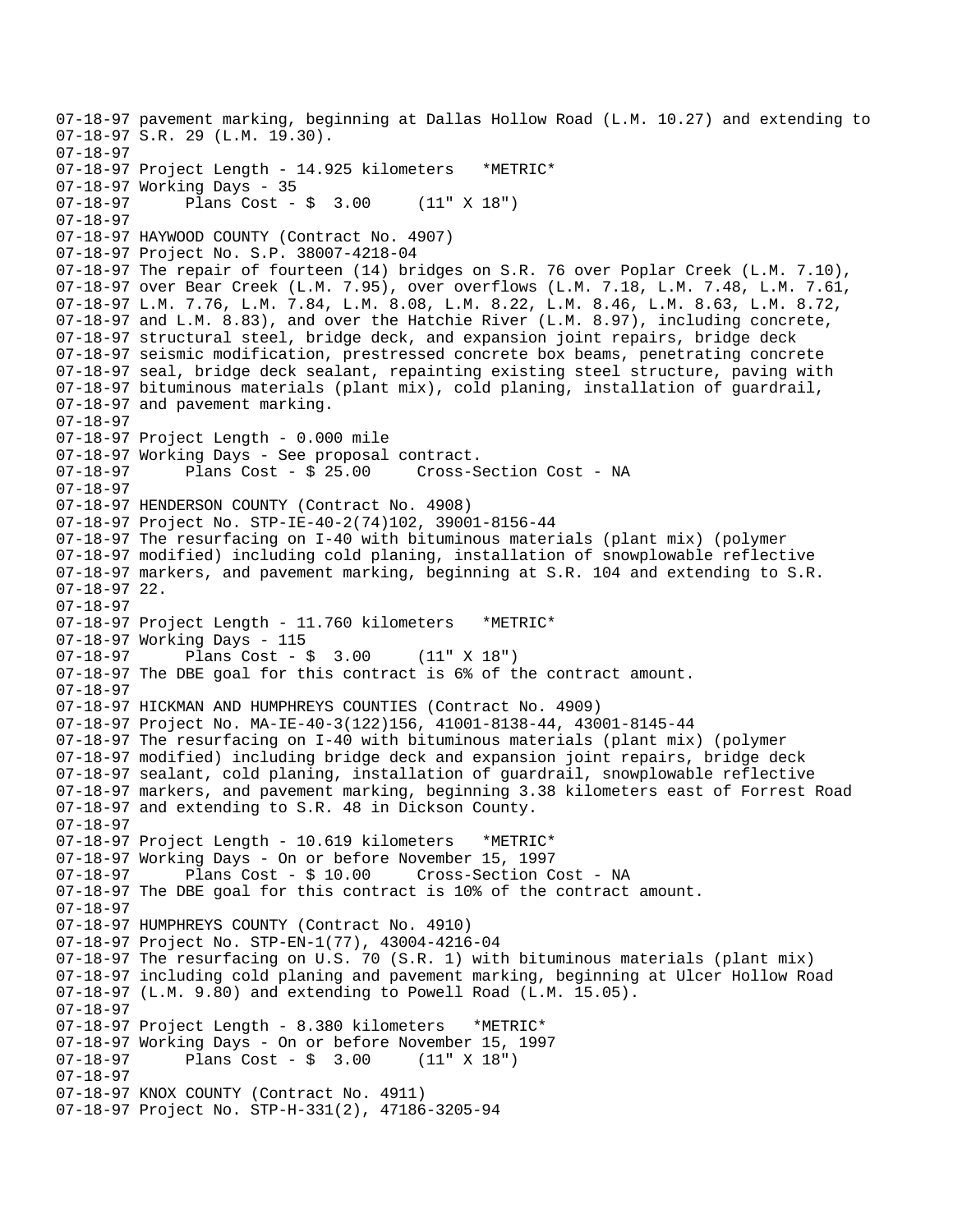07-18-97 pavement marking, beginning at Dallas Hollow Road (L.M. 10.27) and extending to
07-18-97 S.R. 29 (L.M. 19.30).
07-18-97
07-18-97 Project Length - 14.925 kilometers *METRIC*
07-18-97 Working Days - 35
07-18-97 Plans Cost - $ 3.00 (11" X 18")
07-18-97
07-18-97 HAYWOOD COUNTY (Contract No. 4907)
07-18-97 Project No. S.P. 38007-4218-04
07-18-97 The repair of fourteen (14) bridges on S.R. 76 over Poplar Creek (L.M. 7.10),
07-18-97 over Bear Creek (L.M. 7.95), over overflows (L.M. 7.18, L.M. 7.48, L.M. 7.61,
07-18-97 L.M. 7.76, L.M. 7.84, L.M. 8.08, L.M. 8.22, L.M. 8.46, L.M. 8.63, L.M. 8.72,
07-18-97 and L.M. 8.83), and over the Hatchie River (L.M. 8.97), including concrete,
07-18-97 structural steel, bridge deck, and expansion joint repairs, bridge deck
07-18-97 seismic modification, prestressed concrete box beams, penetrating concrete
07-18-97 seal, bridge deck sealant, repainting existing steel structure, paving with
07-18-97 bituminous materials (plant mix), cold planing, installation of guardrail,
07-18-97 and pavement marking.
07-18-97
07-18-97 Project Length - 0.000 mile
07-18-97 Working Days - See proposal contract.
07-18-97 Plans Cost - $ 25.00 Cross-Section Cost - NA
07-18-97
07-18-97 HENDERSON COUNTY (Contract No. 4908)
07-18-97 Project No. STP-IE-40-2(74)102, 39001-8156-44
07-18-97 The resurfacing on I-40 with bituminous materials (plant mix) (polymer
07-18-97 modified) including cold planing, installation of snowplowable reflective
07-18-97 markers, and pavement marking, beginning at S.R. 104 and extending to S.R.
07-18-97 22.
07-18-97
07-18-97 Project Length - 11.760 kilometers *METRIC*
07-18-97 Working Days - 115
07-18-97 Plans Cost - $ 3.00 (11" X 18")
07-18-97 The DBE goal for this contract is 6% of the contract amount.
07-18-97
07-18-97 HICKMAN AND HUMPHREYS COUNTIES (Contract No. 4909)
07-18-97 Project No. MA-IE-40-3(122)156, 41001-8138-44, 43001-8145-44
07-18-97 The resurfacing on I-40 with bituminous materials (plant mix) (polymer
07-18-97 modified) including bridge deck and expansion joint repairs, bridge deck
07-18-97 sealant, cold planing, installation of guardrail, snowplowable reflective
07-18-97 markers, and pavement marking, beginning 3.38 kilometers east of Forrest Road
07-18-97 and extending to S.R. 48 in Dickson County.
07-18-97
07-18-97 Project Length - 10.619 kilometers *METRIC*
07-18-97 Working Days - On or before November 15, 1997
07-18-97 Plans Cost - $ 10.00 Cross-Section Cost - NA
07-18-97 The DBE goal for this contract is 10% of the contract amount.
07-18-97
07-18-97 HUMPHREYS COUNTY (Contract No. 4910)
07-18-97 Project No. STP-EN-1(77), 43004-4216-04
07-18-97 The resurfacing on U.S. 70 (S.R. 1) with bituminous materials (plant mix)
07-18-97 including cold planing and pavement marking, beginning at Ulcer Hollow Road
07-18-97 (L.M. 9.80) and extending to Powell Road (L.M. 15.05).
07-18-97
07-18-97 Project Length - 8.380 kilometers *METRIC*
07-18-97 Working Days - On or before November 15, 1997
07-18-97 Plans Cost - $ 3.00 (11" X 18")
07-18-97
07-18-97 KNOX COUNTY (Contract No. 4911)
07-18-97 Project No. STP-H-331(2), 47186-3205-94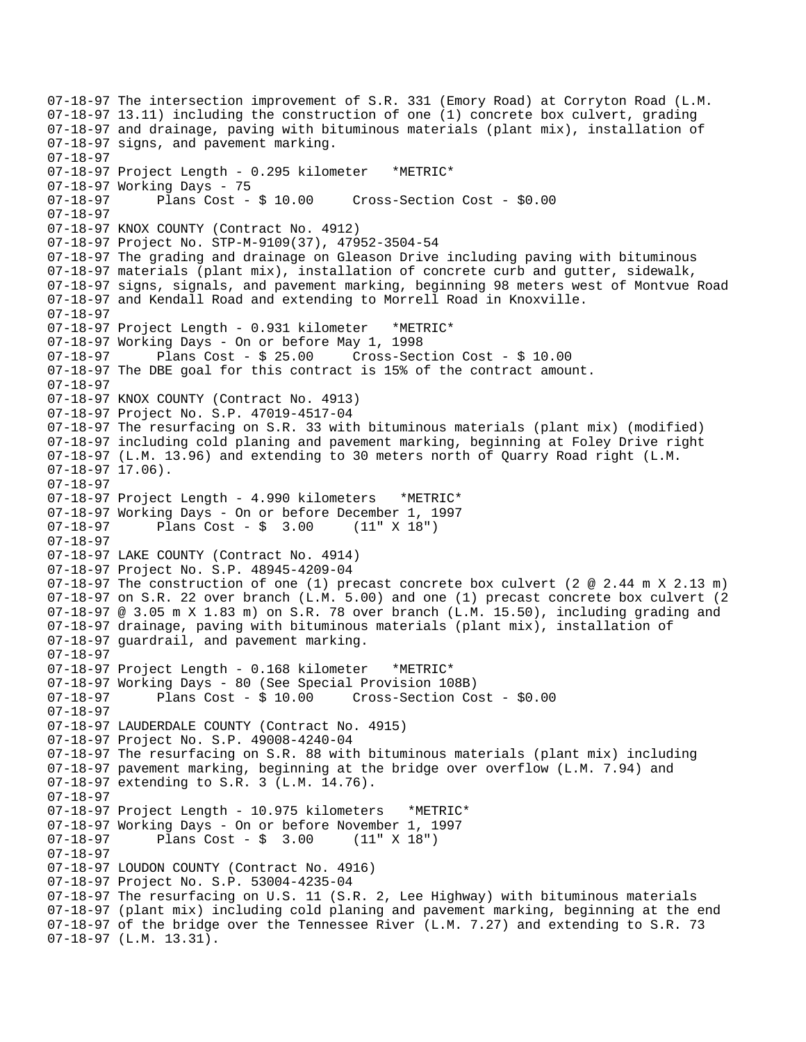```
07-18-97 The intersection improvement of S.R. 331 (Emory Road) at Corryton Road (L.M.
07-18-97 13.11) including the construction of one (1) concrete box culvert, grading
07-18-97 and drainage, paving with bituminous materials (plant mix), installation of
07-18-97 signs, and pavement marking.
07-18-97
07-18-97 Project Length - 0.295 kilometer   *METRIC*
07-18-97 Working Days - 75
07-18-97      Plans Cost - $ 10.00     Cross-Section Cost - $0.00
07-18-97
07-18-97 KNOX COUNTY (Contract No. 4912)
07-18-97 Project No. STP-M-9109(37), 47952-3504-54
07-18-97 The grading and drainage on Gleason Drive including paving with bituminous
07-18-97 materials (plant mix), installation of concrete curb and gutter, sidewalk,
07-18-97 signs, signals, and pavement marking, beginning 98 meters west of Montvue Road
07-18-97 and Kendall Road and extending to Morrell Road in Knoxville.
07-18-97
07-18-97 Project Length - 0.931 kilometer   *METRIC*
07-18-97 Working Days - On or before May 1, 1998
07-18-97      Plans Cost - $ 25.00     Cross-Section Cost - $ 10.00
07-18-97 The DBE goal for this contract is 15% of the contract amount.
07-18-97
07-18-97 KNOX COUNTY (Contract No. 4913)
07-18-97 Project No. S.P. 47019-4517-04
07-18-97 The resurfacing on S.R. 33 with bituminous materials (plant mix) (modified)
07-18-97 including cold planing and pavement marking, beginning at Foley Drive right
07-18-97 (L.M. 13.96) and extending to 30 meters north of Quarry Road right (L.M.
07-18-97 17.06).
07-18-97
07-18-97 Project Length - 4.990 kilometers   *METRIC*
07-18-97 Working Days - On or before December 1, 1997
07-18-97      Plans Cost - $  3.00     (11" X 18")
07-18-97
07-18-97 LAKE COUNTY (Contract No. 4914)
07-18-97 Project No. S.P. 48945-4209-04
07-18-97 The construction of one (1) precast concrete box culvert (2 @ 2.44 m X 2.13 m)
07-18-97 on S.R. 22 over branch (L.M. 5.00) and one (1) precast concrete box culvert (2
07-18-97 @ 3.05 m X 1.83 m) on S.R. 78 over branch (L.M. 15.50), including grading and
07-18-97 drainage, paving with bituminous materials (plant mix), installation of
07-18-97 guardrail, and pavement marking.
07-18-97
07-18-97 Project Length - 0.168 kilometer   *METRIC*
07-18-97 Working Days - 80 (See Special Provision 108B)
07-18-97      Plans Cost - $ 10.00     Cross-Section Cost - $0.00
07-18-97
07-18-97 LAUDERDALE COUNTY (Contract No. 4915)
07-18-97 Project No. S.P. 49008-4240-04
07-18-97 The resurfacing on S.R. 88 with bituminous materials (plant mix) including
07-18-97 pavement marking, beginning at the bridge over overflow (L.M. 7.94) and
07-18-97 extending to S.R. 3 (L.M. 14.76).
07-18-97
07-18-97 Project Length - 10.975 kilometers   *METRIC*
07-18-97 Working Days - On or before November 1, 1997
07-18-97      Plans Cost - $  3.00     (11" X 18")
07-18-97
07-18-97 LOUDON COUNTY (Contract No. 4916)
07-18-97 Project No. S.P. 53004-4235-04
07-18-97 The resurfacing on U.S. 11 (S.R. 2, Lee Highway) with bituminous materials
07-18-97 (plant mix) including cold planing and pavement marking, beginning at the end
07-18-97 of the bridge over the Tennessee River (L.M. 7.27) and extending to S.R. 73
07-18-97 (L.M. 13.31).
```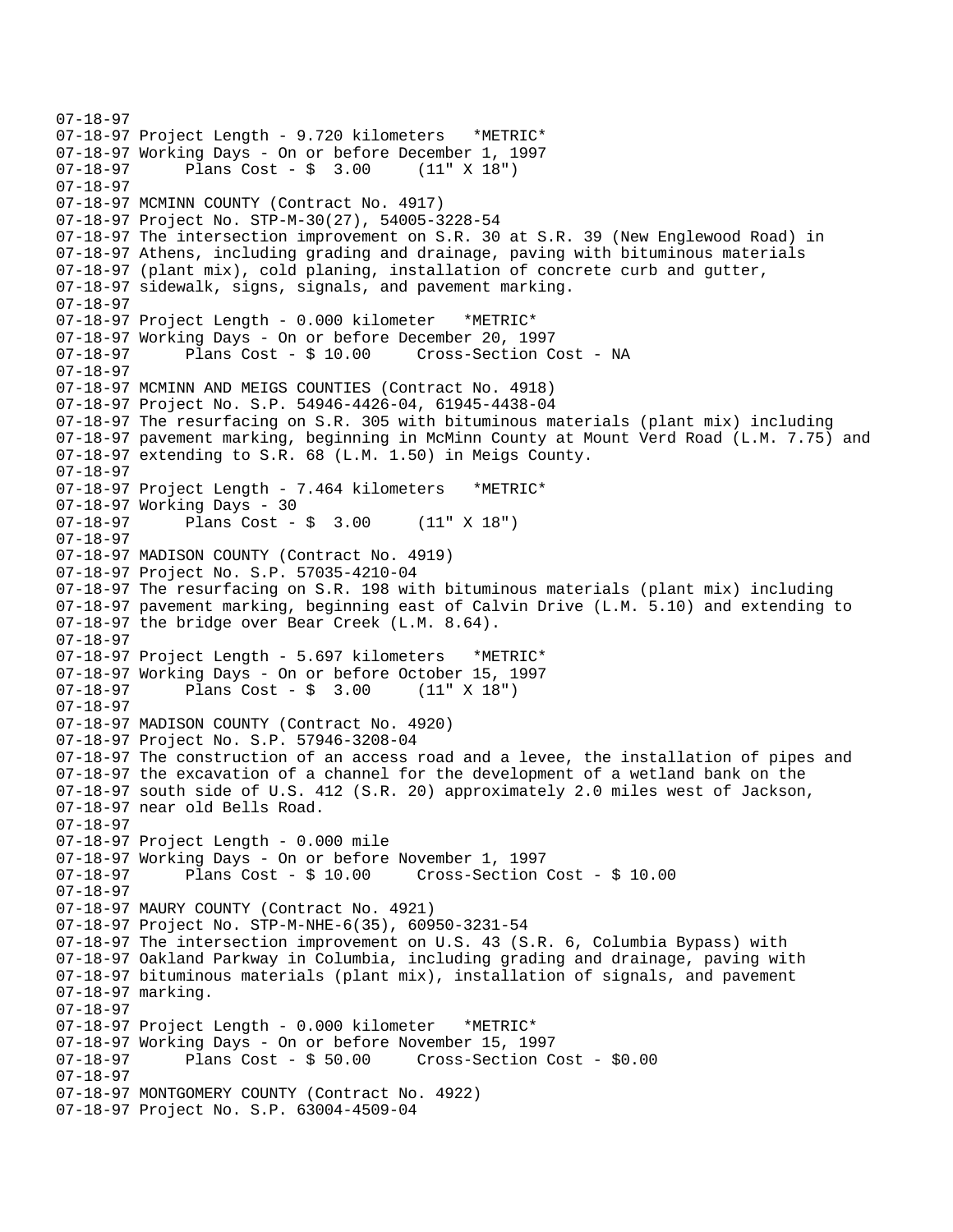```
07-18-97
07-18-97 Project Length - 9.720 kilometers   *METRIC*
07-18-97 Working Days - On or before December 1, 1997
07-18-97       Plans Cost - $  3.00     (11" X 18")
07-18-97
07-18-97 MCMINN COUNTY (Contract No. 4917)
07-18-97 Project No. STP-M-30(27), 54005-3228-54
07-18-97 The intersection improvement on S.R. 30 at S.R. 39 (New Englewood Road) in
07-18-97 Athens, including grading and drainage, paving with bituminous materials
07-18-97 (plant mix), cold planing, installation of concrete curb and gutter,
07-18-97 sidewalk, signs, signals, and pavement marking.
07-18-97
07-18-97 Project Length - 0.000 kilometer   *METRIC*
07-18-97 Working Days - On or before December 20, 1997
07-18-97       Plans Cost - $ 10.00     Cross-Section Cost - NA
07-18-97
07-18-97 MCMINN AND MEIGS COUNTIES (Contract No. 4918)
07-18-97 Project No. S.P. 54946-4426-04, 61945-4438-04
07-18-97 The resurfacing on S.R. 305 with bituminous materials (plant mix) including
07-18-97 pavement marking, beginning in McMinn County at Mount Verd Road (L.M. 7.75) and
07-18-97 extending to S.R. 68 (L.M. 1.50) in Meigs County.
07-18-97
07-18-97 Project Length - 7.464 kilometers   *METRIC*
07-18-97 Working Days - 30
07-18-97       Plans Cost - $  3.00     (11" X 18")
07-18-97
07-18-97 MADISON COUNTY (Contract No. 4919)
07-18-97 Project No. S.P. 57035-4210-04
07-18-97 The resurfacing on S.R. 198 with bituminous materials (plant mix) including
07-18-97 pavement marking, beginning east of Calvin Drive (L.M. 5.10) and extending to
07-18-97 the bridge over Bear Creek (L.M. 8.64).
07-18-97
07-18-97 Project Length - 5.697 kilometers   *METRIC*
07-18-97 Working Days - On or before October 15, 1997
07-18-97       Plans Cost - $  3.00     (11" X 18")
07-18-97
07-18-97 MADISON COUNTY (Contract No. 4920)
07-18-97 Project No. S.P. 57946-3208-04
07-18-97 The construction of an access road and a levee, the installation of pipes and
07-18-97 the excavation of a channel for the development of a wetland bank on the
07-18-97 south side of U.S. 412 (S.R. 20) approximately 2.0 miles west of Jackson,
07-18-97 near old Bells Road.
07-18-97
07-18-97 Project Length - 0.000 mile
07-18-97 Working Days - On or before November 1, 1997
07-18-97       Plans Cost - $ 10.00     Cross-Section Cost - $ 10.00
07-18-97
07-18-97 MAURY COUNTY (Contract No. 4921)
07-18-97 Project No. STP-M-NHE-6(35), 60950-3231-54
07-18-97 The intersection improvement on U.S. 43 (S.R. 6, Columbia Bypass) with
07-18-97 Oakland Parkway in Columbia, including grading and drainage, paving with
07-18-97 bituminous materials (plant mix), installation of signals, and pavement
07-18-97 marking.
07-18-97
07-18-97 Project Length - 0.000 kilometer   *METRIC*
07-18-97 Working Days - On or before November 15, 1997
07-18-97       Plans Cost - $ 50.00     Cross-Section Cost - $0.00
07-18-97
07-18-97 MONTGOMERY COUNTY (Contract No. 4922)
07-18-97 Project No. S.P. 63004-4509-04
```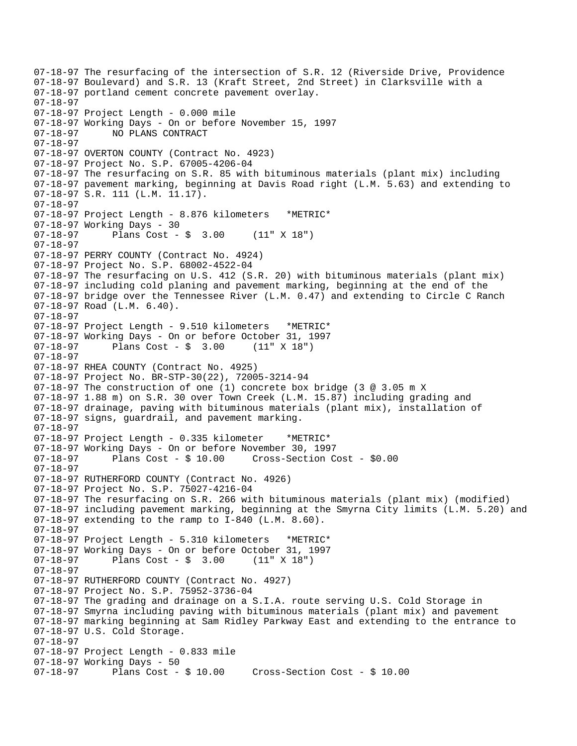```
07-18-97 The resurfacing of the intersection of S.R. 12 (Riverside Drive, Providence
07-18-97 Boulevard) and S.R. 13 (Kraft Street, 2nd Street) in Clarksville with a
07-18-97 portland cement concrete pavement overlay.
07-18-97
07-18-97 Project Length - 0.000 mile
07-18-97 Working Days - On or before November 15, 1997
07-18-97      NO PLANS CONTRACT
07-18-97
07-18-97 OVERTON COUNTY (Contract No. 4923)
07-18-97 Project No. S.P. 67005-4206-04
07-18-97 The resurfacing on S.R. 85 with bituminous materials (plant mix) including
07-18-97 pavement marking, beginning at Davis Road right (L.M. 5.63) and extending to
07-18-97 S.R. 111 (L.M. 11.17).
07-18-97
07-18-97 Project Length - 8.876 kilometers   *METRIC*
07-18-97 Working Days - 30
07-18-97      Plans Cost - $  3.00     (11" X 18")
07-18-97
07-18-97 PERRY COUNTY (Contract No. 4924)
07-18-97 Project No. S.P. 68002-4522-04
07-18-97 The resurfacing on U.S. 412 (S.R. 20) with bituminous materials (plant mix)
07-18-97 including cold planing and pavement marking, beginning at the end of the
07-18-97 bridge over the Tennessee River (L.M. 0.47) and extending to Circle C Ranch
07-18-97 Road (L.M. 6.40).
07-18-97
07-18-97 Project Length - 9.510 kilometers   *METRIC*
07-18-97 Working Days - On or before October 31, 1997
07-18-97      Plans Cost - $  3.00     (11" X 18")
07-18-97
07-18-97 RHEA COUNTY (Contract No. 4925)
07-18-97 Project No. BR-STP-30(22), 72005-3214-94
07-18-97 The construction of one (1) concrete box bridge (3 @ 3.05 m X
07-18-97 1.88 m) on S.R. 30 over Town Creek (L.M. 15.87) including grading and
07-18-97 drainage, paving with bituminous materials (plant mix), installation of
07-18-97 signs, guardrail, and pavement marking.
07-18-97
07-18-97 Project Length - 0.335 kilometer    *METRIC*
07-18-97 Working Days - On or before November 30, 1997
07-18-97      Plans Cost - $ 10.00     Cross-Section Cost - $0.00
07-18-97
07-18-97 RUTHERFORD COUNTY (Contract No. 4926)
07-18-97 Project No. S.P. 75027-4216-04
07-18-97 The resurfacing on S.R. 266 with bituminous materials (plant mix) (modified)
07-18-97 including pavement marking, beginning at the Smyrna City limits (L.M. 5.20) and
07-18-97 extending to the ramp to I-840 (L.M. 8.60).
07-18-97
07-18-97 Project Length - 5.310 kilometers   *METRIC*
07-18-97 Working Days - On or before October 31, 1997
07-18-97      Plans Cost - $  3.00     (11" X 18")
07-18-97
07-18-97 RUTHERFORD COUNTY (Contract No. 4927)
07-18-97 Project No. S.P. 75952-3736-04
07-18-97 The grading and drainage on a S.I.A. route serving U.S. Cold Storage in
07-18-97 Smyrna including paving with bituminous materials (plant mix) and pavement
07-18-97 marking beginning at Sam Ridley Parkway East and extending to the entrance to
07-18-97 U.S. Cold Storage.
07-18-97
07-18-97 Project Length - 0.833 mile
07-18-97 Working Days - 50
07-18-97      Plans Cost - $ 10.00     Cross-Section Cost - $ 10.00
```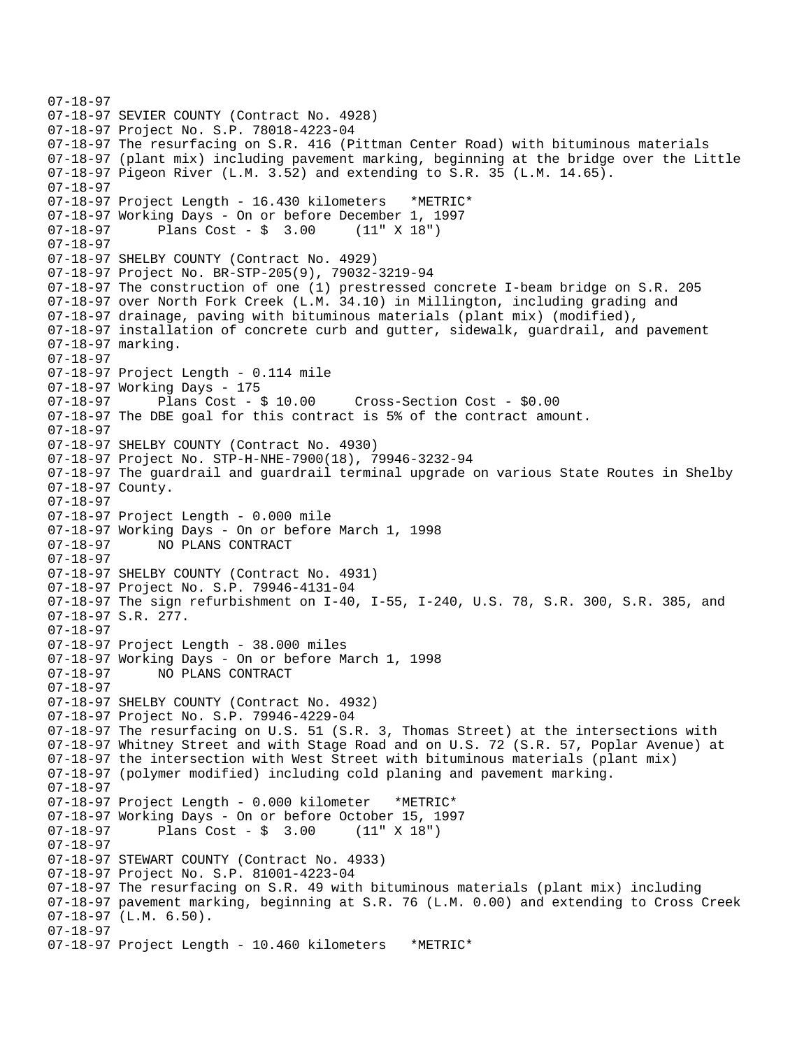```
07-18-97
07-18-97 SEVIER COUNTY (Contract No. 4928)
07-18-97 Project No. S.P. 78018-4223-04
07-18-97 The resurfacing on S.R. 416 (Pittman Center Road) with bituminous materials
07-18-97 (plant mix) including pavement marking, beginning at the bridge over the Little
07-18-97 Pigeon River (L.M. 3.52) and extending to S.R. 35 (L.M. 14.65).
07-18-97
07-18-97 Project Length - 16.430 kilometers   *METRIC*
07-18-97 Working Days - On or before December 1, 1997
07-18-97      Plans Cost - $  3.00     (11" X 18")
07-18-97
07-18-97 SHELBY COUNTY (Contract No. 4929)
07-18-97 Project No. BR-STP-205(9), 79032-3219-94
07-18-97 The construction of one (1) prestressed concrete I-beam bridge on S.R. 205
07-18-97 over North Fork Creek (L.M. 34.10) in Millington, including grading and
07-18-97 drainage, paving with bituminous materials (plant mix) (modified),
07-18-97 installation of concrete curb and gutter, sidewalk, guardrail, and pavement
07-18-97 marking.
07-18-97
07-18-97 Project Length - 0.114 mile
07-18-97 Working Days - 175
07-18-97      Plans Cost - $ 10.00     Cross-Section Cost - $0.00
07-18-97 The DBE goal for this contract is 5% of the contract amount.
07-18-97
07-18-97 SHELBY COUNTY (Contract No. 4930)
07-18-97 Project No. STP-H-NHE-7900(18), 79946-3232-94
07-18-97 The guardrail and guardrail terminal upgrade on various State Routes in Shelby
07-18-97 County.
07-18-97
07-18-97 Project Length - 0.000 mile
07-18-97 Working Days - On or before March 1, 1998
07-18-97      NO PLANS CONTRACT
07-18-97
07-18-97 SHELBY COUNTY (Contract No. 4931)
07-18-97 Project No. S.P. 79946-4131-04
07-18-97 The sign refurbishment on I-40, I-55, I-240, U.S. 78, S.R. 300, S.R. 385, and
07-18-97 S.R. 277.
07-18-97
07-18-97 Project Length - 38.000 miles
07-18-97 Working Days - On or before March 1, 1998
07-18-97      NO PLANS CONTRACT
07-18-97
07-18-97 SHELBY COUNTY (Contract No. 4932)
07-18-97 Project No. S.P. 79946-4229-04
07-18-97 The resurfacing on U.S. 51 (S.R. 3, Thomas Street) at the intersections with
07-18-97 Whitney Street and with Stage Road and on U.S. 72 (S.R. 57, Poplar Avenue) at
07-18-97 the intersection with West Street with bituminous materials (plant mix)
07-18-97 (polymer modified) including cold planing and pavement marking.
07-18-97
07-18-97 Project Length - 0.000 kilometer   *METRIC*
07-18-97 Working Days - On or before October 15, 1997
07-18-97      Plans Cost - $  3.00     (11" X 18")
07-18-97
07-18-97 STEWART COUNTY (Contract No. 4933)
07-18-97 Project No. S.P. 81001-4223-04
07-18-97 The resurfacing on S.R. 49 with bituminous materials (plant mix) including
07-18-97 pavement marking, beginning at S.R. 76 (L.M. 0.00) and extending to Cross Creek
07-18-97 (L.M. 6.50).
07-18-97
07-18-97 Project Length - 10.460 kilometers   *METRIC*
```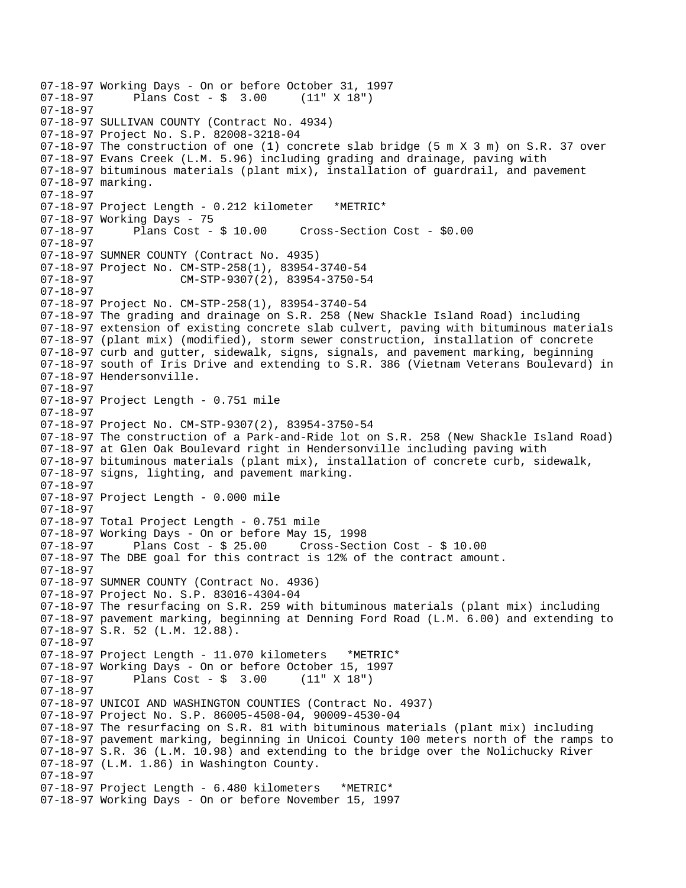```
07-18-97 Working Days - On or before October 31, 1997
07-18-97       Plans Cost - $  3.00     (11" X 18")
07-18-97
07-18-97 SULLIVAN COUNTY (Contract No. 4934)
07-18-97 Project No. S.P. 82008-3218-04
07-18-97 The construction of one (1) concrete slab bridge (5 m X 3 m) on S.R. 37 over
07-18-97 Evans Creek (L.M. 5.96) including grading and drainage, paving with
07-18-97 bituminous materials (plant mix), installation of guardrail, and pavement
07-18-97 marking.
07-18-97
07-18-97 Project Length - 0.212 kilometer   *METRIC*
07-18-97 Working Days - 75
07-18-97       Plans Cost - $ 10.00     Cross-Section Cost - $0.00
07-18-97
07-18-97 SUMNER COUNTY (Contract No. 4935)
07-18-97 Project No. CM-STP-258(1), 83954-3740-54
07-18-97              CM-STP-9307(2), 83954-3750-54
07-18-97
07-18-97 Project No. CM-STP-258(1), 83954-3740-54
07-18-97 The grading and drainage on S.R. 258 (New Shackle Island Road) including
07-18-97 extension of existing concrete slab culvert, paving with bituminous materials
07-18-97 (plant mix) (modified), storm sewer construction, installation of concrete
07-18-97 curb and gutter, sidewalk, signs, signals, and pavement marking, beginning
07-18-97 south of Iris Drive and extending to S.R. 386 (Vietnam Veterans Boulevard) in
07-18-97 Hendersonville.
07-18-97
07-18-97 Project Length - 0.751 mile
07-18-97
07-18-97 Project No. CM-STP-9307(2), 83954-3750-54
07-18-97 The construction of a Park-and-Ride lot on S.R. 258 (New Shackle Island Road)
07-18-97 at Glen Oak Boulevard right in Hendersonville including paving with
07-18-97 bituminous materials (plant mix), installation of concrete curb, sidewalk,
07-18-97 signs, lighting, and pavement marking.
07-18-97
07-18-97 Project Length - 0.000 mile
07-18-97
07-18-97 Total Project Length - 0.751 mile
07-18-97 Working Days - On or before May 15, 1998
07-18-97       Plans Cost - $ 25.00     Cross-Section Cost - $ 10.00
07-18-97 The DBE goal for this contract is 12% of the contract amount.
07-18-97
07-18-97 SUMNER COUNTY (Contract No. 4936)
07-18-97 Project No. S.P. 83016-4304-04
07-18-97 The resurfacing on S.R. 259 with bituminous materials (plant mix) including
07-18-97 pavement marking, beginning at Denning Ford Road (L.M. 6.00) and extending to
07-18-97 S.R. 52 (L.M. 12.88).
07-18-97
07-18-97 Project Length - 11.070 kilometers   *METRIC*
07-18-97 Working Days - On or before October 15, 1997
07-18-97       Plans Cost - $  3.00     (11" X 18")
07-18-97
07-18-97 UNICOI AND WASHINGTON COUNTIES (Contract No. 4937)
07-18-97 Project No. S.P. 86005-4508-04, 90009-4530-04
07-18-97 The resurfacing on S.R. 81 with bituminous materials (plant mix) including
07-18-97 pavement marking, beginning in Unicoi County 100 meters north of the ramps to
07-18-97 S.R. 36 (L.M. 10.98) and extending to the bridge over the Nolichucky River
07-18-97 (L.M. 1.86) in Washington County.
07-18-97
07-18-97 Project Length - 6.480 kilometers   *METRIC*
07-18-97 Working Days - On or before November 15, 1997
```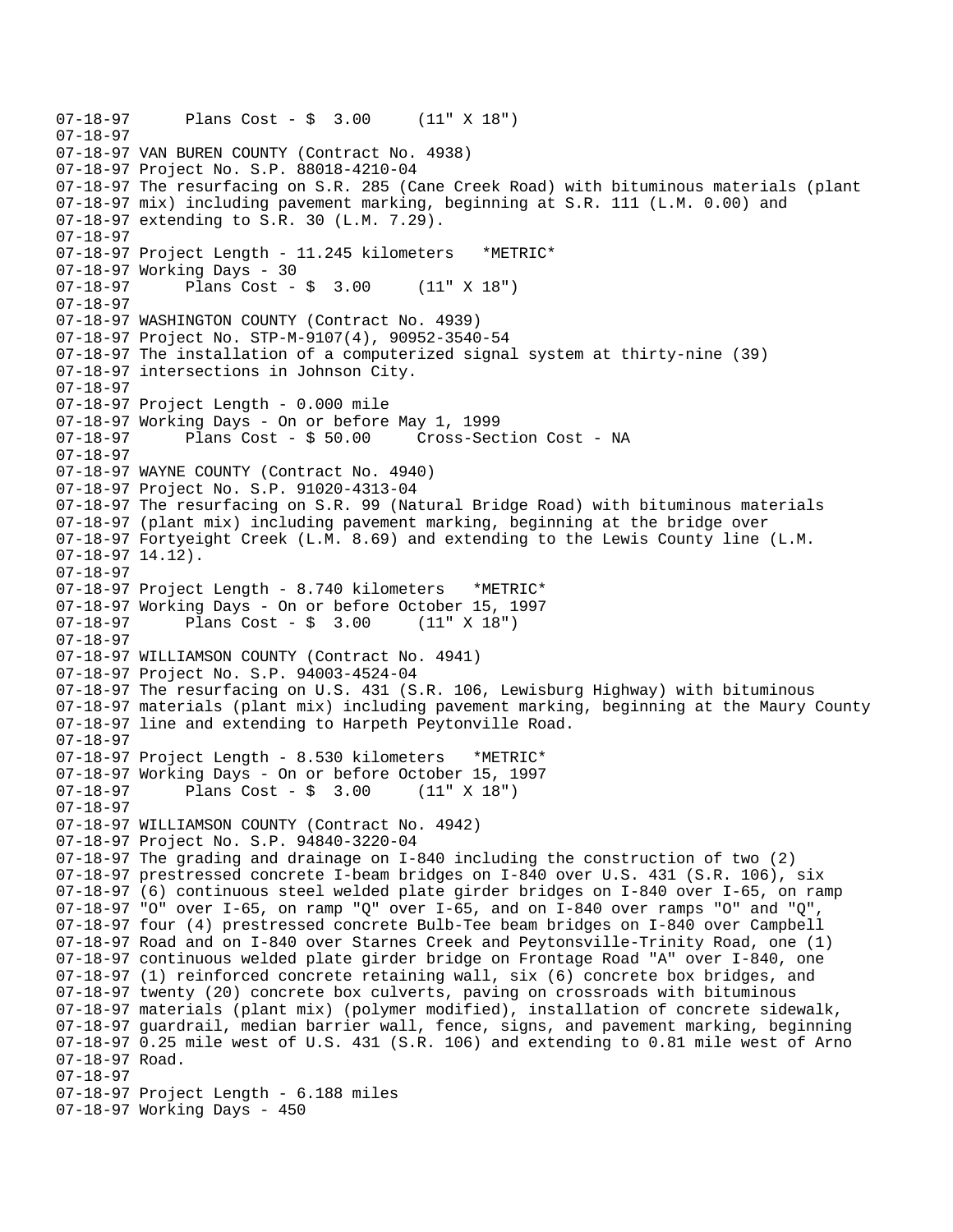```
07-18-97      Plans Cost - $  3.00     (11" X 18")
07-18-97
07-18-97 VAN BUREN COUNTY (Contract No. 4938)
07-18-97 Project No. S.P. 88018-4210-04
07-18-97 The resurfacing on S.R. 285 (Cane Creek Road) with bituminous materials (plant
07-18-97 mix) including pavement marking, beginning at S.R. 111 (L.M. 0.00) and
07-18-97 extending to S.R. 30 (L.M. 7.29).
07-18-97
07-18-97 Project Length - 11.245 kilometers   *METRIC*
07-18-97 Working Days - 30
07-18-97      Plans Cost - $  3.00     (11" X 18")
07-18-97
07-18-97 WASHINGTON COUNTY (Contract No. 4939)
07-18-97 Project No. STP-M-9107(4), 90952-3540-54
07-18-97 The installation of a computerized signal system at thirty-nine (39)
07-18-97 intersections in Johnson City.
07-18-97
07-18-97 Project Length - 0.000 mile
07-18-97 Working Days - On or before May 1, 1999
07-18-97      Plans Cost - $ 50.00     Cross-Section Cost - NA
07-18-97
07-18-97 WAYNE COUNTY (Contract No. 4940)
07-18-97 Project No. S.P. 91020-4313-04
07-18-97 The resurfacing on S.R. 99 (Natural Bridge Road) with bituminous materials
07-18-97 (plant mix) including pavement marking, beginning at the bridge over
07-18-97 Fortyeight Creek (L.M. 8.69) and extending to the Lewis County line (L.M.
07-18-97 14.12).
07-18-97
07-18-97 Project Length - 8.740 kilometers   *METRIC*
07-18-97 Working Days - On or before October 15, 1997
07-18-97      Plans Cost - $  3.00     (11" X 18")
07-18-97
07-18-97 WILLIAMSON COUNTY (Contract No. 4941)
07-18-97 Project No. S.P. 94003-4524-04
07-18-97 The resurfacing on U.S. 431 (S.R. 106, Lewisburg Highway) with bituminous
07-18-97 materials (plant mix) including pavement marking, beginning at the Maury County
07-18-97 line and extending to Harpeth Peytonville Road.
07-18-97
07-18-97 Project Length - 8.530 kilometers   *METRIC*
07-18-97 Working Days - On or before October 15, 1997
07-18-97      Plans Cost - $  3.00     (11" X 18")
07-18-97
07-18-97 WILLIAMSON COUNTY (Contract No. 4942)
07-18-97 Project No. S.P. 94840-3220-04
07-18-97 The grading and drainage on I-840 including the construction of two (2)
07-18-97 prestressed concrete I-beam bridges on I-840 over U.S. 431 (S.R. 106), six
07-18-97 (6) continuous steel welded plate girder bridges on I-840 over I-65, on ramp
07-18-97 "O" over I-65, on ramp "Q" over I-65, and on I-840 over ramps "O" and "Q",
07-18-97 four (4) prestressed concrete Bulb-Tee beam bridges on I-840 over Campbell
07-18-97 Road and on I-840 over Starnes Creek and Peytonsville-Trinity Road, one (1)
07-18-97 continuous welded plate girder bridge on Frontage Road "A" over I-840, one
07-18-97 (1) reinforced concrete retaining wall, six (6) concrete box bridges, and
07-18-97 twenty (20) concrete box culverts, paving on crossroads with bituminous
07-18-97 materials (plant mix) (polymer modified), installation of concrete sidewalk,
07-18-97 guardrail, median barrier wall, fence, signs, and pavement marking, beginning
07-18-97 0.25 mile west of U.S. 431 (S.R. 106) and extending to 0.81 mile west of Arno
07-18-97 Road.
07-18-97
07-18-97 Project Length - 6.188 miles
07-18-97 Working Days - 450
```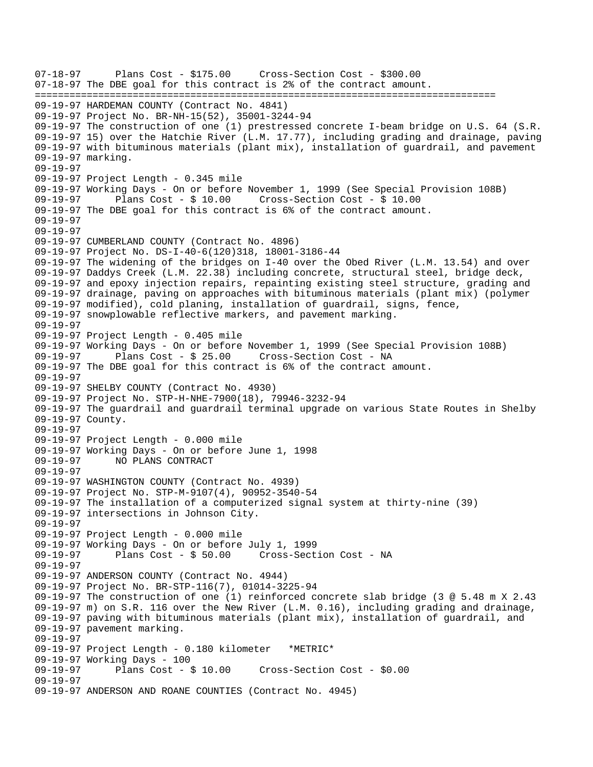```
07-18-97      Plans Cost - $175.00     Cross-Section Cost - $300.00
07-18-97 The DBE goal for this contract is 2% of the contract amount.
================================================================================
09-19-97 HARDEMAN COUNTY (Contract No. 4841)
09-19-97 Project No. BR-NH-15(52), 35001-3244-94
09-19-97 The construction of one (1) prestressed concrete I-beam bridge on U.S. 64 (S.R.
09-19-97 15) over the Hatchie River (L.M. 17.77), including grading and drainage, paving
09-19-97 with bituminous materials (plant mix), installation of guardrail, and pavement
09-19-97 marking.
09-19-97
09-19-97 Project Length - 0.345 mile
09-19-97 Working Days - On or before November 1, 1999 (See Special Provision 108B)
09-19-97      Plans Cost - $ 10.00     Cross-Section Cost - $ 10.00
09-19-97 The DBE goal for this contract is 6% of the contract amount.
09-19-97
09-19-97
09-19-97
09-19-97 CUMBERLAND COUNTY (Contract No. 4896)
09-19-97 Project No. DS-I-40-6(120)318, 18001-3186-44
09-19-97 The widening of the bridges on I-40 over the Obed River (L.M. 13.54) and over
09-19-97 Daddys Creek (L.M. 22.38) including concrete, structural steel, bridge deck,
09-19-97 and epoxy injection repairs, repainting existing steel structure, grading and
09-19-97 drainage, paving on approaches with bituminous materials (plant mix) (polymer
09-19-97 modified), cold planing, installation of guardrail, signs, fence,
09-19-97 snowplowable reflective markers, and pavement marking.
09-19-97
09-19-97 Project Length - 0.405 mile
09-19-97 Working Days - On or before November 1, 1999 (See Special Provision 108B)
09-19-97      Plans Cost - $ 25.00     Cross-Section Cost - NA
09-19-97 The DBE goal for this contract is 6% of the contract amount.
09-19-97
09-19-97 SHELBY COUNTY (Contract No. 4930)
09-19-97 Project No. STP-H-NHE-7900(18), 79946-3232-94
09-19-97 The guardrail and guardrail terminal upgrade on various State Routes in Shelby
09-19-97 County.
09-19-97
09-19-97 Project Length - 0.000 mile
09-19-97 Working Days - On or before June 1, 1998
09-19-97      NO PLANS CONTRACT
09-19-97
09-19-97 WASHINGTON COUNTY (Contract No. 4939)
09-19-97 Project No. STP-M-9107(4), 90952-3540-54
09-19-97 The installation of a computerized signal system at thirty-nine (39)
09-19-97 intersections in Johnson City.
09-19-97
09-19-97 Project Length - 0.000 mile
09-19-97 Working Days - On or before July 1, 1999
09-19-97      Plans Cost - $ 50.00     Cross-Section Cost - NA
09-19-97
09-19-97 ANDERSON COUNTY (Contract No. 4944)
09-19-97 Project No. BR-STP-116(7), 01014-3225-94
09-19-97 The construction of one (1) reinforced concrete slab bridge (3 @ 5.48 m X 2.43
09-19-97 m) on S.R. 116 over the New River (L.M. 0.16), including grading and drainage,
09-19-97 paving with bituminous materials (plant mix), installation of guardrail, and
09-19-97 pavement marking.
09-19-97
09-19-97 Project Length - 0.180 kilometer   *METRIC*
09-19-97 Working Days - 100
09-19-97      Plans Cost - $ 10.00     Cross-Section Cost - $0.00
09-19-97
09-19-97 ANDERSON AND ROANE COUNTIES (Contract No. 4945)
```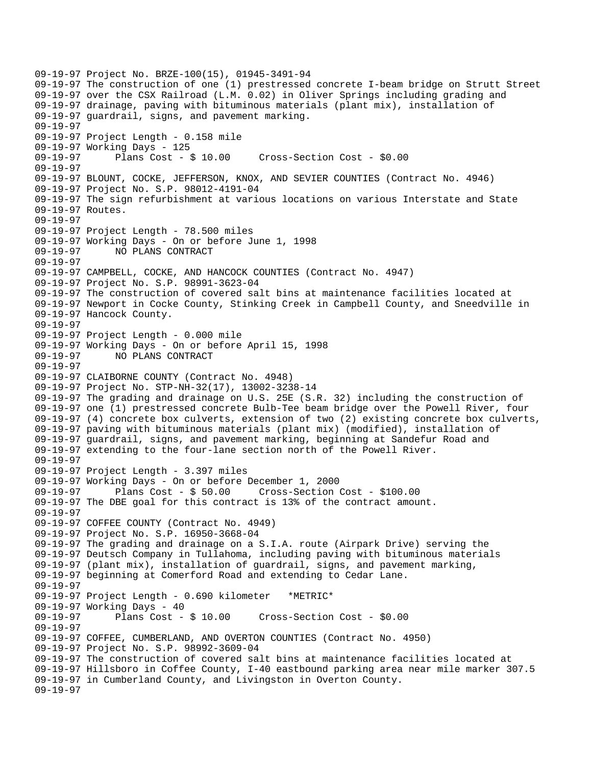```
09-19-97 Project No. BRZE-100(15), 01945-3491-94
09-19-97 The construction of one (1) prestressed concrete I-beam bridge on Strutt Street
09-19-97 over the CSX Railroad (L.M. 0.02) in Oliver Springs including grading and
09-19-97 drainage, paving with bituminous materials (plant mix), installation of
09-19-97 guardrail, signs, and pavement marking.
09-19-97
09-19-97 Project Length - 0.158 mile
09-19-97 Working Days - 125
09-19-97      Plans Cost - $ 10.00     Cross-Section Cost - $0.00
09-19-97
09-19-97 BLOUNT, COCKE, JEFFERSON, KNOX, AND SEVIER COUNTIES (Contract No. 4946)
09-19-97 Project No. S.P. 98012-4191-04
09-19-97 The sign refurbishment at various locations on various Interstate and State
09-19-97 Routes.
09-19-97
09-19-97 Project Length - 78.500 miles
09-19-97 Working Days - On or before June 1, 1998
09-19-97      NO PLANS CONTRACT
09-19-97
09-19-97 CAMPBELL, COCKE, AND HANCOCK COUNTIES (Contract No. 4947)
09-19-97 Project No. S.P. 98991-3623-04
09-19-97 The construction of covered salt bins at maintenance facilities located at
09-19-97 Newport in Cocke County, Stinking Creek in Campbell County, and Sneedville in
09-19-97 Hancock County.
09-19-97
09-19-97 Project Length - 0.000 mile
09-19-97 Working Days - On or before April 15, 1998
09-19-97      NO PLANS CONTRACT
09-19-97
09-19-97 CLAIBORNE COUNTY (Contract No. 4948)
09-19-97 Project No. STP-NH-32(17), 13002-3238-14
09-19-97 The grading and drainage on U.S. 25E (S.R. 32) including the construction of
09-19-97 one (1) prestressed concrete Bulb-Tee beam bridge over the Powell River, four
09-19-97 (4) concrete box culverts, extension of two (2) existing concrete box culverts,
09-19-97 paving with bituminous materials (plant mix) (modified), installation of
09-19-97 guardrail, signs, and pavement marking, beginning at Sandefur Road and
09-19-97 extending to the four-lane section north of the Powell River.
09-19-97
09-19-97 Project Length - 3.397 miles
09-19-97 Working Days - On or before December 1, 2000
09-19-97      Plans Cost - $ 50.00     Cross-Section Cost - $100.00
09-19-97 The DBE goal for this contract is 13% of the contract amount.
09-19-97
09-19-97 COFFEE COUNTY (Contract No. 4949)
09-19-97 Project No. S.P. 16950-3668-04
09-19-97 The grading and drainage on a S.I.A. route (Airpark Drive) serving the
09-19-97 Deutsch Company in Tullahoma, including paving with bituminous materials
09-19-97 (plant mix), installation of guardrail, signs, and pavement marking,
09-19-97 beginning at Comerford Road and extending to Cedar Lane.
09-19-97
09-19-97 Project Length - 0.690 kilometer   *METRIC*
09-19-97 Working Days - 40
09-19-97      Plans Cost - $ 10.00     Cross-Section Cost - $0.00
09-19-97
09-19-97 COFFEE, CUMBERLAND, AND OVERTON COUNTIES (Contract No. 4950)
09-19-97 Project No. S.P. 98992-3609-04
09-19-97 The construction of covered salt bins at maintenance facilities located at
09-19-97 Hillsboro in Coffee County, I-40 eastbound parking area near mile marker 307.5
09-19-97 in Cumberland County, and Livingston in Overton County.
09-19-97
```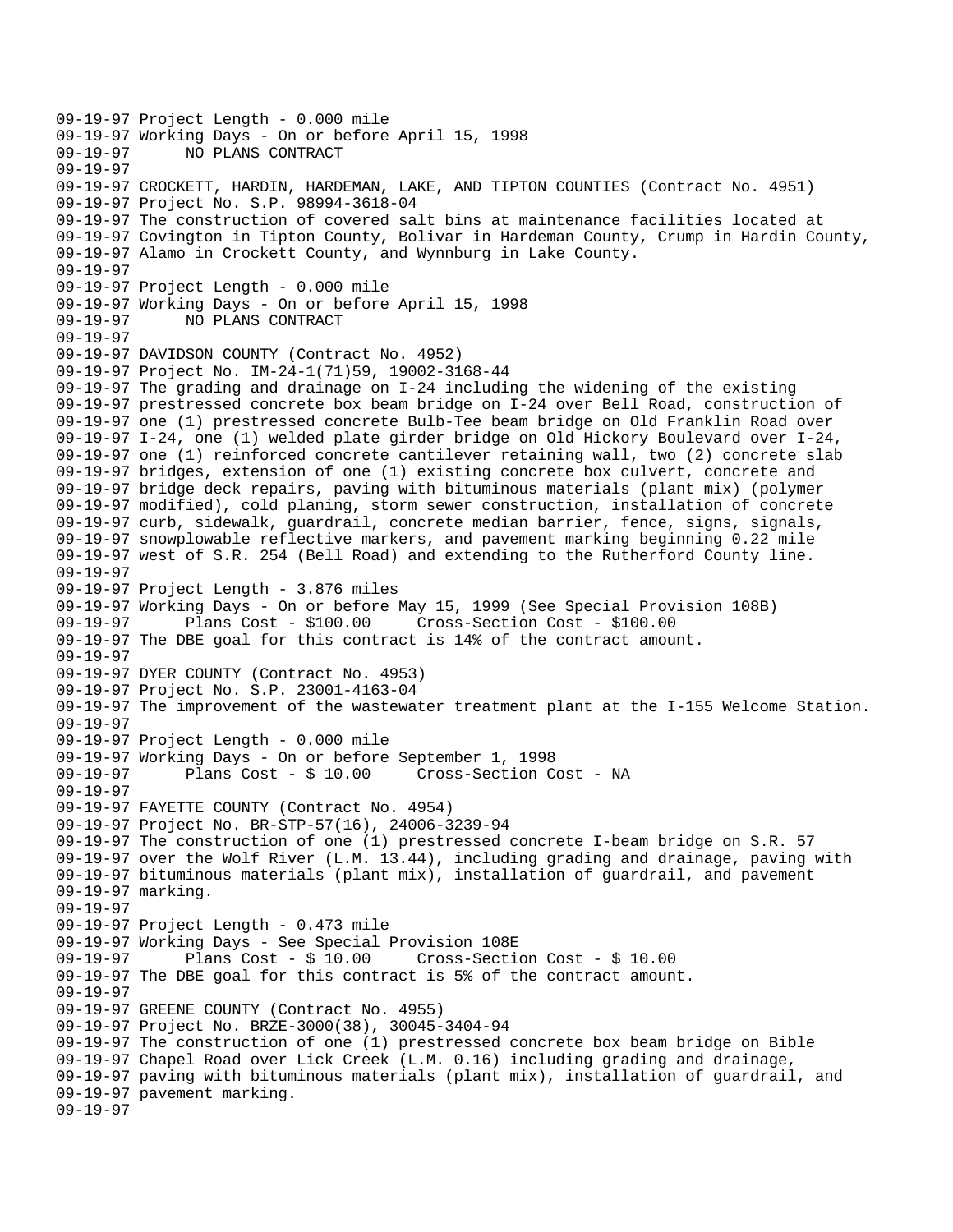```
09-19-97 Project Length - 0.000 mile
09-19-97 Working Days - On or before April 15, 1998
09-19-97      NO PLANS CONTRACT
09-19-97
09-19-97 CROCKETT, HARDIN, HARDEMAN, LAKE, AND TIPTON COUNTIES (Contract No. 4951)
09-19-97 Project No. S.P. 98994-3618-04
09-19-97 The construction of covered salt bins at maintenance facilities located at
09-19-97 Covington in Tipton County, Bolivar in Hardeman County, Crump in Hardin County,
09-19-97 Alamo in Crockett County, and Wynnburg in Lake County.
09-19-97
09-19-97 Project Length - 0.000 mile
09-19-97 Working Days - On or before April 15, 1998
09-19-97      NO PLANS CONTRACT
09-19-97
09-19-97 DAVIDSON COUNTY (Contract No. 4952)
09-19-97 Project No. IM-24-1(71)59, 19002-3168-44
09-19-97 The grading and drainage on I-24 including the widening of the existing
09-19-97 prestressed concrete box beam bridge on I-24 over Bell Road, construction of
09-19-97 one (1) prestressed concrete Bulb-Tee beam bridge on Old Franklin Road over
09-19-97 I-24, one (1) welded plate girder bridge on Old Hickory Boulevard over I-24,
09-19-97 one (1) reinforced concrete cantilever retaining wall, two (2) concrete slab
09-19-97 bridges, extension of one (1) existing concrete box culvert, concrete and
09-19-97 bridge deck repairs, paving with bituminous materials (plant mix) (polymer
09-19-97 modified), cold planing, storm sewer construction, installation of concrete
09-19-97 curb, sidewalk, guardrail, concrete median barrier, fence, signs, signals,
09-19-97 snowplowable reflective markers, and pavement marking beginning 0.22 mile
09-19-97 west of S.R. 254 (Bell Road) and extending to the Rutherford County line.
09-19-97
09-19-97 Project Length - 3.876 miles
09-19-97 Working Days - On or before May 15, 1999 (See Special Provision 108B)
09-19-97      Plans Cost - $100.00     Cross-Section Cost - $100.00
09-19-97 The DBE goal for this contract is 14% of the contract amount.
09-19-97
09-19-97 DYER COUNTY (Contract No. 4953)
09-19-97 Project No. S.P. 23001-4163-04
09-19-97 The improvement of the wastewater treatment plant at the I-155 Welcome Station.
09-19-97
09-19-97 Project Length - 0.000 mile
09-19-97 Working Days - On or before September 1, 1998
09-19-97      Plans Cost - $ 10.00     Cross-Section Cost - NA
09-19-97
09-19-97 FAYETTE COUNTY (Contract No. 4954)
09-19-97 Project No. BR-STP-57(16), 24006-3239-94
09-19-97 The construction of one (1) prestressed concrete I-beam bridge on S.R. 57
09-19-97 over the Wolf River (L.M. 13.44), including grading and drainage, paving with
09-19-97 bituminous materials (plant mix), installation of guardrail, and pavement
09-19-97 marking.
09-19-97
09-19-97 Project Length - 0.473 mile
09-19-97 Working Days - See Special Provision 108E
09-19-97      Plans Cost - $ 10.00     Cross-Section Cost - $ 10.00
09-19-97 The DBE goal for this contract is 5% of the contract amount.
09-19-97
09-19-97 GREENE COUNTY (Contract No. 4955)
09-19-97 Project No. BRZE-3000(38), 30045-3404-94
09-19-97 The construction of one (1) prestressed concrete box beam bridge on Bible
09-19-97 Chapel Road over Lick Creek (L.M. 0.16) including grading and drainage,
09-19-97 paving with bituminous materials (plant mix), installation of guardrail, and
09-19-97 pavement marking.
09-19-97
```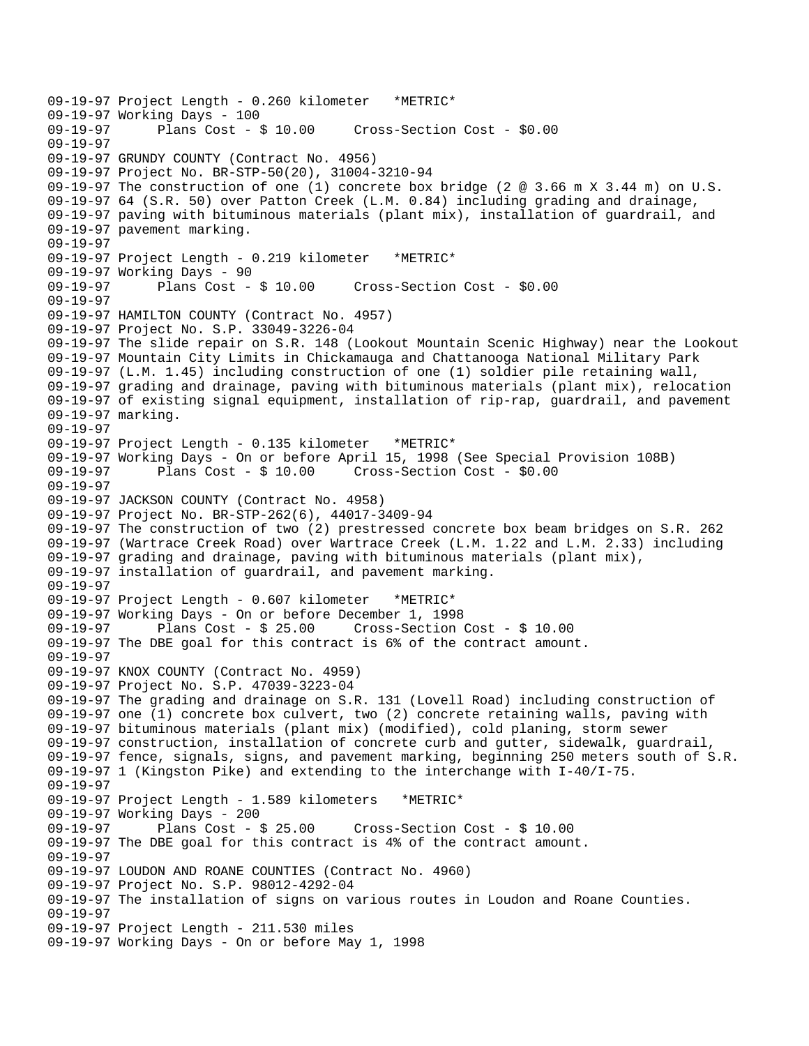```
09-19-97 Project Length - 0.260 kilometer   *METRIC*
09-19-97 Working Days - 100
09-19-97      Plans Cost - $ 10.00     Cross-Section Cost - $0.00
09-19-97
09-19-97 GRUNDY COUNTY (Contract No. 4956)
09-19-97 Project No. BR-STP-50(20), 31004-3210-94
09-19-97 The construction of one (1) concrete box bridge (2 @ 3.66 m X 3.44 m) on U.S.
09-19-97 64 (S.R. 50) over Patton Creek (L.M. 0.84) including grading and drainage,
09-19-97 paving with bituminous materials (plant mix), installation of guardrail, and
09-19-97 pavement marking.
09-19-97
09-19-97 Project Length - 0.219 kilometer   *METRIC*
09-19-97 Working Days - 90
09-19-97      Plans Cost - $ 10.00     Cross-Section Cost - $0.00
09-19-97
09-19-97 HAMILTON COUNTY (Contract No. 4957)
09-19-97 Project No. S.P. 33049-3226-04
09-19-97 The slide repair on S.R. 148 (Lookout Mountain Scenic Highway) near the Lookout
09-19-97 Mountain City Limits in Chickamauga and Chattanooga National Military Park
09-19-97 (L.M. 1.45) including construction of one (1) soldier pile retaining wall,
09-19-97 grading and drainage, paving with bituminous materials (plant mix), relocation
09-19-97 of existing signal equipment, installation of rip-rap, guardrail, and pavement
09-19-97 marking.
09-19-97
09-19-97 Project Length - 0.135 kilometer   *METRIC*
09-19-97 Working Days - On or before April 15, 1998 (See Special Provision 108B)
09-19-97      Plans Cost - $ 10.00     Cross-Section Cost - $0.00
09-19-97
09-19-97 JACKSON COUNTY (Contract No. 4958)
09-19-97 Project No. BR-STP-262(6), 44017-3409-94
09-19-97 The construction of two (2) prestressed concrete box beam bridges on S.R. 262
09-19-97 (Wartrace Creek Road) over Wartrace Creek (L.M. 1.22 and L.M. 2.33) including
09-19-97 grading and drainage, paving with bituminous materials (plant mix),
09-19-97 installation of guardrail, and pavement marking.
09-19-97
09-19-97 Project Length - 0.607 kilometer   *METRIC*
09-19-97 Working Days - On or before December 1, 1998
09-19-97      Plans Cost - $ 25.00     Cross-Section Cost - $ 10.00
09-19-97 The DBE goal for this contract is 6% of the contract amount.
09-19-97
09-19-97 KNOX COUNTY (Contract No. 4959)
09-19-97 Project No. S.P. 47039-3223-04
09-19-97 The grading and drainage on S.R. 131 (Lovell Road) including construction of
09-19-97 one (1) concrete box culvert, two (2) concrete retaining walls, paving with
09-19-97 bituminous materials (plant mix) (modified), cold planing, storm sewer
09-19-97 construction, installation of concrete curb and gutter, sidewalk, guardrail,
09-19-97 fence, signals, signs, and pavement marking, beginning 250 meters south of S.R.
09-19-97 1 (Kingston Pike) and extending to the interchange with I-40/I-75.
09-19-97
09-19-97 Project Length - 1.589 kilometers   *METRIC*
09-19-97 Working Days - 200
09-19-97      Plans Cost - $ 25.00     Cross-Section Cost - $ 10.00
09-19-97 The DBE goal for this contract is 4% of the contract amount.
09-19-97
09-19-97 LOUDON AND ROANE COUNTIES (Contract No. 4960)
09-19-97 Project No. S.P. 98012-4292-04
09-19-97 The installation of signs on various routes in Loudon and Roane Counties.
09-19-97
09-19-97 Project Length - 211.530 miles
09-19-97 Working Days - On or before May 1, 1998
```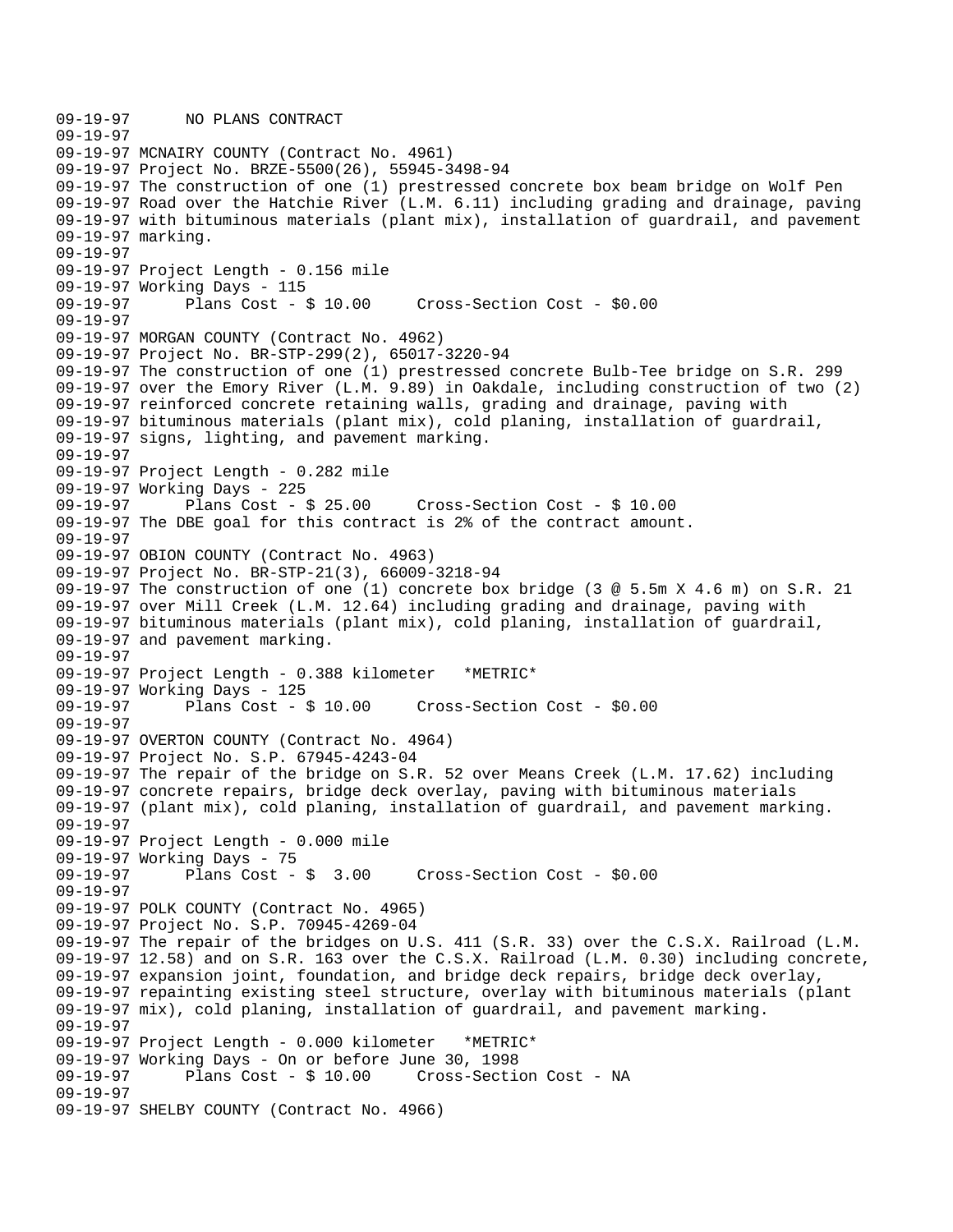```
09-19-97      NO PLANS CONTRACT
09-19-97
09-19-97 MCNAIRY COUNTY (Contract No. 4961)
09-19-97 Project No. BRZE-5500(26), 55945-3498-94
09-19-97 The construction of one (1) prestressed concrete box beam bridge on Wolf Pen
09-19-97 Road over the Hatchie River (L.M. 6.11) including grading and drainage, paving
09-19-97 with bituminous materials (plant mix), installation of guardrail, and pavement
09-19-97 marking.
09-19-97
09-19-97 Project Length - 0.156 mile
09-19-97 Working Days - 115
09-19-97       Plans Cost - $ 10.00     Cross-Section Cost - $0.00
09-19-97
09-19-97 MORGAN COUNTY (Contract No. 4962)
09-19-97 Project No. BR-STP-299(2), 65017-3220-94
09-19-97 The construction of one (1) prestressed concrete Bulb-Tee bridge on S.R. 299
09-19-97 over the Emory River (L.M. 9.89) in Oakdale, including construction of two (2)
09-19-97 reinforced concrete retaining walls, grading and drainage, paving with
09-19-97 bituminous materials (plant mix), cold planing, installation of guardrail,
09-19-97 signs, lighting, and pavement marking.
09-19-97
09-19-97 Project Length - 0.282 mile
09-19-97 Working Days - 225
09-19-97       Plans Cost - $ 25.00     Cross-Section Cost - $ 10.00
09-19-97 The DBE goal for this contract is 2% of the contract amount.
09-19-97
09-19-97 OBION COUNTY (Contract No. 4963)
09-19-97 Project No. BR-STP-21(3), 66009-3218-94
09-19-97 The construction of one (1) concrete box bridge (3 @ 5.5m X 4.6 m) on S.R. 21
09-19-97 over Mill Creek (L.M. 12.64) including grading and drainage, paving with
09-19-97 bituminous materials (plant mix), cold planing, installation of guardrail,
09-19-97 and pavement marking.
09-19-97
09-19-97 Project Length - 0.388 kilometer   *METRIC*
09-19-97 Working Days - 125
09-19-97       Plans Cost - $ 10.00     Cross-Section Cost - $0.00
09-19-97
09-19-97 OVERTON COUNTY (Contract No. 4964)
09-19-97 Project No. S.P. 67945-4243-04
09-19-97 The repair of the bridge on S.R. 52 over Means Creek (L.M. 17.62) including
09-19-97 concrete repairs, bridge deck overlay, paving with bituminous materials
09-19-97 (plant mix), cold planing, installation of guardrail, and pavement marking.
09-19-97
09-19-97 Project Length - 0.000 mile
09-19-97 Working Days - 75
09-19-97       Plans Cost - $  3.00     Cross-Section Cost - $0.00
09-19-97
09-19-97 POLK COUNTY (Contract No. 4965)
09-19-97 Project No. S.P. 70945-4269-04
09-19-97 The repair of the bridges on U.S. 411 (S.R. 33) over the C.S.X. Railroad (L.M.
09-19-97 12.58) and on S.R. 163 over the C.S.X. Railroad (L.M. 0.30) including concrete,
09-19-97 expansion joint, foundation, and bridge deck repairs, bridge deck overlay,
09-19-97 repainting existing steel structure, overlay with bituminous materials (plant
09-19-97 mix), cold planing, installation of guardrail, and pavement marking.
09-19-97
09-19-97 Project Length - 0.000 kilometer   *METRIC*
09-19-97 Working Days - On or before June 30, 1998
09-19-97       Plans Cost - $ 10.00     Cross-Section Cost - NA
09-19-97
09-19-97 SHELBY COUNTY (Contract No. 4966)
```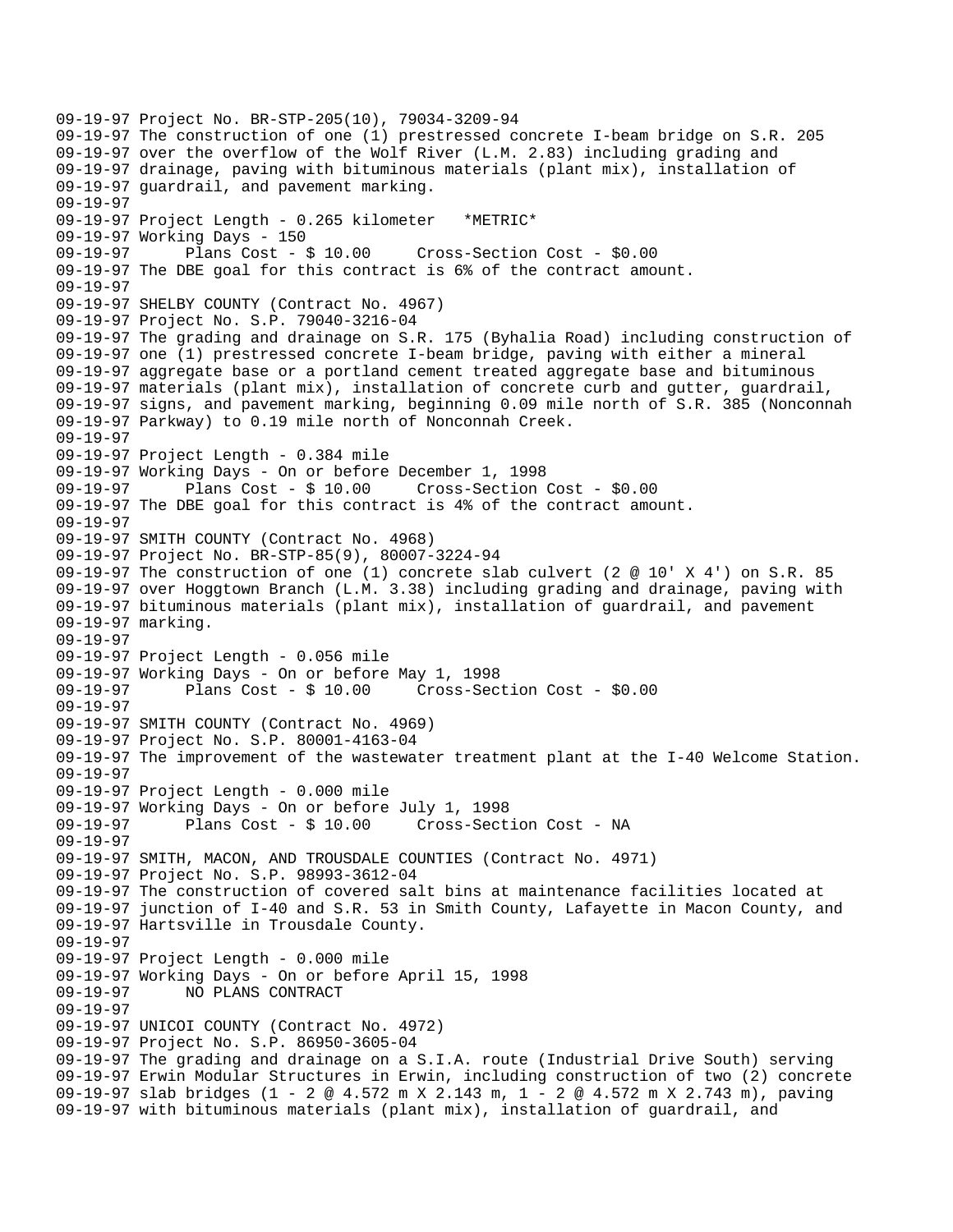09-19-97 Project No. BR-STP-205(10), 79034-3209-94
09-19-97 The construction of one (1) prestressed concrete I-beam bridge on S.R. 205
09-19-97 over the overflow of the Wolf River (L.M. 2.83) including grading and
09-19-97 drainage, paving with bituminous materials (plant mix), installation of
09-19-97 guardrail, and pavement marking.
09-19-97
09-19-97 Project Length - 0.265 kilometer *METRIC*
09-19-97 Working Days - 150
09-19-97 Plans Cost - $ 10.00 Cross-Section Cost - $0.00
09-19-97 The DBE goal for this contract is 6% of the contract amount.
09-19-97
09-19-97 SHELBY COUNTY (Contract No. 4967)
09-19-97 Project No. S.P. 79040-3216-04
09-19-97 The grading and drainage on S.R. 175 (Byhalia Road) including construction of
09-19-97 one (1) prestressed concrete I-beam bridge, paving with either a mineral
09-19-97 aggregate base or a portland cement treated aggregate base and bituminous
09-19-97 materials (plant mix), installation of concrete curb and gutter, guardrail,
09-19-97 signs, and pavement marking, beginning 0.09 mile north of S.R. 385 (Nonconnah
09-19-97 Parkway) to 0.19 mile north of Nonconnah Creek.
09-19-97
09-19-97 Project Length - 0.384 mile
09-19-97 Working Days - On or before December 1, 1998
09-19-97 Plans Cost - $ 10.00 Cross-Section Cost - $0.00
09-19-97 The DBE goal for this contract is 4% of the contract amount.
09-19-97
09-19-97 SMITH COUNTY (Contract No. 4968)
09-19-97 Project No. BR-STP-85(9), 80007-3224-94
09-19-97 The construction of one (1) concrete slab culvert (2 @ 10' X 4') on S.R. 85
09-19-97 over Hoggtown Branch (L.M. 3.38) including grading and drainage, paving with
09-19-97 bituminous materials (plant mix), installation of guardrail, and pavement
09-19-97 marking.
09-19-97
09-19-97 Project Length - 0.056 mile
09-19-97 Working Days - On or before May 1, 1998
09-19-97 Plans Cost - $ 10.00 Cross-Section Cost - $0.00
09-19-97
09-19-97 SMITH COUNTY (Contract No. 4969)
09-19-97 Project No. S.P. 80001-4163-04
09-19-97 The improvement of the wastewater treatment plant at the I-40 Welcome Station.
09-19-97
09-19-97 Project Length - 0.000 mile
09-19-97 Working Days - On or before July 1, 1998
09-19-97 Plans Cost - $ 10.00 Cross-Section Cost - NA
09-19-97
09-19-97 SMITH, MACON, AND TROUSDALE COUNTIES (Contract No. 4971)
09-19-97 Project No. S.P. 98993-3612-04
09-19-97 The construction of covered salt bins at maintenance facilities located at
09-19-97 junction of I-40 and S.R. 53 in Smith County, Lafayette in Macon County, and
09-19-97 Hartsville in Trousdale County.
09-19-97
09-19-97 Project Length - 0.000 mile
09-19-97 Working Days - On or before April 15, 1998
09-19-97 NO PLANS CONTRACT
09-19-97
09-19-97 UNICOI COUNTY (Contract No. 4972)
09-19-97 Project No. S.P. 86950-3605-04
09-19-97 The grading and drainage on a S.I.A. route (Industrial Drive South) serving
09-19-97 Erwin Modular Structures in Erwin, including construction of two (2) concrete
09-19-97 slab bridges (1 - 2 @ 4.572 m X 2.143 m, 1 - 2 @ 4.572 m X 2.743 m), paving
09-19-97 with bituminous materials (plant mix), installation of guardrail, and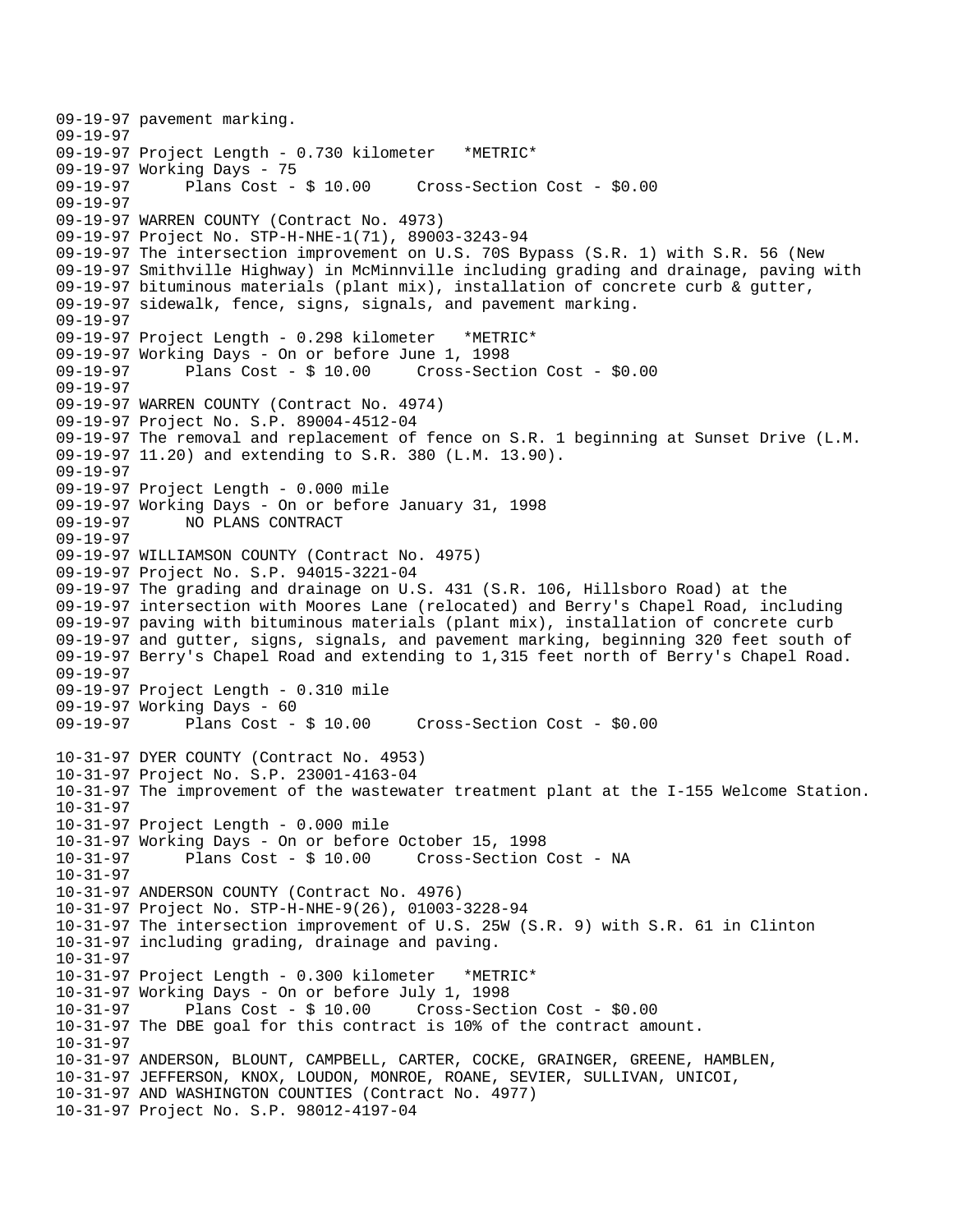```
09-19-97 pavement marking.
09-19-97
09-19-97 Project Length - 0.730 kilometer   *METRIC*
09-19-97 Working Days - 75
09-19-97      Plans Cost - $ 10.00     Cross-Section Cost - $0.00
09-19-97
09-19-97 WARREN COUNTY (Contract No. 4973)
09-19-97 Project No. STP-H-NHE-1(71), 89003-3243-94
09-19-97 The intersection improvement on U.S. 70S Bypass (S.R. 1) with S.R. 56 (New
09-19-97 Smithville Highway) in McMinnville including grading and drainage, paving with
09-19-97 bituminous materials (plant mix), installation of concrete curb & gutter,
09-19-97 sidewalk, fence, signs, signals, and pavement marking.
09-19-97
09-19-97 Project Length - 0.298 kilometer   *METRIC*
09-19-97 Working Days - On or before June 1, 1998
09-19-97      Plans Cost - $ 10.00     Cross-Section Cost - $0.00
09-19-97
09-19-97 WARREN COUNTY (Contract No. 4974)
09-19-97 Project No. S.P. 89004-4512-04
09-19-97 The removal and replacement of fence on S.R. 1 beginning at Sunset Drive (L.M.
09-19-97 11.20) and extending to S.R. 380 (L.M. 13.90).
09-19-97
09-19-97 Project Length - 0.000 mile
09-19-97 Working Days - On or before January 31, 1998
09-19-97      NO PLANS CONTRACT
09-19-97
09-19-97 WILLIAMSON COUNTY (Contract No. 4975)
09-19-97 Project No. S.P. 94015-3221-04
09-19-97 The grading and drainage on U.S. 431 (S.R. 106, Hillsboro Road) at the
09-19-97 intersection with Moores Lane (relocated) and Berry's Chapel Road, including
09-19-97 paving with bituminous materials (plant mix), installation of concrete curb
09-19-97 and gutter, signs, signals, and pavement marking, beginning 320 feet south of
09-19-97 Berry's Chapel Road and extending to 1,315 feet north of Berry's Chapel Road.
09-19-97
09-19-97 Project Length - 0.310 mile
09-19-97 Working Days - 60
09-19-97      Plans Cost - $ 10.00     Cross-Section Cost - $0.00

10-31-97 DYER COUNTY (Contract No. 4953)
10-31-97 Project No. S.P. 23001-4163-04
10-31-97 The improvement of the wastewater treatment plant at the I-155 Welcome Station.
10-31-97
10-31-97 Project Length - 0.000 mile
10-31-97 Working Days - On or before October 15, 1998
10-31-97      Plans Cost - $ 10.00     Cross-Section Cost - NA
10-31-97
10-31-97 ANDERSON COUNTY (Contract No. 4976)
10-31-97 Project No. STP-H-NHE-9(26), 01003-3228-94
10-31-97 The intersection improvement of U.S. 25W (S.R. 9) with S.R. 61 in Clinton
10-31-97 including grading, drainage and paving.
10-31-97
10-31-97 Project Length - 0.300 kilometer   *METRIC*
10-31-97 Working Days - On or before July 1, 1998
10-31-97      Plans Cost - $ 10.00     Cross-Section Cost - $0.00
10-31-97 The DBE goal for this contract is 10% of the contract amount.
10-31-97
10-31-97 ANDERSON, BLOUNT, CAMPBELL, CARTER, COCKE, GRAINGER, GREENE, HAMBLEN,
10-31-97 JEFFERSON, KNOX, LOUDON, MONROE, ROANE, SEVIER, SULLIVAN, UNICOI,
10-31-97 AND WASHINGTON COUNTIES (Contract No. 4977)
10-31-97 Project No. S.P. 98012-4197-04
```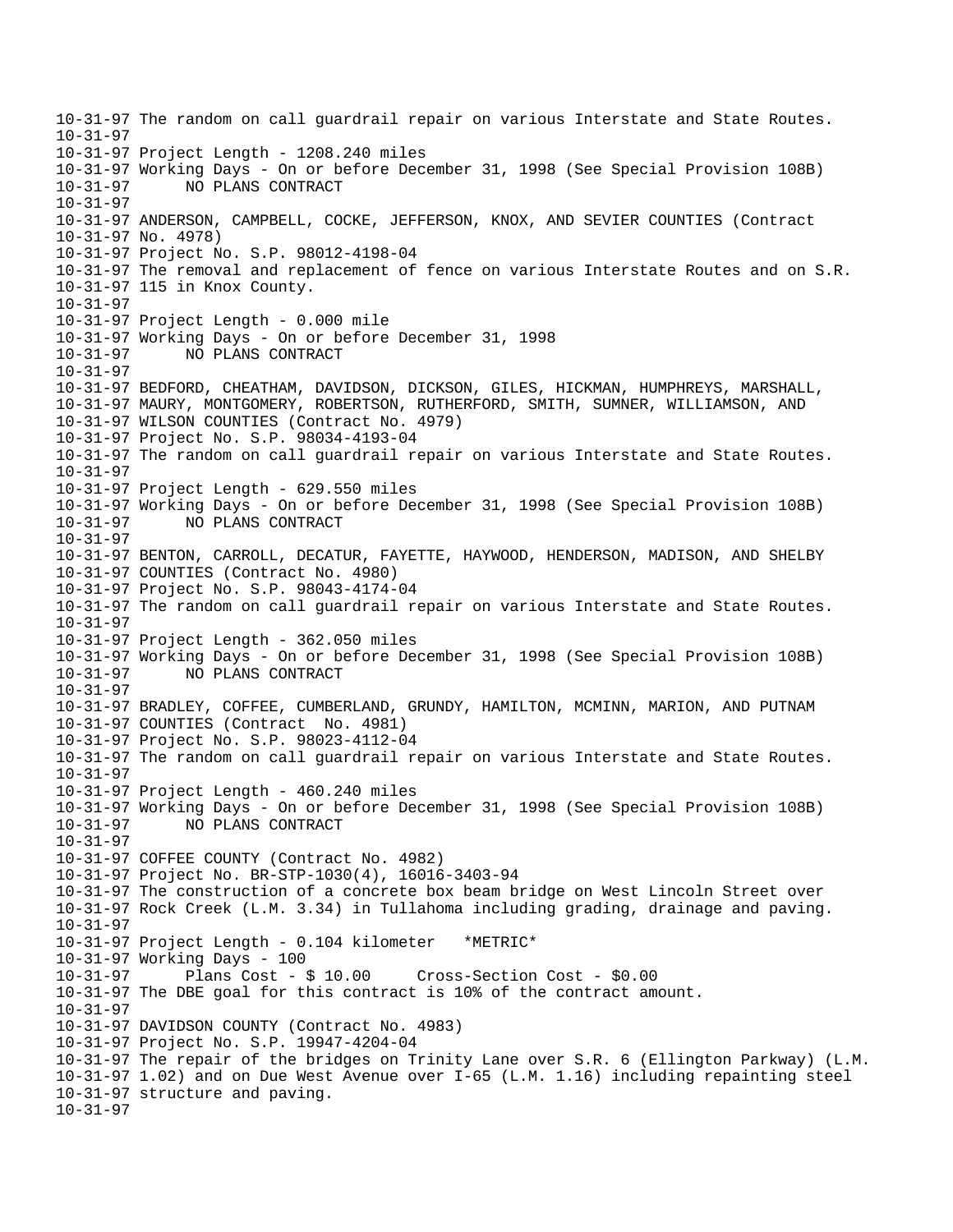```
10-31-97 The random on call guardrail repair on various Interstate and State Routes.
10-31-97
10-31-97 Project Length - 1208.240 miles
10-31-97 Working Days - On or before December 31, 1998 (See Special Provision 108B)
10-31-97       NO PLANS CONTRACT
10-31-97
10-31-97 ANDERSON, CAMPBELL, COCKE, JEFFERSON, KNOX, AND SEVIER COUNTIES (Contract
10-31-97 No. 4978)
10-31-97 Project No. S.P. 98012-4198-04
10-31-97 The removal and replacement of fence on various Interstate Routes and on S.R.
10-31-97 115 in Knox County.
10-31-97
10-31-97 Project Length - 0.000 mile
10-31-97 Working Days - On or before December 31, 1998
10-31-97       NO PLANS CONTRACT
10-31-97
10-31-97 BEDFORD, CHEATHAM, DAVIDSON, DICKSON, GILES, HICKMAN, HUMPHREYS, MARSHALL,
10-31-97 MAURY, MONTGOMERY, ROBERTSON, RUTHERFORD, SMITH, SUMNER, WILLIAMSON, AND
10-31-97 WILSON COUNTIES (Contract No. 4979)
10-31-97 Project No. S.P. 98034-4193-04
10-31-97 The random on call guardrail repair on various Interstate and State Routes.
10-31-97
10-31-97 Project Length - 629.550 miles
10-31-97 Working Days - On or before December 31, 1998 (See Special Provision 108B)
10-31-97       NO PLANS CONTRACT
10-31-97
10-31-97 BENTON, CARROLL, DECATUR, FAYETTE, HAYWOOD, HENDERSON, MADISON, AND SHELBY
10-31-97 COUNTIES (Contract No. 4980)
10-31-97 Project No. S.P. 98043-4174-04
10-31-97 The random on call guardrail repair on various Interstate and State Routes.
10-31-97
10-31-97 Project Length - 362.050 miles
10-31-97 Working Days - On or before December 31, 1998 (See Special Provision 108B)
10-31-97       NO PLANS CONTRACT
10-31-97
10-31-97 BRADLEY, COFFEE, CUMBERLAND, GRUNDY, HAMILTON, MCMINN, MARION, AND PUTNAM
10-31-97 COUNTIES (Contract  No. 4981)
10-31-97 Project No. S.P. 98023-4112-04
10-31-97 The random on call guardrail repair on various Interstate and State Routes.
10-31-97
10-31-97 Project Length - 460.240 miles
10-31-97 Working Days - On or before December 31, 1998 (See Special Provision 108B)
10-31-97       NO PLANS CONTRACT
10-31-97
10-31-97 COFFEE COUNTY (Contract No. 4982)
10-31-97 Project No. BR-STP-1030(4), 16016-3403-94
10-31-97 The construction of a concrete box beam bridge on West Lincoln Street over
10-31-97 Rock Creek (L.M. 3.34) in Tullahoma including grading, drainage and paving.
10-31-97
10-31-97 Project Length - 0.104 kilometer   *METRIC*
10-31-97 Working Days - 100
10-31-97       Plans Cost - $ 10.00     Cross-Section Cost - $0.00
10-31-97 The DBE goal for this contract is 10% of the contract amount.
10-31-97
10-31-97 DAVIDSON COUNTY (Contract No. 4983)
10-31-97 Project No. S.P. 19947-4204-04
10-31-97 The repair of the bridges on Trinity Lane over S.R. 6 (Ellington Parkway) (L.M.
10-31-97 1.02) and on Due West Avenue over I-65 (L.M. 1.16) including repainting steel
10-31-97 structure and paving.
10-31-97
```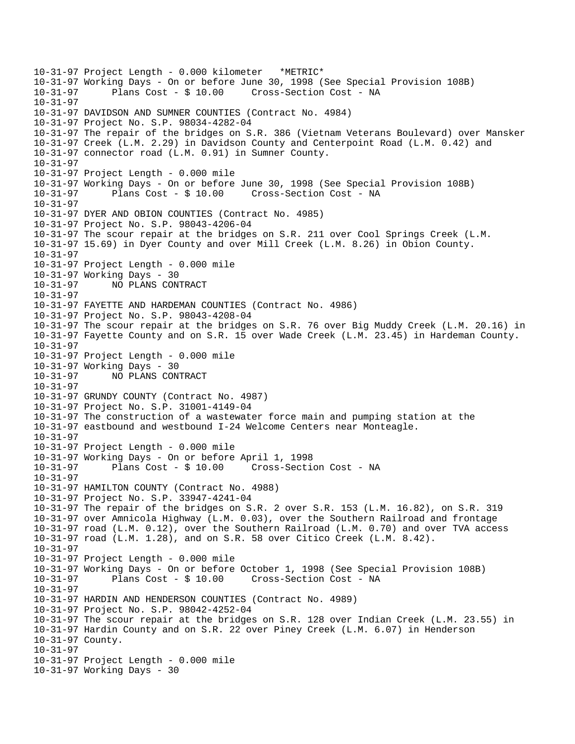```
10-31-97 Project Length - 0.000 kilometer   *METRIC*
10-31-97 Working Days - On or before June 30, 1998 (See Special Provision 108B)
10-31-97      Plans Cost - $ 10.00     Cross-Section Cost - NA
10-31-97
10-31-97 DAVIDSON AND SUMNER COUNTIES (Contract No. 4984)
10-31-97 Project No. S.P. 98034-4282-04
10-31-97 The repair of the bridges on S.R. 386 (Vietnam Veterans Boulevard) over Mansker
10-31-97 Creek (L.M. 2.29) in Davidson County and Centerpoint Road (L.M. 0.42) and
10-31-97 connector road (L.M. 0.91) in Sumner County.
10-31-97
10-31-97 Project Length - 0.000 mile
10-31-97 Working Days - On or before June 30, 1998 (See Special Provision 108B)
10-31-97      Plans Cost - $ 10.00     Cross-Section Cost - NA
10-31-97
10-31-97 DYER AND OBION COUNTIES (Contract No. 4985)
10-31-97 Project No. S.P. 98043-4206-04
10-31-97 The scour repair at the bridges on S.R. 211 over Cool Springs Creek (L.M.
10-31-97 15.69) in Dyer County and over Mill Creek (L.M. 8.26) in Obion County.
10-31-97
10-31-97 Project Length - 0.000 mile
10-31-97 Working Days - 30
10-31-97      NO PLANS CONTRACT
10-31-97
10-31-97 FAYETTE AND HARDEMAN COUNTIES (Contract No. 4986)
10-31-97 Project No. S.P. 98043-4208-04
10-31-97 The scour repair at the bridges on S.R. 76 over Big Muddy Creek (L.M. 20.16) in
10-31-97 Fayette County and on S.R. 15 over Wade Creek (L.M. 23.45) in Hardeman County.
10-31-97
10-31-97 Project Length - 0.000 mile
10-31-97 Working Days - 30
10-31-97      NO PLANS CONTRACT
10-31-97
10-31-97 GRUNDY COUNTY (Contract No. 4987)
10-31-97 Project No. S.P. 31001-4149-04
10-31-97 The construction of a wastewater force main and pumping station at the
10-31-97 eastbound and westbound I-24 Welcome Centers near Monteagle.
10-31-97
10-31-97 Project Length - 0.000 mile
10-31-97 Working Days - On or before April 1, 1998
10-31-97      Plans Cost - $ 10.00     Cross-Section Cost - NA
10-31-97
10-31-97 HAMILTON COUNTY (Contract No. 4988)
10-31-97 Project No. S.P. 33947-4241-04
10-31-97 The repair of the bridges on S.R. 2 over S.R. 153 (L.M. 16.82), on S.R. 319
10-31-97 over Amnicola Highway (L.M. 0.03), over the Southern Railroad and frontage
10-31-97 road (L.M. 0.12), over the Southern Railroad (L.M. 0.70) and over TVA access
10-31-97 road (L.M. 1.28), and on S.R. 58 over Citico Creek (L.M. 8.42).
10-31-97
10-31-97 Project Length - 0.000 mile
10-31-97 Working Days - On or before October 1, 1998 (See Special Provision 108B)
10-31-97      Plans Cost - $ 10.00     Cross-Section Cost - NA
10-31-97
10-31-97 HARDIN AND HENDERSON COUNTIES (Contract No. 4989)
10-31-97 Project No. S.P. 98042-4252-04
10-31-97 The scour repair at the bridges on S.R. 128 over Indian Creek (L.M. 23.55) in
10-31-97 Hardin County and on S.R. 22 over Piney Creek (L.M. 6.07) in Henderson
10-31-97 County.
10-31-97
10-31-97 Project Length - 0.000 mile
10-31-97 Working Days - 30
```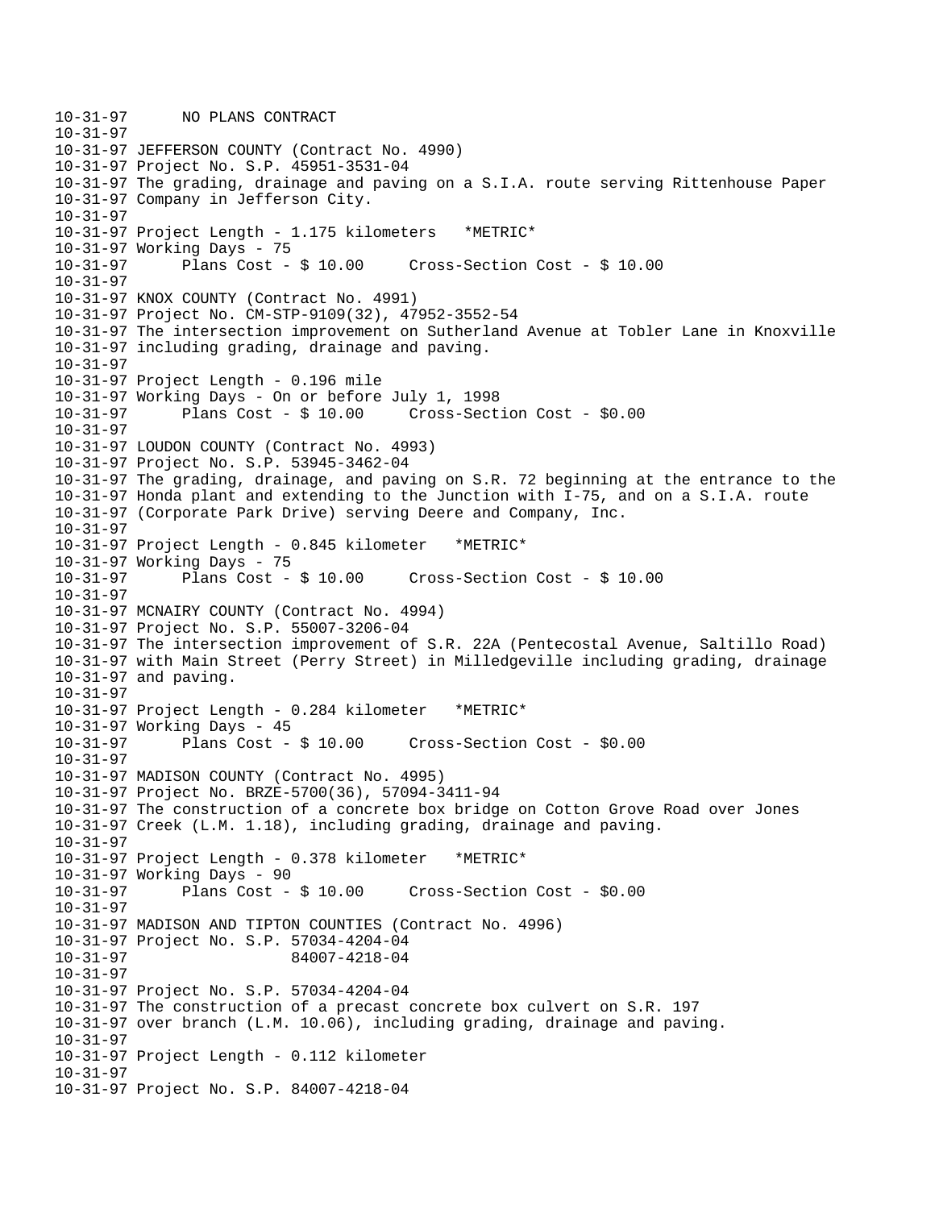```
10-31-97      NO PLANS CONTRACT
10-31-97
10-31-97 JEFFERSON COUNTY (Contract No. 4990)
10-31-97 Project No. S.P. 45951-3531-04
10-31-97 The grading, drainage and paving on a S.I.A. route serving Rittenhouse Paper
10-31-97 Company in Jefferson City.
10-31-97
10-31-97 Project Length - 1.175 kilometers   *METRIC*
10-31-97 Working Days - 75
10-31-97      Plans Cost - $ 10.00     Cross-Section Cost - $ 10.00
10-31-97
10-31-97 KNOX COUNTY (Contract No. 4991)
10-31-97 Project No. CM-STP-9109(32), 47952-3552-54
10-31-97 The intersection improvement on Sutherland Avenue at Tobler Lane in Knoxville
10-31-97 including grading, drainage and paving.
10-31-97
10-31-97 Project Length - 0.196 mile
10-31-97 Working Days - On or before July 1, 1998
10-31-97      Plans Cost - $ 10.00     Cross-Section Cost - $0.00
10-31-97
10-31-97 LOUDON COUNTY (Contract No. 4993)
10-31-97 Project No. S.P. 53945-3462-04
10-31-97 The grading, drainage, and paving on S.R. 72 beginning at the entrance to the
10-31-97 Honda plant and extending to the Junction with I-75, and on a S.I.A. route
10-31-97 (Corporate Park Drive) serving Deere and Company, Inc.
10-31-97
10-31-97 Project Length - 0.845 kilometer   *METRIC*
10-31-97 Working Days - 75
10-31-97      Plans Cost - $ 10.00     Cross-Section Cost - $ 10.00
10-31-97
10-31-97 MCNAIRY COUNTY (Contract No. 4994)
10-31-97 Project No. S.P. 55007-3206-04
10-31-97 The intersection improvement of S.R. 22A (Pentecostal Avenue, Saltillo Road)
10-31-97 with Main Street (Perry Street) in Milledgeville including grading, drainage
10-31-97 and paving.
10-31-97
10-31-97 Project Length - 0.284 kilometer   *METRIC*
10-31-97 Working Days - 45
10-31-97      Plans Cost - $ 10.00     Cross-Section Cost - $0.00
10-31-97
10-31-97 MADISON COUNTY (Contract No. 4995)
10-31-97 Project No. BRZE-5700(36), 57094-3411-94
10-31-97 The construction of a concrete box bridge on Cotton Grove Road over Jones
10-31-97 Creek (L.M. 1.18), including grading, drainage and paving.
10-31-97
10-31-97 Project Length - 0.378 kilometer   *METRIC*
10-31-97 Working Days - 90
10-31-97      Plans Cost - $ 10.00     Cross-Section Cost - $0.00
10-31-97
10-31-97 MADISON AND TIPTON COUNTIES (Contract No. 4996)
10-31-97 Project No. S.P. 57034-4204-04
10-31-97                  84007-4218-04
10-31-97
10-31-97 Project No. S.P. 57034-4204-04
10-31-97 The construction of a precast concrete box culvert on S.R. 197
10-31-97 over branch (L.M. 10.06), including grading, drainage and paving.
10-31-97
10-31-97 Project Length - 0.112 kilometer
10-31-97
10-31-97 Project No. S.P. 84007-4218-04
```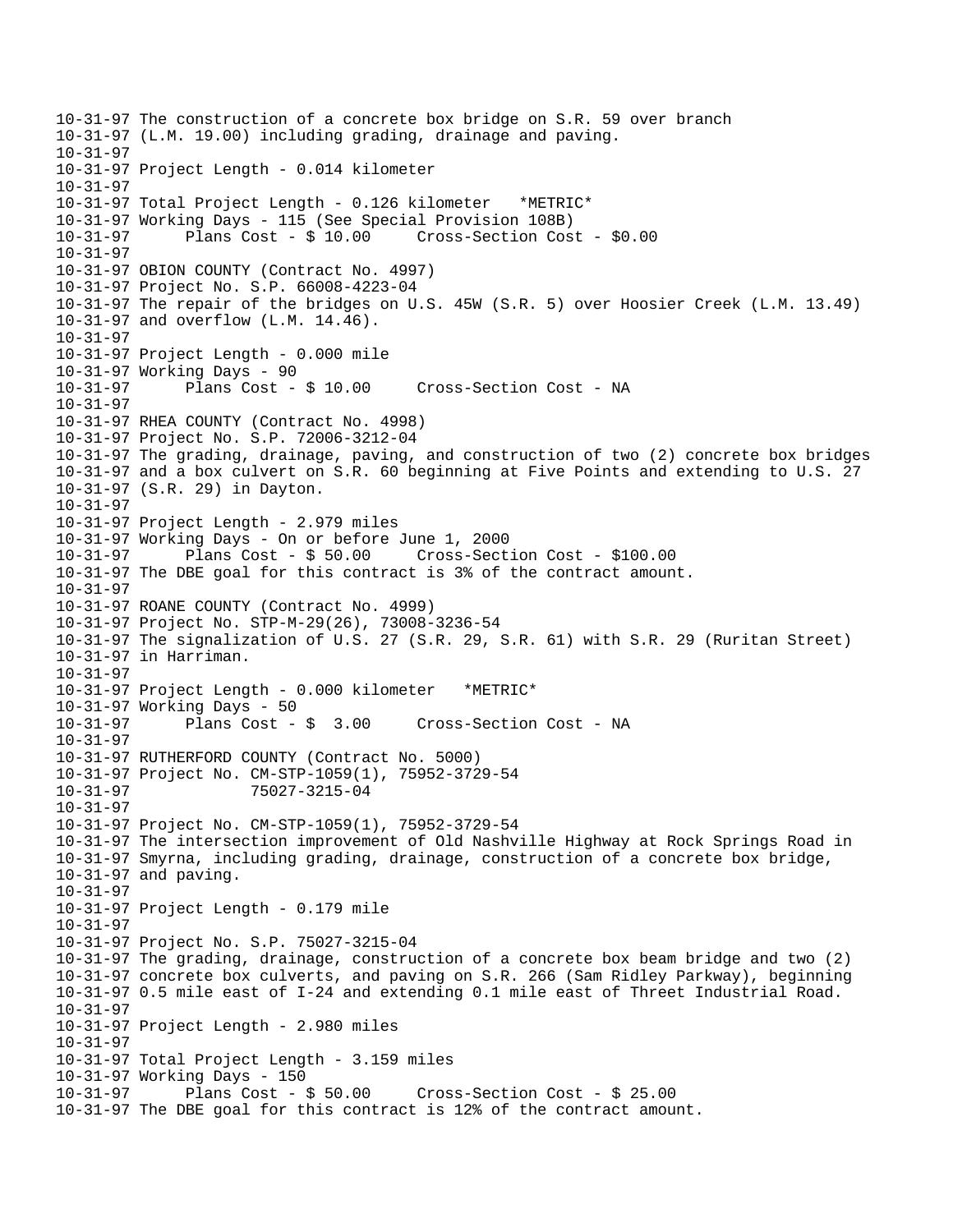```
10-31-97 The construction of a concrete box bridge on S.R. 59 over branch
10-31-97 (L.M. 19.00) including grading, drainage and paving.
10-31-97
10-31-97 Project Length - 0.014 kilometer
10-31-97
10-31-97 Total Project Length - 0.126 kilometer   *METRIC*
10-31-97 Working Days - 115 (See Special Provision 108B)
10-31-97      Plans Cost - $ 10.00     Cross-Section Cost - $0.00
10-31-97
10-31-97 OBION COUNTY (Contract No. 4997)
10-31-97 Project No. S.P. 66008-4223-04
10-31-97 The repair of the bridges on U.S. 45W (S.R. 5) over Hoosier Creek (L.M. 13.49)
10-31-97 and overflow (L.M. 14.46).
10-31-97
10-31-97 Project Length - 0.000 mile
10-31-97 Working Days - 90
10-31-97      Plans Cost - $ 10.00     Cross-Section Cost - NA
10-31-97
10-31-97 RHEA COUNTY (Contract No. 4998)
10-31-97 Project No. S.P. 72006-3212-04
10-31-97 The grading, drainage, paving, and construction of two (2) concrete box bridges
10-31-97 and a box culvert on S.R. 60 beginning at Five Points and extending to U.S. 27
10-31-97 (S.R. 29) in Dayton.
10-31-97
10-31-97 Project Length - 2.979 miles
10-31-97 Working Days - On or before June 1, 2000
10-31-97      Plans Cost - $ 50.00     Cross-Section Cost - $100.00
10-31-97 The DBE goal for this contract is 3% of the contract amount.
10-31-97
10-31-97 ROANE COUNTY (Contract No. 4999)
10-31-97 Project No. STP-M-29(26), 73008-3236-54
10-31-97 The signalization of U.S. 27 (S.R. 29, S.R. 61) with S.R. 29 (Ruritan Street)
10-31-97 in Harriman.
10-31-97
10-31-97 Project Length - 0.000 kilometer   *METRIC*
10-31-97 Working Days - 50
10-31-97      Plans Cost - $  3.00     Cross-Section Cost - NA
10-31-97
10-31-97 RUTHERFORD COUNTY (Contract No. 5000)
10-31-97 Project No. CM-STP-1059(1), 75952-3729-54
10-31-97              75027-3215-04
10-31-97
10-31-97 Project No. CM-STP-1059(1), 75952-3729-54
10-31-97 The intersection improvement of Old Nashville Highway at Rock Springs Road in
10-31-97 Smyrna, including grading, drainage, construction of a concrete box bridge,
10-31-97 and paving.
10-31-97
10-31-97 Project Length - 0.179 mile
10-31-97
10-31-97 Project No. S.P. 75027-3215-04
10-31-97 The grading, drainage, construction of a concrete box beam bridge and two (2)
10-31-97 concrete box culverts, and paving on S.R. 266 (Sam Ridley Parkway), beginning
10-31-97 0.5 mile east of I-24 and extending 0.1 mile east of Threet Industrial Road.
10-31-97
10-31-97 Project Length - 2.980 miles
10-31-97
10-31-97 Total Project Length - 3.159 miles
10-31-97 Working Days - 150
10-31-97      Plans Cost - $ 50.00     Cross-Section Cost - $ 25.00
10-31-97 The DBE goal for this contract is 12% of the contract amount.
```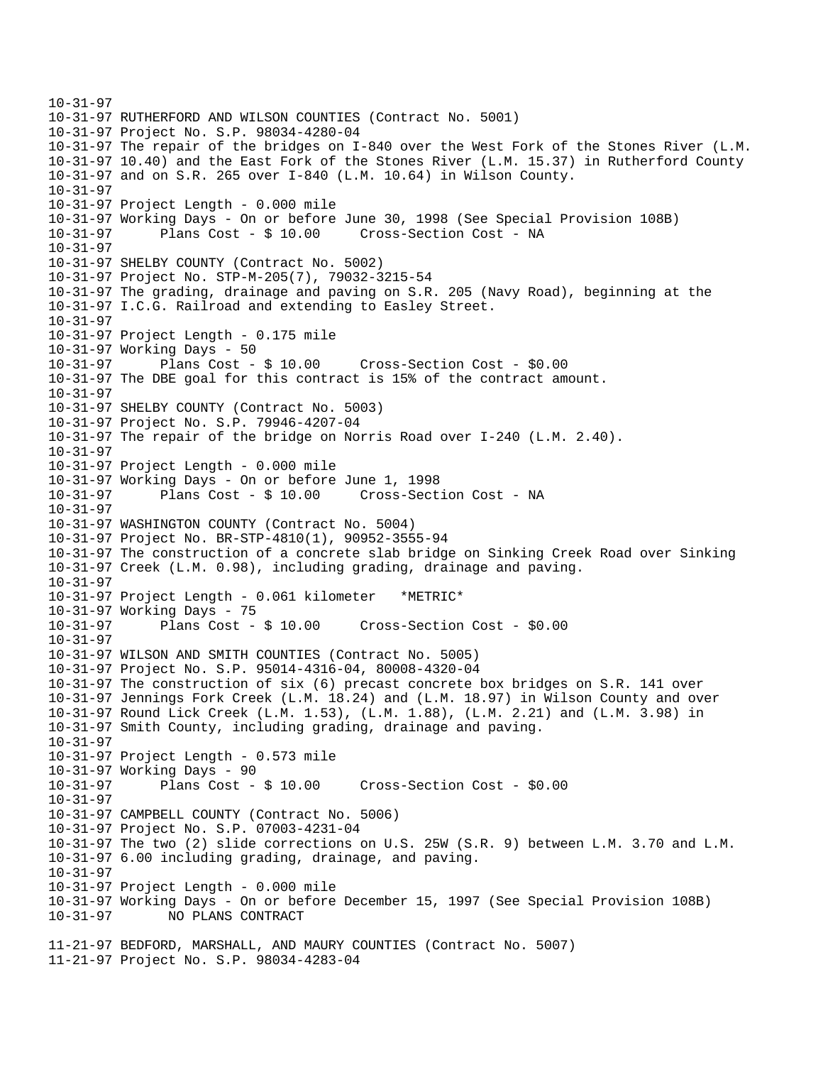```
10-31-97
10-31-97 RUTHERFORD AND WILSON COUNTIES (Contract No. 5001)
10-31-97 Project No. S.P. 98034-4280-04
10-31-97 The repair of the bridges on I-840 over the West Fork of the Stones River (L.M.
10-31-97 10.40) and the East Fork of the Stones River (L.M. 15.37) in Rutherford County
10-31-97 and on S.R. 265 over I-840 (L.M. 10.64) in Wilson County.
10-31-97
10-31-97 Project Length - 0.000 mile
10-31-97 Working Days - On or before June 30, 1998 (See Special Provision 108B)
10-31-97      Plans Cost - $ 10.00     Cross-Section Cost - NA
10-31-97
10-31-97 SHELBY COUNTY (Contract No. 5002)
10-31-97 Project No. STP-M-205(7), 79032-3215-54
10-31-97 The grading, drainage and paving on S.R. 205 (Navy Road), beginning at the
10-31-97 I.C.G. Railroad and extending to Easley Street.
10-31-97
10-31-97 Project Length - 0.175 mile
10-31-97 Working Days - 50
10-31-97      Plans Cost - $ 10.00     Cross-Section Cost - $0.00
10-31-97 The DBE goal for this contract is 15% of the contract amount.
10-31-97
10-31-97 SHELBY COUNTY (Contract No. 5003)
10-31-97 Project No. S.P. 79946-4207-04
10-31-97 The repair of the bridge on Norris Road over I-240 (L.M. 2.40).
10-31-97
10-31-97 Project Length - 0.000 mile
10-31-97 Working Days - On or before June 1, 1998
10-31-97      Plans Cost - $ 10.00     Cross-Section Cost - NA
10-31-97
10-31-97 WASHINGTON COUNTY (Contract No. 5004)
10-31-97 Project No. BR-STP-4810(1), 90952-3555-94
10-31-97 The construction of a concrete slab bridge on Sinking Creek Road over Sinking
10-31-97 Creek (L.M. 0.98), including grading, drainage and paving.
10-31-97
10-31-97 Project Length - 0.061 kilometer   *METRIC*
10-31-97 Working Days - 75
10-31-97      Plans Cost - $ 10.00     Cross-Section Cost - $0.00
10-31-97
10-31-97 WILSON AND SMITH COUNTIES (Contract No. 5005)
10-31-97 Project No. S.P. 95014-4316-04, 80008-4320-04
10-31-97 The construction of six (6) precast concrete box bridges on S.R. 141 over
10-31-97 Jennings Fork Creek (L.M. 18.24) and (L.M. 18.97) in Wilson County and over
10-31-97 Round Lick Creek (L.M. 1.53), (L.M. 1.88), (L.M. 2.21) and (L.M. 3.98) in
10-31-97 Smith County, including grading, drainage and paving.
10-31-97
10-31-97 Project Length - 0.573 mile
10-31-97 Working Days - 90
10-31-97      Plans Cost - $ 10.00     Cross-Section Cost - $0.00
10-31-97
10-31-97 CAMPBELL COUNTY (Contract No. 5006)
10-31-97 Project No. S.P. 07003-4231-04
10-31-97 The two (2) slide corrections on U.S. 25W (S.R. 9) between L.M. 3.70 and L.M.
10-31-97 6.00 including grading, drainage, and paving.
10-31-97
10-31-97 Project Length - 0.000 mile
10-31-97 Working Days - On or before December 15, 1997 (See Special Provision 108B)
10-31-97       NO PLANS CONTRACT

11-21-97 BEDFORD, MARSHALL, AND MAURY COUNTIES (Contract No. 5007)
11-21-97 Project No. S.P. 98034-4283-04
```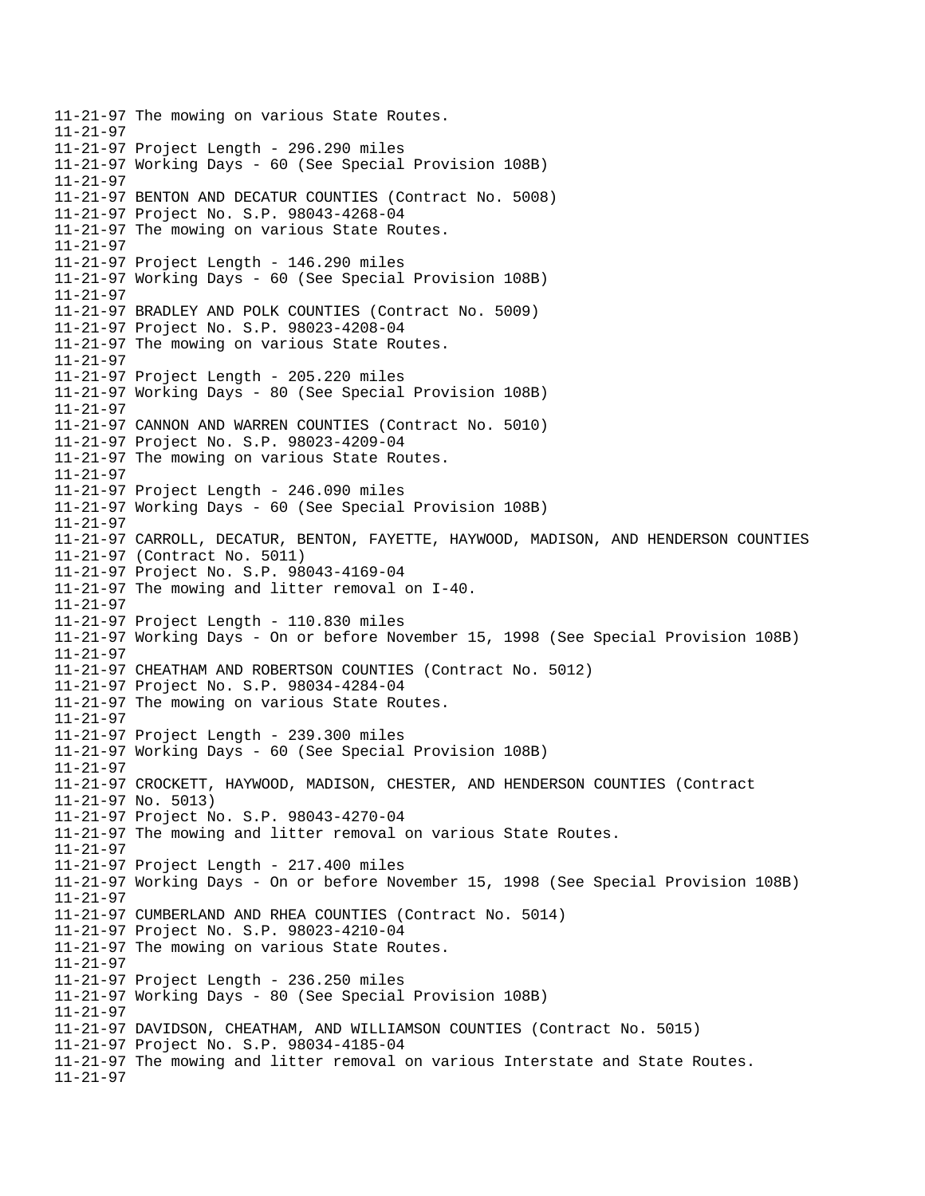```
11-21-97 The mowing on various State Routes.
11-21-97
11-21-97 Project Length - 296.290 miles
11-21-97 Working Days - 60 (See Special Provision 108B)
11-21-97
11-21-97 BENTON AND DECATUR COUNTIES (Contract No. 5008)
11-21-97 Project No. S.P. 98043-4268-04
11-21-97 The mowing on various State Routes.
11-21-97
11-21-97 Project Length - 146.290 miles
11-21-97 Working Days - 60 (See Special Provision 108B)
11-21-97
11-21-97 BRADLEY AND POLK COUNTIES (Contract No. 5009)
11-21-97 Project No. S.P. 98023-4208-04
11-21-97 The mowing on various State Routes.
11-21-97
11-21-97 Project Length - 205.220 miles
11-21-97 Working Days - 80 (See Special Provision 108B)
11-21-97
11-21-97 CANNON AND WARREN COUNTIES (Contract No. 5010)
11-21-97 Project No. S.P. 98023-4209-04
11-21-97 The mowing on various State Routes.
11-21-97
11-21-97 Project Length - 246.090 miles
11-21-97 Working Days - 60 (See Special Provision 108B)
11-21-97
11-21-97 CARROLL, DECATUR, BENTON, FAYETTE, HAYWOOD, MADISON, AND HENDERSON COUNTIES
11-21-97 (Contract No. 5011)
11-21-97 Project No. S.P. 98043-4169-04
11-21-97 The mowing and litter removal on I-40.
11-21-97
11-21-97 Project Length - 110.830 miles
11-21-97 Working Days - On or before November 15, 1998 (See Special Provision 108B)
11-21-97
11-21-97 CHEATHAM AND ROBERTSON COUNTIES (Contract No. 5012)
11-21-97 Project No. S.P. 98034-4284-04
11-21-97 The mowing on various State Routes.
11-21-97
11-21-97 Project Length - 239.300 miles
11-21-97 Working Days - 60 (See Special Provision 108B)
11-21-97
11-21-97 CROCKETT, HAYWOOD, MADISON, CHESTER, AND HENDERSON COUNTIES (Contract
11-21-97 No. 5013)
11-21-97 Project No. S.P. 98043-4270-04
11-21-97 The mowing and litter removal on various State Routes.
11-21-97
11-21-97 Project Length - 217.400 miles
11-21-97 Working Days - On or before November 15, 1998 (See Special Provision 108B)
11-21-97
11-21-97 CUMBERLAND AND RHEA COUNTIES (Contract No. 5014)
11-21-97 Project No. S.P. 98023-4210-04
11-21-97 The mowing on various State Routes.
11-21-97
11-21-97 Project Length - 236.250 miles
11-21-97 Working Days - 80 (See Special Provision 108B)
11-21-97
11-21-97 DAVIDSON, CHEATHAM, AND WILLIAMSON COUNTIES (Contract No. 5015)
11-21-97 Project No. S.P. 98034-4185-04
11-21-97 The mowing and litter removal on various Interstate and State Routes.
11-21-97
```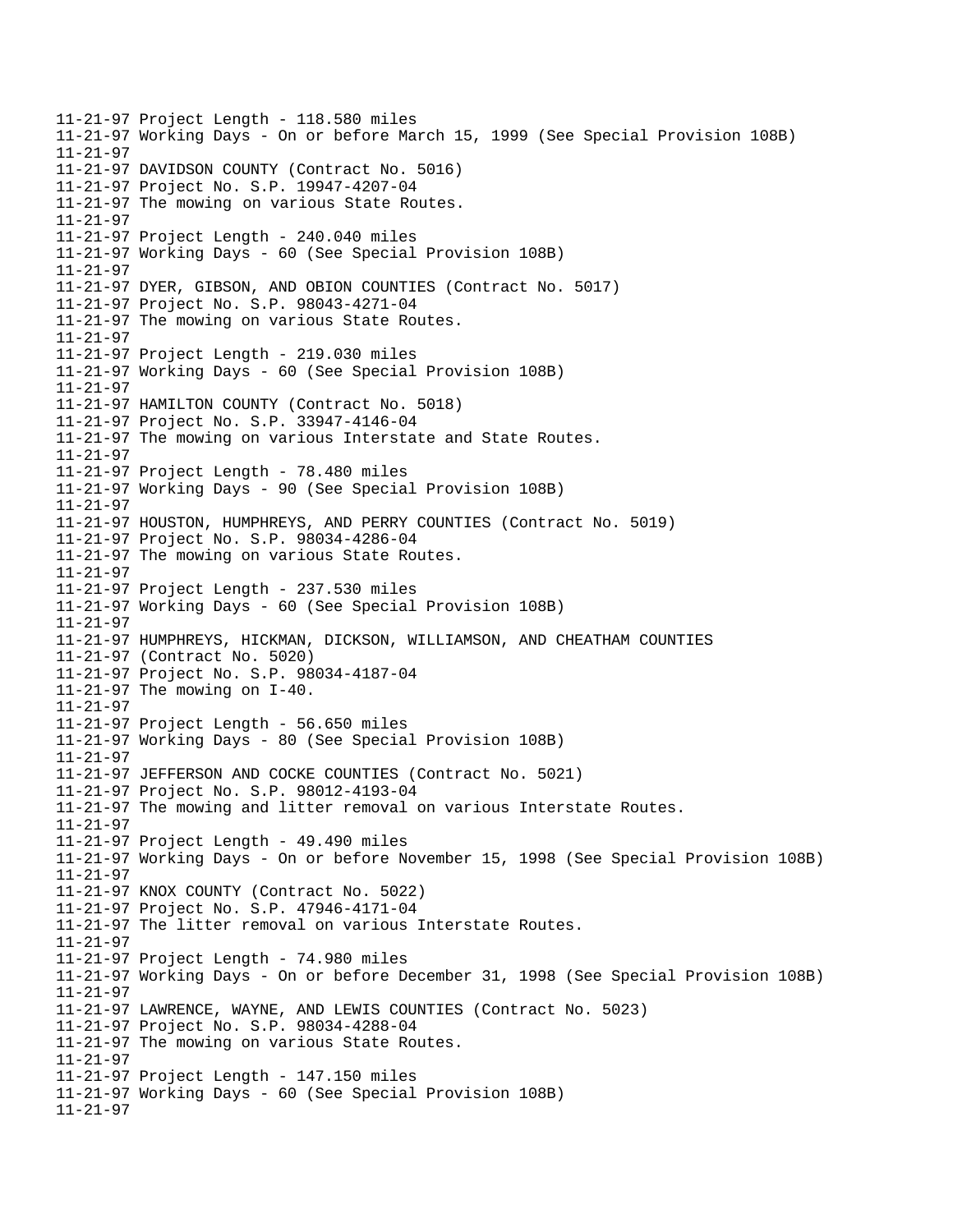11-21-97 Project Length - 118.580 miles
11-21-97 Working Days - On or before March 15, 1999 (See Special Provision 108B)
11-21-97
11-21-97 DAVIDSON COUNTY (Contract No. 5016)
11-21-97 Project No. S.P. 19947-4207-04
11-21-97 The mowing on various State Routes.
11-21-97
11-21-97 Project Length - 240.040 miles
11-21-97 Working Days - 60 (See Special Provision 108B)
11-21-97
11-21-97 DYER, GIBSON, AND OBION COUNTIES (Contract No. 5017)
11-21-97 Project No. S.P. 98043-4271-04
11-21-97 The mowing on various State Routes.
11-21-97
11-21-97 Project Length - 219.030 miles
11-21-97 Working Days - 60 (See Special Provision 108B)
11-21-97
11-21-97 HAMILTON COUNTY (Contract No. 5018)
11-21-97 Project No. S.P. 33947-4146-04
11-21-97 The mowing on various Interstate and State Routes.
11-21-97
11-21-97 Project Length - 78.480 miles
11-21-97 Working Days - 90 (See Special Provision 108B)
11-21-97
11-21-97 HOUSTON, HUMPHREYS, AND PERRY COUNTIES (Contract No. 5019)
11-21-97 Project No. S.P. 98034-4286-04
11-21-97 The mowing on various State Routes.
11-21-97
11-21-97 Project Length - 237.530 miles
11-21-97 Working Days - 60 (See Special Provision 108B)
11-21-97
11-21-97 HUMPHREYS, HICKMAN, DICKSON, WILLIAMSON, AND CHEATHAM COUNTIES
11-21-97 (Contract No. 5020)
11-21-97 Project No. S.P. 98034-4187-04
11-21-97 The mowing on I-40.
11-21-97
11-21-97 Project Length - 56.650 miles
11-21-97 Working Days - 80 (See Special Provision 108B)
11-21-97
11-21-97 JEFFERSON AND COCKE COUNTIES (Contract No. 5021)
11-21-97 Project No. S.P. 98012-4193-04
11-21-97 The mowing and litter removal on various Interstate Routes.
11-21-97
11-21-97 Project Length - 49.490 miles
11-21-97 Working Days - On or before November 15, 1998 (See Special Provision 108B)
11-21-97
11-21-97 KNOX COUNTY (Contract No. 5022)
11-21-97 Project No. S.P. 47946-4171-04
11-21-97 The litter removal on various Interstate Routes.
11-21-97
11-21-97 Project Length - 74.980 miles
11-21-97 Working Days - On or before December 31, 1998 (See Special Provision 108B)
11-21-97
11-21-97 LAWRENCE, WAYNE, AND LEWIS COUNTIES (Contract No. 5023)
11-21-97 Project No. S.P. 98034-4288-04
11-21-97 The mowing on various State Routes.
11-21-97
11-21-97 Project Length - 147.150 miles
11-21-97 Working Days - 60 (See Special Provision 108B)
11-21-97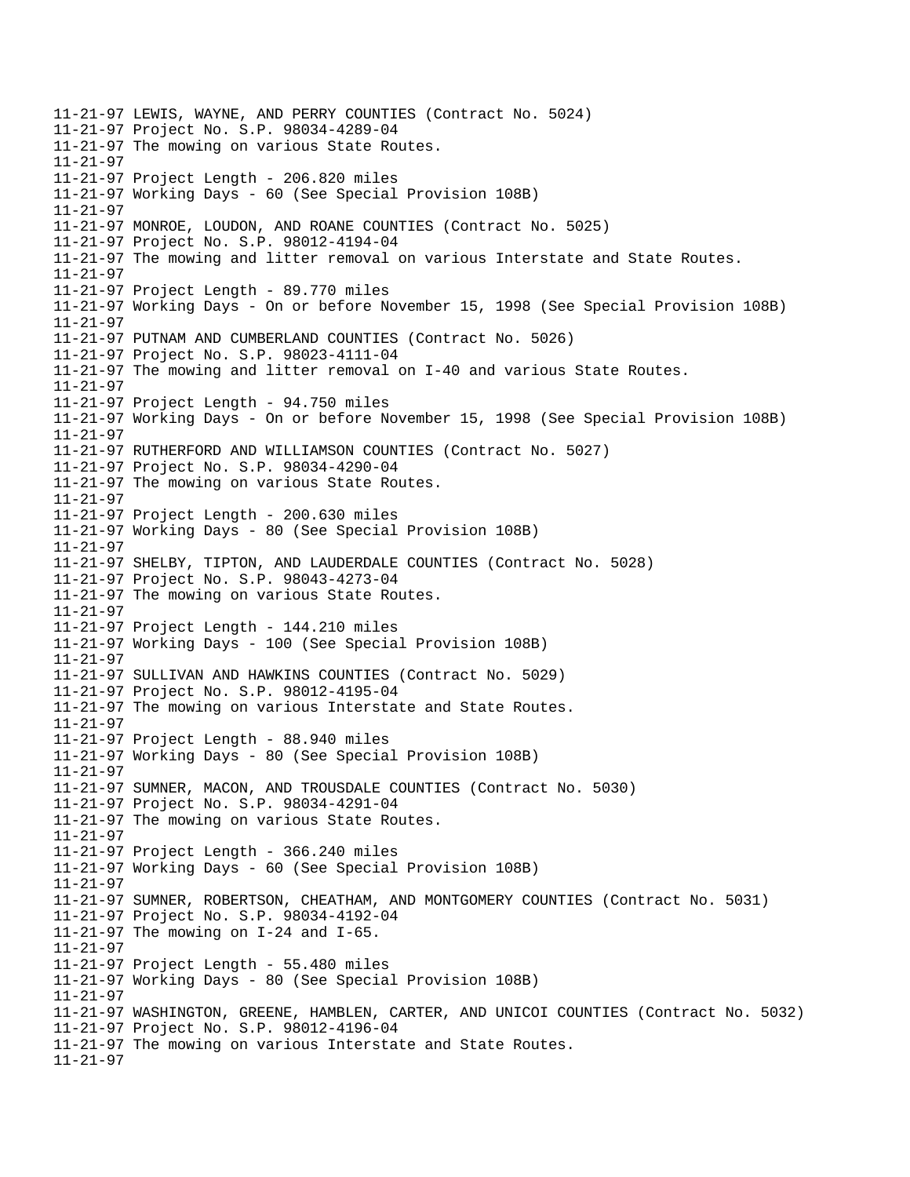11-21-97 LEWIS, WAYNE, AND PERRY COUNTIES (Contract No. 5024)
11-21-97 Project No. S.P. 98034-4289-04
11-21-97 The mowing on various State Routes.
11-21-97
11-21-97 Project Length - 206.820 miles
11-21-97 Working Days - 60 (See Special Provision 108B)
11-21-97
11-21-97 MONROE, LOUDON, AND ROANE COUNTIES (Contract No. 5025)
11-21-97 Project No. S.P. 98012-4194-04
11-21-97 The mowing and litter removal on various Interstate and State Routes.
11-21-97
11-21-97 Project Length - 89.770 miles
11-21-97 Working Days - On or before November 15, 1998 (See Special Provision 108B)
11-21-97
11-21-97 PUTNAM AND CUMBERLAND COUNTIES (Contract No. 5026)
11-21-97 Project No. S.P. 98023-4111-04
11-21-97 The mowing and litter removal on I-40 and various State Routes.
11-21-97
11-21-97 Project Length - 94.750 miles
11-21-97 Working Days - On or before November 15, 1998 (See Special Provision 108B)
11-21-97
11-21-97 RUTHERFORD AND WILLIAMSON COUNTIES (Contract No. 5027)
11-21-97 Project No. S.P. 98034-4290-04
11-21-97 The mowing on various State Routes.
11-21-97
11-21-97 Project Length - 200.630 miles
11-21-97 Working Days - 80 (See Special Provision 108B)
11-21-97
11-21-97 SHELBY, TIPTON, AND LAUDERDALE COUNTIES (Contract No. 5028)
11-21-97 Project No. S.P. 98043-4273-04
11-21-97 The mowing on various State Routes.
11-21-97
11-21-97 Project Length - 144.210 miles
11-21-97 Working Days - 100 (See Special Provision 108B)
11-21-97
11-21-97 SULLIVAN AND HAWKINS COUNTIES (Contract No. 5029)
11-21-97 Project No. S.P. 98012-4195-04
11-21-97 The mowing on various Interstate and State Routes.
11-21-97
11-21-97 Project Length - 88.940 miles
11-21-97 Working Days - 80 (See Special Provision 108B)
11-21-97
11-21-97 SUMNER, MACON, AND TROUSDALE COUNTIES (Contract No. 5030)
11-21-97 Project No. S.P. 98034-4291-04
11-21-97 The mowing on various State Routes.
11-21-97
11-21-97 Project Length - 366.240 miles
11-21-97 Working Days - 60 (See Special Provision 108B)
11-21-97
11-21-97 SUMNER, ROBERTSON, CHEATHAM, AND MONTGOMERY COUNTIES (Contract No. 5031)
11-21-97 Project No. S.P. 98034-4192-04
11-21-97 The mowing on I-24 and I-65.
11-21-97
11-21-97 Project Length - 55.480 miles
11-21-97 Working Days - 80 (See Special Provision 108B)
11-21-97
11-21-97 WASHINGTON, GREENE, HAMBLEN, CARTER, AND UNICOI COUNTIES (Contract No. 5032)
11-21-97 Project No. S.P. 98012-4196-04
11-21-97 The mowing on various Interstate and State Routes.
11-21-97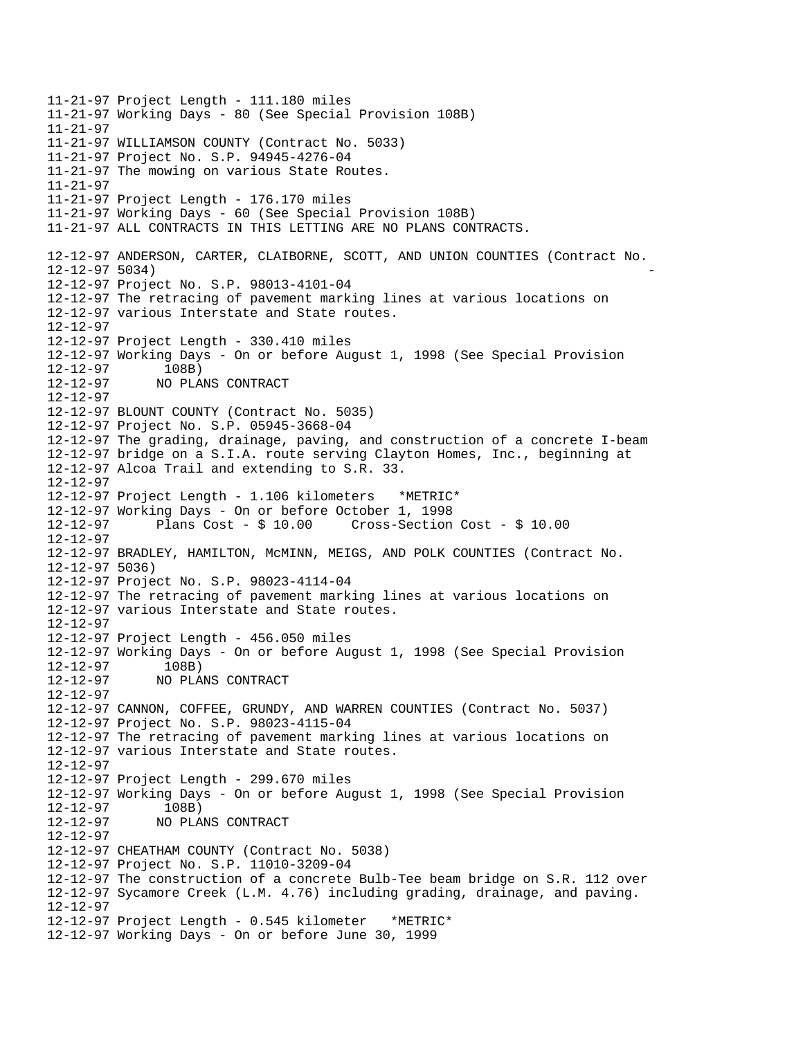```
11-21-97 Project Length - 111.180 miles
11-21-97 Working Days - 80 (See Special Provision 108B)
11-21-97
11-21-97 WILLIAMSON COUNTY (Contract No. 5033)
11-21-97 Project No. S.P. 94945-4276-04
11-21-97 The mowing on various State Routes.
11-21-97
11-21-97 Project Length - 176.170 miles
11-21-97 Working Days - 60 (See Special Provision 108B)
11-21-97 ALL CONTRACTS IN THIS LETTING ARE NO PLANS CONTRACTS.

12-12-97 ANDERSON, CARTER, CLAIBORNE, SCOTT, AND UNION COUNTIES (Contract No.
12-12-97 5034)                                                                -
12-12-97 Project No. S.P. 98013-4101-04
12-12-97 The retracing of pavement marking lines at various locations on
12-12-97 various Interstate and State routes.
12-12-97
12-12-97 Project Length - 330.410 miles
12-12-97 Working Days - On or before August 1, 1998 (See Special Provision
12-12-97       108B)
12-12-97      NO PLANS CONTRACT
12-12-97
12-12-97 BLOUNT COUNTY (Contract No. 5035)
12-12-97 Project No. S.P. 05945-3668-04
12-12-97 The grading, drainage, paving, and construction of a concrete I-beam
12-12-97 bridge on a S.I.A. route serving Clayton Homes, Inc., beginning at
12-12-97 Alcoa Trail and extending to S.R. 33.
12-12-97
12-12-97 Project Length - 1.106 kilometers   *METRIC*
12-12-97 Working Days - On or before October 1, 1998
12-12-97      Plans Cost - $ 10.00     Cross-Section Cost - $ 10.00
12-12-97
12-12-97 BRADLEY, HAMILTON, McMINN, MEIGS, AND POLK COUNTIES (Contract No.
12-12-97 5036)
12-12-97 Project No. S.P. 98023-4114-04
12-12-97 The retracing of pavement marking lines at various locations on
12-12-97 various Interstate and State routes.
12-12-97
12-12-97 Project Length - 456.050 miles
12-12-97 Working Days - On or before August 1, 1998 (See Special Provision
12-12-97       108B)
12-12-97      NO PLANS CONTRACT
12-12-97
12-12-97 CANNON, COFFEE, GRUNDY, AND WARREN COUNTIES (Contract No. 5037)
12-12-97 Project No. S.P. 98023-4115-04
12-12-97 The retracing of pavement marking lines at various locations on
12-12-97 various Interstate and State routes.
12-12-97
12-12-97 Project Length - 299.670 miles
12-12-97 Working Days - On or before August 1, 1998 (See Special Provision
12-12-97       108B)
12-12-97      NO PLANS CONTRACT
12-12-97
12-12-97 CHEATHAM COUNTY (Contract No. 5038)
12-12-97 Project No. S.P. 11010-3209-04
12-12-97 The construction of a concrete Bulb-Tee beam bridge on S.R. 112 over
12-12-97 Sycamore Creek (L.M. 4.76) including grading, drainage, and paving.
12-12-97
12-12-97 Project Length - 0.545 kilometer   *METRIC*
12-12-97 Working Days - On or before June 30, 1999
```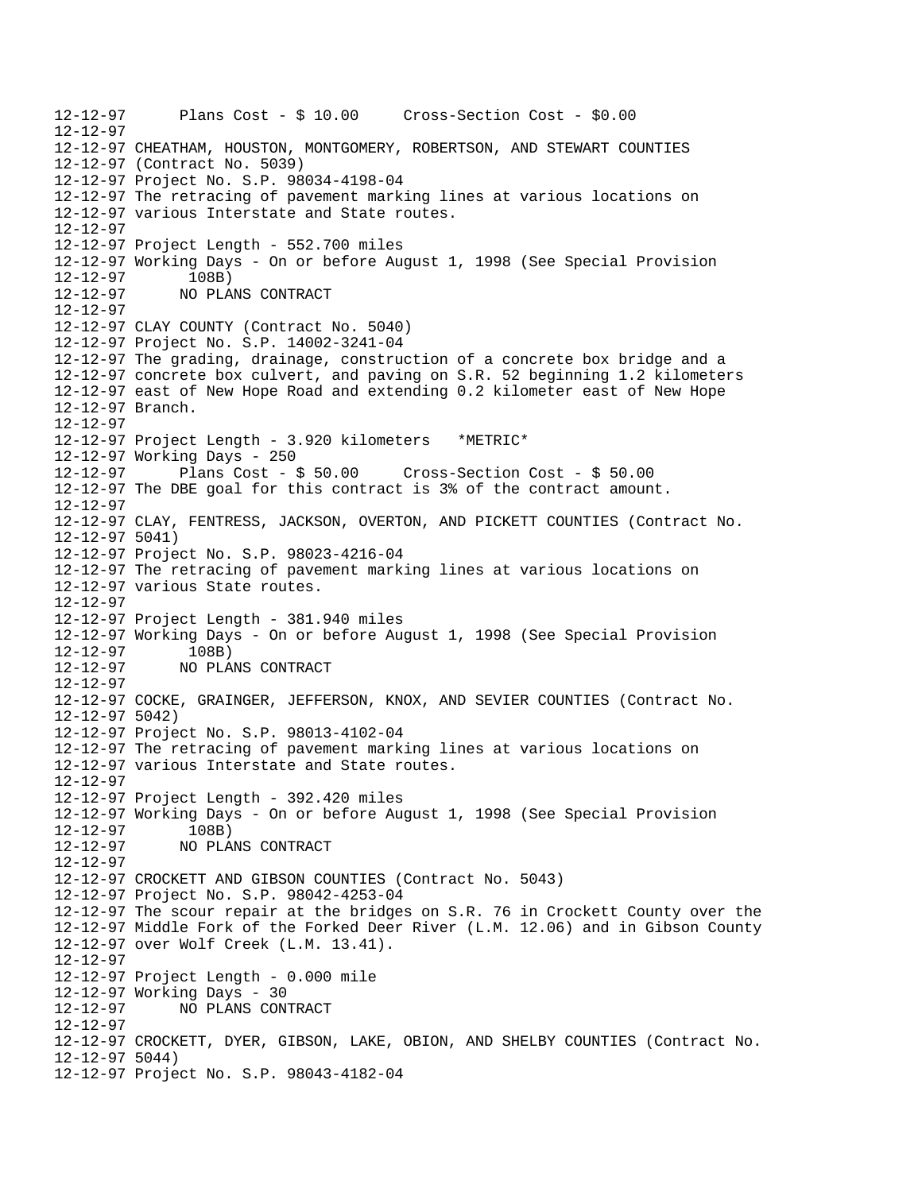```
12-12-97      Plans Cost - $ 10.00     Cross-Section Cost - $0.00
12-12-97
12-12-97 CHEATHAM, HOUSTON, MONTGOMERY, ROBERTSON, AND STEWART COUNTIES
12-12-97 (Contract No. 5039)
12-12-97 Project No. S.P. 98034-4198-04
12-12-97 The retracing of pavement marking lines at various locations on
12-12-97 various Interstate and State routes.
12-12-97
12-12-97 Project Length - 552.700 miles
12-12-97 Working Days - On or before August 1, 1998 (See Special Provision
12-12-97       108B)
12-12-97      NO PLANS CONTRACT
12-12-97
12-12-97 CLAY COUNTY (Contract No. 5040)
12-12-97 Project No. S.P. 14002-3241-04
12-12-97 The grading, drainage, construction of a concrete box bridge and a
12-12-97 concrete box culvert, and paving on S.R. 52 beginning 1.2 kilometers
12-12-97 east of New Hope Road and extending 0.2 kilometer east of New Hope
12-12-97 Branch.
12-12-97
12-12-97 Project Length - 3.920 kilometers   *METRIC*
12-12-97 Working Days - 250
12-12-97      Plans Cost - $ 50.00     Cross-Section Cost - $ 50.00
12-12-97 The DBE goal for this contract is 3% of the contract amount.
12-12-97
12-12-97 CLAY, FENTRESS, JACKSON, OVERTON, AND PICKETT COUNTIES (Contract No.
12-12-97 5041)
12-12-97 Project No. S.P. 98023-4216-04
12-12-97 The retracing of pavement marking lines at various locations on
12-12-97 various State routes.
12-12-97
12-12-97 Project Length - 381.940 miles
12-12-97 Working Days - On or before August 1, 1998 (See Special Provision
12-12-97       108B)
12-12-97      NO PLANS CONTRACT
12-12-97
12-12-97 COCKE, GRAINGER, JEFFERSON, KNOX, AND SEVIER COUNTIES (Contract No.
12-12-97 5042)
12-12-97 Project No. S.P. 98013-4102-04
12-12-97 The retracing of pavement marking lines at various locations on
12-12-97 various Interstate and State routes.
12-12-97
12-12-97 Project Length - 392.420 miles
12-12-97 Working Days - On or before August 1, 1998 (See Special Provision
12-12-97       108B)
12-12-97      NO PLANS CONTRACT
12-12-97
12-12-97 CROCKETT AND GIBSON COUNTIES (Contract No. 5043)
12-12-97 Project No. S.P. 98042-4253-04
12-12-97 The scour repair at the bridges on S.R. 76 in Crockett County over the
12-12-97 Middle Fork of the Forked Deer River (L.M. 12.06) and in Gibson County
12-12-97 over Wolf Creek (L.M. 13.41).
12-12-97
12-12-97 Project Length - 0.000 mile
12-12-97 Working Days - 30
12-12-97      NO PLANS CONTRACT
12-12-97
12-12-97 CROCKETT, DYER, GIBSON, LAKE, OBION, AND SHELBY COUNTIES (Contract No.
12-12-97 5044)
12-12-97 Project No. S.P. 98043-4182-04
```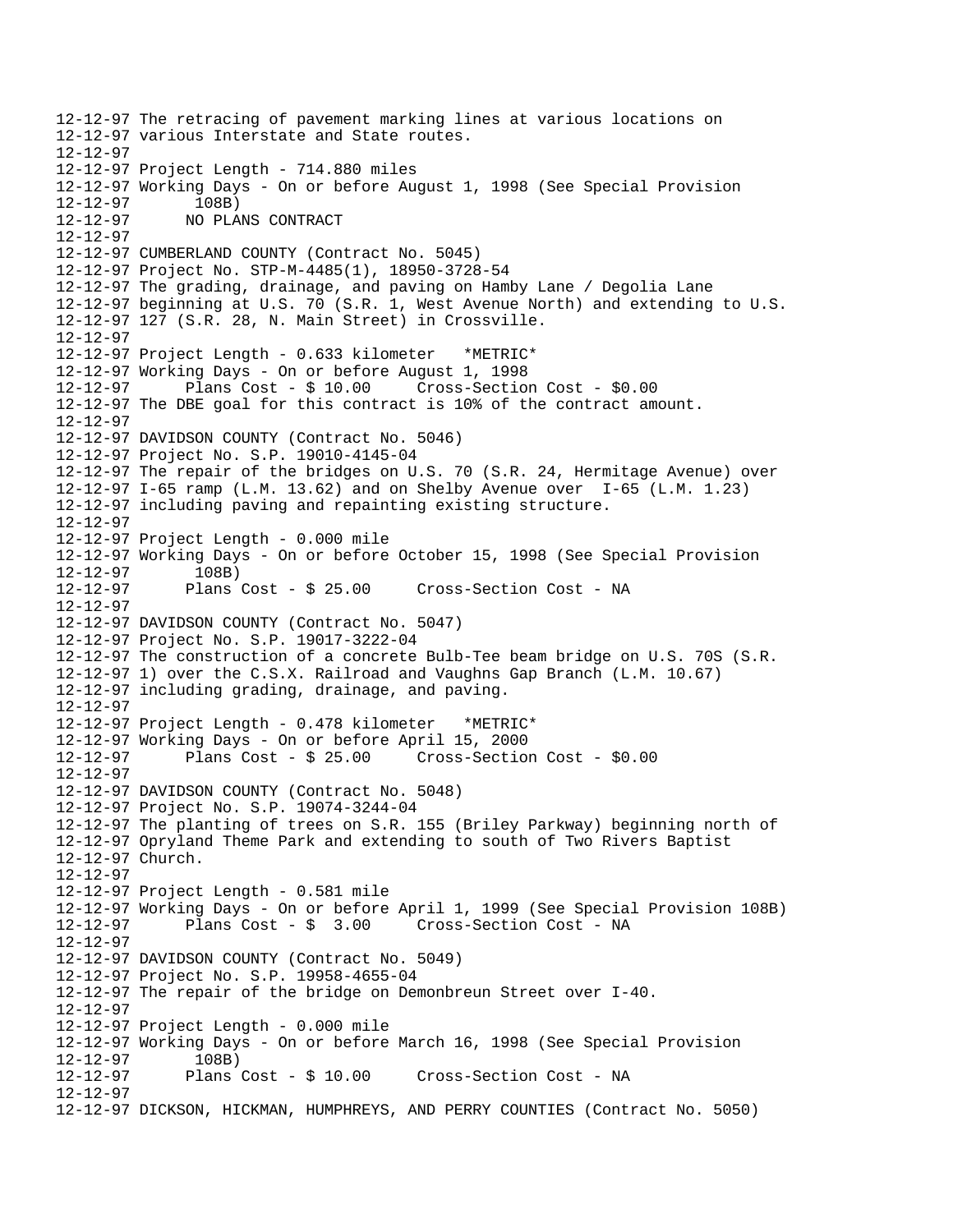```
12-12-97 The retracing of pavement marking lines at various locations on
12-12-97 various Interstate and State routes.
12-12-97
12-12-97 Project Length - 714.880 miles
12-12-97 Working Days - On or before August 1, 1998 (See Special Provision
12-12-97       108B)
12-12-97      NO PLANS CONTRACT
12-12-97
12-12-97 CUMBERLAND COUNTY (Contract No. 5045)
12-12-97 Project No. STP-M-4485(1), 18950-3728-54
12-12-97 The grading, drainage, and paving on Hamby Lane / Degolia Lane
12-12-97 beginning at U.S. 70 (S.R. 1, West Avenue North) and extending to U.S.
12-12-97 127 (S.R. 28, N. Main Street) in Crossville.
12-12-97
12-12-97 Project Length - 0.633 kilometer   *METRIC*
12-12-97 Working Days - On or before August 1, 1998
12-12-97      Plans Cost - $ 10.00     Cross-Section Cost - $0.00
12-12-97 The DBE goal for this contract is 10% of the contract amount.
12-12-97
12-12-97 DAVIDSON COUNTY (Contract No. 5046)
12-12-97 Project No. S.P. 19010-4145-04
12-12-97 The repair of the bridges on U.S. 70 (S.R. 24, Hermitage Avenue) over
12-12-97 I-65 ramp (L.M. 13.62) and on Shelby Avenue over  I-65 (L.M. 1.23)
12-12-97 including paving and repainting existing structure.
12-12-97
12-12-97 Project Length - 0.000 mile
12-12-97 Working Days - On or before October 15, 1998 (See Special Provision
12-12-97       108B)
12-12-97      Plans Cost - $ 25.00     Cross-Section Cost - NA
12-12-97
12-12-97 DAVIDSON COUNTY (Contract No. 5047)
12-12-97 Project No. S.P. 19017-3222-04
12-12-97 The construction of a concrete Bulb-Tee beam bridge on U.S. 70S (S.R.
12-12-97 1) over the C.S.X. Railroad and Vaughns Gap Branch (L.M. 10.67)
12-12-97 including grading, drainage, and paving.
12-12-97
12-12-97 Project Length - 0.478 kilometer   *METRIC*
12-12-97 Working Days - On or before April 15, 2000
12-12-97      Plans Cost - $ 25.00     Cross-Section Cost - $0.00
12-12-97
12-12-97 DAVIDSON COUNTY (Contract No. 5048)
12-12-97 Project No. S.P. 19074-3244-04
12-12-97 The planting of trees on S.R. 155 (Briley Parkway) beginning north of
12-12-97 Opryland Theme Park and extending to south of Two Rivers Baptist
12-12-97 Church.
12-12-97
12-12-97 Project Length - 0.581 mile
12-12-97 Working Days - On or before April 1, 1999 (See Special Provision 108B)
12-12-97      Plans Cost - $  3.00     Cross-Section Cost - NA
12-12-97
12-12-97 DAVIDSON COUNTY (Contract No. 5049)
12-12-97 Project No. S.P. 19958-4655-04
12-12-97 The repair of the bridge on Demonbreun Street over I-40.
12-12-97
12-12-97 Project Length - 0.000 mile
12-12-97 Working Days - On or before March 16, 1998 (See Special Provision
12-12-97       108B)
12-12-97      Plans Cost - $ 10.00     Cross-Section Cost - NA
12-12-97
12-12-97 DICKSON, HICKMAN, HUMPHREYS, AND PERRY COUNTIES (Contract No. 5050)
```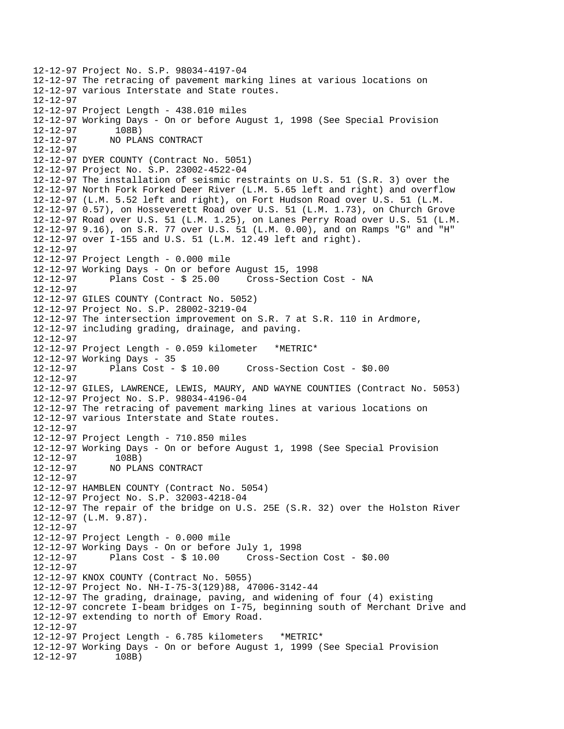```
12-12-97 Project No. S.P. 98034-4197-04
12-12-97 The retracing of pavement marking lines at various locations on
12-12-97 various Interstate and State routes.
12-12-97
12-12-97 Project Length - 438.010 miles
12-12-97 Working Days - On or before August 1, 1998 (See Special Provision
12-12-97       108B)
12-12-97      NO PLANS CONTRACT
12-12-97
12-12-97 DYER COUNTY (Contract No. 5051)
12-12-97 Project No. S.P. 23002-4522-04
12-12-97 The installation of seismic restraints on U.S. 51 (S.R. 3) over the
12-12-97 North Fork Forked Deer River (L.M. 5.65 left and right) and overflow
12-12-97 (L.M. 5.52 left and right), on Fort Hudson Road over U.S. 51 (L.M.
12-12-97 0.57), on Hosseverett Road over U.S. 51 (L.M. 1.73), on Church Grove
12-12-97 Road over U.S. 51 (L.M. 1.25), on Lanes Perry Road over U.S. 51 (L.M.
12-12-97 9.16), on S.R. 77 over U.S. 51 (L.M. 0.00), and on Ramps "G" and "H"
12-12-97 over I-155 and U.S. 51 (L.M. 12.49 left and right).
12-12-97
12-12-97 Project Length - 0.000 mile
12-12-97 Working Days - On or before August 15, 1998
12-12-97      Plans Cost - $ 25.00     Cross-Section Cost - NA
12-12-97
12-12-97 GILES COUNTY (Contract No. 5052)
12-12-97 Project No. S.P. 28002-3219-04
12-12-97 The intersection improvement on S.R. 7 at S.R. 110 in Ardmore,
12-12-97 including grading, drainage, and paving.
12-12-97
12-12-97 Project Length - 0.059 kilometer   *METRIC*
12-12-97 Working Days - 35
12-12-97      Plans Cost - $ 10.00     Cross-Section Cost - $0.00
12-12-97
12-12-97 GILES, LAWRENCE, LEWIS, MAURY, AND WAYNE COUNTIES (Contract No. 5053)
12-12-97 Project No. S.P. 98034-4196-04
12-12-97 The retracing of pavement marking lines at various locations on
12-12-97 various Interstate and State routes.
12-12-97
12-12-97 Project Length - 710.850 miles
12-12-97 Working Days - On or before August 1, 1998 (See Special Provision
12-12-97       108B)
12-12-97      NO PLANS CONTRACT
12-12-97
12-12-97 HAMBLEN COUNTY (Contract No. 5054)
12-12-97 Project No. S.P. 32003-4218-04
12-12-97 The repair of the bridge on U.S. 25E (S.R. 32) over the Holston River
12-12-97 (L.M. 9.87).
12-12-97
12-12-97 Project Length - 0.000 mile
12-12-97 Working Days - On or before July 1, 1998
12-12-97      Plans Cost - $ 10.00     Cross-Section Cost - $0.00
12-12-97
12-12-97 KNOX COUNTY (Contract No. 5055)
12-12-97 Project No. NH-I-75-3(129)88, 47006-3142-44
12-12-97 The grading, drainage, paving, and widening of four (4) existing
12-12-97 concrete I-beam bridges on I-75, beginning south of Merchant Drive and
12-12-97 extending to north of Emory Road.
12-12-97
12-12-97 Project Length - 6.785 kilometers   *METRIC*
12-12-97 Working Days - On or before August 1, 1999 (See Special Provision
12-12-97       108B)
```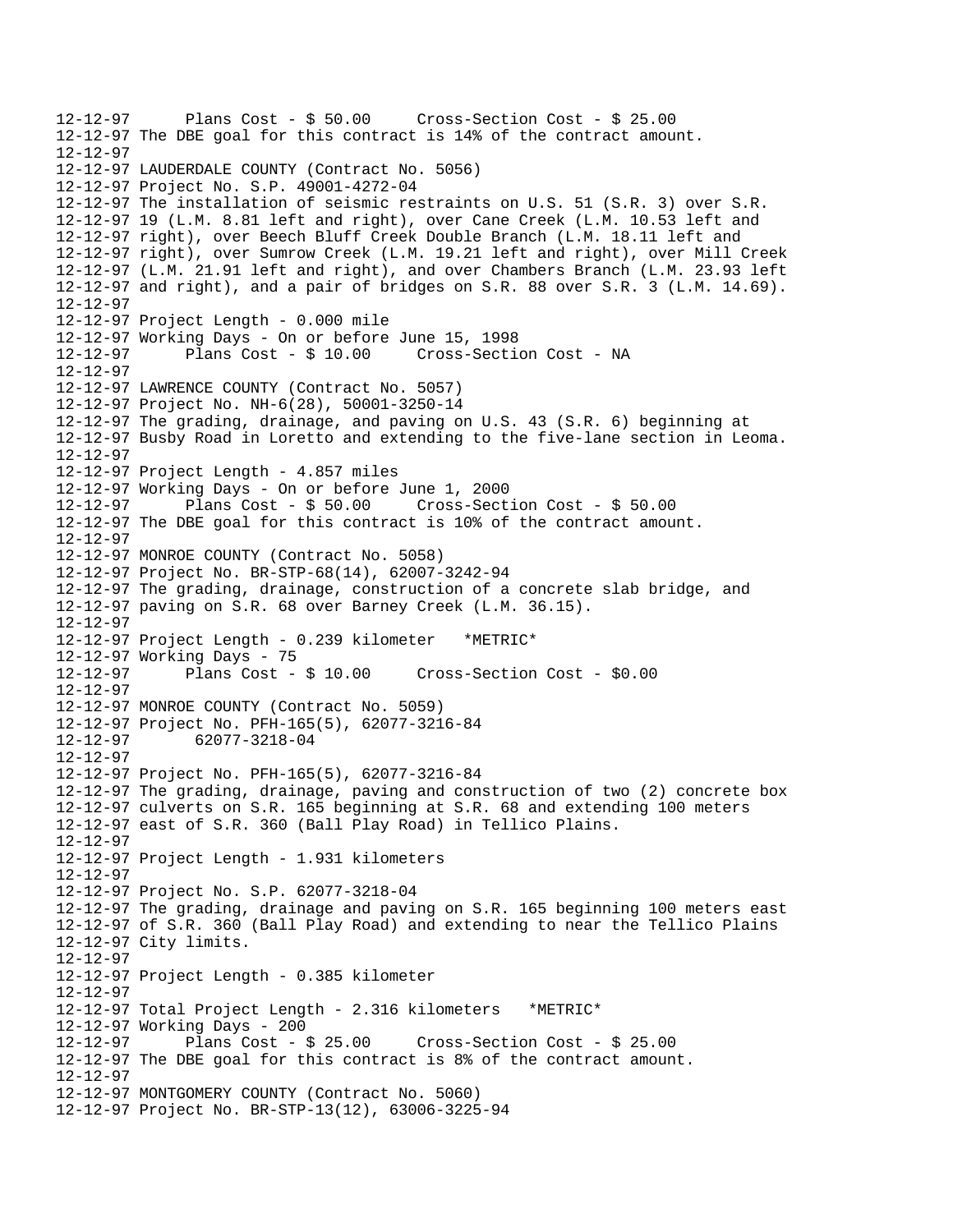```
12-12-97      Plans Cost - $ 50.00     Cross-Section Cost - $ 25.00
12-12-97 The DBE goal for this contract is 14% of the contract amount.
12-12-97
12-12-97 LAUDERDALE COUNTY (Contract No. 5056)
12-12-97 Project No. S.P. 49001-4272-04
12-12-97 The installation of seismic restraints on U.S. 51 (S.R. 3) over S.R.
12-12-97 19 (L.M. 8.81 left and right), over Cane Creek (L.M. 10.53 left and
12-12-97 right), over Beech Bluff Creek Double Branch (L.M. 18.11 left and
12-12-97 right), over Sumrow Creek (L.M. 19.21 left and right), over Mill Creek
12-12-97 (L.M. 21.91 left and right), and over Chambers Branch (L.M. 23.93 left
12-12-97 and right), and a pair of bridges on S.R. 88 over S.R. 3 (L.M. 14.69).
12-12-97
12-12-97 Project Length - 0.000 mile
12-12-97 Working Days - On or before June 15, 1998
12-12-97      Plans Cost - $ 10.00     Cross-Section Cost - NA
12-12-97
12-12-97 LAWRENCE COUNTY (Contract No. 5057)
12-12-97 Project No. NH-6(28), 50001-3250-14
12-12-97 The grading, drainage, and paving on U.S. 43 (S.R. 6) beginning at
12-12-97 Busby Road in Loretto and extending to the five-lane section in Leoma.
12-12-97
12-12-97 Project Length - 4.857 miles
12-12-97 Working Days - On or before June 1, 2000
12-12-97      Plans Cost - $ 50.00     Cross-Section Cost - $ 50.00
12-12-97 The DBE goal for this contract is 10% of the contract amount.
12-12-97
12-12-97 MONROE COUNTY (Contract No. 5058)
12-12-97 Project No. BR-STP-68(14), 62007-3242-94
12-12-97 The grading, drainage, construction of a concrete slab bridge, and
12-12-97 paving on S.R. 68 over Barney Creek (L.M. 36.15).
12-12-97
12-12-97 Project Length - 0.239 kilometer   *METRIC*
12-12-97 Working Days - 75
12-12-97      Plans Cost - $ 10.00     Cross-Section Cost - $0.00
12-12-97
12-12-97 MONROE COUNTY (Contract No. 5059)
12-12-97 Project No. PFH-165(5), 62077-3216-84
12-12-97       62077-3218-04
12-12-97
12-12-97 Project No. PFH-165(5), 62077-3216-84
12-12-97 The grading, drainage, paving and construction of two (2) concrete box
12-12-97 culverts on S.R. 165 beginning at S.R. 68 and extending 100 meters
12-12-97 east of S.R. 360 (Ball Play Road) in Tellico Plains.
12-12-97
12-12-97 Project Length - 1.931 kilometers
12-12-97
12-12-97 Project No. S.P. 62077-3218-04
12-12-97 The grading, drainage and paving on S.R. 165 beginning 100 meters east
12-12-97 of S.R. 360 (Ball Play Road) and extending to near the Tellico Plains
12-12-97 City limits.
12-12-97
12-12-97 Project Length - 0.385 kilometer
12-12-97
12-12-97 Total Project Length - 2.316 kilometers   *METRIC*
12-12-97 Working Days - 200
12-12-97      Plans Cost - $ 25.00     Cross-Section Cost - $ 25.00
12-12-97 The DBE goal for this contract is 8% of the contract amount.
12-12-97
12-12-97 MONTGOMERY COUNTY (Contract No. 5060)
12-12-97 Project No. BR-STP-13(12), 63006-3225-94
```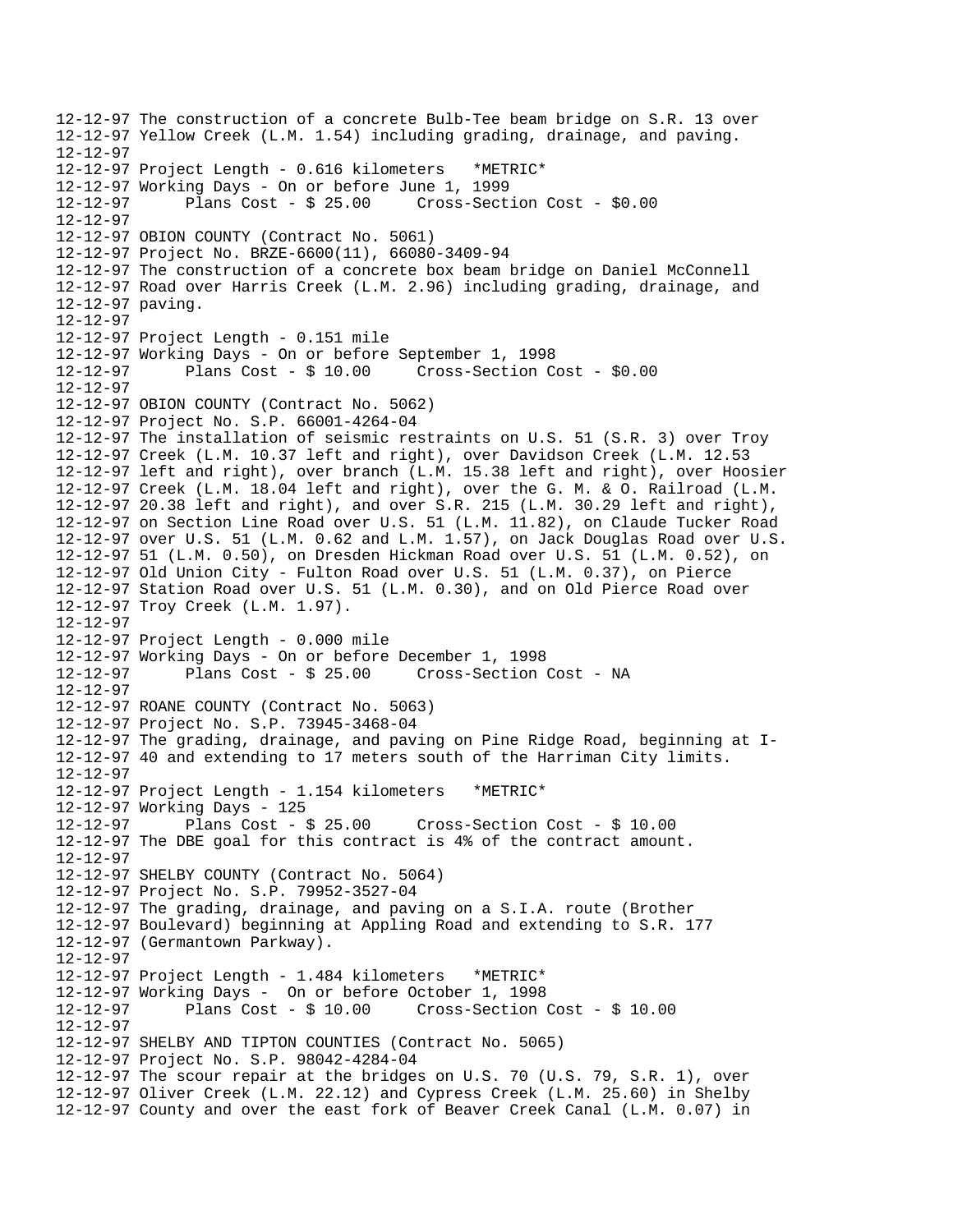```
12-12-97 The construction of a concrete Bulb-Tee beam bridge on S.R. 13 over
12-12-97 Yellow Creek (L.M. 1.54) including grading, drainage, and paving.
12-12-97
12-12-97 Project Length - 0.616 kilometers   *METRIC*
12-12-97 Working Days - On or before June 1, 1999
12-12-97       Plans Cost - $ 25.00     Cross-Section Cost - $0.00
12-12-97
12-12-97 OBION COUNTY (Contract No. 5061)
12-12-97 Project No. BRZE-6600(11), 66080-3409-94
12-12-97 The construction of a concrete box beam bridge on Daniel McConnell
12-12-97 Road over Harris Creek (L.M. 2.96) including grading, drainage, and
12-12-97 paving.
12-12-97
12-12-97 Project Length - 0.151 mile
12-12-97 Working Days - On or before September 1, 1998
12-12-97       Plans Cost - $ 10.00     Cross-Section Cost - $0.00
12-12-97
12-12-97 OBION COUNTY (Contract No. 5062)
12-12-97 Project No. S.P. 66001-4264-04
12-12-97 The installation of seismic restraints on U.S. 51 (S.R. 3) over Troy
12-12-97 Creek (L.M. 10.37 left and right), over Davidson Creek (L.M. 12.53
12-12-97 left and right), over branch (L.M. 15.38 left and right), over Hoosier
12-12-97 Creek (L.M. 18.04 left and right), over the G. M. & O. Railroad (L.M.
12-12-97 20.38 left and right), and over S.R. 215 (L.M. 30.29 left and right),
12-12-97 on Section Line Road over U.S. 51 (L.M. 11.82), on Claude Tucker Road
12-12-97 over U.S. 51 (L.M. 0.62 and L.M. 1.57), on Jack Douglas Road over U.S.
12-12-97 51 (L.M. 0.50), on Dresden Hickman Road over U.S. 51 (L.M. 0.52), on
12-12-97 Old Union City - Fulton Road over U.S. 51 (L.M. 0.37), on Pierce
12-12-97 Station Road over U.S. 51 (L.M. 0.30), and on Old Pierce Road over
12-12-97 Troy Creek (L.M. 1.97).
12-12-97
12-12-97 Project Length - 0.000 mile
12-12-97 Working Days - On or before December 1, 1998
12-12-97       Plans Cost - $ 25.00     Cross-Section Cost - NA
12-12-97
12-12-97 ROANE COUNTY (Contract No. 5063)
12-12-97 Project No. S.P. 73945-3468-04
12-12-97 The grading, drainage, and paving on Pine Ridge Road, beginning at I-
12-12-97 40 and extending to 17 meters south of the Harriman City limits.
12-12-97
12-12-97 Project Length - 1.154 kilometers   *METRIC*
12-12-97 Working Days - 125
12-12-97       Plans Cost - $ 25.00     Cross-Section Cost - $ 10.00
12-12-97 The DBE goal for this contract is 4% of the contract amount.
12-12-97
12-12-97 SHELBY COUNTY (Contract No. 5064)
12-12-97 Project No. S.P. 79952-3527-04
12-12-97 The grading, drainage, and paving on a S.I.A. route (Brother
12-12-97 Boulevard) beginning at Appling Road and extending to S.R. 177
12-12-97 (Germantown Parkway).
12-12-97
12-12-97 Project Length - 1.484 kilometers   *METRIC*
12-12-97 Working Days -  On or before October 1, 1998
12-12-97       Plans Cost - $ 10.00     Cross-Section Cost - $ 10.00
12-12-97
12-12-97 SHELBY AND TIPTON COUNTIES (Contract No. 5065)
12-12-97 Project No. S.P. 98042-4284-04
12-12-97 The scour repair at the bridges on U.S. 70 (U.S. 79, S.R. 1), over
12-12-97 Oliver Creek (L.M. 22.12) and Cypress Creek (L.M. 25.60) in Shelby
12-12-97 County and over the east fork of Beaver Creek Canal (L.M. 0.07) in
```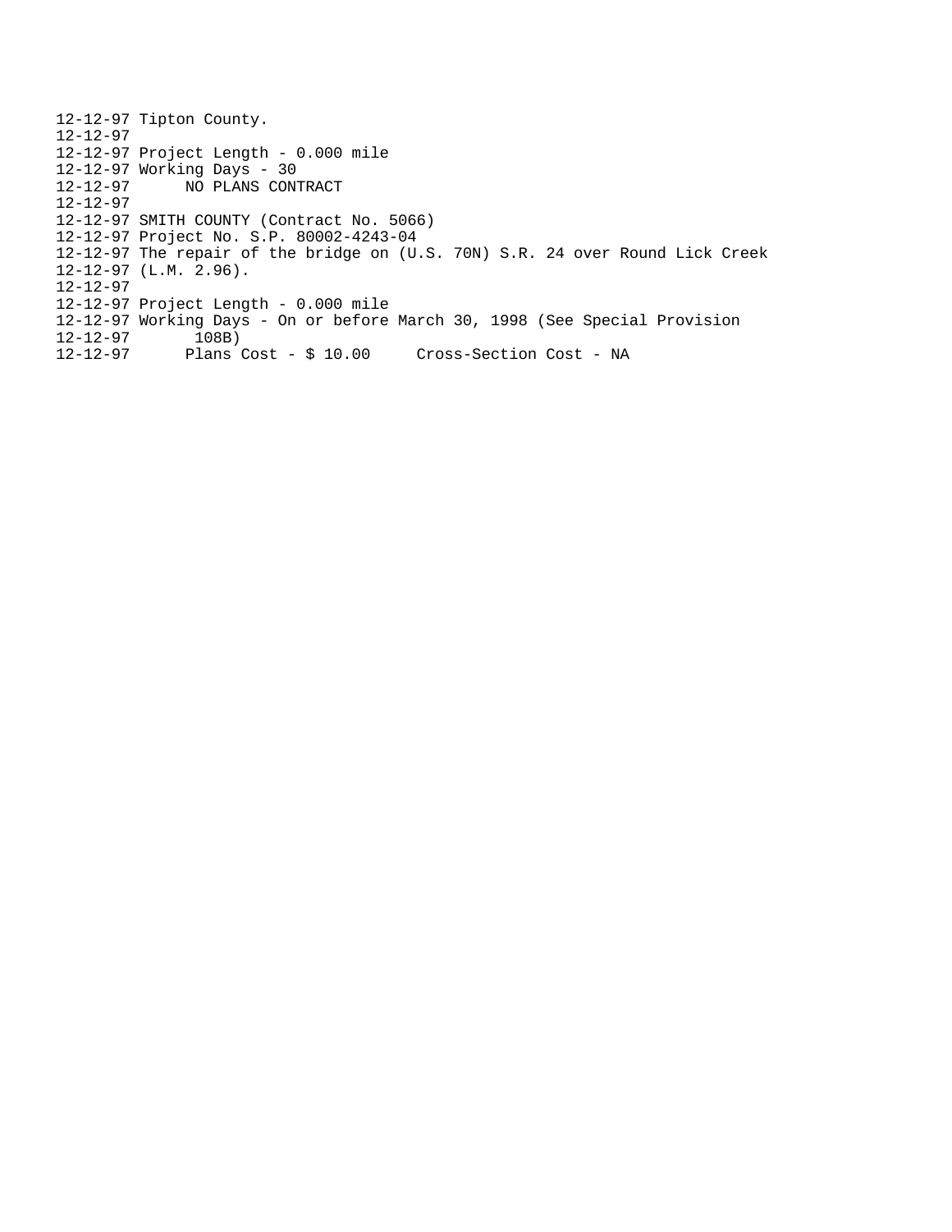```
12-12-97 Tipton County.
12-12-97
12-12-97 Project Length - 0.000 mile
12-12-97 Working Days - 30
12-12-97      NO PLANS CONTRACT
12-12-97
12-12-97 SMITH COUNTY (Contract No. 5066)
12-12-97 Project No. S.P. 80002-4243-04
12-12-97 The repair of the bridge on (U.S. 70N) S.R. 24 over Round Lick Creek
12-12-97 (L.M. 2.96).
12-12-97
12-12-97 Project Length - 0.000 mile
12-12-97 Working Days - On or before March 30, 1998 (See Special Provision
12-12-97       108B)
12-12-97      Plans Cost - $ 10.00     Cross-Section Cost - NA
```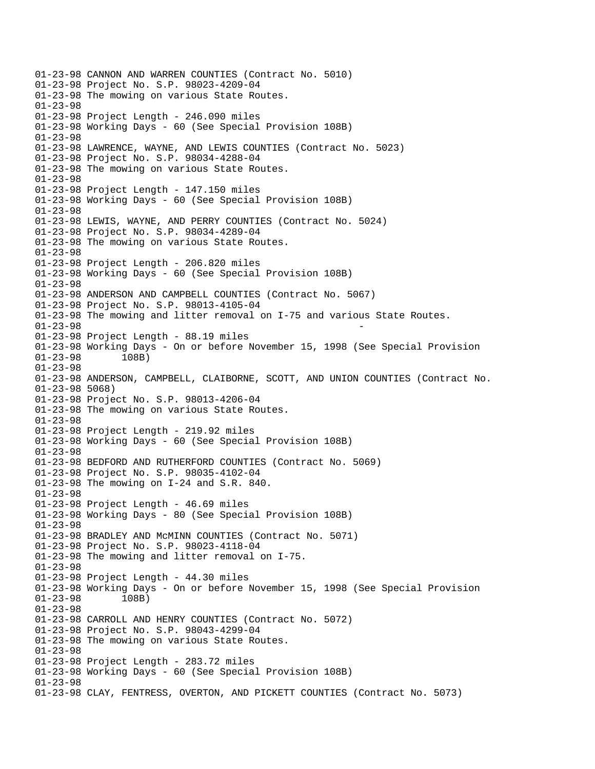01-23-98 CANNON AND WARREN COUNTIES (Contract No. 5010)
01-23-98 Project No. S.P. 98023-4209-04
01-23-98 The mowing on various State Routes.
01-23-98
01-23-98 Project Length - 246.090 miles
01-23-98 Working Days - 60 (See Special Provision 108B)
01-23-98
01-23-98 LAWRENCE, WAYNE, AND LEWIS COUNTIES (Contract No. 5023)
01-23-98 Project No. S.P. 98034-4288-04
01-23-98 The mowing on various State Routes.
01-23-98
01-23-98 Project Length - 147.150 miles
01-23-98 Working Days - 60 (See Special Provision 108B)
01-23-98
01-23-98 LEWIS, WAYNE, AND PERRY COUNTIES (Contract No. 5024)
01-23-98 Project No. S.P. 98034-4289-04
01-23-98 The mowing on various State Routes.
01-23-98
01-23-98 Project Length - 206.820 miles
01-23-98 Working Days - 60 (See Special Provision 108B)
01-23-98
01-23-98 ANDERSON AND CAMPBELL COUNTIES (Contract No. 5067)
01-23-98 Project No. S.P. 98013-4105-04
01-23-98 The mowing and litter removal on I-75 and various State Routes.
01-23-98 -
01-23-98 Project Length - 88.19 miles
01-23-98 Working Days - On or before November 15, 1998 (See Special Provision
01-23-98 108B)
01-23-98
01-23-98 ANDERSON, CAMPBELL, CLAIBORNE, SCOTT, AND UNION COUNTIES (Contract No.
01-23-98 5068)
01-23-98 Project No. S.P. 98013-4206-04
01-23-98 The mowing on various State Routes.
01-23-98
01-23-98 Project Length - 219.92 miles
01-23-98 Working Days - 60 (See Special Provision 108B)
01-23-98
01-23-98 BEDFORD AND RUTHERFORD COUNTIES (Contract No. 5069)
01-23-98 Project No. S.P. 98035-4102-04
01-23-98 The mowing on I-24 and S.R. 840.
01-23-98
01-23-98 Project Length - 46.69 miles
01-23-98 Working Days - 80 (See Special Provision 108B)
01-23-98
01-23-98 BRADLEY AND McMINN COUNTIES (Contract No. 5071)
01-23-98 Project No. S.P. 98023-4118-04
01-23-98 The mowing and litter removal on I-75.
01-23-98
01-23-98 Project Length - 44.30 miles
01-23-98 Working Days - On or before November 15, 1998 (See Special Provision
01-23-98 108B)
01-23-98
01-23-98 CARROLL AND HENRY COUNTIES (Contract No. 5072)
01-23-98 Project No. S.P. 98043-4299-04
01-23-98 The mowing on various State Routes.
01-23-98
01-23-98 Project Length - 283.72 miles
01-23-98 Working Days - 60 (See Special Provision 108B)
01-23-98
01-23-98 CLAY, FENTRESS, OVERTON, AND PICKETT COUNTIES (Contract No. 5073)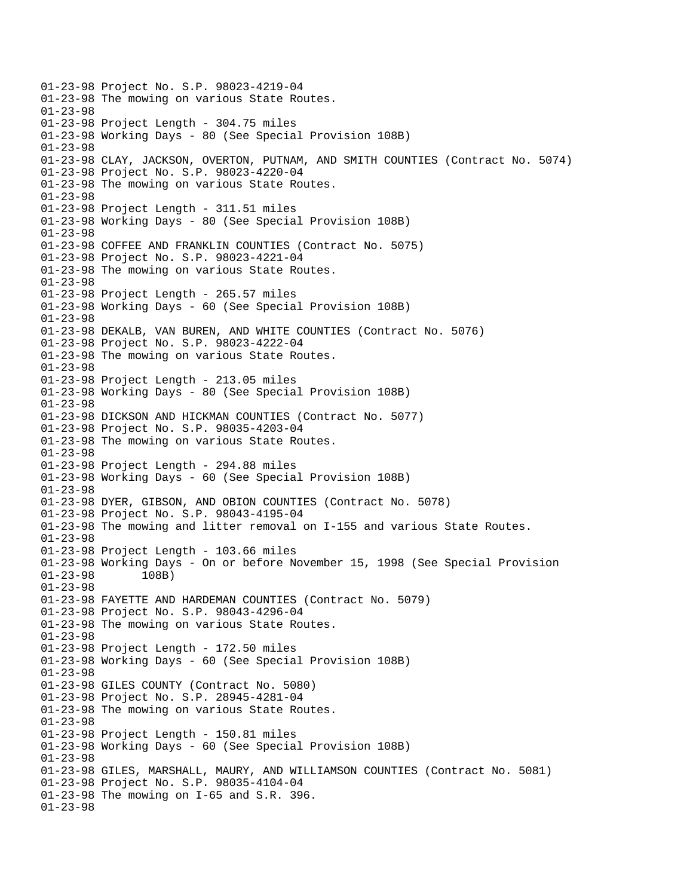```
01-23-98 Project No. S.P. 98023-4219-04
01-23-98 The mowing on various State Routes.
01-23-98
01-23-98 Project Length - 304.75 miles
01-23-98 Working Days - 80 (See Special Provision 108B)
01-23-98
01-23-98 CLAY, JACKSON, OVERTON, PUTNAM, AND SMITH COUNTIES (Contract No. 5074)
01-23-98 Project No. S.P. 98023-4220-04
01-23-98 The mowing on various State Routes.
01-23-98
01-23-98 Project Length - 311.51 miles
01-23-98 Working Days - 80 (See Special Provision 108B)
01-23-98
01-23-98 COFFEE AND FRANKLIN COUNTIES (Contract No. 5075)
01-23-98 Project No. S.P. 98023-4221-04
01-23-98 The mowing on various State Routes.
01-23-98
01-23-98 Project Length - 265.57 miles
01-23-98 Working Days - 60 (See Special Provision 108B)
01-23-98
01-23-98 DEKALB, VAN BUREN, AND WHITE COUNTIES (Contract No. 5076)
01-23-98 Project No. S.P. 98023-4222-04
01-23-98 The mowing on various State Routes.
01-23-98
01-23-98 Project Length - 213.05 miles
01-23-98 Working Days - 80 (See Special Provision 108B)
01-23-98
01-23-98 DICKSON AND HICKMAN COUNTIES (Contract No. 5077)
01-23-98 Project No. S.P. 98035-4203-04
01-23-98 The mowing on various State Routes.
01-23-98
01-23-98 Project Length - 294.88 miles
01-23-98 Working Days - 60 (See Special Provision 108B)
01-23-98
01-23-98 DYER, GIBSON, AND OBION COUNTIES (Contract No. 5078)
01-23-98 Project No. S.P. 98043-4195-04
01-23-98 The mowing and litter removal on I-155 and various State Routes.
01-23-98
01-23-98 Project Length - 103.66 miles
01-23-98 Working Days - On or before November 15, 1998 (See Special Provision
01-23-98        108B)
01-23-98
01-23-98 FAYETTE AND HARDEMAN COUNTIES (Contract No. 5079)
01-23-98 Project No. S.P. 98043-4296-04
01-23-98 The mowing on various State Routes.
01-23-98
01-23-98 Project Length - 172.50 miles
01-23-98 Working Days - 60 (See Special Provision 108B)
01-23-98
01-23-98 GILES COUNTY (Contract No. 5080)
01-23-98 Project No. S.P. 28945-4281-04
01-23-98 The mowing on various State Routes.
01-23-98
01-23-98 Project Length - 150.81 miles
01-23-98 Working Days - 60 (See Special Provision 108B)
01-23-98
01-23-98 GILES, MARSHALL, MAURY, AND WILLIAMSON COUNTIES (Contract No. 5081)
01-23-98 Project No. S.P. 98035-4104-04
01-23-98 The mowing on I-65 and S.R. 396.
01-23-98
```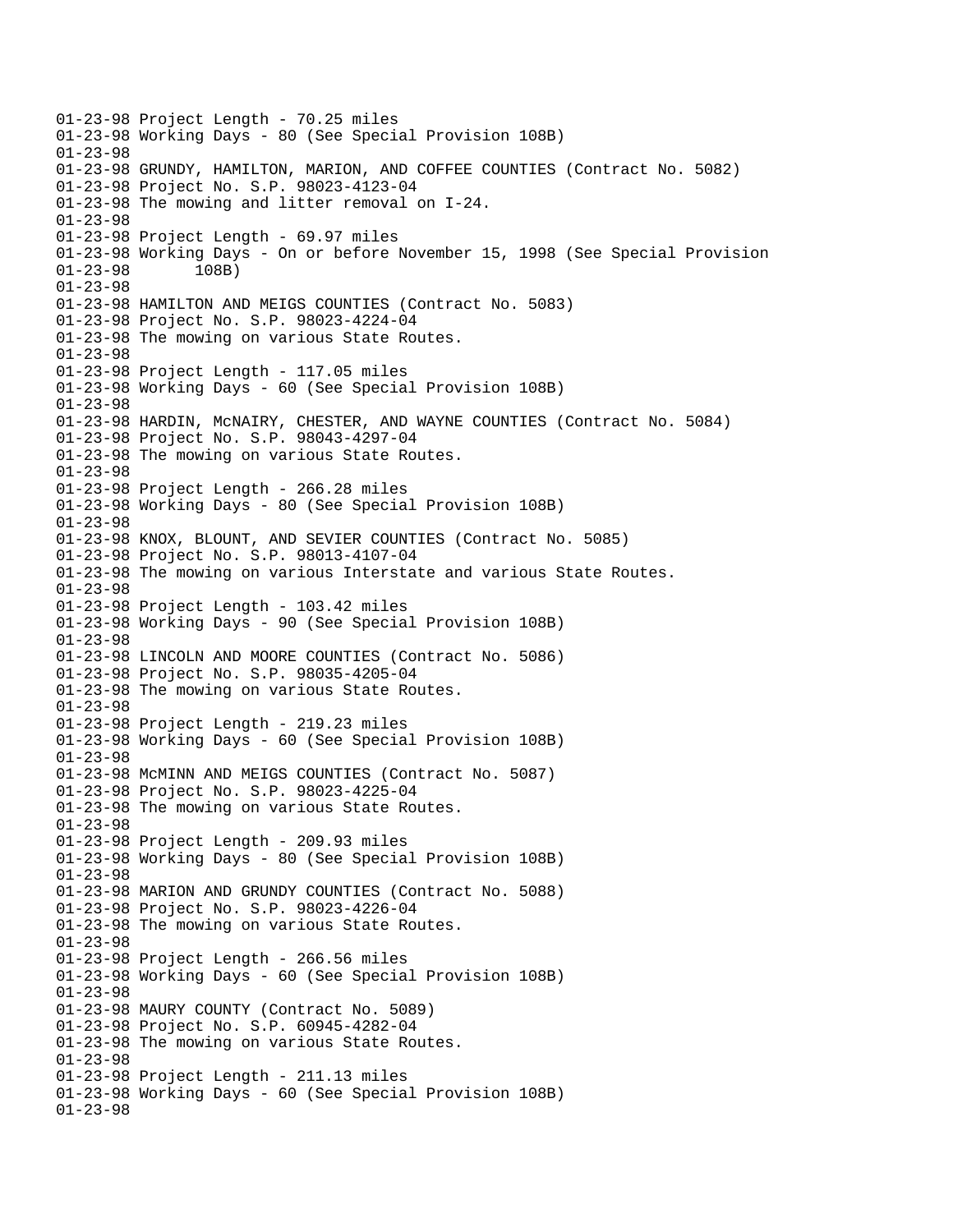01-23-98 Project Length - 70.25 miles
01-23-98 Working Days - 80 (See Special Provision 108B)
01-23-98
01-23-98 GRUNDY, HAMILTON, MARION, AND COFFEE COUNTIES (Contract No. 5082)
01-23-98 Project No. S.P. 98023-4123-04
01-23-98 The mowing and litter removal on I-24.
01-23-98
01-23-98 Project Length - 69.97 miles
01-23-98 Working Days - On or before November 15, 1998 (See Special Provision
01-23-98 108B)
01-23-98
01-23-98 HAMILTON AND MEIGS COUNTIES (Contract No. 5083)
01-23-98 Project No. S.P. 98023-4224-04
01-23-98 The mowing on various State Routes.
01-23-98
01-23-98 Project Length - 117.05 miles
01-23-98 Working Days - 60 (See Special Provision 108B)
01-23-98
01-23-98 HARDIN, McNAIRY, CHESTER, AND WAYNE COUNTIES (Contract No. 5084)
01-23-98 Project No. S.P. 98043-4297-04
01-23-98 The mowing on various State Routes.
01-23-98
01-23-98 Project Length - 266.28 miles
01-23-98 Working Days - 80 (See Special Provision 108B)
01-23-98
01-23-98 KNOX, BLOUNT, AND SEVIER COUNTIES (Contract No. 5085)
01-23-98 Project No. S.P. 98013-4107-04
01-23-98 The mowing on various Interstate and various State Routes.
01-23-98
01-23-98 Project Length - 103.42 miles
01-23-98 Working Days - 90 (See Special Provision 108B)
01-23-98
01-23-98 LINCOLN AND MOORE COUNTIES (Contract No. 5086)
01-23-98 Project No. S.P. 98035-4205-04
01-23-98 The mowing on various State Routes.
01-23-98
01-23-98 Project Length - 219.23 miles
01-23-98 Working Days - 60 (See Special Provision 108B)
01-23-98
01-23-98 McMINN AND MEIGS COUNTIES (Contract No. 5087)
01-23-98 Project No. S.P. 98023-4225-04
01-23-98 The mowing on various State Routes.
01-23-98
01-23-98 Project Length - 209.93 miles
01-23-98 Working Days - 80 (See Special Provision 108B)
01-23-98
01-23-98 MARION AND GRUNDY COUNTIES (Contract No. 5088)
01-23-98 Project No. S.P. 98023-4226-04
01-23-98 The mowing on various State Routes.
01-23-98
01-23-98 Project Length - 266.56 miles
01-23-98 Working Days - 60 (See Special Provision 108B)
01-23-98
01-23-98 MAURY COUNTY (Contract No. 5089)
01-23-98 Project No. S.P. 60945-4282-04
01-23-98 The mowing on various State Routes.
01-23-98
01-23-98 Project Length - 211.13 miles
01-23-98 Working Days - 60 (See Special Provision 108B)
01-23-98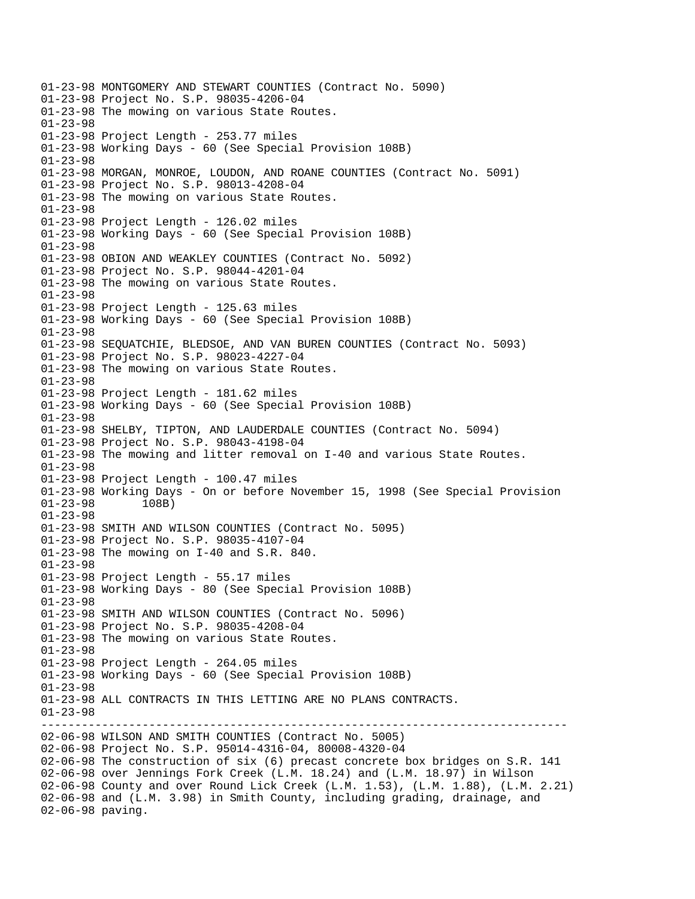```
01-23-98 MONTGOMERY AND STEWART COUNTIES (Contract No. 5090)
01-23-98 Project No. S.P. 98035-4206-04
01-23-98 The mowing on various State Routes.
01-23-98
01-23-98 Project Length - 253.77 miles
01-23-98 Working Days - 60 (See Special Provision 108B)
01-23-98
01-23-98 MORGAN, MONROE, LOUDON, AND ROANE COUNTIES (Contract No. 5091)
01-23-98 Project No. S.P. 98013-4208-04
01-23-98 The mowing on various State Routes.
01-23-98
01-23-98 Project Length - 126.02 miles
01-23-98 Working Days - 60 (See Special Provision 108B)
01-23-98
01-23-98 OBION AND WEAKLEY COUNTIES (Contract No. 5092)
01-23-98 Project No. S.P. 98044-4201-04
01-23-98 The mowing on various State Routes.
01-23-98
01-23-98 Project Length - 125.63 miles
01-23-98 Working Days - 60 (See Special Provision 108B)
01-23-98
01-23-98 SEQUATCHIE, BLEDSOE, AND VAN BUREN COUNTIES (Contract No. 5093)
01-23-98 Project No. S.P. 98023-4227-04
01-23-98 The mowing on various State Routes.
01-23-98
01-23-98 Project Length - 181.62 miles
01-23-98 Working Days - 60 (See Special Provision 108B)
01-23-98
01-23-98 SHELBY, TIPTON, AND LAUDERDALE COUNTIES (Contract No. 5094)
01-23-98 Project No. S.P. 98043-4198-04
01-23-98 The mowing and litter removal on I-40 and various State Routes.
01-23-98
01-23-98 Project Length - 100.47 miles
01-23-98 Working Days - On or before November 15, 1998 (See Special Provision
01-23-98       108B)
01-23-98
01-23-98 SMITH AND WILSON COUNTIES (Contract No. 5095)
01-23-98 Project No. S.P. 98035-4107-04
01-23-98 The mowing on I-40 and S.R. 840.
01-23-98
01-23-98 Project Length - 55.17 miles
01-23-98 Working Days - 80 (See Special Provision 108B)
01-23-98
01-23-98 SMITH AND WILSON COUNTIES (Contract No. 5096)
01-23-98 Project No. S.P. 98035-4208-04
01-23-98 The mowing on various State Routes.
01-23-98
01-23-98 Project Length - 264.05 miles
01-23-98 Working Days - 60 (See Special Provision 108B)
01-23-98
01-23-98 ALL CONTRACTS IN THIS LETTING ARE NO PLANS CONTRACTS.
01-23-98
--------------------------------------------------------------------------------
02-06-98 WILSON AND SMITH COUNTIES (Contract No. 5005)
02-06-98 Project No. S.P. 95014-4316-04, 80008-4320-04
02-06-98 The construction of six (6) precast concrete box bridges on S.R. 141
02-06-98 over Jennings Fork Creek (L.M. 18.24) and (L.M. 18.97) in Wilson
02-06-98 County and over Round Lick Creek (L.M. 1.53), (L.M. 1.88), (L.M. 2.21)
02-06-98 and (L.M. 3.98) in Smith County, including grading, drainage, and
02-06-98 paving.
```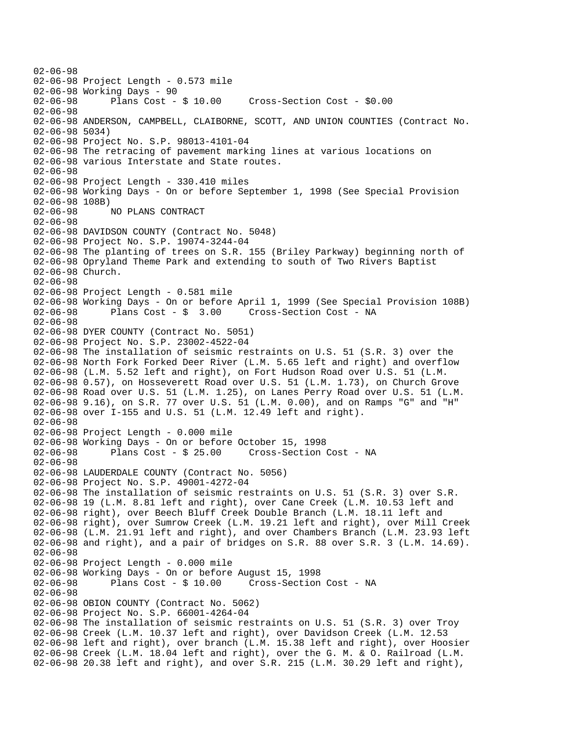```
02-06-98
02-06-98 Project Length - 0.573 mile
02-06-98 Working Days - 90
02-06-98       Plans Cost - $ 10.00     Cross-Section Cost - $0.00
02-06-98
02-06-98 ANDERSON, CAMPBELL, CLAIBORNE, SCOTT, AND UNION COUNTIES (Contract No.
02-06-98 5034)
02-06-98 Project No. S.P. 98013-4101-04
02-06-98 The retracing of pavement marking lines at various locations on
02-06-98 various Interstate and State routes.
02-06-98
02-06-98 Project Length - 330.410 miles
02-06-98 Working Days - On or before September 1, 1998 (See Special Provision
02-06-98 108B)
02-06-98       NO PLANS CONTRACT
02-06-98
02-06-98 DAVIDSON COUNTY (Contract No. 5048)
02-06-98 Project No. S.P. 19074-3244-04
02-06-98 The planting of trees on S.R. 155 (Briley Parkway) beginning north of
02-06-98 Opryland Theme Park and extending to south of Two Rivers Baptist
02-06-98 Church.
02-06-98
02-06-98 Project Length - 0.581 mile
02-06-98 Working Days - On or before April 1, 1999 (See Special Provision 108B)
02-06-98       Plans Cost - $  3.00     Cross-Section Cost - NA
02-06-98
02-06-98 DYER COUNTY (Contract No. 5051)
02-06-98 Project No. S.P. 23002-4522-04
02-06-98 The installation of seismic restraints on U.S. 51 (S.R. 3) over the
02-06-98 North Fork Forked Deer River (L.M. 5.65 left and right) and overflow
02-06-98 (L.M. 5.52 left and right), on Fort Hudson Road over U.S. 51 (L.M.
02-06-98 0.57), on Hosseverett Road over U.S. 51 (L.M. 1.73), on Church Grove
02-06-98 Road over U.S. 51 (L.M. 1.25), on Lanes Perry Road over U.S. 51 (L.M.
02-06-98 9.16), on S.R. 77 over U.S. 51 (L.M. 0.00), and on Ramps "G" and "H"
02-06-98 over I-155 and U.S. 51 (L.M. 12.49 left and right).
02-06-98
02-06-98 Project Length - 0.000 mile
02-06-98 Working Days - On or before October 15, 1998
02-06-98       Plans Cost - $ 25.00     Cross-Section Cost - NA
02-06-98
02-06-98 LAUDERDALE COUNTY (Contract No. 5056)
02-06-98 Project No. S.P. 49001-4272-04
02-06-98 The installation of seismic restraints on U.S. 51 (S.R. 3) over S.R.
02-06-98 19 (L.M. 8.81 left and right), over Cane Creek (L.M. 10.53 left and
02-06-98 right), over Beech Bluff Creek Double Branch (L.M. 18.11 left and
02-06-98 right), over Sumrow Creek (L.M. 19.21 left and right), over Mill Creek
02-06-98 (L.M. 21.91 left and right), and over Chambers Branch (L.M. 23.93 left
02-06-98 and right), and a pair of bridges on S.R. 88 over S.R. 3 (L.M. 14.69).
02-06-98
02-06-98 Project Length - 0.000 mile
02-06-98 Working Days - On or before August 15, 1998
02-06-98       Plans Cost - $ 10.00     Cross-Section Cost - NA
02-06-98
02-06-98 OBION COUNTY (Contract No. 5062)
02-06-98 Project No. S.P. 66001-4264-04
02-06-98 The installation of seismic restraints on U.S. 51 (S.R. 3) over Troy
02-06-98 Creek (L.M. 10.37 left and right), over Davidson Creek (L.M. 12.53
02-06-98 left and right), over branch (L.M. 15.38 left and right), over Hoosier
02-06-98 Creek (L.M. 18.04 left and right), over the G. M. & O. Railroad (L.M.
02-06-98 20.38 left and right), and over S.R. 215 (L.M. 30.29 left and right),
```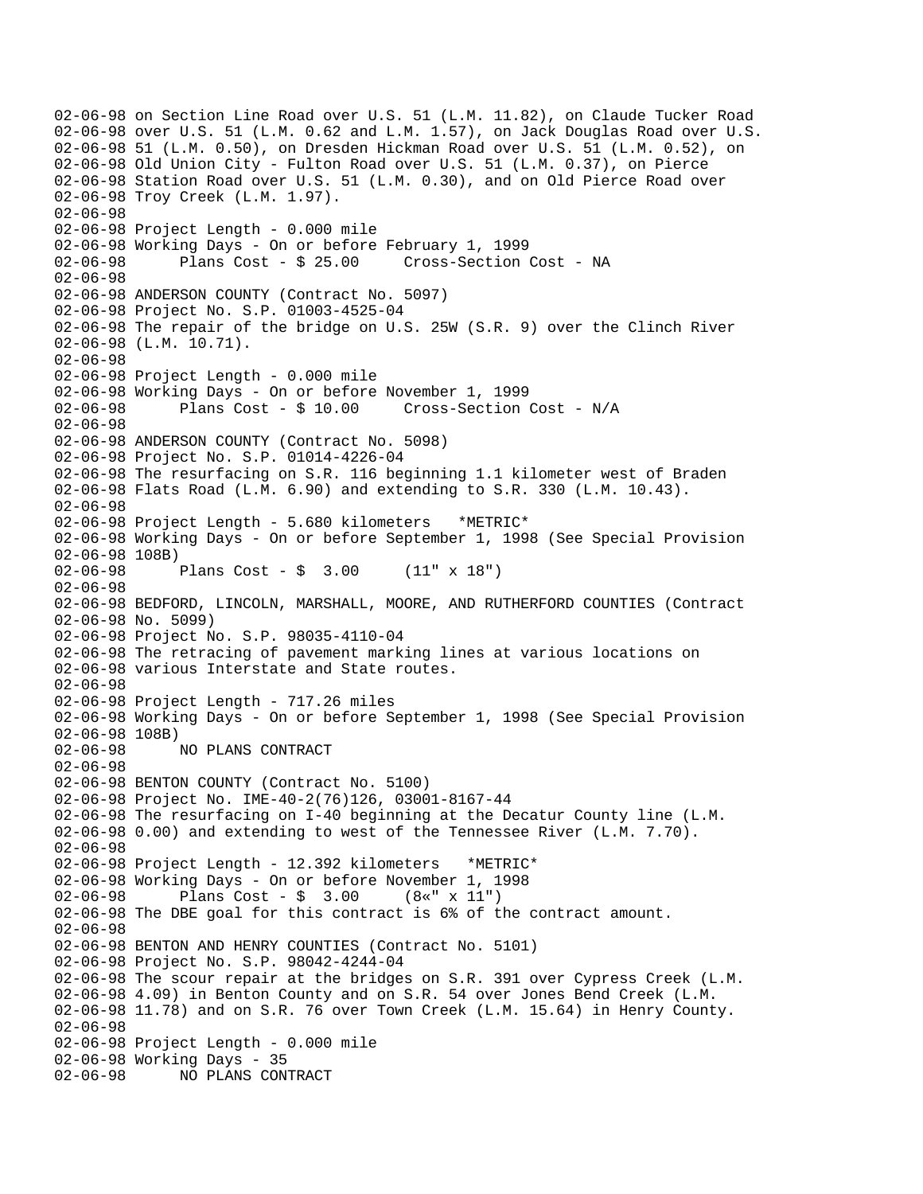```
02-06-98 on Section Line Road over U.S. 51 (L.M. 11.82), on Claude Tucker Road
02-06-98 over U.S. 51 (L.M. 0.62 and L.M. 1.57), on Jack Douglas Road over U.S.
02-06-98 51 (L.M. 0.50), on Dresden Hickman Road over U.S. 51 (L.M. 0.52), on
02-06-98 Old Union City - Fulton Road over U.S. 51 (L.M. 0.37), on Pierce
02-06-98 Station Road over U.S. 51 (L.M. 0.30), and on Old Pierce Road over
02-06-98 Troy Creek (L.M. 1.97).
02-06-98
02-06-98 Project Length - 0.000 mile
02-06-98 Working Days - On or before February 1, 1999
02-06-98       Plans Cost - $ 25.00     Cross-Section Cost - NA
02-06-98
02-06-98 ANDERSON COUNTY (Contract No. 5097)
02-06-98 Project No. S.P. 01003-4525-04
02-06-98 The repair of the bridge on U.S. 25W (S.R. 9) over the Clinch River
02-06-98 (L.M. 10.71).
02-06-98
02-06-98 Project Length - 0.000 mile
02-06-98 Working Days - On or before November 1, 1999
02-06-98       Plans Cost - $ 10.00     Cross-Section Cost - N/A
02-06-98
02-06-98 ANDERSON COUNTY (Contract No. 5098)
02-06-98 Project No. S.P. 01014-4226-04
02-06-98 The resurfacing on S.R. 116 beginning 1.1 kilometer west of Braden
02-06-98 Flats Road (L.M. 6.90) and extending to S.R. 330 (L.M. 10.43).
02-06-98
02-06-98 Project Length - 5.680 kilometers   *METRIC*
02-06-98 Working Days - On or before September 1, 1998 (See Special Provision
02-06-98 108B)
02-06-98       Plans Cost - $  3.00     (11" x 18")
02-06-98
02-06-98 BEDFORD, LINCOLN, MARSHALL, MOORE, AND RUTHERFORD COUNTIES (Contract
02-06-98 No. 5099)
02-06-98 Project No. S.P. 98035-4110-04
02-06-98 The retracing of pavement marking lines at various locations on
02-06-98 various Interstate and State routes.
02-06-98
02-06-98 Project Length - 717.26 miles
02-06-98 Working Days - On or before September 1, 1998 (See Special Provision
02-06-98 108B)
02-06-98       NO PLANS CONTRACT
02-06-98
02-06-98 BENTON COUNTY (Contract No. 5100)
02-06-98 Project No. IME-40-2(76)126, 03001-8167-44
02-06-98 The resurfacing on I-40 beginning at the Decatur County line (L.M.
02-06-98 0.00) and extending to west of the Tennessee River (L.M. 7.70).
02-06-98
02-06-98 Project Length - 12.392 kilometers   *METRIC*
02-06-98 Working Days - On or before November 1, 1998
02-06-98       Plans Cost - $  3.00     (8«" x 11")
02-06-98 The DBE goal for this contract is 6% of the contract amount.
02-06-98
02-06-98 BENTON AND HENRY COUNTIES (Contract No. 5101)
02-06-98 Project No. S.P. 98042-4244-04
02-06-98 The scour repair at the bridges on S.R. 391 over Cypress Creek (L.M.
02-06-98 4.09) in Benton County and on S.R. 54 over Jones Bend Creek (L.M.
02-06-98 11.78) and on S.R. 76 over Town Creek (L.M. 15.64) in Henry County.
02-06-98
02-06-98 Project Length - 0.000 mile
02-06-98 Working Days - 35
02-06-98       NO PLANS CONTRACT
```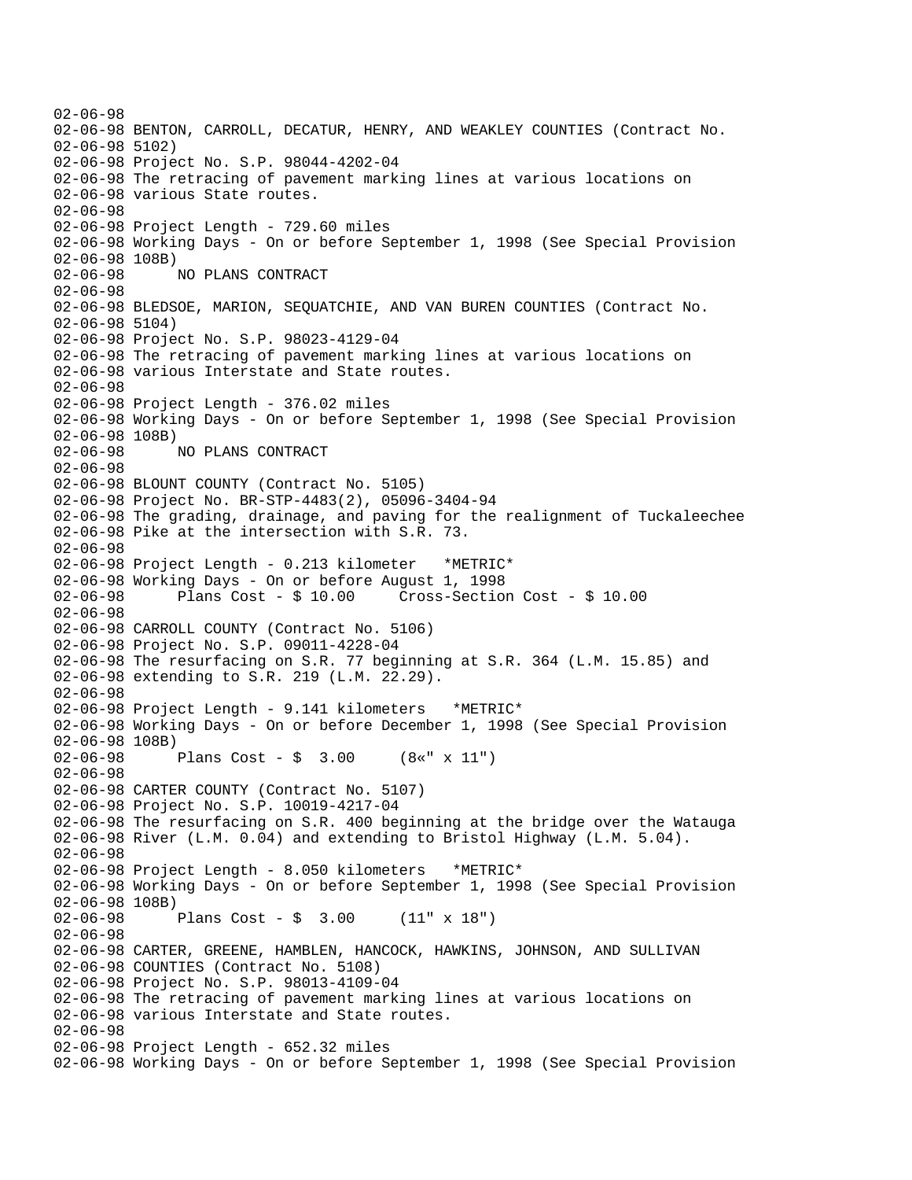```
02-06-98
02-06-98 BENTON, CARROLL, DECATUR, HENRY, AND WEAKLEY COUNTIES (Contract No.
02-06-98 5102)
02-06-98 Project No. S.P. 98044-4202-04
02-06-98 The retracing of pavement marking lines at various locations on
02-06-98 various State routes.
02-06-98
02-06-98 Project Length - 729.60 miles
02-06-98 Working Days - On or before September 1, 1998 (See Special Provision
02-06-98 108B)
02-06-98      NO PLANS CONTRACT
02-06-98
02-06-98 BLEDSOE, MARION, SEQUATCHIE, AND VAN BUREN COUNTIES (Contract No.
02-06-98 5104)
02-06-98 Project No. S.P. 98023-4129-04
02-06-98 The retracing of pavement marking lines at various locations on
02-06-98 various Interstate and State routes.
02-06-98
02-06-98 Project Length - 376.02 miles
02-06-98 Working Days - On or before September 1, 1998 (See Special Provision
02-06-98 108B)
02-06-98      NO PLANS CONTRACT
02-06-98
02-06-98 BLOUNT COUNTY (Contract No. 5105)
02-06-98 Project No. BR-STP-4483(2), 05096-3404-94
02-06-98 The grading, drainage, and paving for the realignment of Tuckaleechee
02-06-98 Pike at the intersection with S.R. 73.
02-06-98
02-06-98 Project Length - 0.213 kilometer   *METRIC*
02-06-98 Working Days - On or before August 1, 1998
02-06-98      Plans Cost - $ 10.00     Cross-Section Cost - $ 10.00
02-06-98
02-06-98 CARROLL COUNTY (Contract No. 5106)
02-06-98 Project No. S.P. 09011-4228-04
02-06-98 The resurfacing on S.R. 77 beginning at S.R. 364 (L.M. 15.85) and
02-06-98 extending to S.R. 219 (L.M. 22.29).
02-06-98
02-06-98 Project Length - 9.141 kilometers   *METRIC*
02-06-98 Working Days - On or before December 1, 1998 (See Special Provision
02-06-98 108B)
02-06-98      Plans Cost - $  3.00     (8«" x 11")
02-06-98
02-06-98 CARTER COUNTY (Contract No. 5107)
02-06-98 Project No. S.P. 10019-4217-04
02-06-98 The resurfacing on S.R. 400 beginning at the bridge over the Watauga
02-06-98 River (L.M. 0.04) and extending to Bristol Highway (L.M. 5.04).
02-06-98
02-06-98 Project Length - 8.050 kilometers   *METRIC*
02-06-98 Working Days - On or before September 1, 1998 (See Special Provision
02-06-98 108B)
02-06-98      Plans Cost - $  3.00     (11" x 18")
02-06-98
02-06-98 CARTER, GREENE, HAMBLEN, HANCOCK, HAWKINS, JOHNSON, AND SULLIVAN
02-06-98 COUNTIES (Contract No. 5108)
02-06-98 Project No. S.P. 98013-4109-04
02-06-98 The retracing of pavement marking lines at various locations on
02-06-98 various Interstate and State routes.
02-06-98
02-06-98 Project Length - 652.32 miles
02-06-98 Working Days - On or before September 1, 1998 (See Special Provision
```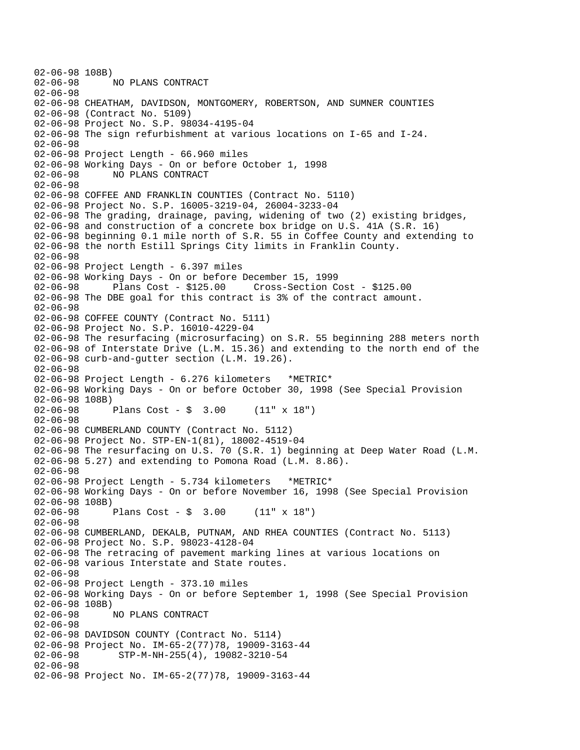```
02-06-98 108B)
02-06-98      NO PLANS CONTRACT
02-06-98
02-06-98 CHEATHAM, DAVIDSON, MONTGOMERY, ROBERTSON, AND SUMNER COUNTIES
02-06-98 (Contract No. 5109)
02-06-98 Project No. S.P. 98034-4195-04
02-06-98 The sign refurbishment at various locations on I-65 and I-24.
02-06-98
02-06-98 Project Length - 66.960 miles
02-06-98 Working Days - On or before October 1, 1998
02-06-98      NO PLANS CONTRACT
02-06-98
02-06-98 COFFEE AND FRANKLIN COUNTIES (Contract No. 5110)
02-06-98 Project No. S.P. 16005-3219-04, 26004-3233-04
02-06-98 The grading, drainage, paving, widening of two (2) existing bridges,
02-06-98 and construction of a concrete box bridge on U.S. 41A (S.R. 16)
02-06-98 beginning 0.1 mile north of S.R. 55 in Coffee County and extending to
02-06-98 the north Estill Springs City limits in Franklin County.
02-06-98
02-06-98 Project Length - 6.397 miles
02-06-98 Working Days - On or before December 15, 1999
02-06-98      Plans Cost - $125.00     Cross-Section Cost - $125.00
02-06-98 The DBE goal for this contract is 3% of the contract amount.
02-06-98
02-06-98 COFFEE COUNTY (Contract No. 5111)
02-06-98 Project No. S.P. 16010-4229-04
02-06-98 The resurfacing (microsurfacing) on S.R. 55 beginning 288 meters north
02-06-98 of Interstate Drive (L.M. 15.36) and extending to the north end of the
02-06-98 curb-and-gutter section (L.M. 19.26).
02-06-98
02-06-98 Project Length - 6.276 kilometers   *METRIC*
02-06-98 Working Days - On or before October 30, 1998 (See Special Provision
02-06-98 108B)
02-06-98      Plans Cost - $  3.00     (11" x 18")
02-06-98
02-06-98 CUMBERLAND COUNTY (Contract No. 5112)
02-06-98 Project No. STP-EN-1(81), 18002-4519-04
02-06-98 The resurfacing on U.S. 70 (S.R. 1) beginning at Deep Water Road (L.M.
02-06-98 5.27) and extending to Pomona Road (L.M. 8.86).
02-06-98
02-06-98 Project Length - 5.734 kilometers   *METRIC*
02-06-98 Working Days - On or before November 16, 1998 (See Special Provision
02-06-98 108B)
02-06-98      Plans Cost - $  3.00     (11" x 18")
02-06-98
02-06-98 CUMBERLAND, DEKALB, PUTNAM, AND RHEA COUNTIES (Contract No. 5113)
02-06-98 Project No. S.P. 98023-4128-04
02-06-98 The retracing of pavement marking lines at various locations on
02-06-98 various Interstate and State routes.
02-06-98
02-06-98 Project Length - 373.10 miles
02-06-98 Working Days - On or before September 1, 1998 (See Special Provision
02-06-98 108B)
02-06-98      NO PLANS CONTRACT
02-06-98
02-06-98 DAVIDSON COUNTY (Contract No. 5114)
02-06-98 Project No. IM-65-2(77)78, 19009-3163-44
02-06-98        STP-M-NH-255(4), 19082-3210-54
02-06-98
02-06-98 Project No. IM-65-2(77)78, 19009-3163-44
```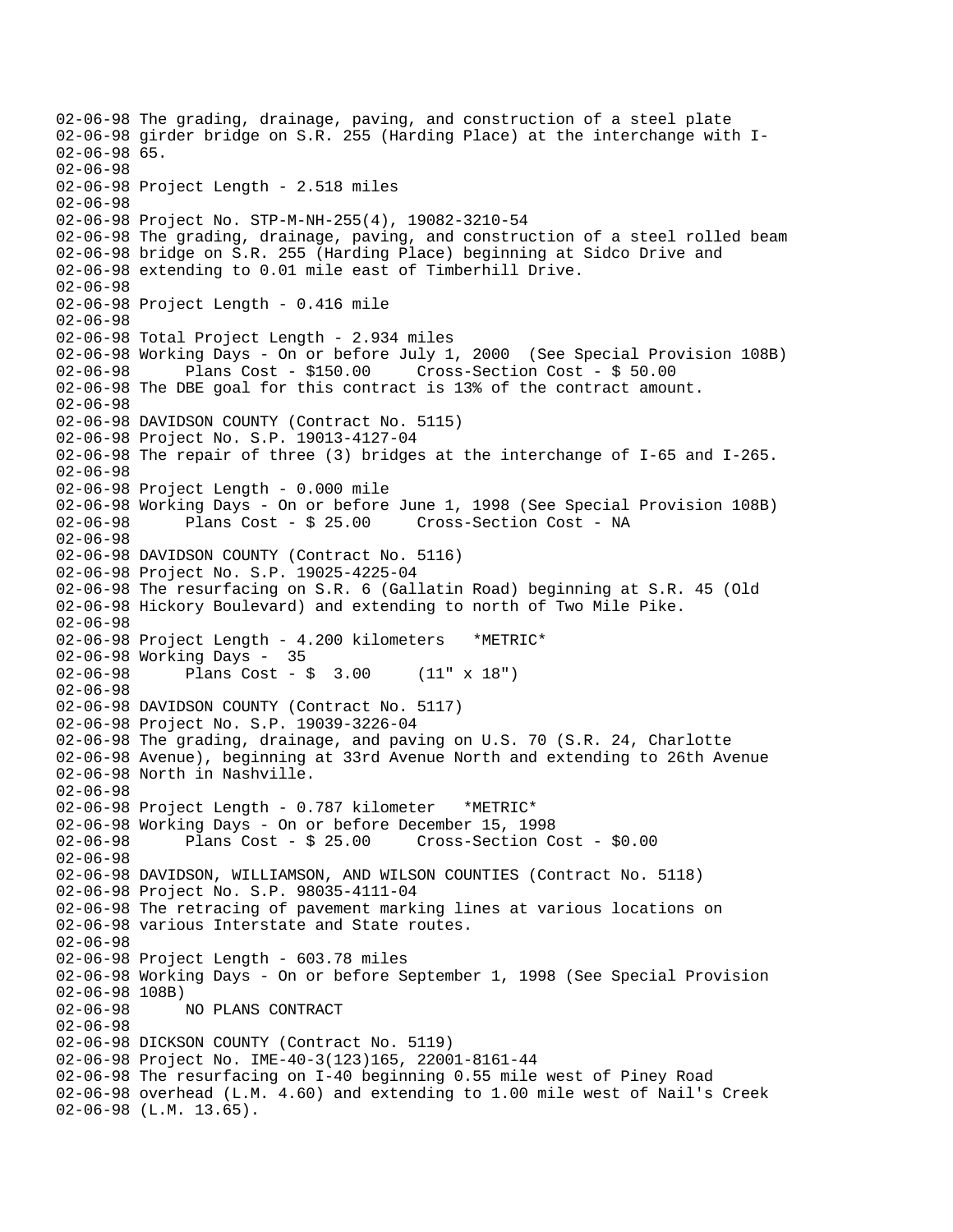```
02-06-98 The grading, drainage, paving, and construction of a steel plate
02-06-98 girder bridge on S.R. 255 (Harding Place) at the interchange with I-
02-06-98 65.
02-06-98
02-06-98 Project Length - 2.518 miles
02-06-98
02-06-98 Project No. STP-M-NH-255(4), 19082-3210-54
02-06-98 The grading, drainage, paving, and construction of a steel rolled beam
02-06-98 bridge on S.R. 255 (Harding Place) beginning at Sidco Drive and
02-06-98 extending to 0.01 mile east of Timberhill Drive.
02-06-98
02-06-98 Project Length - 0.416 mile
02-06-98
02-06-98 Total Project Length - 2.934 miles
02-06-98 Working Days - On or before July 1, 2000  (See Special Provision 108B)
02-06-98       Plans Cost - $150.00     Cross-Section Cost - $ 50.00
02-06-98 The DBE goal for this contract is 13% of the contract amount.
02-06-98
02-06-98 DAVIDSON COUNTY (Contract No. 5115)
02-06-98 Project No. S.P. 19013-4127-04
02-06-98 The repair of three (3) bridges at the interchange of I-65 and I-265.
02-06-98
02-06-98 Project Length - 0.000 mile
02-06-98 Working Days - On or before June 1, 1998 (See Special Provision 108B)
02-06-98       Plans Cost - $ 25.00     Cross-Section Cost - NA
02-06-98
02-06-98 DAVIDSON COUNTY (Contract No. 5116)
02-06-98 Project No. S.P. 19025-4225-04
02-06-98 The resurfacing on S.R. 6 (Gallatin Road) beginning at S.R. 45 (Old
02-06-98 Hickory Boulevard) and extending to north of Two Mile Pike.
02-06-98
02-06-98 Project Length - 4.200 kilometers   *METRIC*
02-06-98 Working Days -  35
02-06-98       Plans Cost - $  3.00     (11" x 18")
02-06-98
02-06-98 DAVIDSON COUNTY (Contract No. 5117)
02-06-98 Project No. S.P. 19039-3226-04
02-06-98 The grading, drainage, and paving on U.S. 70 (S.R. 24, Charlotte
02-06-98 Avenue), beginning at 33rd Avenue North and extending to 26th Avenue
02-06-98 North in Nashville.
02-06-98
02-06-98 Project Length - 0.787 kilometer   *METRIC*
02-06-98 Working Days - On or before December 15, 1998
02-06-98       Plans Cost - $ 25.00     Cross-Section Cost - $0.00
02-06-98
02-06-98 DAVIDSON, WILLIAMSON, AND WILSON COUNTIES (Contract No. 5118)
02-06-98 Project No. S.P. 98035-4111-04
02-06-98 The retracing of pavement marking lines at various locations on
02-06-98 various Interstate and State routes.
02-06-98
02-06-98 Project Length - 603.78 miles
02-06-98 Working Days - On or before September 1, 1998 (See Special Provision
02-06-98 108B)
02-06-98       NO PLANS CONTRACT
02-06-98
02-06-98 DICKSON COUNTY (Contract No. 5119)
02-06-98 Project No. IME-40-3(123)165, 22001-8161-44
02-06-98 The resurfacing on I-40 beginning 0.55 mile west of Piney Road
02-06-98 overhead (L.M. 4.60) and extending to 1.00 mile west of Nail's Creek
02-06-98 (L.M. 13.65).
```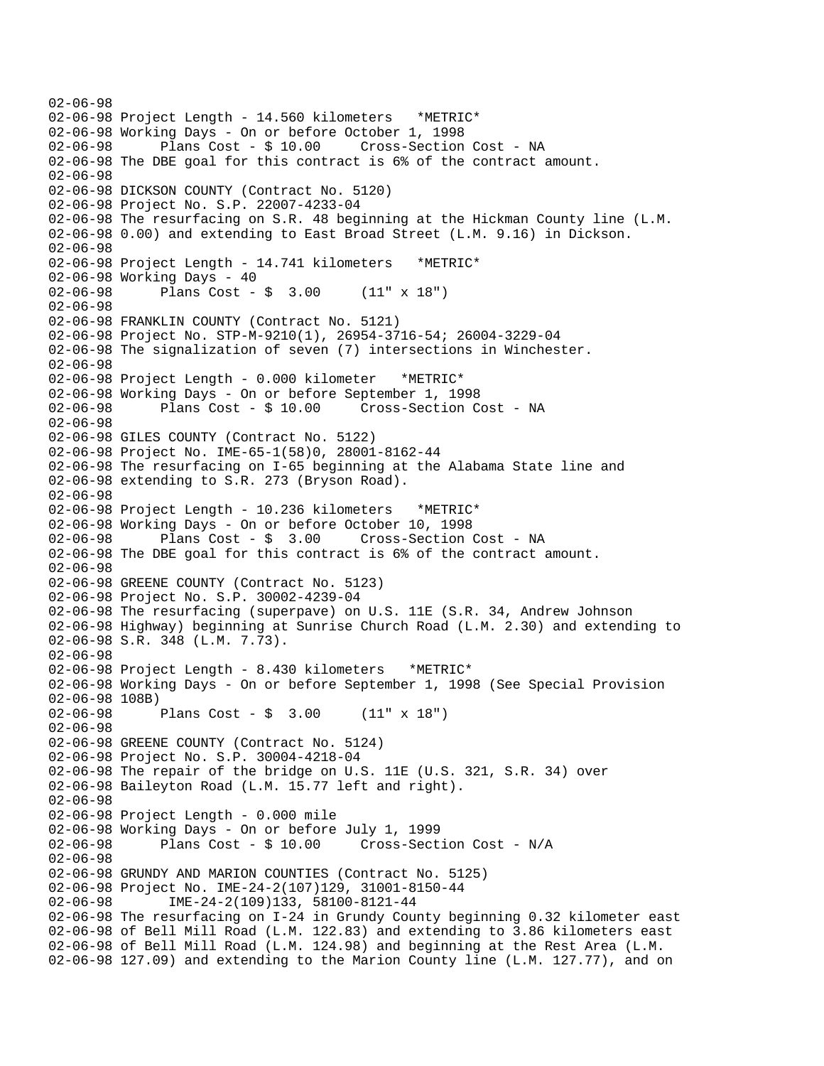```
02-06-98
02-06-98 Project Length - 14.560 kilometers   *METRIC*
02-06-98 Working Days - On or before October 1, 1998
02-06-98      Plans Cost - $ 10.00     Cross-Section Cost - NA
02-06-98 The DBE goal for this contract is 6% of the contract amount.
02-06-98
02-06-98 DICKSON COUNTY (Contract No. 5120)
02-06-98 Project No. S.P. 22007-4233-04
02-06-98 The resurfacing on S.R. 48 beginning at the Hickman County line (L.M.
02-06-98 0.00) and extending to East Broad Street (L.M. 9.16) in Dickson.
02-06-98
02-06-98 Project Length - 14.741 kilometers   *METRIC*
02-06-98 Working Days - 40
02-06-98      Plans Cost - $  3.00     (11" x 18")
02-06-98
02-06-98 FRANKLIN COUNTY (Contract No. 5121)
02-06-98 Project No. STP-M-9210(1), 26954-3716-54; 26004-3229-04
02-06-98 The signalization of seven (7) intersections in Winchester.
02-06-98
02-06-98 Project Length - 0.000 kilometer   *METRIC*
02-06-98 Working Days - On or before September 1, 1998
02-06-98      Plans Cost - $ 10.00     Cross-Section Cost - NA
02-06-98
02-06-98 GILES COUNTY (Contract No. 5122)
02-06-98 Project No. IME-65-1(58)0, 28001-8162-44
02-06-98 The resurfacing on I-65 beginning at the Alabama State line and
02-06-98 extending to S.R. 273 (Bryson Road).
02-06-98
02-06-98 Project Length - 10.236 kilometers   *METRIC*
02-06-98 Working Days - On or before October 10, 1998
02-06-98      Plans Cost - $  3.00     Cross-Section Cost - NA
02-06-98 The DBE goal for this contract is 6% of the contract amount.
02-06-98
02-06-98 GREENE COUNTY (Contract No. 5123)
02-06-98 Project No. S.P. 30002-4239-04
02-06-98 The resurfacing (superpave) on U.S. 11E (S.R. 34, Andrew Johnson
02-06-98 Highway) beginning at Sunrise Church Road (L.M. 2.30) and extending to
02-06-98 S.R. 348 (L.M. 7.73).
02-06-98
02-06-98 Project Length - 8.430 kilometers   *METRIC*
02-06-98 Working Days - On or before September 1, 1998 (See Special Provision
02-06-98 108B)
02-06-98      Plans Cost - $  3.00     (11" x 18")
02-06-98
02-06-98 GREENE COUNTY (Contract No. 5124)
02-06-98 Project No. S.P. 30004-4218-04
02-06-98 The repair of the bridge on U.S. 11E (U.S. 321, S.R. 34) over
02-06-98 Baileyton Road (L.M. 15.77 left and right).
02-06-98
02-06-98 Project Length - 0.000 mile
02-06-98 Working Days - On or before July 1, 1999
02-06-98      Plans Cost - $ 10.00     Cross-Section Cost - N/A
02-06-98
02-06-98 GRUNDY AND MARION COUNTIES (Contract No. 5125)
02-06-98 Project No. IME-24-2(107)129, 31001-8150-44
02-06-98       IME-24-2(109)133, 58100-8121-44
02-06-98 The resurfacing on I-24 in Grundy County beginning 0.32 kilometer east
02-06-98 of Bell Mill Road (L.M. 122.83) and extending to 3.86 kilometers east
02-06-98 of Bell Mill Road (L.M. 124.98) and beginning at the Rest Area (L.M.
02-06-98 127.09) and extending to the Marion County line (L.M. 127.77), and on
```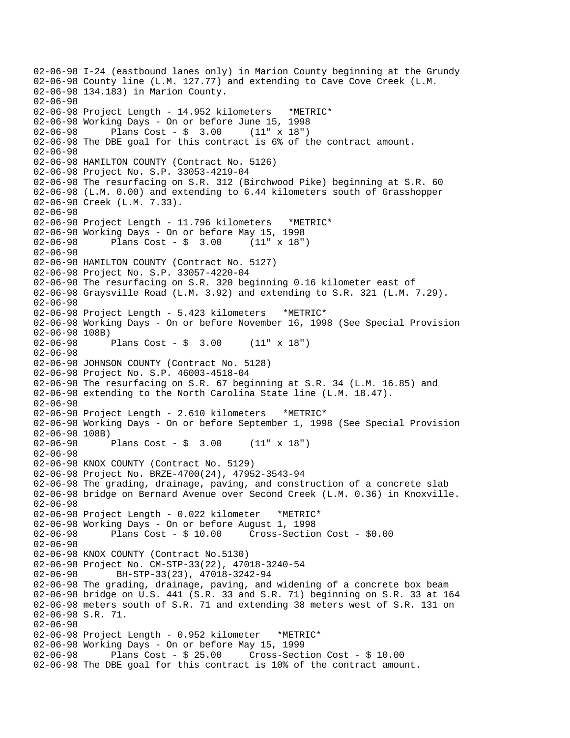02-06-98 I-24 (eastbound lanes only) in Marion County beginning at the Grundy
02-06-98 County line (L.M. 127.77) and extending to Cave Cove Creek (L.M.
02-06-98 134.183) in Marion County.
02-06-98
02-06-98 Project Length - 14.952 kilometers   *METRIC*
02-06-98 Working Days - On or before June 15, 1998
02-06-98       Plans Cost - $  3.00     (11" x 18")
02-06-98 The DBE goal for this contract is 6% of the contract amount.
02-06-98
02-06-98 HAMILTON COUNTY (Contract No. 5126)
02-06-98 Project No. S.P. 33053-4219-04
02-06-98 The resurfacing on S.R. 312 (Birchwood Pike) beginning at S.R. 60
02-06-98 (L.M. 0.00) and extending to 6.44 kilometers south of Grasshopper
02-06-98 Creek (L.M. 7.33).
02-06-98
02-06-98 Project Length - 11.796 kilometers   *METRIC*
02-06-98 Working Days - On or before May 15, 1998
02-06-98       Plans Cost - $  3.00     (11" x 18")
02-06-98
02-06-98 HAMILTON COUNTY (Contract No. 5127)
02-06-98 Project No. S.P. 33057-4220-04
02-06-98 The resurfacing on S.R. 320 beginning 0.16 kilometer east of
02-06-98 Graysville Road (L.M. 3.92) and extending to S.R. 321 (L.M. 7.29).
02-06-98
02-06-98 Project Length - 5.423 kilometers   *METRIC*
02-06-98 Working Days - On or before November 16, 1998 (See Special Provision
02-06-98 108B)
02-06-98       Plans Cost - $  3.00     (11" x 18")
02-06-98
02-06-98 JOHNSON COUNTY (Contract No. 5128)
02-06-98 Project No. S.P. 46003-4518-04
02-06-98 The resurfacing on S.R. 67 beginning at S.R. 34 (L.M. 16.85) and
02-06-98 extending to the North Carolina State line (L.M. 18.47).
02-06-98
02-06-98 Project Length - 2.610 kilometers   *METRIC*
02-06-98 Working Days - On or before September 1, 1998 (See Special Provision
02-06-98 108B)
02-06-98       Plans Cost - $  3.00     (11" x 18")
02-06-98
02-06-98 KNOX COUNTY (Contract No. 5129)
02-06-98 Project No. BRZE-4700(24), 47952-3543-94
02-06-98 The grading, drainage, paving, and construction of a concrete slab
02-06-98 bridge on Bernard Avenue over Second Creek (L.M. 0.36) in Knoxville.
02-06-98
02-06-98 Project Length - 0.022 kilometer   *METRIC*
02-06-98 Working Days - On or before August 1, 1998
02-06-98       Plans Cost - $ 10.00     Cross-Section Cost - $0.00
02-06-98
02-06-98 KNOX COUNTY (Contract No.5130)
02-06-98 Project No. CM-STP-33(22), 47018-3240-54
02-06-98        BH-STP-33(23), 47018-3242-94
02-06-98 The grading, drainage, paving, and widening of a concrete box beam
02-06-98 bridge on U.S. 441 (S.R. 33 and S.R. 71) beginning on S.R. 33 at 164
02-06-98 meters south of S.R. 71 and extending 38 meters west of S.R. 131 on
02-06-98 S.R. 71.
02-06-98
02-06-98 Project Length - 0.952 kilometer   *METRIC*
02-06-98 Working Days - On or before May 15, 1999
02-06-98       Plans Cost - $ 25.00     Cross-Section Cost - $ 10.00
02-06-98 The DBE goal for this contract is 10% of the contract amount.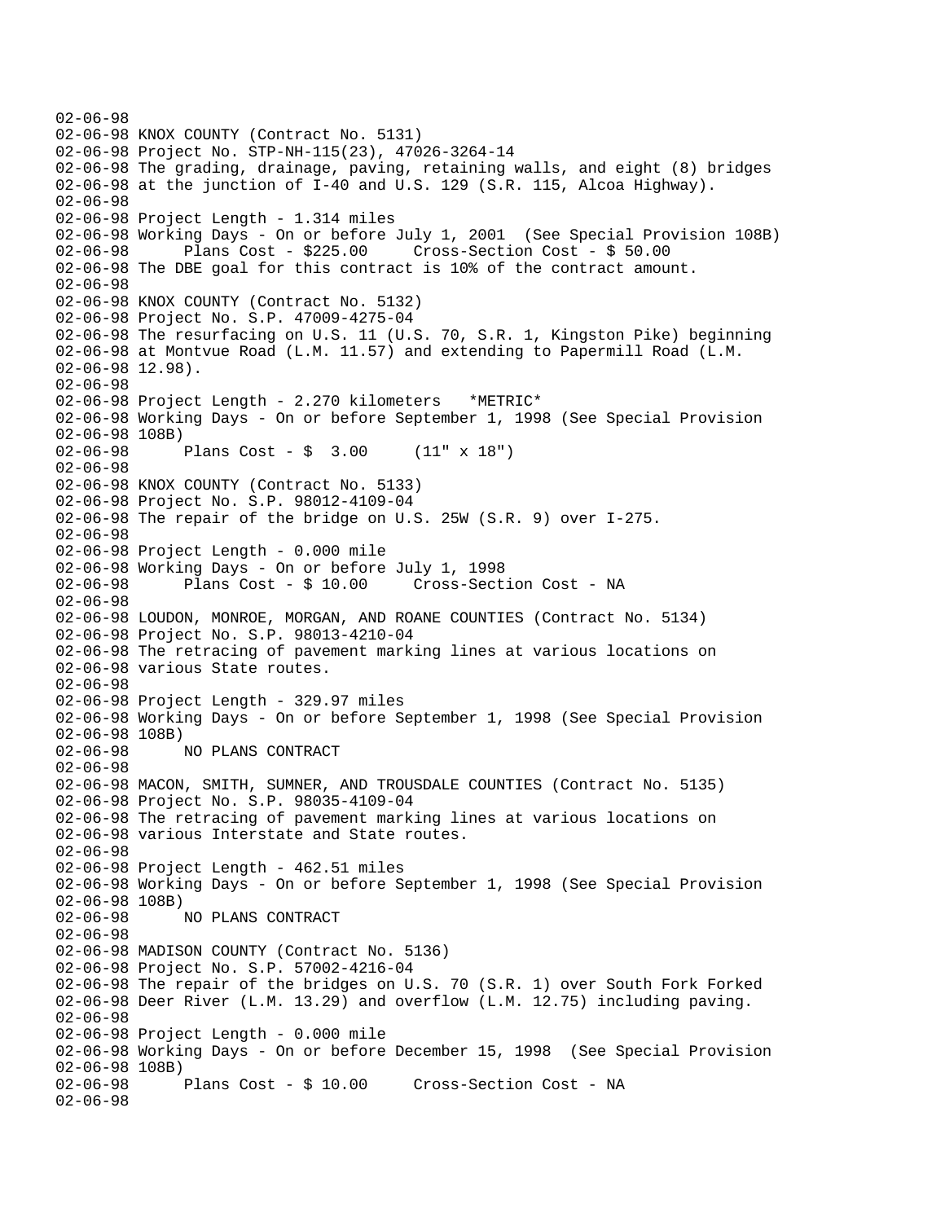```
02-06-98
02-06-98 KNOX COUNTY (Contract No. 5131)
02-06-98 Project No. STP-NH-115(23), 47026-3264-14
02-06-98 The grading, drainage, paving, retaining walls, and eight (8) bridges
02-06-98 at the junction of I-40 and U.S. 129 (S.R. 115, Alcoa Highway).
02-06-98
02-06-98 Project Length - 1.314 miles
02-06-98 Working Days - On or before July 1, 2001  (See Special Provision 108B)
02-06-98       Plans Cost - $225.00     Cross-Section Cost - $ 50.00
02-06-98 The DBE goal for this contract is 10% of the contract amount.
02-06-98
02-06-98 KNOX COUNTY (Contract No. 5132)
02-06-98 Project No. S.P. 47009-4275-04
02-06-98 The resurfacing on U.S. 11 (U.S. 70, S.R. 1, Kingston Pike) beginning
02-06-98 at Montvue Road (L.M. 11.57) and extending to Papermill Road (L.M.
02-06-98 12.98).
02-06-98
02-06-98 Project Length - 2.270 kilometers   *METRIC*
02-06-98 Working Days - On or before September 1, 1998 (See Special Provision
02-06-98 108B)
02-06-98       Plans Cost - $  3.00     (11" x 18")
02-06-98
02-06-98 KNOX COUNTY (Contract No. 5133)
02-06-98 Project No. S.P. 98012-4109-04
02-06-98 The repair of the bridge on U.S. 25W (S.R. 9) over I-275.
02-06-98
02-06-98 Project Length - 0.000 mile
02-06-98 Working Days - On or before July 1, 1998
02-06-98       Plans Cost - $ 10.00     Cross-Section Cost - NA
02-06-98
02-06-98 LOUDON, MONROE, MORGAN, AND ROANE COUNTIES (Contract No. 5134)
02-06-98 Project No. S.P. 98013-4210-04
02-06-98 The retracing of pavement marking lines at various locations on
02-06-98 various State routes.
02-06-98
02-06-98 Project Length - 329.97 miles
02-06-98 Working Days - On or before September 1, 1998 (See Special Provision
02-06-98 108B)
02-06-98       NO PLANS CONTRACT
02-06-98
02-06-98 MACON, SMITH, SUMNER, AND TROUSDALE COUNTIES (Contract No. 5135)
02-06-98 Project No. S.P. 98035-4109-04
02-06-98 The retracing of pavement marking lines at various locations on
02-06-98 various Interstate and State routes.
02-06-98
02-06-98 Project Length - 462.51 miles
02-06-98 Working Days - On or before September 1, 1998 (See Special Provision
02-06-98 108B)
02-06-98       NO PLANS CONTRACT
02-06-98
02-06-98 MADISON COUNTY (Contract No. 5136)
02-06-98 Project No. S.P. 57002-4216-04
02-06-98 The repair of the bridges on U.S. 70 (S.R. 1) over South Fork Forked
02-06-98 Deer River (L.M. 13.29) and overflow (L.M. 12.75) including paving.
02-06-98
02-06-98 Project Length - 0.000 mile
02-06-98 Working Days - On or before December 15, 1998  (See Special Provision
02-06-98 108B)
02-06-98       Plans Cost - $ 10.00     Cross-Section Cost - NA
02-06-98
```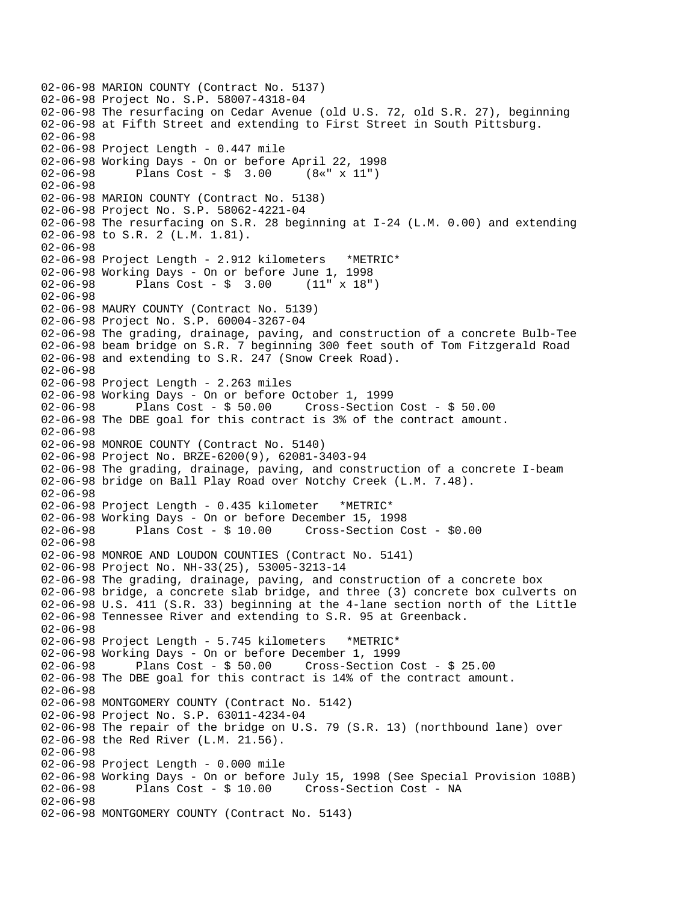```
02-06-98 MARION COUNTY (Contract No. 5137)
02-06-98 Project No. S.P. 58007-4318-04
02-06-98 The resurfacing on Cedar Avenue (old U.S. 72, old S.R. 27), beginning
02-06-98 at Fifth Street and extending to First Street in South Pittsburg.
02-06-98
02-06-98 Project Length - 0.447 mile
02-06-98 Working Days - On or before April 22, 1998
02-06-98      Plans Cost - $  3.00     (8«" x 11")
02-06-98
02-06-98 MARION COUNTY (Contract No. 5138)
02-06-98 Project No. S.P. 58062-4221-04
02-06-98 The resurfacing on S.R. 28 beginning at I-24 (L.M. 0.00) and extending
02-06-98 to S.R. 2 (L.M. 1.81).
02-06-98
02-06-98 Project Length - 2.912 kilometers   *METRIC*
02-06-98 Working Days - On or before June 1, 1998
02-06-98      Plans Cost - $  3.00     (11" x 18")
02-06-98
02-06-98 MAURY COUNTY (Contract No. 5139)
02-06-98 Project No. S.P. 60004-3267-04
02-06-98 The grading, drainage, paving, and construction of a concrete Bulb-Tee
02-06-98 beam bridge on S.R. 7 beginning 300 feet south of Tom Fitzgerald Road
02-06-98 and extending to S.R. 247 (Snow Creek Road).
02-06-98
02-06-98 Project Length - 2.263 miles
02-06-98 Working Days - On or before October 1, 1999
02-06-98      Plans Cost - $ 50.00     Cross-Section Cost - $ 50.00
02-06-98 The DBE goal for this contract is 3% of the contract amount.
02-06-98
02-06-98 MONROE COUNTY (Contract No. 5140)
02-06-98 Project No. BRZE-6200(9), 62081-3403-94
02-06-98 The grading, drainage, paving, and construction of a concrete I-beam
02-06-98 bridge on Ball Play Road over Notchy Creek (L.M. 7.48).
02-06-98
02-06-98 Project Length - 0.435 kilometer   *METRIC*
02-06-98 Working Days - On or before December 15, 1998
02-06-98      Plans Cost - $ 10.00     Cross-Section Cost - $0.00
02-06-98
02-06-98 MONROE AND LOUDON COUNTIES (Contract No. 5141)
02-06-98 Project No. NH-33(25), 53005-3213-14
02-06-98 The grading, drainage, paving, and construction of a concrete box
02-06-98 bridge, a concrete slab bridge, and three (3) concrete box culverts on
02-06-98 U.S. 411 (S.R. 33) beginning at the 4-lane section north of the Little
02-06-98 Tennessee River and extending to S.R. 95 at Greenback.
02-06-98
02-06-98 Project Length - 5.745 kilometers   *METRIC*
02-06-98 Working Days - On or before December 1, 1999
02-06-98      Plans Cost - $ 50.00     Cross-Section Cost - $ 25.00
02-06-98 The DBE goal for this contract is 14% of the contract amount.
02-06-98
02-06-98 MONTGOMERY COUNTY (Contract No. 5142)
02-06-98 Project No. S.P. 63011-4234-04
02-06-98 The repair of the bridge on U.S. 79 (S.R. 13) (northbound lane) over
02-06-98 the Red River (L.M. 21.56).
02-06-98
02-06-98 Project Length - 0.000 mile
02-06-98 Working Days - On or before July 15, 1998 (See Special Provision 108B)
02-06-98      Plans Cost - $ 10.00     Cross-Section Cost - NA
02-06-98
02-06-98 MONTGOMERY COUNTY (Contract No. 5143)
```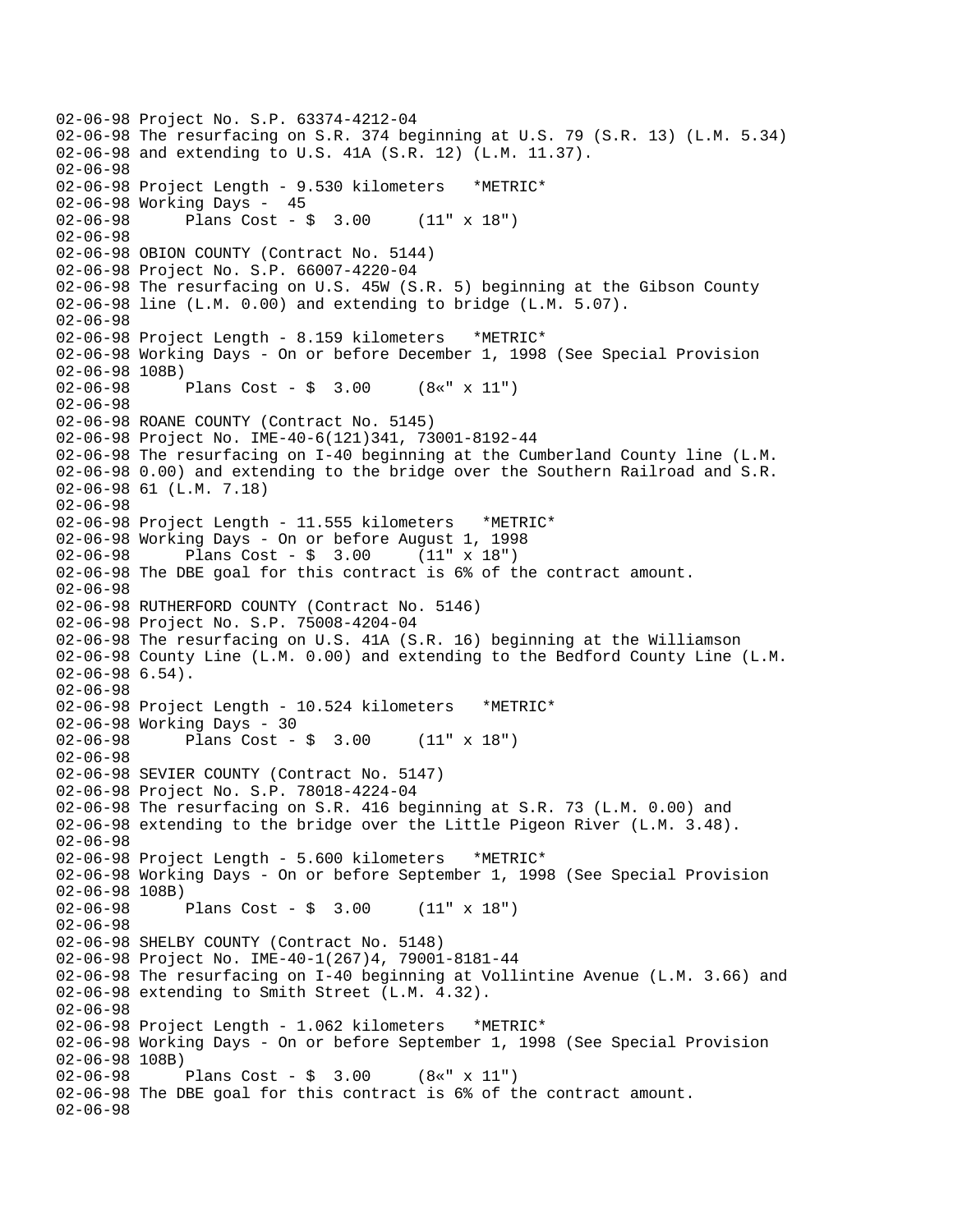02-06-98 Project No. S.P. 63374-4212-04
02-06-98 The resurfacing on S.R. 374 beginning at U.S. 79 (S.R. 13) (L.M. 5.34)
02-06-98 and extending to U.S. 41A (S.R. 12) (L.M. 11.37).
02-06-98
02-06-98 Project Length - 9.530 kilometers *METRIC*
02-06-98 Working Days - 45
02-06-98 Plans Cost - $ 3.00 (11" x 18")
02-06-98
02-06-98 OBION COUNTY (Contract No. 5144)
02-06-98 Project No. S.P. 66007-4220-04
02-06-98 The resurfacing on U.S. 45W (S.R. 5) beginning at the Gibson County
02-06-98 line (L.M. 0.00) and extending to bridge (L.M. 5.07).
02-06-98
02-06-98 Project Length - 8.159 kilometers *METRIC*
02-06-98 Working Days - On or before December 1, 1998 (See Special Provision
02-06-98 108B)
02-06-98 Plans Cost - $ 3.00 (8«" x 11")
02-06-98
02-06-98 ROANE COUNTY (Contract No. 5145)
02-06-98 Project No. IME-40-6(121)341, 73001-8192-44
02-06-98 The resurfacing on I-40 beginning at the Cumberland County line (L.M.
02-06-98 0.00) and extending to the bridge over the Southern Railroad and S.R.
02-06-98 61 (L.M. 7.18)
02-06-98
02-06-98 Project Length - 11.555 kilometers *METRIC*
02-06-98 Working Days - On or before August 1, 1998
02-06-98 Plans Cost - $ 3.00 (11" x 18")
02-06-98 The DBE goal for this contract is 6% of the contract amount.
02-06-98
02-06-98 RUTHERFORD COUNTY (Contract No. 5146)
02-06-98 Project No. S.P. 75008-4204-04
02-06-98 The resurfacing on U.S. 41A (S.R. 16) beginning at the Williamson
02-06-98 County Line (L.M. 0.00) and extending to the Bedford County Line (L.M.
02-06-98 6.54).
02-06-98
02-06-98 Project Length - 10.524 kilometers *METRIC*
02-06-98 Working Days - 30
02-06-98 Plans Cost - $ 3.00 (11" x 18")
02-06-98
02-06-98 SEVIER COUNTY (Contract No. 5147)
02-06-98 Project No. S.P. 78018-4224-04
02-06-98 The resurfacing on S.R. 416 beginning at S.R. 73 (L.M. 0.00) and
02-06-98 extending to the bridge over the Little Pigeon River (L.M. 3.48).
02-06-98
02-06-98 Project Length - 5.600 kilometers *METRIC*
02-06-98 Working Days - On or before September 1, 1998 (See Special Provision
02-06-98 108B)
02-06-98 Plans Cost - $ 3.00 (11" x 18")
02-06-98
02-06-98 SHELBY COUNTY (Contract No. 5148)
02-06-98 Project No. IME-40-1(267)4, 79001-8181-44
02-06-98 The resurfacing on I-40 beginning at Vollintine Avenue (L.M. 3.66) and
02-06-98 extending to Smith Street (L.M. 4.32).
02-06-98
02-06-98 Project Length - 1.062 kilometers *METRIC*
02-06-98 Working Days - On or before September 1, 1998 (See Special Provision
02-06-98 108B)
02-06-98 Plans Cost - $ 3.00 (8«" x 11")
02-06-98 The DBE goal for this contract is 6% of the contract amount.
02-06-98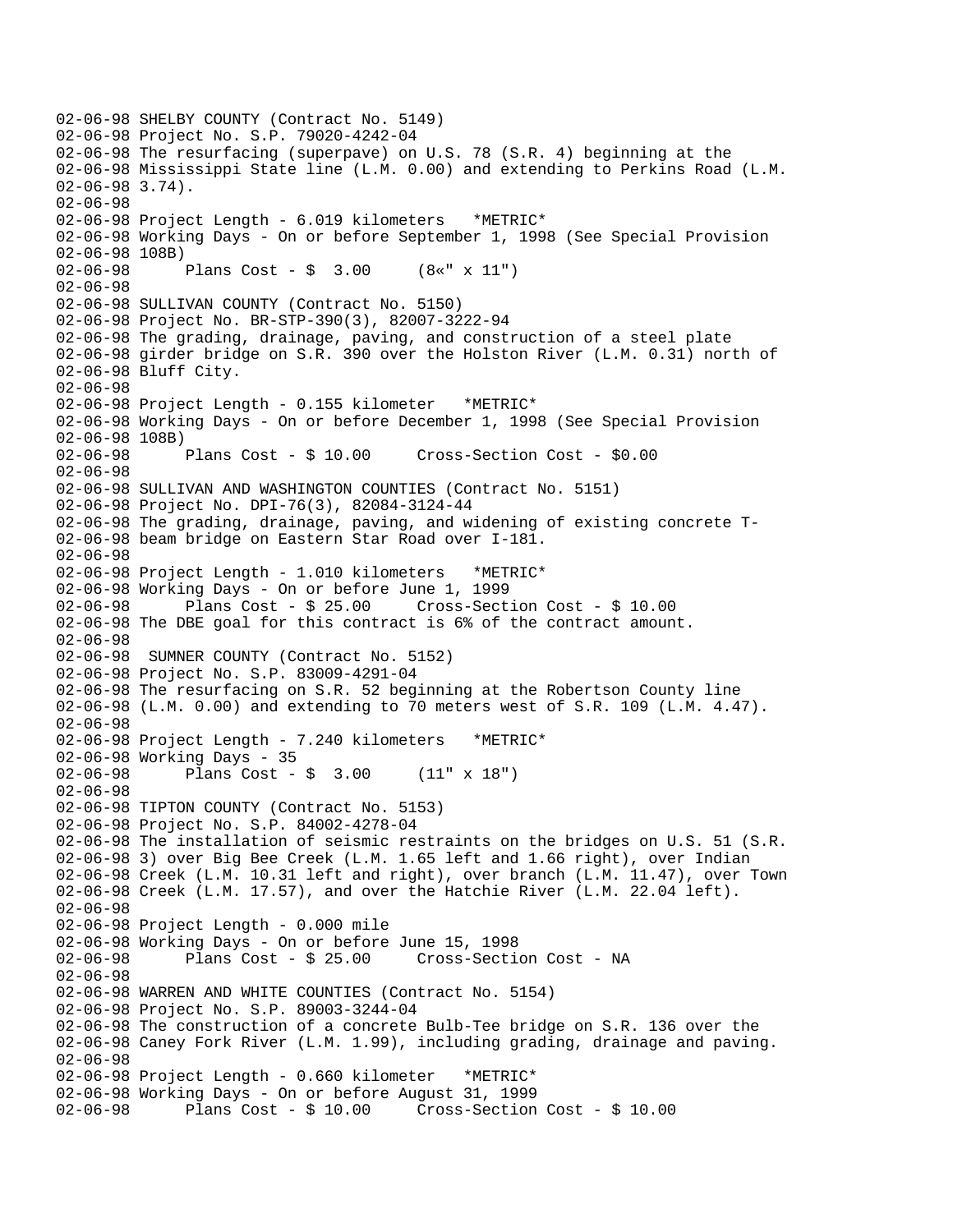```
02-06-98 SHELBY COUNTY (Contract No. 5149)
02-06-98 Project No. S.P. 79020-4242-04
02-06-98 The resurfacing (superpave) on U.S. 78 (S.R. 4) beginning at the
02-06-98 Mississippi State line (L.M. 0.00) and extending to Perkins Road (L.M.
02-06-98 3.74).
02-06-98
02-06-98 Project Length - 6.019 kilometers   *METRIC*
02-06-98 Working Days - On or before September 1, 1998 (See Special Provision
02-06-98 108B)
02-06-98      Plans Cost - $  3.00     (8«" x 11")
02-06-98
02-06-98 SULLIVAN COUNTY (Contract No. 5150)
02-06-98 Project No. BR-STP-390(3), 82007-3222-94
02-06-98 The grading, drainage, paving, and construction of a steel plate
02-06-98 girder bridge on S.R. 390 over the Holston River (L.M. 0.31) north of
02-06-98 Bluff City.
02-06-98
02-06-98 Project Length - 0.155 kilometer   *METRIC*
02-06-98 Working Days - On or before December 1, 1998 (See Special Provision
02-06-98 108B)
02-06-98      Plans Cost - $ 10.00     Cross-Section Cost - $0.00
02-06-98
02-06-98 SULLIVAN AND WASHINGTON COUNTIES (Contract No. 5151)
02-06-98 Project No. DPI-76(3), 82084-3124-44
02-06-98 The grading, drainage, paving, and widening of existing concrete T-
02-06-98 beam bridge on Eastern Star Road over I-181.
02-06-98
02-06-98 Project Length - 1.010 kilometers   *METRIC*
02-06-98 Working Days - On or before June 1, 1999
02-06-98      Plans Cost - $ 25.00     Cross-Section Cost - $ 10.00
02-06-98 The DBE goal for this contract is 6% of the contract amount.
02-06-98
02-06-98  SUMNER COUNTY (Contract No. 5152)
02-06-98 Project No. S.P. 83009-4291-04
02-06-98 The resurfacing on S.R. 52 beginning at the Robertson County line
02-06-98 (L.M. 0.00) and extending to 70 meters west of S.R. 109 (L.M. 4.47).
02-06-98
02-06-98 Project Length - 7.240 kilometers   *METRIC*
02-06-98 Working Days - 35
02-06-98      Plans Cost - $  3.00     (11" x 18")
02-06-98
02-06-98 TIPTON COUNTY (Contract No. 5153)
02-06-98 Project No. S.P. 84002-4278-04
02-06-98 The installation of seismic restraints on the bridges on U.S. 51 (S.R.
02-06-98 3) over Big Bee Creek (L.M. 1.65 left and 1.66 right), over Indian
02-06-98 Creek (L.M. 10.31 left and right), over branch (L.M. 11.47), over Town
02-06-98 Creek (L.M. 17.57), and over the Hatchie River (L.M. 22.04 left).
02-06-98
02-06-98 Project Length - 0.000 mile
02-06-98 Working Days - On or before June 15, 1998
02-06-98      Plans Cost - $ 25.00     Cross-Section Cost - NA
02-06-98
02-06-98 WARREN AND WHITE COUNTIES (Contract No. 5154)
02-06-98 Project No. S.P. 89003-3244-04
02-06-98 The construction of a concrete Bulb-Tee bridge on S.R. 136 over the
02-06-98 Caney Fork River (L.M. 1.99), including grading, drainage and paving.
02-06-98
02-06-98 Project Length - 0.660 kilometer   *METRIC*
02-06-98 Working Days - On or before August 31, 1999
02-06-98      Plans Cost - $ 10.00     Cross-Section Cost - $ 10.00
```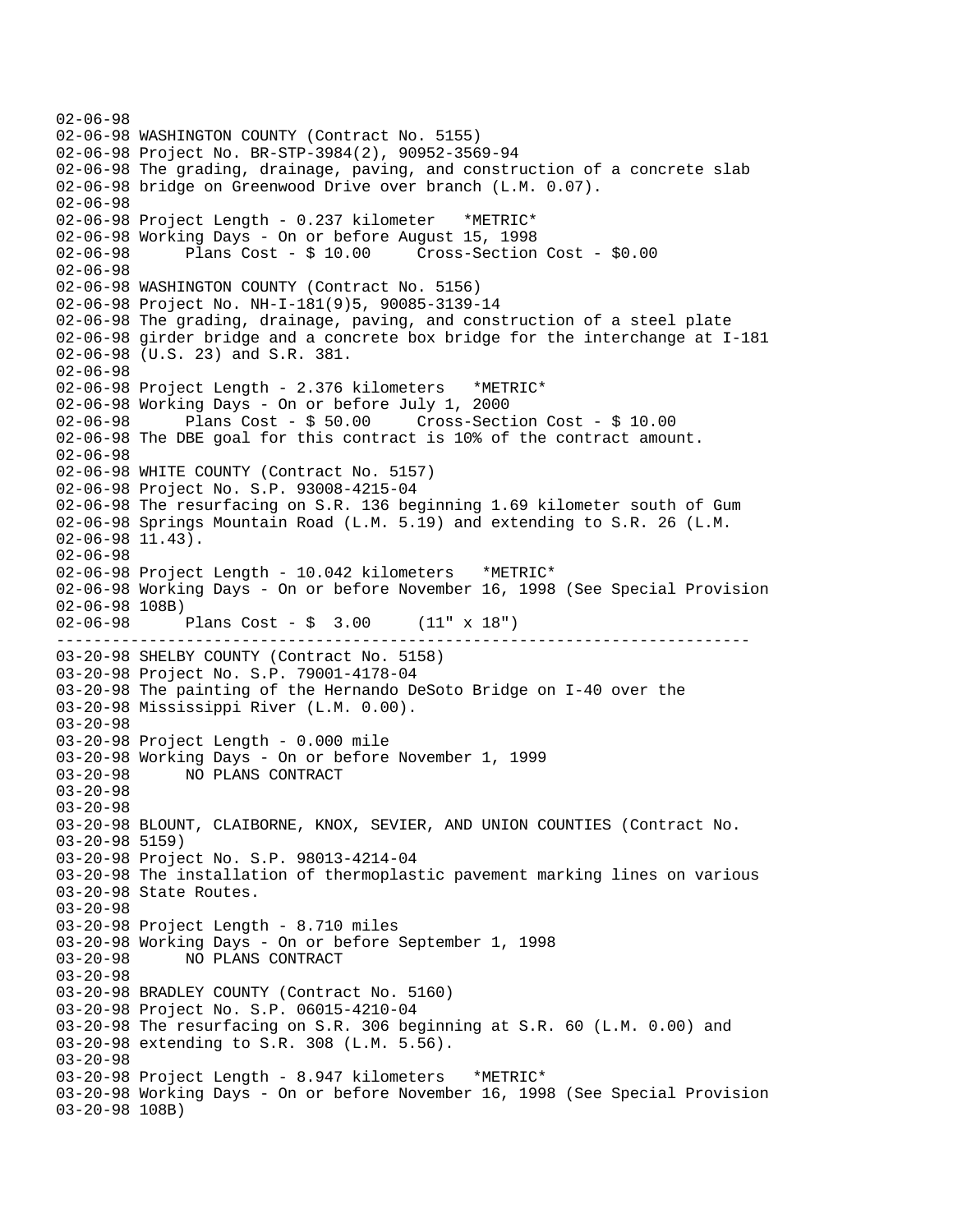```
02-06-98
02-06-98 WASHINGTON COUNTY (Contract No. 5155)
02-06-98 Project No. BR-STP-3984(2), 90952-3569-94
02-06-98 The grading, drainage, paving, and construction of a concrete slab
02-06-98 bridge on Greenwood Drive over branch (L.M. 0.07).
02-06-98
02-06-98 Project Length - 0.237 kilometer   *METRIC*
02-06-98 Working Days - On or before August 15, 1998
02-06-98      Plans Cost - $ 10.00     Cross-Section Cost - $0.00
02-06-98
02-06-98 WASHINGTON COUNTY (Contract No. 5156)
02-06-98 Project No. NH-I-181(9)5, 90085-3139-14
02-06-98 The grading, drainage, paving, and construction of a steel plate
02-06-98 girder bridge and a concrete box bridge for the interchange at I-181
02-06-98 (U.S. 23) and S.R. 381.
02-06-98
02-06-98 Project Length - 2.376 kilometers   *METRIC*
02-06-98 Working Days - On or before July 1, 2000
02-06-98      Plans Cost - $ 50.00     Cross-Section Cost - $ 10.00
02-06-98 The DBE goal for this contract is 10% of the contract amount.
02-06-98
02-06-98 WHITE COUNTY (Contract No. 5157)
02-06-98 Project No. S.P. 93008-4215-04
02-06-98 The resurfacing on S.R. 136 beginning 1.69 kilometer south of Gum
02-06-98 Springs Mountain Road (L.M. 5.19) and extending to S.R. 26 (L.M.
02-06-98 11.43).
02-06-98
02-06-98 Project Length - 10.042 kilometers   *METRIC*
02-06-98 Working Days - On or before November 16, 1998 (See Special Provision
02-06-98 108B)
02-06-98      Plans Cost - $  3.00     (11" x 18")
------------------------------------------------------------------------
03-20-98 SHELBY COUNTY (Contract No. 5158)
03-20-98 Project No. S.P. 79001-4178-04
03-20-98 The painting of the Hernando DeSoto Bridge on I-40 over the
03-20-98 Mississippi River (L.M. 0.00).
03-20-98
03-20-98 Project Length - 0.000 mile
03-20-98 Working Days - On or before November 1, 1999
03-20-98      NO PLANS CONTRACT
03-20-98
03-20-98
03-20-98 BLOUNT, CLAIBORNE, KNOX, SEVIER, AND UNION COUNTIES (Contract No.
03-20-98 5159)
03-20-98 Project No. S.P. 98013-4214-04
03-20-98 The installation of thermoplastic pavement marking lines on various
03-20-98 State Routes.
03-20-98
03-20-98 Project Length - 8.710 miles
03-20-98 Working Days - On or before September 1, 1998
03-20-98      NO PLANS CONTRACT
03-20-98
03-20-98 BRADLEY COUNTY (Contract No. 5160)
03-20-98 Project No. S.P. 06015-4210-04
03-20-98 The resurfacing on S.R. 306 beginning at S.R. 60 (L.M. 0.00) and
03-20-98 extending to S.R. 308 (L.M. 5.56).
03-20-98
03-20-98 Project Length - 8.947 kilometers   *METRIC*
03-20-98 Working Days - On or before November 16, 1998 (See Special Provision
03-20-98 108B)
```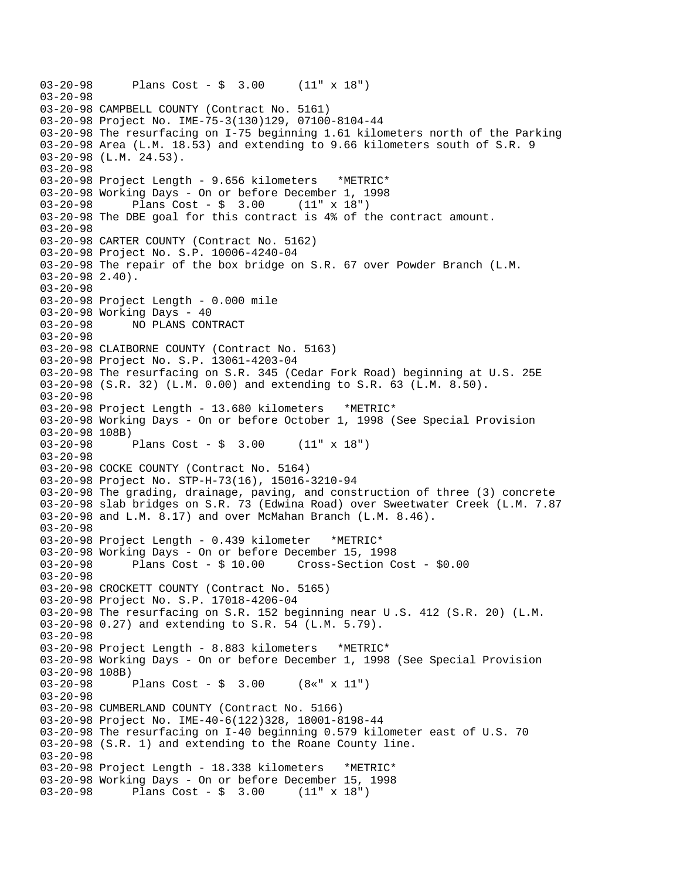```
03-20-98      Plans Cost - $  3.00     (11" x 18")
03-20-98
03-20-98 CAMPBELL COUNTY (Contract No. 5161)
03-20-98 Project No. IME-75-3(130)129, 07100-8104-44
03-20-98 The resurfacing on I-75 beginning 1.61 kilometers north of the Parking
03-20-98 Area (L.M. 18.53) and extending to 9.66 kilometers south of S.R. 9
03-20-98 (L.M. 24.53).
03-20-98
03-20-98 Project Length - 9.656 kilometers   *METRIC*
03-20-98 Working Days - On or before December 1, 1998
03-20-98      Plans Cost - $  3.00     (11" x 18")
03-20-98 The DBE goal for this contract is 4% of the contract amount.
03-20-98
03-20-98 CARTER COUNTY (Contract No. 5162)
03-20-98 Project No. S.P. 10006-4240-04
03-20-98 The repair of the box bridge on S.R. 67 over Powder Branch (L.M.
03-20-98 2.40).
03-20-98
03-20-98 Project Length - 0.000 mile
03-20-98 Working Days - 40
03-20-98      NO PLANS CONTRACT
03-20-98
03-20-98 CLAIBORNE COUNTY (Contract No. 5163)
03-20-98 Project No. S.P. 13061-4203-04
03-20-98 The resurfacing on S.R. 345 (Cedar Fork Road) beginning at U.S. 25E
03-20-98 (S.R. 32) (L.M. 0.00) and extending to S.R. 63 (L.M. 8.50).
03-20-98
03-20-98 Project Length - 13.680 kilometers   *METRIC*
03-20-98 Working Days - On or before October 1, 1998 (See Special Provision
03-20-98 108B)
03-20-98      Plans Cost - $  3.00     (11" x 18")
03-20-98
03-20-98 COCKE COUNTY (Contract No. 5164)
03-20-98 Project No. STP-H-73(16), 15016-3210-94
03-20-98 The grading, drainage, paving, and construction of three (3) concrete
03-20-98 slab bridges on S.R. 73 (Edwina Road) over Sweetwater Creek (L.M. 7.87
03-20-98 and L.M. 8.17) and over McMahan Branch (L.M. 8.46).
03-20-98
03-20-98 Project Length - 0.439 kilometer   *METRIC*
03-20-98 Working Days - On or before December 15, 1998
03-20-98      Plans Cost - $ 10.00     Cross-Section Cost - $0.00
03-20-98
03-20-98 CROCKETT COUNTY (Contract No. 5165)
03-20-98 Project No. S.P. 17018-4206-04
03-20-98 The resurfacing on S.R. 152 beginning near U .S. 412 (S.R. 20) (L.M.
03-20-98 0.27) and extending to S.R. 54 (L.M. 5.79).
03-20-98
03-20-98 Project Length - 8.883 kilometers   *METRIC*
03-20-98 Working Days - On or before December 1, 1998 (See Special Provision
03-20-98 108B)
03-20-98      Plans Cost - $  3.00     (8«" x 11")
03-20-98
03-20-98 CUMBERLAND COUNTY (Contract No. 5166)
03-20-98 Project No. IME-40-6(122)328, 18001-8198-44
03-20-98 The resurfacing on I-40 beginning 0.579 kilometer east of U.S. 70
03-20-98 (S.R. 1) and extending to the Roane County line.
03-20-98
03-20-98 Project Length - 18.338 kilometers   *METRIC*
03-20-98 Working Days - On or before December 15, 1998
03-20-98      Plans Cost - $  3.00     (11" x 18")
```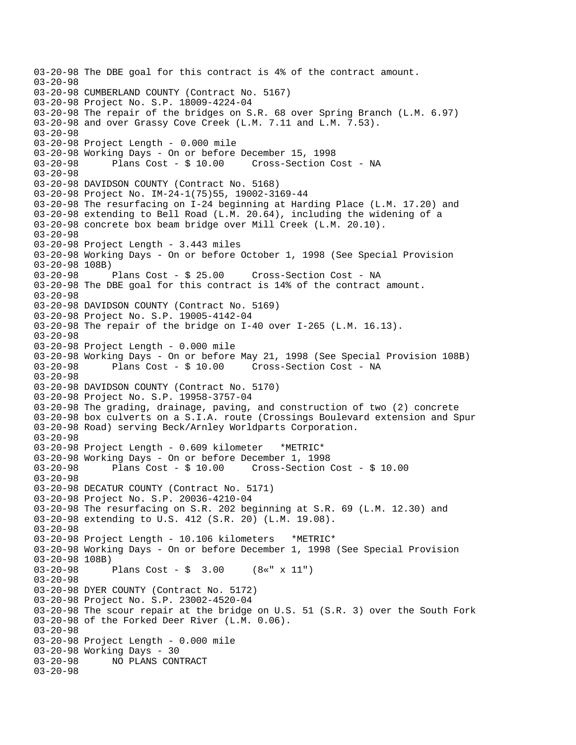```
03-20-98 The DBE goal for this contract is 4% of the contract amount.
03-20-98
03-20-98 CUMBERLAND COUNTY (Contract No. 5167)
03-20-98 Project No. S.P. 18009-4224-04
03-20-98 The repair of the bridges on S.R. 68 over Spring Branch (L.M. 6.97)
03-20-98 and over Grassy Cove Creek (L.M. 7.11 and L.M. 7.53).
03-20-98
03-20-98 Project Length - 0.000 mile
03-20-98 Working Days - On or before December 15, 1998
03-20-98      Plans Cost - $ 10.00     Cross-Section Cost - NA
03-20-98
03-20-98 DAVIDSON COUNTY (Contract No. 5168)
03-20-98 Project No. IM-24-1(75)55, 19002-3169-44
03-20-98 The resurfacing on I-24 beginning at Harding Place (L.M. 17.20) and
03-20-98 extending to Bell Road (L.M. 20.64), including the widening of a
03-20-98 concrete box beam bridge over Mill Creek (L.M. 20.10).
03-20-98
03-20-98 Project Length - 3.443 miles
03-20-98 Working Days - On or before October 1, 1998 (See Special Provision
03-20-98 108B)
03-20-98      Plans Cost - $ 25.00     Cross-Section Cost - NA
03-20-98 The DBE goal for this contract is 14% of the contract amount.
03-20-98
03-20-98 DAVIDSON COUNTY (Contract No. 5169)
03-20-98 Project No. S.P. 19005-4142-04
03-20-98 The repair of the bridge on I-40 over I-265 (L.M. 16.13).
03-20-98
03-20-98 Project Length - 0.000 mile
03-20-98 Working Days - On or before May 21, 1998 (See Special Provision 108B)
03-20-98      Plans Cost - $ 10.00     Cross-Section Cost - NA
03-20-98
03-20-98 DAVIDSON COUNTY (Contract No. 5170)
03-20-98 Project No. S.P. 19958-3757-04
03-20-98 The grading, drainage, paving, and construction of two (2) concrete
03-20-98 box culverts on a S.I.A. route (Crossings Boulevard extension and Spur
03-20-98 Road) serving Beck/Arnley Worldparts Corporation.
03-20-98
03-20-98 Project Length - 0.609 kilometer   *METRIC*
03-20-98 Working Days - On or before December 1, 1998
03-20-98      Plans Cost - $ 10.00     Cross-Section Cost - $ 10.00
03-20-98
03-20-98 DECATUR COUNTY (Contract No. 5171)
03-20-98 Project No. S.P. 20036-4210-04
03-20-98 The resurfacing on S.R. 202 beginning at S.R. 69 (L.M. 12.30) and
03-20-98 extending to U.S. 412 (S.R. 20) (L.M. 19.08).
03-20-98
03-20-98 Project Length - 10.106 kilometers   *METRIC*
03-20-98 Working Days - On or before December 1, 1998 (See Special Provision
03-20-98 108B)
03-20-98      Plans Cost - $  3.00     (8«" x 11")
03-20-98
03-20-98 DYER COUNTY (Contract No. 5172)
03-20-98 Project No. S.P. 23002-4520-04
03-20-98 The scour repair at the bridge on U.S. 51 (S.R. 3) over the South Fork
03-20-98 of the Forked Deer River (L.M. 0.06).
03-20-98
03-20-98 Project Length - 0.000 mile
03-20-98 Working Days - 30
03-20-98      NO PLANS CONTRACT
03-20-98
```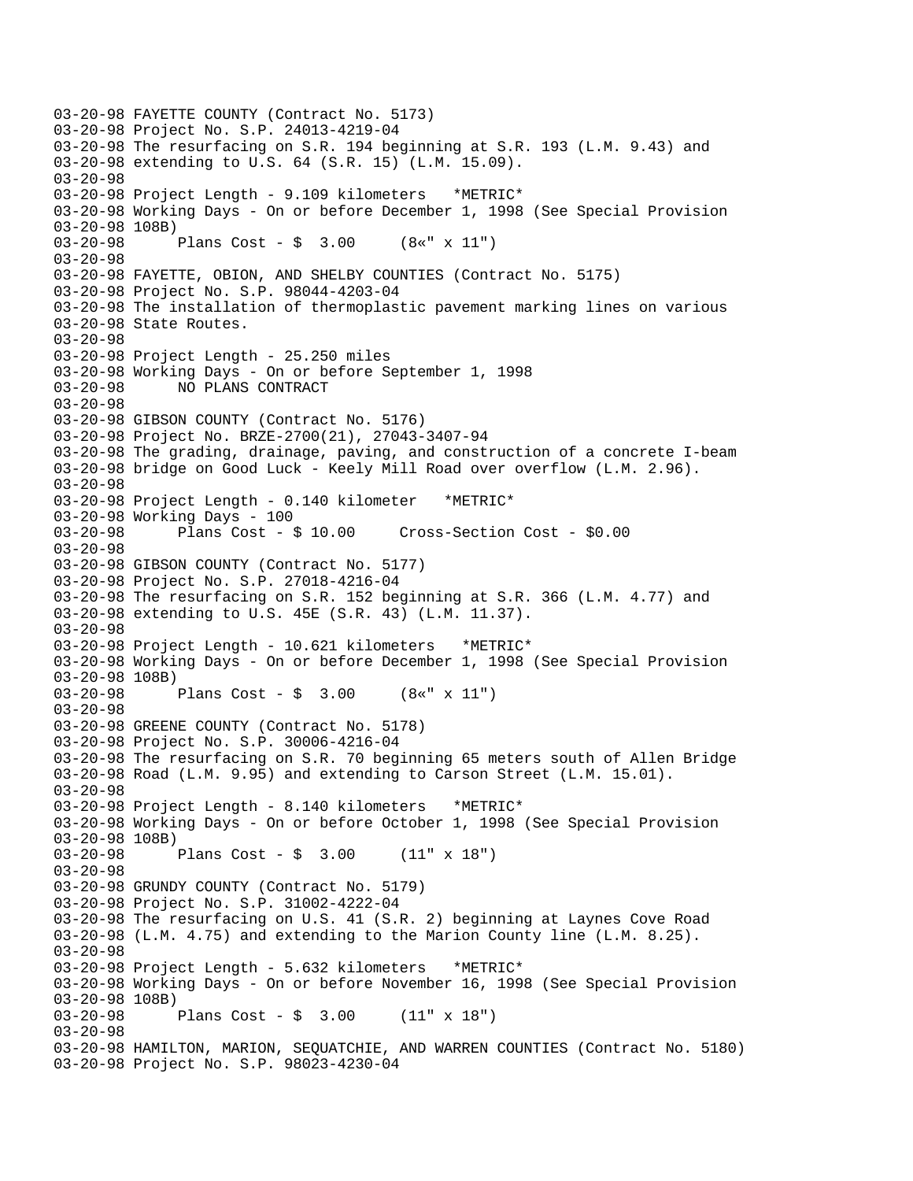```
03-20-98 FAYETTE COUNTY (Contract No. 5173)
03-20-98 Project No. S.P. 24013-4219-04
03-20-98 The resurfacing on S.R. 194 beginning at S.R. 193 (L.M. 9.43) and
03-20-98 extending to U.S. 64 (S.R. 15) (L.M. 15.09).
03-20-98
03-20-98 Project Length - 9.109 kilometers   *METRIC*
03-20-98 Working Days - On or before December 1, 1998 (See Special Provision
03-20-98 108B)
03-20-98      Plans Cost - $  3.00     (8«" x 11")
03-20-98
03-20-98 FAYETTE, OBION, AND SHELBY COUNTIES (Contract No. 5175)
03-20-98 Project No. S.P. 98044-4203-04
03-20-98 The installation of thermoplastic pavement marking lines on various
03-20-98 State Routes.
03-20-98
03-20-98 Project Length - 25.250 miles
03-20-98 Working Days - On or before September 1, 1998
03-20-98      NO PLANS CONTRACT
03-20-98
03-20-98 GIBSON COUNTY (Contract No. 5176)
03-20-98 Project No. BRZE-2700(21), 27043-3407-94
03-20-98 The grading, drainage, paving, and construction of a concrete I-beam
03-20-98 bridge on Good Luck - Keely Mill Road over overflow (L.M. 2.96).
03-20-98
03-20-98 Project Length - 0.140 kilometer   *METRIC*
03-20-98 Working Days - 100
03-20-98      Plans Cost - $ 10.00     Cross-Section Cost - $0.00
03-20-98
03-20-98 GIBSON COUNTY (Contract No. 5177)
03-20-98 Project No. S.P. 27018-4216-04
03-20-98 The resurfacing on S.R. 152 beginning at S.R. 366 (L.M. 4.77) and
03-20-98 extending to U.S. 45E (S.R. 43) (L.M. 11.37).
03-20-98
03-20-98 Project Length - 10.621 kilometers   *METRIC*
03-20-98 Working Days - On or before December 1, 1998 (See Special Provision
03-20-98 108B)
03-20-98      Plans Cost - $  3.00     (8«" x 11")
03-20-98
03-20-98 GREENE COUNTY (Contract No. 5178)
03-20-98 Project No. S.P. 30006-4216-04
03-20-98 The resurfacing on S.R. 70 beginning 65 meters south of Allen Bridge
03-20-98 Road (L.M. 9.95) and extending to Carson Street (L.M. 15.01).
03-20-98
03-20-98 Project Length - 8.140 kilometers   *METRIC*
03-20-98 Working Days - On or before October 1, 1998 (See Special Provision
03-20-98 108B)
03-20-98      Plans Cost - $  3.00     (11" x 18")
03-20-98
03-20-98 GRUNDY COUNTY (Contract No. 5179)
03-20-98 Project No. S.P. 31002-4222-04
03-20-98 The resurfacing on U.S. 41 (S.R. 2) beginning at Laynes Cove Road
03-20-98 (L.M. 4.75) and extending to the Marion County line (L.M. 8.25).
03-20-98
03-20-98 Project Length - 5.632 kilometers   *METRIC*
03-20-98 Working Days - On or before November 16, 1998 (See Special Provision
03-20-98 108B)
03-20-98      Plans Cost - $  3.00     (11" x 18")
03-20-98
03-20-98 HAMILTON, MARION, SEQUATCHIE, AND WARREN COUNTIES (Contract No. 5180)
03-20-98 Project No. S.P. 98023-4230-04
```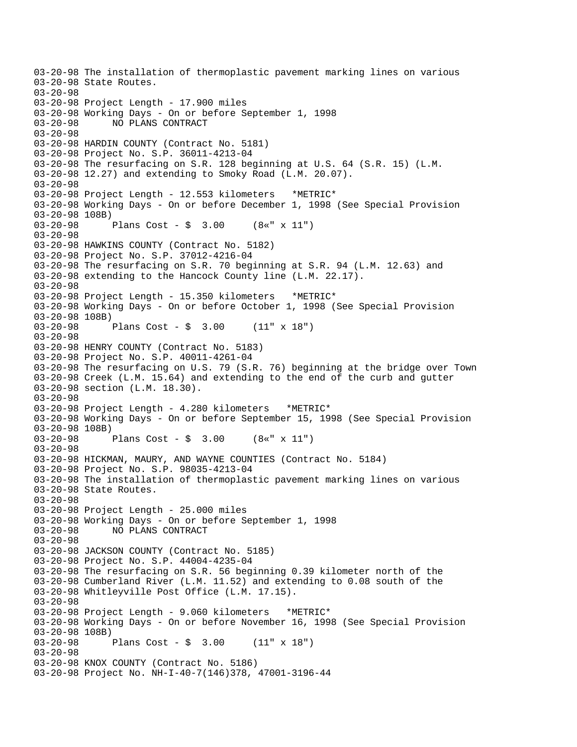03-20-98 The installation of thermoplastic pavement marking lines on various
03-20-98 State Routes.
03-20-98
03-20-98 Project Length - 17.900 miles
03-20-98 Working Days - On or before September 1, 1998
03-20-98 NO PLANS CONTRACT
03-20-98
03-20-98 HARDIN COUNTY (Contract No. 5181)
03-20-98 Project No. S.P. 36011-4213-04
03-20-98 The resurfacing on S.R. 128 beginning at U.S. 64 (S.R. 15) (L.M.
03-20-98 12.27) and extending to Smoky Road (L.M. 20.07).
03-20-98
03-20-98 Project Length - 12.553 kilometers *METRIC*
03-20-98 Working Days - On or before December 1, 1998 (See Special Provision
03-20-98 108B)
03-20-98 Plans Cost - $ 3.00 (8«" x 11")
03-20-98
03-20-98 HAWKINS COUNTY (Contract No. 5182)
03-20-98 Project No. S.P. 37012-4216-04
03-20-98 The resurfacing on S.R. 70 beginning at S.R. 94 (L.M. 12.63) and
03-20-98 extending to the Hancock County line (L.M. 22.17).
03-20-98
03-20-98 Project Length - 15.350 kilometers *METRIC*
03-20-98 Working Days - On or before October 1, 1998 (See Special Provision
03-20-98 108B)
03-20-98 Plans Cost - $ 3.00 (11" x 18")
03-20-98
03-20-98 HENRY COUNTY (Contract No. 5183)
03-20-98 Project No. S.P. 40011-4261-04
03-20-98 The resurfacing on U.S. 79 (S.R. 76) beginning at the bridge over Town
03-20-98 Creek (L.M. 15.64) and extending to the end of the curb and gutter
03-20-98 section (L.M. 18.30).
03-20-98
03-20-98 Project Length - 4.280 kilometers *METRIC*
03-20-98 Working Days - On or before September 15, 1998 (See Special Provision
03-20-98 108B)
03-20-98 Plans Cost - $ 3.00 (8«" x 11")
03-20-98
03-20-98 HICKMAN, MAURY, AND WAYNE COUNTIES (Contract No. 5184)
03-20-98 Project No. S.P. 98035-4213-04
03-20-98 The installation of thermoplastic pavement marking lines on various
03-20-98 State Routes.
03-20-98
03-20-98 Project Length - 25.000 miles
03-20-98 Working Days - On or before September 1, 1998
03-20-98 NO PLANS CONTRACT
03-20-98
03-20-98 JACKSON COUNTY (Contract No. 5185)
03-20-98 Project No. S.P. 44004-4235-04
03-20-98 The resurfacing on S.R. 56 beginning 0.39 kilometer north of the
03-20-98 Cumberland River (L.M. 11.52) and extending to 0.08 south of the
03-20-98 Whitleyville Post Office (L.M. 17.15).
03-20-98
03-20-98 Project Length - 9.060 kilometers *METRIC*
03-20-98 Working Days - On or before November 16, 1998 (See Special Provision
03-20-98 108B)
03-20-98 Plans Cost - $ 3.00 (11" x 18")
03-20-98
03-20-98 KNOX COUNTY (Contract No. 5186)
03-20-98 Project No. NH-I-40-7(146)378, 47001-3196-44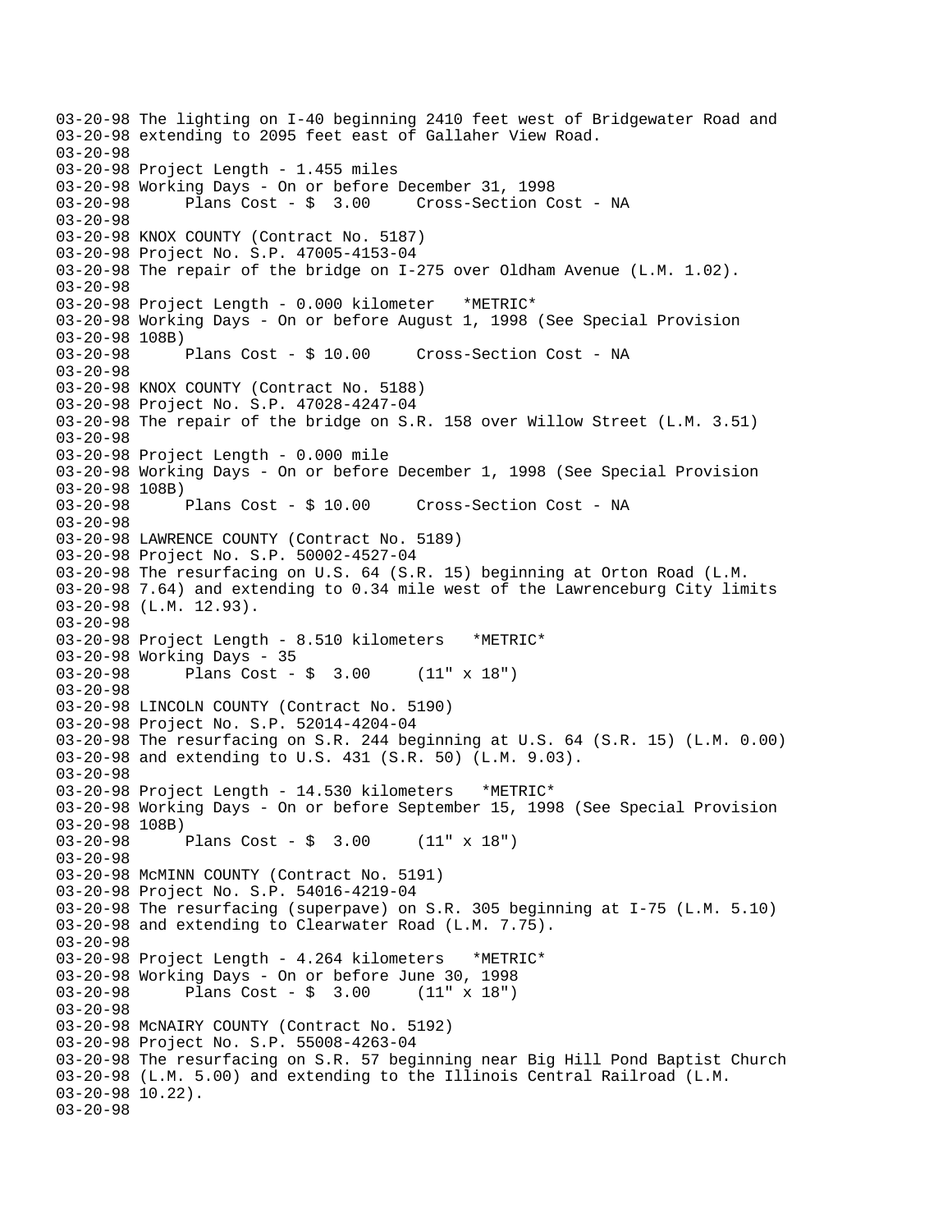03-20-98 The lighting on I-40 beginning 2410 feet west of Bridgewater Road and
03-20-98 extending to 2095 feet east of Gallaher View Road.
03-20-98
03-20-98 Project Length - 1.455 miles
03-20-98 Working Days - On or before December 31, 1998
03-20-98 Plans Cost - $ 3.00 Cross-Section Cost - NA
03-20-98
03-20-98 KNOX COUNTY (Contract No. 5187)
03-20-98 Project No. S.P. 47005-4153-04
03-20-98 The repair of the bridge on I-275 over Oldham Avenue (L.M. 1.02).
03-20-98
03-20-98 Project Length - 0.000 kilometer *METRIC*
03-20-98 Working Days - On or before August 1, 1998 (See Special Provision
03-20-98 108B)
03-20-98 Plans Cost - $ 10.00 Cross-Section Cost - NA
03-20-98
03-20-98 KNOX COUNTY (Contract No. 5188)
03-20-98 Project No. S.P. 47028-4247-04
03-20-98 The repair of the bridge on S.R. 158 over Willow Street (L.M. 3.51)
03-20-98
03-20-98 Project Length - 0.000 mile
03-20-98 Working Days - On or before December 1, 1998 (See Special Provision
03-20-98 108B)
03-20-98 Plans Cost - $ 10.00 Cross-Section Cost - NA
03-20-98
03-20-98 LAWRENCE COUNTY (Contract No. 5189)
03-20-98 Project No. S.P. 50002-4527-04
03-20-98 The resurfacing on U.S. 64 (S.R. 15) beginning at Orton Road (L.M.
03-20-98 7.64) and extending to 0.34 mile west of the Lawrenceburg City limits
03-20-98 (L.M. 12.93).
03-20-98
03-20-98 Project Length - 8.510 kilometers *METRIC*
03-20-98 Working Days - 35
03-20-98 Plans Cost - $ 3.00 (11" x 18")
03-20-98
03-20-98 LINCOLN COUNTY (Contract No. 5190)
03-20-98 Project No. S.P. 52014-4204-04
03-20-98 The resurfacing on S.R. 244 beginning at U.S. 64 (S.R. 15) (L.M. 0.00)
03-20-98 and extending to U.S. 431 (S.R. 50) (L.M. 9.03).
03-20-98
03-20-98 Project Length - 14.530 kilometers *METRIC*
03-20-98 Working Days - On or before September 15, 1998 (See Special Provision
03-20-98 108B)
03-20-98 Plans Cost - $ 3.00 (11" x 18")
03-20-98
03-20-98 McMINN COUNTY (Contract No. 5191)
03-20-98 Project No. S.P. 54016-4219-04
03-20-98 The resurfacing (superpave) on S.R. 305 beginning at I-75 (L.M. 5.10)
03-20-98 and extending to Clearwater Road (L.M. 7.75).
03-20-98
03-20-98 Project Length - 4.264 kilometers *METRIC*
03-20-98 Working Days - On or before June 30, 1998
03-20-98 Plans Cost - $ 3.00 (11" x 18")
03-20-98
03-20-98 McNAIRY COUNTY (Contract No. 5192)
03-20-98 Project No. S.P. 55008-4263-04
03-20-98 The resurfacing on S.R. 57 beginning near Big Hill Pond Baptist Church
03-20-98 (L.M. 5.00) and extending to the Illinois Central Railroad (L.M.
03-20-98 10.22).
03-20-98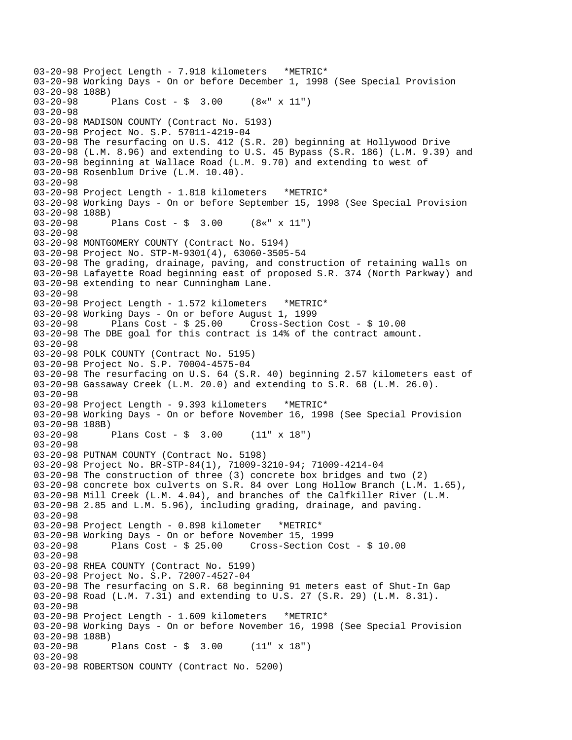03-20-98 Project Length - 7.918 kilometers   *METRIC*
03-20-98 Working Days - On or before December 1, 1998 (See Special Provision
03-20-98 108B)
03-20-98       Plans Cost - $  3.00     (8«" x 11")
03-20-98
03-20-98 MADISON COUNTY (Contract No. 5193)
03-20-98 Project No. S.P. 57011-4219-04
03-20-98 The resurfacing on U.S. 412 (S.R. 20) beginning at Hollywood Drive
03-20-98 (L.M. 8.96) and extending to U.S. 45 Bypass (S.R. 186) (L.M. 9.39) and
03-20-98 beginning at Wallace Road (L.M. 9.70) and extending to west of
03-20-98 Rosenblum Drive (L.M. 10.40).
03-20-98
03-20-98 Project Length - 1.818 kilometers   *METRIC*
03-20-98 Working Days - On or before September 15, 1998 (See Special Provision
03-20-98 108B)
03-20-98       Plans Cost - $  3.00     (8«" x 11")
03-20-98
03-20-98 MONTGOMERY COUNTY (Contract No. 5194)
03-20-98 Project No. STP-M-9301(4), 63060-3505-54
03-20-98 The grading, drainage, paving, and construction of retaining walls on
03-20-98 Lafayette Road beginning east of proposed S.R. 374 (North Parkway) and
03-20-98 extending to near Cunningham Lane.
03-20-98
03-20-98 Project Length - 1.572 kilometers   *METRIC*
03-20-98 Working Days - On or before August 1, 1999
03-20-98       Plans Cost - $ 25.00     Cross-Section Cost - $ 10.00
03-20-98 The DBE goal for this contract is 14% of the contract amount.
03-20-98
03-20-98 POLK COUNTY (Contract No. 5195)
03-20-98 Project No. S.P. 70004-4575-04
03-20-98 The resurfacing on U.S. 64 (S.R. 40) beginning 2.57 kilometers east of
03-20-98 Gassaway Creek (L.M. 20.0) and extending to S.R. 68 (L.M. 26.0).
03-20-98
03-20-98 Project Length - 9.393 kilometers   *METRIC*
03-20-98 Working Days - On or before November 16, 1998 (See Special Provision
03-20-98 108B)
03-20-98       Plans Cost - $  3.00     (11" x 18")
03-20-98
03-20-98 PUTNAM COUNTY (Contract No. 5198)
03-20-98 Project No. BR-STP-84(1), 71009-3210-94; 71009-4214-04
03-20-98 The construction of three (3) concrete box bridges and two (2)
03-20-98 concrete box culverts on S.R. 84 over Long Hollow Branch (L.M. 1.65),
03-20-98 Mill Creek (L.M. 4.04), and branches of the Calfkiller River (L.M.
03-20-98 2.85 and L.M. 5.96), including grading, drainage, and paving.
03-20-98
03-20-98 Project Length - 0.898 kilometer   *METRIC*
03-20-98 Working Days - On or before November 15, 1999
03-20-98       Plans Cost - $ 25.00     Cross-Section Cost - $ 10.00
03-20-98
03-20-98 RHEA COUNTY (Contract No. 5199)
03-20-98 Project No. S.P. 72007-4527-04
03-20-98 The resurfacing on S.R. 68 beginning 91 meters east of Shut-In Gap
03-20-98 Road (L.M. 7.31) and extending to U.S. 27 (S.R. 29) (L.M. 8.31).
03-20-98
03-20-98 Project Length - 1.609 kilometers   *METRIC*
03-20-98 Working Days - On or before November 16, 1998 (See Special Provision
03-20-98 108B)
03-20-98       Plans Cost - $  3.00     (11" x 18")
03-20-98
03-20-98 ROBERTSON COUNTY (Contract No. 5200)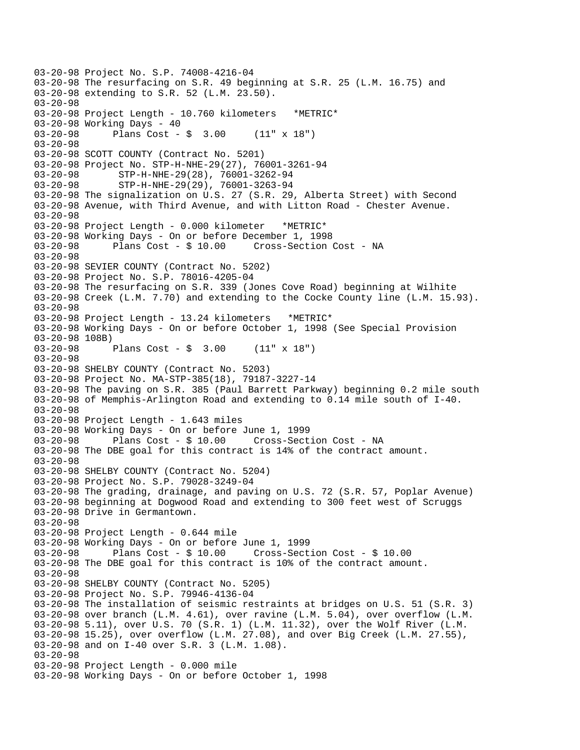```
03-20-98 Project No. S.P. 74008-4216-04
03-20-98 The resurfacing on S.R. 49 beginning at S.R. 25 (L.M. 16.75) and
03-20-98 extending to S.R. 52 (L.M. 23.50).
03-20-98
03-20-98 Project Length - 10.760 kilometers   *METRIC*
03-20-98 Working Days - 40
03-20-98       Plans Cost - $  3.00     (11" x 18")
03-20-98
03-20-98 SCOTT COUNTY (Contract No. 5201)
03-20-98 Project No. STP-H-NHE-29(27), 76001-3261-94
03-20-98        STP-H-NHE-29(28), 76001-3262-94
03-20-98        STP-H-NHE-29(29), 76001-3263-94
03-20-98 The signalization on U.S. 27 (S.R. 29, Alberta Street) with Second
03-20-98 Avenue, with Third Avenue, and with Litton Road - Chester Avenue.
03-20-98
03-20-98 Project Length - 0.000 kilometer   *METRIC*
03-20-98 Working Days - On or before December 1, 1998
03-20-98       Plans Cost - $ 10.00     Cross-Section Cost - NA
03-20-98
03-20-98 SEVIER COUNTY (Contract No. 5202)
03-20-98 Project No. S.P. 78016-4205-04
03-20-98 The resurfacing on S.R. 339 (Jones Cove Road) beginning at Wilhite
03-20-98 Creek (L.M. 7.70) and extending to the Cocke County line (L.M. 15.93).
03-20-98
03-20-98 Project Length - 13.24 kilometers   *METRIC*
03-20-98 Working Days - On or before October 1, 1998 (See Special Provision
03-20-98 108B)
03-20-98       Plans Cost - $  3.00     (11" x 18")
03-20-98
03-20-98 SHELBY COUNTY (Contract No. 5203)
03-20-98 Project No. MA-STP-385(18), 79187-3227-14
03-20-98 The paving on S.R. 385 (Paul Barrett Parkway) beginning 0.2 mile south
03-20-98 of Memphis-Arlington Road and extending to 0.14 mile south of I-40.
03-20-98
03-20-98 Project Length - 1.643 miles
03-20-98 Working Days - On or before June 1, 1999
03-20-98       Plans Cost - $ 10.00     Cross-Section Cost - NA
03-20-98 The DBE goal for this contract is 14% of the contract amount.
03-20-98
03-20-98 SHELBY COUNTY (Contract No. 5204)
03-20-98 Project No. S.P. 79028-3249-04
03-20-98 The grading, drainage, and paving on U.S. 72 (S.R. 57, Poplar Avenue)
03-20-98 beginning at Dogwood Road and extending to 300 feet west of Scruggs
03-20-98 Drive in Germantown.
03-20-98
03-20-98 Project Length - 0.644 mile
03-20-98 Working Days - On or before June 1, 1999
03-20-98       Plans Cost - $ 10.00     Cross-Section Cost - $ 10.00
03-20-98 The DBE goal for this contract is 10% of the contract amount.
03-20-98
03-20-98 SHELBY COUNTY (Contract No. 5205)
03-20-98 Project No. S.P. 79946-4136-04
03-20-98 The installation of seismic restraints at bridges on U.S. 51 (S.R. 3)
03-20-98 over branch (L.M. 4.61), over ravine (L.M. 5.04), over overflow (L.M.
03-20-98 5.11), over U.S. 70 (S.R. 1) (L.M. 11.32), over the Wolf River (L.M.
03-20-98 15.25), over overflow (L.M. 27.08), and over Big Creek (L.M. 27.55),
03-20-98 and on I-40 over S.R. 3 (L.M. 1.08).
03-20-98
03-20-98 Project Length - 0.000 mile
03-20-98 Working Days - On or before October 1, 1998
```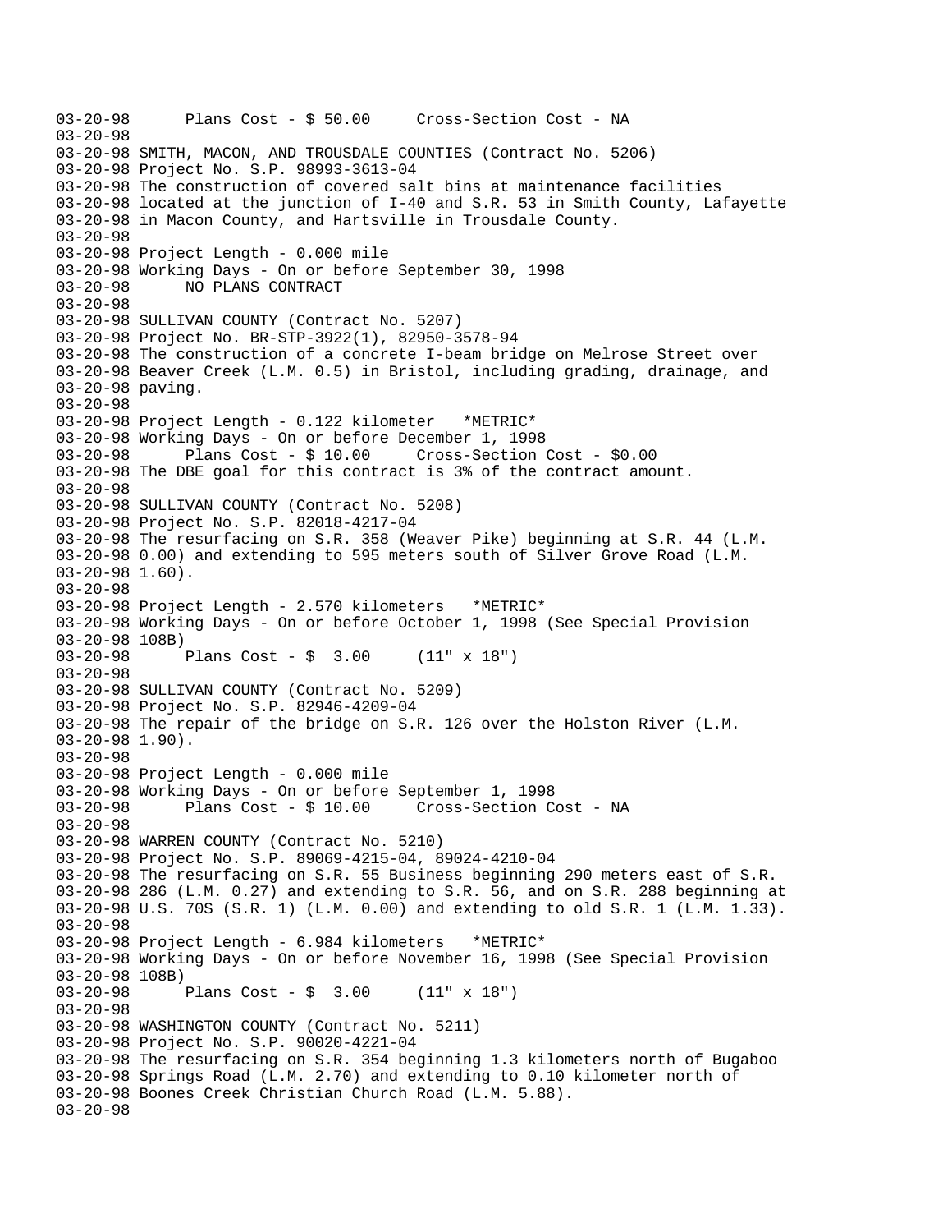03-20-98 Plans Cost - $ 50.00 Cross-Section Cost - NA
03-20-98
03-20-98 SMITH, MACON, AND TROUSDALE COUNTIES (Contract No. 5206)
03-20-98 Project No. S.P. 98993-3613-04
03-20-98 The construction of covered salt bins at maintenance facilities
03-20-98 located at the junction of I-40 and S.R. 53 in Smith County, Lafayette
03-20-98 in Macon County, and Hartsville in Trousdale County.
03-20-98
03-20-98 Project Length - 0.000 mile
03-20-98 Working Days - On or before September 30, 1998
03-20-98 NO PLANS CONTRACT
03-20-98
03-20-98 SULLIVAN COUNTY (Contract No. 5207)
03-20-98 Project No. BR-STP-3922(1), 82950-3578-94
03-20-98 The construction of a concrete I-beam bridge on Melrose Street over
03-20-98 Beaver Creek (L.M. 0.5) in Bristol, including grading, drainage, and
03-20-98 paving.
03-20-98
03-20-98 Project Length - 0.122 kilometer *METRIC*
03-20-98 Working Days - On or before December 1, 1998
03-20-98 Plans Cost - $ 10.00 Cross-Section Cost - $0.00
03-20-98 The DBE goal for this contract is 3% of the contract amount.
03-20-98
03-20-98 SULLIVAN COUNTY (Contract No. 5208)
03-20-98 Project No. S.P. 82018-4217-04
03-20-98 The resurfacing on S.R. 358 (Weaver Pike) beginning at S.R. 44 (L.M.
03-20-98 0.00) and extending to 595 meters south of Silver Grove Road (L.M.
03-20-98 1.60).
03-20-98
03-20-98 Project Length - 2.570 kilometers *METRIC*
03-20-98 Working Days - On or before October 1, 1998 (See Special Provision
03-20-98 108B)
03-20-98 Plans Cost - $ 3.00 (11" x 18")
03-20-98
03-20-98 SULLIVAN COUNTY (Contract No. 5209)
03-20-98 Project No. S.P. 82946-4209-04
03-20-98 The repair of the bridge on S.R. 126 over the Holston River (L.M.
03-20-98 1.90).
03-20-98
03-20-98 Project Length - 0.000 mile
03-20-98 Working Days - On or before September 1, 1998
03-20-98 Plans Cost - $ 10.00 Cross-Section Cost - NA
03-20-98
03-20-98 WARREN COUNTY (Contract No. 5210)
03-20-98 Project No. S.P. 89069-4215-04, 89024-4210-04
03-20-98 The resurfacing on S.R. 55 Business beginning 290 meters east of S.R.
03-20-98 286 (L.M. 0.27) and extending to S.R. 56, and on S.R. 288 beginning at
03-20-98 U.S. 70S (S.R. 1) (L.M. 0.00) and extending to old S.R. 1 (L.M. 1.33).
03-20-98
03-20-98 Project Length - 6.984 kilometers *METRIC*
03-20-98 Working Days - On or before November 16, 1998 (See Special Provision
03-20-98 108B)
03-20-98 Plans Cost - $ 3.00 (11" x 18")
03-20-98
03-20-98 WASHINGTON COUNTY (Contract No. 5211)
03-20-98 Project No. S.P. 90020-4221-04
03-20-98 The resurfacing on S.R. 354 beginning 1.3 kilometers north of Bugaboo
03-20-98 Springs Road (L.M. 2.70) and extending to 0.10 kilometer north of
03-20-98 Boones Creek Christian Church Road (L.M. 5.88).
03-20-98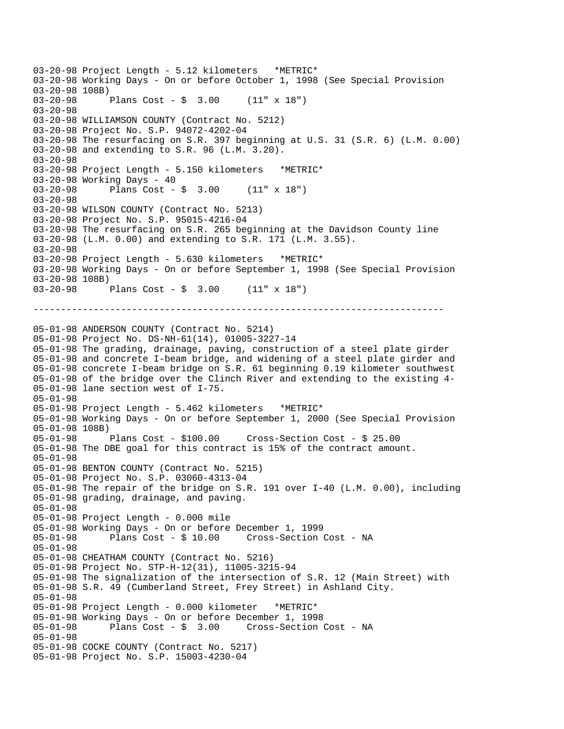```
03-20-98 Project Length - 5.12 kilometers   *METRIC*
03-20-98 Working Days - On or before October 1, 1998 (See Special Provision
03-20-98 108B)
03-20-98      Plans Cost - $  3.00     (11" x 18")
03-20-98
03-20-98 WILLIAMSON COUNTY (Contract No. 5212)
03-20-98 Project No. S.P. 94072-4202-04
03-20-98 The resurfacing on S.R. 397 beginning at U.S. 31 (S.R. 6) (L.M. 0.00)
03-20-98 and extending to S.R. 96 (L.M. 3.20).
03-20-98
03-20-98 Project Length - 5.150 kilometers   *METRIC*
03-20-98 Working Days - 40
03-20-98      Plans Cost - $  3.00     (11" x 18")
03-20-98
03-20-98 WILSON COUNTY (Contract No. 5213)
03-20-98 Project No. S.P. 95015-4216-04
03-20-98 The resurfacing on S.R. 265 beginning at the Davidson County line
03-20-98 (L.M. 0.00) and extending to S.R. 171 (L.M. 3.55).
03-20-98
03-20-98 Project Length - 5.630 kilometers   *METRIC*
03-20-98 Working Days - On or before September 1, 1998 (See Special Provision
03-20-98 108B)
03-20-98      Plans Cost - $  3.00     (11" x 18")

---------------------------------------------------------------------------

05-01-98 ANDERSON COUNTY (Contract No. 5214)
05-01-98 Project No. DS-NH-61(14), 01005-3227-14
05-01-98 The grading, drainage, paving, construction of a steel plate girder
05-01-98 and concrete I-beam bridge, and widening of a steel plate girder and
05-01-98 concrete I-beam bridge on S.R. 61 beginning 0.19 kilometer southwest
05-01-98 of the bridge over the Clinch River and extending to the existing 4-
05-01-98 lane section west of I-75.
05-01-98
05-01-98 Project Length - 5.462 kilometers   *METRIC*
05-01-98 Working Days - On or before September 1, 2000 (See Special Provision
05-01-98 108B)
05-01-98      Plans Cost - $100.00     Cross-Section Cost - $ 25.00
05-01-98 The DBE goal for this contract is 15% of the contract amount.
05-01-98
05-01-98 BENTON COUNTY (Contract No. 5215)
05-01-98 Project No. S.P. 03060-4313-04
05-01-98 The repair of the bridge on S.R. 191 over I-40 (L.M. 0.00), including
05-01-98 grading, drainage, and paving.
05-01-98
05-01-98 Project Length - 0.000 mile
05-01-98 Working Days - On or before December 1, 1999
05-01-98      Plans Cost - $ 10.00     Cross-Section Cost - NA
05-01-98
05-01-98 CHEATHAM COUNTY (Contract No. 5216)
05-01-98 Project No. STP-H-12(31), 11005-3215-94
05-01-98 The signalization of the intersection of S.R. 12 (Main Street) with
05-01-98 S.R. 49 (Cumberland Street, Frey Street) in Ashland City.
05-01-98
05-01-98 Project Length - 0.000 kilometer   *METRIC*
05-01-98 Working Days - On or before December 1, 1998
05-01-98      Plans Cost - $  3.00     Cross-Section Cost - NA
05-01-98
05-01-98 COCKE COUNTY (Contract No. 5217)
05-01-98 Project No. S.P. 15003-4230-04
```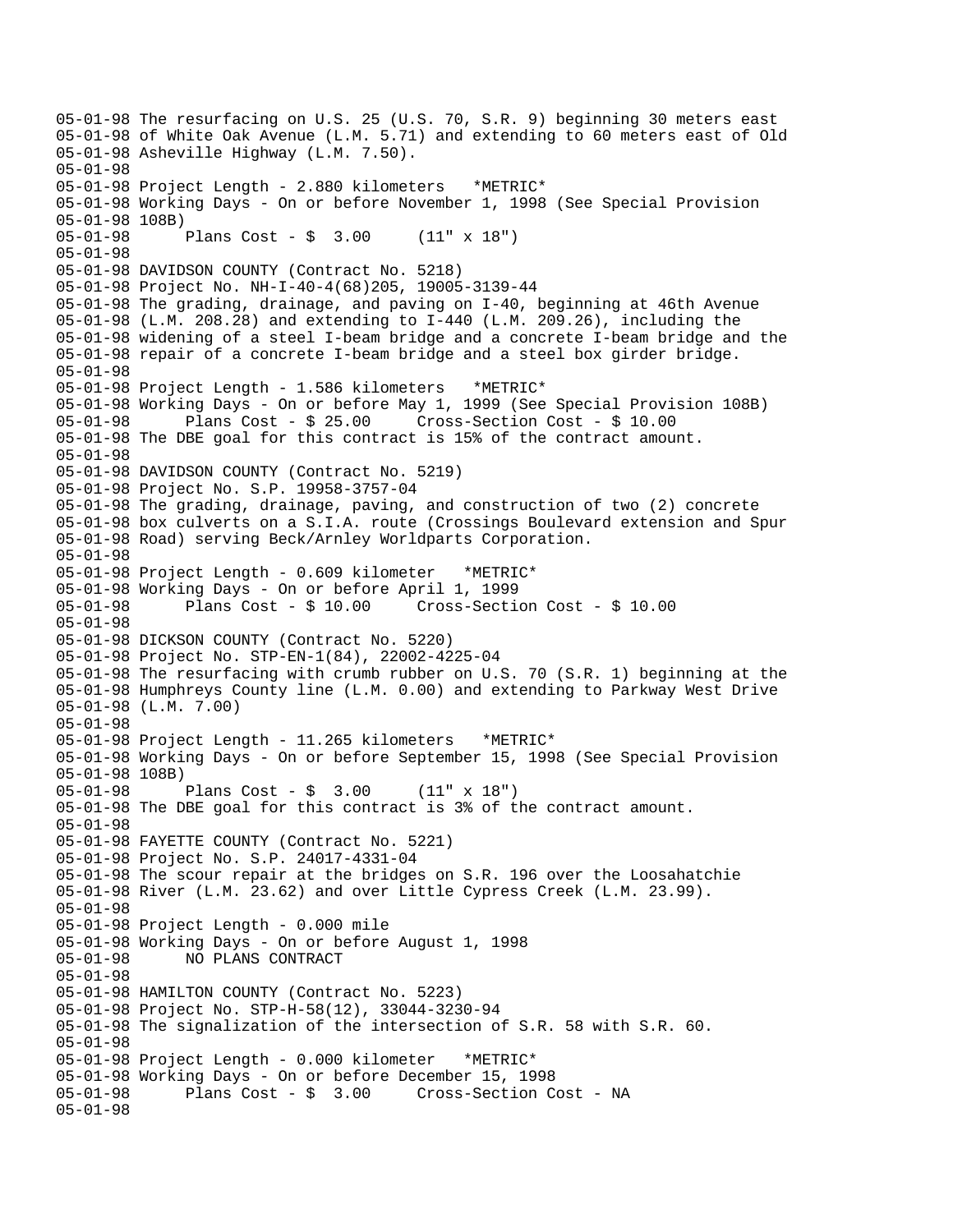```
05-01-98 The resurfacing on U.S. 25 (U.S. 70, S.R. 9) beginning 30 meters east
05-01-98 of White Oak Avenue (L.M. 5.71) and extending to 60 meters east of Old
05-01-98 Asheville Highway (L.M. 7.50).
05-01-98
05-01-98 Project Length - 2.880 kilometers   *METRIC*
05-01-98 Working Days - On or before November 1, 1998 (See Special Provision
05-01-98 108B)
05-01-98      Plans Cost - $  3.00     (11" x 18")
05-01-98
05-01-98 DAVIDSON COUNTY (Contract No. 5218)
05-01-98 Project No. NH-I-40-4(68)205, 19005-3139-44
05-01-98 The grading, drainage, and paving on I-40, beginning at 46th Avenue
05-01-98 (L.M. 208.28) and extending to I-440 (L.M. 209.26), including the
05-01-98 widening of a steel I-beam bridge and a concrete I-beam bridge and the
05-01-98 repair of a concrete I-beam bridge and a steel box girder bridge.
05-01-98
05-01-98 Project Length - 1.586 kilometers   *METRIC*
05-01-98 Working Days - On or before May 1, 1999 (See Special Provision 108B)
05-01-98      Plans Cost - $ 25.00     Cross-Section Cost - $ 10.00
05-01-98 The DBE goal for this contract is 15% of the contract amount.
05-01-98
05-01-98 DAVIDSON COUNTY (Contract No. 5219)
05-01-98 Project No. S.P. 19958-3757-04
05-01-98 The grading, drainage, paving, and construction of two (2) concrete
05-01-98 box culverts on a S.I.A. route (Crossings Boulevard extension and Spur
05-01-98 Road) serving Beck/Arnley Worldparts Corporation.
05-01-98
05-01-98 Project Length - 0.609 kilometer   *METRIC*
05-01-98 Working Days - On or before April 1, 1999
05-01-98      Plans Cost - $ 10.00     Cross-Section Cost - $ 10.00
05-01-98
05-01-98 DICKSON COUNTY (Contract No. 5220)
05-01-98 Project No. STP-EN-1(84), 22002-4225-04
05-01-98 The resurfacing with crumb rubber on U.S. 70 (S.R. 1) beginning at the
05-01-98 Humphreys County line (L.M. 0.00) and extending to Parkway West Drive
05-01-98 (L.M. 7.00)
05-01-98
05-01-98 Project Length - 11.265 kilometers   *METRIC*
05-01-98 Working Days - On or before September 15, 1998 (See Special Provision
05-01-98 108B)
05-01-98      Plans Cost - $  3.00     (11" x 18")
05-01-98 The DBE goal for this contract is 3% of the contract amount.
05-01-98
05-01-98 FAYETTE COUNTY (Contract No. 5221)
05-01-98 Project No. S.P. 24017-4331-04
05-01-98 The scour repair at the bridges on S.R. 196 over the Loosahatchie
05-01-98 River (L.M. 23.62) and over Little Cypress Creek (L.M. 23.99).
05-01-98
05-01-98 Project Length - 0.000 mile
05-01-98 Working Days - On or before August 1, 1998
05-01-98      NO PLANS CONTRACT
05-01-98
05-01-98 HAMILTON COUNTY (Contract No. 5223)
05-01-98 Project No. STP-H-58(12), 33044-3230-94
05-01-98 The signalization of the intersection of S.R. 58 with S.R. 60.
05-01-98
05-01-98 Project Length - 0.000 kilometer   *METRIC*
05-01-98 Working Days - On or before December 15, 1998
05-01-98      Plans Cost - $  3.00     Cross-Section Cost - NA
05-01-98
```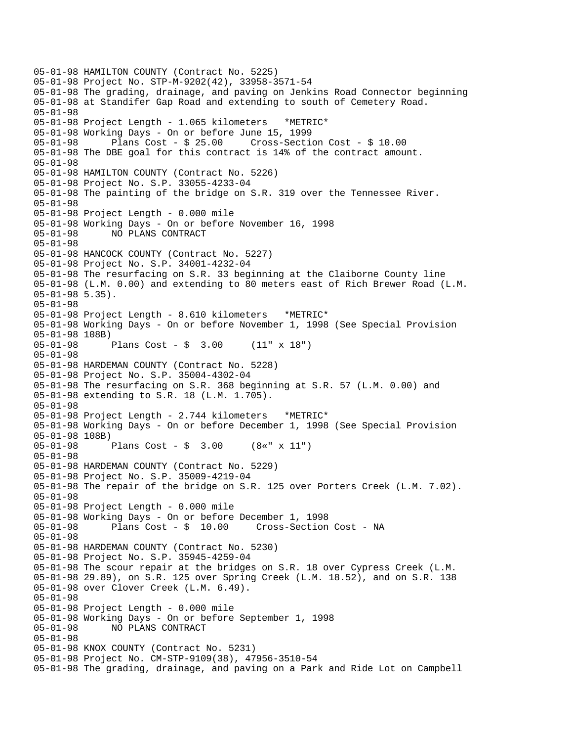```
05-01-98 HAMILTON COUNTY (Contract No. 5225)
05-01-98 Project No. STP-M-9202(42), 33958-3571-54
05-01-98 The grading, drainage, and paving on Jenkins Road Connector beginning
05-01-98 at Standifer Gap Road and extending to south of Cemetery Road.
05-01-98
05-01-98 Project Length - 1.065 kilometers   *METRIC*
05-01-98 Working Days - On or before June 15, 1999
05-01-98       Plans Cost - $ 25.00     Cross-Section Cost - $ 10.00
05-01-98 The DBE goal for this contract is 14% of the contract amount.
05-01-98
05-01-98 HAMILTON COUNTY (Contract No. 5226)
05-01-98 Project No. S.P. 33055-4233-04
05-01-98 The painting of the bridge on S.R. 319 over the Tennessee River.
05-01-98
05-01-98 Project Length - 0.000 mile
05-01-98 Working Days - On or before November 16, 1998
05-01-98       NO PLANS CONTRACT
05-01-98
05-01-98 HANCOCK COUNTY (Contract No. 5227)
05-01-98 Project No. S.P. 34001-4232-04
05-01-98 The resurfacing on S.R. 33 beginning at the Claiborne County line
05-01-98 (L.M. 0.00) and extending to 80 meters east of Rich Brewer Road (L.M.
05-01-98 5.35).
05-01-98
05-01-98 Project Length - 8.610 kilometers   *METRIC*
05-01-98 Working Days - On or before November 1, 1998 (See Special Provision
05-01-98 108B)
05-01-98       Plans Cost - $  3.00     (11" x 18")
05-01-98
05-01-98 HARDEMAN COUNTY (Contract No. 5228)
05-01-98 Project No. S.P. 35004-4302-04
05-01-98 The resurfacing on S.R. 368 beginning at S.R. 57 (L.M. 0.00) and
05-01-98 extending to S.R. 18 (L.M. 1.705).
05-01-98
05-01-98 Project Length - 2.744 kilometers   *METRIC*
05-01-98 Working Days - On or before December 1, 1998 (See Special Provision
05-01-98 108B)
05-01-98       Plans Cost - $  3.00     (8«" x 11")
05-01-98
05-01-98 HARDEMAN COUNTY (Contract No. 5229)
05-01-98 Project No. S.P. 35009-4219-04
05-01-98 The repair of the bridge on S.R. 125 over Porters Creek (L.M. 7.02).
05-01-98
05-01-98 Project Length - 0.000 mile
05-01-98 Working Days - On or before December 1, 1998
05-01-98       Plans Cost - $  10.00     Cross-Section Cost - NA
05-01-98
05-01-98 HARDEMAN COUNTY (Contract No. 5230)
05-01-98 Project No. S.P. 35945-4259-04
05-01-98 The scour repair at the bridges on S.R. 18 over Cypress Creek (L.M.
05-01-98 29.89), on S.R. 125 over Spring Creek (L.M. 18.52), and on S.R. 138
05-01-98 over Clover Creek (L.M. 6.49).
05-01-98
05-01-98 Project Length - 0.000 mile
05-01-98 Working Days - On or before September 1, 1998
05-01-98       NO PLANS CONTRACT
05-01-98
05-01-98 KNOX COUNTY (Contract No. 5231)
05-01-98 Project No. CM-STP-9109(38), 47956-3510-54
05-01-98 The grading, drainage, and paving on a Park and Ride Lot on Campbell
```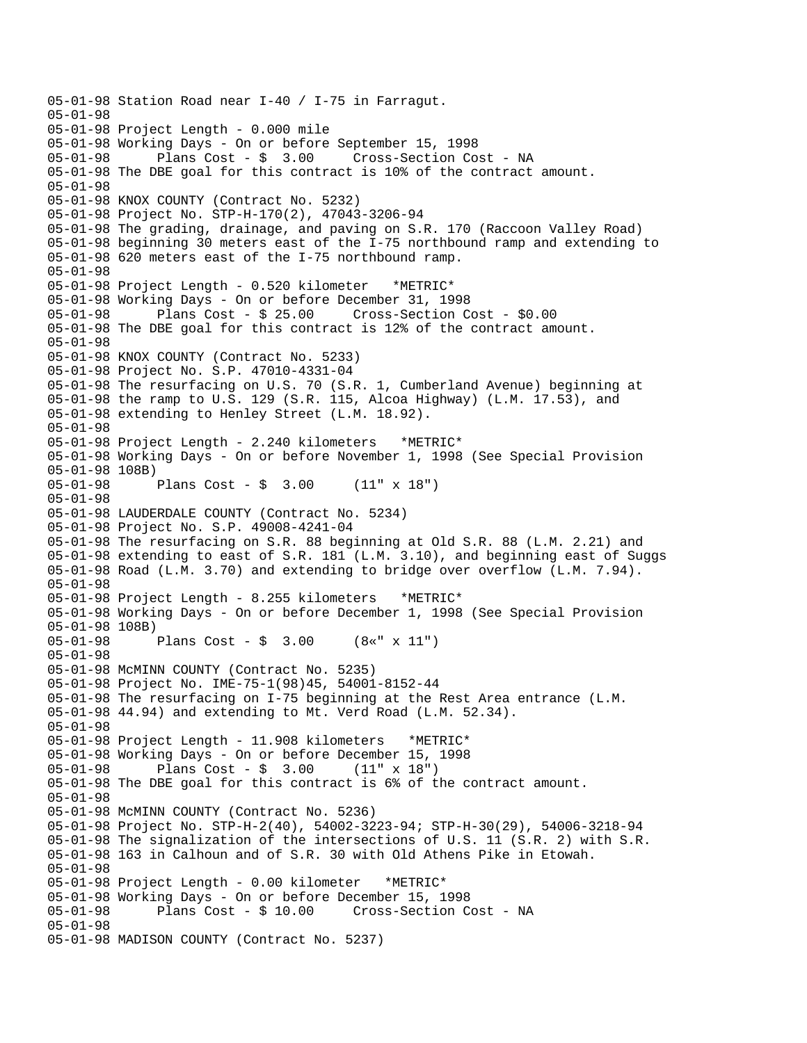```
05-01-98 Station Road near I-40 / I-75 in Farragut.
05-01-98
05-01-98 Project Length - 0.000 mile
05-01-98 Working Days - On or before September 15, 1998
05-01-98      Plans Cost - $  3.00     Cross-Section Cost - NA
05-01-98 The DBE goal for this contract is 10% of the contract amount.
05-01-98
05-01-98 KNOX COUNTY (Contract No. 5232)
05-01-98 Project No. STP-H-170(2), 47043-3206-94
05-01-98 The grading, drainage, and paving on S.R. 170 (Raccoon Valley Road)
05-01-98 beginning 30 meters east of the I-75 northbound ramp and extending to
05-01-98 620 meters east of the I-75 northbound ramp.
05-01-98
05-01-98 Project Length - 0.520 kilometer   *METRIC*
05-01-98 Working Days - On or before December 31, 1998
05-01-98      Plans Cost - $ 25.00     Cross-Section Cost - $0.00
05-01-98 The DBE goal for this contract is 12% of the contract amount.
05-01-98
05-01-98 KNOX COUNTY (Contract No. 5233)
05-01-98 Project No. S.P. 47010-4331-04
05-01-98 The resurfacing on U.S. 70 (S.R. 1, Cumberland Avenue) beginning at
05-01-98 the ramp to U.S. 129 (S.R. 115, Alcoa Highway) (L.M. 17.53), and
05-01-98 extending to Henley Street (L.M. 18.92).
05-01-98
05-01-98 Project Length - 2.240 kilometers   *METRIC*
05-01-98 Working Days - On or before November 1, 1998 (See Special Provision
05-01-98 108B)
05-01-98      Plans Cost - $  3.00     (11" x 18")
05-01-98
05-01-98 LAUDERDALE COUNTY (Contract No. 5234)
05-01-98 Project No. S.P. 49008-4241-04
05-01-98 The resurfacing on S.R. 88 beginning at Old S.R. 88 (L.M. 2.21) and
05-01-98 extending to east of S.R. 181 (L.M. 3.10), and beginning east of Suggs
05-01-98 Road (L.M. 3.70) and extending to bridge over overflow (L.M. 7.94).
05-01-98
05-01-98 Project Length - 8.255 kilometers   *METRIC*
05-01-98 Working Days - On or before December 1, 1998 (See Special Provision
05-01-98 108B)
05-01-98      Plans Cost - $  3.00     (8«" x 11")
05-01-98
05-01-98 McMINN COUNTY (Contract No. 5235)
05-01-98 Project No. IME-75-1(98)45, 54001-8152-44
05-01-98 The resurfacing on I-75 beginning at the Rest Area entrance (L.M.
05-01-98 44.94) and extending to Mt. Verd Road (L.M. 52.34).
05-01-98
05-01-98 Project Length - 11.908 kilometers   *METRIC*
05-01-98 Working Days - On or before December 15, 1998
05-01-98      Plans Cost - $  3.00     (11" x 18")
05-01-98 The DBE goal for this contract is 6% of the contract amount.
05-01-98
05-01-98 McMINN COUNTY (Contract No. 5236)
05-01-98 Project No. STP-H-2(40), 54002-3223-94; STP-H-30(29), 54006-3218-94
05-01-98 The signalization of the intersections of U.S. 11 (S.R. 2) with S.R.
05-01-98 163 in Calhoun and of S.R. 30 with Old Athens Pike in Etowah.
05-01-98
05-01-98 Project Length - 0.00 kilometer   *METRIC*
05-01-98 Working Days - On or before December 15, 1998
05-01-98      Plans Cost - $ 10.00     Cross-Section Cost - NA
05-01-98
05-01-98 MADISON COUNTY (Contract No. 5237)
```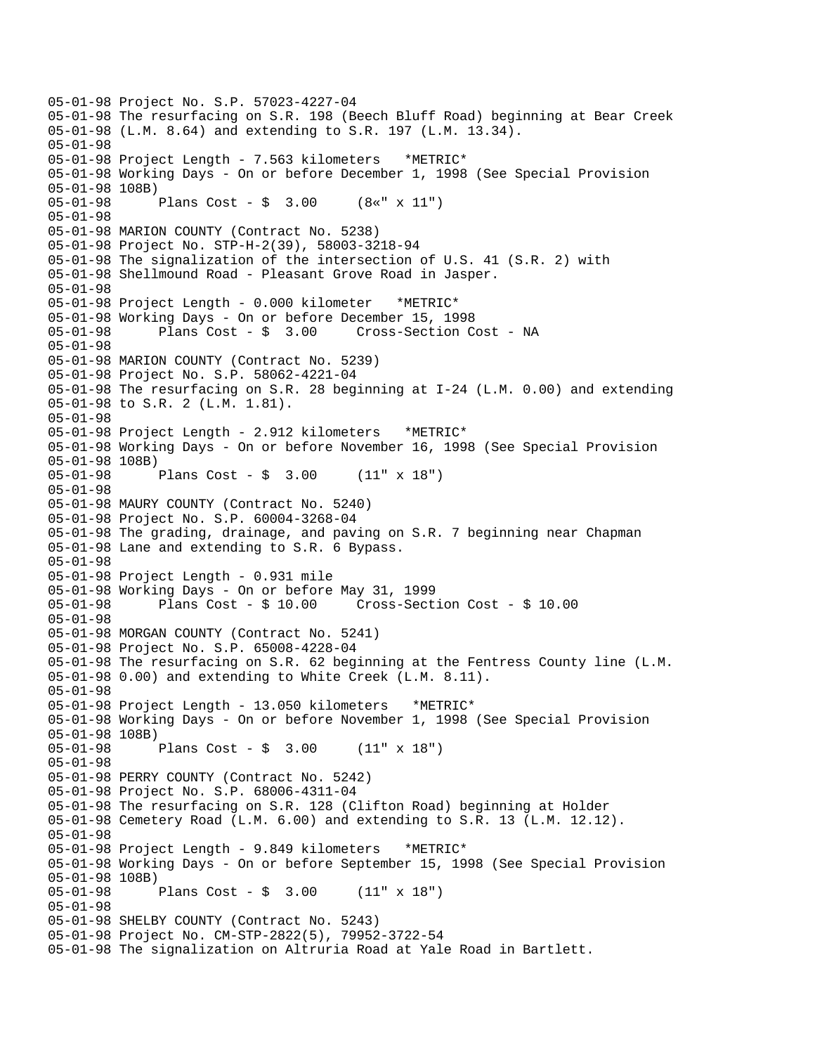```
05-01-98 Project No. S.P. 57023-4227-04
05-01-98 The resurfacing on S.R. 198 (Beech Bluff Road) beginning at Bear Creek
05-01-98 (L.M. 8.64) and extending to S.R. 197 (L.M. 13.34).
05-01-98
05-01-98 Project Length - 7.563 kilometers   *METRIC*
05-01-98 Working Days - On or before December 1, 1998 (See Special Provision
05-01-98 108B)
05-01-98       Plans Cost - $  3.00     (8«" x 11")
05-01-98
05-01-98 MARION COUNTY (Contract No. 5238)
05-01-98 Project No. STP-H-2(39), 58003-3218-94
05-01-98 The signalization of the intersection of U.S. 41 (S.R. 2) with
05-01-98 Shellmound Road - Pleasant Grove Road in Jasper.
05-01-98
05-01-98 Project Length - 0.000 kilometer   *METRIC*
05-01-98 Working Days - On or before December 15, 1998
05-01-98       Plans Cost - $  3.00     Cross-Section Cost - NA
05-01-98
05-01-98 MARION COUNTY (Contract No. 5239)
05-01-98 Project No. S.P. 58062-4221-04
05-01-98 The resurfacing on S.R. 28 beginning at I-24 (L.M. 0.00) and extending
05-01-98 to S.R. 2 (L.M. 1.81).
05-01-98
05-01-98 Project Length - 2.912 kilometers   *METRIC*
05-01-98 Working Days - On or before November 16, 1998 (See Special Provision
05-01-98 108B)
05-01-98       Plans Cost - $  3.00     (11" x 18")
05-01-98
05-01-98 MAURY COUNTY (Contract No. 5240)
05-01-98 Project No. S.P. 60004-3268-04
05-01-98 The grading, drainage, and paving on S.R. 7 beginning near Chapman
05-01-98 Lane and extending to S.R. 6 Bypass.
05-01-98
05-01-98 Project Length - 0.931 mile
05-01-98 Working Days - On or before May 31, 1999
05-01-98       Plans Cost - $ 10.00     Cross-Section Cost - $ 10.00
05-01-98
05-01-98 MORGAN COUNTY (Contract No. 5241)
05-01-98 Project No. S.P. 65008-4228-04
05-01-98 The resurfacing on S.R. 62 beginning at the Fentress County line (L.M.
05-01-98 0.00) and extending to White Creek (L.M. 8.11).
05-01-98
05-01-98 Project Length - 13.050 kilometers   *METRIC*
05-01-98 Working Days - On or before November 1, 1998 (See Special Provision
05-01-98 108B)
05-01-98       Plans Cost - $  3.00     (11" x 18")
05-01-98
05-01-98 PERRY COUNTY (Contract No. 5242)
05-01-98 Project No. S.P. 68006-4311-04
05-01-98 The resurfacing on S.R. 128 (Clifton Road) beginning at Holder
05-01-98 Cemetery Road (L.M. 6.00) and extending to S.R. 13 (L.M. 12.12).
05-01-98
05-01-98 Project Length - 9.849 kilometers   *METRIC*
05-01-98 Working Days - On or before September 15, 1998 (See Special Provision
05-01-98 108B)
05-01-98       Plans Cost - $  3.00     (11" x 18")
05-01-98
05-01-98 SHELBY COUNTY (Contract No. 5243)
05-01-98 Project No. CM-STP-2822(5), 79952-3722-54
05-01-98 The signalization on Altruria Road at Yale Road in Bartlett.
```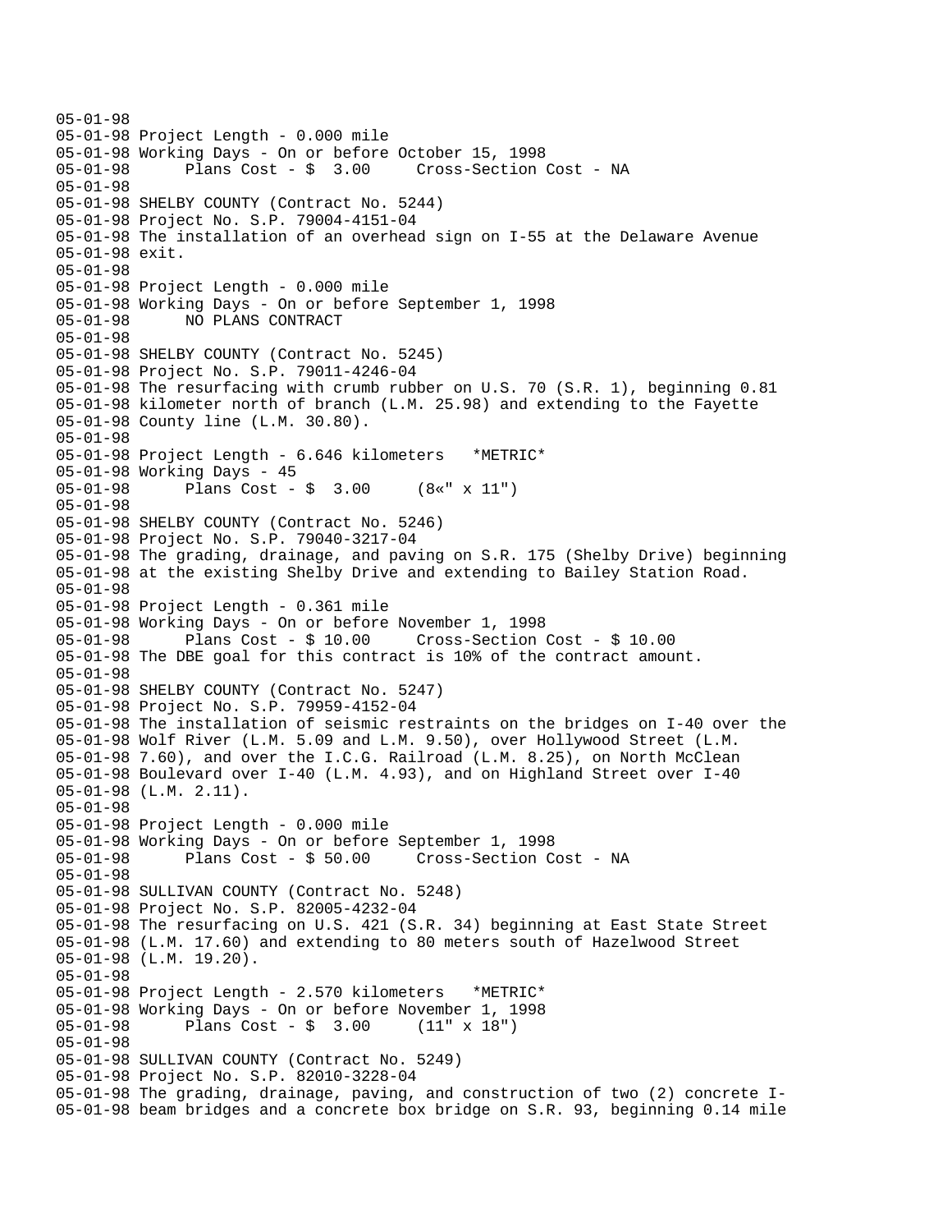```
05-01-98
05-01-98 Project Length - 0.000 mile
05-01-98 Working Days - On or before October 15, 1998
05-01-98       Plans Cost - $  3.00     Cross-Section Cost - NA
05-01-98
05-01-98 SHELBY COUNTY (Contract No. 5244)
05-01-98 Project No. S.P. 79004-4151-04
05-01-98 The installation of an overhead sign on I-55 at the Delaware Avenue
05-01-98 exit.
05-01-98
05-01-98 Project Length - 0.000 mile
05-01-98 Working Days - On or before September 1, 1998
05-01-98       NO PLANS CONTRACT
05-01-98
05-01-98 SHELBY COUNTY (Contract No. 5245)
05-01-98 Project No. S.P. 79011-4246-04
05-01-98 The resurfacing with crumb rubber on U.S. 70 (S.R. 1), beginning 0.81
05-01-98 kilometer north of branch (L.M. 25.98) and extending to the Fayette
05-01-98 County line (L.M. 30.80).
05-01-98
05-01-98 Project Length - 6.646 kilometers   *METRIC*
05-01-98 Working Days - 45
05-01-98       Plans Cost - $  3.00     (8«" x 11")
05-01-98
05-01-98 SHELBY COUNTY (Contract No. 5246)
05-01-98 Project No. S.P. 79040-3217-04
05-01-98 The grading, drainage, and paving on S.R. 175 (Shelby Drive) beginning
05-01-98 at the existing Shelby Drive and extending to Bailey Station Road.
05-01-98
05-01-98 Project Length - 0.361 mile
05-01-98 Working Days - On or before November 1, 1998
05-01-98       Plans Cost - $ 10.00     Cross-Section Cost - $ 10.00
05-01-98 The DBE goal for this contract is 10% of the contract amount.
05-01-98
05-01-98 SHELBY COUNTY (Contract No. 5247)
05-01-98 Project No. S.P. 79959-4152-04
05-01-98 The installation of seismic restraints on the bridges on I-40 over the
05-01-98 Wolf River (L.M. 5.09 and L.M. 9.50), over Hollywood Street (L.M.
05-01-98 7.60), and over the I.C.G. Railroad (L.M. 8.25), on North McClean
05-01-98 Boulevard over I-40 (L.M. 4.93), and on Highland Street over I-40
05-01-98 (L.M. 2.11).
05-01-98
05-01-98 Project Length - 0.000 mile
05-01-98 Working Days - On or before September 1, 1998
05-01-98       Plans Cost - $ 50.00     Cross-Section Cost - NA
05-01-98
05-01-98 SULLIVAN COUNTY (Contract No. 5248)
05-01-98 Project No. S.P. 82005-4232-04
05-01-98 The resurfacing on U.S. 421 (S.R. 34) beginning at East State Street
05-01-98 (L.M. 17.60) and extending to 80 meters south of Hazelwood Street
05-01-98 (L.M. 19.20).
05-01-98
05-01-98 Project Length - 2.570 kilometers   *METRIC*
05-01-98 Working Days - On or before November 1, 1998
05-01-98       Plans Cost - $  3.00     (11" x 18")
05-01-98
05-01-98 SULLIVAN COUNTY (Contract No. 5249)
05-01-98 Project No. S.P. 82010-3228-04
05-01-98 The grading, drainage, paving, and construction of two (2) concrete I-
05-01-98 beam bridges and a concrete box bridge on S.R. 93, beginning 0.14 mile
```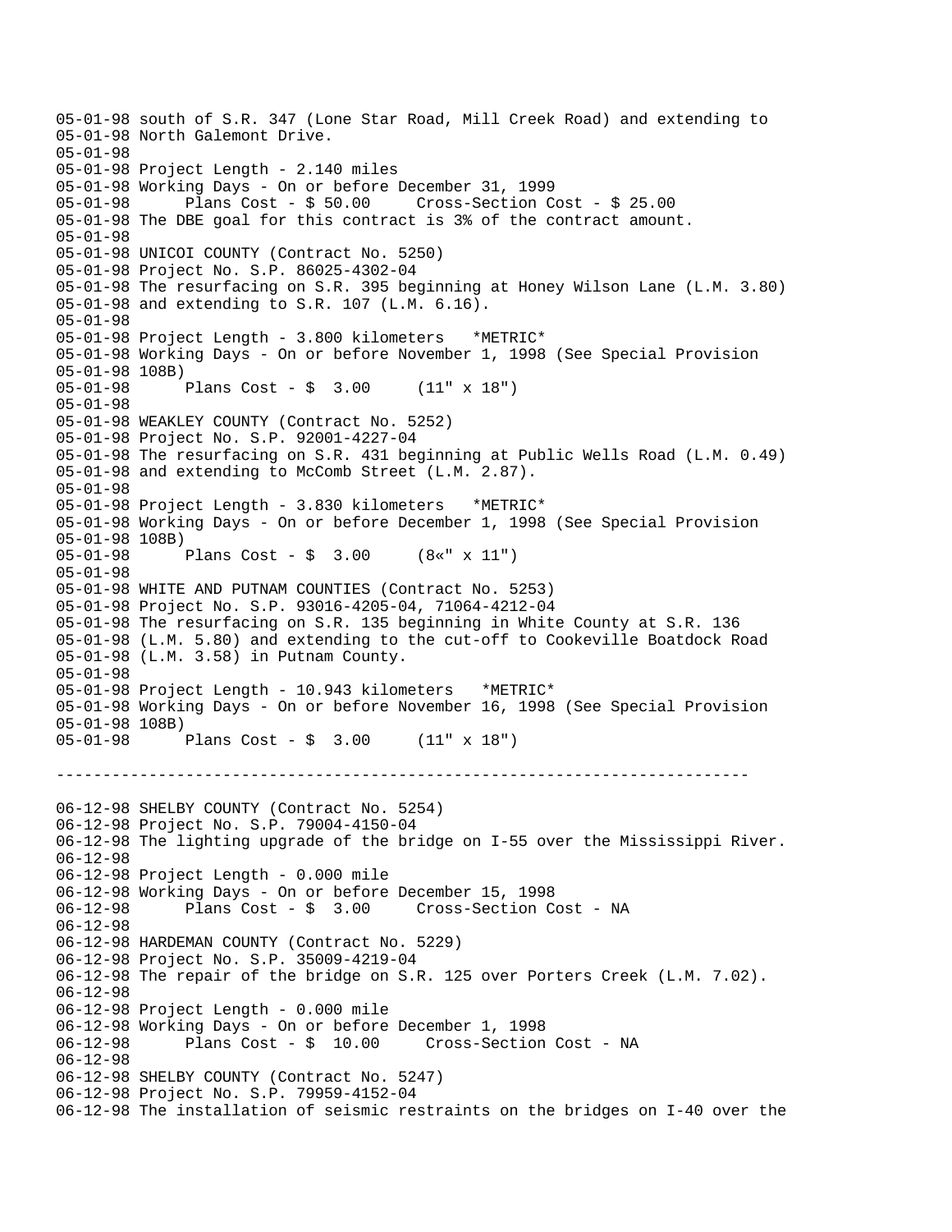```
05-01-98 south of S.R. 347 (Lone Star Road, Mill Creek Road) and extending to
05-01-98 North Galemont Drive.
05-01-98
05-01-98 Project Length - 2.140 miles
05-01-98 Working Days - On or before December 31, 1999
05-01-98       Plans Cost - $ 50.00     Cross-Section Cost - $ 25.00
05-01-98 The DBE goal for this contract is 3% of the contract amount.
05-01-98
05-01-98 UNICOI COUNTY (Contract No. 5250)
05-01-98 Project No. S.P. 86025-4302-04
05-01-98 The resurfacing on S.R. 395 beginning at Honey Wilson Lane (L.M. 3.80)
05-01-98 and extending to S.R. 107 (L.M. 6.16).
05-01-98
05-01-98 Project Length - 3.800 kilometers   *METRIC*
05-01-98 Working Days - On or before November 1, 1998 (See Special Provision
05-01-98 108B)
05-01-98       Plans Cost - $  3.00     (11" x 18")
05-01-98
05-01-98 WEAKLEY COUNTY (Contract No. 5252)
05-01-98 Project No. S.P. 92001-4227-04
05-01-98 The resurfacing on S.R. 431 beginning at Public Wells Road (L.M. 0.49)
05-01-98 and extending to McComb Street (L.M. 2.87).
05-01-98
05-01-98 Project Length - 3.830 kilometers   *METRIC*
05-01-98 Working Days - On or before December 1, 1998 (See Special Provision
05-01-98 108B)
05-01-98       Plans Cost - $  3.00     (8«" x 11")
05-01-98
05-01-98 WHITE AND PUTNAM COUNTIES (Contract No. 5253)
05-01-98 Project No. S.P. 93016-4205-04, 71064-4212-04
05-01-98 The resurfacing on S.R. 135 beginning in White County at S.R. 136
05-01-98 (L.M. 5.80) and extending to the cut-off to Cookeville Boatdock Road
05-01-98 (L.M. 3.58) in Putnam County.
05-01-98
05-01-98 Project Length - 10.943 kilometers   *METRIC*
05-01-98 Working Days - On or before November 16, 1998 (See Special Provision
05-01-98 108B)
05-01-98       Plans Cost - $  3.00     (11" x 18")

---------------------------------------------------------------------------

06-12-98 SHELBY COUNTY (Contract No. 5254)
06-12-98 Project No. S.P. 79004-4150-04
06-12-98 The lighting upgrade of the bridge on I-55 over the Mississippi River.
06-12-98
06-12-98 Project Length - 0.000 mile
06-12-98 Working Days - On or before December 15, 1998
06-12-98       Plans Cost - $  3.00     Cross-Section Cost - NA
06-12-98
06-12-98 HARDEMAN COUNTY (Contract No. 5229)
06-12-98 Project No. S.P. 35009-4219-04
06-12-98 The repair of the bridge on S.R. 125 over Porters Creek (L.M. 7.02).
06-12-98
06-12-98 Project Length - 0.000 mile
06-12-98 Working Days - On or before December 1, 1998
06-12-98       Plans Cost - $  10.00     Cross-Section Cost - NA
06-12-98
06-12-98 SHELBY COUNTY (Contract No. 5247)
06-12-98 Project No. S.P. 79959-4152-04
06-12-98 The installation of seismic restraints on the bridges on I-40 over the
```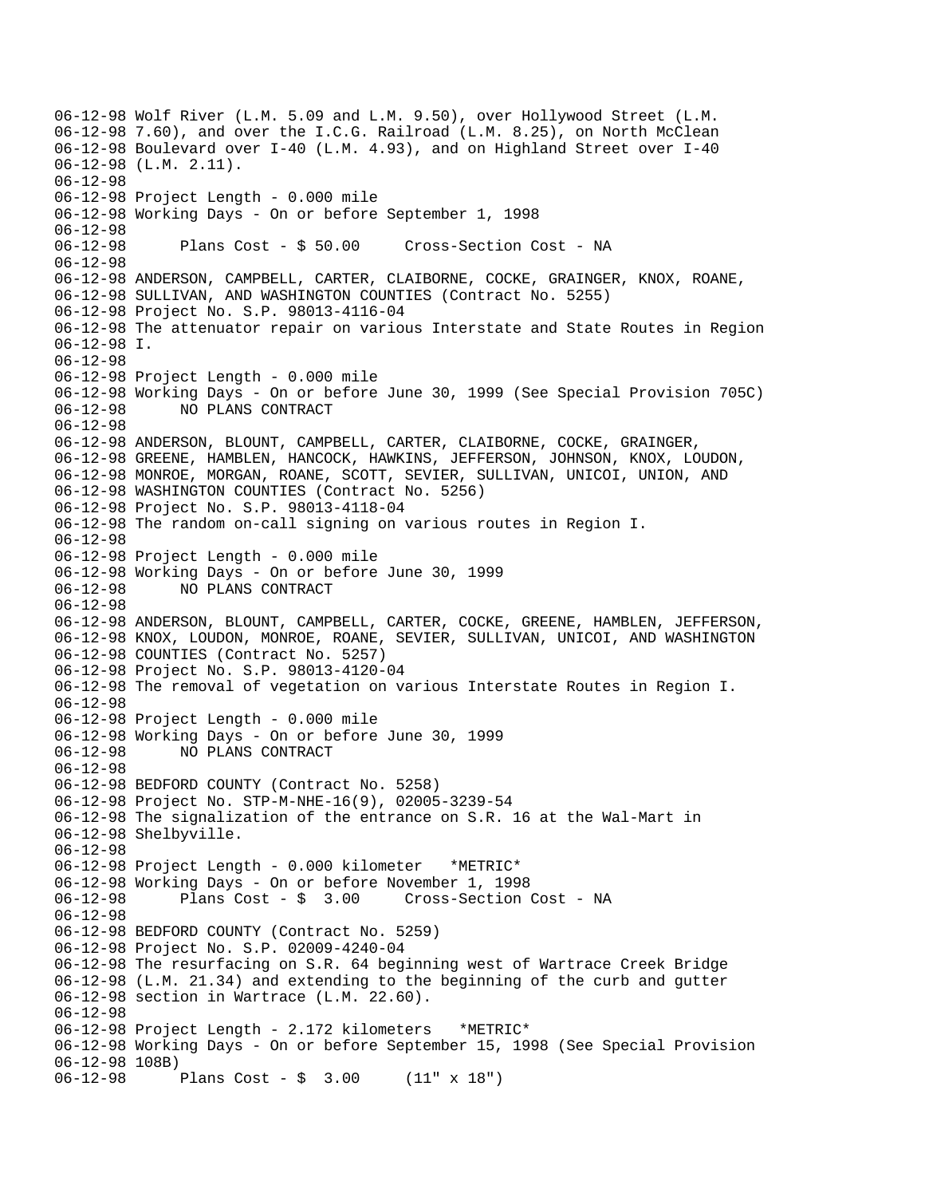06-12-98 Wolf River (L.M. 5.09 and L.M. 9.50), over Hollywood Street (L.M.
06-12-98 7.60), and over the I.C.G. Railroad (L.M. 8.25), on North McClean
06-12-98 Boulevard over I-40 (L.M. 4.93), and on Highland Street over I-40
06-12-98 (L.M. 2.11).
06-12-98
06-12-98 Project Length - 0.000 mile
06-12-98 Working Days - On or before September 1, 1998
06-12-98
06-12-98 Plans Cost - $ 50.00 Cross-Section Cost - NA
06-12-98
06-12-98 ANDERSON, CAMPBELL, CARTER, CLAIBORNE, COCKE, GRAINGER, KNOX, ROANE,
06-12-98 SULLIVAN, AND WASHINGTON COUNTIES (Contract No. 5255)
06-12-98 Project No. S.P. 98013-4116-04
06-12-98 The attenuator repair on various Interstate and State Routes in Region
06-12-98 I.
06-12-98
06-12-98 Project Length - 0.000 mile
06-12-98 Working Days - On or before June 30, 1999 (See Special Provision 705C)
06-12-98 NO PLANS CONTRACT
06-12-98
06-12-98 ANDERSON, BLOUNT, CAMPBELL, CARTER, CLAIBORNE, COCKE, GRAINGER,
06-12-98 GREENE, HAMBLEN, HANCOCK, HAWKINS, JEFFERSON, JOHNSON, KNOX, LOUDON,
06-12-98 MONROE, MORGAN, ROANE, SCOTT, SEVIER, SULLIVAN, UNICOI, UNION, AND
06-12-98 WASHINGTON COUNTIES (Contract No. 5256)
06-12-98 Project No. S.P. 98013-4118-04
06-12-98 The random on-call signing on various routes in Region I.
06-12-98
06-12-98 Project Length - 0.000 mile
06-12-98 Working Days - On or before June 30, 1999
06-12-98 NO PLANS CONTRACT
06-12-98
06-12-98 ANDERSON, BLOUNT, CAMPBELL, CARTER, COCKE, GREENE, HAMBLEN, JEFFERSON,
06-12-98 KNOX, LOUDON, MONROE, ROANE, SEVIER, SULLIVAN, UNICOI, AND WASHINGTON
06-12-98 COUNTIES (Contract No. 5257)
06-12-98 Project No. S.P. 98013-4120-04
06-12-98 The removal of vegetation on various Interstate Routes in Region I.
06-12-98
06-12-98 Project Length - 0.000 mile
06-12-98 Working Days - On or before June 30, 1999
06-12-98 NO PLANS CONTRACT
06-12-98
06-12-98 BEDFORD COUNTY (Contract No. 5258)
06-12-98 Project No. STP-M-NHE-16(9), 02005-3239-54
06-12-98 The signalization of the entrance on S.R. 16 at the Wal-Mart in
06-12-98 Shelbyville.
06-12-98
06-12-98 Project Length - 0.000 kilometer *METRIC*
06-12-98 Working Days - On or before November 1, 1998
06-12-98 Plans Cost - $ 3.00 Cross-Section Cost - NA
06-12-98
06-12-98 BEDFORD COUNTY (Contract No. 5259)
06-12-98 Project No. S.P. 02009-4240-04
06-12-98 The resurfacing on S.R. 64 beginning west of Wartrace Creek Bridge
06-12-98 (L.M. 21.34) and extending to the beginning of the curb and gutter
06-12-98 section in Wartrace (L.M. 22.60).
06-12-98
06-12-98 Project Length - 2.172 kilometers *METRIC*
06-12-98 Working Days - On or before September 15, 1998 (See Special Provision
06-12-98 108B)
06-12-98 Plans Cost - $ 3.00 (11" x 18")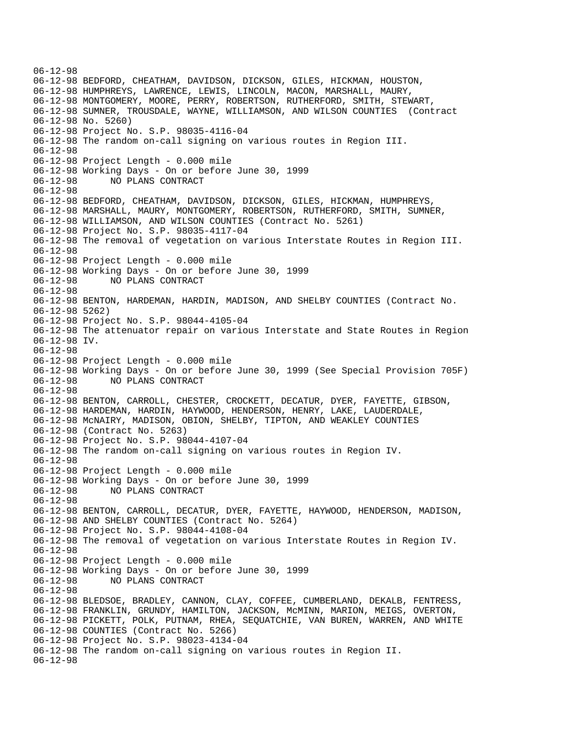```
06-12-98
06-12-98 BEDFORD, CHEATHAM, DAVIDSON, DICKSON, GILES, HICKMAN, HOUSTON,
06-12-98 HUMPHREYS, LAWRENCE, LEWIS, LINCOLN, MACON, MARSHALL, MAURY,
06-12-98 MONTGOMERY, MOORE, PERRY, ROBERTSON, RUTHERFORD, SMITH, STEWART,
06-12-98 SUMNER, TROUSDALE, WAYNE, WILLIAMSON, AND WILSON COUNTIES  (Contract
06-12-98 No. 5260)
06-12-98 Project No. S.P. 98035-4116-04
06-12-98 The random on-call signing on various routes in Region III.
06-12-98
06-12-98 Project Length - 0.000 mile
06-12-98 Working Days - On or before June 30, 1999
06-12-98       NO PLANS CONTRACT
06-12-98
06-12-98 BEDFORD, CHEATHAM, DAVIDSON, DICKSON, GILES, HICKMAN, HUMPHREYS,
06-12-98 MARSHALL, MAURY, MONTGOMERY, ROBERTSON, RUTHERFORD, SMITH, SUMNER,
06-12-98 WILLIAMSON, AND WILSON COUNTIES (Contract No. 5261)
06-12-98 Project No. S.P. 98035-4117-04
06-12-98 The removal of vegetation on various Interstate Routes in Region III.
06-12-98
06-12-98 Project Length - 0.000 mile
06-12-98 Working Days - On or before June 30, 1999
06-12-98       NO PLANS CONTRACT
06-12-98
06-12-98 BENTON, HARDEMAN, HARDIN, MADISON, AND SHELBY COUNTIES (Contract No.
06-12-98 5262)
06-12-98 Project No. S.P. 98044-4105-04
06-12-98 The attenuator repair on various Interstate and State Routes in Region
06-12-98 IV.
06-12-98
06-12-98 Project Length - 0.000 mile
06-12-98 Working Days - On or before June 30, 1999 (See Special Provision 705F)
06-12-98       NO PLANS CONTRACT
06-12-98
06-12-98 BENTON, CARROLL, CHESTER, CROCKETT, DECATUR, DYER, FAYETTE, GIBSON,
06-12-98 HARDEMAN, HARDIN, HAYWOOD, HENDERSON, HENRY, LAKE, LAUDERDALE,
06-12-98 McNAIRY, MADISON, OBION, SHELBY, TIPTON, AND WEAKLEY COUNTIES
06-12-98 (Contract No. 5263)
06-12-98 Project No. S.P. 98044-4107-04
06-12-98 The random on-call signing on various routes in Region IV.
06-12-98
06-12-98 Project Length - 0.000 mile
06-12-98 Working Days - On or before June 30, 1999
06-12-98       NO PLANS CONTRACT
06-12-98
06-12-98 BENTON, CARROLL, DECATUR, DYER, FAYETTE, HAYWOOD, HENDERSON, MADISON,
06-12-98 AND SHELBY COUNTIES (Contract No. 5264)
06-12-98 Project No. S.P. 98044-4108-04
06-12-98 The removal of vegetation on various Interstate Routes in Region IV.
06-12-98
06-12-98 Project Length - 0.000 mile
06-12-98 Working Days - On or before June 30, 1999
06-12-98       NO PLANS CONTRACT
06-12-98
06-12-98 BLEDSOE, BRADLEY, CANNON, CLAY, COFFEE, CUMBERLAND, DEKALB, FENTRESS,
06-12-98 FRANKLIN, GRUNDY, HAMILTON, JACKSON, McMINN, MARION, MEIGS, OVERTON,
06-12-98 PICKETT, POLK, PUTNAM, RHEA, SEQUATCHIE, VAN BUREN, WARREN, AND WHITE
06-12-98 COUNTIES (Contract No. 5266)
06-12-98 Project No. S.P. 98023-4134-04
06-12-98 The random on-call signing on various routes in Region II.
06-12-98
```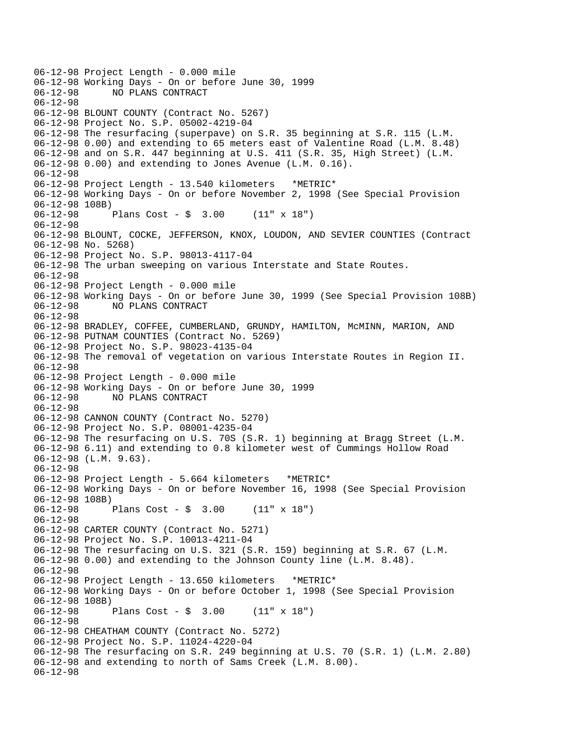06-12-98 Project Length - 0.000 mile
06-12-98 Working Days - On or before June 30, 1999
06-12-98      NO PLANS CONTRACT
06-12-98
06-12-98 BLOUNT COUNTY (Contract No. 5267)
06-12-98 Project No. S.P. 05002-4219-04
06-12-98 The resurfacing (superpave) on S.R. 35 beginning at S.R. 115 (L.M.
06-12-98 0.00) and extending to 65 meters east of Valentine Road (L.M. 8.48)
06-12-98 and on S.R. 447 beginning at U.S. 411 (S.R. 35, High Street) (L.M.
06-12-98 0.00) and extending to Jones Avenue (L.M. 0.16).
06-12-98
06-12-98 Project Length - 13.540 kilometers   *METRIC*
06-12-98 Working Days - On or before November 2, 1998 (See Special Provision
06-12-98 108B)
06-12-98      Plans Cost - $  3.00     (11" x 18")
06-12-98
06-12-98 BLOUNT, COCKE, JEFFERSON, KNOX, LOUDON, AND SEVIER COUNTIES (Contract
06-12-98 No. 5268)
06-12-98 Project No. S.P. 98013-4117-04
06-12-98 The urban sweeping on various Interstate and State Routes.
06-12-98
06-12-98 Project Length - 0.000 mile
06-12-98 Working Days - On or before June 30, 1999 (See Special Provision 108B)
06-12-98      NO PLANS CONTRACT
06-12-98
06-12-98 BRADLEY, COFFEE, CUMBERLAND, GRUNDY, HAMILTON, McMINN, MARION, AND
06-12-98 PUTNAM COUNTIES (Contract No. 5269)
06-12-98 Project No. S.P. 98023-4135-04
06-12-98 The removal of vegetation on various Interstate Routes in Region II.
06-12-98
06-12-98 Project Length - 0.000 mile
06-12-98 Working Days - On or before June 30, 1999
06-12-98      NO PLANS CONTRACT
06-12-98
06-12-98 CANNON COUNTY (Contract No. 5270)
06-12-98 Project No. S.P. 08001-4235-04
06-12-98 The resurfacing on U.S. 70S (S.R. 1) beginning at Bragg Street (L.M.
06-12-98 6.11) and extending to 0.8 kilometer west of Cummings Hollow Road
06-12-98 (L.M. 9.63).
06-12-98
06-12-98 Project Length - 5.664 kilometers   *METRIC*
06-12-98 Working Days - On or before November 16, 1998 (See Special Provision
06-12-98 108B)
06-12-98      Plans Cost - $  3.00     (11" x 18")
06-12-98
06-12-98 CARTER COUNTY (Contract No. 5271)
06-12-98 Project No. S.P. 10013-4211-04
06-12-98 The resurfacing on U.S. 321 (S.R. 159) beginning at S.R. 67 (L.M.
06-12-98 0.00) and extending to the Johnson County line (L.M. 8.48).
06-12-98
06-12-98 Project Length - 13.650 kilometers   *METRIC*
06-12-98 Working Days - On or before October 1, 1998 (See Special Provision
06-12-98 108B)
06-12-98      Plans Cost - $  3.00     (11" x 18")
06-12-98
06-12-98 CHEATHAM COUNTY (Contract No. 5272)
06-12-98 Project No. S.P. 11024-4220-04
06-12-98 The resurfacing on S.R. 249 beginning at U.S. 70 (S.R. 1) (L.M. 2.80)
06-12-98 and extending to north of Sams Creek (L.M. 8.00).
06-12-98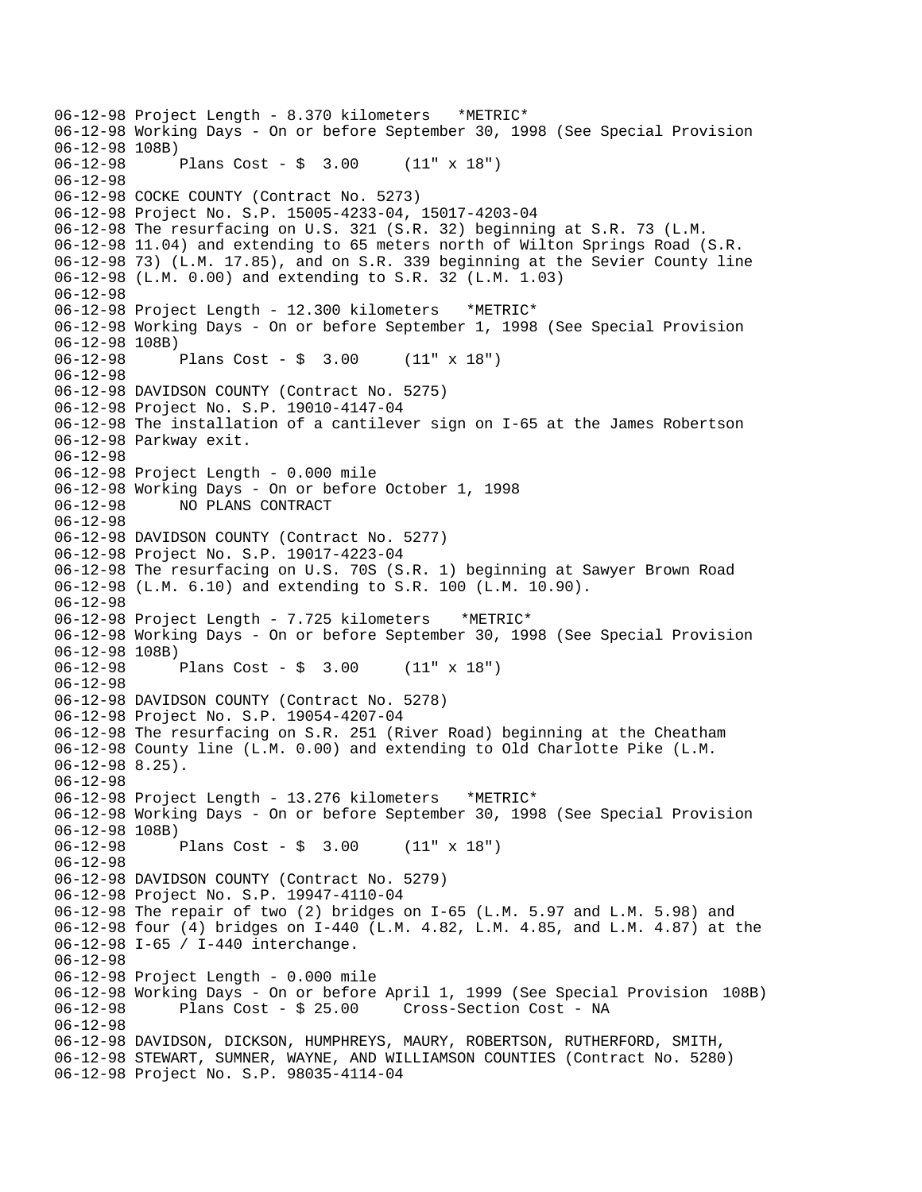```
06-12-98 Project Length - 8.370 kilometers   *METRIC*
06-12-98 Working Days - On or before September 30, 1998 (See Special Provision
06-12-98 108B)
06-12-98       Plans Cost - $  3.00     (11" x 18")
06-12-98
06-12-98 COCKE COUNTY (Contract No. 5273)
06-12-98 Project No. S.P. 15005-4233-04, 15017-4203-04
06-12-98 The resurfacing on U.S. 321 (S.R. 32) beginning at S.R. 73 (L.M.
06-12-98 11.04) and extending to 65 meters north of Wilton Springs Road (S.R.
06-12-98 73) (L.M. 17.85), and on S.R. 339 beginning at the Sevier County line
06-12-98 (L.M. 0.00) and extending to S.R. 32 (L.M. 1.03)
06-12-98
06-12-98 Project Length - 12.300 kilometers   *METRIC*
06-12-98 Working Days - On or before September 1, 1998 (See Special Provision
06-12-98 108B)
06-12-98       Plans Cost - $  3.00     (11" x 18")
06-12-98
06-12-98 DAVIDSON COUNTY (Contract No. 5275)
06-12-98 Project No. S.P. 19010-4147-04
06-12-98 The installation of a cantilever sign on I-65 at the James Robertson
06-12-98 Parkway exit.
06-12-98
06-12-98 Project Length - 0.000 mile
06-12-98 Working Days - On or before October 1, 1998
06-12-98       NO PLANS CONTRACT
06-12-98
06-12-98 DAVIDSON COUNTY (Contract No. 5277)
06-12-98 Project No. S.P. 19017-4223-04
06-12-98 The resurfacing on U.S. 70S (S.R. 1) beginning at Sawyer Brown Road
06-12-98 (L.M. 6.10) and extending to S.R. 100 (L.M. 10.90).
06-12-98
06-12-98 Project Length - 7.725 kilometers   *METRIC*
06-12-98 Working Days - On or before September 30, 1998 (See Special Provision
06-12-98 108B)
06-12-98       Plans Cost - $  3.00     (11" x 18")
06-12-98
06-12-98 DAVIDSON COUNTY (Contract No. 5278)
06-12-98 Project No. S.P. 19054-4207-04
06-12-98 The resurfacing on S.R. 251 (River Road) beginning at the Cheatham
06-12-98 County line (L.M. 0.00) and extending to Old Charlotte Pike (L.M.
06-12-98 8.25).
06-12-98
06-12-98 Project Length - 13.276 kilometers   *METRIC*
06-12-98 Working Days - On or before September 30, 1998 (See Special Provision
06-12-98 108B)
06-12-98       Plans Cost - $  3.00     (11" x 18")
06-12-98
06-12-98 DAVIDSON COUNTY (Contract No. 5279)
06-12-98 Project No. S.P. 19947-4110-04
06-12-98 The repair of two (2) bridges on I-65 (L.M. 5.97 and L.M. 5.98) and
06-12-98 four (4) bridges on I-440 (L.M. 4.82, L.M. 4.85, and L.M. 4.87) at the
06-12-98 I-65 / I-440 interchange.
06-12-98
06-12-98 Project Length - 0.000 mile
06-12-98 Working Days - On or before April 1, 1999 (See Special Provision  108B)
06-12-98       Plans Cost - $ 25.00     Cross-Section Cost - NA
06-12-98
06-12-98 DAVIDSON, DICKSON, HUMPHREYS, MAURY, ROBERTSON, RUTHERFORD, SMITH,
06-12-98 STEWART, SUMNER, WAYNE, AND WILLIAMSON COUNTIES (Contract No. 5280)
06-12-98 Project No. S.P. 98035-4114-04
```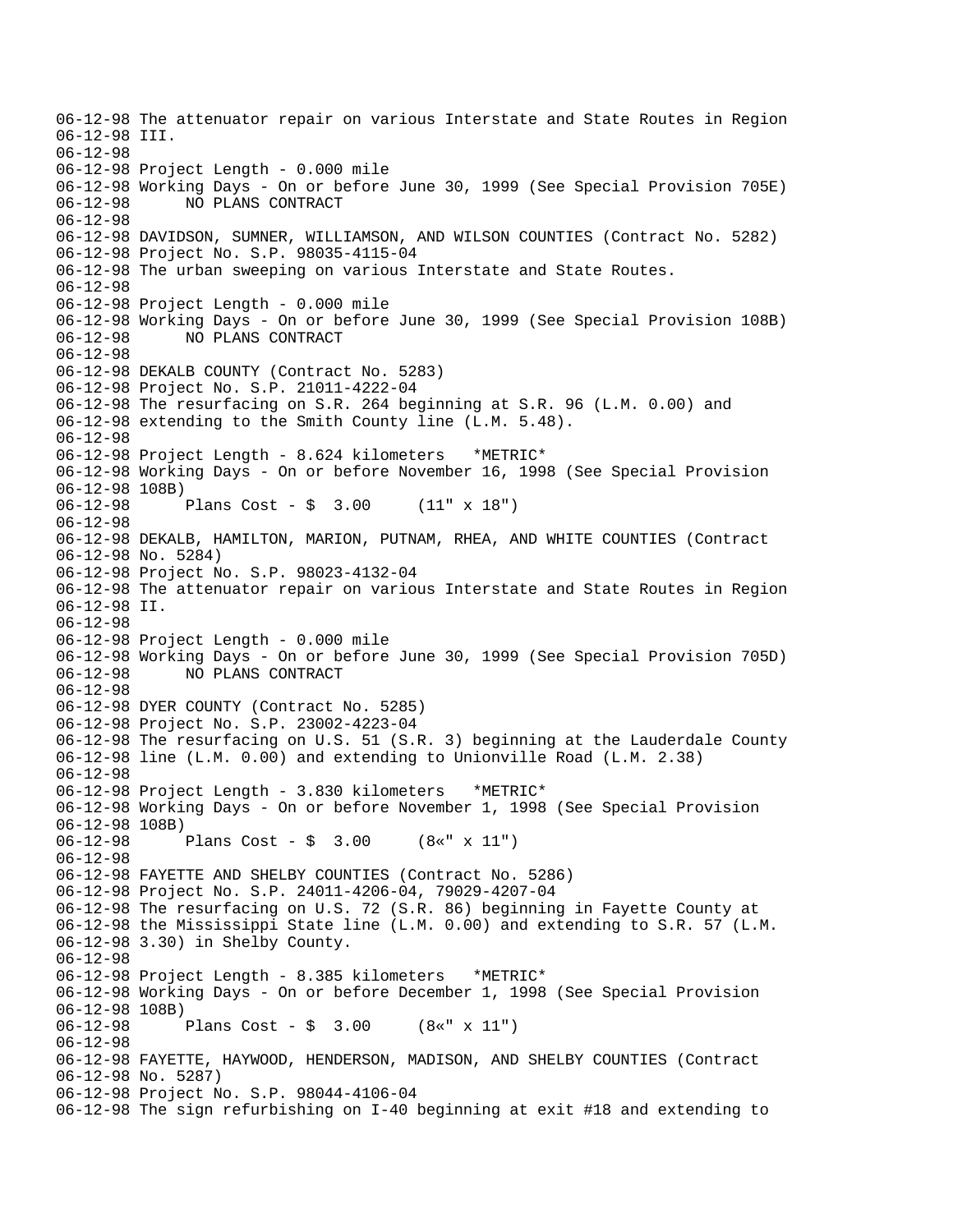06-12-98 The attenuator repair on various Interstate and State Routes in Region
06-12-98 III.
06-12-98
06-12-98 Project Length - 0.000 mile
06-12-98 Working Days - On or before June 30, 1999 (See Special Provision 705E)
06-12-98 NO PLANS CONTRACT
06-12-98
06-12-98 DAVIDSON, SUMNER, WILLIAMSON, AND WILSON COUNTIES (Contract No. 5282)
06-12-98 Project No. S.P. 98035-4115-04
06-12-98 The urban sweeping on various Interstate and State Routes.
06-12-98
06-12-98 Project Length - 0.000 mile
06-12-98 Working Days - On or before June 30, 1999 (See Special Provision 108B)
06-12-98 NO PLANS CONTRACT
06-12-98
06-12-98 DEKALB COUNTY (Contract No. 5283)
06-12-98 Project No. S.P. 21011-4222-04
06-12-98 The resurfacing on S.R. 264 beginning at S.R. 96 (L.M. 0.00) and
06-12-98 extending to the Smith County line (L.M. 5.48).
06-12-98
06-12-98 Project Length - 8.624 kilometers *METRIC*
06-12-98 Working Days - On or before November 16, 1998 (See Special Provision
06-12-98 108B)
06-12-98 Plans Cost - $ 3.00 (11" x 18")
06-12-98
06-12-98 DEKALB, HAMILTON, MARION, PUTNAM, RHEA, AND WHITE COUNTIES (Contract
06-12-98 No. 5284)
06-12-98 Project No. S.P. 98023-4132-04
06-12-98 The attenuator repair on various Interstate and State Routes in Region
06-12-98 II.
06-12-98
06-12-98 Project Length - 0.000 mile
06-12-98 Working Days - On or before June 30, 1999 (See Special Provision 705D)
06-12-98 NO PLANS CONTRACT
06-12-98
06-12-98 DYER COUNTY (Contract No. 5285)
06-12-98 Project No. S.P. 23002-4223-04
06-12-98 The resurfacing on U.S. 51 (S.R. 3) beginning at the Lauderdale County
06-12-98 line (L.M. 0.00) and extending to Unionville Road (L.M. 2.38)
06-12-98
06-12-98 Project Length - 3.830 kilometers *METRIC*
06-12-98 Working Days - On or before November 1, 1998 (See Special Provision
06-12-98 108B)
06-12-98 Plans Cost - $ 3.00 (8«" x 11")
06-12-98
06-12-98 FAYETTE AND SHELBY COUNTIES (Contract No. 5286)
06-12-98 Project No. S.P. 24011-4206-04, 79029-4207-04
06-12-98 The resurfacing on U.S. 72 (S.R. 86) beginning in Fayette County at
06-12-98 the Mississippi State line (L.M. 0.00) and extending to S.R. 57 (L.M.
06-12-98 3.30) in Shelby County.
06-12-98
06-12-98 Project Length - 8.385 kilometers *METRIC*
06-12-98 Working Days - On or before December 1, 1998 (See Special Provision
06-12-98 108B)
06-12-98 Plans Cost - $ 3.00 (8«" x 11")
06-12-98
06-12-98 FAYETTE, HAYWOOD, HENDERSON, MADISON, AND SHELBY COUNTIES (Contract
06-12-98 No. 5287)
06-12-98 Project No. S.P. 98044-4106-04
06-12-98 The sign refurbishing on I-40 beginning at exit #18 and extending to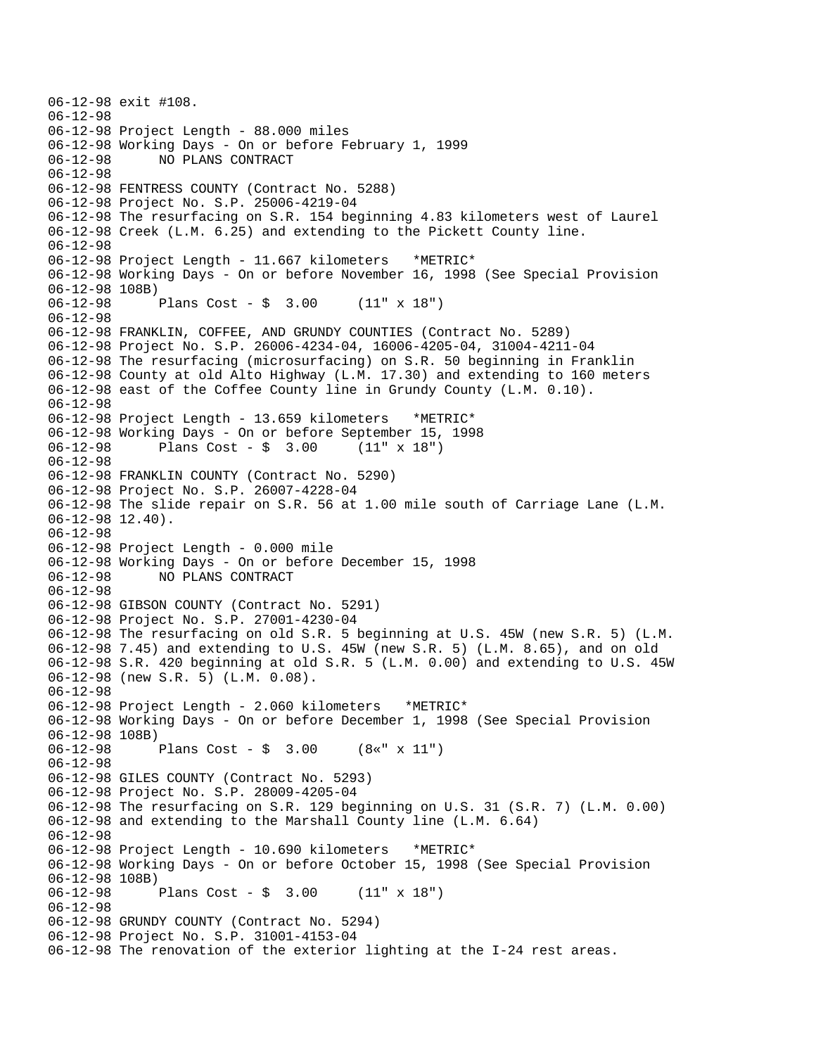```
06-12-98 exit #108.
06-12-98
06-12-98 Project Length - 88.000 miles
06-12-98 Working Days - On or before February 1, 1999
06-12-98      NO PLANS CONTRACT
06-12-98
06-12-98 FENTRESS COUNTY (Contract No. 5288)
06-12-98 Project No. S.P. 25006-4219-04
06-12-98 The resurfacing on S.R. 154 beginning 4.83 kilometers west of Laurel
06-12-98 Creek (L.M. 6.25) and extending to the Pickett County line.
06-12-98
06-12-98 Project Length - 11.667 kilometers   *METRIC*
06-12-98 Working Days - On or before November 16, 1998 (See Special Provision
06-12-98 108B)
06-12-98      Plans Cost - $  3.00     (11" x 18")
06-12-98
06-12-98 FRANKLIN, COFFEE, AND GRUNDY COUNTIES (Contract No. 5289)
06-12-98 Project No. S.P. 26006-4234-04, 16006-4205-04, 31004-4211-04
06-12-98 The resurfacing (microsurfacing) on S.R. 50 beginning in Franklin
06-12-98 County at old Alto Highway (L.M. 17.30) and extending to 160 meters
06-12-98 east of the Coffee County line in Grundy County (L.M. 0.10).
06-12-98
06-12-98 Project Length - 13.659 kilometers   *METRIC*
06-12-98 Working Days - On or before September 15, 1998
06-12-98      Plans Cost - $  3.00     (11" x 18")
06-12-98
06-12-98 FRANKLIN COUNTY (Contract No. 5290)
06-12-98 Project No. S.P. 26007-4228-04
06-12-98 The slide repair on S.R. 56 at 1.00 mile south of Carriage Lane (L.M.
06-12-98 12.40).
06-12-98
06-12-98 Project Length - 0.000 mile
06-12-98 Working Days - On or before December 15, 1998
06-12-98      NO PLANS CONTRACT
06-12-98
06-12-98 GIBSON COUNTY (Contract No. 5291)
06-12-98 Project No. S.P. 27001-4230-04
06-12-98 The resurfacing on old S.R. 5 beginning at U.S. 45W (new S.R. 5) (L.M.
06-12-98 7.45) and extending to U.S. 45W (new S.R. 5) (L.M. 8.65), and on old
06-12-98 S.R. 420 beginning at old S.R. 5 (L.M. 0.00) and extending to U.S. 45W
06-12-98 (new S.R. 5) (L.M. 0.08).
06-12-98
06-12-98 Project Length - 2.060 kilometers   *METRIC*
06-12-98 Working Days - On or before December 1, 1998 (See Special Provision
06-12-98 108B)
06-12-98      Plans Cost - $  3.00     (8«" x 11")
06-12-98
06-12-98 GILES COUNTY (Contract No. 5293)
06-12-98 Project No. S.P. 28009-4205-04
06-12-98 The resurfacing on S.R. 129 beginning on U.S. 31 (S.R. 7) (L.M. 0.00)
06-12-98 and extending to the Marshall County line (L.M. 6.64)
06-12-98
06-12-98 Project Length - 10.690 kilometers   *METRIC*
06-12-98 Working Days - On or before October 15, 1998 (See Special Provision
06-12-98 108B)
06-12-98      Plans Cost - $  3.00     (11" x 18")
06-12-98
06-12-98 GRUNDY COUNTY (Contract No. 5294)
06-12-98 Project No. S.P. 31001-4153-04
06-12-98 The renovation of the exterior lighting at the I-24 rest areas.
```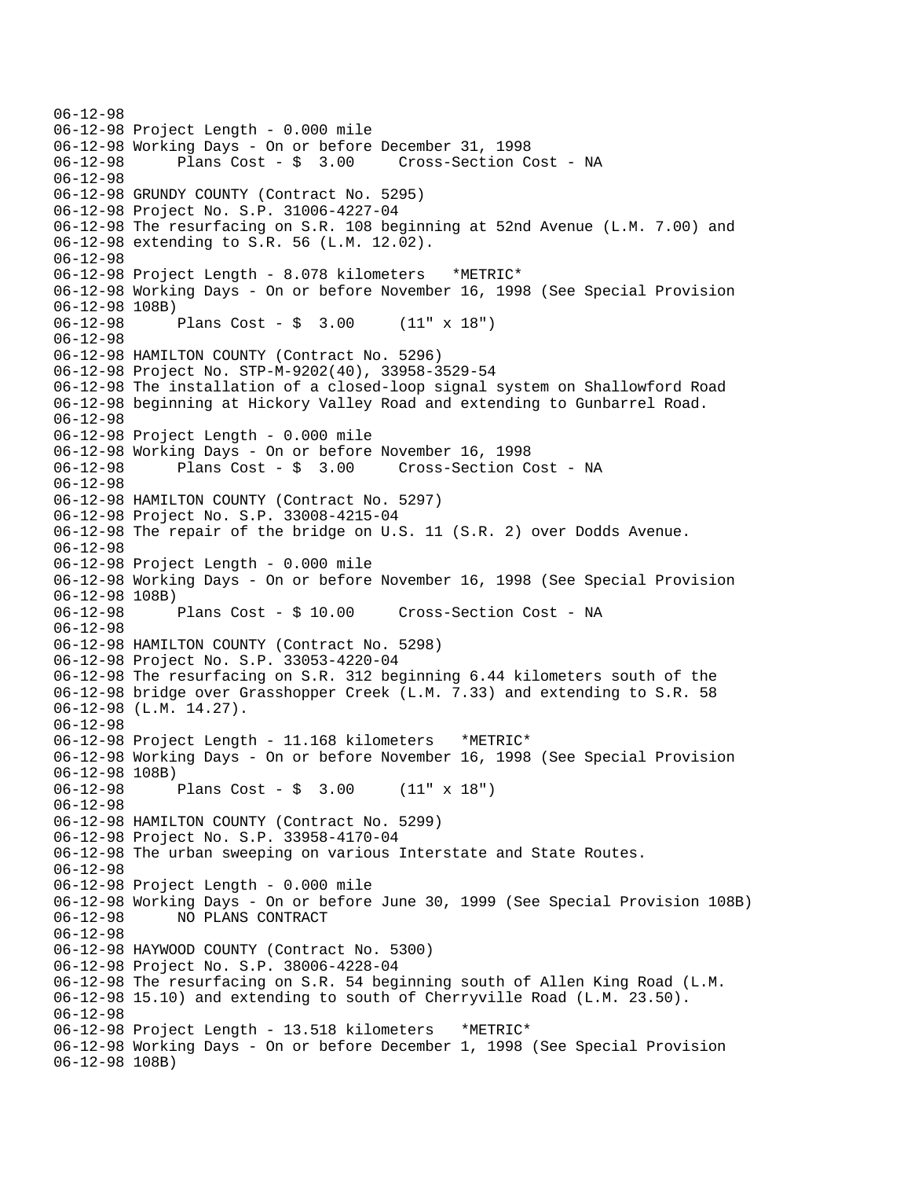```
06-12-98
06-12-98 Project Length - 0.000 mile
06-12-98 Working Days - On or before December 31, 1998
06-12-98      Plans Cost - $  3.00     Cross-Section Cost - NA
06-12-98
06-12-98 GRUNDY COUNTY (Contract No. 5295)
06-12-98 Project No. S.P. 31006-4227-04
06-12-98 The resurfacing on S.R. 108 beginning at 52nd Avenue (L.M. 7.00) and
06-12-98 extending to S.R. 56 (L.M. 12.02).
06-12-98
06-12-98 Project Length - 8.078 kilometers   *METRIC*
06-12-98 Working Days - On or before November 16, 1998 (See Special Provision
06-12-98 108B)
06-12-98      Plans Cost - $  3.00     (11" x 18")
06-12-98
06-12-98 HAMILTON COUNTY (Contract No. 5296)
06-12-98 Project No. STP-M-9202(40), 33958-3529-54
06-12-98 The installation of a closed-loop signal system on Shallowford Road
06-12-98 beginning at Hickory Valley Road and extending to Gunbarrel Road.
06-12-98
06-12-98 Project Length - 0.000 mile
06-12-98 Working Days - On or before November 16, 1998
06-12-98      Plans Cost - $  3.00     Cross-Section Cost - NA
06-12-98
06-12-98 HAMILTON COUNTY (Contract No. 5297)
06-12-98 Project No. S.P. 33008-4215-04
06-12-98 The repair of the bridge on U.S. 11 (S.R. 2) over Dodds Avenue.
06-12-98
06-12-98 Project Length - 0.000 mile
06-12-98 Working Days - On or before November 16, 1998 (See Special Provision
06-12-98 108B)
06-12-98      Plans Cost - $ 10.00     Cross-Section Cost - NA
06-12-98
06-12-98 HAMILTON COUNTY (Contract No. 5298)
06-12-98 Project No. S.P. 33053-4220-04
06-12-98 The resurfacing on S.R. 312 beginning 6.44 kilometers south of the
06-12-98 bridge over Grasshopper Creek (L.M. 7.33) and extending to S.R. 58
06-12-98 (L.M. 14.27).
06-12-98
06-12-98 Project Length - 11.168 kilometers   *METRIC*
06-12-98 Working Days - On or before November 16, 1998 (See Special Provision
06-12-98 108B)
06-12-98      Plans Cost - $  3.00     (11" x 18")
06-12-98
06-12-98 HAMILTON COUNTY (Contract No. 5299)
06-12-98 Project No. S.P. 33958-4170-04
06-12-98 The urban sweeping on various Interstate and State Routes.
06-12-98
06-12-98 Project Length - 0.000 mile
06-12-98 Working Days - On or before June 30, 1999 (See Special Provision 108B)
06-12-98      NO PLANS CONTRACT
06-12-98
06-12-98 HAYWOOD COUNTY (Contract No. 5300)
06-12-98 Project No. S.P. 38006-4228-04
06-12-98 The resurfacing on S.R. 54 beginning south of Allen King Road (L.M.
06-12-98 15.10) and extending to south of Cherryville Road (L.M. 23.50).
06-12-98
06-12-98 Project Length - 13.518 kilometers   *METRIC*
06-12-98 Working Days - On or before December 1, 1998 (See Special Provision
06-12-98 108B)
```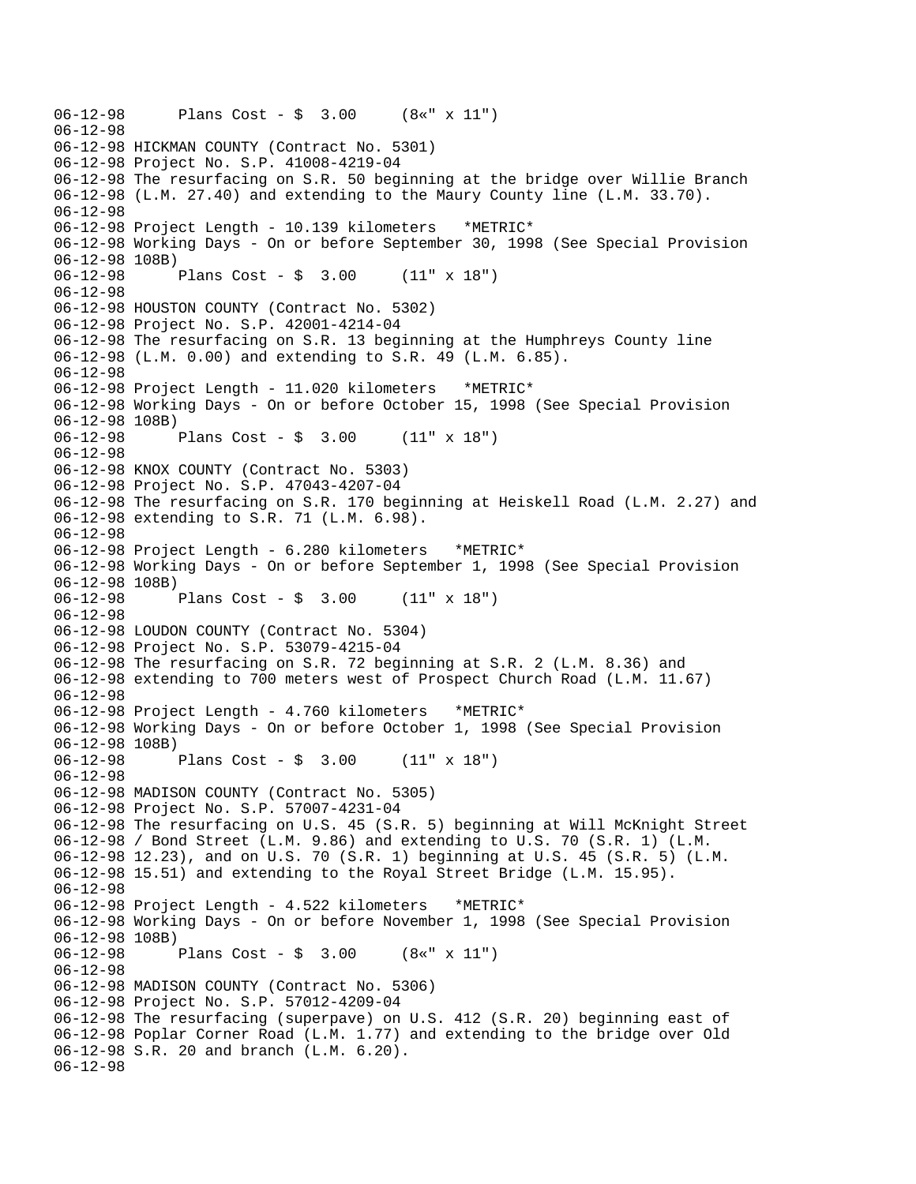```
06-12-98      Plans Cost - $  3.00     (8«" x 11")
06-12-98
06-12-98 HICKMAN COUNTY (Contract No. 5301)
06-12-98 Project No. S.P. 41008-4219-04
06-12-98 The resurfacing on S.R. 50 beginning at the bridge over Willie Branch
06-12-98 (L.M. 27.40) and extending to the Maury County line (L.M. 33.70).
06-12-98
06-12-98 Project Length - 10.139 kilometers   *METRIC*
06-12-98 Working Days - On or before September 30, 1998 (See Special Provision
06-12-98 108B)
06-12-98      Plans Cost - $  3.00     (11" x 18")
06-12-98
06-12-98 HOUSTON COUNTY (Contract No. 5302)
06-12-98 Project No. S.P. 42001-4214-04
06-12-98 The resurfacing on S.R. 13 beginning at the Humphreys County line
06-12-98 (L.M. 0.00) and extending to S.R. 49 (L.M. 6.85).
06-12-98
06-12-98 Project Length - 11.020 kilometers   *METRIC*
06-12-98 Working Days - On or before October 15, 1998 (See Special Provision
06-12-98 108B)
06-12-98      Plans Cost - $  3.00     (11" x 18")
06-12-98
06-12-98 KNOX COUNTY (Contract No. 5303)
06-12-98 Project No. S.P. 47043-4207-04
06-12-98 The resurfacing on S.R. 170 beginning at Heiskell Road (L.M. 2.27) and
06-12-98 extending to S.R. 71 (L.M. 6.98).
06-12-98
06-12-98 Project Length - 6.280 kilometers   *METRIC*
06-12-98 Working Days - On or before September 1, 1998 (See Special Provision
06-12-98 108B)
06-12-98      Plans Cost - $  3.00     (11" x 18")
06-12-98
06-12-98 LOUDON COUNTY (Contract No. 5304)
06-12-98 Project No. S.P. 53079-4215-04
06-12-98 The resurfacing on S.R. 72 beginning at S.R. 2 (L.M. 8.36) and
06-12-98 extending to 700 meters west of Prospect Church Road (L.M. 11.67)
06-12-98
06-12-98 Project Length - 4.760 kilometers   *METRIC*
06-12-98 Working Days - On or before October 1, 1998 (See Special Provision
06-12-98 108B)
06-12-98      Plans Cost - $  3.00     (11" x 18")
06-12-98
06-12-98 MADISON COUNTY (Contract No. 5305)
06-12-98 Project No. S.P. 57007-4231-04
06-12-98 The resurfacing on U.S. 45 (S.R. 5) beginning at Will McKnight Street
06-12-98 / Bond Street (L.M. 9.86) and extending to U.S. 70 (S.R. 1) (L.M.
06-12-98 12.23), and on U.S. 70 (S.R. 1) beginning at U.S. 45 (S.R. 5) (L.M.
06-12-98 15.51) and extending to the Royal Street Bridge (L.M. 15.95).
06-12-98
06-12-98 Project Length - 4.522 kilometers   *METRIC*
06-12-98 Working Days - On or before November 1, 1998 (See Special Provision
06-12-98 108B)
06-12-98      Plans Cost - $  3.00     (8«" x 11")
06-12-98
06-12-98 MADISON COUNTY (Contract No. 5306)
06-12-98 Project No. S.P. 57012-4209-04
06-12-98 The resurfacing (superpave) on U.S. 412 (S.R. 20) beginning east of
06-12-98 Poplar Corner Road (L.M. 1.77) and extending to the bridge over Old
06-12-98 S.R. 20 and branch (L.M. 6.20).
06-12-98
```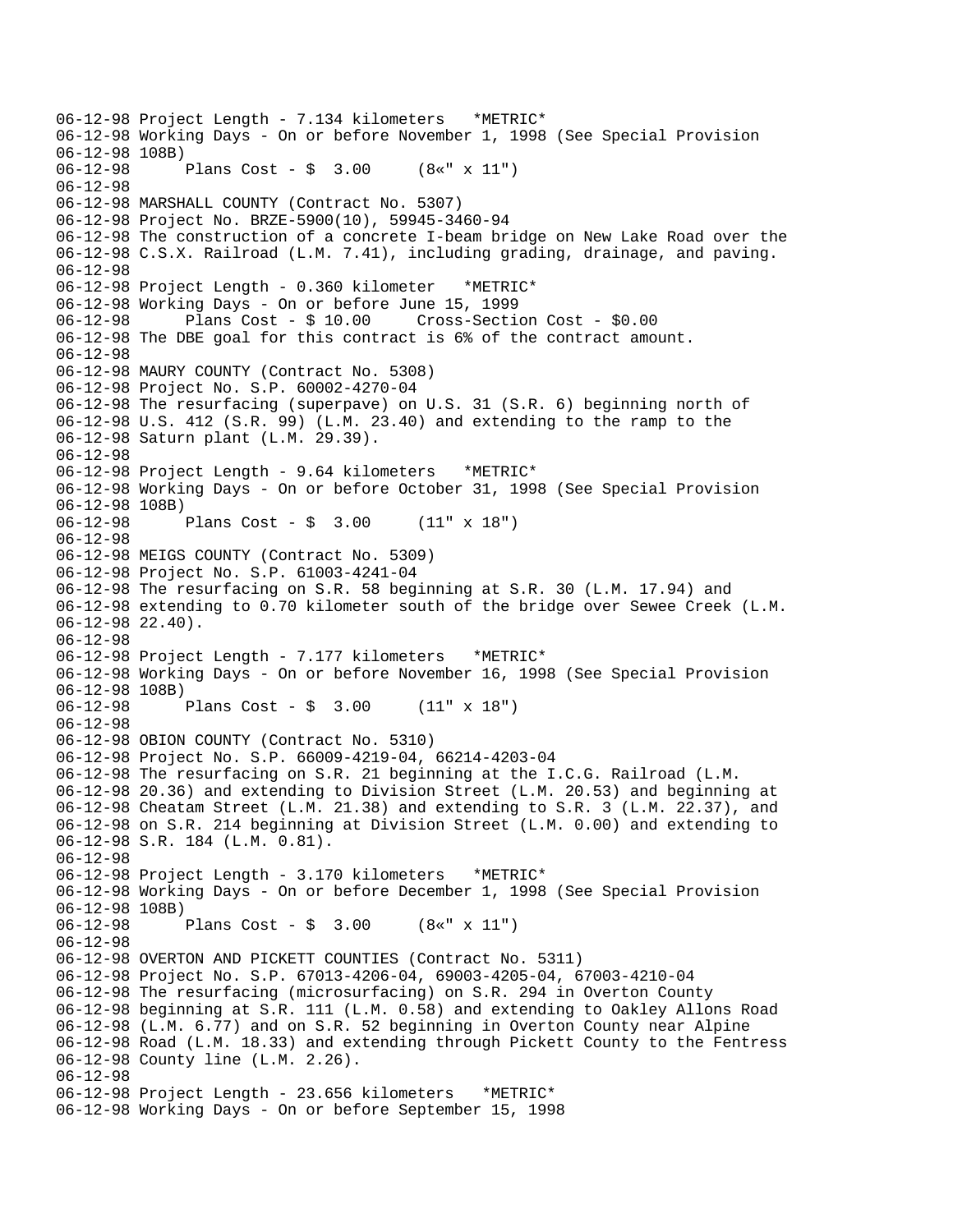```
06-12-98 Project Length - 7.134 kilometers   *METRIC*
06-12-98 Working Days - On or before November 1, 1998 (See Special Provision
06-12-98 108B)
06-12-98      Plans Cost - $  3.00     (8«" x 11")
06-12-98
06-12-98 MARSHALL COUNTY (Contract No. 5307)
06-12-98 Project No. BRZE-5900(10), 59945-3460-94
06-12-98 The construction of a concrete I-beam bridge on New Lake Road over the
06-12-98 C.S.X. Railroad (L.M. 7.41), including grading, drainage, and paving.
06-12-98
06-12-98 Project Length - 0.360 kilometer   *METRIC*
06-12-98 Working Days - On or before June 15, 1999
06-12-98      Plans Cost - $ 10.00     Cross-Section Cost - $0.00
06-12-98 The DBE goal for this contract is 6% of the contract amount.
06-12-98
06-12-98 MAURY COUNTY (Contract No. 5308)
06-12-98 Project No. S.P. 60002-4270-04
06-12-98 The resurfacing (superpave) on U.S. 31 (S.R. 6) beginning north of
06-12-98 U.S. 412 (S.R. 99) (L.M. 23.40) and extending to the ramp to the
06-12-98 Saturn plant (L.M. 29.39).
06-12-98
06-12-98 Project Length - 9.64 kilometers   *METRIC*
06-12-98 Working Days - On or before October 31, 1998 (See Special Provision
06-12-98 108B)
06-12-98      Plans Cost - $  3.00     (11" x 18")
06-12-98
06-12-98 MEIGS COUNTY (Contract No. 5309)
06-12-98 Project No. S.P. 61003-4241-04
06-12-98 The resurfacing on S.R. 58 beginning at S.R. 30 (L.M. 17.94) and
06-12-98 extending to 0.70 kilometer south of the bridge over Sewee Creek (L.M.
06-12-98 22.40).
06-12-98
06-12-98 Project Length - 7.177 kilometers   *METRIC*
06-12-98 Working Days - On or before November 16, 1998 (See Special Provision
06-12-98 108B)
06-12-98      Plans Cost - $  3.00     (11" x 18")
06-12-98
06-12-98 OBION COUNTY (Contract No. 5310)
06-12-98 Project No. S.P. 66009-4219-04, 66214-4203-04
06-12-98 The resurfacing on S.R. 21 beginning at the I.C.G. Railroad (L.M.
06-12-98 20.36) and extending to Division Street (L.M. 20.53) and beginning at
06-12-98 Cheatam Street (L.M. 21.38) and extending to S.R. 3 (L.M. 22.37), and
06-12-98 on S.R. 214 beginning at Division Street (L.M. 0.00) and extending to
06-12-98 S.R. 184 (L.M. 0.81).
06-12-98
06-12-98 Project Length - 3.170 kilometers   *METRIC*
06-12-98 Working Days - On or before December 1, 1998 (See Special Provision
06-12-98 108B)
06-12-98      Plans Cost - $  3.00     (8«" x 11")
06-12-98
06-12-98 OVERTON AND PICKETT COUNTIES (Contract No. 5311)
06-12-98 Project No. S.P. 67013-4206-04, 69003-4205-04, 67003-4210-04
06-12-98 The resurfacing (microsurfacing) on S.R. 294 in Overton County
06-12-98 beginning at S.R. 111 (L.M. 0.58) and extending to Oakley Allons Road
06-12-98 (L.M. 6.77) and on S.R. 52 beginning in Overton County near Alpine
06-12-98 Road (L.M. 18.33) and extending through Pickett County to the Fentress
06-12-98 County line (L.M. 2.26).
06-12-98
06-12-98 Project Length - 23.656 kilometers   *METRIC*
06-12-98 Working Days - On or before September 15, 1998
```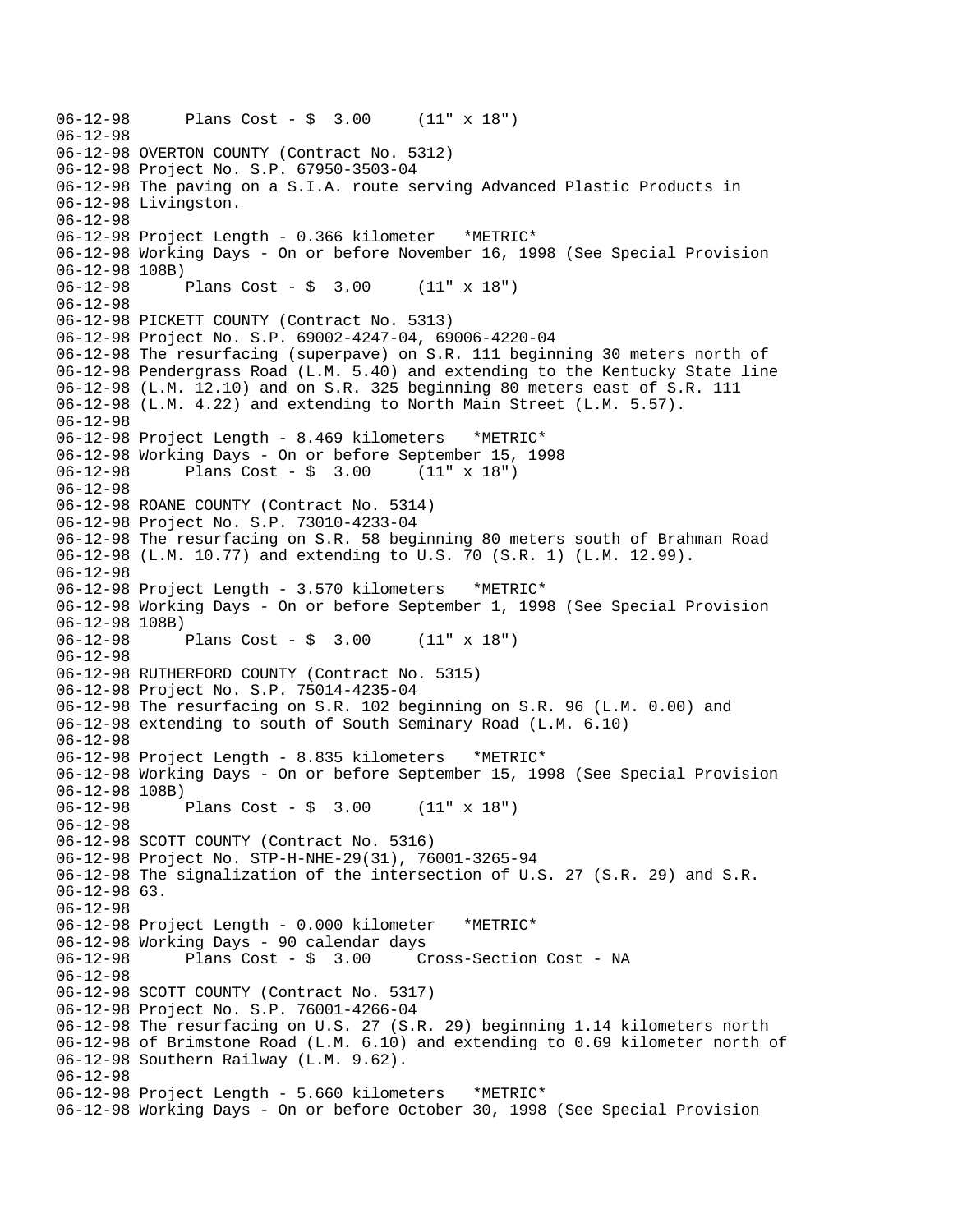```
06-12-98      Plans Cost - $  3.00     (11" x 18")
06-12-98
06-12-98 OVERTON COUNTY (Contract No. 5312)
06-12-98 Project No. S.P. 67950-3503-04
06-12-98 The paving on a S.I.A. route serving Advanced Plastic Products in
06-12-98 Livingston.
06-12-98
06-12-98 Project Length - 0.366 kilometer   *METRIC*
06-12-98 Working Days - On or before November 16, 1998 (See Special Provision
06-12-98 108B)
06-12-98      Plans Cost - $  3.00     (11" x 18")
06-12-98
06-12-98 PICKETT COUNTY (Contract No. 5313)
06-12-98 Project No. S.P. 69002-4247-04, 69006-4220-04
06-12-98 The resurfacing (superpave) on S.R. 111 beginning 30 meters north of
06-12-98 Pendergrass Road (L.M. 5.40) and extending to the Kentucky State line
06-12-98 (L.M. 12.10) and on S.R. 325 beginning 80 meters east of S.R. 111
06-12-98 (L.M. 4.22) and extending to North Main Street (L.M. 5.57).
06-12-98
06-12-98 Project Length - 8.469 kilometers   *METRIC*
06-12-98 Working Days - On or before September 15, 1998
06-12-98      Plans Cost - $  3.00     (11" x 18")
06-12-98
06-12-98 ROANE COUNTY (Contract No. 5314)
06-12-98 Project No. S.P. 73010-4233-04
06-12-98 The resurfacing on S.R. 58 beginning 80 meters south of Brahman Road
06-12-98 (L.M. 10.77) and extending to U.S. 70 (S.R. 1) (L.M. 12.99).
06-12-98
06-12-98 Project Length - 3.570 kilometers   *METRIC*
06-12-98 Working Days - On or before September 1, 1998 (See Special Provision
06-12-98 108B)
06-12-98      Plans Cost - $  3.00     (11" x 18")
06-12-98
06-12-98 RUTHERFORD COUNTY (Contract No. 5315)
06-12-98 Project No. S.P. 75014-4235-04
06-12-98 The resurfacing on S.R. 102 beginning on S.R. 96 (L.M. 0.00) and
06-12-98 extending to south of South Seminary Road (L.M. 6.10)
06-12-98
06-12-98 Project Length - 8.835 kilometers   *METRIC*
06-12-98 Working Days - On or before September 15, 1998 (See Special Provision
06-12-98 108B)
06-12-98      Plans Cost - $  3.00     (11" x 18")
06-12-98
06-12-98 SCOTT COUNTY (Contract No. 5316)
06-12-98 Project No. STP-H-NHE-29(31), 76001-3265-94
06-12-98 The signalization of the intersection of U.S. 27 (S.R. 29) and S.R.
06-12-98 63.
06-12-98
06-12-98 Project Length - 0.000 kilometer   *METRIC*
06-12-98 Working Days - 90 calendar days
06-12-98      Plans Cost - $  3.00     Cross-Section Cost - NA
06-12-98
06-12-98 SCOTT COUNTY (Contract No. 5317)
06-12-98 Project No. S.P. 76001-4266-04
06-12-98 The resurfacing on U.S. 27 (S.R. 29) beginning 1.14 kilometers north
06-12-98 of Brimstone Road (L.M. 6.10) and extending to 0.69 kilometer north of
06-12-98 Southern Railway (L.M. 9.62).
06-12-98
06-12-98 Project Length - 5.660 kilometers   *METRIC*
06-12-98 Working Days - On or before October 30, 1998 (See Special Provision
```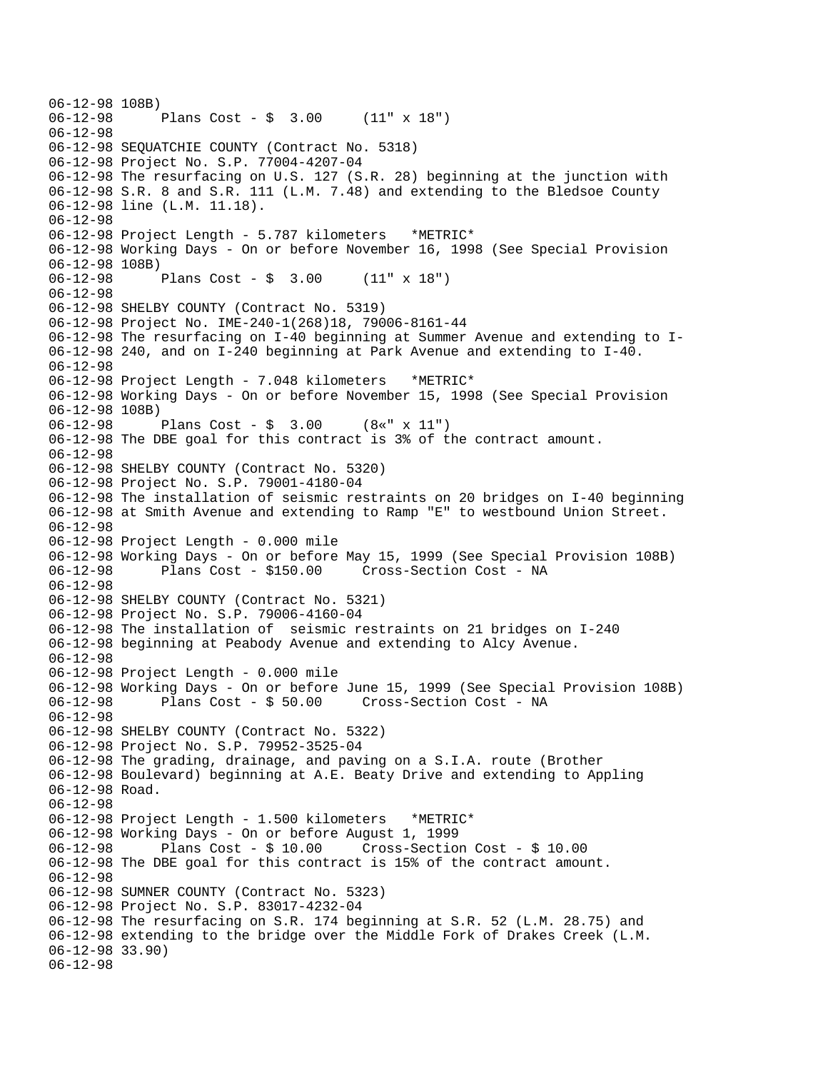```
06-12-98 108B)
06-12-98      Plans Cost - $  3.00     (11" x 18")
06-12-98
06-12-98 SEQUATCHIE COUNTY (Contract No. 5318)
06-12-98 Project No. S.P. 77004-4207-04
06-12-98 The resurfacing on U.S. 127 (S.R. 28) beginning at the junction with
06-12-98 S.R. 8 and S.R. 111 (L.M. 7.48) and extending to the Bledsoe County
06-12-98 line (L.M. 11.18).
06-12-98
06-12-98 Project Length - 5.787 kilometers   *METRIC*
06-12-98 Working Days - On or before November 16, 1998 (See Special Provision
06-12-98 108B)
06-12-98      Plans Cost - $  3.00     (11" x 18")
06-12-98
06-12-98 SHELBY COUNTY (Contract No. 5319)
06-12-98 Project No. IME-240-1(268)18, 79006-8161-44
06-12-98 The resurfacing on I-40 beginning at Summer Avenue and extending to I-
06-12-98 240, and on I-240 beginning at Park Avenue and extending to I-40.
06-12-98
06-12-98 Project Length - 7.048 kilometers   *METRIC*
06-12-98 Working Days - On or before November 15, 1998 (See Special Provision
06-12-98 108B)
06-12-98      Plans Cost - $  3.00     (8«" x 11")
06-12-98 The DBE goal for this contract is 3% of the contract amount.
06-12-98
06-12-98 SHELBY COUNTY (Contract No. 5320)
06-12-98 Project No. S.P. 79001-4180-04
06-12-98 The installation of seismic restraints on 20 bridges on I-40 beginning
06-12-98 at Smith Avenue and extending to Ramp "E" to westbound Union Street.
06-12-98
06-12-98 Project Length - 0.000 mile
06-12-98 Working Days - On or before May 15, 1999 (See Special Provision 108B)
06-12-98      Plans Cost - $150.00     Cross-Section Cost - NA
06-12-98
06-12-98 SHELBY COUNTY (Contract No. 5321)
06-12-98 Project No. S.P. 79006-4160-04
06-12-98 The installation of  seismic restraints on 21 bridges on I-240
06-12-98 beginning at Peabody Avenue and extending to Alcy Avenue.
06-12-98
06-12-98 Project Length - 0.000 mile
06-12-98 Working Days - On or before June 15, 1999 (See Special Provision 108B)
06-12-98      Plans Cost - $ 50.00     Cross-Section Cost - NA
06-12-98
06-12-98 SHELBY COUNTY (Contract No. 5322)
06-12-98 Project No. S.P. 79952-3525-04
06-12-98 The grading, drainage, and paving on a S.I.A. route (Brother
06-12-98 Boulevard) beginning at A.E. Beaty Drive and extending to Appling
06-12-98 Road.
06-12-98
06-12-98 Project Length - 1.500 kilometers   *METRIC*
06-12-98 Working Days - On or before August 1, 1999
06-12-98      Plans Cost - $ 10.00     Cross-Section Cost - $ 10.00
06-12-98 The DBE goal for this contract is 15% of the contract amount.
06-12-98
06-12-98 SUMNER COUNTY (Contract No. 5323)
06-12-98 Project No. S.P. 83017-4232-04
06-12-98 The resurfacing on S.R. 174 beginning at S.R. 52 (L.M. 28.75) and
06-12-98 extending to the bridge over the Middle Fork of Drakes Creek (L.M.
06-12-98 33.90)
06-12-98
```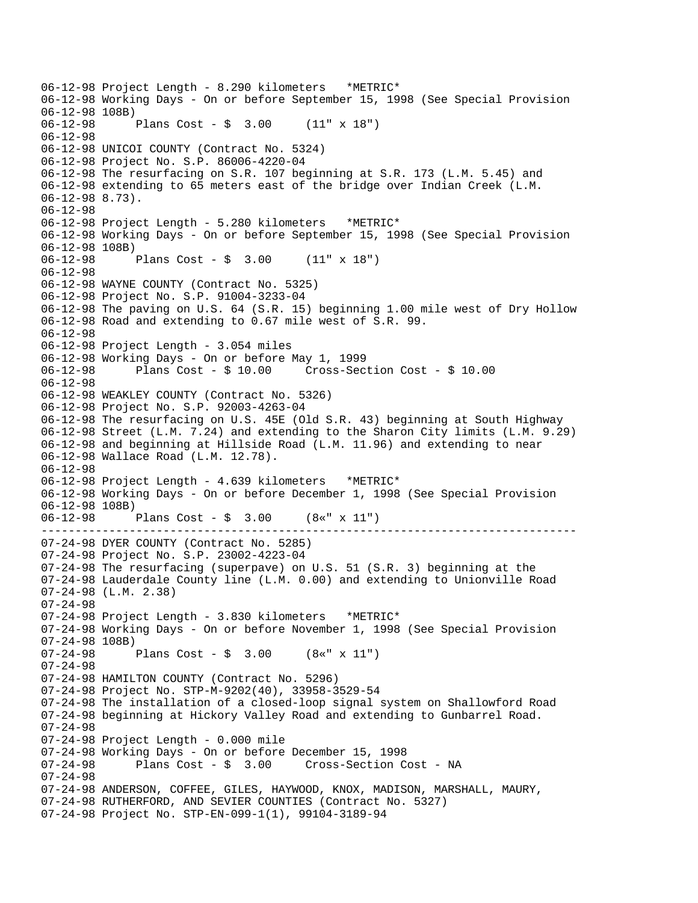```
06-12-98 Project Length - 8.290 kilometers   *METRIC*
06-12-98 Working Days - On or before September 15, 1998 (See Special Provision
06-12-98 108B)
06-12-98       Plans Cost - $  3.00     (11" x 18")
06-12-98
06-12-98 UNICOI COUNTY (Contract No. 5324)
06-12-98 Project No. S.P. 86006-4220-04
06-12-98 The resurfacing on S.R. 107 beginning at S.R. 173 (L.M. 5.45) and
06-12-98 extending to 65 meters east of the bridge over Indian Creek (L.M.
06-12-98 8.73).
06-12-98
06-12-98 Project Length - 5.280 kilometers   *METRIC*
06-12-98 Working Days - On or before September 15, 1998 (See Special Provision
06-12-98 108B)
06-12-98       Plans Cost - $  3.00     (11" x 18")
06-12-98
06-12-98 WAYNE COUNTY (Contract No. 5325)
06-12-98 Project No. S.P. 91004-3233-04
06-12-98 The paving on U.S. 64 (S.R. 15) beginning 1.00 mile west of Dry Hollow
06-12-98 Road and extending to 0.67 mile west of S.R. 99.
06-12-98
06-12-98 Project Length - 3.054 miles
06-12-98 Working Days - On or before May 1, 1999
06-12-98       Plans Cost - $ 10.00     Cross-Section Cost - $ 10.00
06-12-98
06-12-98 WEAKLEY COUNTY (Contract No. 5326)
06-12-98 Project No. S.P. 92003-4263-04
06-12-98 The resurfacing on U.S. 45E (Old S.R. 43) beginning at South Highway
06-12-98 Street (L.M. 7.24) and extending to the Sharon City limits (L.M. 9.29)
06-12-98 and beginning at Hillside Road (L.M. 11.96) and extending to near
06-12-98 Wallace Road (L.M. 12.78).
06-12-98
06-12-98 Project Length - 4.639 kilometers   *METRIC*
06-12-98 Working Days - On or before December 1, 1998 (See Special Provision
06-12-98 108B)
06-12-98       Plans Cost - $  3.00     (8«" x 11")
-------------------------------------------------------------------------------
07-24-98 DYER COUNTY (Contract No. 5285)
07-24-98 Project No. S.P. 23002-4223-04
07-24-98 The resurfacing (superpave) on U.S. 51 (S.R. 3) beginning at the
07-24-98 Lauderdale County line (L.M. 0.00) and extending to Unionville Road
07-24-98 (L.M. 2.38)
07-24-98
07-24-98 Project Length - 3.830 kilometers   *METRIC*
07-24-98 Working Days - On or before November 1, 1998 (See Special Provision
07-24-98 108B)
07-24-98       Plans Cost - $  3.00     (8«" x 11")
07-24-98
07-24-98 HAMILTON COUNTY (Contract No. 5296)
07-24-98 Project No. STP-M-9202(40), 33958-3529-54
07-24-98 The installation of a closed-loop signal system on Shallowford Road
07-24-98 beginning at Hickory Valley Road and extending to Gunbarrel Road.
07-24-98
07-24-98 Project Length - 0.000 mile
07-24-98 Working Days - On or before December 15, 1998
07-24-98       Plans Cost - $  3.00     Cross-Section Cost - NA
07-24-98
07-24-98 ANDERSON, COFFEE, GILES, HAYWOOD, KNOX, MADISON, MARSHALL, MAURY,
07-24-98 RUTHERFORD, AND SEVIER COUNTIES (Contract No. 5327)
07-24-98 Project No. STP-EN-099-1(1), 99104-3189-94
```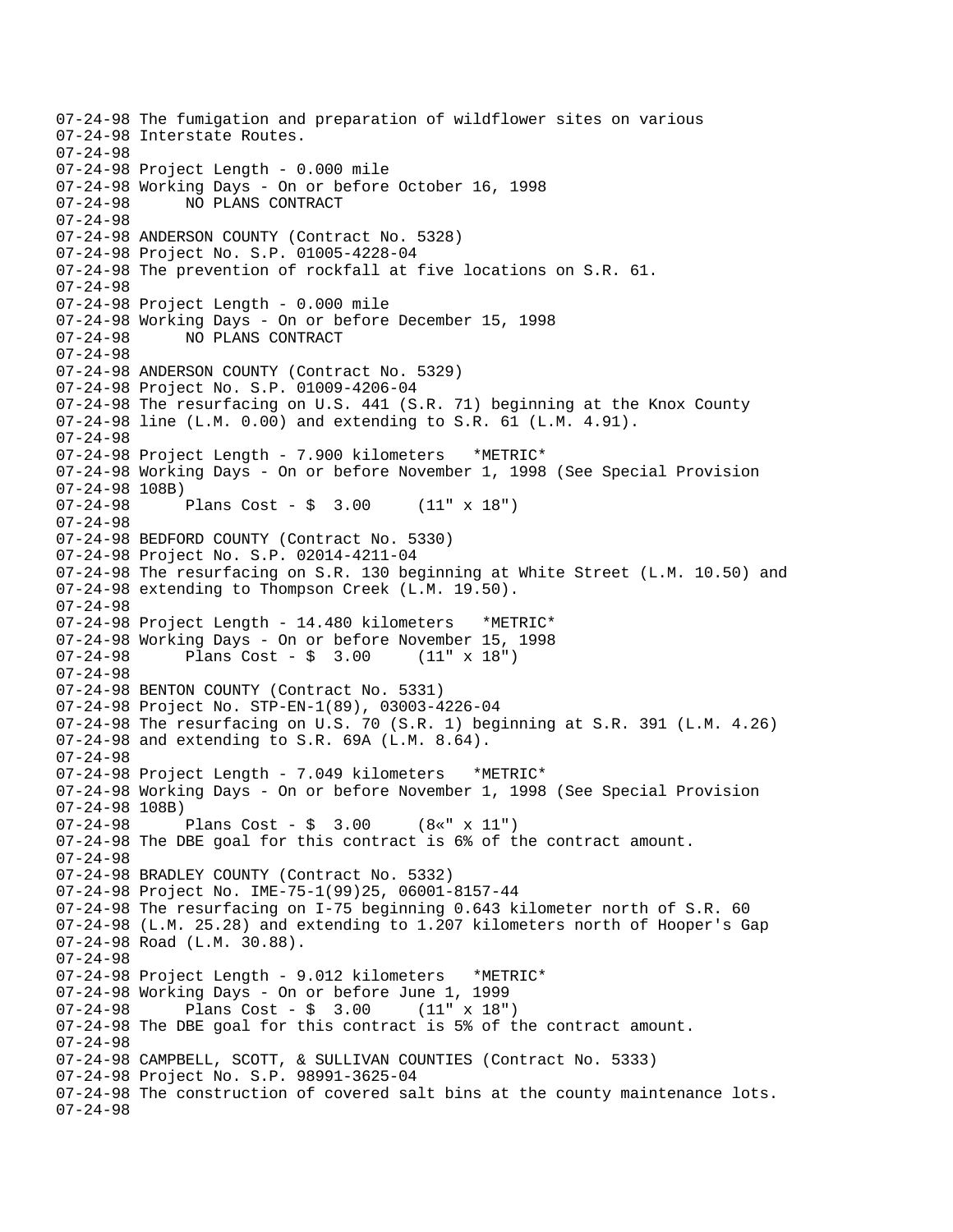07-24-98 The fumigation and preparation of wildflower sites on various
07-24-98 Interstate Routes.
07-24-98
07-24-98 Project Length - 0.000 mile
07-24-98 Working Days - On or before October 16, 1998
07-24-98 NO PLANS CONTRACT
07-24-98
07-24-98 ANDERSON COUNTY (Contract No. 5328)
07-24-98 Project No. S.P. 01005-4228-04
07-24-98 The prevention of rockfall at five locations on S.R. 61.
07-24-98
07-24-98 Project Length - 0.000 mile
07-24-98 Working Days - On or before December 15, 1998
07-24-98 NO PLANS CONTRACT
07-24-98
07-24-98 ANDERSON COUNTY (Contract No. 5329)
07-24-98 Project No. S.P. 01009-4206-04
07-24-98 The resurfacing on U.S. 441 (S.R. 71) beginning at the Knox County
07-24-98 line (L.M. 0.00) and extending to S.R. 61 (L.M. 4.91).
07-24-98
07-24-98 Project Length - 7.900 kilometers *METRIC*
07-24-98 Working Days - On or before November 1, 1998 (See Special Provision
07-24-98 108B)
07-24-98 Plans Cost - $ 3.00 (11" x 18")
07-24-98
07-24-98 BEDFORD COUNTY (Contract No. 5330)
07-24-98 Project No. S.P. 02014-4211-04
07-24-98 The resurfacing on S.R. 130 beginning at White Street (L.M. 10.50) and
07-24-98 extending to Thompson Creek (L.M. 19.50).
07-24-98
07-24-98 Project Length - 14.480 kilometers *METRIC*
07-24-98 Working Days - On or before November 15, 1998
07-24-98 Plans Cost - $ 3.00 (11" x 18")
07-24-98
07-24-98 BENTON COUNTY (Contract No. 5331)
07-24-98 Project No. STP-EN-1(89), 03003-4226-04
07-24-98 The resurfacing on U.S. 70 (S.R. 1) beginning at S.R. 391 (L.M. 4.26)
07-24-98 and extending to S.R. 69A (L.M. 8.64).
07-24-98
07-24-98 Project Length - 7.049 kilometers *METRIC*
07-24-98 Working Days - On or before November 1, 1998 (See Special Provision
07-24-98 108B)
07-24-98 Plans Cost - $ 3.00 (8«" x 11")
07-24-98 The DBE goal for this contract is 6% of the contract amount.
07-24-98
07-24-98 BRADLEY COUNTY (Contract No. 5332)
07-24-98 Project No. IME-75-1(99)25, 06001-8157-44
07-24-98 The resurfacing on I-75 beginning 0.643 kilometer north of S.R. 60
07-24-98 (L.M. 25.28) and extending to 1.207 kilometers north of Hooper's Gap
07-24-98 Road (L.M. 30.88).
07-24-98
07-24-98 Project Length - 9.012 kilometers *METRIC*
07-24-98 Working Days - On or before June 1, 1999
07-24-98 Plans Cost - $ 3.00 (11" x 18")
07-24-98 The DBE goal for this contract is 5% of the contract amount.
07-24-98
07-24-98 CAMPBELL, SCOTT, & SULLIVAN COUNTIES (Contract No. 5333)
07-24-98 Project No. S.P. 98991-3625-04
07-24-98 The construction of covered salt bins at the county maintenance lots.
07-24-98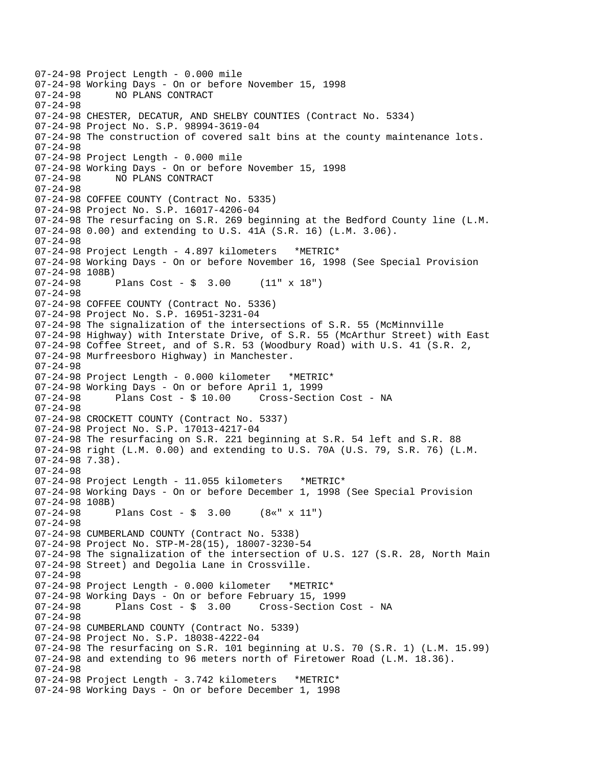```
07-24-98 Project Length - 0.000 mile
07-24-98 Working Days - On or before November 15, 1998
07-24-98      NO PLANS CONTRACT
07-24-98
07-24-98 CHESTER, DECATUR, AND SHELBY COUNTIES (Contract No. 5334)
07-24-98 Project No. S.P. 98994-3619-04
07-24-98 The construction of covered salt bins at the county maintenance lots.
07-24-98
07-24-98 Project Length - 0.000 mile
07-24-98 Working Days - On or before November 15, 1998
07-24-98      NO PLANS CONTRACT
07-24-98
07-24-98 COFFEE COUNTY (Contract No. 5335)
07-24-98 Project No. S.P. 16017-4206-04
07-24-98 The resurfacing on S.R. 269 beginning at the Bedford County line (L.M.
07-24-98 0.00) and extending to U.S. 41A (S.R. 16) (L.M. 3.06).
07-24-98
07-24-98 Project Length - 4.897 kilometers   *METRIC*
07-24-98 Working Days - On or before November 16, 1998 (See Special Provision
07-24-98 108B)
07-24-98      Plans Cost - $  3.00     (11" x 18")
07-24-98
07-24-98 COFFEE COUNTY (Contract No. 5336)
07-24-98 Project No. S.P. 16951-3231-04
07-24-98 The signalization of the intersections of S.R. 55 (McMinnville
07-24-98 Highway) with Interstate Drive, of S.R. 55 (McArthur Street) with East
07-24-98 Coffee Street, and of S.R. 53 (Woodbury Road) with U.S. 41 (S.R. 2,
07-24-98 Murfreesboro Highway) in Manchester.
07-24-98
07-24-98 Project Length - 0.000 kilometer   *METRIC*
07-24-98 Working Days - On or before April 1, 1999
07-24-98      Plans Cost - $ 10.00     Cross-Section Cost - NA
07-24-98
07-24-98 CROCKETT COUNTY (Contract No. 5337)
07-24-98 Project No. S.P. 17013-4217-04
07-24-98 The resurfacing on S.R. 221 beginning at S.R. 54 left and S.R. 88
07-24-98 right (L.M. 0.00) and extending to U.S. 70A (U.S. 79, S.R. 76) (L.M.
07-24-98 7.38).
07-24-98
07-24-98 Project Length - 11.055 kilometers   *METRIC*
07-24-98 Working Days - On or before December 1, 1998 (See Special Provision
07-24-98 108B)
07-24-98      Plans Cost - $  3.00     (8«" x 11")
07-24-98
07-24-98 CUMBERLAND COUNTY (Contract No. 5338)
07-24-98 Project No. STP-M-28(15), 18007-3230-54
07-24-98 The signalization of the intersection of U.S. 127 (S.R. 28, North Main
07-24-98 Street) and Degolia Lane in Crossville.
07-24-98
07-24-98 Project Length - 0.000 kilometer   *METRIC*
07-24-98 Working Days - On or before February 15, 1999
07-24-98      Plans Cost - $  3.00     Cross-Section Cost - NA
07-24-98
07-24-98 CUMBERLAND COUNTY (Contract No. 5339)
07-24-98 Project No. S.P. 18038-4222-04
07-24-98 The resurfacing on S.R. 101 beginning at U.S. 70 (S.R. 1) (L.M. 15.99)
07-24-98 and extending to 96 meters north of Firetower Road (L.M. 18.36).
07-24-98
07-24-98 Project Length - 3.742 kilometers   *METRIC*
07-24-98 Working Days - On or before December 1, 1998
```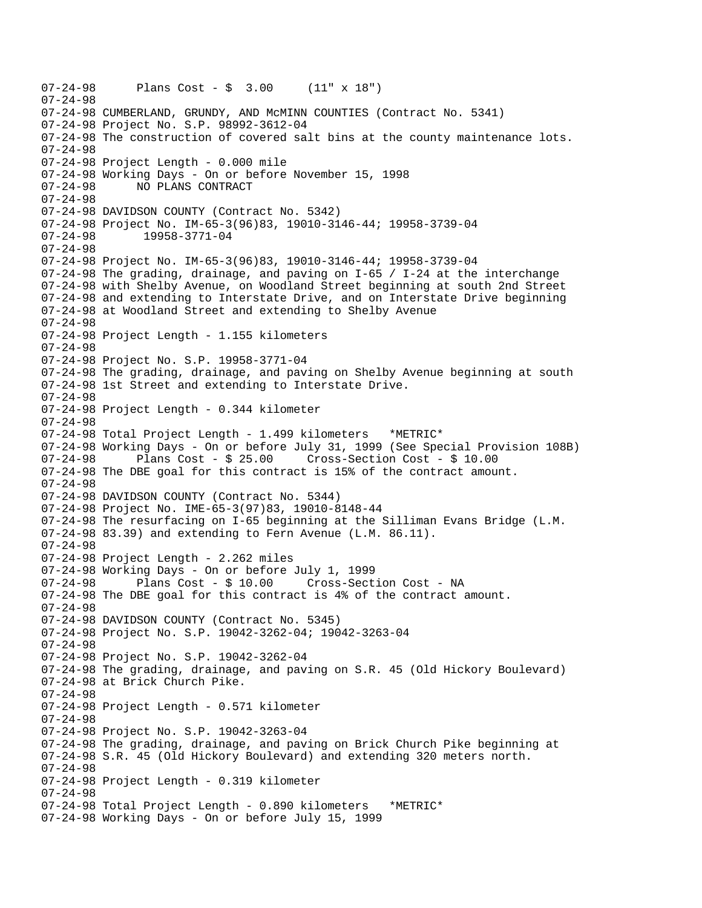```
07-24-98      Plans Cost - $  3.00     (11" x 18")
07-24-98
07-24-98 CUMBERLAND, GRUNDY, AND McMINN COUNTIES (Contract No. 5341)
07-24-98 Project No. S.P. 98992-3612-04
07-24-98 The construction of covered salt bins at the county maintenance lots.
07-24-98
07-24-98 Project Length - 0.000 mile
07-24-98 Working Days - On or before November 15, 1998
07-24-98      NO PLANS CONTRACT
07-24-98
07-24-98 DAVIDSON COUNTY (Contract No. 5342)
07-24-98 Project No. IM-65-3(96)83, 19010-3146-44; 19958-3739-04
07-24-98       19958-3771-04
07-24-98
07-24-98 Project No. IM-65-3(96)83, 19010-3146-44; 19958-3739-04
07-24-98 The grading, drainage, and paving on I-65 / I-24 at the interchange
07-24-98 with Shelby Avenue, on Woodland Street beginning at south 2nd Street
07-24-98 and extending to Interstate Drive, and on Interstate Drive beginning
07-24-98 at Woodland Street and extending to Shelby Avenue
07-24-98
07-24-98 Project Length - 1.155 kilometers
07-24-98
07-24-98 Project No. S.P. 19958-3771-04
07-24-98 The grading, drainage, and paving on Shelby Avenue beginning at south
07-24-98 1st Street and extending to Interstate Drive.
07-24-98
07-24-98 Project Length - 0.344 kilometer
07-24-98
07-24-98 Total Project Length - 1.499 kilometers   *METRIC*
07-24-98 Working Days - On or before July 31, 1999 (See Special Provision 108B)
07-24-98      Plans Cost - $ 25.00     Cross-Section Cost - $ 10.00
07-24-98 The DBE goal for this contract is 15% of the contract amount.
07-24-98
07-24-98 DAVIDSON COUNTY (Contract No. 5344)
07-24-98 Project No. IME-65-3(97)83, 19010-8148-44
07-24-98 The resurfacing on I-65 beginning at the Silliman Evans Bridge (L.M.
07-24-98 83.39) and extending to Fern Avenue (L.M. 86.11).
07-24-98
07-24-98 Project Length - 2.262 miles
07-24-98 Working Days - On or before July 1, 1999
07-24-98      Plans Cost - $ 10.00     Cross-Section Cost - NA
07-24-98 The DBE goal for this contract is 4% of the contract amount.
07-24-98
07-24-98 DAVIDSON COUNTY (Contract No. 5345)
07-24-98 Project No. S.P. 19042-3262-04; 19042-3263-04
07-24-98
07-24-98 Project No. S.P. 19042-3262-04
07-24-98 The grading, drainage, and paving on S.R. 45 (Old Hickory Boulevard)
07-24-98 at Brick Church Pike.
07-24-98
07-24-98 Project Length - 0.571 kilometer
07-24-98
07-24-98 Project No. S.P. 19042-3263-04
07-24-98 The grading, drainage, and paving on Brick Church Pike beginning at
07-24-98 S.R. 45 (Old Hickory Boulevard) and extending 320 meters north.
07-24-98
07-24-98 Project Length - 0.319 kilometer
07-24-98
07-24-98 Total Project Length - 0.890 kilometers   *METRIC*
07-24-98 Working Days - On or before July 15, 1999
```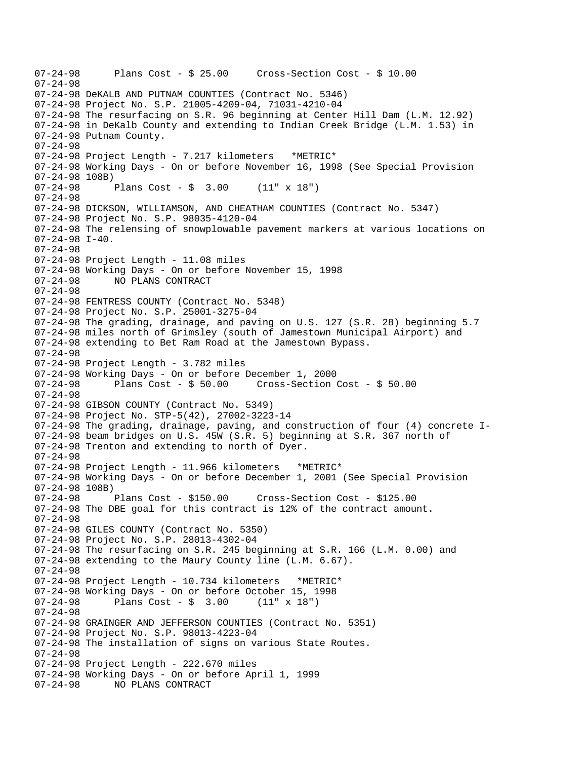```
07-24-98      Plans Cost - $ 25.00     Cross-Section Cost - $ 10.00
07-24-98
07-24-98 DeKALB AND PUTNAM COUNTIES (Contract No. 5346)
07-24-98 Project No. S.P. 21005-4209-04, 71031-4210-04
07-24-98 The resurfacing on S.R. 96 beginning at Center Hill Dam (L.M. 12.92)
07-24-98 in DeKalb County and extending to Indian Creek Bridge (L.M. 1.53) in
07-24-98 Putnam County.
07-24-98
07-24-98 Project Length - 7.217 kilometers   *METRIC*
07-24-98 Working Days - On or before November 16, 1998 (See Special Provision
07-24-98 108B)
07-24-98      Plans Cost - $  3.00     (11" x 18")
07-24-98
07-24-98 DICKSON, WILLIAMSON, AND CHEATHAM COUNTIES (Contract No. 5347)
07-24-98 Project No. S.P. 98035-4120-04
07-24-98 The relensing of snowplowable pavement markers at various locations on
07-24-98 I-40.
07-24-98
07-24-98 Project Length - 11.08 miles
07-24-98 Working Days - On or before November 15, 1998
07-24-98      NO PLANS CONTRACT
07-24-98
07-24-98 FENTRESS COUNTY (Contract No. 5348)
07-24-98 Project No. S.P. 25001-3275-04
07-24-98 The grading, drainage, and paving on U.S. 127 (S.R. 28) beginning 5.7
07-24-98 miles north of Grimsley (south of Jamestown Municipal Airport) and
07-24-98 extending to Bet Ram Road at the Jamestown Bypass.
07-24-98
07-24-98 Project Length - 3.782 miles
07-24-98 Working Days - On or before December 1, 2000
07-24-98      Plans Cost - $ 50.00     Cross-Section Cost - $ 50.00
07-24-98
07-24-98 GIBSON COUNTY (Contract No. 5349)
07-24-98 Project No. STP-5(42), 27002-3223-14
07-24-98 The grading, drainage, paving, and construction of four (4) concrete I-
07-24-98 beam bridges on U.S. 45W (S.R. 5) beginning at S.R. 367 north of
07-24-98 Trenton and extending to north of Dyer.
07-24-98
07-24-98 Project Length - 11.966 kilometers   *METRIC*
07-24-98 Working Days - On or before December 1, 2001 (See Special Provision
07-24-98 108B)
07-24-98      Plans Cost - $150.00     Cross-Section Cost - $125.00
07-24-98 The DBE goal for this contract is 12% of the contract amount.
07-24-98
07-24-98 GILES COUNTY (Contract No. 5350)
07-24-98 Project No. S.P. 28013-4302-04
07-24-98 The resurfacing on S.R. 245 beginning at S.R. 166 (L.M. 0.00) and
07-24-98 extending to the Maury County line (L.M. 6.67).
07-24-98
07-24-98 Project Length - 10.734 kilometers   *METRIC*
07-24-98 Working Days - On or before October 15, 1998
07-24-98      Plans Cost - $  3.00     (11" x 18")
07-24-98
07-24-98 GRAINGER AND JEFFERSON COUNTIES (Contract No. 5351)
07-24-98 Project No. S.P. 98013-4223-04
07-24-98 The installation of signs on various State Routes.
07-24-98
07-24-98 Project Length - 222.670 miles
07-24-98 Working Days - On or before April 1, 1999
07-24-98      NO PLANS CONTRACT
```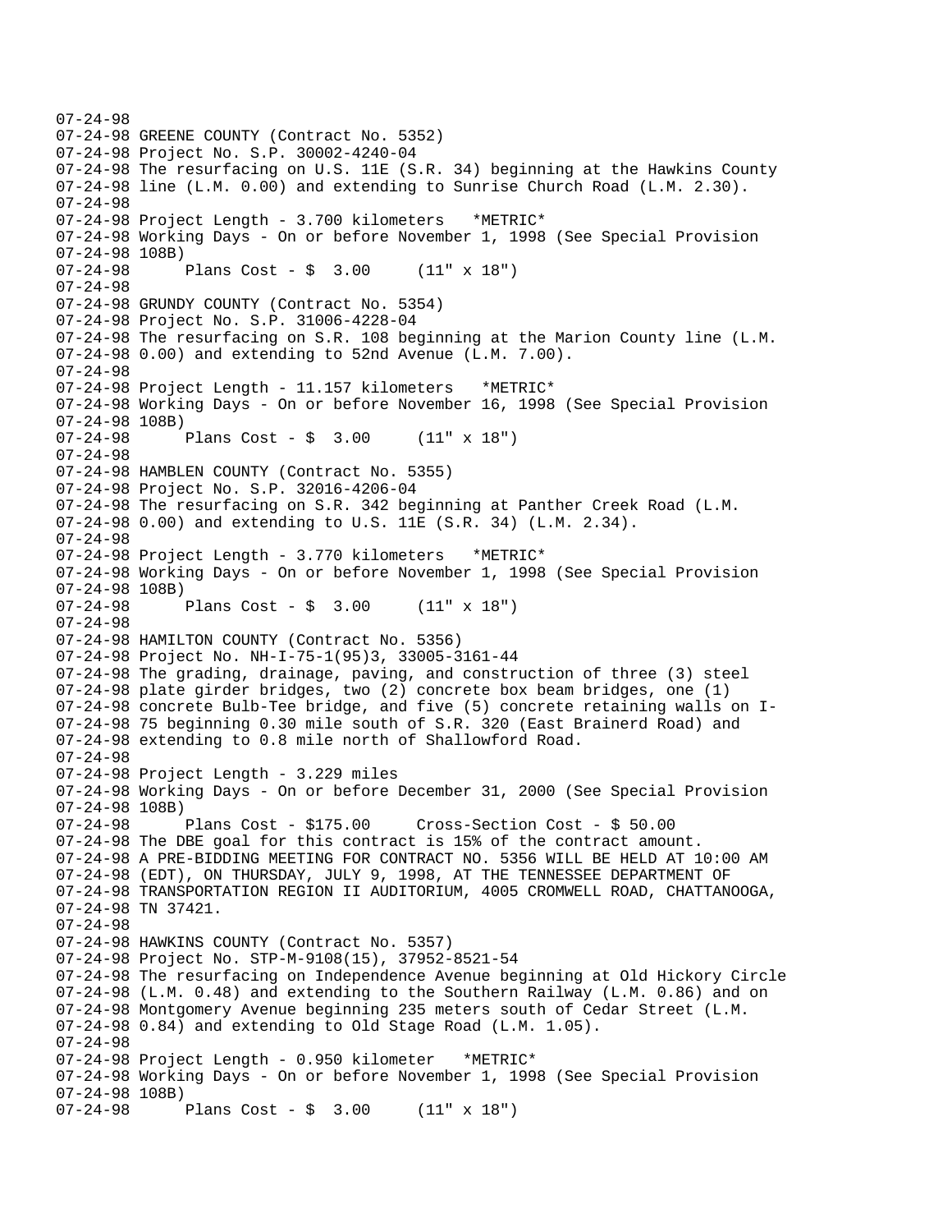07-24-98
07-24-98 GREENE COUNTY (Contract No. 5352)
07-24-98 Project No. S.P. 30002-4240-04
07-24-98 The resurfacing on U.S. 11E (S.R. 34) beginning at the Hawkins County
07-24-98 line (L.M. 0.00) and extending to Sunrise Church Road (L.M. 2.30).
07-24-98
07-24-98 Project Length - 3.700 kilometers   *METRIC*
07-24-98 Working Days - On or before November 1, 1998 (See Special Provision
07-24-98 108B)
07-24-98      Plans Cost - $  3.00     (11" x 18")
07-24-98
07-24-98 GRUNDY COUNTY (Contract No. 5354)
07-24-98 Project No. S.P. 31006-4228-04
07-24-98 The resurfacing on S.R. 108 beginning at the Marion County line (L.M.
07-24-98 0.00) and extending to 52nd Avenue (L.M. 7.00).
07-24-98
07-24-98 Project Length - 11.157 kilometers   *METRIC*
07-24-98 Working Days - On or before November 16, 1998 (See Special Provision
07-24-98 108B)
07-24-98      Plans Cost - $  3.00     (11" x 18")
07-24-98
07-24-98 HAMBLEN COUNTY (Contract No. 5355)
07-24-98 Project No. S.P. 32016-4206-04
07-24-98 The resurfacing on S.R. 342 beginning at Panther Creek Road (L.M.
07-24-98 0.00) and extending to U.S. 11E (S.R. 34) (L.M. 2.34).
07-24-98
07-24-98 Project Length - 3.770 kilometers   *METRIC*
07-24-98 Working Days - On or before November 1, 1998 (See Special Provision
07-24-98 108B)
07-24-98      Plans Cost - $  3.00     (11" x 18")
07-24-98
07-24-98 HAMILTON COUNTY (Contract No. 5356)
07-24-98 Project No. NH-I-75-1(95)3, 33005-3161-44
07-24-98 The grading, drainage, paving, and construction of three (3) steel
07-24-98 plate girder bridges, two (2) concrete box beam bridges, one (1)
07-24-98 concrete Bulb-Tee bridge, and five (5) concrete retaining walls on I-
07-24-98 75 beginning 0.30 mile south of S.R. 320 (East Brainerd Road) and
07-24-98 extending to 0.8 mile north of Shallowford Road.
07-24-98
07-24-98 Project Length - 3.229 miles
07-24-98 Working Days - On or before December 31, 2000 (See Special Provision
07-24-98 108B)
07-24-98      Plans Cost - $175.00     Cross-Section Cost - $ 50.00
07-24-98 The DBE goal for this contract is 15% of the contract amount.
07-24-98 A PRE-BIDDING MEETING FOR CONTRACT NO. 5356 WILL BE HELD AT 10:00 AM
07-24-98 (EDT), ON THURSDAY, JULY 9, 1998, AT THE TENNESSEE DEPARTMENT OF
07-24-98 TRANSPORTATION REGION II AUDITORIUM, 4005 CROMWELL ROAD, CHATTANOOGA,
07-24-98 TN 37421.
07-24-98
07-24-98 HAWKINS COUNTY (Contract No. 5357)
07-24-98 Project No. STP-M-9108(15), 37952-8521-54
07-24-98 The resurfacing on Independence Avenue beginning at Old Hickory Circle
07-24-98 (L.M. 0.48) and extending to the Southern Railway (L.M. 0.86) and on
07-24-98 Montgomery Avenue beginning 235 meters south of Cedar Street (L.M.
07-24-98 0.84) and extending to Old Stage Road (L.M. 1.05).
07-24-98
07-24-98 Project Length - 0.950 kilometer   *METRIC*
07-24-98 Working Days - On or before November 1, 1998 (See Special Provision
07-24-98 108B)
07-24-98      Plans Cost - $  3.00     (11" x 18")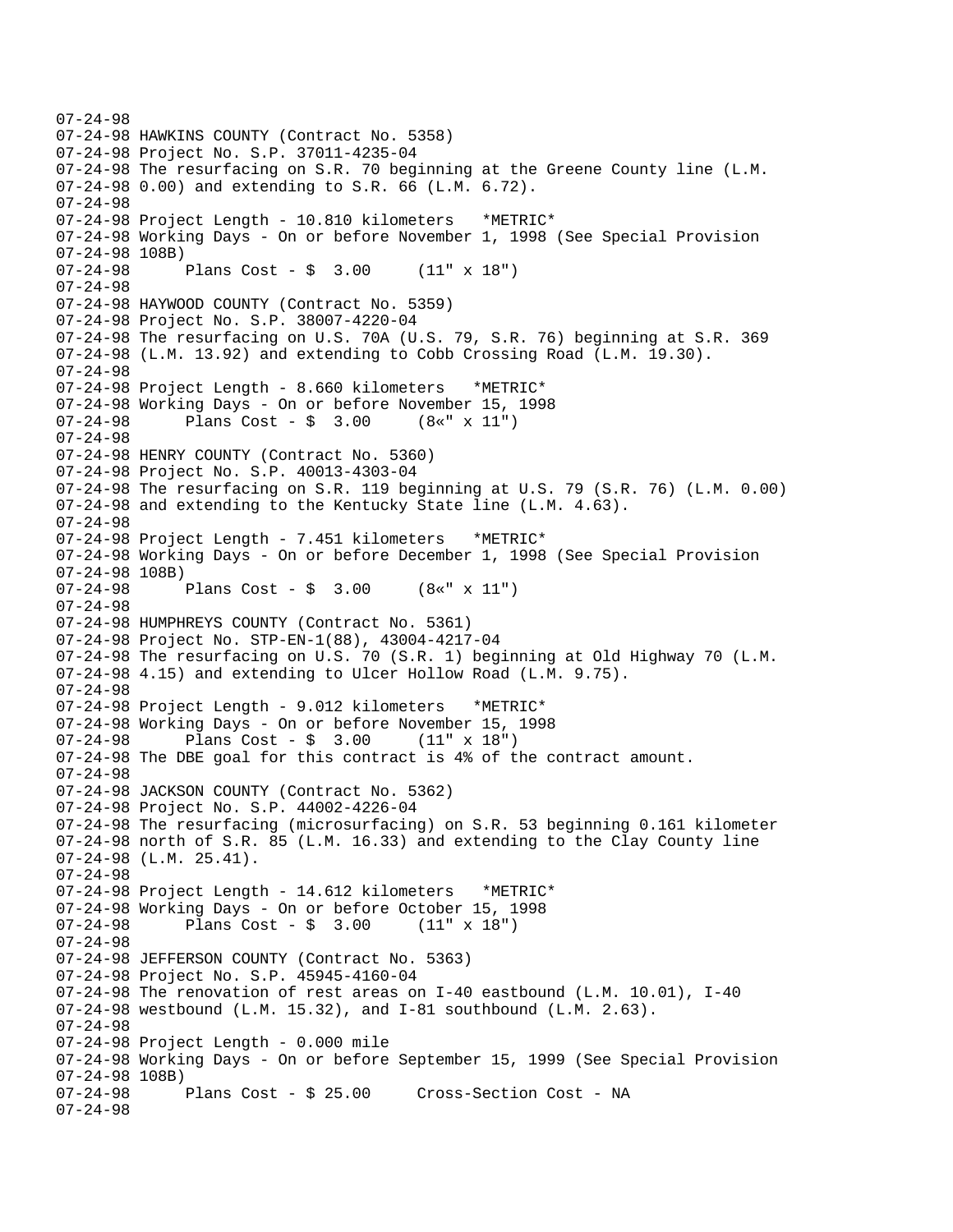```
07-24-98
07-24-98 HAWKINS COUNTY (Contract No. 5358)
07-24-98 Project No. S.P. 37011-4235-04
07-24-98 The resurfacing on S.R. 70 beginning at the Greene County line (L.M.
07-24-98 0.00) and extending to S.R. 66 (L.M. 6.72).
07-24-98
07-24-98 Project Length - 10.810 kilometers   *METRIC*
07-24-98 Working Days - On or before November 1, 1998 (See Special Provision
07-24-98 108B)
07-24-98       Plans Cost - $  3.00     (11" x 18")
07-24-98
07-24-98 HAYWOOD COUNTY (Contract No. 5359)
07-24-98 Project No. S.P. 38007-4220-04
07-24-98 The resurfacing on U.S. 70A (U.S. 79, S.R. 76) beginning at S.R. 369
07-24-98 (L.M. 13.92) and extending to Cobb Crossing Road (L.M. 19.30).
07-24-98
07-24-98 Project Length - 8.660 kilometers   *METRIC*
07-24-98 Working Days - On or before November 15, 1998
07-24-98       Plans Cost - $  3.00     (8«" x 11")
07-24-98
07-24-98 HENRY COUNTY (Contract No. 5360)
07-24-98 Project No. S.P. 40013-4303-04
07-24-98 The resurfacing on S.R. 119 beginning at U.S. 79 (S.R. 76) (L.M. 0.00)
07-24-98 and extending to the Kentucky State line (L.M. 4.63).
07-24-98
07-24-98 Project Length - 7.451 kilometers   *METRIC*
07-24-98 Working Days - On or before December 1, 1998 (See Special Provision
07-24-98 108B)
07-24-98       Plans Cost - $  3.00     (8«" x 11")
07-24-98
07-24-98 HUMPHREYS COUNTY (Contract No. 5361)
07-24-98 Project No. STP-EN-1(88), 43004-4217-04
07-24-98 The resurfacing on U.S. 70 (S.R. 1) beginning at Old Highway 70 (L.M.
07-24-98 4.15) and extending to Ulcer Hollow Road (L.M. 9.75).
07-24-98
07-24-98 Project Length - 9.012 kilometers   *METRIC*
07-24-98 Working Days - On or before November 15, 1998
07-24-98       Plans Cost - $  3.00     (11" x 18")
07-24-98 The DBE goal for this contract is 4% of the contract amount.
07-24-98
07-24-98 JACKSON COUNTY (Contract No. 5362)
07-24-98 Project No. S.P. 44002-4226-04
07-24-98 The resurfacing (microsurfacing) on S.R. 53 beginning 0.161 kilometer
07-24-98 north of S.R. 85 (L.M. 16.33) and extending to the Clay County line
07-24-98 (L.M. 25.41).
07-24-98
07-24-98 Project Length - 14.612 kilometers   *METRIC*
07-24-98 Working Days - On or before October 15, 1998
07-24-98       Plans Cost - $  3.00     (11" x 18")
07-24-98
07-24-98 JEFFERSON COUNTY (Contract No. 5363)
07-24-98 Project No. S.P. 45945-4160-04
07-24-98 The renovation of rest areas on I-40 eastbound (L.M. 10.01), I-40
07-24-98 westbound (L.M. 15.32), and I-81 southbound (L.M. 2.63).
07-24-98
07-24-98 Project Length - 0.000 mile
07-24-98 Working Days - On or before September 15, 1999 (See Special Provision
07-24-98 108B)
07-24-98       Plans Cost - $ 25.00     Cross-Section Cost - NA
07-24-98
```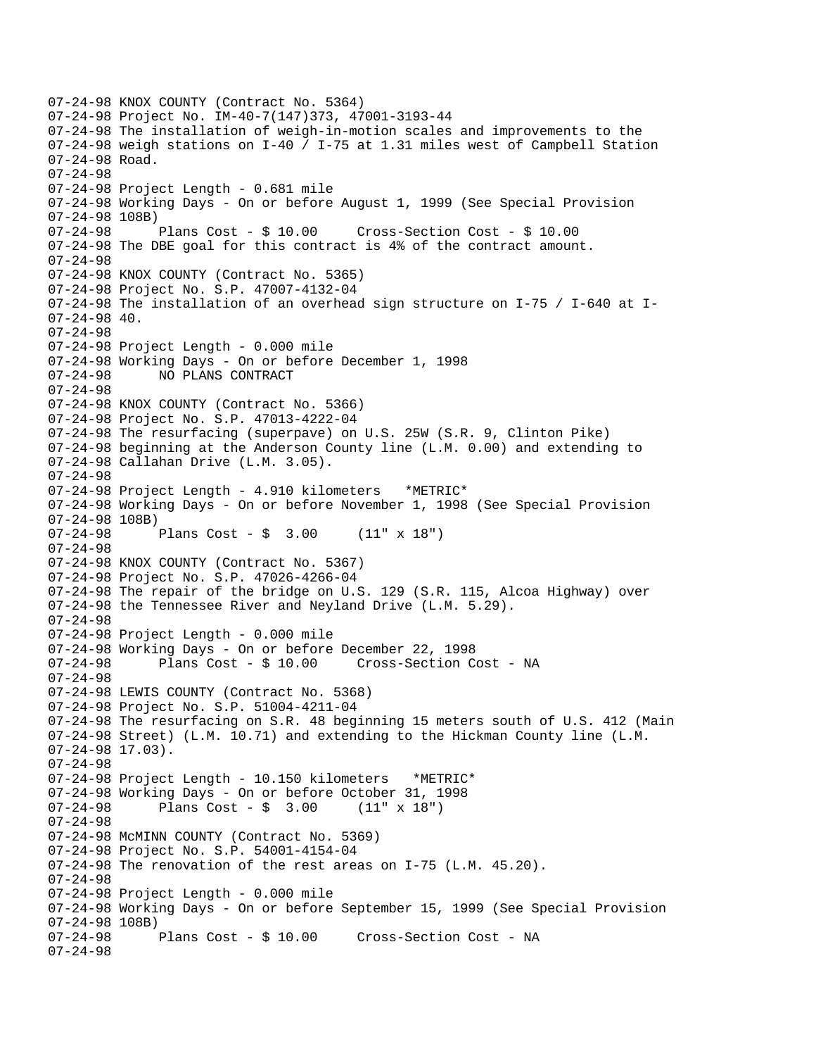```
07-24-98 KNOX COUNTY (Contract No. 5364)
07-24-98 Project No. IM-40-7(147)373, 47001-3193-44
07-24-98 The installation of weigh-in-motion scales and improvements to the
07-24-98 weigh stations on I-40 / I-75 at 1.31 miles west of Campbell Station
07-24-98 Road.
07-24-98
07-24-98 Project Length - 0.681 mile
07-24-98 Working Days - On or before August 1, 1999 (See Special Provision
07-24-98 108B)
07-24-98       Plans Cost - $ 10.00     Cross-Section Cost - $ 10.00
07-24-98 The DBE goal for this contract is 4% of the contract amount.
07-24-98
07-24-98 KNOX COUNTY (Contract No. 5365)
07-24-98 Project No. S.P. 47007-4132-04
07-24-98 The installation of an overhead sign structure on I-75 / I-640 at I-
07-24-98 40.
07-24-98
07-24-98 Project Length - 0.000 mile
07-24-98 Working Days - On or before December 1, 1998
07-24-98       NO PLANS CONTRACT
07-24-98
07-24-98 KNOX COUNTY (Contract No. 5366)
07-24-98 Project No. S.P. 47013-4222-04
07-24-98 The resurfacing (superpave) on U.S. 25W (S.R. 9, Clinton Pike)
07-24-98 beginning at the Anderson County line (L.M. 0.00) and extending to
07-24-98 Callahan Drive (L.M. 3.05).
07-24-98
07-24-98 Project Length - 4.910 kilometers   *METRIC*
07-24-98 Working Days - On or before November 1, 1998 (See Special Provision
07-24-98 108B)
07-24-98       Plans Cost - $  3.00     (11" x 18")
07-24-98
07-24-98 KNOX COUNTY (Contract No. 5367)
07-24-98 Project No. S.P. 47026-4266-04
07-24-98 The repair of the bridge on U.S. 129 (S.R. 115, Alcoa Highway) over
07-24-98 the Tennessee River and Neyland Drive (L.M. 5.29).
07-24-98
07-24-98 Project Length - 0.000 mile
07-24-98 Working Days - On or before December 22, 1998
07-24-98       Plans Cost - $ 10.00     Cross-Section Cost - NA
07-24-98
07-24-98 LEWIS COUNTY (Contract No. 5368)
07-24-98 Project No. S.P. 51004-4211-04
07-24-98 The resurfacing on S.R. 48 beginning 15 meters south of U.S. 412 (Main
07-24-98 Street) (L.M. 10.71) and extending to the Hickman County line (L.M.
07-24-98 17.03).
07-24-98
07-24-98 Project Length - 10.150 kilometers   *METRIC*
07-24-98 Working Days - On or before October 31, 1998
07-24-98       Plans Cost - $  3.00     (11" x 18")
07-24-98
07-24-98 McMINN COUNTY (Contract No. 5369)
07-24-98 Project No. S.P. 54001-4154-04
07-24-98 The renovation of the rest areas on I-75 (L.M. 45.20).
07-24-98
07-24-98 Project Length - 0.000 mile
07-24-98 Working Days - On or before September 15, 1999 (See Special Provision
07-24-98 108B)
07-24-98       Plans Cost - $ 10.00     Cross-Section Cost - NA
07-24-98
```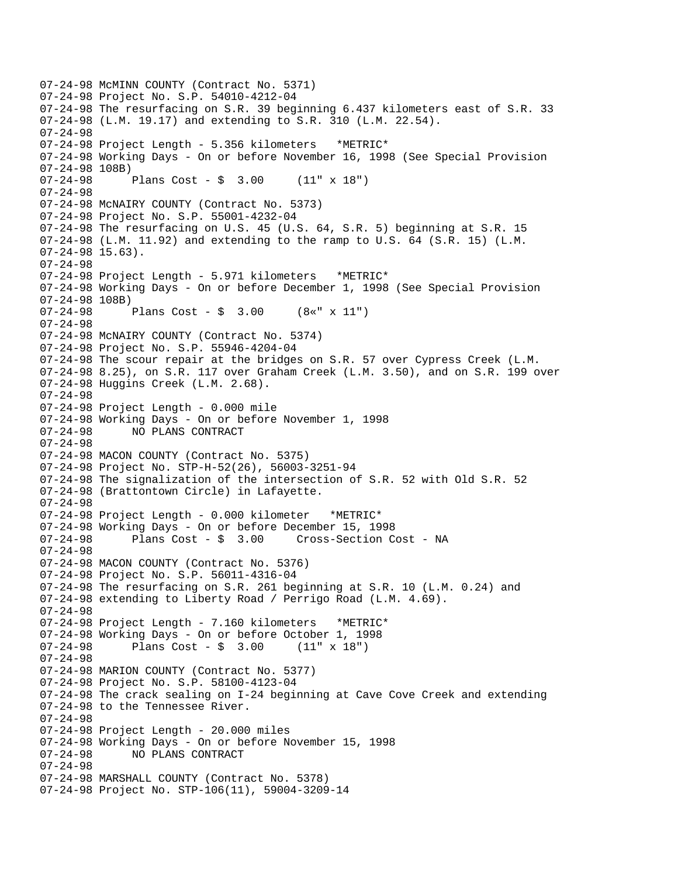```
07-24-98 McMINN COUNTY (Contract No. 5371)
07-24-98 Project No. S.P. 54010-4212-04
07-24-98 The resurfacing on S.R. 39 beginning 6.437 kilometers east of S.R. 33
07-24-98 (L.M. 19.17) and extending to S.R. 310 (L.M. 22.54).
07-24-98
07-24-98 Project Length - 5.356 kilometers   *METRIC*
07-24-98 Working Days - On or before November 16, 1998 (See Special Provision
07-24-98 108B)
07-24-98       Plans Cost - $  3.00     (11" x 18")
07-24-98
07-24-98 McNAIRY COUNTY (Contract No. 5373)
07-24-98 Project No. S.P. 55001-4232-04
07-24-98 The resurfacing on U.S. 45 (U.S. 64, S.R. 5) beginning at S.R. 15
07-24-98 (L.M. 11.92) and extending to the ramp to U.S. 64 (S.R. 15) (L.M.
07-24-98 15.63).
07-24-98
07-24-98 Project Length - 5.971 kilometers   *METRIC*
07-24-98 Working Days - On or before December 1, 1998 (See Special Provision
07-24-98 108B)
07-24-98       Plans Cost - $  3.00     (8«" x 11")
07-24-98
07-24-98 McNAIRY COUNTY (Contract No. 5374)
07-24-98 Project No. S.P. 55946-4204-04
07-24-98 The scour repair at the bridges on S.R. 57 over Cypress Creek (L.M.
07-24-98 8.25), on S.R. 117 over Graham Creek (L.M. 3.50), and on S.R. 199 over
07-24-98 Huggins Creek (L.M. 2.68).
07-24-98
07-24-98 Project Length - 0.000 mile
07-24-98 Working Days - On or before November 1, 1998
07-24-98       NO PLANS CONTRACT
07-24-98
07-24-98 MACON COUNTY (Contract No. 5375)
07-24-98 Project No. STP-H-52(26), 56003-3251-94
07-24-98 The signalization of the intersection of S.R. 52 with Old S.R. 52
07-24-98 (Brattontown Circle) in Lafayette.
07-24-98
07-24-98 Project Length - 0.000 kilometer   *METRIC*
07-24-98 Working Days - On or before December 15, 1998
07-24-98       Plans Cost - $  3.00     Cross-Section Cost - NA
07-24-98
07-24-98 MACON COUNTY (Contract No. 5376)
07-24-98 Project No. S.P. 56011-4316-04
07-24-98 The resurfacing on S.R. 261 beginning at S.R. 10 (L.M. 0.24) and
07-24-98 extending to Liberty Road / Perrigo Road (L.M. 4.69).
07-24-98
07-24-98 Project Length - 7.160 kilometers   *METRIC*
07-24-98 Working Days - On or before October 1, 1998
07-24-98       Plans Cost - $  3.00     (11" x 18")
07-24-98
07-24-98 MARION COUNTY (Contract No. 5377)
07-24-98 Project No. S.P. 58100-4123-04
07-24-98 The crack sealing on I-24 beginning at Cave Cove Creek and extending
07-24-98 to the Tennessee River.
07-24-98
07-24-98 Project Length - 20.000 miles
07-24-98 Working Days - On or before November 15, 1998
07-24-98       NO PLANS CONTRACT
07-24-98
07-24-98 MARSHALL COUNTY (Contract No. 5378)
07-24-98 Project No. STP-106(11), 59004-3209-14
```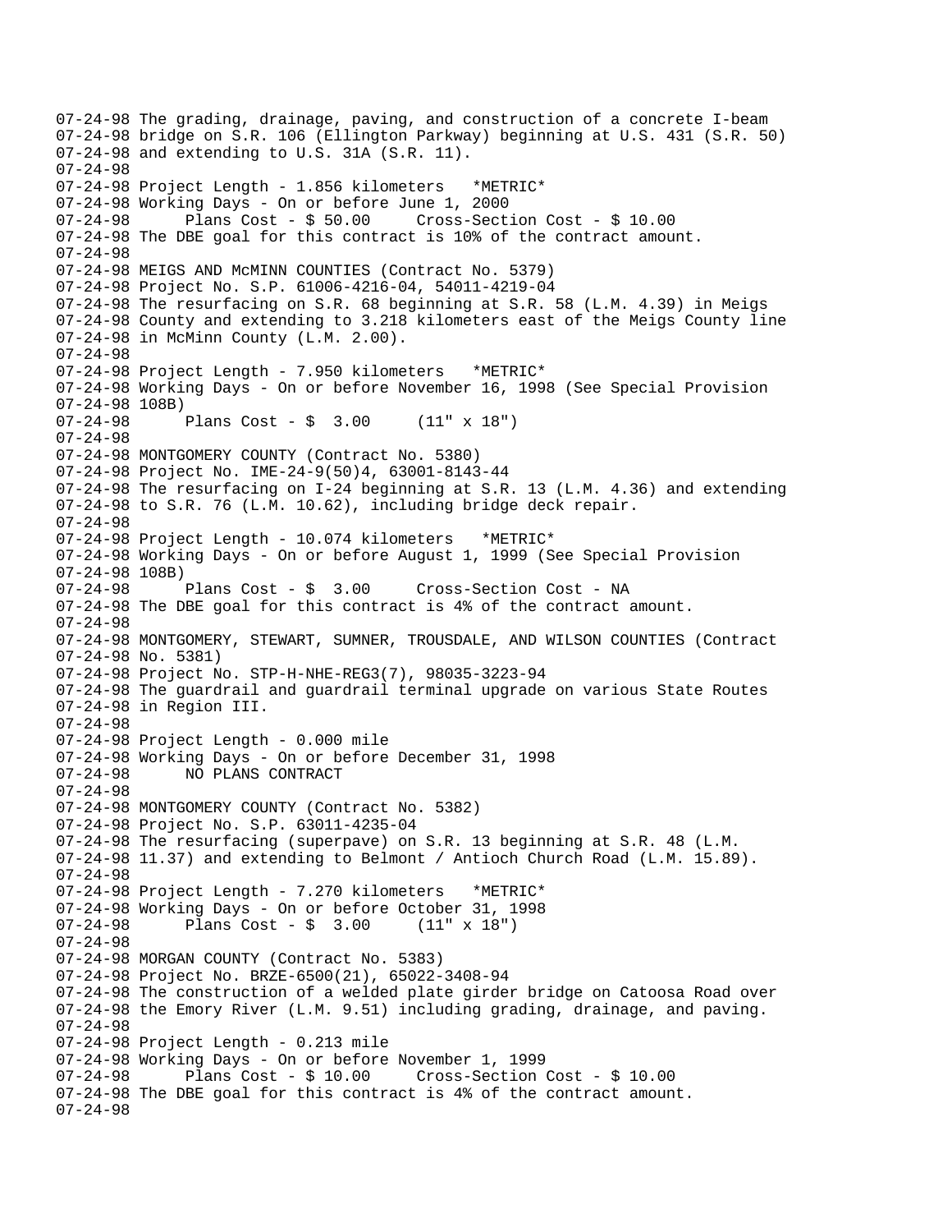```
07-24-98 The grading, drainage, paving, and construction of a concrete I-beam
07-24-98 bridge on S.R. 106 (Ellington Parkway) beginning at U.S. 431 (S.R. 50)
07-24-98 and extending to U.S. 31A (S.R. 11).
07-24-98
07-24-98 Project Length - 1.856 kilometers   *METRIC*
07-24-98 Working Days - On or before June 1, 2000
07-24-98       Plans Cost - $ 50.00     Cross-Section Cost - $ 10.00
07-24-98 The DBE goal for this contract is 10% of the contract amount.
07-24-98
07-24-98 MEIGS AND McMINN COUNTIES (Contract No. 5379)
07-24-98 Project No. S.P. 61006-4216-04, 54011-4219-04
07-24-98 The resurfacing on S.R. 68 beginning at S.R. 58 (L.M. 4.39) in Meigs
07-24-98 County and extending to 3.218 kilometers east of the Meigs County line
07-24-98 in McMinn County (L.M. 2.00).
07-24-98
07-24-98 Project Length - 7.950 kilometers   *METRIC*
07-24-98 Working Days - On or before November 16, 1998 (See Special Provision
07-24-98 108B)
07-24-98       Plans Cost - $  3.00     (11" x 18")
07-24-98
07-24-98 MONTGOMERY COUNTY (Contract No. 5380)
07-24-98 Project No. IME-24-9(50)4, 63001-8143-44
07-24-98 The resurfacing on I-24 beginning at S.R. 13 (L.M. 4.36) and extending
07-24-98 to S.R. 76 (L.M. 10.62), including bridge deck repair.
07-24-98
07-24-98 Project Length - 10.074 kilometers   *METRIC*
07-24-98 Working Days - On or before August 1, 1999 (See Special Provision
07-24-98 108B)
07-24-98       Plans Cost - $  3.00     Cross-Section Cost - NA
07-24-98 The DBE goal for this contract is 4% of the contract amount.
07-24-98
07-24-98 MONTGOMERY, STEWART, SUMNER, TROUSDALE, AND WILSON COUNTIES (Contract
07-24-98 No. 5381)
07-24-98 Project No. STP-H-NHE-REG3(7), 98035-3223-94
07-24-98 The guardrail and guardrail terminal upgrade on various State Routes
07-24-98 in Region III.
07-24-98
07-24-98 Project Length - 0.000 mile
07-24-98 Working Days - On or before December 31, 1998
07-24-98       NO PLANS CONTRACT
07-24-98
07-24-98 MONTGOMERY COUNTY (Contract No. 5382)
07-24-98 Project No. S.P. 63011-4235-04
07-24-98 The resurfacing (superpave) on S.R. 13 beginning at S.R. 48 (L.M.
07-24-98 11.37) and extending to Belmont / Antioch Church Road (L.M. 15.89).
07-24-98
07-24-98 Project Length - 7.270 kilometers   *METRIC*
07-24-98 Working Days - On or before October 31, 1998
07-24-98       Plans Cost - $  3.00     (11" x 18")
07-24-98
07-24-98 MORGAN COUNTY (Contract No. 5383)
07-24-98 Project No. BRZE-6500(21), 65022-3408-94
07-24-98 The construction of a welded plate girder bridge on Catoosa Road over
07-24-98 the Emory River (L.M. 9.51) including grading, drainage, and paving.
07-24-98
07-24-98 Project Length - 0.213 mile
07-24-98 Working Days - On or before November 1, 1999
07-24-98       Plans Cost - $ 10.00     Cross-Section Cost - $ 10.00
07-24-98 The DBE goal for this contract is 4% of the contract amount.
07-24-98
```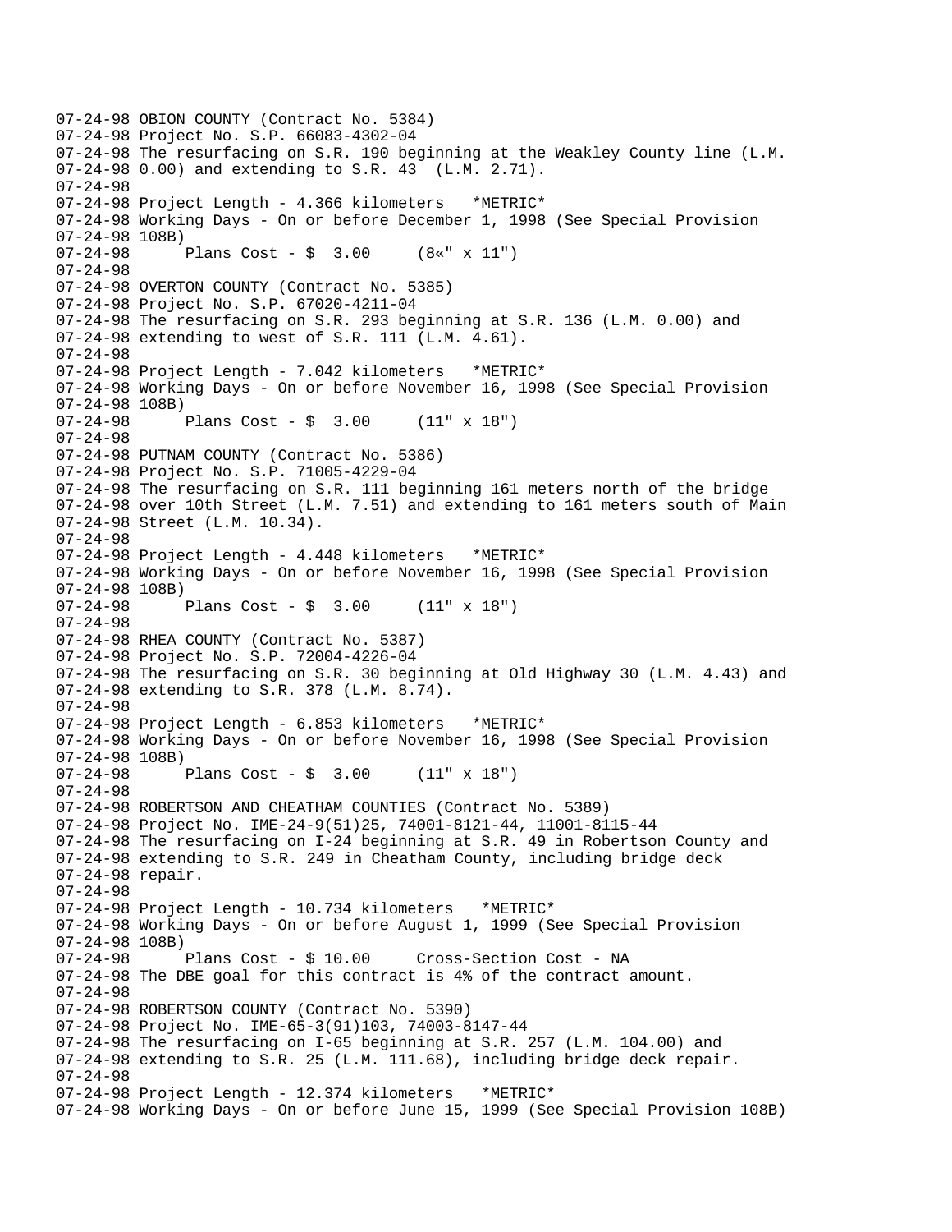```
07-24-98 OBION COUNTY (Contract No. 5384)
07-24-98 Project No. S.P. 66083-4302-04
07-24-98 The resurfacing on S.R. 190 beginning at the Weakley County line (L.M.
07-24-98 0.00) and extending to S.R. 43  (L.M. 2.71).
07-24-98
07-24-98 Project Length - 4.366 kilometers   *METRIC*
07-24-98 Working Days - On or before December 1, 1998 (See Special Provision
07-24-98 108B)
07-24-98      Plans Cost - $  3.00     (8«" x 11")
07-24-98
07-24-98 OVERTON COUNTY (Contract No. 5385)
07-24-98 Project No. S.P. 67020-4211-04
07-24-98 The resurfacing on S.R. 293 beginning at S.R. 136 (L.M. 0.00) and
07-24-98 extending to west of S.R. 111 (L.M. 4.61).
07-24-98
07-24-98 Project Length - 7.042 kilometers   *METRIC*
07-24-98 Working Days - On or before November 16, 1998 (See Special Provision
07-24-98 108B)
07-24-98      Plans Cost - $  3.00     (11" x 18")
07-24-98
07-24-98 PUTNAM COUNTY (Contract No. 5386)
07-24-98 Project No. S.P. 71005-4229-04
07-24-98 The resurfacing on S.R. 111 beginning 161 meters north of the bridge
07-24-98 over 10th Street (L.M. 7.51) and extending to 161 meters south of Main
07-24-98 Street (L.M. 10.34).
07-24-98
07-24-98 Project Length - 4.448 kilometers   *METRIC*
07-24-98 Working Days - On or before November 16, 1998 (See Special Provision
07-24-98 108B)
07-24-98      Plans Cost - $  3.00     (11" x 18")
07-24-98
07-24-98 RHEA COUNTY (Contract No. 5387)
07-24-98 Project No. S.P. 72004-4226-04
07-24-98 The resurfacing on S.R. 30 beginning at Old Highway 30 (L.M. 4.43) and
07-24-98 extending to S.R. 378 (L.M. 8.74).
07-24-98
07-24-98 Project Length - 6.853 kilometers   *METRIC*
07-24-98 Working Days - On or before November 16, 1998 (See Special Provision
07-24-98 108B)
07-24-98      Plans Cost - $  3.00     (11" x 18")
07-24-98
07-24-98 ROBERTSON AND CHEATHAM COUNTIES (Contract No. 5389)
07-24-98 Project No. IME-24-9(51)25, 74001-8121-44, 11001-8115-44
07-24-98 The resurfacing on I-24 beginning at S.R. 49 in Robertson County and
07-24-98 extending to S.R. 249 in Cheatham County, including bridge deck
07-24-98 repair.
07-24-98
07-24-98 Project Length - 10.734 kilometers   *METRIC*
07-24-98 Working Days - On or before August 1, 1999 (See Special Provision
07-24-98 108B)
07-24-98      Plans Cost - $ 10.00     Cross-Section Cost - NA
07-24-98 The DBE goal for this contract is 4% of the contract amount.
07-24-98
07-24-98 ROBERTSON COUNTY (Contract No. 5390)
07-24-98 Project No. IME-65-3(91)103, 74003-8147-44
07-24-98 The resurfacing on I-65 beginning at S.R. 257 (L.M. 104.00) and
07-24-98 extending to S.R. 25 (L.M. 111.68), including bridge deck repair.
07-24-98
07-24-98 Project Length - 12.374 kilometers   *METRIC*
07-24-98 Working Days - On or before June 15, 1999 (See Special Provision 108B)
```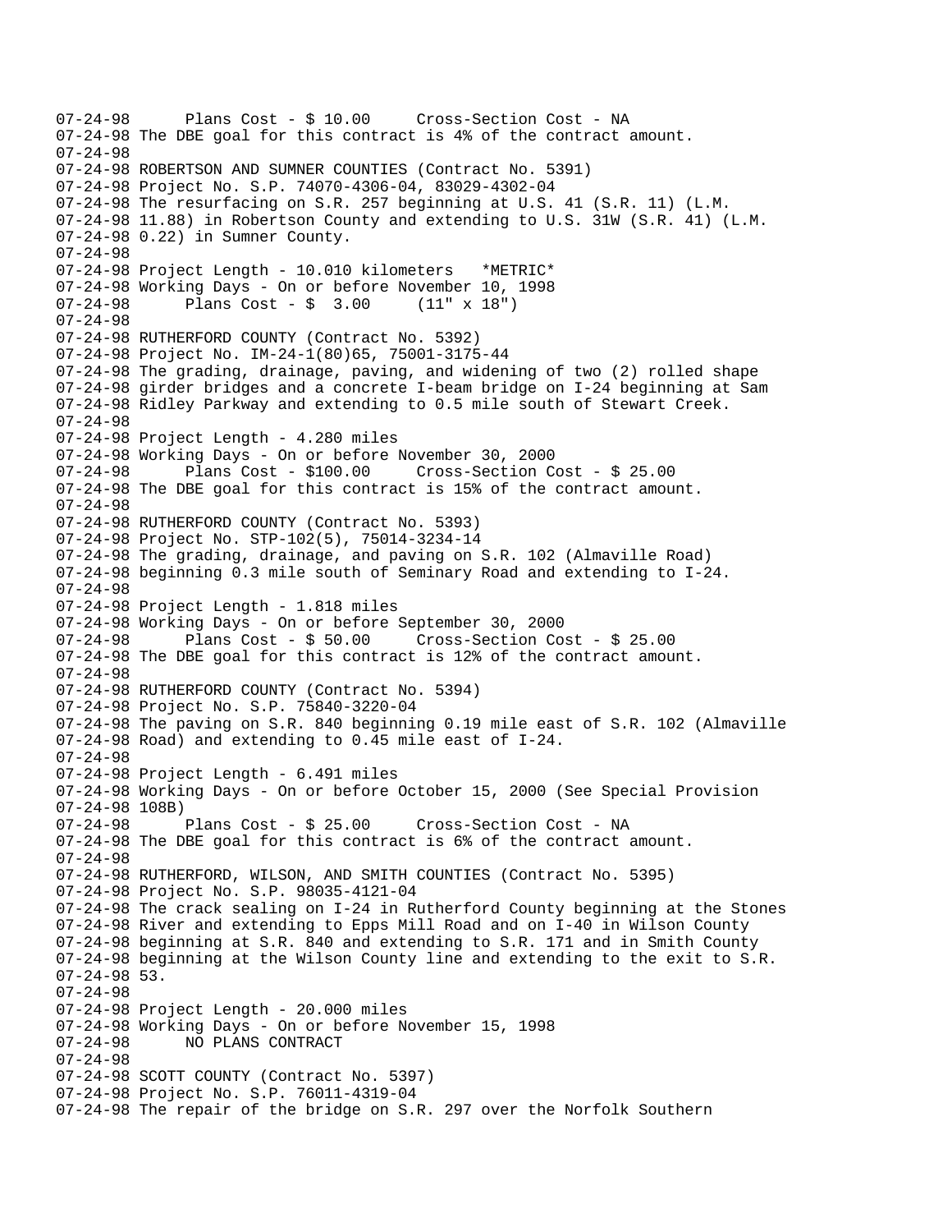```
07-24-98      Plans Cost - $ 10.00     Cross-Section Cost - NA
07-24-98 The DBE goal for this contract is 4% of the contract amount.
07-24-98
07-24-98 ROBERTSON AND SUMNER COUNTIES (Contract No. 5391)
07-24-98 Project No. S.P. 74070-4306-04, 83029-4302-04
07-24-98 The resurfacing on S.R. 257 beginning at U.S. 41 (S.R. 11) (L.M.
07-24-98 11.88) in Robertson County and extending to U.S. 31W (S.R. 41) (L.M.
07-24-98 0.22) in Sumner County.
07-24-98
07-24-98 Project Length - 10.010 kilometers   *METRIC*
07-24-98 Working Days - On or before November 10, 1998
07-24-98      Plans Cost - $  3.00     (11" x 18")
07-24-98
07-24-98 RUTHERFORD COUNTY (Contract No. 5392)
07-24-98 Project No. IM-24-1(80)65, 75001-3175-44
07-24-98 The grading, drainage, paving, and widening of two (2) rolled shape
07-24-98 girder bridges and a concrete I-beam bridge on I-24 beginning at Sam
07-24-98 Ridley Parkway and extending to 0.5 mile south of Stewart Creek.
07-24-98
07-24-98 Project Length - 4.280 miles
07-24-98 Working Days - On or before November 30, 2000
07-24-98      Plans Cost - $100.00     Cross-Section Cost - $ 25.00
07-24-98 The DBE goal for this contract is 15% of the contract amount.
07-24-98
07-24-98 RUTHERFORD COUNTY (Contract No. 5393)
07-24-98 Project No. STP-102(5), 75014-3234-14
07-24-98 The grading, drainage, and paving on S.R. 102 (Almaville Road)
07-24-98 beginning 0.3 mile south of Seminary Road and extending to I-24.
07-24-98
07-24-98 Project Length - 1.818 miles
07-24-98 Working Days - On or before September 30, 2000
07-24-98      Plans Cost - $ 50.00     Cross-Section Cost - $ 25.00
07-24-98 The DBE goal for this contract is 12% of the contract amount.
07-24-98
07-24-98 RUTHERFORD COUNTY (Contract No. 5394)
07-24-98 Project No. S.P. 75840-3220-04
07-24-98 The paving on S.R. 840 beginning 0.19 mile east of S.R. 102 (Almaville
07-24-98 Road) and extending to 0.45 mile east of I-24.
07-24-98
07-24-98 Project Length - 6.491 miles
07-24-98 Working Days - On or before October 15, 2000 (See Special Provision
07-24-98 108B)
07-24-98      Plans Cost - $ 25.00     Cross-Section Cost - NA
07-24-98 The DBE goal for this contract is 6% of the contract amount.
07-24-98
07-24-98 RUTHERFORD, WILSON, AND SMITH COUNTIES (Contract No. 5395)
07-24-98 Project No. S.P. 98035-4121-04
07-24-98 The crack sealing on I-24 in Rutherford County beginning at the Stones
07-24-98 River and extending to Epps Mill Road and on I-40 in Wilson County
07-24-98 beginning at S.R. 840 and extending to S.R. 171 and in Smith County
07-24-98 beginning at the Wilson County line and extending to the exit to S.R.
07-24-98 53.
07-24-98
07-24-98 Project Length - 20.000 miles
07-24-98 Working Days - On or before November 15, 1998
07-24-98      NO PLANS CONTRACT
07-24-98
07-24-98 SCOTT COUNTY (Contract No. 5397)
07-24-98 Project No. S.P. 76011-4319-04
07-24-98 The repair of the bridge on S.R. 297 over the Norfolk Southern
```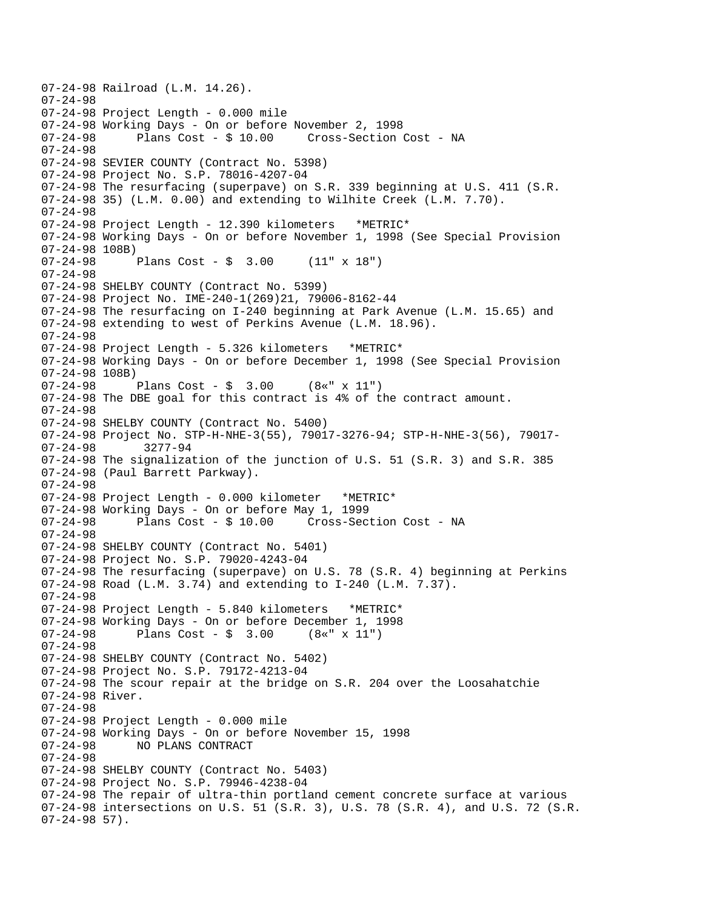```
07-24-98 Railroad (L.M. 14.26).
07-24-98
07-24-98 Project Length - 0.000 mile
07-24-98 Working Days - On or before November 2, 1998
07-24-98      Plans Cost - $ 10.00     Cross-Section Cost - NA
07-24-98
07-24-98 SEVIER COUNTY (Contract No. 5398)
07-24-98 Project No. S.P. 78016-4207-04
07-24-98 The resurfacing (superpave) on S.R. 339 beginning at U.S. 411 (S.R.
07-24-98 35) (L.M. 0.00) and extending to Wilhite Creek (L.M. 7.70).
07-24-98
07-24-98 Project Length - 12.390 kilometers   *METRIC*
07-24-98 Working Days - On or before November 1, 1998 (See Special Provision
07-24-98 108B)
07-24-98      Plans Cost - $  3.00     (11" x 18")
07-24-98
07-24-98 SHELBY COUNTY (Contract No. 5399)
07-24-98 Project No. IME-240-1(269)21, 79006-8162-44
07-24-98 The resurfacing on I-240 beginning at Park Avenue (L.M. 15.65) and
07-24-98 extending to west of Perkins Avenue (L.M. 18.96).
07-24-98
07-24-98 Project Length - 5.326 kilometers   *METRIC*
07-24-98 Working Days - On or before December 1, 1998 (See Special Provision
07-24-98 108B)
07-24-98      Plans Cost - $  3.00     (8«" x 11")
07-24-98 The DBE goal for this contract is 4% of the contract amount.
07-24-98
07-24-98 SHELBY COUNTY (Contract No. 5400)
07-24-98 Project No. STP-H-NHE-3(55), 79017-3276-94; STP-H-NHE-3(56), 79017-
07-24-98       3277-94
07-24-98 The signalization of the junction of U.S. 51 (S.R. 3) and S.R. 385
07-24-98 (Paul Barrett Parkway).
07-24-98
07-24-98 Project Length - 0.000 kilometer   *METRIC*
07-24-98 Working Days - On or before May 1, 1999
07-24-98      Plans Cost - $ 10.00     Cross-Section Cost - NA
07-24-98
07-24-98 SHELBY COUNTY (Contract No. 5401)
07-24-98 Project No. S.P. 79020-4243-04
07-24-98 The resurfacing (superpave) on U.S. 78 (S.R. 4) beginning at Perkins
07-24-98 Road (L.M. 3.74) and extending to I-240 (L.M. 7.37).
07-24-98
07-24-98 Project Length - 5.840 kilometers   *METRIC*
07-24-98 Working Days - On or before December 1, 1998
07-24-98      Plans Cost - $  3.00     (8«" x 11")
07-24-98
07-24-98 SHELBY COUNTY (Contract No. 5402)
07-24-98 Project No. S.P. 79172-4213-04
07-24-98 The scour repair at the bridge on S.R. 204 over the Loosahatchie
07-24-98 River.
07-24-98
07-24-98 Project Length - 0.000 mile
07-24-98 Working Days - On or before November 15, 1998
07-24-98      NO PLANS CONTRACT
07-24-98
07-24-98 SHELBY COUNTY (Contract No. 5403)
07-24-98 Project No. S.P. 79946-4238-04
07-24-98 The repair of ultra-thin portland cement concrete surface at various
07-24-98 intersections on U.S. 51 (S.R. 3), U.S. 78 (S.R. 4), and U.S. 72 (S.R.
07-24-98 57).
```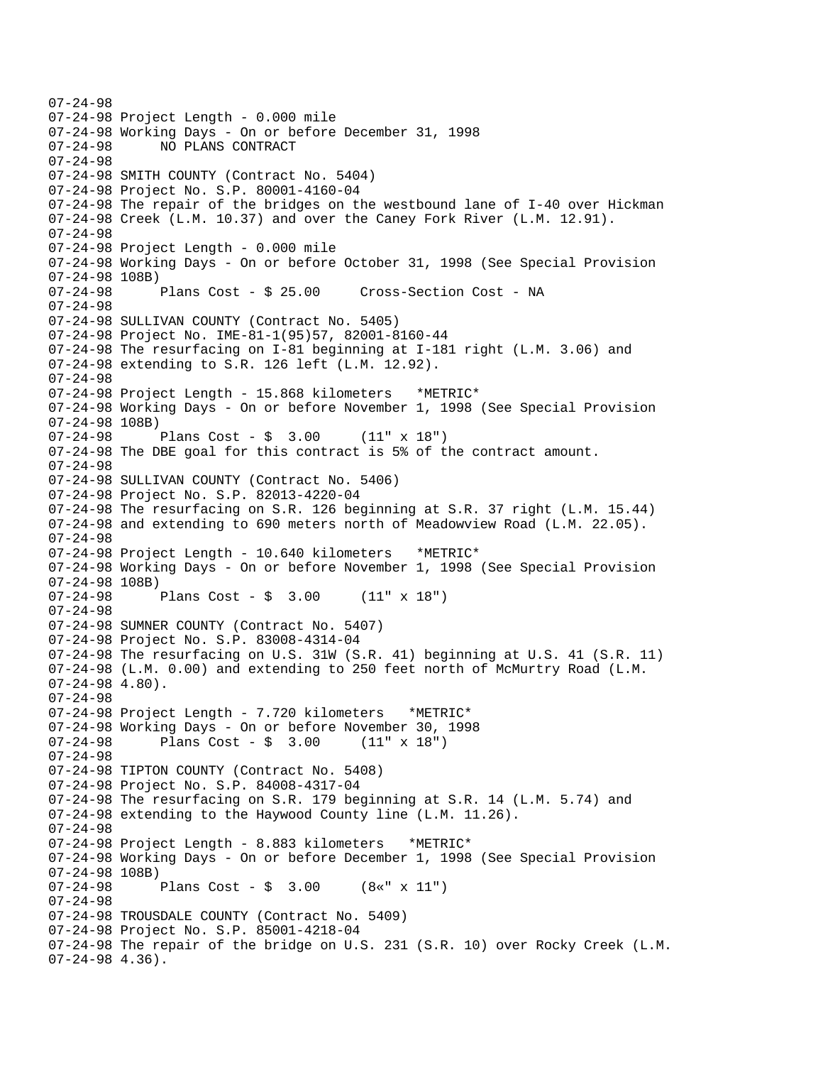```
07-24-98
07-24-98 Project Length - 0.000 mile
07-24-98 Working Days - On or before December 31, 1998
07-24-98       NO PLANS CONTRACT
07-24-98
07-24-98 SMITH COUNTY (Contract No. 5404)
07-24-98 Project No. S.P. 80001-4160-04
07-24-98 The repair of the bridges on the westbound lane of I-40 over Hickman
07-24-98 Creek (L.M. 10.37) and over the Caney Fork River (L.M. 12.91).
07-24-98
07-24-98 Project Length - 0.000 mile
07-24-98 Working Days - On or before October 31, 1998 (See Special Provision
07-24-98 108B)
07-24-98       Plans Cost - $ 25.00     Cross-Section Cost - NA
07-24-98
07-24-98 SULLIVAN COUNTY (Contract No. 5405)
07-24-98 Project No. IME-81-1(95)57, 82001-8160-44
07-24-98 The resurfacing on I-81 beginning at I-181 right (L.M. 3.06) and
07-24-98 extending to S.R. 126 left (L.M. 12.92).
07-24-98
07-24-98 Project Length - 15.868 kilometers   *METRIC*
07-24-98 Working Days - On or before November 1, 1998 (See Special Provision
07-24-98 108B)
07-24-98       Plans Cost - $  3.00     (11" x 18")
07-24-98 The DBE goal for this contract is 5% of the contract amount.
07-24-98
07-24-98 SULLIVAN COUNTY (Contract No. 5406)
07-24-98 Project No. S.P. 82013-4220-04
07-24-98 The resurfacing on S.R. 126 beginning at S.R. 37 right (L.M. 15.44)
07-24-98 and extending to 690 meters north of Meadowview Road (L.M. 22.05).
07-24-98
07-24-98 Project Length - 10.640 kilometers   *METRIC*
07-24-98 Working Days - On or before November 1, 1998 (See Special Provision
07-24-98 108B)
07-24-98       Plans Cost - $  3.00     (11" x 18")
07-24-98
07-24-98 SUMNER COUNTY (Contract No. 5407)
07-24-98 Project No. S.P. 83008-4314-04
07-24-98 The resurfacing on U.S. 31W (S.R. 41) beginning at U.S. 41 (S.R. 11)
07-24-98 (L.M. 0.00) and extending to 250 feet north of McMurtry Road (L.M.
07-24-98 4.80).
07-24-98
07-24-98 Project Length - 7.720 kilometers   *METRIC*
07-24-98 Working Days - On or before November 30, 1998
07-24-98       Plans Cost - $  3.00     (11" x 18")
07-24-98
07-24-98 TIPTON COUNTY (Contract No. 5408)
07-24-98 Project No. S.P. 84008-4317-04
07-24-98 The resurfacing on S.R. 179 beginning at S.R. 14 (L.M. 5.74) and
07-24-98 extending to the Haywood County line (L.M. 11.26).
07-24-98
07-24-98 Project Length - 8.883 kilometers   *METRIC*
07-24-98 Working Days - On or before December 1, 1998 (See Special Provision
07-24-98 108B)
07-24-98       Plans Cost - $  3.00     (8«" x 11")
07-24-98
07-24-98 TROUSDALE COUNTY (Contract No. 5409)
07-24-98 Project No. S.P. 85001-4218-04
07-24-98 The repair of the bridge on U.S. 231 (S.R. 10) over Rocky Creek (L.M.
07-24-98 4.36).
```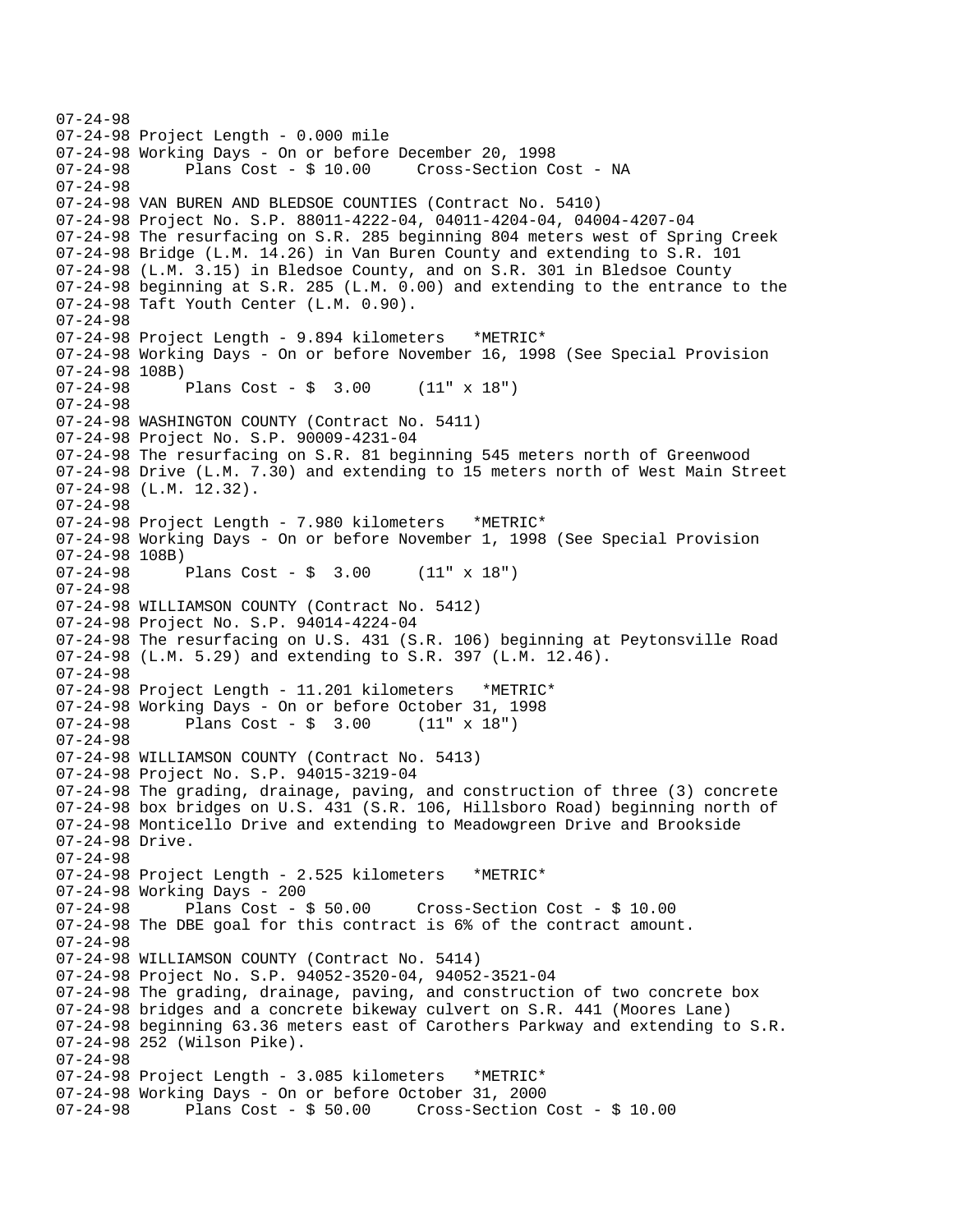```
07-24-98
07-24-98 Project Length - 0.000 mile
07-24-98 Working Days - On or before December 20, 1998
07-24-98       Plans Cost - $ 10.00     Cross-Section Cost - NA
07-24-98
07-24-98 VAN BUREN AND BLEDSOE COUNTIES (Contract No. 5410)
07-24-98 Project No. S.P. 88011-4222-04, 04011-4204-04, 04004-4207-04
07-24-98 The resurfacing on S.R. 285 beginning 804 meters west of Spring Creek
07-24-98 Bridge (L.M. 14.26) in Van Buren County and extending to S.R. 101
07-24-98 (L.M. 3.15) in Bledsoe County, and on S.R. 301 in Bledsoe County
07-24-98 beginning at S.R. 285 (L.M. 0.00) and extending to the entrance to the
07-24-98 Taft Youth Center (L.M. 0.90).
07-24-98
07-24-98 Project Length - 9.894 kilometers   *METRIC*
07-24-98 Working Days - On or before November 16, 1998 (See Special Provision
07-24-98 108B)
07-24-98       Plans Cost - $  3.00     (11" x 18")
07-24-98
07-24-98 WASHINGTON COUNTY (Contract No. 5411)
07-24-98 Project No. S.P. 90009-4231-04
07-24-98 The resurfacing on S.R. 81 beginning 545 meters north of Greenwood
07-24-98 Drive (L.M. 7.30) and extending to 15 meters north of West Main Street
07-24-98 (L.M. 12.32).
07-24-98
07-24-98 Project Length - 7.980 kilometers   *METRIC*
07-24-98 Working Days - On or before November 1, 1998 (See Special Provision
07-24-98 108B)
07-24-98       Plans Cost - $  3.00     (11" x 18")
07-24-98
07-24-98 WILLIAMSON COUNTY (Contract No. 5412)
07-24-98 Project No. S.P. 94014-4224-04
07-24-98 The resurfacing on U.S. 431 (S.R. 106) beginning at Peytonsville Road
07-24-98 (L.M. 5.29) and extending to S.R. 397 (L.M. 12.46).
07-24-98
07-24-98 Project Length - 11.201 kilometers   *METRIC*
07-24-98 Working Days - On or before October 31, 1998
07-24-98       Plans Cost - $  3.00     (11" x 18")
07-24-98
07-24-98 WILLIAMSON COUNTY (Contract No. 5413)
07-24-98 Project No. S.P. 94015-3219-04
07-24-98 The grading, drainage, paving, and construction of three (3) concrete
07-24-98 box bridges on U.S. 431 (S.R. 106, Hillsboro Road) beginning north of
07-24-98 Monticello Drive and extending to Meadowgreen Drive and Brookside
07-24-98 Drive.
07-24-98
07-24-98 Project Length - 2.525 kilometers   *METRIC*
07-24-98 Working Days - 200
07-24-98       Plans Cost - $ 50.00     Cross-Section Cost - $ 10.00
07-24-98 The DBE goal for this contract is 6% of the contract amount.
07-24-98
07-24-98 WILLIAMSON COUNTY (Contract No. 5414)
07-24-98 Project No. S.P. 94052-3520-04, 94052-3521-04
07-24-98 The grading, drainage, paving, and construction of two concrete box
07-24-98 bridges and a concrete bikeway culvert on S.R. 441 (Moores Lane)
07-24-98 beginning 63.36 meters east of Carothers Parkway and extending to S.R.
07-24-98 252 (Wilson Pike).
07-24-98
07-24-98 Project Length - 3.085 kilometers   *METRIC*
07-24-98 Working Days - On or before October 31, 2000
07-24-98       Plans Cost - $ 50.00     Cross-Section Cost - $ 10.00
```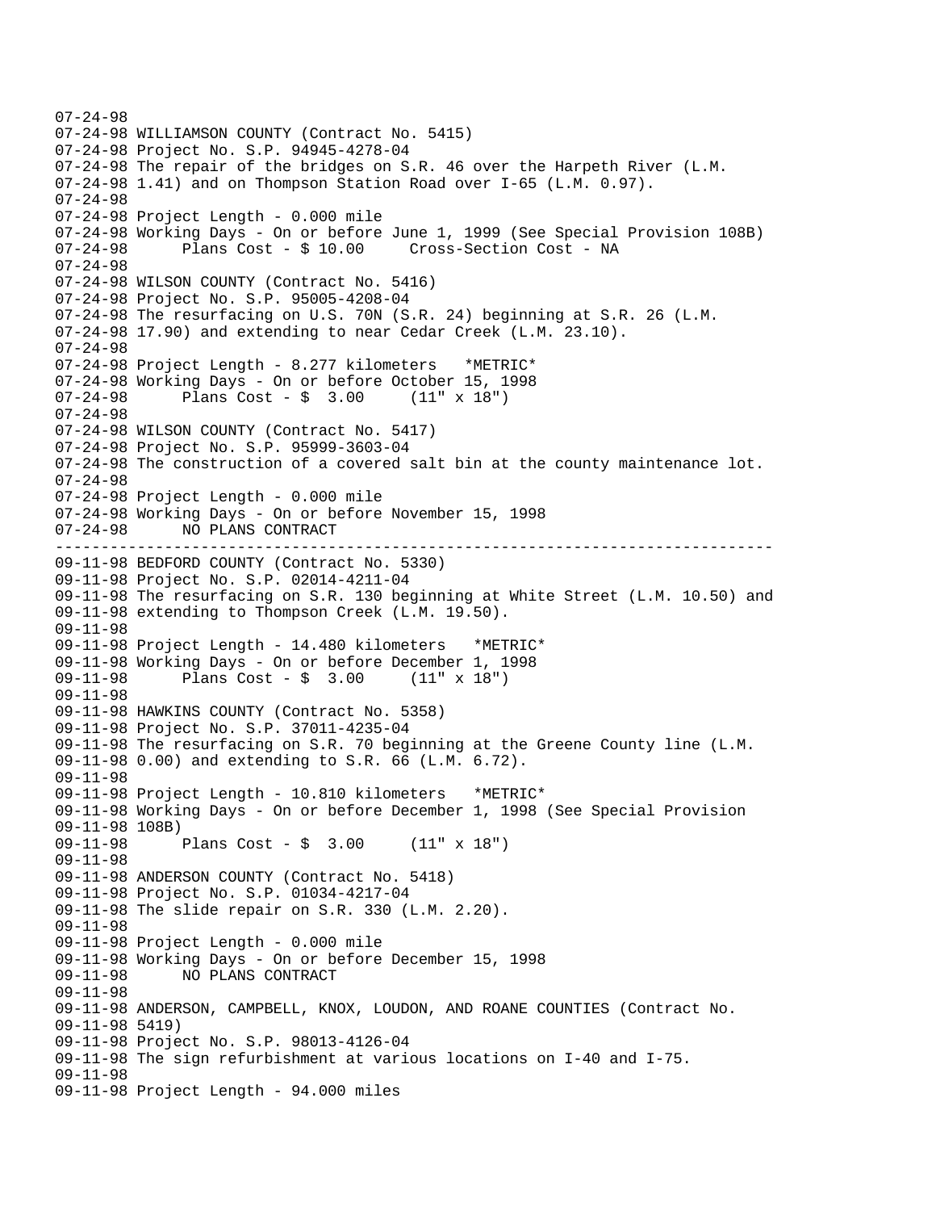```
07-24-98
07-24-98 WILLIAMSON COUNTY (Contract No. 5415)
07-24-98 Project No. S.P. 94945-4278-04
07-24-98 The repair of the bridges on S.R. 46 over the Harpeth River (L.M.
07-24-98 1.41) and on Thompson Station Road over I-65 (L.M. 0.97).
07-24-98
07-24-98 Project Length - 0.000 mile
07-24-98 Working Days - On or before June 1, 1999 (See Special Provision 108B)
07-24-98       Plans Cost - $ 10.00     Cross-Section Cost - NA
07-24-98
07-24-98 WILSON COUNTY (Contract No. 5416)
07-24-98 Project No. S.P. 95005-4208-04
07-24-98 The resurfacing on U.S. 70N (S.R. 24) beginning at S.R. 26 (L.M.
07-24-98 17.90) and extending to near Cedar Creek (L.M. 23.10).
07-24-98
07-24-98 Project Length - 8.277 kilometers   *METRIC*
07-24-98 Working Days - On or before October 15, 1998
07-24-98       Plans Cost - $  3.00     (11" x 18")
07-24-98
07-24-98 WILSON COUNTY (Contract No. 5417)
07-24-98 Project No. S.P. 95999-3603-04
07-24-98 The construction of a covered salt bin at the county maintenance lot.
07-24-98
07-24-98 Project Length - 0.000 mile
07-24-98 Working Days - On or before November 15, 1998
07-24-98       NO PLANS CONTRACT
-----------------------------------------------------------------------------
09-11-98 BEDFORD COUNTY (Contract No. 5330)
09-11-98 Project No. S.P. 02014-4211-04
09-11-98 The resurfacing on S.R. 130 beginning at White Street (L.M. 10.50) and
09-11-98 extending to Thompson Creek (L.M. 19.50).
09-11-98
09-11-98 Project Length - 14.480 kilometers   *METRIC*
09-11-98 Working Days - On or before December 1, 1998
09-11-98       Plans Cost - $  3.00     (11" x 18")
09-11-98
09-11-98 HAWKINS COUNTY (Contract No. 5358)
09-11-98 Project No. S.P. 37011-4235-04
09-11-98 The resurfacing on S.R. 70 beginning at the Greene County line (L.M.
09-11-98 0.00) and extending to S.R. 66 (L.M. 6.72).
09-11-98
09-11-98 Project Length - 10.810 kilometers   *METRIC*
09-11-98 Working Days - On or before December 1, 1998 (See Special Provision
09-11-98 108B)
09-11-98       Plans Cost - $  3.00     (11" x 18")
09-11-98
09-11-98 ANDERSON COUNTY (Contract No. 5418)
09-11-98 Project No. S.P. 01034-4217-04
09-11-98 The slide repair on S.R. 330 (L.M. 2.20).
09-11-98
09-11-98 Project Length - 0.000 mile
09-11-98 Working Days - On or before December 15, 1998
09-11-98       NO PLANS CONTRACT
09-11-98
09-11-98 ANDERSON, CAMPBELL, KNOX, LOUDON, AND ROANE COUNTIES (Contract No.
09-11-98 5419)
09-11-98 Project No. S.P. 98013-4126-04
09-11-98 The sign refurbishment at various locations on I-40 and I-75.
09-11-98
09-11-98 Project Length - 94.000 miles
```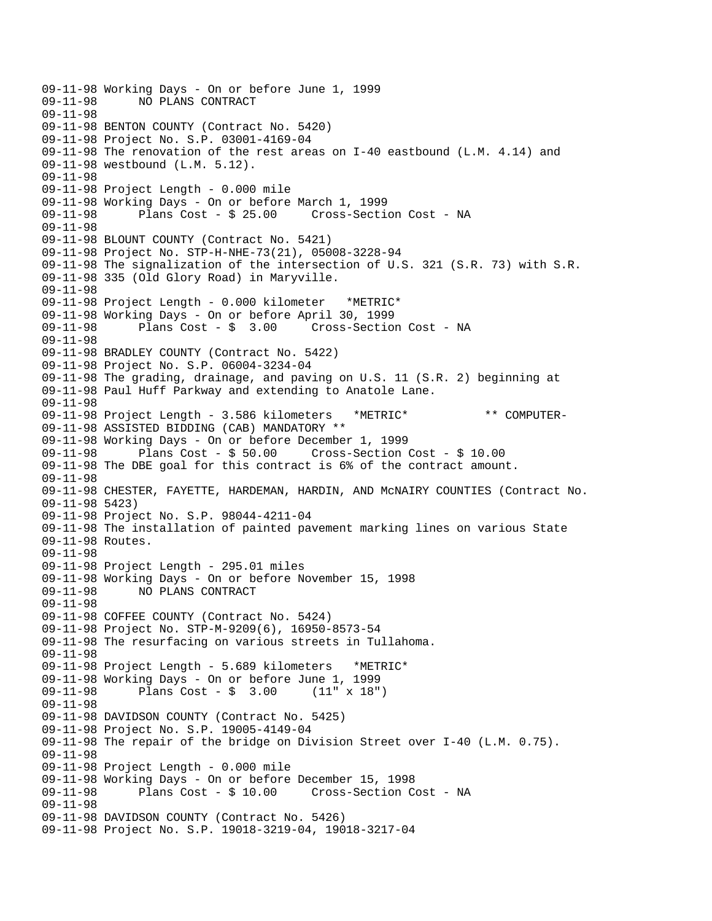```
09-11-98 Working Days - On or before June 1, 1999
09-11-98       NO PLANS CONTRACT
09-11-98
09-11-98 BENTON COUNTY (Contract No. 5420)
09-11-98 Project No. S.P. 03001-4169-04
09-11-98 The renovation of the rest areas on I-40 eastbound (L.M. 4.14) and
09-11-98 westbound (L.M. 5.12).
09-11-98
09-11-98 Project Length - 0.000 mile
09-11-98 Working Days - On or before March 1, 1999
09-11-98       Plans Cost - $ 25.00     Cross-Section Cost - NA
09-11-98
09-11-98 BLOUNT COUNTY (Contract No. 5421)
09-11-98 Project No. STP-H-NHE-73(21), 05008-3228-94
09-11-98 The signalization of the intersection of U.S. 321 (S.R. 73) with S.R.
09-11-98 335 (Old Glory Road) in Maryville.
09-11-98
09-11-98 Project Length - 0.000 kilometer   *METRIC*
09-11-98 Working Days - On or before April 30, 1999
09-11-98       Plans Cost - $  3.00     Cross-Section Cost - NA
09-11-98
09-11-98 BRADLEY COUNTY (Contract No. 5422)
09-11-98 Project No. S.P. 06004-3234-04
09-11-98 The grading, drainage, and paving on U.S. 11 (S.R. 2) beginning at
09-11-98 Paul Huff Parkway and extending to Anatole Lane.
09-11-98
09-11-98 Project Length - 3.586 kilometers   *METRIC*           ** COMPUTER-
09-11-98 ASSISTED BIDDING (CAB) MANDATORY **
09-11-98 Working Days - On or before December 1, 1999
09-11-98       Plans Cost - $ 50.00     Cross-Section Cost - $ 10.00
09-11-98 The DBE goal for this contract is 6% of the contract amount.
09-11-98
09-11-98 CHESTER, FAYETTE, HARDEMAN, HARDIN, AND McNAIRY COUNTIES (Contract No.
09-11-98 5423)
09-11-98 Project No. S.P. 98044-4211-04
09-11-98 The installation of painted pavement marking lines on various State
09-11-98 Routes.
09-11-98
09-11-98 Project Length - 295.01 miles
09-11-98 Working Days - On or before November 15, 1998
09-11-98       NO PLANS CONTRACT
09-11-98
09-11-98 COFFEE COUNTY (Contract No. 5424)
09-11-98 Project No. STP-M-9209(6), 16950-8573-54
09-11-98 The resurfacing on various streets in Tullahoma.
09-11-98
09-11-98 Project Length - 5.689 kilometers   *METRIC*
09-11-98 Working Days - On or before June 1, 1999
09-11-98       Plans Cost - $  3.00     (11" x 18")
09-11-98
09-11-98 DAVIDSON COUNTY (Contract No. 5425)
09-11-98 Project No. S.P. 19005-4149-04
09-11-98 The repair of the bridge on Division Street over I-40 (L.M. 0.75).
09-11-98
09-11-98 Project Length - 0.000 mile
09-11-98 Working Days - On or before December 15, 1998
09-11-98       Plans Cost - $ 10.00     Cross-Section Cost - NA
09-11-98
09-11-98 DAVIDSON COUNTY (Contract No. 5426)
09-11-98 Project No. S.P. 19018-3219-04, 19018-3217-04
```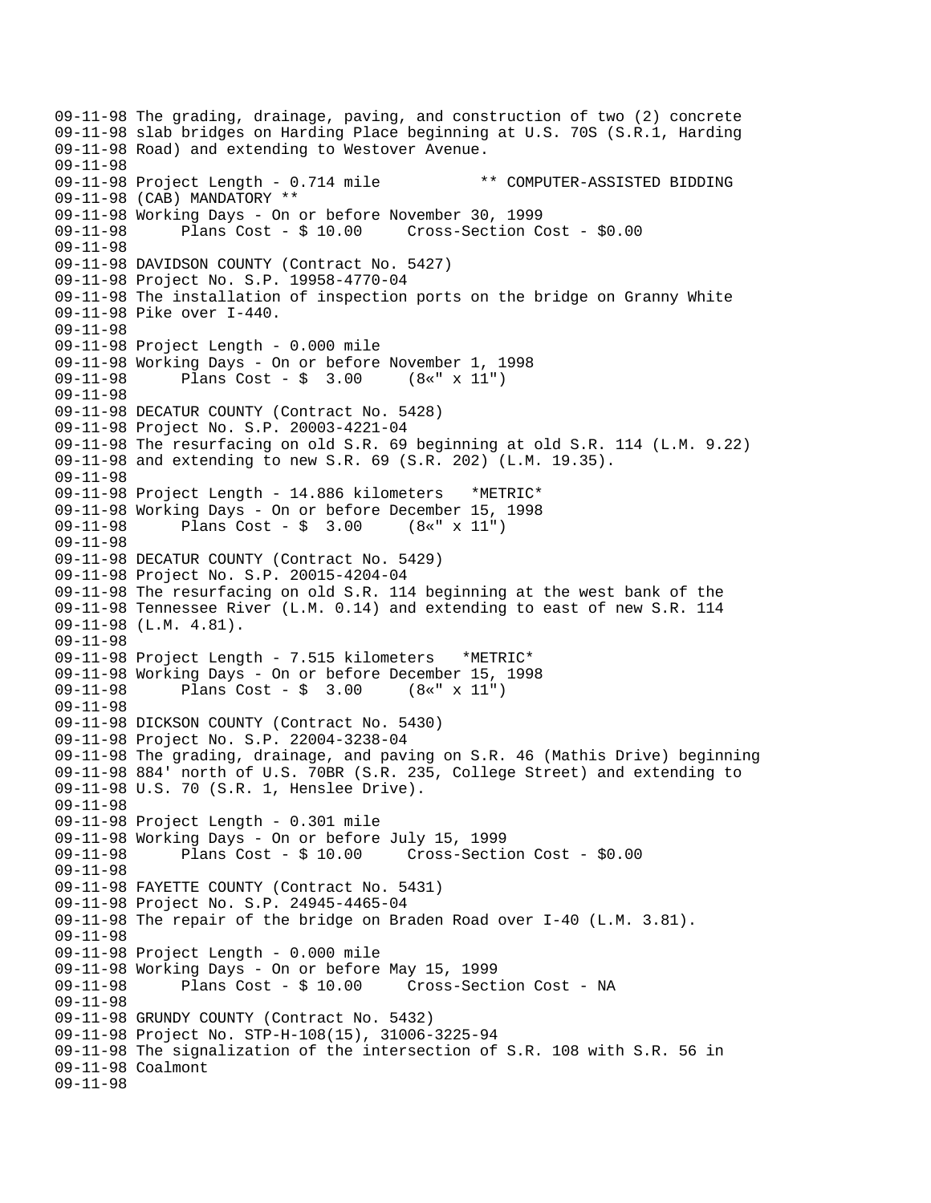```
09-11-98 The grading, drainage, paving, and construction of two (2) concrete
09-11-98 slab bridges on Harding Place beginning at U.S. 70S (S.R.1, Harding
09-11-98 Road) and extending to Westover Avenue.
09-11-98
09-11-98 Project Length - 0.714 mile           ** COMPUTER-ASSISTED BIDDING
09-11-98 (CAB) MANDATORY **
09-11-98 Working Days - On or before November 30, 1999
09-11-98       Plans Cost - $ 10.00     Cross-Section Cost - $0.00
09-11-98
09-11-98 DAVIDSON COUNTY (Contract No. 5427)
09-11-98 Project No. S.P. 19958-4770-04
09-11-98 The installation of inspection ports on the bridge on Granny White
09-11-98 Pike over I-440.
09-11-98
09-11-98 Project Length - 0.000 mile
09-11-98 Working Days - On or before November 1, 1998
09-11-98       Plans Cost - $  3.00     (8«" x 11")
09-11-98
09-11-98 DECATUR COUNTY (Contract No. 5428)
09-11-98 Project No. S.P. 20003-4221-04
09-11-98 The resurfacing on old S.R. 69 beginning at old S.R. 114 (L.M. 9.22)
09-11-98 and extending to new S.R. 69 (S.R. 202) (L.M. 19.35).
09-11-98
09-11-98 Project Length - 14.886 kilometers   *METRIC*
09-11-98 Working Days - On or before December 15, 1998
09-11-98       Plans Cost - $  3.00     (8«" x 11")
09-11-98
09-11-98 DECATUR COUNTY (Contract No. 5429)
09-11-98 Project No. S.P. 20015-4204-04
09-11-98 The resurfacing on old S.R. 114 beginning at the west bank of the
09-11-98 Tennessee River (L.M. 0.14) and extending to east of new S.R. 114
09-11-98 (L.M. 4.81).
09-11-98
09-11-98 Project Length - 7.515 kilometers   *METRIC*
09-11-98 Working Days - On or before December 15, 1998
09-11-98       Plans Cost - $  3.00     (8«" x 11")
09-11-98
09-11-98 DICKSON COUNTY (Contract No. 5430)
09-11-98 Project No. S.P. 22004-3238-04
09-11-98 The grading, drainage, and paving on S.R. 46 (Mathis Drive) beginning
09-11-98 884' north of U.S. 70BR (S.R. 235, College Street) and extending to
09-11-98 U.S. 70 (S.R. 1, Henslee Drive).
09-11-98
09-11-98 Project Length - 0.301 mile
09-11-98 Working Days - On or before July 15, 1999
09-11-98       Plans Cost - $ 10.00     Cross-Section Cost - $0.00
09-11-98
09-11-98 FAYETTE COUNTY (Contract No. 5431)
09-11-98 Project No. S.P. 24945-4465-04
09-11-98 The repair of the bridge on Braden Road over I-40 (L.M. 3.81).
09-11-98
09-11-98 Project Length - 0.000 mile
09-11-98 Working Days - On or before May 15, 1999
09-11-98       Plans Cost - $ 10.00     Cross-Section Cost - NA
09-11-98
09-11-98 GRUNDY COUNTY (Contract No. 5432)
09-11-98 Project No. STP-H-108(15), 31006-3225-94
09-11-98 The signalization of the intersection of S.R. 108 with S.R. 56 in
09-11-98 Coalmont
09-11-98
```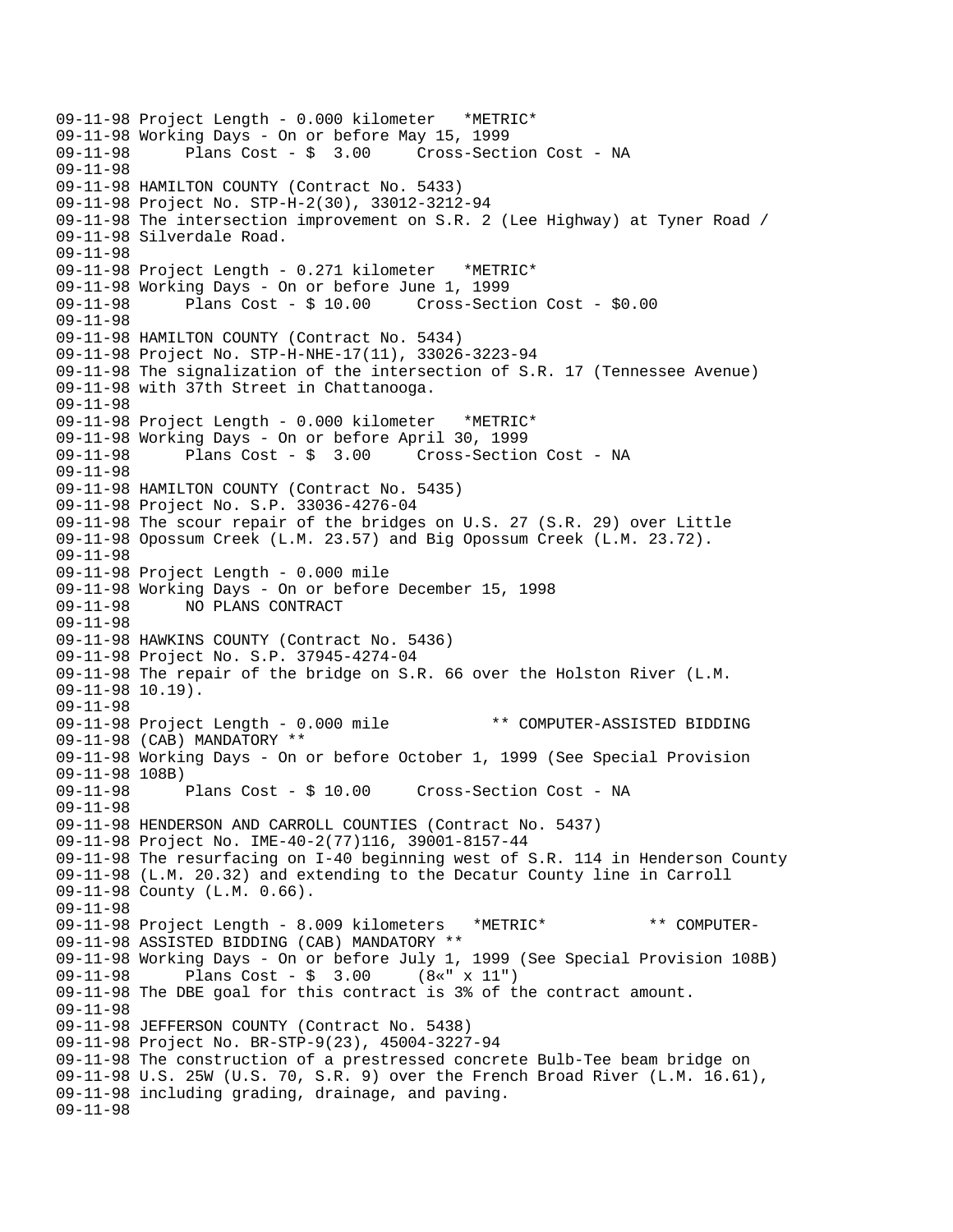```
09-11-98 Project Length - 0.000 kilometer   *METRIC*
09-11-98 Working Days - On or before May 15, 1999
09-11-98      Plans Cost - $  3.00     Cross-Section Cost - NA
09-11-98
09-11-98 HAMILTON COUNTY (Contract No. 5433)
09-11-98 Project No. STP-H-2(30), 33012-3212-94
09-11-98 The intersection improvement on S.R. 2 (Lee Highway) at Tyner Road /
09-11-98 Silverdale Road.
09-11-98
09-11-98 Project Length - 0.271 kilometer   *METRIC*
09-11-98 Working Days - On or before June 1, 1999
09-11-98      Plans Cost - $ 10.00     Cross-Section Cost - $0.00
09-11-98
09-11-98 HAMILTON COUNTY (Contract No. 5434)
09-11-98 Project No. STP-H-NHE-17(11), 33026-3223-94
09-11-98 The signalization of the intersection of S.R. 17 (Tennessee Avenue)
09-11-98 with 37th Street in Chattanooga.
09-11-98
09-11-98 Project Length - 0.000 kilometer   *METRIC*
09-11-98 Working Days - On or before April 30, 1999
09-11-98      Plans Cost - $  3.00     Cross-Section Cost - NA
09-11-98
09-11-98 HAMILTON COUNTY (Contract No. 5435)
09-11-98 Project No. S.P. 33036-4276-04
09-11-98 The scour repair of the bridges on U.S. 27 (S.R. 29) over Little
09-11-98 Opossum Creek (L.M. 23.57) and Big Opossum Creek (L.M. 23.72).
09-11-98
09-11-98 Project Length - 0.000 mile
09-11-98 Working Days - On or before December 15, 1998
09-11-98      NO PLANS CONTRACT
09-11-98
09-11-98 HAWKINS COUNTY (Contract No. 5436)
09-11-98 Project No. S.P. 37945-4274-04
09-11-98 The repair of the bridge on S.R. 66 over the Holston River (L.M.
09-11-98 10.19).
09-11-98
09-11-98 Project Length - 0.000 mile           ** COMPUTER-ASSISTED BIDDING
09-11-98 (CAB) MANDATORY **
09-11-98 Working Days - On or before October 1, 1999 (See Special Provision
09-11-98 108B)
09-11-98      Plans Cost - $ 10.00     Cross-Section Cost - NA
09-11-98
09-11-98 HENDERSON AND CARROLL COUNTIES (Contract No. 5437)
09-11-98 Project No. IME-40-2(77)116, 39001-8157-44
09-11-98 The resurfacing on I-40 beginning west of S.R. 114 in Henderson County
09-11-98 (L.M. 20.32) and extending to the Decatur County line in Carroll
09-11-98 County (L.M. 0.66).
09-11-98
09-11-98 Project Length - 8.009 kilometers   *METRIC*           ** COMPUTER-
09-11-98 ASSISTED BIDDING (CAB) MANDATORY **
09-11-98 Working Days - On or before July 1, 1999 (See Special Provision 108B)
09-11-98      Plans Cost - $  3.00     (8«" x 11")
09-11-98 The DBE goal for this contract is 3% of the contract amount.
09-11-98
09-11-98 JEFFERSON COUNTY (Contract No. 5438)
09-11-98 Project No. BR-STP-9(23), 45004-3227-94
09-11-98 The construction of a prestressed concrete Bulb-Tee beam bridge on
09-11-98 U.S. 25W (U.S. 70, S.R. 9) over the French Broad River (L.M. 16.61),
09-11-98 including grading, drainage, and paving.
09-11-98
```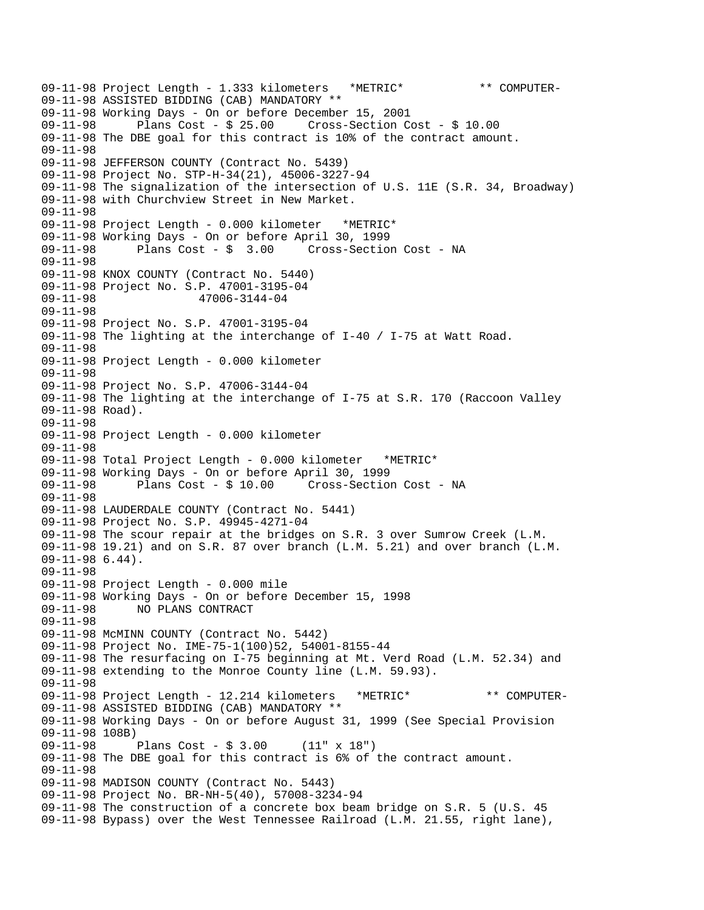```
09-11-98 Project Length - 1.333 kilometers   *METRIC*           ** COMPUTER-
09-11-98 ASSISTED BIDDING (CAB) MANDATORY **
09-11-98 Working Days - On or before December 15, 2001
09-11-98      Plans Cost - $ 25.00     Cross-Section Cost - $ 10.00
09-11-98 The DBE goal for this contract is 10% of the contract amount.
09-11-98
09-11-98 JEFFERSON COUNTY (Contract No. 5439)
09-11-98 Project No. STP-H-34(21), 45006-3227-94
09-11-98 The signalization of the intersection of U.S. 11E (S.R. 34, Broadway)
09-11-98 with Churchview Street in New Market.
09-11-98
09-11-98 Project Length - 0.000 kilometer   *METRIC*
09-11-98 Working Days - On or before April 30, 1999
09-11-98      Plans Cost - $  3.00     Cross-Section Cost - NA
09-11-98
09-11-98 KNOX COUNTY (Contract No. 5440)
09-11-98 Project No. S.P. 47001-3195-04
09-11-98               47006-3144-04
09-11-98
09-11-98 Project No. S.P. 47001-3195-04
09-11-98 The lighting at the interchange of I-40 / I-75 at Watt Road.
09-11-98
09-11-98 Project Length - 0.000 kilometer
09-11-98
09-11-98 Project No. S.P. 47006-3144-04
09-11-98 The lighting at the interchange of I-75 at S.R. 170 (Raccoon Valley
09-11-98 Road).
09-11-98
09-11-98 Project Length - 0.000 kilometer
09-11-98
09-11-98 Total Project Length - 0.000 kilometer   *METRIC*
09-11-98 Working Days - On or before April 30, 1999
09-11-98      Plans Cost - $ 10.00     Cross-Section Cost - NA
09-11-98
09-11-98 LAUDERDALE COUNTY (Contract No. 5441)
09-11-98 Project No. S.P. 49945-4271-04
09-11-98 The scour repair at the bridges on S.R. 3 over Sumrow Creek (L.M.
09-11-98 19.21) and on S.R. 87 over branch (L.M. 5.21) and over branch (L.M.
09-11-98 6.44).
09-11-98
09-11-98 Project Length - 0.000 mile
09-11-98 Working Days - On or before December 15, 1998
09-11-98      NO PLANS CONTRACT
09-11-98
09-11-98 McMINN COUNTY (Contract No. 5442)
09-11-98 Project No. IME-75-1(100)52, 54001-8155-44
09-11-98 The resurfacing on I-75 beginning at Mt. Verd Road (L.M. 52.34) and
09-11-98 extending to the Monroe County line (L.M. 59.93).
09-11-98
09-11-98 Project Length - 12.214 kilometers   *METRIC*           ** COMPUTER-
09-11-98 ASSISTED BIDDING (CAB) MANDATORY **
09-11-98 Working Days - On or before August 31, 1999 (See Special Provision
09-11-98 108B)
09-11-98      Plans Cost - $ 3.00     (11" x 18")
09-11-98 The DBE goal for this contract is 6% of the contract amount.
09-11-98
09-11-98 MADISON COUNTY (Contract No. 5443)
09-11-98 Project No. BR-NH-5(40), 57008-3234-94
09-11-98 The construction of a concrete box beam bridge on S.R. 5 (U.S. 45
09-11-98 Bypass) over the West Tennessee Railroad (L.M. 21.55, right lane),
```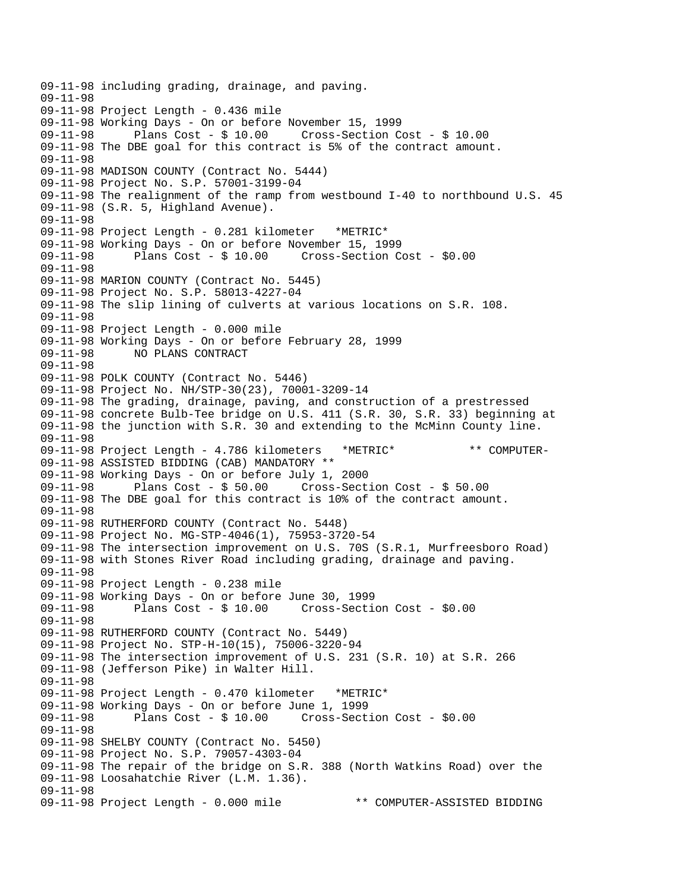```
09-11-98 including grading, drainage, and paving.
09-11-98
09-11-98 Project Length - 0.436 mile
09-11-98 Working Days - On or before November 15, 1999
09-11-98      Plans Cost - $ 10.00     Cross-Section Cost - $ 10.00
09-11-98 The DBE goal for this contract is 5% of the contract amount.
09-11-98
09-11-98 MADISON COUNTY (Contract No. 5444)
09-11-98 Project No. S.P. 57001-3199-04
09-11-98 The realignment of the ramp from westbound I-40 to northbound U.S. 45
09-11-98 (S.R. 5, Highland Avenue).
09-11-98
09-11-98 Project Length - 0.281 kilometer   *METRIC*
09-11-98 Working Days - On or before November 15, 1999
09-11-98      Plans Cost - $ 10.00     Cross-Section Cost - $0.00
09-11-98
09-11-98 MARION COUNTY (Contract No. 5445)
09-11-98 Project No. S.P. 58013-4227-04
09-11-98 The slip lining of culverts at various locations on S.R. 108.
09-11-98
09-11-98 Project Length - 0.000 mile
09-11-98 Working Days - On or before February 28, 1999
09-11-98      NO PLANS CONTRACT
09-11-98
09-11-98 POLK COUNTY (Contract No. 5446)
09-11-98 Project No. NH/STP-30(23), 70001-3209-14
09-11-98 The grading, drainage, paving, and construction of a prestressed
09-11-98 concrete Bulb-Tee bridge on U.S. 411 (S.R. 30, S.R. 33) beginning at
09-11-98 the junction with S.R. 30 and extending to the McMinn County line.
09-11-98
09-11-98 Project Length - 4.786 kilometers   *METRIC*          ** COMPUTER-
09-11-98 ASSISTED BIDDING (CAB) MANDATORY **
09-11-98 Working Days - On or before July 1, 2000
09-11-98      Plans Cost - $ 50.00     Cross-Section Cost - $ 50.00
09-11-98 The DBE goal for this contract is 10% of the contract amount.
09-11-98
09-11-98 RUTHERFORD COUNTY (Contract No. 5448)
09-11-98 Project No. MG-STP-4046(1), 75953-3720-54
09-11-98 The intersection improvement on U.S. 70S (S.R.1, Murfreesboro Road)
09-11-98 with Stones River Road including grading, drainage and paving.
09-11-98
09-11-98 Project Length - 0.238 mile
09-11-98 Working Days - On or before June 30, 1999
09-11-98      Plans Cost - $ 10.00     Cross-Section Cost - $0.00
09-11-98
09-11-98 RUTHERFORD COUNTY (Contract No. 5449)
09-11-98 Project No. STP-H-10(15), 75006-3220-94
09-11-98 The intersection improvement of U.S. 231 (S.R. 10) at S.R. 266
09-11-98 (Jefferson Pike) in Walter Hill.
09-11-98
09-11-98 Project Length - 0.470 kilometer   *METRIC*
09-11-98 Working Days - On or before June 1, 1999
09-11-98      Plans Cost - $ 10.00     Cross-Section Cost - $0.00
09-11-98
09-11-98 SHELBY COUNTY (Contract No. 5450)
09-11-98 Project No. S.P. 79057-4303-04
09-11-98 The repair of the bridge on S.R. 388 (North Watkins Road) over the
09-11-98 Loosahatchie River (L.M. 1.36).
09-11-98
09-11-98 Project Length - 0.000 mile           ** COMPUTER-ASSISTED BIDDING
```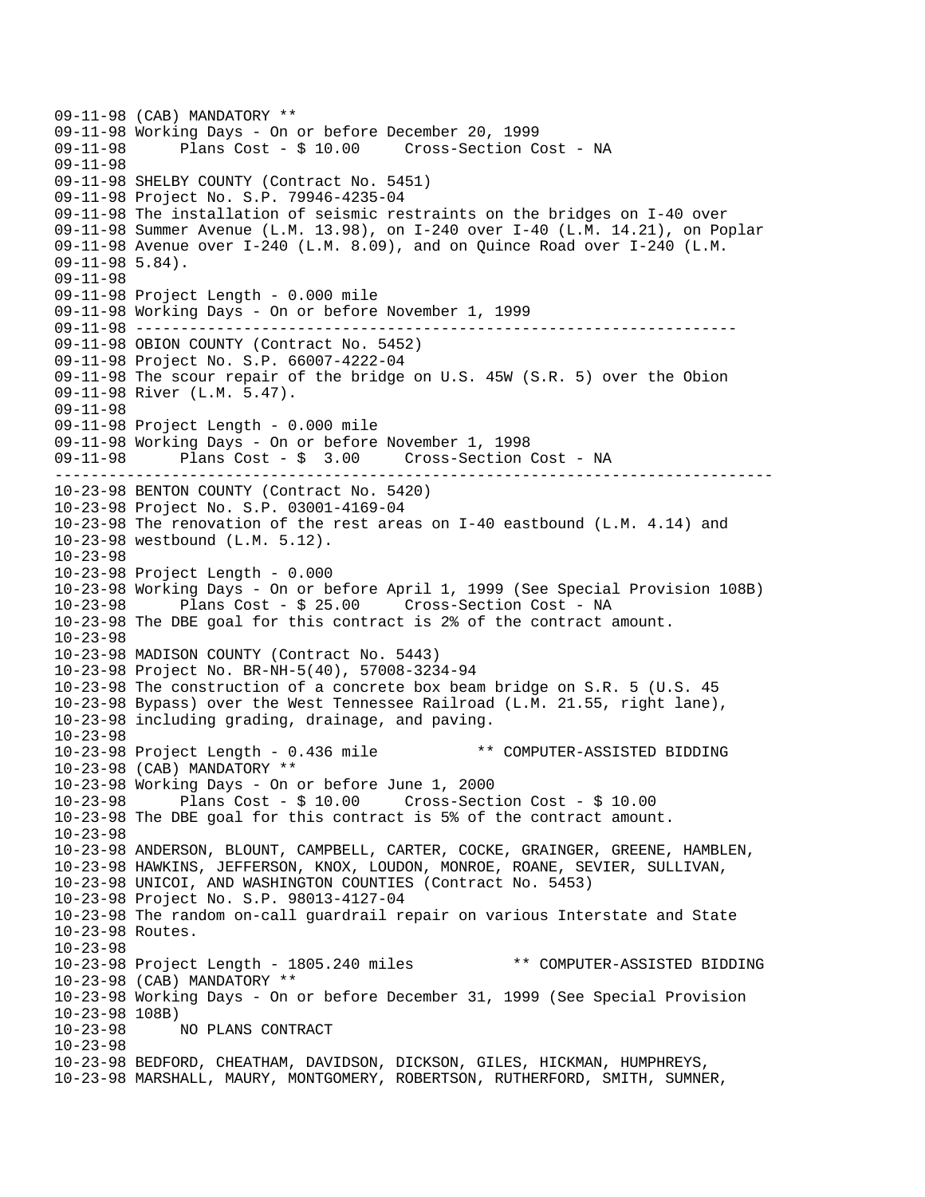```
09-11-98 (CAB) MANDATORY **
09-11-98 Working Days - On or before December 20, 1999
09-11-98       Plans Cost - $ 10.00     Cross-Section Cost - NA
09-11-98
09-11-98 SHELBY COUNTY (Contract No. 5451)
09-11-98 Project No. S.P. 79946-4235-04
09-11-98 The installation of seismic restraints on the bridges on I-40 over
09-11-98 Summer Avenue (L.M. 13.98), on I-240 over I-40 (L.M. 14.21), on Poplar
09-11-98 Avenue over I-240 (L.M. 8.09), and on Quince Road over I-240 (L.M.
09-11-98 5.84).
09-11-98
09-11-98 Project Length - 0.000 mile
09-11-98 Working Days - On or before November 1, 1999
09-11-98 -----------------------------------------------------------------
09-11-98 OBION COUNTY (Contract No. 5452)
09-11-98 Project No. S.P. 66007-4222-04
09-11-98 The scour repair of the bridge on U.S. 45W (S.R. 5) over the Obion
09-11-98 River (L.M. 5.47).
09-11-98
09-11-98 Project Length - 0.000 mile
09-11-98 Working Days - On or before November 1, 1998
09-11-98       Plans Cost - $  3.00     Cross-Section Cost - NA
--------------------------------------------------------------------------------
10-23-98 BENTON COUNTY (Contract No. 5420)
10-23-98 Project No. S.P. 03001-4169-04
10-23-98 The renovation of the rest areas on I-40 eastbound (L.M. 4.14) and
10-23-98 westbound (L.M. 5.12).
10-23-98
10-23-98 Project Length - 0.000
10-23-98 Working Days - On or before April 1, 1999 (See Special Provision 108B)
10-23-98       Plans Cost - $ 25.00     Cross-Section Cost - NA
10-23-98 The DBE goal for this contract is 2% of the contract amount.
10-23-98
10-23-98 MADISON COUNTY (Contract No. 5443)
10-23-98 Project No. BR-NH-5(40), 57008-3234-94
10-23-98 The construction of a concrete box beam bridge on S.R. 5 (U.S. 45
10-23-98 Bypass) over the West Tennessee Railroad (L.M. 21.55, right lane),
10-23-98 including grading, drainage, and paving.
10-23-98
10-23-98 Project Length - 0.436 mile           ** COMPUTER-ASSISTED BIDDING
10-23-98 (CAB) MANDATORY **
10-23-98 Working Days - On or before June 1, 2000
10-23-98       Plans Cost - $ 10.00     Cross-Section Cost - $ 10.00
10-23-98 The DBE goal for this contract is 5% of the contract amount.
10-23-98
10-23-98 ANDERSON, BLOUNT, CAMPBELL, CARTER, COCKE, GRAINGER, GREENE, HAMBLEN,
10-23-98 HAWKINS, JEFFERSON, KNOX, LOUDON, MONROE, ROANE, SEVIER, SULLIVAN,
10-23-98 UNICOI, AND WASHINGTON COUNTIES (Contract No. 5453)
10-23-98 Project No. S.P. 98013-4127-04
10-23-98 The random on-call guardrail repair on various Interstate and State
10-23-98 Routes.
10-23-98
10-23-98 Project Length - 1805.240 miles           ** COMPUTER-ASSISTED BIDDING
10-23-98 (CAB) MANDATORY **
10-23-98 Working Days - On or before December 31, 1999 (See Special Provision
10-23-98 108B)
10-23-98       NO PLANS CONTRACT
10-23-98
10-23-98 BEDFORD, CHEATHAM, DAVIDSON, DICKSON, GILES, HICKMAN, HUMPHREYS,
10-23-98 MARSHALL, MAURY, MONTGOMERY, ROBERTSON, RUTHERFORD, SMITH, SUMNER,
```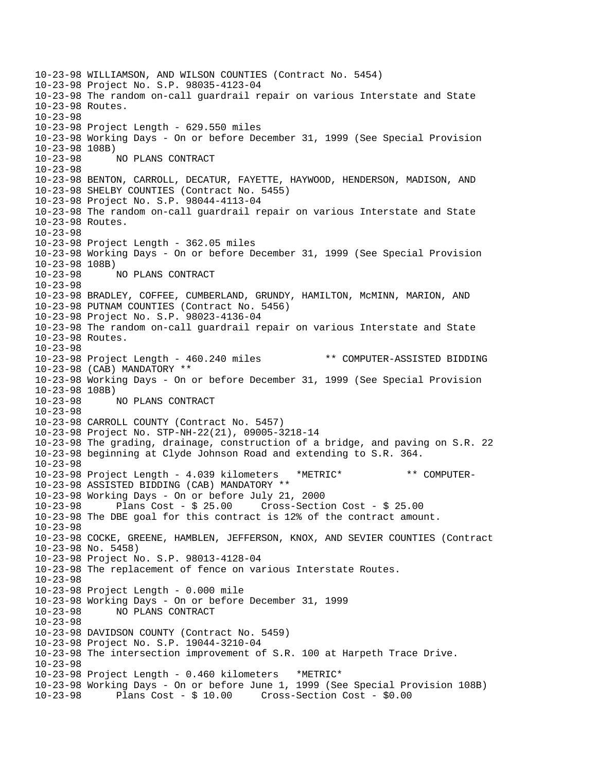10-23-98 WILLIAMSON, AND WILSON COUNTIES (Contract No. 5454)
10-23-98 Project No. S.P. 98035-4123-04
10-23-98 The random on-call guardrail repair on various Interstate and State
10-23-98 Routes.
10-23-98
10-23-98 Project Length - 629.550 miles
10-23-98 Working Days - On or before December 31, 1999 (See Special Provision
10-23-98 108B)
10-23-98 NO PLANS CONTRACT
10-23-98
10-23-98 BENTON, CARROLL, DECATUR, FAYETTE, HAYWOOD, HENDERSON, MADISON, AND
10-23-98 SHELBY COUNTIES (Contract No. 5455)
10-23-98 Project No. S.P. 98044-4113-04
10-23-98 The random on-call guardrail repair on various Interstate and State
10-23-98 Routes.
10-23-98
10-23-98 Project Length - 362.05 miles
10-23-98 Working Days - On or before December 31, 1999 (See Special Provision
10-23-98 108B)
10-23-98 NO PLANS CONTRACT
10-23-98
10-23-98 BRADLEY, COFFEE, CUMBERLAND, GRUNDY, HAMILTON, McMINN, MARION, AND
10-23-98 PUTNAM COUNTIES (Contract No. 5456)
10-23-98 Project No. S.P. 98023-4136-04
10-23-98 The random on-call guardrail repair on various Interstate and State
10-23-98 Routes.
10-23-98
10-23-98 Project Length - 460.240 miles ** COMPUTER-ASSISTED BIDDING
10-23-98 (CAB) MANDATORY **
10-23-98 Working Days - On or before December 31, 1999 (See Special Provision
10-23-98 108B)
10-23-98 NO PLANS CONTRACT
10-23-98
10-23-98 CARROLL COUNTY (Contract No. 5457)
10-23-98 Project No. STP-NH-22(21), 09005-3218-14
10-23-98 The grading, drainage, construction of a bridge, and paving on S.R. 22
10-23-98 beginning at Clyde Johnson Road and extending to S.R. 364.
10-23-98
10-23-98 Project Length - 4.039 kilometers *METRIC* ** COMPUTER-
10-23-98 ASSISTED BIDDING (CAB) MANDATORY **
10-23-98 Working Days - On or before July 21, 2000
10-23-98 Plans Cost - $ 25.00 Cross-Section Cost - $ 25.00
10-23-98 The DBE goal for this contract is 12% of the contract amount.
10-23-98
10-23-98 COCKE, GREENE, HAMBLEN, JEFFERSON, KNOX, AND SEVIER COUNTIES (Contract
10-23-98 No. 5458)
10-23-98 Project No. S.P. 98013-4128-04
10-23-98 The replacement of fence on various Interstate Routes.
10-23-98
10-23-98 Project Length - 0.000 mile
10-23-98 Working Days - On or before December 31, 1999
10-23-98 NO PLANS CONTRACT
10-23-98
10-23-98 DAVIDSON COUNTY (Contract No. 5459)
10-23-98 Project No. S.P. 19044-3210-04
10-23-98 The intersection improvement of S.R. 100 at Harpeth Trace Drive.
10-23-98
10-23-98 Project Length - 0.460 kilometers *METRIC*
10-23-98 Working Days - On or before June 1, 1999 (See Special Provision 108B)
10-23-98 Plans Cost - $ 10.00 Cross-Section Cost - $0.00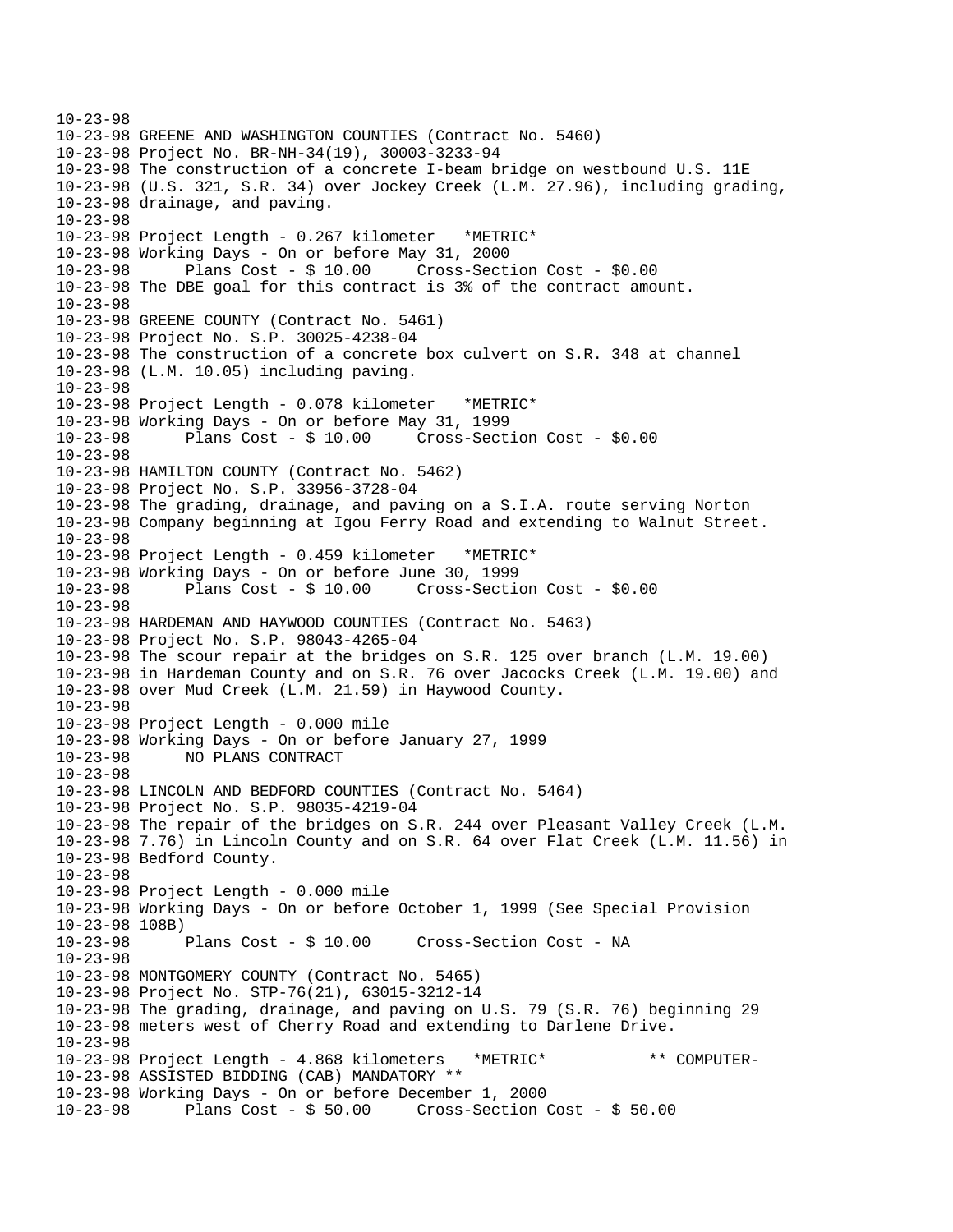```
10-23-98
10-23-98 GREENE AND WASHINGTON COUNTIES (Contract No. 5460)
10-23-98 Project No. BR-NH-34(19), 30003-3233-94
10-23-98 The construction of a concrete I-beam bridge on westbound U.S. 11E
10-23-98 (U.S. 321, S.R. 34) over Jockey Creek (L.M. 27.96), including grading,
10-23-98 drainage, and paving.
10-23-98
10-23-98 Project Length - 0.267 kilometer   *METRIC*
10-23-98 Working Days - On or before May 31, 2000
10-23-98       Plans Cost - $ 10.00     Cross-Section Cost - $0.00
10-23-98 The DBE goal for this contract is 3% of the contract amount.
10-23-98
10-23-98 GREENE COUNTY (Contract No. 5461)
10-23-98 Project No. S.P. 30025-4238-04
10-23-98 The construction of a concrete box culvert on S.R. 348 at channel
10-23-98 (L.M. 10.05) including paving.
10-23-98
10-23-98 Project Length - 0.078 kilometer   *METRIC*
10-23-98 Working Days - On or before May 31, 1999
10-23-98       Plans Cost - $ 10.00     Cross-Section Cost - $0.00
10-23-98
10-23-98 HAMILTON COUNTY (Contract No. 5462)
10-23-98 Project No. S.P. 33956-3728-04
10-23-98 The grading, drainage, and paving on a S.I.A. route serving Norton
10-23-98 Company beginning at Igou Ferry Road and extending to Walnut Street.
10-23-98
10-23-98 Project Length - 0.459 kilometer   *METRIC*
10-23-98 Working Days - On or before June 30, 1999
10-23-98       Plans Cost - $ 10.00     Cross-Section Cost - $0.00
10-23-98
10-23-98 HARDEMAN AND HAYWOOD COUNTIES (Contract No. 5463)
10-23-98 Project No. S.P. 98043-4265-04
10-23-98 The scour repair at the bridges on S.R. 125 over branch (L.M. 19.00)
10-23-98 in Hardeman County and on S.R. 76 over Jacocks Creek (L.M. 19.00) and
10-23-98 over Mud Creek (L.M. 21.59) in Haywood County.
10-23-98
10-23-98 Project Length - 0.000 mile
10-23-98 Working Days - On or before January 27, 1999
10-23-98       NO PLANS CONTRACT
10-23-98
10-23-98 LINCOLN AND BEDFORD COUNTIES (Contract No. 5464)
10-23-98 Project No. S.P. 98035-4219-04
10-23-98 The repair of the bridges on S.R. 244 over Pleasant Valley Creek (L.M.
10-23-98 7.76) in Lincoln County and on S.R. 64 over Flat Creek (L.M. 11.56) in
10-23-98 Bedford County.
10-23-98
10-23-98 Project Length - 0.000 mile
10-23-98 Working Days - On or before October 1, 1999 (See Special Provision
10-23-98 108B)
10-23-98       Plans Cost - $ 10.00     Cross-Section Cost - NA
10-23-98
10-23-98 MONTGOMERY COUNTY (Contract No. 5465)
10-23-98 Project No. STP-76(21), 63015-3212-14
10-23-98 The grading, drainage, and paving on U.S. 79 (S.R. 76) beginning 29
10-23-98 meters west of Cherry Road and extending to Darlene Drive.
10-23-98
10-23-98 Project Length - 4.868 kilometers   *METRIC*          ** COMPUTER-
10-23-98 ASSISTED BIDDING (CAB) MANDATORY **
10-23-98 Working Days - On or before December 1, 2000
10-23-98       Plans Cost - $ 50.00     Cross-Section Cost - $ 50.00
```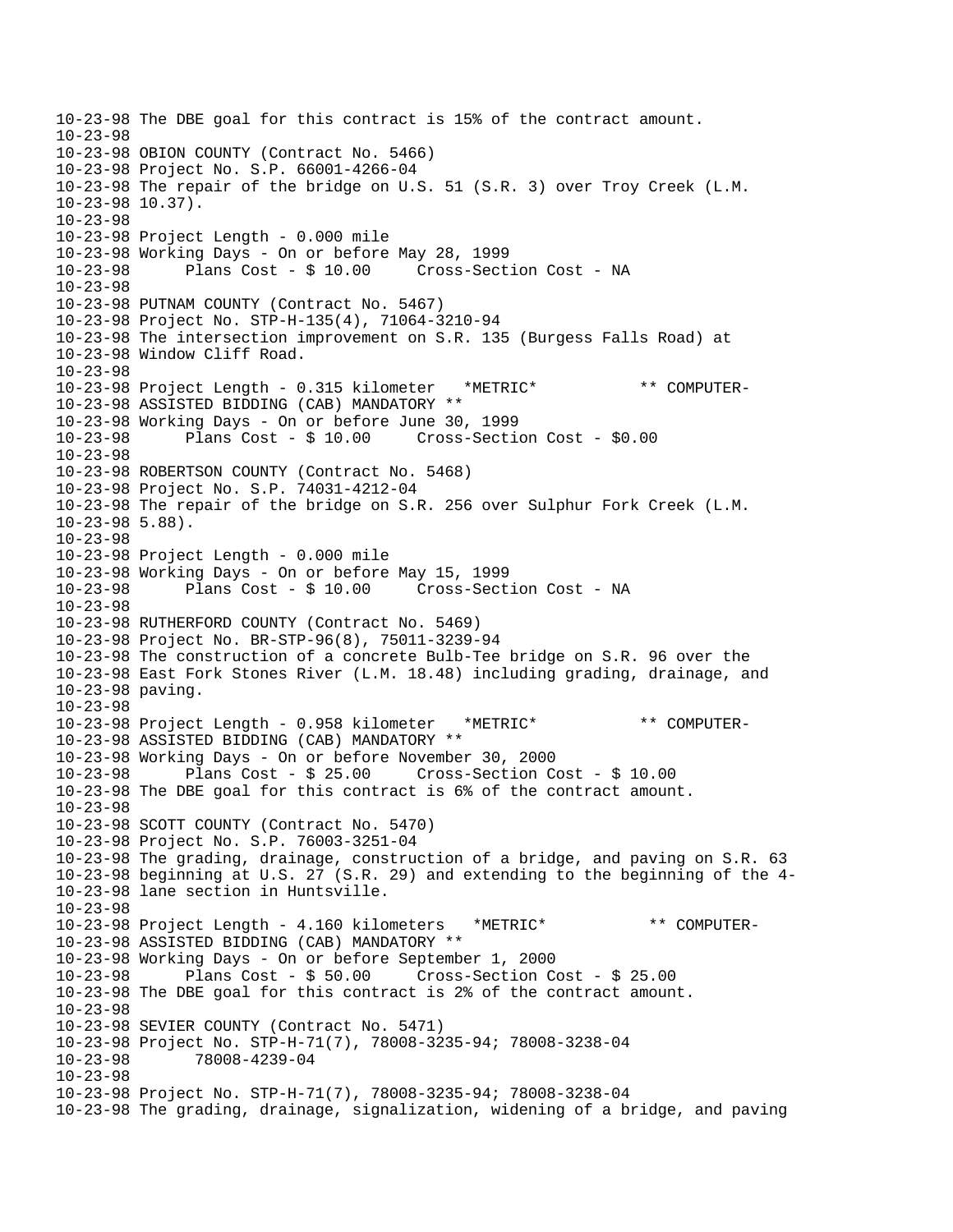```
10-23-98 The DBE goal for this contract is 15% of the contract amount.
10-23-98
10-23-98 OBION COUNTY (Contract No. 5466)
10-23-98 Project No. S.P. 66001-4266-04
10-23-98 The repair of the bridge on U.S. 51 (S.R. 3) over Troy Creek (L.M.
10-23-98 10.37).
10-23-98
10-23-98 Project Length - 0.000 mile
10-23-98 Working Days - On or before May 28, 1999
10-23-98      Plans Cost - $ 10.00     Cross-Section Cost - NA
10-23-98
10-23-98 PUTNAM COUNTY (Contract No. 5467)
10-23-98 Project No. STP-H-135(4), 71064-3210-94
10-23-98 The intersection improvement on S.R. 135 (Burgess Falls Road) at
10-23-98 Window Cliff Road.
10-23-98
10-23-98 Project Length - 0.315 kilometer   *METRIC*           ** COMPUTER-
10-23-98 ASSISTED BIDDING (CAB) MANDATORY **
10-23-98 Working Days - On or before June 30, 1999
10-23-98      Plans Cost - $ 10.00     Cross-Section Cost - $0.00
10-23-98
10-23-98 ROBERTSON COUNTY (Contract No. 5468)
10-23-98 Project No. S.P. 74031-4212-04
10-23-98 The repair of the bridge on S.R. 256 over Sulphur Fork Creek (L.M.
10-23-98 5.88).
10-23-98
10-23-98 Project Length - 0.000 mile
10-23-98 Working Days - On or before May 15, 1999
10-23-98      Plans Cost - $ 10.00     Cross-Section Cost - NA
10-23-98
10-23-98 RUTHERFORD COUNTY (Contract No. 5469)
10-23-98 Project No. BR-STP-96(8), 75011-3239-94
10-23-98 The construction of a concrete Bulb-Tee bridge on S.R. 96 over the
10-23-98 East Fork Stones River (L.M. 18.48) including grading, drainage, and
10-23-98 paving.
10-23-98
10-23-98 Project Length - 0.958 kilometer   *METRIC*           ** COMPUTER-
10-23-98 ASSISTED BIDDING (CAB) MANDATORY **
10-23-98 Working Days - On or before November 30, 2000
10-23-98      Plans Cost - $ 25.00     Cross-Section Cost - $ 10.00
10-23-98 The DBE goal for this contract is 6% of the contract amount.
10-23-98
10-23-98 SCOTT COUNTY (Contract No. 5470)
10-23-98 Project No. S.P. 76003-3251-04
10-23-98 The grading, drainage, construction of a bridge, and paving on S.R. 63
10-23-98 beginning at U.S. 27 (S.R. 29) and extending to the beginning of the 4-
10-23-98 lane section in Huntsville.
10-23-98
10-23-98 Project Length - 4.160 kilometers   *METRIC*           ** COMPUTER-
10-23-98 ASSISTED BIDDING (CAB) MANDATORY **
10-23-98 Working Days - On or before September 1, 2000
10-23-98      Plans Cost - $ 50.00     Cross-Section Cost - $ 25.00
10-23-98 The DBE goal for this contract is 2% of the contract amount.
10-23-98
10-23-98 SEVIER COUNTY (Contract No. 5471)
10-23-98 Project No. STP-H-71(7), 78008-3235-94; 78008-3238-04
10-23-98       78008-4239-04
10-23-98
10-23-98 Project No. STP-H-71(7), 78008-3235-94; 78008-3238-04
10-23-98 The grading, drainage, signalization, widening of a bridge, and paving
```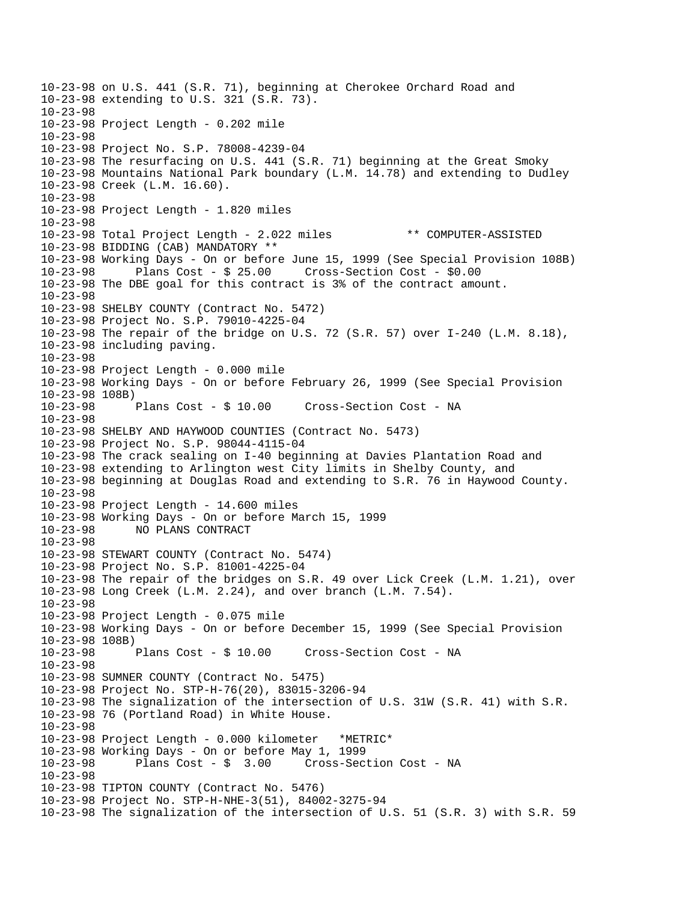10-23-98 on U.S. 441 (S.R. 71), beginning at Cherokee Orchard Road and
10-23-98 extending to U.S. 321 (S.R. 73).
10-23-98
10-23-98 Project Length - 0.202 mile
10-23-98
10-23-98 Project No. S.P. 78008-4239-04
10-23-98 The resurfacing on U.S. 441 (S.R. 71) beginning at the Great Smoky
10-23-98 Mountains National Park boundary (L.M. 14.78) and extending to Dudley
10-23-98 Creek (L.M. 16.60).
10-23-98
10-23-98 Project Length - 1.820 miles
10-23-98
10-23-98 Total Project Length - 2.022 miles ** COMPUTER-ASSISTED
10-23-98 BIDDING (CAB) MANDATORY **
10-23-98 Working Days - On or before June 15, 1999 (See Special Provision 108B)
10-23-98 Plans Cost - $ 25.00 Cross-Section Cost - $0.00
10-23-98 The DBE goal for this contract is 3% of the contract amount.
10-23-98
10-23-98 SHELBY COUNTY (Contract No. 5472)
10-23-98 Project No. S.P. 79010-4225-04
10-23-98 The repair of the bridge on U.S. 72 (S.R. 57) over I-240 (L.M. 8.18),
10-23-98 including paving.
10-23-98
10-23-98 Project Length - 0.000 mile
10-23-98 Working Days - On or before February 26, 1999 (See Special Provision
10-23-98 108B)
10-23-98 Plans Cost - $ 10.00 Cross-Section Cost - NA
10-23-98
10-23-98 SHELBY AND HAYWOOD COUNTIES (Contract No. 5473)
10-23-98 Project No. S.P. 98044-4115-04
10-23-98 The crack sealing on I-40 beginning at Davies Plantation Road and
10-23-98 extending to Arlington west City limits in Shelby County, and
10-23-98 beginning at Douglas Road and extending to S.R. 76 in Haywood County.
10-23-98
10-23-98 Project Length - 14.600 miles
10-23-98 Working Days - On or before March 15, 1999
10-23-98 NO PLANS CONTRACT
10-23-98
10-23-98 STEWART COUNTY (Contract No. 5474)
10-23-98 Project No. S.P. 81001-4225-04
10-23-98 The repair of the bridges on S.R. 49 over Lick Creek (L.M. 1.21), over
10-23-98 Long Creek (L.M. 2.24), and over branch (L.M. 7.54).
10-23-98
10-23-98 Project Length - 0.075 mile
10-23-98 Working Days - On or before December 15, 1999 (See Special Provision
10-23-98 108B)
10-23-98 Plans Cost - $ 10.00 Cross-Section Cost - NA
10-23-98
10-23-98 SUMNER COUNTY (Contract No. 5475)
10-23-98 Project No. STP-H-76(20), 83015-3206-94
10-23-98 The signalization of the intersection of U.S. 31W (S.R. 41) with S.R.
10-23-98 76 (Portland Road) in White House.
10-23-98
10-23-98 Project Length - 0.000 kilometer *METRIC*
10-23-98 Working Days - On or before May 1, 1999
10-23-98 Plans Cost - $ 3.00 Cross-Section Cost - NA
10-23-98
10-23-98 TIPTON COUNTY (Contract No. 5476)
10-23-98 Project No. STP-H-NHE-3(51), 84002-3275-94
10-23-98 The signalization of the intersection of U.S. 51 (S.R. 3) with S.R. 59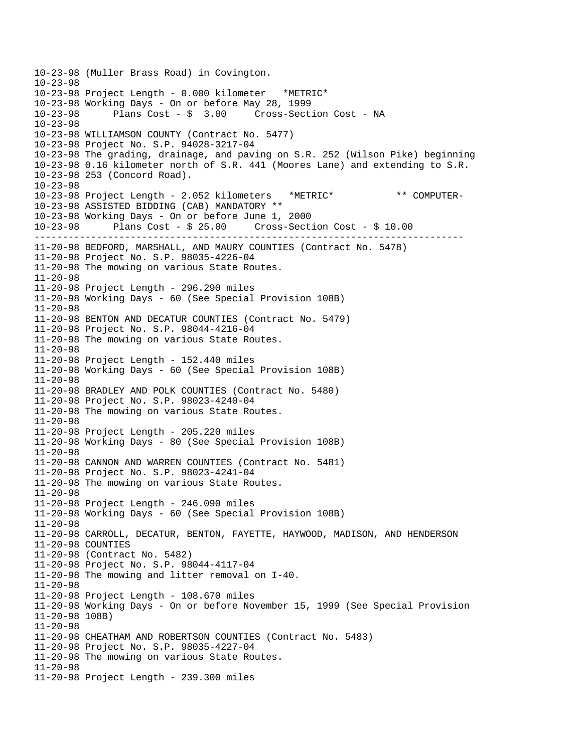```
10-23-98 (Muller Brass Road) in Covington.
10-23-98
10-23-98 Project Length - 0.000 kilometer   *METRIC*
10-23-98 Working Days - On or before May 28, 1999
10-23-98      Plans Cost - $  3.00     Cross-Section Cost - NA
10-23-98
10-23-98 WILLIAMSON COUNTY (Contract No. 5477)
10-23-98 Project No. S.P. 94028-3217-04
10-23-98 The grading, drainage, and paving on S.R. 252 (Wilson Pike) beginning
10-23-98 0.16 kilometer north of S.R. 441 (Moores Lane) and extending to S.R.
10-23-98 253 (Concord Road).
10-23-98
10-23-98 Project Length - 2.052 kilometers   *METRIC*           ** COMPUTER-
10-23-98 ASSISTED BIDDING (CAB) MANDATORY **
10-23-98 Working Days - On or before June 1, 2000
10-23-98      Plans Cost - $ 25.00     Cross-Section Cost - $ 10.00
------------------------------------------------------------------------
11-20-98 BEDFORD, MARSHALL, AND MAURY COUNTIES (Contract No. 5478)
11-20-98 Project No. S.P. 98035-4226-04
11-20-98 The mowing on various State Routes.
11-20-98
11-20-98 Project Length - 296.290 miles
11-20-98 Working Days - 60 (See Special Provision 108B)
11-20-98
11-20-98 BENTON AND DECATUR COUNTIES (Contract No. 5479)
11-20-98 Project No. S.P. 98044-4216-04
11-20-98 The mowing on various State Routes.
11-20-98
11-20-98 Project Length - 152.440 miles
11-20-98 Working Days - 60 (See Special Provision 108B)
11-20-98
11-20-98 BRADLEY AND POLK COUNTIES (Contract No. 5480)
11-20-98 Project No. S.P. 98023-4240-04
11-20-98 The mowing on various State Routes.
11-20-98
11-20-98 Project Length - 205.220 miles
11-20-98 Working Days - 80 (See Special Provision 108B)
11-20-98
11-20-98 CANNON AND WARREN COUNTIES (Contract No. 5481)
11-20-98 Project No. S.P. 98023-4241-04
11-20-98 The mowing on various State Routes.
11-20-98
11-20-98 Project Length - 246.090 miles
11-20-98 Working Days - 60 (See Special Provision 108B)
11-20-98
11-20-98 CARROLL, DECATUR, BENTON, FAYETTE, HAYWOOD, MADISON, AND HENDERSON
11-20-98 COUNTIES
11-20-98 (Contract No. 5482)
11-20-98 Project No. S.P. 98044-4117-04
11-20-98 The mowing and litter removal on I-40.
11-20-98
11-20-98 Project Length - 108.670 miles
11-20-98 Working Days - On or before November 15, 1999 (See Special Provision
11-20-98 108B)
11-20-98
11-20-98 CHEATHAM AND ROBERTSON COUNTIES (Contract No. 5483)
11-20-98 Project No. S.P. 98035-4227-04
11-20-98 The mowing on various State Routes.
11-20-98
11-20-98 Project Length - 239.300 miles
```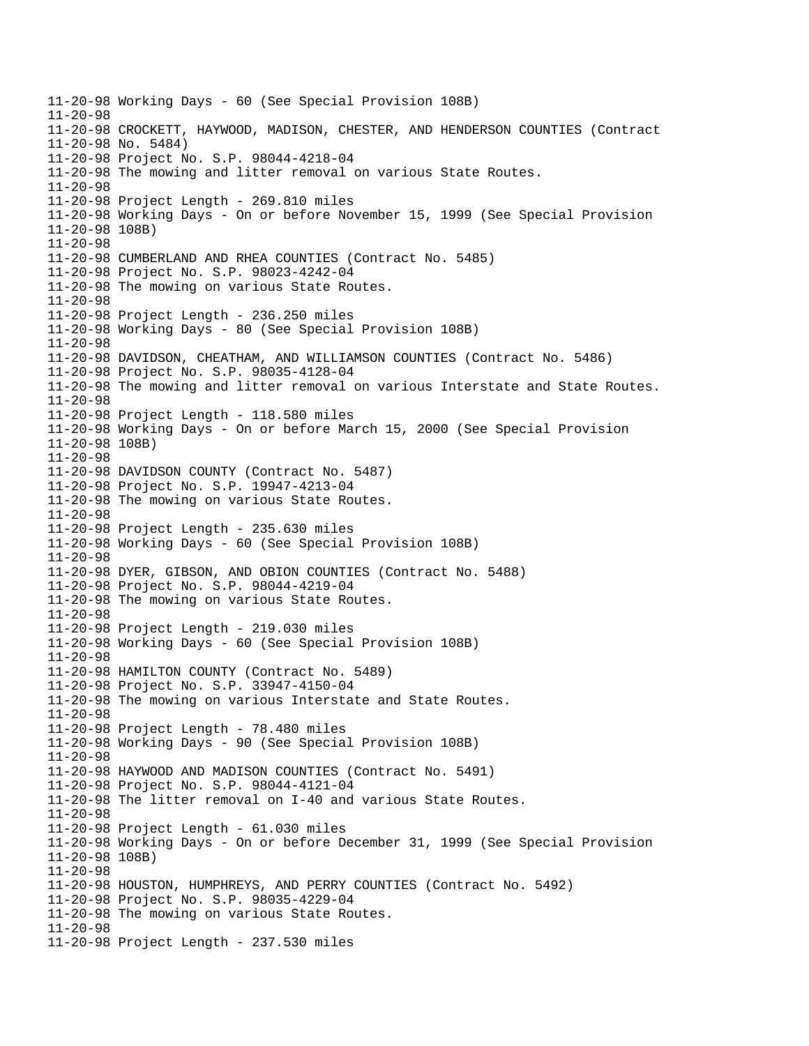11-20-98 Working Days - 60 (See Special Provision 108B)
11-20-98
11-20-98 CROCKETT, HAYWOOD, MADISON, CHESTER, AND HENDERSON COUNTIES (Contract
11-20-98 No. 5484)
11-20-98 Project No. S.P. 98044-4218-04
11-20-98 The mowing and litter removal on various State Routes.
11-20-98
11-20-98 Project Length - 269.810 miles
11-20-98 Working Days - On or before November 15, 1999 (See Special Provision
11-20-98 108B)
11-20-98
11-20-98 CUMBERLAND AND RHEA COUNTIES (Contract No. 5485)
11-20-98 Project No. S.P. 98023-4242-04
11-20-98 The mowing on various State Routes.
11-20-98
11-20-98 Project Length - 236.250 miles
11-20-98 Working Days - 80 (See Special Provision 108B)
11-20-98
11-20-98 DAVIDSON, CHEATHAM, AND WILLIAMSON COUNTIES (Contract No. 5486)
11-20-98 Project No. S.P. 98035-4128-04
11-20-98 The mowing and litter removal on various Interstate and State Routes.
11-20-98
11-20-98 Project Length - 118.580 miles
11-20-98 Working Days - On or before March 15, 2000 (See Special Provision
11-20-98 108B)
11-20-98
11-20-98 DAVIDSON COUNTY (Contract No. 5487)
11-20-98 Project No. S.P. 19947-4213-04
11-20-98 The mowing on various State Routes.
11-20-98
11-20-98 Project Length - 235.630 miles
11-20-98 Working Days - 60 (See Special Provision 108B)
11-20-98
11-20-98 DYER, GIBSON, AND OBION COUNTIES (Contract No. 5488)
11-20-98 Project No. S.P. 98044-4219-04
11-20-98 The mowing on various State Routes.
11-20-98
11-20-98 Project Length - 219.030 miles
11-20-98 Working Days - 60 (See Special Provision 108B)
11-20-98
11-20-98 HAMILTON COUNTY (Contract No. 5489)
11-20-98 Project No. S.P. 33947-4150-04
11-20-98 The mowing on various Interstate and State Routes.
11-20-98
11-20-98 Project Length - 78.480 miles
11-20-98 Working Days - 90 (See Special Provision 108B)
11-20-98
11-20-98 HAYWOOD AND MADISON COUNTIES (Contract No. 5491)
11-20-98 Project No. S.P. 98044-4121-04
11-20-98 The litter removal on I-40 and various State Routes.
11-20-98
11-20-98 Project Length - 61.030 miles
11-20-98 Working Days - On or before December 31, 1999 (See Special Provision
11-20-98 108B)
11-20-98
11-20-98 HOUSTON, HUMPHREYS, AND PERRY COUNTIES (Contract No. 5492)
11-20-98 Project No. S.P. 98035-4229-04
11-20-98 The mowing on various State Routes.
11-20-98
11-20-98 Project Length - 237.530 miles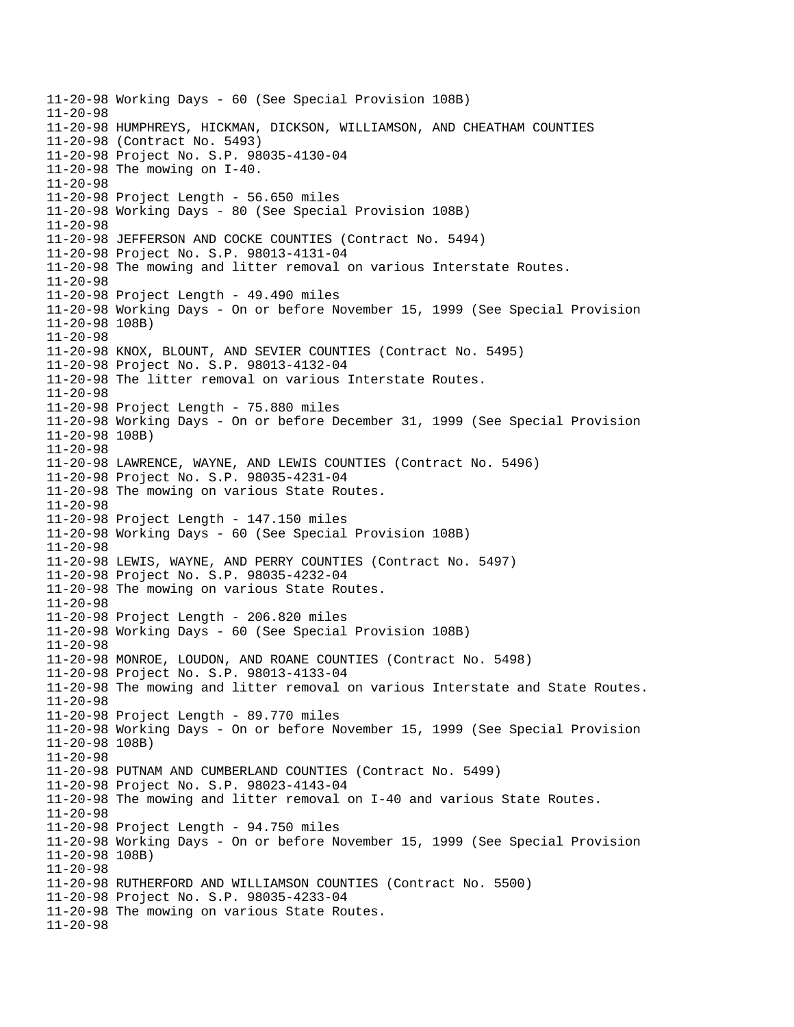11-20-98 Working Days - 60 (See Special Provision 108B)
11-20-98
11-20-98 HUMPHREYS, HICKMAN, DICKSON, WILLIAMSON, AND CHEATHAM COUNTIES
11-20-98 (Contract No. 5493)
11-20-98 Project No. S.P. 98035-4130-04
11-20-98 The mowing on I-40.
11-20-98
11-20-98 Project Length - 56.650 miles
11-20-98 Working Days - 80 (See Special Provision 108B)
11-20-98
11-20-98 JEFFERSON AND COCKE COUNTIES (Contract No. 5494)
11-20-98 Project No. S.P. 98013-4131-04
11-20-98 The mowing and litter removal on various Interstate Routes.
11-20-98
11-20-98 Project Length - 49.490 miles
11-20-98 Working Days - On or before November 15, 1999 (See Special Provision
11-20-98 108B)
11-20-98
11-20-98 KNOX, BLOUNT, AND SEVIER COUNTIES (Contract No. 5495)
11-20-98 Project No. S.P. 98013-4132-04
11-20-98 The litter removal on various Interstate Routes.
11-20-98
11-20-98 Project Length - 75.880 miles
11-20-98 Working Days - On or before December 31, 1999 (See Special Provision
11-20-98 108B)
11-20-98
11-20-98 LAWRENCE, WAYNE, AND LEWIS COUNTIES (Contract No. 5496)
11-20-98 Project No. S.P. 98035-4231-04
11-20-98 The mowing on various State Routes.
11-20-98
11-20-98 Project Length - 147.150 miles
11-20-98 Working Days - 60 (See Special Provision 108B)
11-20-98
11-20-98 LEWIS, WAYNE, AND PERRY COUNTIES (Contract No. 5497)
11-20-98 Project No. S.P. 98035-4232-04
11-20-98 The mowing on various State Routes.
11-20-98
11-20-98 Project Length - 206.820 miles
11-20-98 Working Days - 60 (See Special Provision 108B)
11-20-98
11-20-98 MONROE, LOUDON, AND ROANE COUNTIES (Contract No. 5498)
11-20-98 Project No. S.P. 98013-4133-04
11-20-98 The mowing and litter removal on various Interstate and State Routes.
11-20-98
11-20-98 Project Length - 89.770 miles
11-20-98 Working Days - On or before November 15, 1999 (See Special Provision
11-20-98 108B)
11-20-98
11-20-98 PUTNAM AND CUMBERLAND COUNTIES (Contract No. 5499)
11-20-98 Project No. S.P. 98023-4143-04
11-20-98 The mowing and litter removal on I-40 and various State Routes.
11-20-98
11-20-98 Project Length - 94.750 miles
11-20-98 Working Days - On or before November 15, 1999 (See Special Provision
11-20-98 108B)
11-20-98
11-20-98 RUTHERFORD AND WILLIAMSON COUNTIES (Contract No. 5500)
11-20-98 Project No. S.P. 98035-4233-04
11-20-98 The mowing on various State Routes.
11-20-98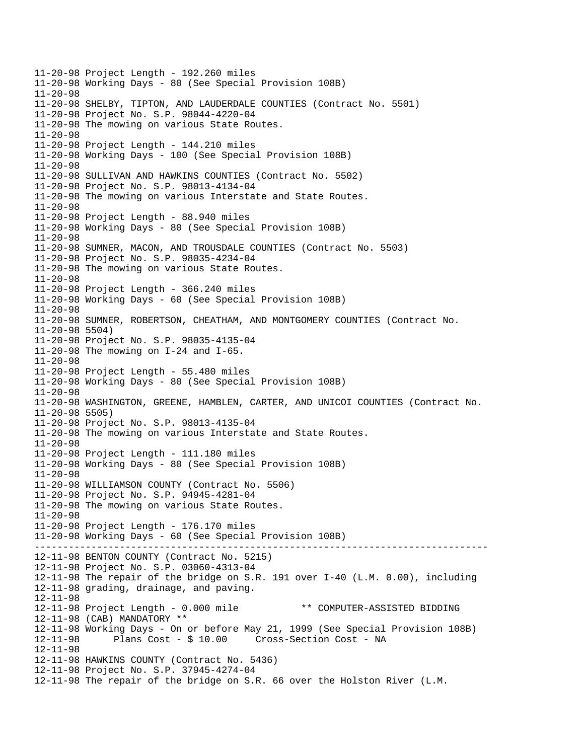```
11-20-98 Project Length - 192.260 miles
11-20-98 Working Days - 80 (See Special Provision 108B)
11-20-98
11-20-98 SHELBY, TIPTON, AND LAUDERDALE COUNTIES (Contract No. 5501)
11-20-98 Project No. S.P. 98044-4220-04
11-20-98 The mowing on various State Routes.
11-20-98
11-20-98 Project Length - 144.210 miles
11-20-98 Working Days - 100 (See Special Provision 108B)
11-20-98
11-20-98 SULLIVAN AND HAWKINS COUNTIES (Contract No. 5502)
11-20-98 Project No. S.P. 98013-4134-04
11-20-98 The mowing on various Interstate and State Routes.
11-20-98
11-20-98 Project Length - 88.940 miles
11-20-98 Working Days - 80 (See Special Provision 108B)
11-20-98
11-20-98 SUMNER, MACON, AND TROUSDALE COUNTIES (Contract No. 5503)
11-20-98 Project No. S.P. 98035-4234-04
11-20-98 The mowing on various State Routes.
11-20-98
11-20-98 Project Length - 366.240 miles
11-20-98 Working Days - 60 (See Special Provision 108B)
11-20-98
11-20-98 SUMNER, ROBERTSON, CHEATHAM, AND MONTGOMERY COUNTIES (Contract No.
11-20-98 5504)
11-20-98 Project No. S.P. 98035-4135-04
11-20-98 The mowing on I-24 and I-65.
11-20-98
11-20-98 Project Length - 55.480 miles
11-20-98 Working Days - 80 (See Special Provision 108B)
11-20-98
11-20-98 WASHINGTON, GREENE, HAMBLEN, CARTER, AND UNICOI COUNTIES (Contract No.
11-20-98 5505)
11-20-98 Project No. S.P. 98013-4135-04
11-20-98 The mowing on various Interstate and State Routes.
11-20-98
11-20-98 Project Length - 111.180 miles
11-20-98 Working Days - 80 (See Special Provision 108B)
11-20-98
11-20-98 WILLIAMSON COUNTY (Contract No. 5506)
11-20-98 Project No. S.P. 94945-4281-04
11-20-98 The mowing on various State Routes.
11-20-98
11-20-98 Project Length - 176.170 miles
11-20-98 Working Days - 60 (See Special Provision 108B)
--------------------------------------------------------------------------------
12-11-98 BENTON COUNTY (Contract No. 5215)
12-11-98 Project No. S.P. 03060-4313-04
12-11-98 The repair of the bridge on S.R. 191 over I-40 (L.M. 0.00), including
12-11-98 grading, drainage, and paving.
12-11-98
12-11-98 Project Length - 0.000 mile           ** COMPUTER-ASSISTED BIDDING
12-11-98 (CAB) MANDATORY **
12-11-98 Working Days - On or before May 21, 1999 (See Special Provision 108B)
12-11-98       Plans Cost - $ 10.00     Cross-Section Cost - NA
12-11-98
12-11-98 HAWKINS COUNTY (Contract No. 5436)
12-11-98 Project No. S.P. 37945-4274-04
12-11-98 The repair of the bridge on S.R. 66 over the Holston River (L.M.
```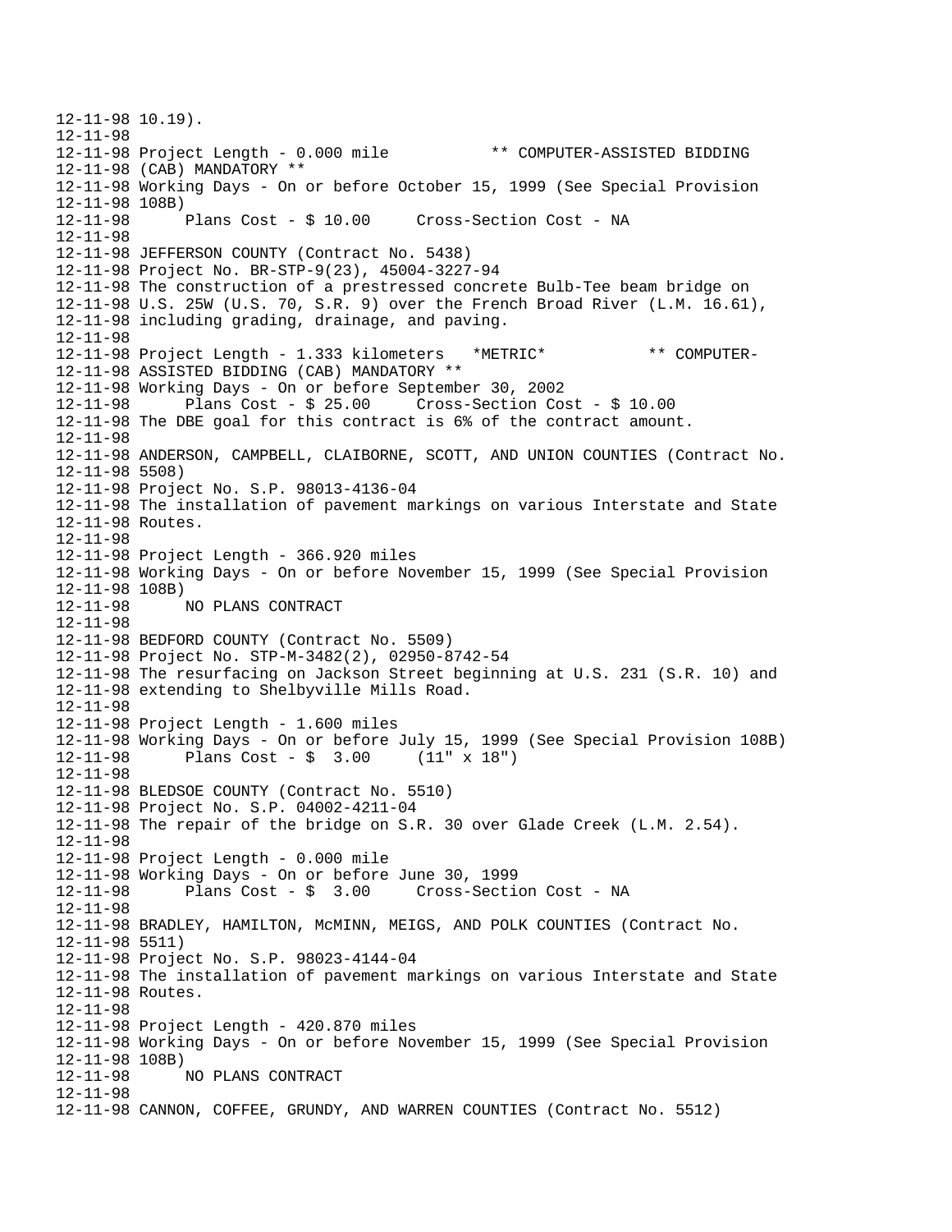12-11-98 10.19).
12-11-98
12-11-98 Project Length - 0.000 mile           ** COMPUTER-ASSISTED BIDDING
12-11-98 (CAB) MANDATORY **
12-11-98 Working Days - On or before October 15, 1999 (See Special Provision
12-11-98 108B)
12-11-98      Plans Cost - $ 10.00     Cross-Section Cost - NA
12-11-98
12-11-98 JEFFERSON COUNTY (Contract No. 5438)
12-11-98 Project No. BR-STP-9(23), 45004-3227-94
12-11-98 The construction of a prestressed concrete Bulb-Tee beam bridge on
12-11-98 U.S. 25W (U.S. 70, S.R. 9) over the French Broad River (L.M. 16.61),
12-11-98 including grading, drainage, and paving.
12-11-98
12-11-98 Project Length - 1.333 kilometers   *METRIC*          ** COMPUTER-
12-11-98 ASSISTED BIDDING (CAB) MANDATORY **
12-11-98 Working Days - On or before September 30, 2002
12-11-98      Plans Cost - $ 25.00     Cross-Section Cost - $ 10.00
12-11-98 The DBE goal for this contract is 6% of the contract amount.
12-11-98
12-11-98 ANDERSON, CAMPBELL, CLAIBORNE, SCOTT, AND UNION COUNTIES (Contract No.
12-11-98 5508)
12-11-98 Project No. S.P. 98013-4136-04
12-11-98 The installation of pavement markings on various Interstate and State
12-11-98 Routes.
12-11-98
12-11-98 Project Length - 366.920 miles
12-11-98 Working Days - On or before November 15, 1999 (See Special Provision
12-11-98 108B)
12-11-98      NO PLANS CONTRACT
12-11-98
12-11-98 BEDFORD COUNTY (Contract No. 5509)
12-11-98 Project No. STP-M-3482(2), 02950-8742-54
12-11-98 The resurfacing on Jackson Street beginning at U.S. 231 (S.R. 10) and
12-11-98 extending to Shelbyville Mills Road.
12-11-98
12-11-98 Project Length - 1.600 miles
12-11-98 Working Days - On or before July 15, 1999 (See Special Provision 108B)
12-11-98      Plans Cost - $  3.00     (11" x 18")
12-11-98
12-11-98 BLEDSOE COUNTY (Contract No. 5510)
12-11-98 Project No. S.P. 04002-4211-04
12-11-98 The repair of the bridge on S.R. 30 over Glade Creek (L.M. 2.54).
12-11-98
12-11-98 Project Length - 0.000 mile
12-11-98 Working Days - On or before June 30, 1999
12-11-98      Plans Cost - $  3.00     Cross-Section Cost - NA
12-11-98
12-11-98 BRADLEY, HAMILTON, McMINN, MEIGS, AND POLK COUNTIES (Contract No.
12-11-98 5511)
12-11-98 Project No. S.P. 98023-4144-04
12-11-98 The installation of pavement markings on various Interstate and State
12-11-98 Routes.
12-11-98
12-11-98 Project Length - 420.870 miles
12-11-98 Working Days - On or before November 15, 1999 (See Special Provision
12-11-98 108B)
12-11-98      NO PLANS CONTRACT
12-11-98
12-11-98 CANNON, COFFEE, GRUNDY, AND WARREN COUNTIES (Contract No. 5512)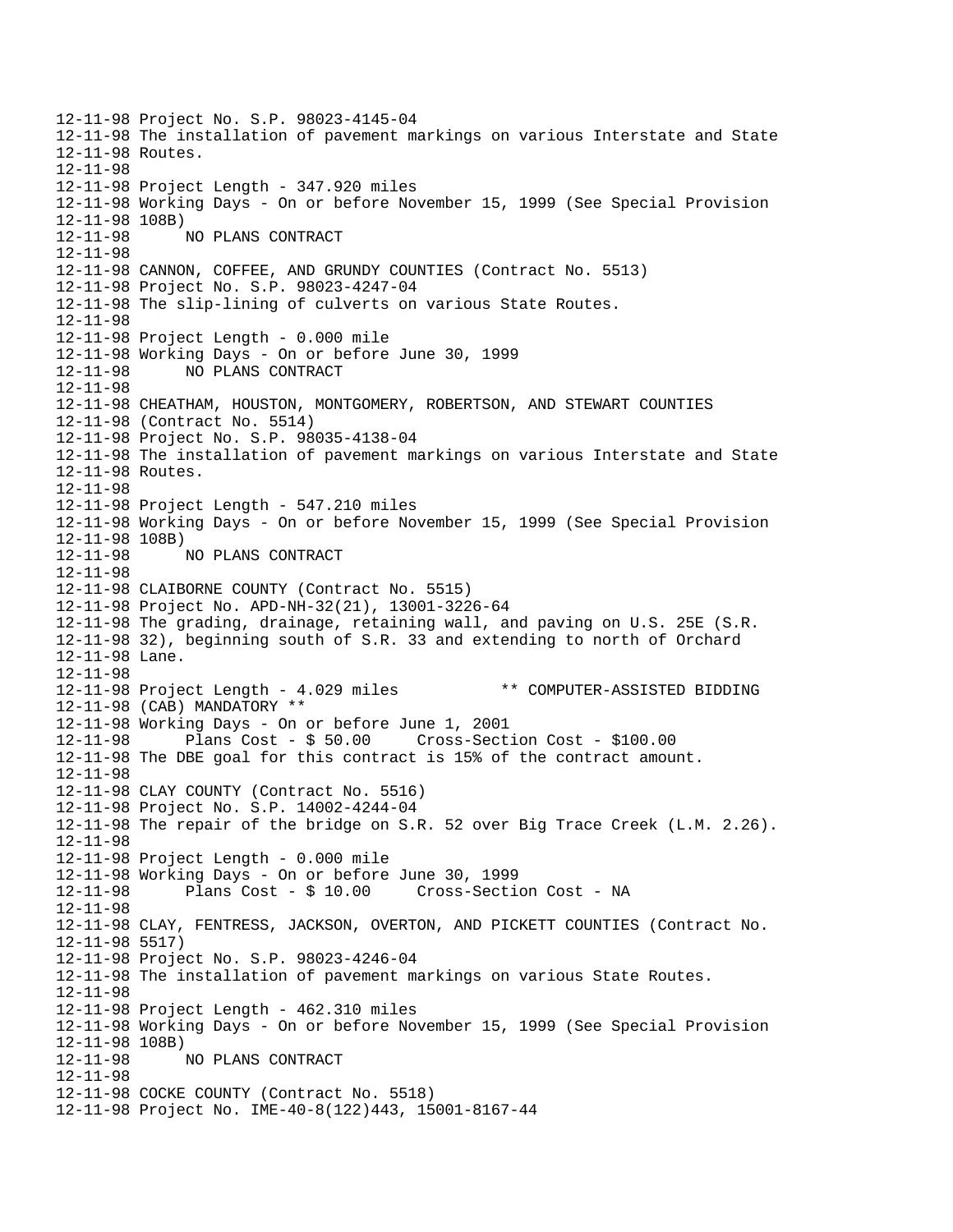```
12-11-98 Project No. S.P. 98023-4145-04
12-11-98 The installation of pavement markings on various Interstate and State
12-11-98 Routes.
12-11-98
12-11-98 Project Length - 347.920 miles
12-11-98 Working Days - On or before November 15, 1999 (See Special Provision
12-11-98 108B)
12-11-98      NO PLANS CONTRACT
12-11-98
12-11-98 CANNON, COFFEE, AND GRUNDY COUNTIES (Contract No. 5513)
12-11-98 Project No. S.P. 98023-4247-04
12-11-98 The slip-lining of culverts on various State Routes.
12-11-98
12-11-98 Project Length - 0.000 mile
12-11-98 Working Days - On or before June 30, 1999
12-11-98      NO PLANS CONTRACT
12-11-98
12-11-98 CHEATHAM, HOUSTON, MONTGOMERY, ROBERTSON, AND STEWART COUNTIES
12-11-98 (Contract No. 5514)
12-11-98 Project No. S.P. 98035-4138-04
12-11-98 The installation of pavement markings on various Interstate and State
12-11-98 Routes.
12-11-98
12-11-98 Project Length - 547.210 miles
12-11-98 Working Days - On or before November 15, 1999 (See Special Provision
12-11-98 108B)
12-11-98      NO PLANS CONTRACT
12-11-98
12-11-98 CLAIBORNE COUNTY (Contract No. 5515)
12-11-98 Project No. APD-NH-32(21), 13001-3226-64
12-11-98 The grading, drainage, retaining wall, and paving on U.S. 25E (S.R.
12-11-98 32), beginning south of S.R. 33 and extending to north of Orchard
12-11-98 Lane.
12-11-98
12-11-98 Project Length - 4.029 miles           ** COMPUTER-ASSISTED BIDDING
12-11-98 (CAB) MANDATORY **
12-11-98 Working Days - On or before June 1, 2001
12-11-98      Plans Cost - $ 50.00     Cross-Section Cost - $100.00
12-11-98 The DBE goal for this contract is 15% of the contract amount.
12-11-98
12-11-98 CLAY COUNTY (Contract No. 5516)
12-11-98 Project No. S.P. 14002-4244-04
12-11-98 The repair of the bridge on S.R. 52 over Big Trace Creek (L.M. 2.26).
12-11-98
12-11-98 Project Length - 0.000 mile
12-11-98 Working Days - On or before June 30, 1999
12-11-98      Plans Cost - $ 10.00     Cross-Section Cost - NA
12-11-98
12-11-98 CLAY, FENTRESS, JACKSON, OVERTON, AND PICKETT COUNTIES (Contract No.
12-11-98 5517)
12-11-98 Project No. S.P. 98023-4246-04
12-11-98 The installation of pavement markings on various State Routes.
12-11-98
12-11-98 Project Length - 462.310 miles
12-11-98 Working Days - On or before November 15, 1999 (See Special Provision
12-11-98 108B)
12-11-98      NO PLANS CONTRACT
12-11-98
12-11-98 COCKE COUNTY (Contract No. 5518)
12-11-98 Project No. IME-40-8(122)443, 15001-8167-44
```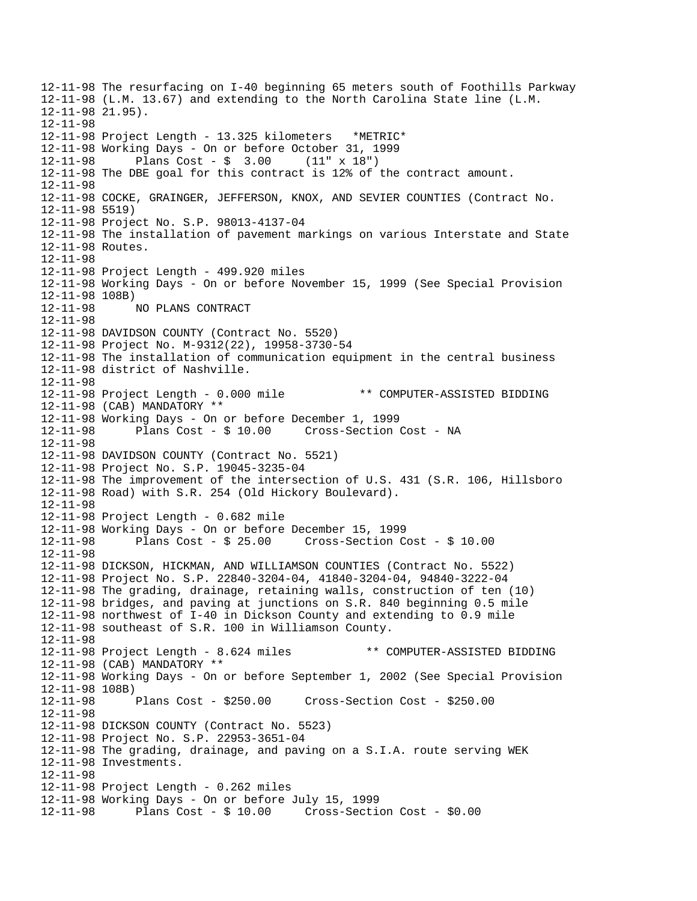```
12-11-98 The resurfacing on I-40 beginning 65 meters south of Foothills Parkway
12-11-98 (L.M. 13.67) and extending to the North Carolina State line (L.M.
12-11-98 21.95).
12-11-98
12-11-98 Project Length - 13.325 kilometers   *METRIC*
12-11-98 Working Days - On or before October 31, 1999
12-11-98       Plans Cost - $  3.00     (11" x 18")
12-11-98 The DBE goal for this contract is 12% of the contract amount.
12-11-98
12-11-98 COCKE, GRAINGER, JEFFERSON, KNOX, AND SEVIER COUNTIES (Contract No.
12-11-98 5519)
12-11-98 Project No. S.P. 98013-4137-04
12-11-98 The installation of pavement markings on various Interstate and State
12-11-98 Routes.
12-11-98
12-11-98 Project Length - 499.920 miles
12-11-98 Working Days - On or before November 15, 1999 (See Special Provision
12-11-98 108B)
12-11-98       NO PLANS CONTRACT
12-11-98
12-11-98 DAVIDSON COUNTY (Contract No. 5520)
12-11-98 Project No. M-9312(22), 19958-3730-54
12-11-98 The installation of communication equipment in the central business
12-11-98 district of Nashville.
12-11-98
12-11-98 Project Length - 0.000 mile           ** COMPUTER-ASSISTED BIDDING
12-11-98 (CAB) MANDATORY **
12-11-98 Working Days - On or before December 1, 1999
12-11-98       Plans Cost - $ 10.00     Cross-Section Cost - NA
12-11-98
12-11-98 DAVIDSON COUNTY (Contract No. 5521)
12-11-98 Project No. S.P. 19045-3235-04
12-11-98 The improvement of the intersection of U.S. 431 (S.R. 106, Hillsboro
12-11-98 Road) with S.R. 254 (Old Hickory Boulevard).
12-11-98
12-11-98 Project Length - 0.682 mile
12-11-98 Working Days - On or before December 15, 1999
12-11-98       Plans Cost - $ 25.00     Cross-Section Cost - $ 10.00
12-11-98
12-11-98 DICKSON, HICKMAN, AND WILLIAMSON COUNTIES (Contract No. 5522)
12-11-98 Project No. S.P. 22840-3204-04, 41840-3204-04, 94840-3222-04
12-11-98 The grading, drainage, retaining walls, construction of ten (10)
12-11-98 bridges, and paving at junctions on S.R. 840 beginning 0.5 mile
12-11-98 northwest of I-40 in Dickson County and extending to 0.9 mile
12-11-98 southeast of S.R. 100 in Williamson County.
12-11-98
12-11-98 Project Length - 8.624 miles           ** COMPUTER-ASSISTED BIDDING
12-11-98 (CAB) MANDATORY **
12-11-98 Working Days - On or before September 1, 2002 (See Special Provision
12-11-98 108B)
12-11-98       Plans Cost - $250.00     Cross-Section Cost - $250.00
12-11-98
12-11-98 DICKSON COUNTY (Contract No. 5523)
12-11-98 Project No. S.P. 22953-3651-04
12-11-98 The grading, drainage, and paving on a S.I.A. route serving WEK
12-11-98 Investments.
12-11-98
12-11-98 Project Length - 0.262 miles
12-11-98 Working Days - On or before July 15, 1999
12-11-98       Plans Cost - $ 10.00     Cross-Section Cost - $0.00
```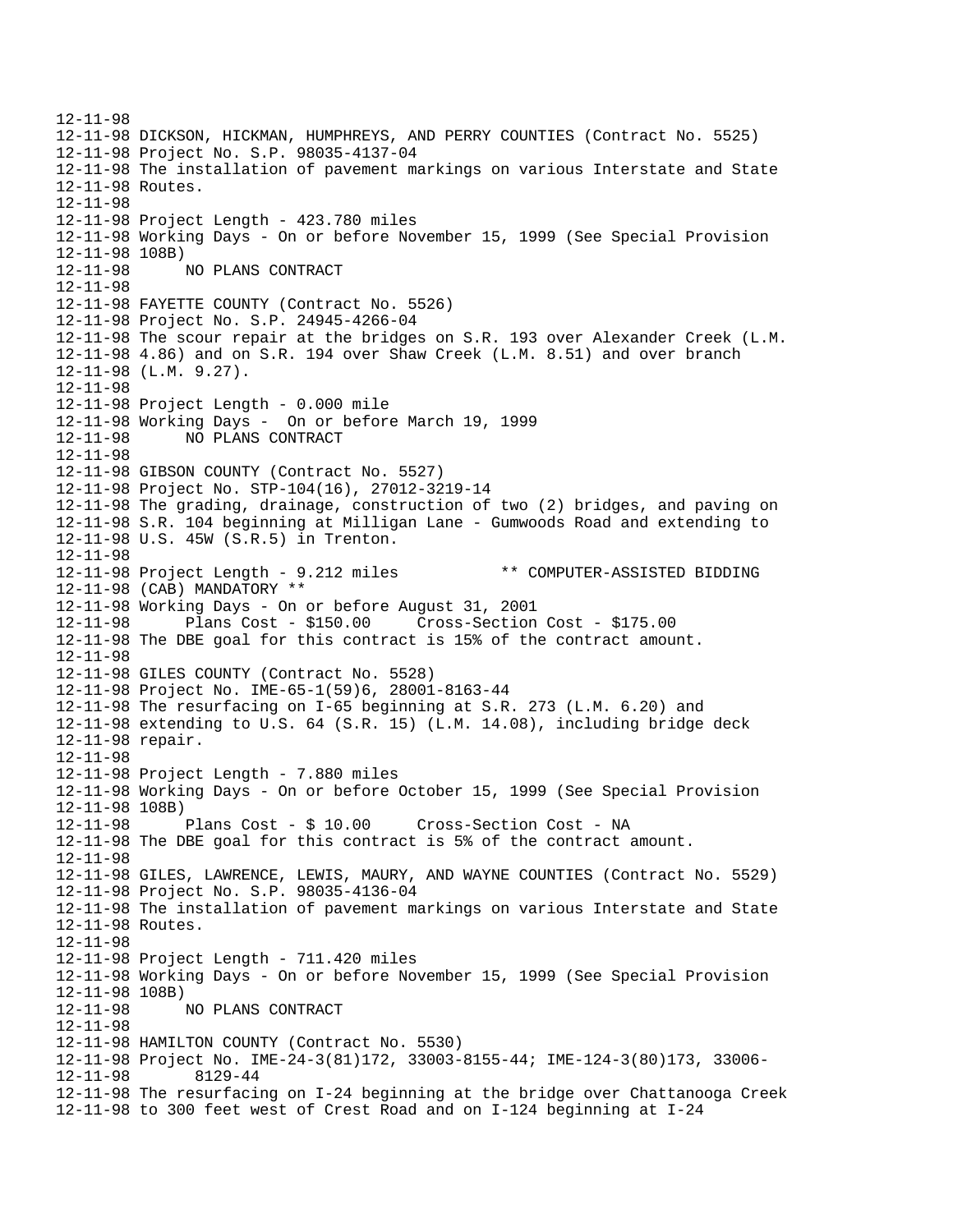12-11-98
12-11-98 DICKSON, HICKMAN, HUMPHREYS, AND PERRY COUNTIES (Contract No. 5525)
12-11-98 Project No. S.P. 98035-4137-04
12-11-98 The installation of pavement markings on various Interstate and State
12-11-98 Routes.
12-11-98
12-11-98 Project Length - 423.780 miles
12-11-98 Working Days - On or before November 15, 1999 (See Special Provision
12-11-98 108B)
12-11-98 NO PLANS CONTRACT
12-11-98
12-11-98 FAYETTE COUNTY (Contract No. 5526)
12-11-98 Project No. S.P. 24945-4266-04
12-11-98 The scour repair at the bridges on S.R. 193 over Alexander Creek (L.M.
12-11-98 4.86) and on S.R. 194 over Shaw Creek (L.M. 8.51) and over branch
12-11-98 (L.M. 9.27).
12-11-98
12-11-98 Project Length - 0.000 mile
12-11-98 Working Days - On or before March 19, 1999
12-11-98 NO PLANS CONTRACT
12-11-98
12-11-98 GIBSON COUNTY (Contract No. 5527)
12-11-98 Project No. STP-104(16), 27012-3219-14
12-11-98 The grading, drainage, construction of two (2) bridges, and paving on
12-11-98 S.R. 104 beginning at Milligan Lane - Gumwoods Road and extending to
12-11-98 U.S. 45W (S.R.5) in Trenton.
12-11-98
12-11-98 Project Length - 9.212 miles ** COMPUTER-ASSISTED BIDDING
12-11-98 (CAB) MANDATORY **
12-11-98 Working Days - On or before August 31, 2001
12-11-98 Plans Cost - $150.00 Cross-Section Cost - $175.00
12-11-98 The DBE goal for this contract is 15% of the contract amount.
12-11-98
12-11-98 GILES COUNTY (Contract No. 5528)
12-11-98 Project No. IME-65-1(59)6, 28001-8163-44
12-11-98 The resurfacing on I-65 beginning at S.R. 273 (L.M. 6.20) and
12-11-98 extending to U.S. 64 (S.R. 15) (L.M. 14.08), including bridge deck
12-11-98 repair.
12-11-98
12-11-98 Project Length - 7.880 miles
12-11-98 Working Days - On or before October 15, 1999 (See Special Provision
12-11-98 108B)
12-11-98 Plans Cost - $ 10.00 Cross-Section Cost - NA
12-11-98 The DBE goal for this contract is 5% of the contract amount.
12-11-98
12-11-98 GILES, LAWRENCE, LEWIS, MAURY, AND WAYNE COUNTIES (Contract No. 5529)
12-11-98 Project No. S.P. 98035-4136-04
12-11-98 The installation of pavement markings on various Interstate and State
12-11-98 Routes.
12-11-98
12-11-98 Project Length - 711.420 miles
12-11-98 Working Days - On or before November 15, 1999 (See Special Provision
12-11-98 108B)
12-11-98 NO PLANS CONTRACT
12-11-98
12-11-98 HAMILTON COUNTY (Contract No. 5530)
12-11-98 Project No. IME-24-3(81)172, 33003-8155-44; IME-124-3(80)173, 33006-
12-11-98 8129-44
12-11-98 The resurfacing on I-24 beginning at the bridge over Chattanooga Creek
12-11-98 to 300 feet west of Crest Road and on I-124 beginning at I-24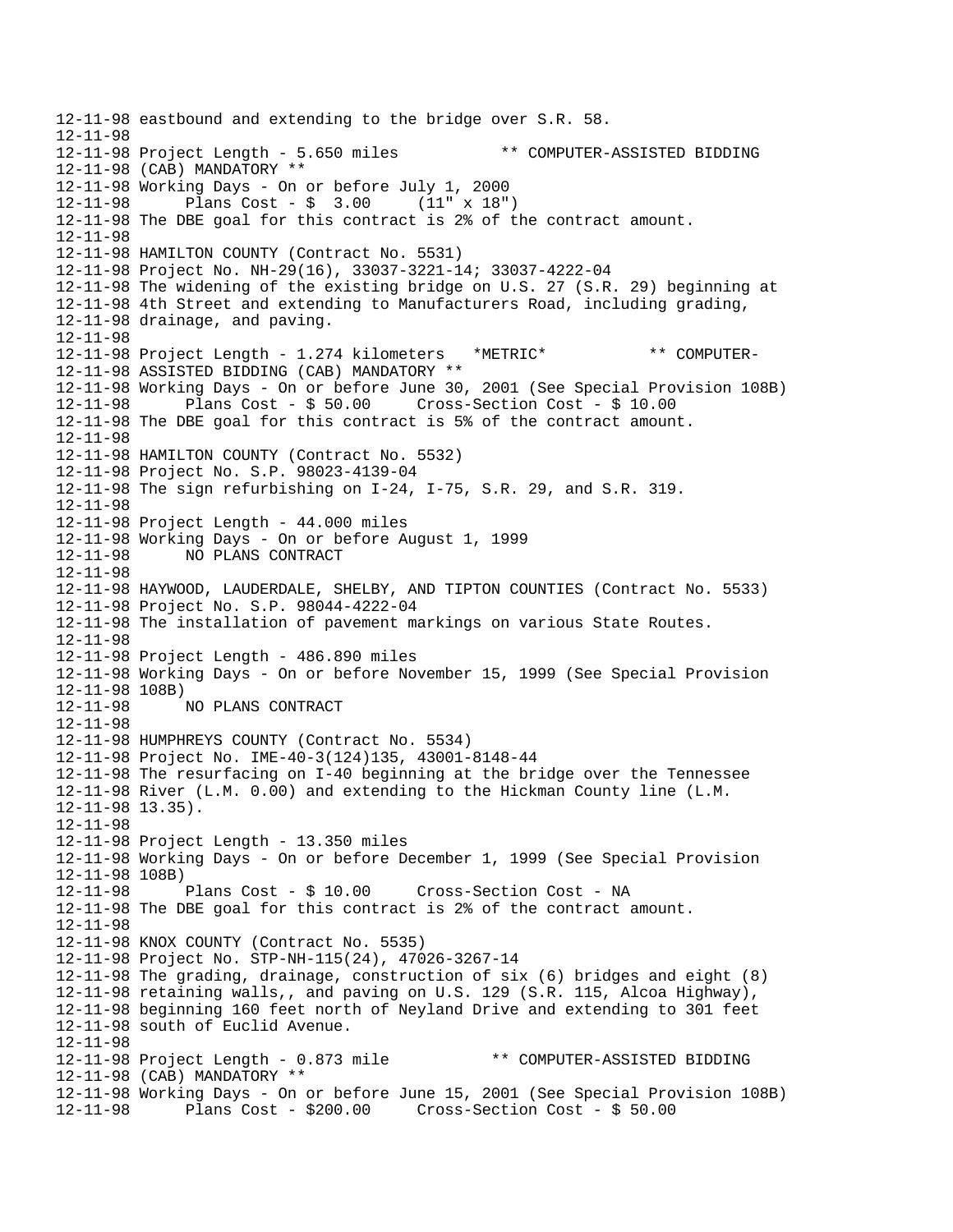```
12-11-98 eastbound and extending to the bridge over S.R. 58.
12-11-98
12-11-98 Project Length - 5.650 miles           ** COMPUTER-ASSISTED BIDDING
12-11-98 (CAB) MANDATORY **
12-11-98 Working Days - On or before July 1, 2000
12-11-98       Plans Cost - $  3.00     (11" x 18")
12-11-98 The DBE goal for this contract is 2% of the contract amount.
12-11-98
12-11-98 HAMILTON COUNTY (Contract No. 5531)
12-11-98 Project No. NH-29(16), 33037-3221-14; 33037-4222-04
12-11-98 The widening of the existing bridge on U.S. 27 (S.R. 29) beginning at
12-11-98 4th Street and extending to Manufacturers Road, including grading,
12-11-98 drainage, and paving.
12-11-98
12-11-98 Project Length - 1.274 kilometers   *METRIC*           ** COMPUTER-
12-11-98 ASSISTED BIDDING (CAB) MANDATORY **
12-11-98 Working Days - On or before June 30, 2001 (See Special Provision 108B)
12-11-98       Plans Cost - $ 50.00     Cross-Section Cost - $ 10.00
12-11-98 The DBE goal for this contract is 5% of the contract amount.
12-11-98
12-11-98 HAMILTON COUNTY (Contract No. 5532)
12-11-98 Project No. S.P. 98023-4139-04
12-11-98 The sign refurbishing on I-24, I-75, S.R. 29, and S.R. 319.
12-11-98
12-11-98 Project Length - 44.000 miles
12-11-98 Working Days - On or before August 1, 1999
12-11-98       NO PLANS CONTRACT
12-11-98
12-11-98 HAYWOOD, LAUDERDALE, SHELBY, AND TIPTON COUNTIES (Contract No. 5533)
12-11-98 Project No. S.P. 98044-4222-04
12-11-98 The installation of pavement markings on various State Routes.
12-11-98
12-11-98 Project Length - 486.890 miles
12-11-98 Working Days - On or before November 15, 1999 (See Special Provision
12-11-98 108B)
12-11-98       NO PLANS CONTRACT
12-11-98
12-11-98 HUMPHREYS COUNTY (Contract No. 5534)
12-11-98 Project No. IME-40-3(124)135, 43001-8148-44
12-11-98 The resurfacing on I-40 beginning at the bridge over the Tennessee
12-11-98 River (L.M. 0.00) and extending to the Hickman County line (L.M.
12-11-98 13.35).
12-11-98
12-11-98 Project Length - 13.350 miles
12-11-98 Working Days - On or before December 1, 1999 (See Special Provision
12-11-98 108B)
12-11-98       Plans Cost - $ 10.00     Cross-Section Cost - NA
12-11-98 The DBE goal for this contract is 2% of the contract amount.
12-11-98
12-11-98 KNOX COUNTY (Contract No. 5535)
12-11-98 Project No. STP-NH-115(24), 47026-3267-14
12-11-98 The grading, drainage, construction of six (6) bridges and eight (8)
12-11-98 retaining walls,, and paving on U.S. 129 (S.R. 115, Alcoa Highway),
12-11-98 beginning 160 feet north of Neyland Drive and extending to 301 feet
12-11-98 south of Euclid Avenue.
12-11-98
12-11-98 Project Length - 0.873 mile           ** COMPUTER-ASSISTED BIDDING
12-11-98 (CAB) MANDATORY **
12-11-98 Working Days - On or before June 15, 2001 (See Special Provision 108B)
12-11-98       Plans Cost - $200.00     Cross-Section Cost - $ 50.00
```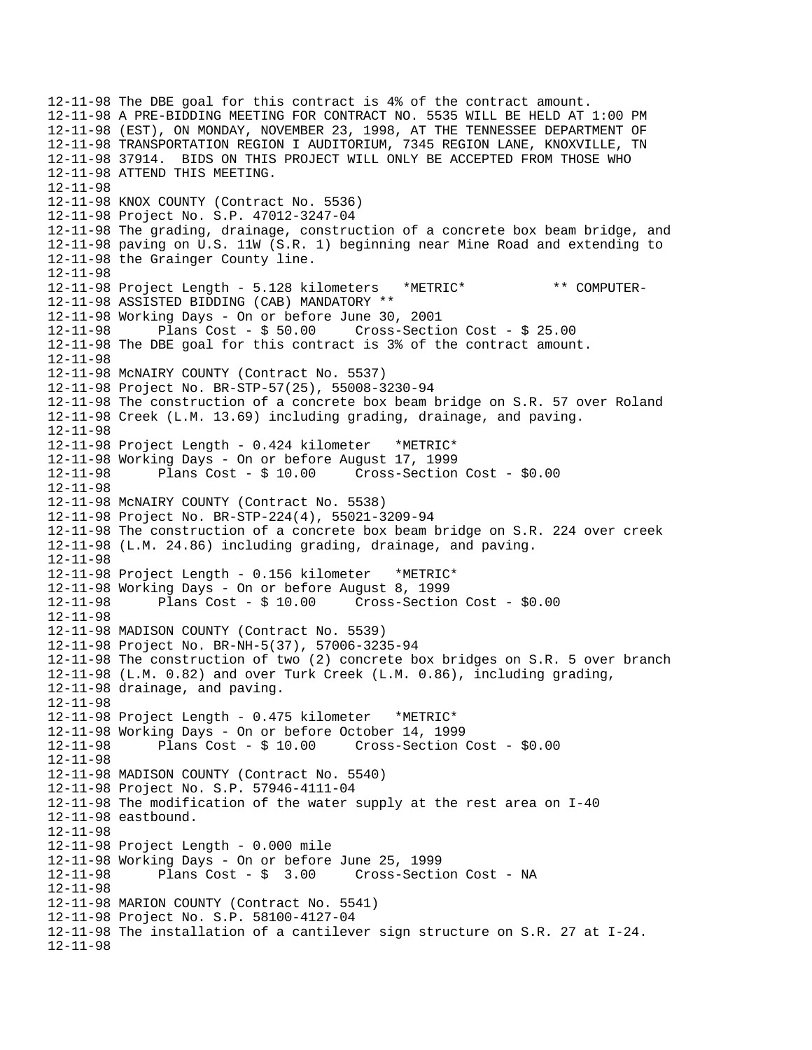```
12-11-98 The DBE goal for this contract is 4% of the contract amount.
12-11-98 A PRE-BIDDING MEETING FOR CONTRACT NO. 5535 WILL BE HELD AT 1:00 PM
12-11-98 (EST), ON MONDAY, NOVEMBER 23, 1998, AT THE TENNESSEE DEPARTMENT OF
12-11-98 TRANSPORTATION REGION I AUDITORIUM, 7345 REGION LANE, KNOXVILLE, TN
12-11-98 37914.  BIDS ON THIS PROJECT WILL ONLY BE ACCEPTED FROM THOSE WHO
12-11-98 ATTEND THIS MEETING.
12-11-98
12-11-98 KNOX COUNTY (Contract No. 5536)
12-11-98 Project No. S.P. 47012-3247-04
12-11-98 The grading, drainage, construction of a concrete box beam bridge, and
12-11-98 paving on U.S. 11W (S.R. 1) beginning near Mine Road and extending to
12-11-98 the Grainger County line.
12-11-98
12-11-98 Project Length - 5.128 kilometers   *METRIC*           ** COMPUTER-
12-11-98 ASSISTED BIDDING (CAB) MANDATORY **
12-11-98 Working Days - On or before June 30, 2001
12-11-98       Plans Cost - $ 50.00     Cross-Section Cost - $ 25.00
12-11-98 The DBE goal for this contract is 3% of the contract amount.
12-11-98
12-11-98 McNAIRY COUNTY (Contract No. 5537)
12-11-98 Project No. BR-STP-57(25), 55008-3230-94
12-11-98 The construction of a concrete box beam bridge on S.R. 57 over Roland
12-11-98 Creek (L.M. 13.69) including grading, drainage, and paving.
12-11-98
12-11-98 Project Length - 0.424 kilometer   *METRIC*
12-11-98 Working Days - On or before August 17, 1999
12-11-98       Plans Cost - $ 10.00     Cross-Section Cost - $0.00
12-11-98
12-11-98 McNAIRY COUNTY (Contract No. 5538)
12-11-98 Project No. BR-STP-224(4), 55021-3209-94
12-11-98 The construction of a concrete box beam bridge on S.R. 224 over creek
12-11-98 (L.M. 24.86) including grading, drainage, and paving.
12-11-98
12-11-98 Project Length - 0.156 kilometer   *METRIC*
12-11-98 Working Days - On or before August 8, 1999
12-11-98       Plans Cost - $ 10.00     Cross-Section Cost - $0.00
12-11-98
12-11-98 MADISON COUNTY (Contract No. 5539)
12-11-98 Project No. BR-NH-5(37), 57006-3235-94
12-11-98 The construction of two (2) concrete box bridges on S.R. 5 over branch
12-11-98 (L.M. 0.82) and over Turk Creek (L.M. 0.86), including grading,
12-11-98 drainage, and paving.
12-11-98
12-11-98 Project Length - 0.475 kilometer   *METRIC*
12-11-98 Working Days - On or before October 14, 1999
12-11-98       Plans Cost - $ 10.00     Cross-Section Cost - $0.00
12-11-98
12-11-98 MADISON COUNTY (Contract No. 5540)
12-11-98 Project No. S.P. 57946-4111-04
12-11-98 The modification of the water supply at the rest area on I-40
12-11-98 eastbound.
12-11-98
12-11-98 Project Length - 0.000 mile
12-11-98 Working Days - On or before June 25, 1999
12-11-98       Plans Cost - $  3.00     Cross-Section Cost - NA
12-11-98
12-11-98 MARION COUNTY (Contract No. 5541)
12-11-98 Project No. S.P. 58100-4127-04
12-11-98 The installation of a cantilever sign structure on S.R. 27 at I-24.
12-11-98
```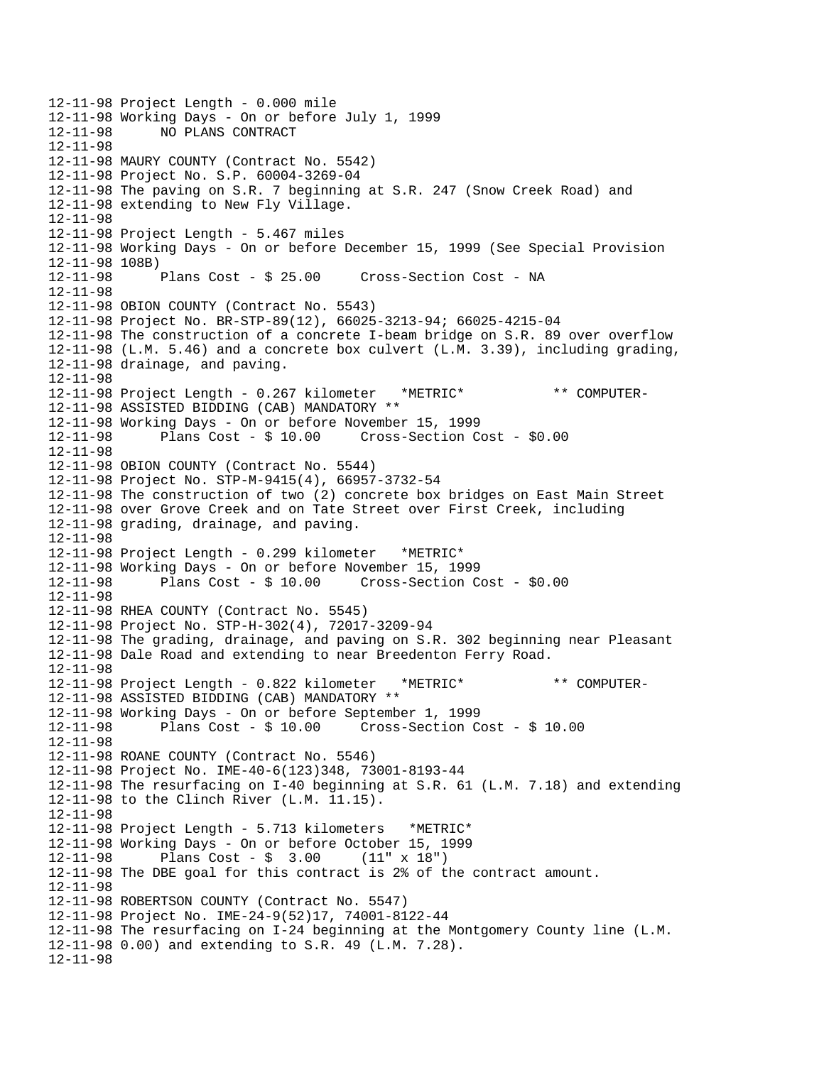```
12-11-98 Project Length - 0.000 mile
12-11-98 Working Days - On or before July 1, 1999
12-11-98      NO PLANS CONTRACT
12-11-98
12-11-98 MAURY COUNTY (Contract No. 5542)
12-11-98 Project No. S.P. 60004-3269-04
12-11-98 The paving on S.R. 7 beginning at S.R. 247 (Snow Creek Road) and
12-11-98 extending to New Fly Village.
12-11-98
12-11-98 Project Length - 5.467 miles
12-11-98 Working Days - On or before December 15, 1999 (See Special Provision
12-11-98 108B)
12-11-98      Plans Cost - $ 25.00     Cross-Section Cost - NA
12-11-98
12-11-98 OBION COUNTY (Contract No. 5543)
12-11-98 Project No. BR-STP-89(12), 66025-3213-94; 66025-4215-04
12-11-98 The construction of a concrete I-beam bridge on S.R. 89 over overflow
12-11-98 (L.M. 5.46) and a concrete box culvert (L.M. 3.39), including grading,
12-11-98 drainage, and paving.
12-11-98
12-11-98 Project Length - 0.267 kilometer   *METRIC*           ** COMPUTER-
12-11-98 ASSISTED BIDDING (CAB) MANDATORY **
12-11-98 Working Days - On or before November 15, 1999
12-11-98      Plans Cost - $ 10.00     Cross-Section Cost - $0.00
12-11-98
12-11-98 OBION COUNTY (Contract No. 5544)
12-11-98 Project No. STP-M-9415(4), 66957-3732-54
12-11-98 The construction of two (2) concrete box bridges on East Main Street
12-11-98 over Grove Creek and on Tate Street over First Creek, including
12-11-98 grading, drainage, and paving.
12-11-98
12-11-98 Project Length - 0.299 kilometer   *METRIC*
12-11-98 Working Days - On or before November 15, 1999
12-11-98      Plans Cost - $ 10.00     Cross-Section Cost - $0.00
12-11-98
12-11-98 RHEA COUNTY (Contract No. 5545)
12-11-98 Project No. STP-H-302(4), 72017-3209-94
12-11-98 The grading, drainage, and paving on S.R. 302 beginning near Pleasant
12-11-98 Dale Road and extending to near Breedenton Ferry Road.
12-11-98
12-11-98 Project Length - 0.822 kilometer   *METRIC*           ** COMPUTER-
12-11-98 ASSISTED BIDDING (CAB) MANDATORY **
12-11-98 Working Days - On or before September 1, 1999
12-11-98      Plans Cost - $ 10.00     Cross-Section Cost - $ 10.00
12-11-98
12-11-98 ROANE COUNTY (Contract No. 5546)
12-11-98 Project No. IME-40-6(123)348, 73001-8193-44
12-11-98 The resurfacing on I-40 beginning at S.R. 61 (L.M. 7.18) and extending
12-11-98 to the Clinch River (L.M. 11.15).
12-11-98
12-11-98 Project Length - 5.713 kilometers   *METRIC*
12-11-98 Working Days - On or before October 15, 1999
12-11-98      Plans Cost - $  3.00     (11" x 18")
12-11-98 The DBE goal for this contract is 2% of the contract amount.
12-11-98
12-11-98 ROBERTSON COUNTY (Contract No. 5547)
12-11-98 Project No. IME-24-9(52)17, 74001-8122-44
12-11-98 The resurfacing on I-24 beginning at the Montgomery County line (L.M.
12-11-98 0.00) and extending to S.R. 49 (L.M. 7.28).
12-11-98
```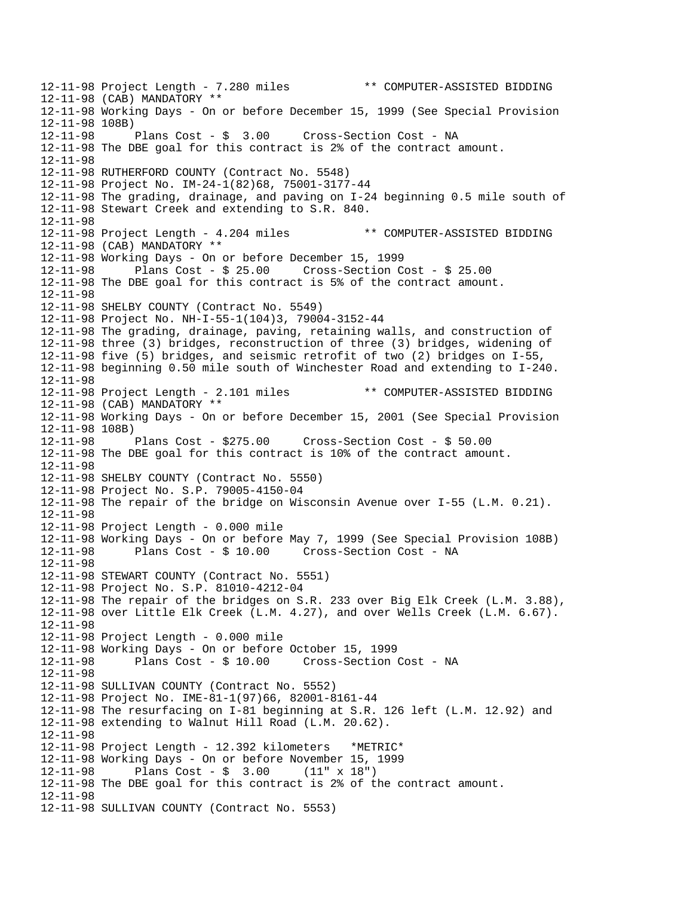```
12-11-98 Project Length - 7.280 miles          ** COMPUTER-ASSISTED BIDDING
12-11-98 (CAB) MANDATORY **
12-11-98 Working Days - On or before December 15, 1999 (See Special Provision
12-11-98 108B)
12-11-98      Plans Cost - $  3.00     Cross-Section Cost - NA
12-11-98 The DBE goal for this contract is 2% of the contract amount.
12-11-98
12-11-98 RUTHERFORD COUNTY (Contract No. 5548)
12-11-98 Project No. IM-24-1(82)68, 75001-3177-44
12-11-98 The grading, drainage, and paving on I-24 beginning 0.5 mile south of
12-11-98 Stewart Creek and extending to S.R. 840.
12-11-98
12-11-98 Project Length - 4.204 miles          ** COMPUTER-ASSISTED BIDDING
12-11-98 (CAB) MANDATORY **
12-11-98 Working Days - On or before December 15, 1999
12-11-98      Plans Cost - $ 25.00     Cross-Section Cost - $ 25.00
12-11-98 The DBE goal for this contract is 5% of the contract amount.
12-11-98
12-11-98 SHELBY COUNTY (Contract No. 5549)
12-11-98 Project No. NH-I-55-1(104)3, 79004-3152-44
12-11-98 The grading, drainage, paving, retaining walls, and construction of
12-11-98 three (3) bridges, reconstruction of three (3) bridges, widening of
12-11-98 five (5) bridges, and seismic retrofit of two (2) bridges on I-55,
12-11-98 beginning 0.50 mile south of Winchester Road and extending to I-240.
12-11-98
12-11-98 Project Length - 2.101 miles          ** COMPUTER-ASSISTED BIDDING
12-11-98 (CAB) MANDATORY **
12-11-98 Working Days - On or before December 15, 2001 (See Special Provision
12-11-98 108B)
12-11-98      Plans Cost - $275.00     Cross-Section Cost - $ 50.00
12-11-98 The DBE goal for this contract is 10% of the contract amount.
12-11-98
12-11-98 SHELBY COUNTY (Contract No. 5550)
12-11-98 Project No. S.P. 79005-4150-04
12-11-98 The repair of the bridge on Wisconsin Avenue over I-55 (L.M. 0.21).
12-11-98
12-11-98 Project Length - 0.000 mile
12-11-98 Working Days - On or before May 7, 1999 (See Special Provision 108B)
12-11-98      Plans Cost - $ 10.00     Cross-Section Cost - NA
12-11-98
12-11-98 STEWART COUNTY (Contract No. 5551)
12-11-98 Project No. S.P. 81010-4212-04
12-11-98 The repair of the bridges on S.R. 233 over Big Elk Creek (L.M. 3.88),
12-11-98 over Little Elk Creek (L.M. 4.27), and over Wells Creek (L.M. 6.67).
12-11-98
12-11-98 Project Length - 0.000 mile
12-11-98 Working Days - On or before October 15, 1999
12-11-98      Plans Cost - $ 10.00     Cross-Section Cost - NA
12-11-98
12-11-98 SULLIVAN COUNTY (Contract No. 5552)
12-11-98 Project No. IME-81-1(97)66, 82001-8161-44
12-11-98 The resurfacing on I-81 beginning at S.R. 126 left (L.M. 12.92) and
12-11-98 extending to Walnut Hill Road (L.M. 20.62).
12-11-98
12-11-98 Project Length - 12.392 kilometers   *METRIC*
12-11-98 Working Days - On or before November 15, 1999
12-11-98      Plans Cost - $  3.00     (11" x 18")
12-11-98 The DBE goal for this contract is 2% of the contract amount.
12-11-98
12-11-98 SULLIVAN COUNTY (Contract No. 5553)
```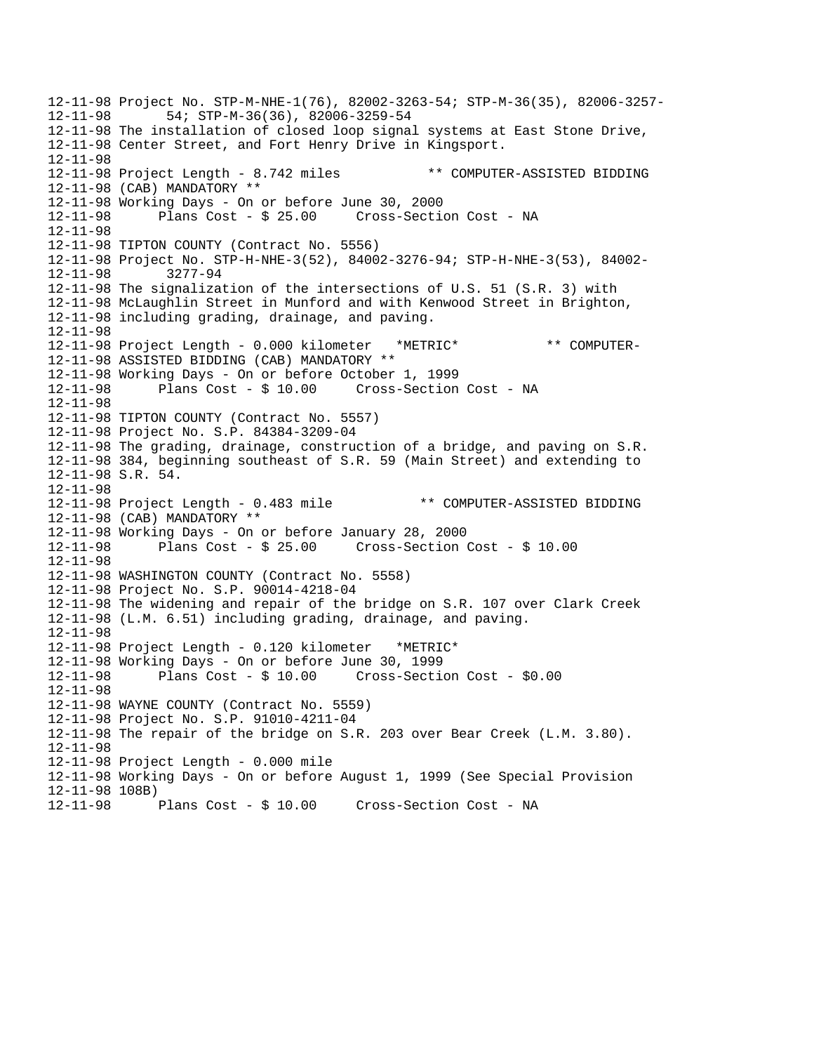```
12-11-98 Project No. STP-M-NHE-1(76), 82002-3263-54; STP-M-36(35), 82006-3257-
12-11-98       54; STP-M-36(36), 82006-3259-54
12-11-98 The installation of closed loop signal systems at East Stone Drive,
12-11-98 Center Street, and Fort Henry Drive in Kingsport.
12-11-98
12-11-98 Project Length - 8.742 miles           ** COMPUTER-ASSISTED BIDDING
12-11-98 (CAB) MANDATORY **
12-11-98 Working Days - On or before June 30, 2000
12-11-98      Plans Cost - $ 25.00     Cross-Section Cost - NA
12-11-98
12-11-98 TIPTON COUNTY (Contract No. 5556)
12-11-98 Project No. STP-H-NHE-3(52), 84002-3276-94; STP-H-NHE-3(53), 84002-
12-11-98       3277-94
12-11-98 The signalization of the intersections of U.S. 51 (S.R. 3) with
12-11-98 McLaughlin Street in Munford and with Kenwood Street in Brighton,
12-11-98 including grading, drainage, and paving.
12-11-98
12-11-98 Project Length - 0.000 kilometer   *METRIC*           ** COMPUTER-
12-11-98 ASSISTED BIDDING (CAB) MANDATORY **
12-11-98 Working Days - On or before October 1, 1999
12-11-98      Plans Cost - $ 10.00     Cross-Section Cost - NA
12-11-98
12-11-98 TIPTON COUNTY (Contract No. 5557)
12-11-98 Project No. S.P. 84384-3209-04
12-11-98 The grading, drainage, construction of a bridge, and paving on S.R.
12-11-98 384, beginning southeast of S.R. 59 (Main Street) and extending to
12-11-98 S.R. 54.
12-11-98
12-11-98 Project Length - 0.483 mile           ** COMPUTER-ASSISTED BIDDING
12-11-98 (CAB) MANDATORY **
12-11-98 Working Days - On or before January 28, 2000
12-11-98      Plans Cost - $ 25.00     Cross-Section Cost - $ 10.00
12-11-98
12-11-98 WASHINGTON COUNTY (Contract No. 5558)
12-11-98 Project No. S.P. 90014-4218-04
12-11-98 The widening and repair of the bridge on S.R. 107 over Clark Creek
12-11-98 (L.M. 6.51) including grading, drainage, and paving.
12-11-98
12-11-98 Project Length - 0.120 kilometer   *METRIC*
12-11-98 Working Days - On or before June 30, 1999
12-11-98      Plans Cost - $ 10.00     Cross-Section Cost - $0.00
12-11-98
12-11-98 WAYNE COUNTY (Contract No. 5559)
12-11-98 Project No. S.P. 91010-4211-04
12-11-98 The repair of the bridge on S.R. 203 over Bear Creek (L.M. 3.80).
12-11-98
12-11-98 Project Length - 0.000 mile
12-11-98 Working Days - On or before August 1, 1999 (See Special Provision
12-11-98 108B)
12-11-98      Plans Cost - $ 10.00     Cross-Section Cost - NA
```